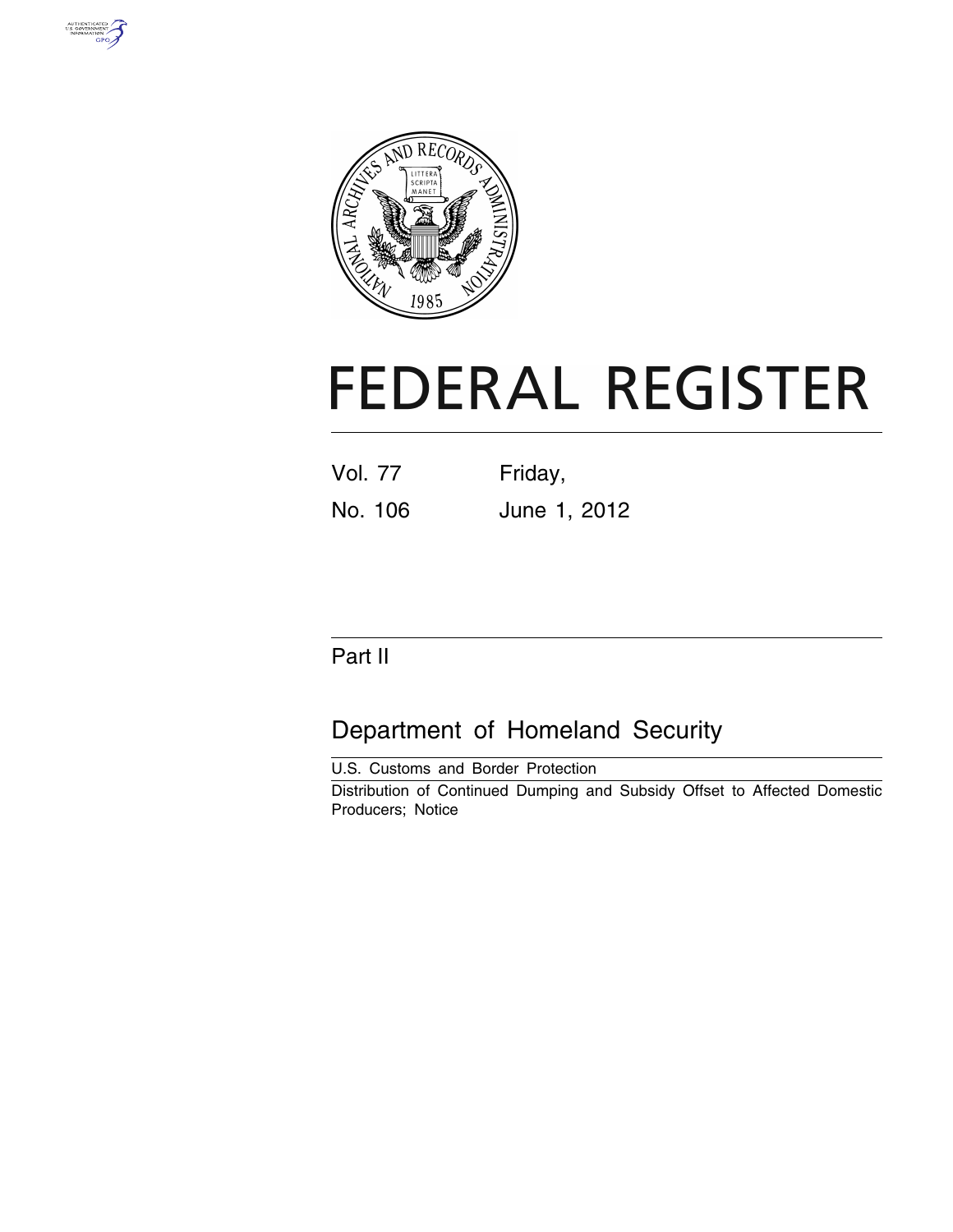# FEDERAL REGISTER

Vol. 77 Friday,

No. 106 June 1, 2012

## Part II

## Department of Homeland Security

U.S. Customs and Border Protection

Distribution of Continued Dumping and Subsidy Offset to Affected Domestic Producers; Notice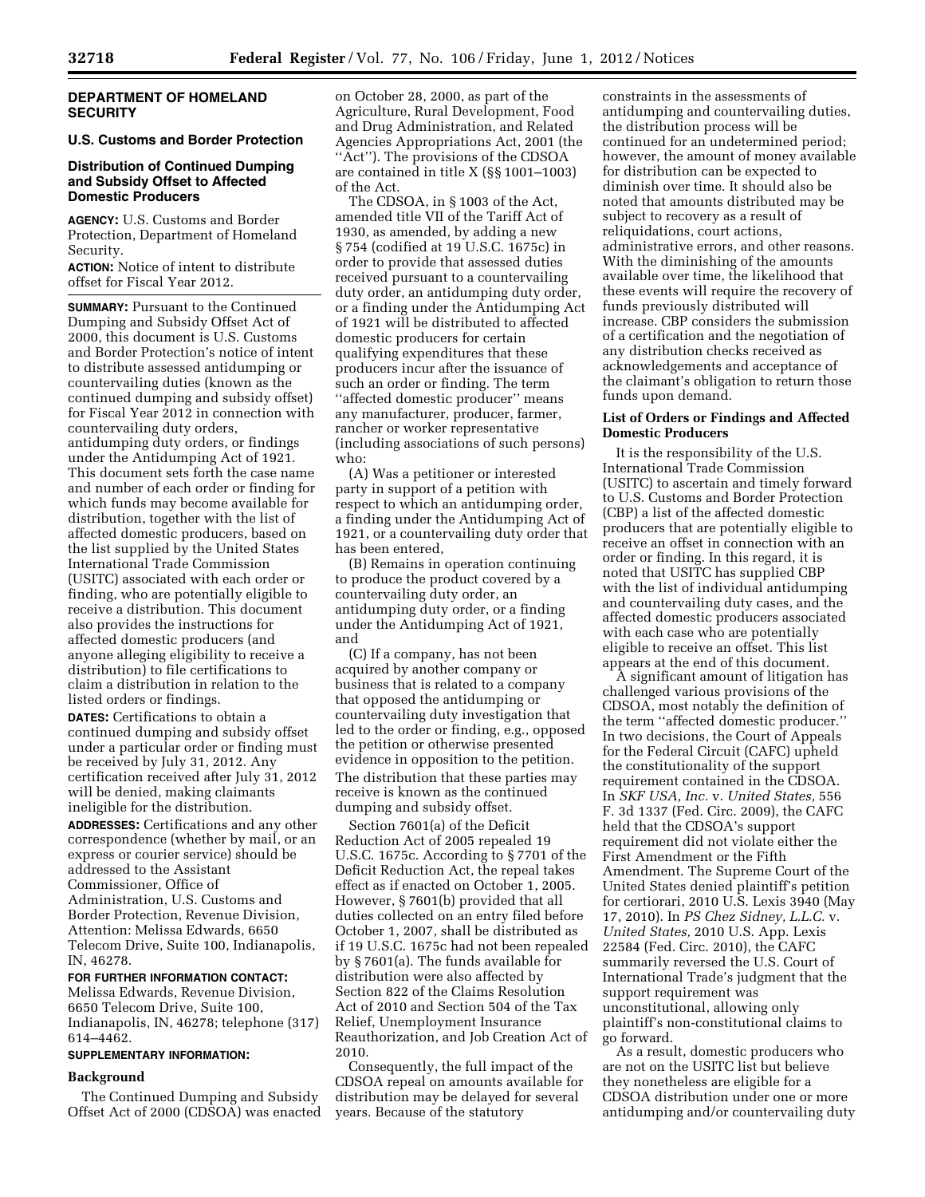## DEPARTMENT OF HOMELAND SECURITY

### U.S. Customs and Border Protection

### Distribution of Continued Dumping and Subsidy Offset to Affected Domestic Producers

**AGENCY:** U.S. Customs and Border Protection, Department of Homeland Security.

**ACTION:** Notice of intent to distribute offset for Fiscal Year 2012.

**SUMMARY:** Pursuant to the Continued Dumping and Subsidy Offset Act of 2000, this document is U.S. Customs and Border Protection's notice of intent to distribute assessed antidumping or countervailing duties (known as the continued dumping and subsidy offset) for Fiscal Year 2012 in connection with countervailing duty orders, antidumping duty orders, or findings under the Antidumping Act of 1921. This document sets forth the case name and number of each order or finding for which funds may become available for distribution, together with the list of affected domestic producers, based on the list supplied by the United States International Trade Commission (USITC) associated with each order or finding, who are potentially eligible to receive a distribution. This document also provides the instructions for affected domestic producers (and anyone alleging eligibility to receive a distribution) to file certifications to claim a distribution in relation to the listed orders or findings.

**DATES:** Certifications to obtain a continued dumping and subsidy offset under a particular order or finding must be received by July 31, 2012. Any certification received after July 31, 2012 will be denied, making claimants ineligible for the distribution.

**ADDRESSES:** Certifications and any other correspondence (whether by mail, or an express or courier service) should be addressed to the Assistant Commissioner, Office of Administration, U.S. Customs and Border Protection, Revenue Division, Attention: Melissa Edwards, 6650 Telecom Drive, Suite 100, Indianapolis, IN, 46278.

**FOR FURTHER INFORMATION CONTACT:** Melissa Edwards, Revenue Division, 6650 Telecom Drive, Suite 100, Indianapolis, IN, 46278; telephone (317) 614–4462.

**SUPPLEMENTARY INFORMATION:**

### Background

The Continued Dumping and Subsidy Offset Act of 2000 (CDSOA) was enacted on October 28, 2000, as part of the Agriculture, Rural Development, Food and Drug Administration, and Related Agencies Appropriations Act, 2001 (the ''Act''). The provisions of the CDSOA are contained in title X (§§ 1001–1003) of the Act.

The CDSOA, in § 1003 of the Act, amended title VII of the Tariff Act of 1930, as amended, by adding a new § 754 (codified at 19 U.S.C. 1675c) in order to provide that assessed duties received pursuant to a countervailing duty order, an antidumping duty order, or a finding under the Antidumping Act of 1921 will be distributed to affected domestic producers for certain qualifying expenditures that these producers incur after the issuance of such an order or finding. The term ''affected domestic producer'' means any manufacturer, producer, farmer, rancher or worker representative (including associations of such persons) who:

(A) Was a petitioner or interested party in support of a petition with respect to which an antidumping order, a finding under the Antidumping Act of 1921, or a countervailing duty order that has been entered,

(B) Remains in operation continuing to produce the product covered by a countervailing duty order, an antidumping duty order, or a finding under the Antidumping Act of 1921, and

(C) If a company, has not been acquired by another company or business that is related to a company that opposed the antidumping or countervailing duty investigation that led to the order or finding, e.g., opposed the petition or otherwise presented evidence in opposition to the petition.

The distribution that these parties may receive is known as the continued dumping and subsidy offset.

Section 7601(a) of the Deficit Reduction Act of 2005 repealed 19 U.S.C. 1675c. According to § 7701 of the Deficit Reduction Act, the repeal takes effect as if enacted on October 1, 2005. However, § 7601(b) provided that all duties collected on an entry filed before October 1, 2007, shall be distributed as if 19 U.S.C. 1675c had not been repealed by § 7601(a). The funds available for distribution were also affected by Section 822 of the Claims Resolution Act of 2010 and Section 504 of the Tax Relief, Unemployment Insurance Reauthorization, and Job Creation Act of 2010.

Consequently, the full impact of the CDSOA repeal on amounts available for distribution may be delayed for several years. Because of the statutory constraints in the assessments of antidumping and countervailing duties, the distribution process will be continued for an undetermined period; however, the amount of money available for distribution can be expected to diminish over time. It should also be noted that amounts distributed may be subject to recovery as a result of reliquidations, court actions, administrative errors, and other reasons. With the diminishing of the amounts available over time, the likelihood that these events will require the recovery of funds previously distributed will increase. CBP considers the submission of a certification and the negotiation of any distribution checks received as acknowledgements and acceptance of the claimant's obligation to return those funds upon demand.

### List of Orders or Findings and Affected Domestic Producers

It is the responsibility of the U.S. International Trade Commission (USITC) to ascertain and timely forward to U.S. Customs and Border Protection (CBP) a list of the affected domestic producers that are potentially eligible to receive an offset in connection with an order or finding. In this regard, it is noted that USITC has supplied CBP with the list of individual antidumping and countervailing duty cases, and the affected domestic producers associated with each case who are potentially eligible to receive an offset. This list appears at the end of this document.

A significant amount of litigation has challenged various provisions of the CDSOA, most notably the definition of the term ''affected domestic producer.'' In two decisions, the Court of Appeals for the Federal Circuit (CAFC) upheld the constitutionality of the support requirement contained in the CDSOA. In *SKF USA, Inc.* v. *United States,* 556 F. 3d 1337 (Fed. Circ. 2009), the CAFC held that the CDSOA's support requirement did not violate either the First Amendment or the Fifth Amendment. The Supreme Court of the United States denied plaintiff's petition for certiorari, 2010 U.S. Lexis 3940 (May 17, 2010). In *PS Chez Sidney, L.L.C.* v. *United States,* 2010 U.S. App. Lexis 22584 (Fed. Circ. 2010), the CAFC summarily reversed the U.S. Court of International Trade's judgment that the support requirement was unconstitutional, allowing only plaintiff's non-constitutional claims to go forward.

As a result, domestic producers who are not on the USITC list but believe they nonetheless are eligible for a CDSOA distribution under one or more antidumping and/or countervailing duty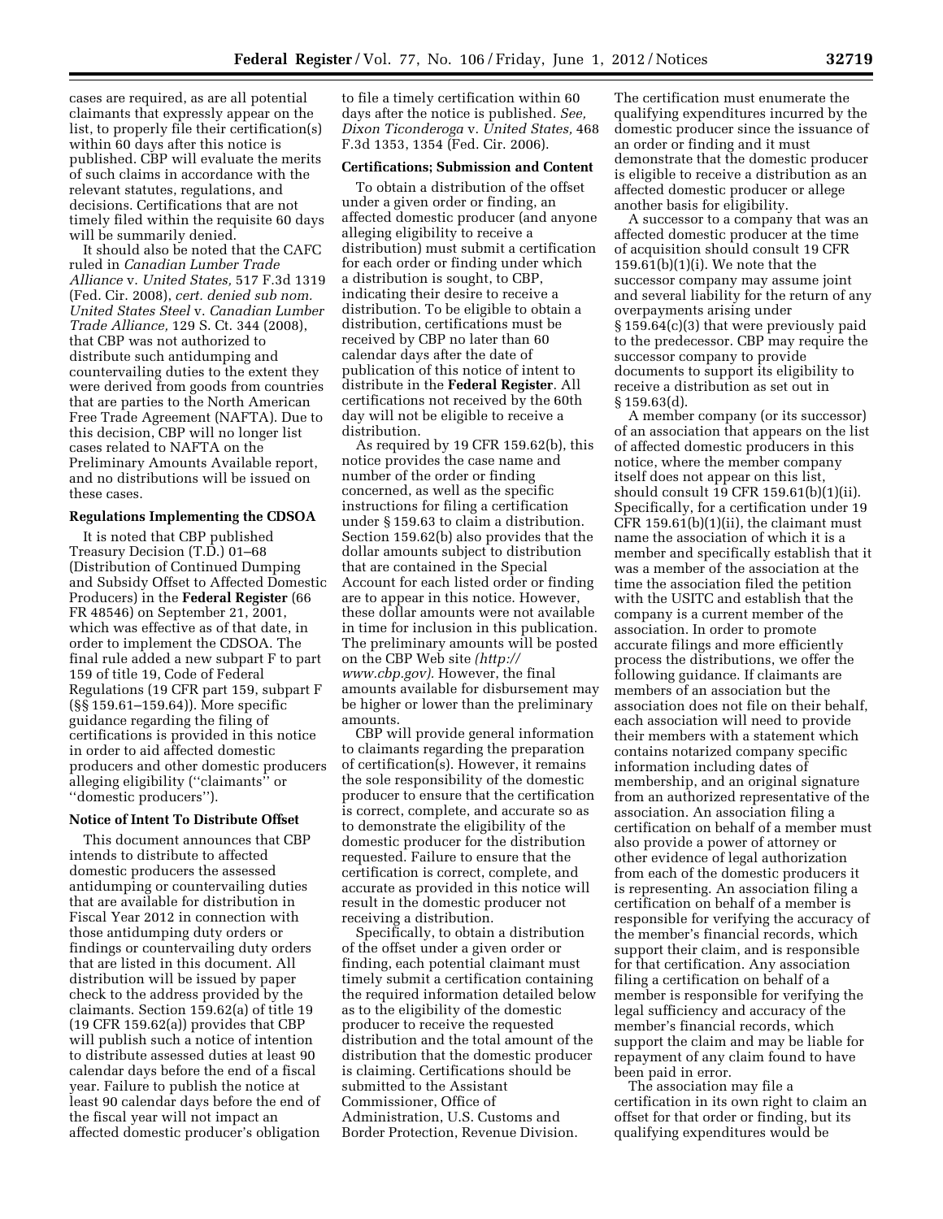cases are required, as are all potential claimants that expressly appear on the list, to properly file their certification(s) within 60 days after this notice is published. CBP will evaluate the merits of such claims in accordance with the relevant statutes, regulations, and decisions. Certifications that are not timely filed within the requisite 60 days will be summarily denied.

It should also be noted that the CAFC ruled in *Canadian Lumber Trade Alliance* v. *United States,* 517 F.3d 1319 (Fed. Cir. 2008), *cert. denied sub nom. United States Steel* v. *Canadian Lumber Trade Alliance,* 129 S. Ct. 344 (2008), that CBP was not authorized to distribute such antidumping and countervailing duties to the extent they were derived from goods from countries that are parties to the North American Free Trade Agreement (NAFTA). Due to this decision, CBP will no longer list cases related to NAFTA on the Preliminary Amounts Available report, and no distributions will be issued on these cases.

## Regulations Implementing the CDSOA

It is noted that CBP published Treasury Decision (T.D.) 01–68 (Distribution of Continued Dumping and Subsidy Offset to Affected Domestic Producers) in the **Federal Register** (66 FR 48546) on September 21, 2001, which was effective as of that date, in order to implement the CDSOA. The final rule added a new subpart F to part 159 of title 19, Code of Federal Regulations (19 CFR part 159, subpart F (§§ 159.61–159.64)). More specific guidance regarding the filing of certifications is provided in this notice in order to aid affected domestic producers and other domestic producers alleging eligibility (''claimants'' or ''domestic producers'').

## Notice of Intent To Distribute Offset

This document announces that CBP intends to distribute to affected domestic producers the assessed antidumping or countervailing duties that are available for distribution in Fiscal Year 2012 in connection with those antidumping duty orders or findings or countervailing duty orders that are listed in this document. All distribution will be issued by paper check to the address provided by the claimants. Section 159.62(a) of title 19 (19 CFR 159.62(a)) provides that CBP will publish such a notice of intention to distribute assessed duties at least 90 calendar days before the end of a fiscal year. Failure to publish the notice at least 90 calendar days before the end of the fiscal year will not impact an affected domestic producer's obligation to file a timely certification within 60 days after the notice is published. *See, Dixon Ticonderoga* v. *United States,* 468 F.3d 1353, 1354 (Fed. Cir. 2006).

## Certifications; Submission and Content

To obtain a distribution of the offset under a given order or finding, an affected domestic producer (and anyone alleging eligibility to receive a distribution) must submit a certification for each order or finding under which a distribution is sought, to CBP, indicating their desire to receive a distribution. To be eligible to obtain a distribution, certifications must be received by CBP no later than 60 calendar days after the date of publication of this notice of intent to distribute in the **Federal Register**. All certifications not received by the 60th day will not be eligible to receive a distribution.

As required by 19 CFR 159.62(b), this notice provides the case name and number of the order or finding concerned, as well as the specific instructions for filing a certification under § 159.63 to claim a distribution. Section 159.62(b) also provides that the dollar amounts subject to distribution that are contained in the Special Account for each listed order or finding are to appear in this notice. However, these dollar amounts were not available in time for inclusion in this publication. The preliminary amounts will be posted on the CBP Web site *(http://www.cbp.gov).* However, the final amounts available for disbursement may be higher or lower than the preliminary amounts.

CBP will provide general information to claimants regarding the preparation of certification(s). However, it remains the sole responsibility of the domestic producer to ensure that the certification is correct, complete, and accurate so as to demonstrate the eligibility of the domestic producer for the distribution requested. Failure to ensure that the certification is correct, complete, and accurate as provided in this notice will result in the domestic producer not receiving a distribution.

Specifically, to obtain a distribution of the offset under a given order or finding, each potential claimant must timely submit a certification containing the required information detailed below as to the eligibility of the domestic producer to receive the requested distribution and the total amount of the distribution that the domestic producer is claiming. Certifications should be submitted to the Assistant Commissioner, Office of Administration, U.S. Customs and Border Protection, Revenue Division. The certification must enumerate the qualifying expenditures incurred by the domestic producer since the issuance of an order or finding and it must demonstrate that the domestic producer is eligible to receive a distribution as an affected domestic producer or allege another basis for eligibility.

A successor to a company that was an affected domestic producer at the time of acquisition should consult 19 CFR 159.61(b)(1)(i). We note that the successor company may assume joint and several liability for the return of any overpayments arising under § 159.64(c)(3) that were previously paid to the predecessor. CBP may require the successor company to provide documents to support its eligibility to receive a distribution as set out in § 159.63(d).

A member company (or its successor) of an association that appears on the list of affected domestic producers in this notice, where the member company itself does not appear on this list, should consult 19 CFR 159.61(b)(1)(ii). Specifically, for a certification under 19 CFR 159.61(b)(1)(ii), the claimant must name the association of which it is a member and specifically establish that it was a member of the association at the time the association filed the petition with the USITC and establish that the company is a current member of the association. In order to promote accurate filings and more efficiently process the distributions, we offer the following guidance. If claimants are members of an association but the association does not file on their behalf, each association will need to provide their members with a statement which contains notarized company specific information including dates of membership, and an original signature from an authorized representative of the association. An association filing a certification on behalf of a member must also provide a power of attorney or other evidence of legal authorization from each of the domestic producers it is representing. An association filing a certification on behalf of a member is responsible for verifying the accuracy of the member's financial records, which support their claim, and is responsible for that certification. Any association filing a certification on behalf of a member is responsible for verifying the legal sufficiency and accuracy of the member's financial records, which support the claim and may be liable for repayment of any claim found to have been paid in error.

The association may file a certification in its own right to claim an offset for that order or finding, but its qualifying expenditures would be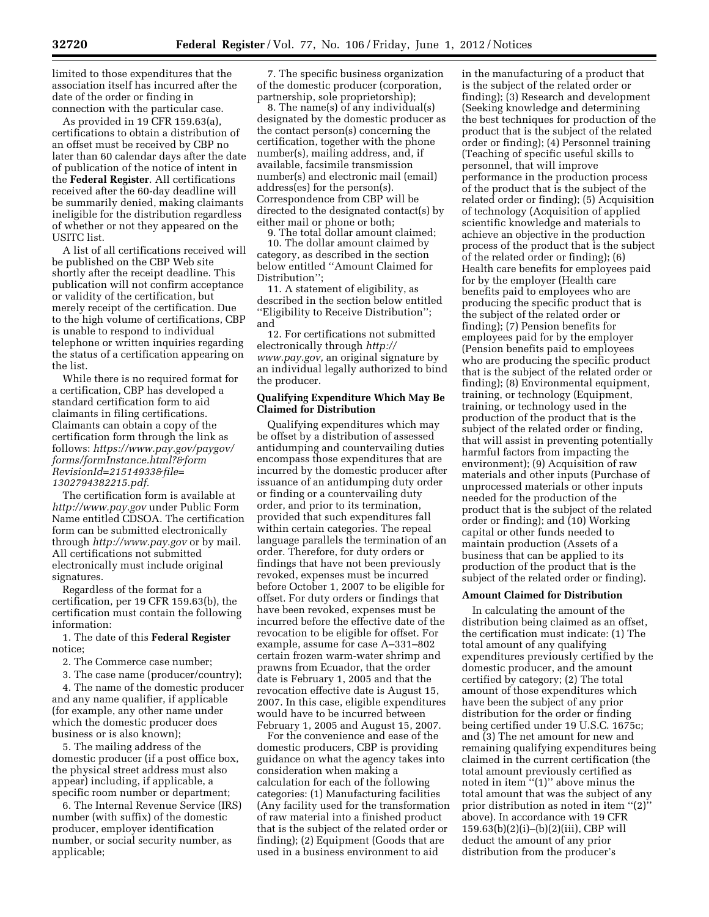limited to those expenditures that the association itself has incurred after the date of the order or finding in connection with the particular case.

As provided in 19 CFR 159.63(a), certifications to obtain a distribution of an offset must be received by CBP no later than 60 calendar days after the date of publication of the notice of intent in the **Federal Register**. All certifications received after the 60-day deadline will be summarily denied, making claimants ineligible for the distribution regardless of whether or not they appeared on the USITC list.

A list of all certifications received will be published on the CBP Web site shortly after the receipt deadline. This publication will not confirm acceptance or validity of the certification, but merely receipt of the certification. Due to the high volume of certifications, CBP is unable to respond to individual telephone or written inquiries regarding the status of a certification appearing on the list.

While there is no required format for a certification, CBP has developed a standard certification form to aid claimants in filing certifications. Claimants can obtain a copy of the certification form through the link as follows: *https://www.pay.gov/paygov/forms/formInstance.html?&formRevisionId=21514933&file=1302794382215.pdf.*

The certification form is available at *http://www.pay.gov* under Public Form Name entitled CDSOA. The certification form can be submitted electronically through *http://www.pay.gov* or by mail. All certifications not submitted electronically must include original signatures.

Regardless of the format for a certification, per 19 CFR 159.63(b), the certification must contain the following information:

1. The date of this **Federal Register** notice;

2. The Commerce case number;

3. The case name (producer/country);

4. The name of the domestic producer and any name qualifier, if applicable (for example, any other name under which the domestic producer does business or is also known);

5. The mailing address of the domestic producer (if a post office box, the physical street address must also appear) including, if applicable, a specific room number or department;

6. The Internal Revenue Service (IRS) number (with suffix) of the domestic producer, employer identification number, or social security number, as applicable;

7. The specific business organization of the domestic producer (corporation, partnership, sole proprietorship);

8. The name(s) of any individual(s) designated by the domestic producer as the contact person(s) concerning the certification, together with the phone number(s), mailing address, and, if available, facsimile transmission number(s) and electronic mail (email) address(es) for the person(s). Correspondence from CBP will be directed to the designated contact(s) by either mail or phone or both;

9. The total dollar amount claimed;

10. The dollar amount claimed by category, as described in the section below entitled ''Amount Claimed for Distribution'';

11. A statement of eligibility, as described in the section below entitled ''Eligibility to Receive Distribution''; and

12. For certifications not submitted electronically through *http://www.pay.gov,* an original signature by an individual legally authorized to bind the producer.

**Qualifying Expenditure Which May Be Claimed for Distribution**

Qualifying expenditures which may be offset by a distribution of assessed antidumping and countervailing duties encompass those expenditures that are incurred by the domestic producer after issuance of an antidumping duty order or finding or a countervailing duty order, and prior to its termination, provided that such expenditures fall within certain categories. The repeal language parallels the termination of an order. Therefore, for duty orders or findings that have not been previously revoked, expenses must be incurred before October 1, 2007 to be eligible for offset. For duty orders or findings that have been revoked, expenses must be incurred before the effective date of the revocation to be eligible for offset. For example, assume for case A–331–802 certain frozen warm-water shrimp and prawns from Ecuador, that the order date is February 1, 2005 and that the revocation effective date is August 15, 2007. In this case, eligible expenditures would have to be incurred between February 1, 2005 and August 15, 2007.

For the convenience and ease of the domestic producers, CBP is providing guidance on what the agency takes into consideration when making a calculation for each of the following categories: (1) Manufacturing facilities (Any facility used for the transformation of raw material into a finished product that is the subject of the related order or finding); (2) Equipment (Goods that are used in a business environment to aid in the manufacturing of a product that is the subject of the related order or finding); (3) Research and development (Seeking knowledge and determining the best techniques for production of the product that is the subject of the related order or finding); (4) Personnel training (Teaching of specific useful skills to personnel, that will improve performance in the production process of the product that is the subject of the related order or finding); (5) Acquisition of technology (Acquisition of applied scientific knowledge and materials to achieve an objective in the production process of the product that is the subject of the related order or finding); (6) Health care benefits for employees paid for by the employer (Health care benefits paid to employees who are producing the specific product that is the subject of the related order or finding); (7) Pension benefits for employees paid for by the employer (Pension benefits paid to employees who are producing the specific product that is the subject of the related order or finding); (8) Environmental equipment, training, or technology (Equipment, training, or technology used in the production of the product that is the subject of the related order or finding, that will assist in preventing potentially harmful factors from impacting the environment); (9) Acquisition of raw materials and other inputs (Purchase of unprocessed materials or other inputs needed for the production of the product that is the subject of the related order or finding); and (10) Working capital or other funds needed to maintain production (Assets of a business that can be applied to its production of the product that is the subject of the related order or finding).

**Amount Claimed for Distribution**

In calculating the amount of the distribution being claimed as an offset, the certification must indicate: (1) The total amount of any qualifying expenditures previously certified by the domestic producer, and the amount certified by category; (2) The total amount of those expenditures which have been the subject of any prior distribution for the order or finding being certified under 19 U.S.C. 1675c; and (3) The net amount for new and remaining qualifying expenditures being claimed in the current certification (the total amount previously certified as noted in item ''(1)'' above minus the total amount that was the subject of any prior distribution as noted in item ''(2)'' above). In accordance with 19 CFR 159.63(b)(2)(i)–(b)(2)(iii), CBP will deduct the amount of any prior distribution from the producer's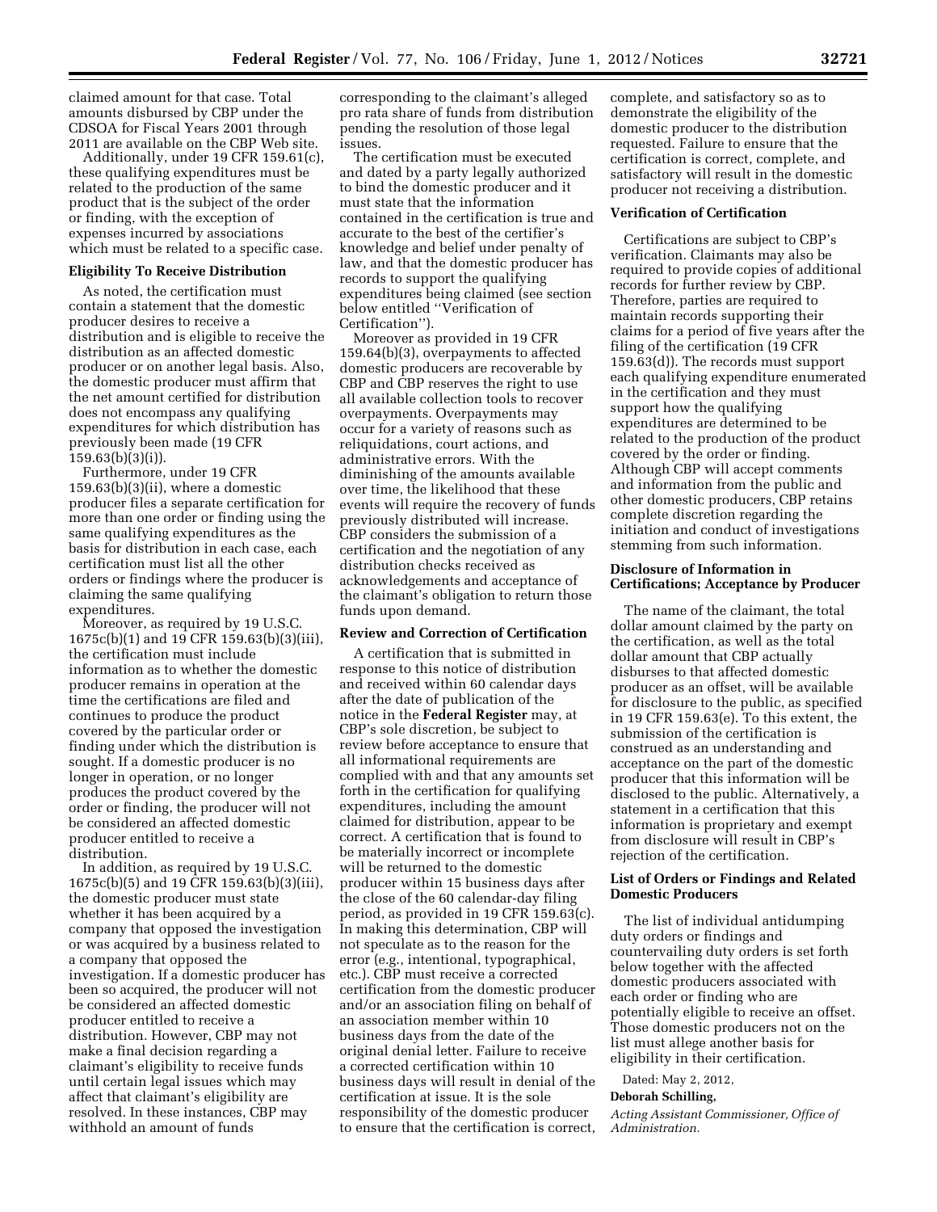claimed amount for that case. Total amounts disbursed by CBP under the CDSOA for Fiscal Years 2001 through 2011 are available on the CBP Web site.

Additionally, under 19 CFR 159.61(c), these qualifying expenditures must be related to the production of the same product that is the subject of the order or finding, with the exception of expenses incurred by associations which must be related to a specific case.

**Eligibility To Receive Distribution**

As noted, the certification must contain a statement that the domestic producer desires to receive a distribution and is eligible to receive the distribution as an affected domestic producer or on another legal basis. Also, the domestic producer must affirm that the net amount certified for distribution does not encompass any qualifying expenditures for which distribution has previously been made (19 CFR 159.63(b)(3)(i)).

Furthermore, under 19 CFR 159.63(b)(3)(ii), where a domestic producer files a separate certification for more than one order or finding using the same qualifying expenditures as the basis for distribution in each case, each certification must list all the other orders or findings where the producer is claiming the same qualifying expenditures.

Moreover, as required by 19 U.S.C. 1675c(b)(1) and 19 CFR 159.63(b)(3)(iii), the certification must include information as to whether the domestic producer remains in operation at the time the certifications are filed and continues to produce the product covered by the particular order or finding under which the distribution is sought. If a domestic producer is no longer in operation, or no longer produces the product covered by the order or finding, the producer will not be considered an affected domestic producer entitled to receive a distribution.

In addition, as required by 19 U.S.C. 1675c(b)(5) and 19 CFR 159.63(b)(3)(iii), the domestic producer must state whether it has been acquired by a company that opposed the investigation or was acquired by a business related to a company that opposed the investigation. If a domestic producer has been so acquired, the producer will not be considered an affected domestic producer entitled to receive a distribution. However, CBP may not make a final decision regarding a claimant's eligibility to receive funds until certain legal issues which may affect that claimant's eligibility are resolved. In these instances, CBP may withhold an amount of funds corresponding to the claimant's alleged pro rata share of funds from distribution pending the resolution of those legal issues.

The certification must be executed and dated by a party legally authorized to bind the domestic producer and it must state that the information contained in the certification is true and accurate to the best of the certifier's knowledge and belief under penalty of law, and that the domestic producer has records to support the qualifying expenditures being claimed (see section below entitled "Verification of Certification").

Moreover as provided in 19 CFR 159.64(b)(3), overpayments to affected domestic producers are recoverable by CBP and CBP reserves the right to use all available collection tools to recover overpayments. Overpayments may occur for a variety of reasons such as reliquidations, court actions, and administrative errors. With the diminishing of the amounts available over time, the likelihood that these events will require the recovery of funds previously distributed will increase. CBP considers the submission of a certification and the negotiation of any distribution checks received as acknowledgements and acceptance of the claimant's obligation to return those funds upon demand.

**Review and Correction of Certification**

A certification that is submitted in response to this notice of distribution and received within 60 calendar days after the date of publication of the notice in the **Federal Register** may, at CBP's sole discretion, be subject to review before acceptance to ensure that all informational requirements are complied with and that any amounts set forth in the certification for qualifying expenditures, including the amount claimed for distribution, appear to be correct. A certification that is found to be materially incorrect or incomplete will be returned to the domestic producer within 15 business days after the close of the 60 calendar-day filing period, as provided in 19 CFR 159.63(c). In making this determination, CBP will not speculate as to the reason for the error (e.g., intentional, typographical, etc.). CBP must receive a corrected certification from the domestic producer and/or an association filing on behalf of an association member within 10 business days from the date of the original denial letter. Failure to receive a corrected certification within 10 business days will result in denial of the certification at issue. It is the sole responsibility of the domestic producer to ensure that the certification is correct, complete, and satisfactory so as to demonstrate the eligibility of the domestic producer to the distribution requested. Failure to ensure that the certification is correct, complete, and satisfactory will result in the domestic producer not receiving a distribution.

**Verification of Certification**

Certifications are subject to CBP's verification. Claimants may also be required to provide copies of additional records for further review by CBP. Therefore, parties are required to maintain records supporting their claims for a period of five years after the filing of the certification (19 CFR 159.63(d)). The records must support each qualifying expenditure enumerated in the certification and they must support how the qualifying expenditures are determined to be related to the production of the product covered by the order or finding. Although CBP will accept comments and information from the public and other domestic producers, CBP retains complete discretion regarding the initiation and conduct of investigations stemming from such information.

**Disclosure of Information in Certifications; Acceptance by Producer**

The name of the claimant, the total dollar amount claimed by the party on the certification, as well as the total dollar amount that CBP actually disburses to that affected domestic producer as an offset, will be available for disclosure to the public, as specified in 19 CFR 159.63(e). To this extent, the submission of the certification is construed as an understanding and acceptance on the part of the domestic producer that this information will be disclosed to the public. Alternatively, a statement in a certification that this information is proprietary and exempt from disclosure will result in CBP's rejection of the certification.

**List of Orders or Findings and Related Domestic Producers**

The list of individual antidumping duty orders or findings and countervailing duty orders is set forth below together with the affected domestic producers associated with each order or finding who are potentially eligible to receive an offset. Those domestic producers not on the list must allege another basis for eligibility in their certification.

Dated: May 2, 2012,

**Deborah Schilling,**

*Acting Assistant Commissioner, Office of Administration.*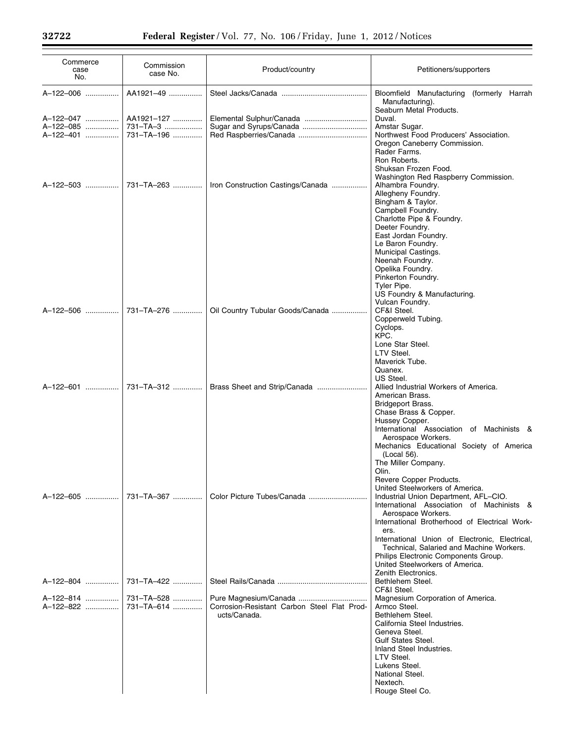| Commerce case No. | Commission case No. | Product/country | Petitioners/supporters |
| --- | --- | --- | --- |
| A–122–006 | AA1921–49 | Steel Jacks/Canada | Bloomfield Manufacturing (formerly Harrah Manufacturing).<br>Seaburn Metal Products. |
| A–122–047 | AA1921–127 | Elemental Sulphur/Canada | Duval. |
| A–122–085 | 731–TA–3 | Sugar and Syrups/Canada | Amstar Sugar. |
| A–122–401 | 731–TA–196 | Red Raspberries/Canada | Northwest Food Producers' Association.<br>Oregon Caneberry Commission.<br>Rader Farms.<br>Ron Roberts.<br>Shuksan Frozen Food.<br>Washington Red Raspberry Commission. |
| A–122–503 | 731–TA–263 | Iron Construction Castings/Canada | Alhambra Foundry.<br>Allegheny Foundry.<br>Bingham & Taylor.<br>Campbell Foundry.<br>Charlotte Pipe & Foundry.<br>Deeter Foundry.<br>East Jordan Foundry.<br>Le Baron Foundry.<br>Municipal Castings.<br>Neenah Foundry.<br>Opelika Foundry.<br>Pinkerton Foundry.<br>Tyler Pipe.<br>US Foundry & Manufacturing.<br>Vulcan Foundry. |
| A–122–506 | 731–TA–276 | Oil Country Tubular Goods/Canada | CF&I Steel.<br>Copperweld Tubing.<br>Cyclops.<br>KPC.<br>Lone Star Steel.<br>LTV Steel.<br>Maverick Tube.<br>Quanex.<br>US Steel. |
| A–122–601 | 731–TA–312 | Brass Sheet and Strip/Canada | Allied Industrial Workers of America.<br>American Brass.<br>Bridgeport Brass.<br>Chase Brass & Copper.<br>Hussey Copper.<br>International Association of Machinists & Aerospace Workers.<br>Mechanics Educational Society of America (Local 56).<br>The Miller Company.<br>Olin.<br>Revere Copper Products.<br>United Steelworkers of America. |
| A–122–605 | 731–TA–367 | Color Picture Tubes/Canada | Industrial Union Department, AFL–CIO.<br>International Association of Machinists & Aerospace Workers.<br>International Brotherhood of Electrical Workers.<br>International Union of Electronic, Electrical, Technical, Salaried and Machine Workers.<br>Philips Electronic Components Group.<br>United Steelworkers of America.<br>Zenith Electronics. |
| A–122–804 | 731–TA–422 | Steel Rails/Canada | Bethlehem Steel.<br>CF&I Steel. |
| A–122–814 | 731–TA–528 | Pure Magnesium/Canada | Magnesium Corporation of America. |
| A–122–822 | 731–TA–614 | Corrosion-Resistant Carbon Steel Flat Products/Canada. | Armco Steel.<br>Bethlehem Steel.<br>California Steel Industries.<br>Geneva Steel.<br>Gulf States Steel.<br>Inland Steel Industries.<br>LTV Steel.<br>Lukens Steel.<br>National Steel.<br>Nextech.<br>Rouge Steel Co. |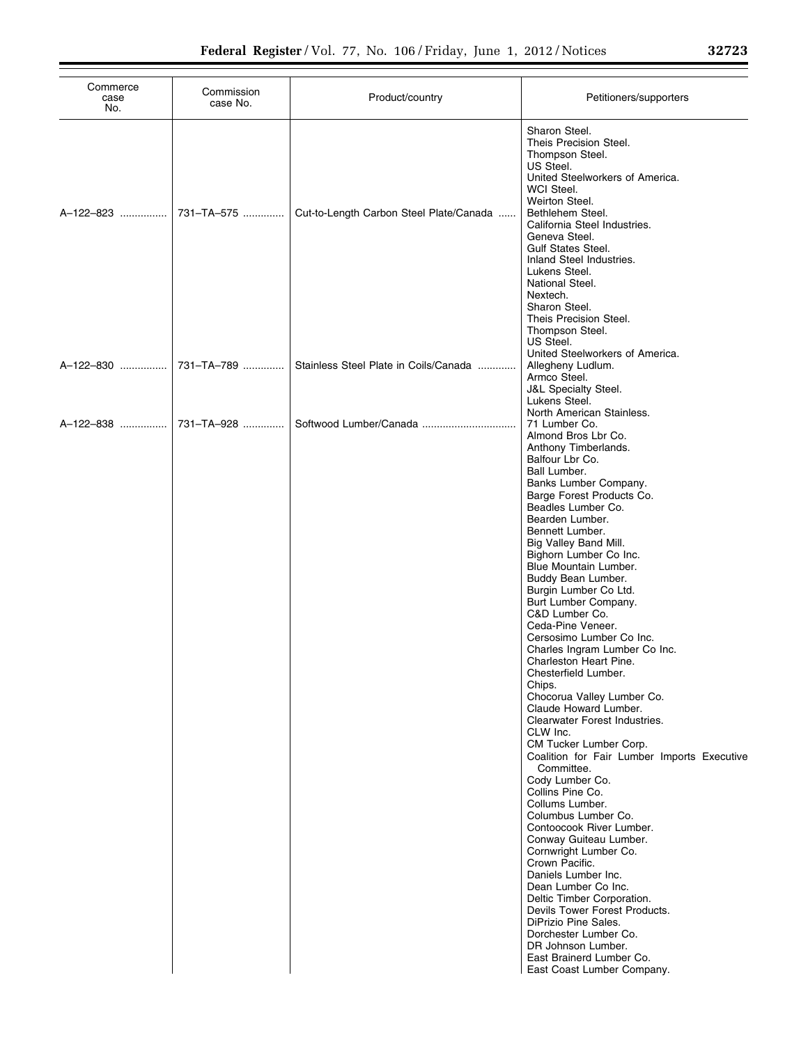| Commerce case No. | Commission case No. | Product/country | Petitioners/supporters |
| --- | --- | --- | --- |
| | | | Sharon Steel. |
| | | | Theis Precision Steel. |
| | | | Thompson Steel. |
| | | | US Steel. |
| | | | United Steelworkers of America. |
| | | | WCI Steel. |
| | | | Weirton Steel. |
| A–122–823 | 731–TA–575 | Cut-to-Length Carbon Steel Plate/Canada | Bethlehem Steel. |
| | | | California Steel Industries. |
| | | | Geneva Steel. |
| | | | Gulf States Steel. |
| | | | Inland Steel Industries. |
| | | | Lukens Steel. |
| | | | National Steel. |
| | | | Nextech. |
| | | | Sharon Steel. |
| | | | Theis Precision Steel. |
| | | | Thompson Steel. |
| | | | US Steel. |
| | | | United Steelworkers of America. |
| A–122–830 | 731–TA–789 | Stainless Steel Plate in Coils/Canada | Allegheny Ludlum. |
| | | | Armco Steel. |
| | | | J&L Specialty Steel. |
| | | | Lukens Steel. |
| | | | North American Stainless. |
| A–122–838 | 731–TA–928 | Softwood Lumber/Canada | 71 Lumber Co. |
| | | | Almond Bros Lbr Co. |
| | | | Anthony Timberlands. |
| | | | Balfour Lbr Co. |
| | | | Ball Lumber. |
| | | | Banks Lumber Company. |
| | | | Barge Forest Products Co. |
| | | | Beadles Lumber Co. |
| | | | Bearden Lumber. |
| | | | Bennett Lumber. |
| | | | Big Valley Band Mill. |
| | | | Bighorn Lumber Co Inc. |
| | | | Blue Mountain Lumber. |
| | | | Buddy Bean Lumber. |
| | | | Burgin Lumber Co Ltd. |
| | | | Burt Lumber Company. |
| | | | C&D Lumber Co. |
| | | | Ceda-Pine Veneer. |
| | | | Cersosimo Lumber Co Inc. |
| | | | Charles Ingram Lumber Co Inc. |
| | | | Charleston Heart Pine. |
| | | | Chesterfield Lumber. |
| | | | Chips. |
| | | | Chocorua Valley Lumber Co. |
| | | | Claude Howard Lumber. |
| | | | Clearwater Forest Industries. |
| | | | CLW Inc. |
| | | | CM Tucker Lumber Corp. |
| | | | Coalition for Fair Lumber Imports Executive Committee. |
| | | | Cody Lumber Co. |
| | | | Collins Pine Co. |
| | | | Collums Lumber. |
| | | | Columbus Lumber Co. |
| | | | Contoocook River Lumber. |
| | | | Conway Guiteau Lumber. |
| | | | Cornwright Lumber Co. |
| | | | Crown Pacific. |
| | | | Daniels Lumber Inc. |
| | | | Dean Lumber Co Inc. |
| | | | Deltic Timber Corporation. |
| | | | Devils Tower Forest Products. |
| | | | DiPrizio Pine Sales. |
| | | | Dorchester Lumber Co. |
| | | | DR Johnson Lumber. |
| | | | East Brainerd Lumber Co. |
| | | | East Coast Lumber Company. |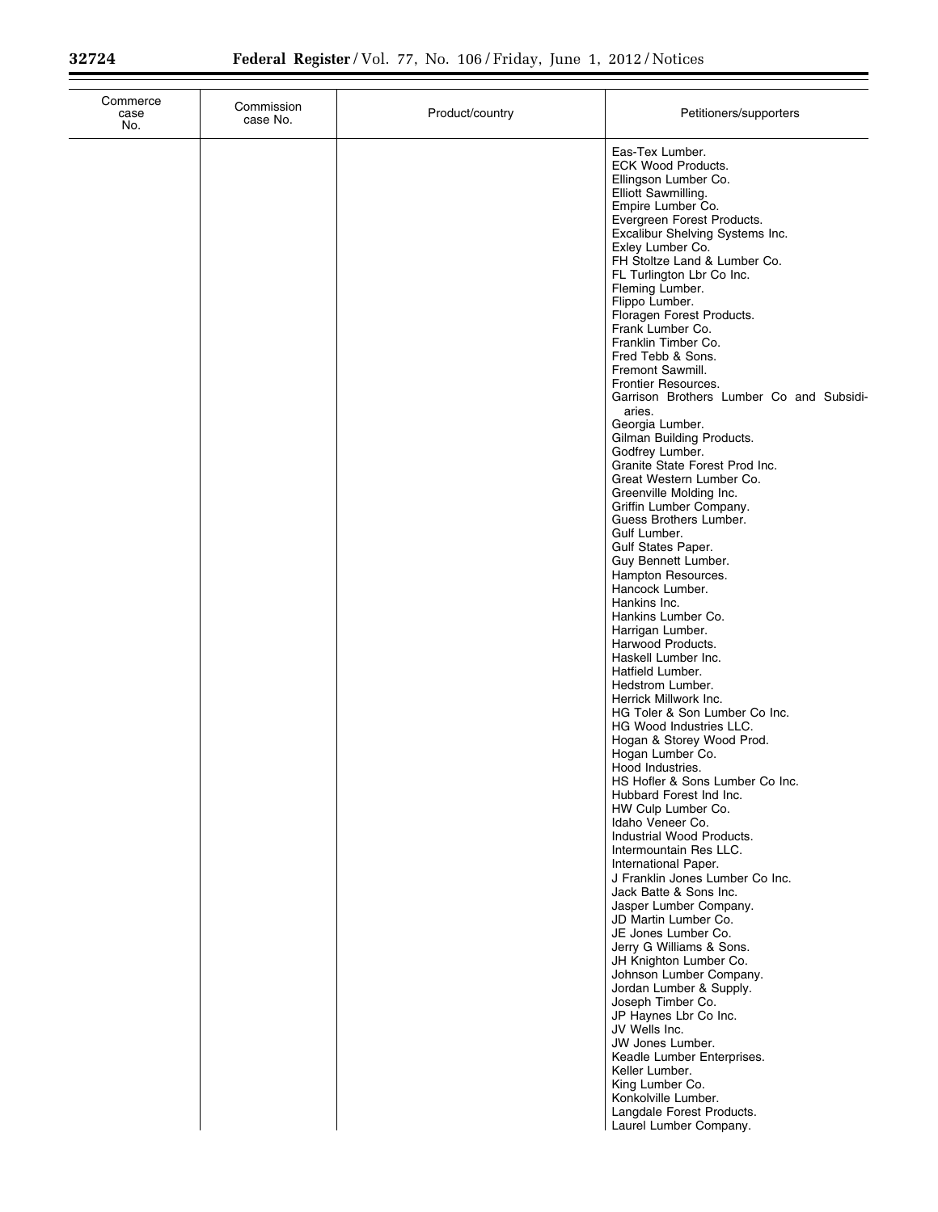| Commerce case No. | Commission case No. | Product/country | Petitioners/supporters |
|---|---|---|---|
| | | | Eas-Tex Lumber. |
| | | | ECK Wood Products. |
| | | | Ellingson Lumber Co. |
| | | | Elliott Sawmilling. |
| | | | Empire Lumber Co. |
| | | | Evergreen Forest Products. |
| | | | Excalibur Shelving Systems Inc. |
| | | | Exley Lumber Co. |
| | | | FH Stoltze Land & Lumber Co. |
| | | | FL Turlington Lbr Co Inc. |
| | | | Fleming Lumber. |
| | | | Flippo Lumber. |
| | | | Floragen Forest Products. |
| | | | Frank Lumber Co. |
| | | | Franklin Timber Co. |
| | | | Fred Tebb & Sons. |
| | | | Fremont Sawmill. |
| | | | Frontier Resources. |
| | | | Garrison Brothers Lumber Co and Subsidiaries. |
| | | | Georgia Lumber. |
| | | | Gilman Building Products. |
| | | | Godfrey Lumber. |
| | | | Granite State Forest Prod Inc. |
| | | | Great Western Lumber Co. |
| | | | Greenville Molding Inc. |
| | | | Griffin Lumber Company. |
| | | | Guess Brothers Lumber. |
| | | | Gulf Lumber. |
| | | | Gulf States Paper. |
| | | | Guy Bennett Lumber. |
| | | | Hampton Resources. |
| | | | Hancock Lumber. |
| | | | Hankins Inc. |
| | | | Hankins Lumber Co. |
| | | | Harrigan Lumber. |
| | | | Harwood Products. |
| | | | Haskell Lumber Inc. |
| | | | Hatfield Lumber. |
| | | | Hedstrom Lumber. |
| | | | Herrick Millwork Inc. |
| | | | HG Toler & Son Lumber Co Inc. |
| | | | HG Wood Industries LLC. |
| | | | Hogan & Storey Wood Prod. |
| | | | Hogan Lumber Co. |
| | | | Hood Industries. |
| | | | HS Hofler & Sons Lumber Co Inc. |
| | | | Hubbard Forest Ind Inc. |
| | | | HW Culp Lumber Co. |
| | | | Idaho Veneer Co. |
| | | | Industrial Wood Products. |
| | | | Intermountain Res LLC. |
| | | | International Paper. |
| | | | J Franklin Jones Lumber Co Inc. |
| | | | Jack Batte & Sons Inc. |
| | | | Jasper Lumber Company. |
| | | | JD Martin Lumber Co. |
| | | | JE Jones Lumber Co. |
| | | | Jerry G Williams & Sons. |
| | | | JH Knighton Lumber Co. |
| | | | Johnson Lumber Company. |
| | | | Jordan Lumber & Supply. |
| | | | Joseph Timber Co. |
| | | | JP Haynes Lbr Co Inc. |
| | | | JV Wells Inc. |
| | | | JW Jones Lumber. |
| | | | Keadle Lumber Enterprises. |
| | | | Keller Lumber. |
| | | | King Lumber Co. |
| | | | Konkolville Lumber. |
| | | | Langdale Forest Products. |
| | | | Laurel Lumber Company. |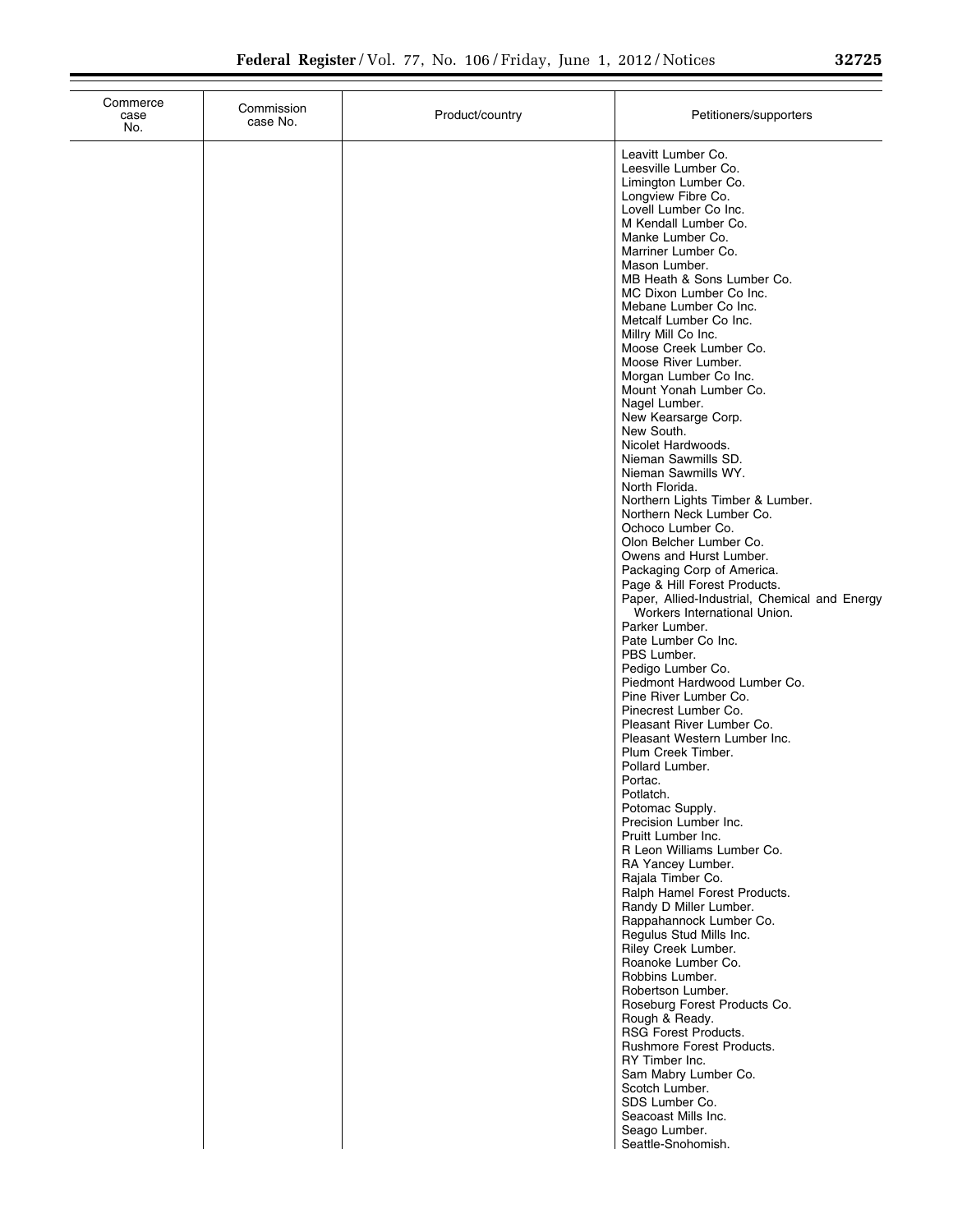| Commerce case No. | Commission case No. | Product/country | Petitioners/supporters |
|---|---|---|---|
| | | | Leavitt Lumber Co.<br>Leesville Lumber Co.<br>Limington Lumber Co.<br>Longview Fibre Co.<br>Lovell Lumber Co Inc.<br>M Kendall Lumber Co.<br>Manke Lumber Co.<br>Marriner Lumber Co.<br>Mason Lumber.<br>MB Heath & Sons Lumber Co.<br>MC Dixon Lumber Co Inc.<br>Mebane Lumber Co Inc.<br>Metcalf Lumber Co Inc.<br>Millry Mill Co Inc.<br>Moose Creek Lumber Co.<br>Moose River Lumber.<br>Morgan Lumber Co Inc.<br>Mount Yonah Lumber Co.<br>Nagel Lumber.<br>New Kearsarge Corp.<br>New South.<br>Nicolet Hardwoods.<br>Nieman Sawmills SD.<br>Nieman Sawmills WY.<br>North Florida.<br>Northern Lights Timber & Lumber.<br>Northern Neck Lumber Co.<br>Ochoco Lumber Co.<br>Olon Belcher Lumber Co.<br>Owens and Hurst Lumber.<br>Packaging Corp of America.<br>Page & Hill Forest Products.<br>Paper, Allied-Industrial, Chemical and Energy Workers International Union.<br>Parker Lumber.<br>Pate Lumber Co Inc.<br>PBS Lumber.<br>Pedigo Lumber Co.<br>Piedmont Hardwood Lumber Co.<br>Pine River Lumber Co.<br>Pinecrest Lumber Co.<br>Pleasant River Lumber Co.<br>Pleasant Western Lumber Inc.<br>Plum Creek Timber.<br>Pollard Lumber.<br>Portac.<br>Potlatch.<br>Potomac Supply.<br>Precision Lumber Inc.<br>Pruitt Lumber Inc.<br>R Leon Williams Lumber Co.<br>RA Yancey Lumber.<br>Rajala Timber Co.<br>Ralph Hamel Forest Products.<br>Randy D Miller Lumber.<br>Rappahannock Lumber Co.<br>Regulus Stud Mills Inc.<br>Riley Creek Lumber.<br>Roanoke Lumber Co.<br>Robbins Lumber.<br>Robertson Lumber.<br>Roseburg Forest Products Co.<br>Rough & Ready.<br>RSG Forest Products.<br>Rushmore Forest Products.<br>RY Timber Inc.<br>Sam Mabry Lumber Co.<br>Scotch Lumber.<br>SDS Lumber Co.<br>Seacoast Mills Inc.<br>Seago Lumber.<br>Seattle-Snohomish. |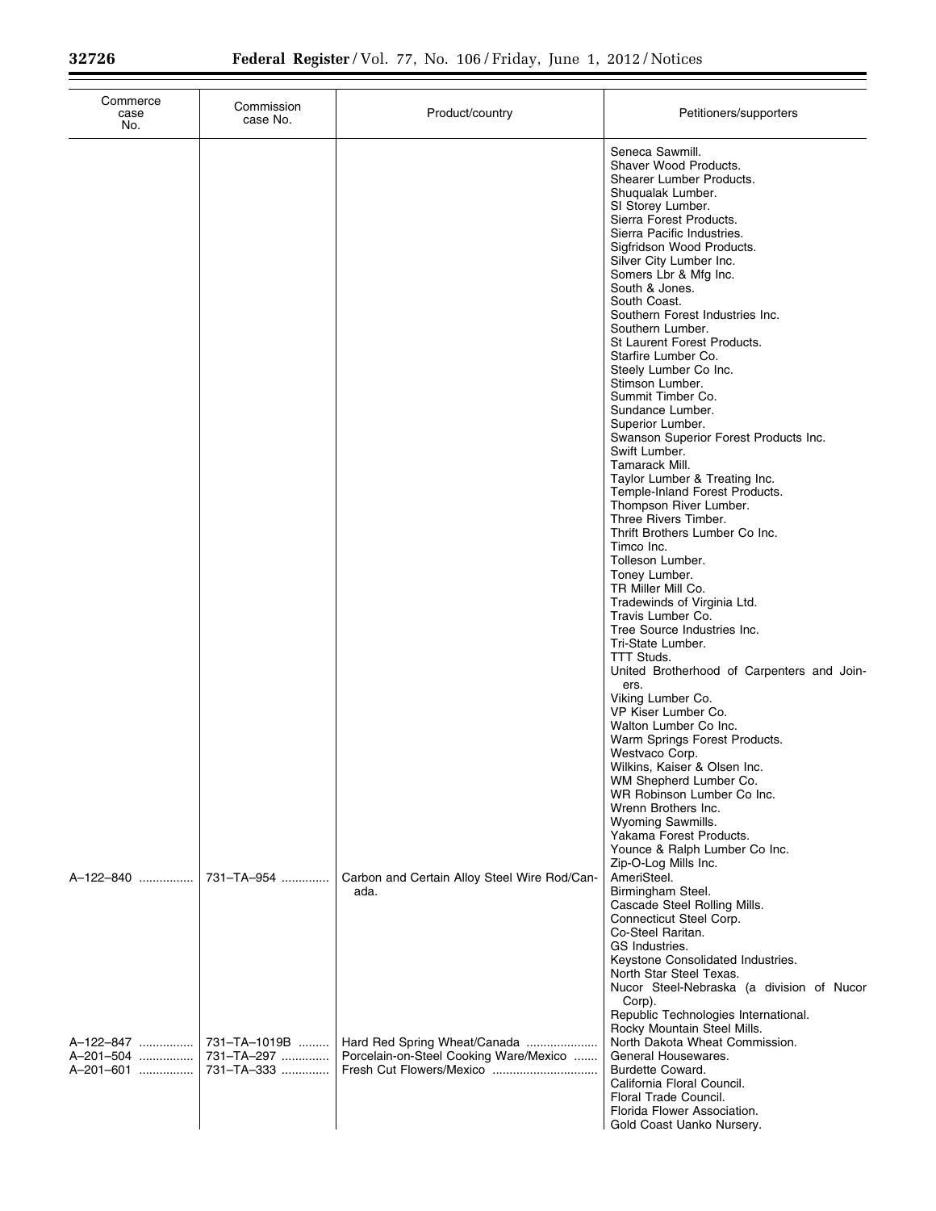| Commerce case No. | Commission case No. | Product/country | Petitioners/supporters |
|---|---|---|---|
| | | | Seneca Sawmill. |
| | | | Shaver Wood Products. |
| | | | Shearer Lumber Products. |
| | | | Shuqualak Lumber. |
| | | | SI Storey Lumber. |
| | | | Sierra Forest Products. |
| | | | Sierra Pacific Industries. |
| | | | Sigfridson Wood Products. |
| | | | Silver City Lumber Inc. |
| | | | Somers Lbr & Mfg Inc. |
| | | | South & Jones. |
| | | | South Coast. |
| | | | Southern Forest Industries Inc. |
| | | | Southern Lumber. |
| | | | St Laurent Forest Products. |
| | | | Starfire Lumber Co. |
| | | | Steely Lumber Co Inc. |
| | | | Stimson Lumber. |
| | | | Summit Timber Co. |
| | | | Sundance Lumber. |
| | | | Superior Lumber. |
| | | | Swanson Superior Forest Products Inc. |
| | | | Swift Lumber. |
| | | | Tamarack Mill. |
| | | | Taylor Lumber & Treating Inc. |
| | | | Temple-Inland Forest Products. |
| | | | Thompson River Lumber. |
| | | | Three Rivers Timber. |
| | | | Thrift Brothers Lumber Co Inc. |
| | | | Timco Inc. |
| | | | Tolleson Lumber. |
| | | | Toney Lumber. |
| | | | TR Miller Mill Co. |
| | | | Tradewinds of Virginia Ltd. |
| | | | Travis Lumber Co. |
| | | | Tree Source Industries Inc. |
| | | | Tri-State Lumber. |
| | | | TTT Studs. |
| | | | United Brotherhood of Carpenters and Joiners. |
| | | | Viking Lumber Co. |
| | | | VP Kiser Lumber Co. |
| | | | Walton Lumber Co Inc. |
| | | | Warm Springs Forest Products. |
| | | | Westvaco Corp. |
| | | | Wilkins, Kaiser & Olsen Inc. |
| | | | WM Shepherd Lumber Co. |
| | | | WR Robinson Lumber Co Inc. |
| | | | Wrenn Brothers Inc. |
| | | | Wyoming Sawmills. |
| | | | Yakama Forest Products. |
| | | | Younce & Ralph Lumber Co Inc. |
| | | | Zip-O-Log Mills Inc. |
| A–122–840 | 731–TA–954 | Carbon and Certain Alloy Steel Wire Rod/Canada. | AmeriSteel. |
| | | | Birmingham Steel. |
| | | | Cascade Steel Rolling Mills. |
| | | | Connecticut Steel Corp. |
| | | | Co-Steel Raritan. |
| | | | GS Industries. |
| | | | Keystone Consolidated Industries. |
| | | | North Star Steel Texas. |
| | | | Nucor Steel-Nebraska (a division of Nucor Corp). |
| | | | Republic Technologies International. |
| | | | Rocky Mountain Steel Mills. |
| A–122–847 | 731–TA–1019B | Hard Red Spring Wheat/Canada | North Dakota Wheat Commission. |
| A–201–504 | 731–TA–297 | Porcelain-on-Steel Cooking Ware/Mexico | General Housewares. |
| A–201–601 | 731–TA–333 | Fresh Cut Flowers/Mexico | Burdette Coward. |
| | | | California Floral Council. |
| | | | Floral Trade Council. |
| | | | Florida Flower Association. |
| | | | Gold Coast Uanko Nursery. |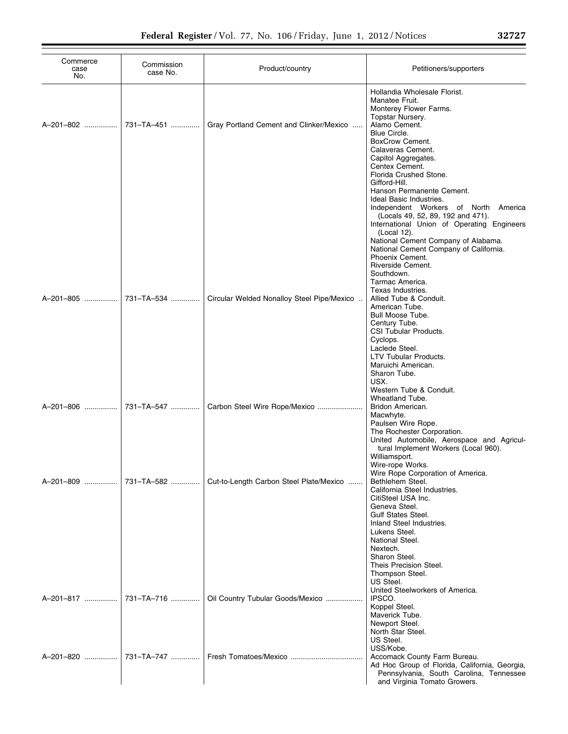| Commerce case No. | Commission case No. | Product/country | Petitioners/supporters |
| --- | --- | --- | --- |
| | | | Hollandia Wholesale Florist.<br>Manatee Fruit.<br>Monterey Flower Farms.<br>Topstar Nursery. |
| A–201–802 | 731–TA–451 | Gray Portland Cement and Clinker/Mexico | Alamo Cement.<br>Blue Circle.<br>BoxCrow Cement.<br>Calaveras Cement.<br>Capitol Aggregates.<br>Centex Cement.<br>Florida Crushed Stone.<br>Gifford-Hill.<br>Hanson Permanente Cement.<br>Ideal Basic Industries.<br>Independent Workers of North America (Locals 49, 52, 89, 192 and 471).<br>International Union of Operating Engineers (Local 12).<br>National Cement Company of Alabama.<br>National Cement Company of California.<br>Phoenix Cement.<br>Riverside Cement.<br>Southdown.<br>Tarmac America.<br>Texas Industries. |
| A–201–805 | 731–TA–534 | Circular Welded Nonalloy Steel Pipe/Mexico | Allied Tube & Conduit.<br>American Tube.<br>Bull Moose Tube.<br>Century Tube.<br>CSI Tubular Products.<br>Cyclops.<br>Laclede Steel.<br>LTV Tubular Products.<br>Maruichi American.<br>Sharon Tube.<br>USX.<br>Western Tube & Conduit.<br>Wheatland Tube. |
| A–201–806 | 731–TA–547 | Carbon Steel Wire Rope/Mexico | Bridon American.<br>Macwhyte.<br>Paulsen Wire Rope.<br>The Rochester Corporation.<br>United Automobile, Aerospace and Agricultural Implement Workers (Local 960).<br>Williamsport.<br>Wire-rope Works.<br>Wire Rope Corporation of America. |
| A–201–809 | 731–TA–582 | Cut-to-Length Carbon Steel Plate/Mexico | Bethlehem Steel.<br>California Steel Industries.<br>CitiSteel USA Inc.<br>Geneva Steel.<br>Gulf States Steel.<br>Inland Steel Industries.<br>Lukens Steel.<br>National Steel.<br>Nextech.<br>Sharon Steel.<br>Theis Precision Steel.<br>Thompson Steel.<br>US Steel.<br>United Steelworkers of America. |
| A–201–817 | 731–TA–716 | Oil Country Tubular Goods/Mexico | IPSCO.<br>Koppel Steel.<br>Maverick Tube.<br>Newport Steel.<br>North Star Steel.<br>US Steel.<br>USS/Kobe. |
| A–201–820 | 731–TA–747 | Fresh Tomatoes/Mexico | Accomack County Farm Bureau.<br>Ad Hoc Group of Florida, California, Georgia, Pennsylvania, South Carolina, Tennessee and Virginia Tomato Growers. |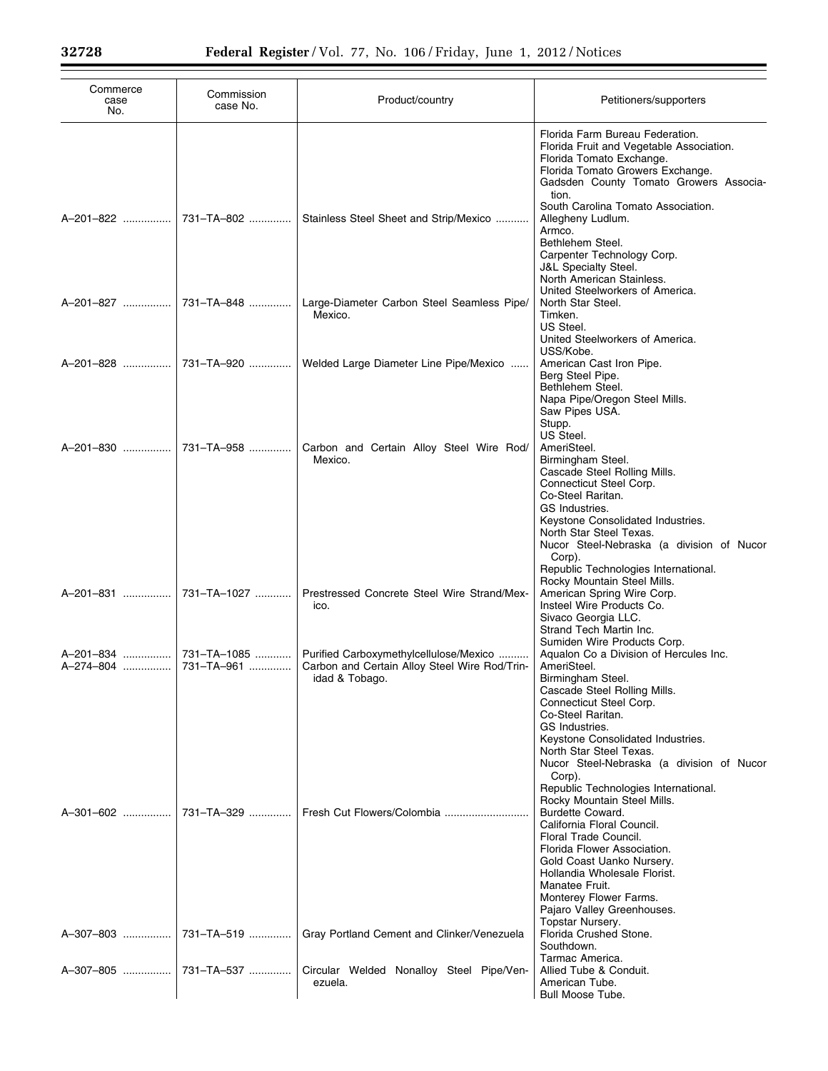| Commerce case No. | Commission case No. | Product/country | Petitioners/supporters |
|---|---|---|---|
| | | | Florida Farm Bureau Federation.<br>Florida Fruit and Vegetable Association.<br>Florida Tomato Exchange.<br>Florida Tomato Growers Exchange.<br>Gadsden County Tomato Growers Association.<br>South Carolina Tomato Association. |
| A–201–822 | 731–TA–802 | Stainless Steel Sheet and Strip/Mexico | Allegheny Ludlum.<br>Armco.<br>Bethlehem Steel.<br>Carpenter Technology Corp.<br>J&L Specialty Steel.<br>North American Stainless.<br>United Steelworkers of America. |
| A–201–827 | 731–TA–848 | Large-Diameter Carbon Steel Seamless Pipe/Mexico. | North Star Steel.<br>Timken.<br>US Steel.<br>United Steelworkers of America.<br>USS/Kobe. |
| A–201–828 | 731–TA–920 | Welded Large Diameter Line Pipe/Mexico | American Cast Iron Pipe.<br>Berg Steel Pipe.<br>Bethlehem Steel.<br>Napa Pipe/Oregon Steel Mills.<br>Saw Pipes USA.<br>Stupp.<br>US Steel. |
| A–201–830 | 731–TA–958 | Carbon and Certain Alloy Steel Wire Rod/Mexico. | AmeriSteel.<br>Birmingham Steel.<br>Cascade Steel Rolling Mills.<br>Connecticut Steel Corp.<br>Co-Steel Raritan.<br>GS Industries.<br>Keystone Consolidated Industries.<br>North Star Steel Texas.<br>Nucor Steel-Nebraska (a division of Nucor Corp).<br>Republic Technologies International.<br>Rocky Mountain Steel Mills. |
| A–201–831 | 731–TA–1027 | Prestressed Concrete Steel Wire Strand/Mexico. | American Spring Wire Corp.<br>Insteel Wire Products Co.<br>Sivaco Georgia LLC.<br>Strand Tech Martin Inc.<br>Sumiden Wire Products Corp. |
| A–201–834 | 731–TA–1085 | Purified Carboxymethylcellulose/Mexico | Aqualon Co a Division of Hercules Inc. |
| A–274–804 | 731–TA–961 | Carbon and Certain Alloy Steel Wire Rod/Trinidad & Tobago. | AmeriSteel.<br>Birmingham Steel.<br>Cascade Steel Rolling Mills.<br>Connecticut Steel Corp.<br>Co-Steel Raritan.<br>GS Industries.<br>Keystone Consolidated Industries.<br>North Star Steel Texas.<br>Nucor Steel-Nebraska (a division of Nucor Corp).<br>Republic Technologies International.<br>Rocky Mountain Steel Mills. |
| A–301–602 | 731–TA–329 | Fresh Cut Flowers/Colombia | Burdette Coward.<br>California Floral Council.<br>Floral Trade Council.<br>Florida Flower Association.<br>Gold Coast Uanko Nursery.<br>Hollandia Wholesale Florist.<br>Manatee Fruit.<br>Monterey Flower Farms.<br>Pajaro Valley Greenhouses.<br>Topstar Nursery. |
| A–307–803 | 731–TA–519 | Gray Portland Cement and Clinker/Venezuela | Florida Crushed Stone.<br>Southdown.<br>Tarmac America. |
| A–307–805 | 731–TA–537 | Circular Welded Nonalloy Steel Pipe/Venezuela. | Allied Tube & Conduit.<br>American Tube.<br>Bull Moose Tube. |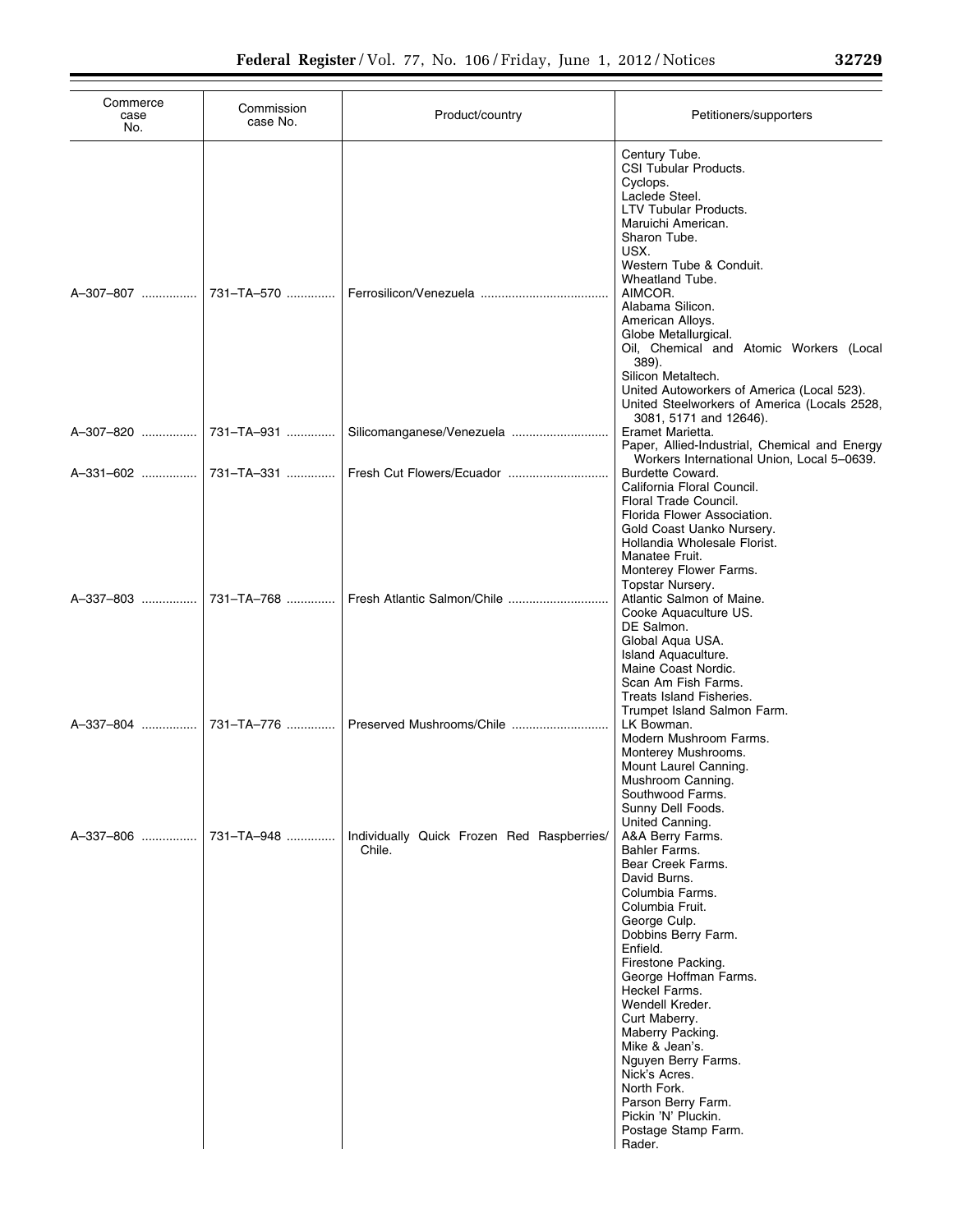| Commerce case No. | Commission case No. | Product/country | Petitioners/supporters |
| --- | --- | --- | --- |
| | | | Century Tube. |
| | | | CSI Tubular Products. |
| | | | Cyclops. |
| | | | Laclede Steel. |
| | | | LTV Tubular Products. |
| | | | Maruichi American. |
| | | | Sharon Tube. |
| | | | USX. |
| | | | Western Tube & Conduit. |
| | | | Wheatland Tube. |
| A–307–807 | 731–TA–570 | Ferrosilicon/Venezuela | AIMCOR. |
| | | | Alabama Silicon. |
| | | | American Alloys. |
| | | | Globe Metallurgical. |
| | | | Oil, Chemical and Atomic Workers (Local 389). |
| | | | Silicon Metaltech. |
| | | | United Autoworkers of America (Local 523). |
| | | | United Steelworkers of America (Locals 2528, 3081, 5171 and 12646). |
| A–307–820 | 731–TA–931 | Silicomanganese/Venezuela | Eramet Marietta. |
| | | | Paper, Allied-Industrial, Chemical and Energy Workers International Union, Local 5–0639. |
| A–331–602 | 731–TA–331 | Fresh Cut Flowers/Ecuador | Burdette Coward. |
| | | | California Floral Council. |
| | | | Floral Trade Council. |
| | | | Florida Flower Association. |
| | | | Gold Coast Uanko Nursery. |
| | | | Hollandia Wholesale Florist. |
| | | | Manatee Fruit. |
| | | | Monterey Flower Farms. |
| | | | Topstar Nursery. |
| A–337–803 | 731–TA–768 | Fresh Atlantic Salmon/Chile | Atlantic Salmon of Maine. |
| | | | Cooke Aquaculture US. |
| | | | DE Salmon. |
| | | | Global Aqua USA. |
| | | | Island Aquaculture. |
| | | | Maine Coast Nordic. |
| | | | Scan Am Fish Farms. |
| | | | Treats Island Fisheries. |
| | | | Trumpet Island Salmon Farm. |
| A–337–804 | 731–TA–776 | Preserved Mushrooms/Chile | LK Bowman. |
| | | | Modern Mushroom Farms. |
| | | | Monterey Mushrooms. |
| | | | Mount Laurel Canning. |
| | | | Mushroom Canning. |
| | | | Southwood Farms. |
| | | | Sunny Dell Foods. |
| | | | United Canning. |
| A–337–806 | 731–TA–948 | Individually Quick Frozen Red Raspberries/ Chile. | A&A Berry Farms. |
| | | | Bahler Farms. |
| | | | Bear Creek Farms. |
| | | | David Burns. |
| | | | Columbia Farms. |
| | | | Columbia Fruit. |
| | | | George Culp. |
| | | | Dobbins Berry Farm. |
| | | | Enfield. |
| | | | Firestone Packing. |
| | | | George Hoffman Farms. |
| | | | Heckel Farms. |
| | | | Wendell Kreder. |
| | | | Curt Maberry. |
| | | | Maberry Packing. |
| | | | Mike & Jean's. |
| | | | Nguyen Berry Farms. |
| | | | Nick's Acres. |
| | | | North Fork. |
| | | | Parson Berry Farm. |
| | | | Pickin 'N' Pluckin. |
| | | | Postage Stamp Farm. |
| | | | Rader. |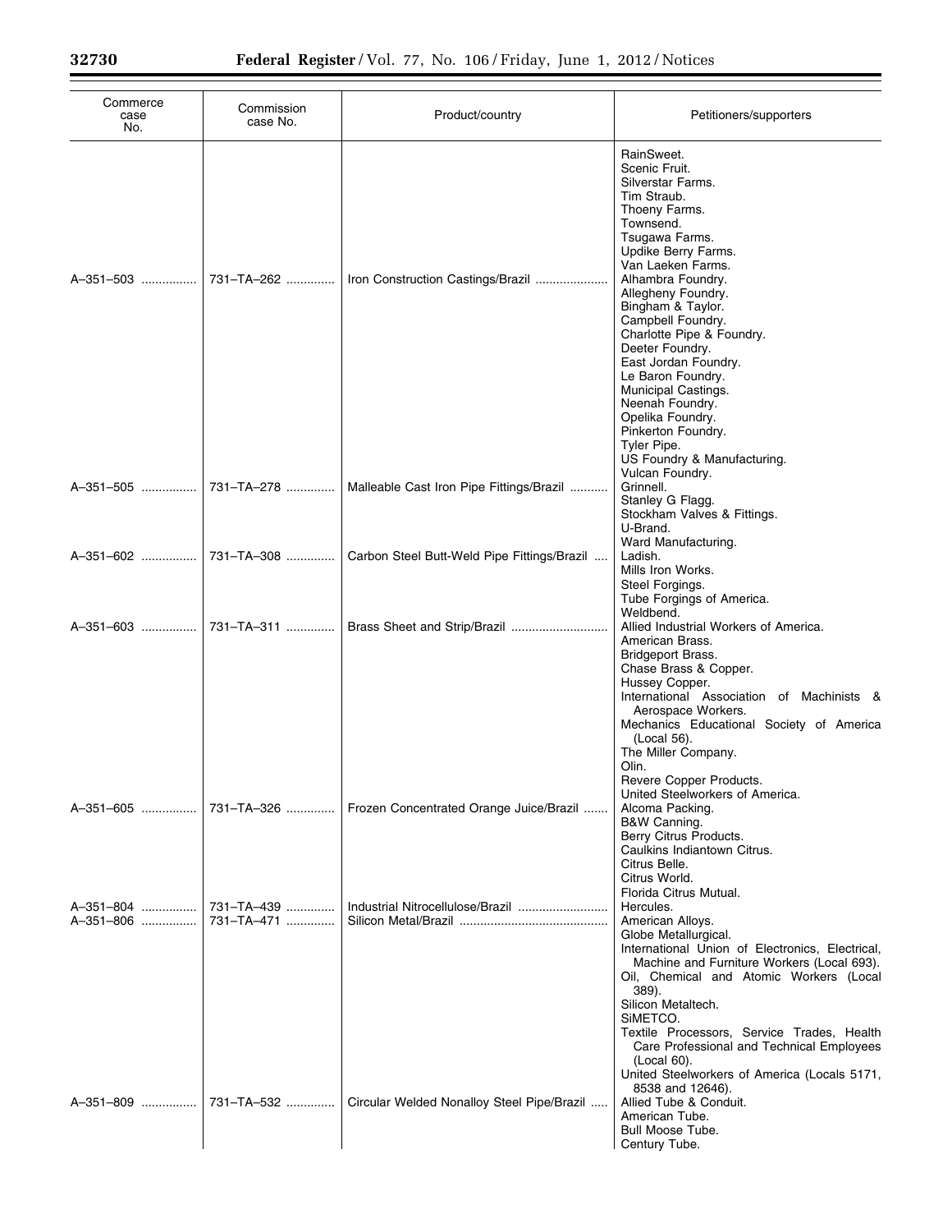| Commerce case No. | Commission case No. | Product/country | Petitioners/supporters |
|---|---|---|---|
| | | | RainSweet. |
| | | | Scenic Fruit. |
| | | | Silverstar Farms. |
| | | | Tim Straub. |
| | | | Thoeny Farms. |
| | | | Townsend. |
| | | | Tsugawa Farms. |
| | | | Updike Berry Farms. |
| | | | Van Laeken Farms. |
| A–351–503 | 731–TA–262 | Iron Construction Castings/Brazil | Alhambra Foundry. |
| | | | Allegheny Foundry. |
| | | | Bingham & Taylor. |
| | | | Campbell Foundry. |
| | | | Charlotte Pipe & Foundry. |
| | | | Deeter Foundry. |
| | | | East Jordan Foundry. |
| | | | Le Baron Foundry. |
| | | | Municipal Castings. |
| | | | Neenah Foundry. |
| | | | Opelika Foundry. |
| | | | Pinkerton Foundry. |
| | | | Tyler Pipe. |
| | | | US Foundry & Manufacturing. |
| | | | Vulcan Foundry. |
| A–351–505 | 731–TA–278 | Malleable Cast Iron Pipe Fittings/Brazil | Grinnell. |
| | | | Stanley G Flagg. |
| | | | Stockham Valves & Fittings. |
| | | | U-Brand. |
| | | | Ward Manufacturing. |
| A–351–602 | 731–TA–308 | Carbon Steel Butt-Weld Pipe Fittings/Brazil | Ladish. |
| | | | Mills Iron Works. |
| | | | Steel Forgings. |
| | | | Tube Forgings of America. |
| | | | Weldbend. |
| A–351–603 | 731–TA–311 | Brass Sheet and Strip/Brazil | Allied Industrial Workers of America. |
| | | | American Brass. |
| | | | Bridgeport Brass. |
| | | | Chase Brass & Copper. |
| | | | Hussey Copper. |
| | | | International Association of Machinists & Aerospace Workers. |
| | | | Mechanics Educational Society of America (Local 56). |
| | | | The Miller Company. |
| | | | Olin. |
| | | | Revere Copper Products. |
| | | | United Steelworkers of America. |
| A–351–605 | 731–TA–326 | Frozen Concentrated Orange Juice/Brazil | Alcoma Packing. |
| | | | B&W Canning. |
| | | | Berry Citrus Products. |
| | | | Caulkins Indiantown Citrus. |
| | | | Citrus Belle. |
| | | | Citrus World. |
| | | | Florida Citrus Mutual. |
| A–351–804 | 731–TA–439 | Industrial Nitrocellulose/Brazil | Hercules. |
| A–351–806 | 731–TA–471 | Silicon Metal/Brazil | American Alloys. |
| | | | Globe Metallurgical. |
| | | | International Union of Electronics, Electrical, Machine and Furniture Workers (Local 693). |
| | | | Oil, Chemical and Atomic Workers (Local 389). |
| | | | Silicon Metaltech. |
| | | | SiMETCO. |
| | | | Textile Processors, Service Trades, Health Care Professional and Technical Employees (Local 60). |
| | | | United Steelworkers of America (Locals 5171, 8538 and 12646). |
| A–351–809 | 731–TA–532 | Circular Welded Nonalloy Steel Pipe/Brazil | Allied Tube & Conduit. |
| | | | American Tube. |
| | | | Bull Moose Tube. |
| | | | Century Tube. |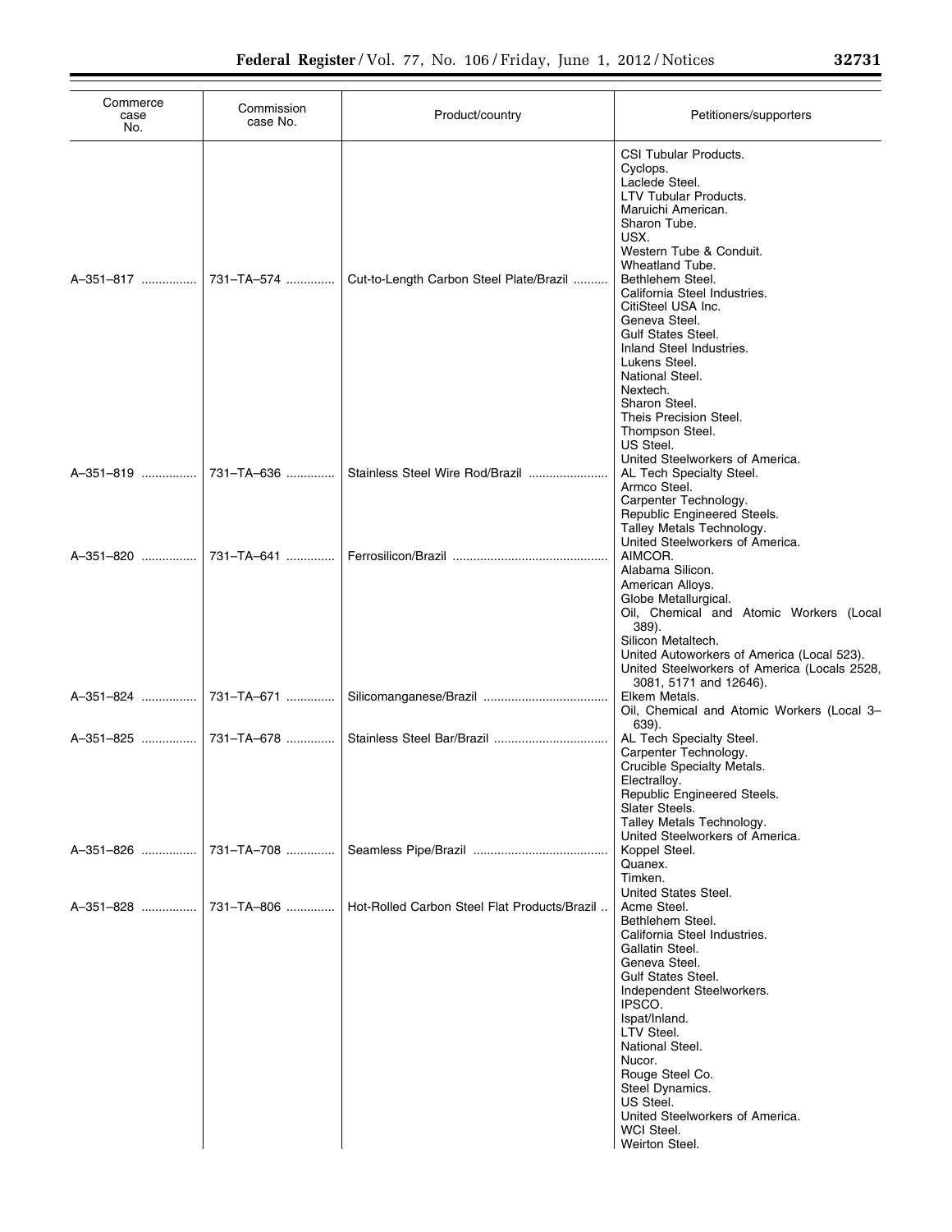| Commerce case No. | Commission case No. | Product/country | Petitioners/supporters |
|---|---|---|---|
| | | | CSI Tubular Products. |
| | | | Cyclops. |
| | | | Laclede Steel. |
| | | | LTV Tubular Products. |
| | | | Maruichi American. |
| | | | Sharon Tube. |
| | | | USX. |
| | | | Western Tube & Conduit. |
| | | | Wheatland Tube. |
| A–351–817 | 731–TA–574 | Cut-to-Length Carbon Steel Plate/Brazil | Bethlehem Steel. |
| | | | California Steel Industries. |
| | | | CitiSteel USA Inc. |
| | | | Geneva Steel. |
| | | | Gulf States Steel. |
| | | | Inland Steel Industries. |
| | | | Lukens Steel. |
| | | | National Steel. |
| | | | Nextech. |
| | | | Sharon Steel. |
| | | | Theis Precision Steel. |
| | | | Thompson Steel. |
| | | | US Steel. |
| | | | United Steelworkers of America. |
| A–351–819 | 731–TA–636 | Stainless Steel Wire Rod/Brazil | AL Tech Specialty Steel. |
| | | | Armco Steel. |
| | | | Carpenter Technology. |
| | | | Republic Engineered Steels. |
| | | | Talley Metals Technology. |
| | | | United Steelworkers of America. |
| A–351–820 | 731–TA–641 | Ferrosilicon/Brazil | AIMCOR. |
| | | | Alabama Silicon. |
| | | | American Alloys. |
| | | | Globe Metallurgical. |
| | | | Oil, Chemical and Atomic Workers (Local 389). |
| | | | Silicon Metaltech. |
| | | | United Autoworkers of America (Local 523). |
| | | | United Steelworkers of America (Locals 2528, 3081, 5171 and 12646). |
| A–351–824 | 731–TA–671 | Silicomanganese/Brazil | Elkem Metals. |
| | | | Oil, Chemical and Atomic Workers (Local 3–639). |
| A–351–825 | 731–TA–678 | Stainless Steel Bar/Brazil | AL Tech Specialty Steel. |
| | | | Carpenter Technology. |
| | | | Crucible Specialty Metals. |
| | | | Electralloy. |
| | | | Republic Engineered Steels. |
| | | | Slater Steels. |
| | | | Talley Metals Technology. |
| | | | United Steelworkers of America. |
| A–351–826 | 731–TA–708 | Seamless Pipe/Brazil | Koppel Steel. |
| | | | Quanex. |
| | | | Timken. |
| | | | United States Steel. |
| A–351–828 | 731–TA–806 | Hot-Rolled Carbon Steel Flat Products/Brazil | Acme Steel. |
| | | | Bethlehem Steel. |
| | | | California Steel Industries. |
| | | | Gallatin Steel. |
| | | | Geneva Steel. |
| | | | Gulf States Steel. |
| | | | Independent Steelworkers. |
| | | | IPSCO. |
| | | | Ispat/Inland. |
| | | | LTV Steel. |
| | | | National Steel. |
| | | | Nucor. |
| | | | Rouge Steel Co. |
| | | | Steel Dynamics. |
| | | | US Steel. |
| | | | United Steelworkers of America. |
| | | | WCI Steel. |
| | | | Weirton Steel. |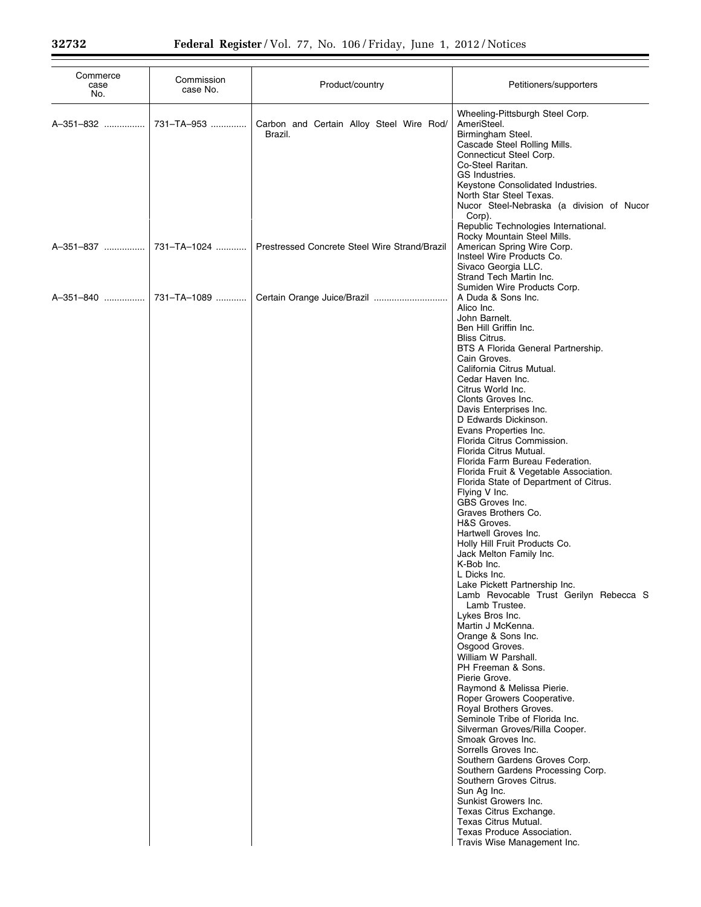| Commerce case No. | Commission case No. | Product/country | Petitioners/supporters |
|---|---|---|---|
| | | | Wheeling-Pittsburgh Steel Corp. |
| A–351–832 | 731–TA–953 | Carbon and Certain Alloy Steel Wire Rod/ Brazil. | AmeriSteel. |
| | | | Birmingham Steel. |
| | | | Cascade Steel Rolling Mills. |
| | | | Connecticut Steel Corp. |
| | | | Co-Steel Raritan. |
| | | | GS Industries. |
| | | | Keystone Consolidated Industries. |
| | | | North Star Steel Texas. |
| | | | Nucor Steel-Nebraska (a division of Nucor Corp). |
| | | | Republic Technologies International. |
| | | | Rocky Mountain Steel Mills. |
| A–351–837 | 731–TA–1024 | Prestressed Concrete Steel Wire Strand/Brazil | American Spring Wire Corp. |
| | | | Insteel Wire Products Co. |
| | | | Sivaco Georgia LLC. |
| | | | Strand Tech Martin Inc. |
| | | | Sumiden Wire Products Corp. |
| A–351–840 | 731–TA–1089 | Certain Orange Juice/Brazil | A Duda & Sons Inc. |
| | | | Alico Inc. |
| | | | John Barnelt. |
| | | | Ben Hill Griffin Inc. |
| | | | Bliss Citrus. |
| | | | BTS A Florida General Partnership. |
| | | | Cain Groves. |
| | | | California Citrus Mutual. |
| | | | Cedar Haven Inc. |
| | | | Citrus World Inc. |
| | | | Clonts Groves Inc. |
| | | | Davis Enterprises Inc. |
| | | | D Edwards Dickinson. |
| | | | Evans Properties Inc. |
| | | | Florida Citrus Commission. |
| | | | Florida Citrus Mutual. |
| | | | Florida Farm Bureau Federation. |
| | | | Florida Fruit & Vegetable Association. |
| | | | Florida State of Department of Citrus. |
| | | | Flying V Inc. |
| | | | GBS Groves Inc. |
| | | | Graves Brothers Co. |
| | | | H&S Groves. |
| | | | Hartwell Groves Inc. |
| | | | Holly Hill Fruit Products Co. |
| | | | Jack Melton Family Inc. |
| | | | K-Bob Inc. |
| | | | L Dicks Inc. |
| | | | Lake Pickett Partnership Inc. |
| | | | Lamb Revocable Trust Gerilyn Rebecca S Lamb Trustee. |
| | | | Lykes Bros Inc. |
| | | | Martin J McKenna. |
| | | | Orange & Sons Inc. |
| | | | Osgood Groves. |
| | | | William W Parshall. |
| | | | PH Freeman & Sons. |
| | | | Pierie Grove. |
| | | | Raymond & Melissa Pierie. |
| | | | Roper Growers Cooperative. |
| | | | Royal Brothers Groves. |
| | | | Seminole Tribe of Florida Inc. |
| | | | Silverman Groves/Rilla Cooper. |
| | | | Smoak Groves Inc. |
| | | | Sorrells Groves Inc. |
| | | | Southern Gardens Groves Corp. |
| | | | Southern Gardens Processing Corp. |
| | | | Southern Groves Citrus. |
| | | | Sun Ag Inc. |
| | | | Sunkist Growers Inc. |
| | | | Texas Citrus Exchange. |
| | | | Texas Citrus Mutual. |
| | | | Texas Produce Association. |
| | | | Travis Wise Management Inc. |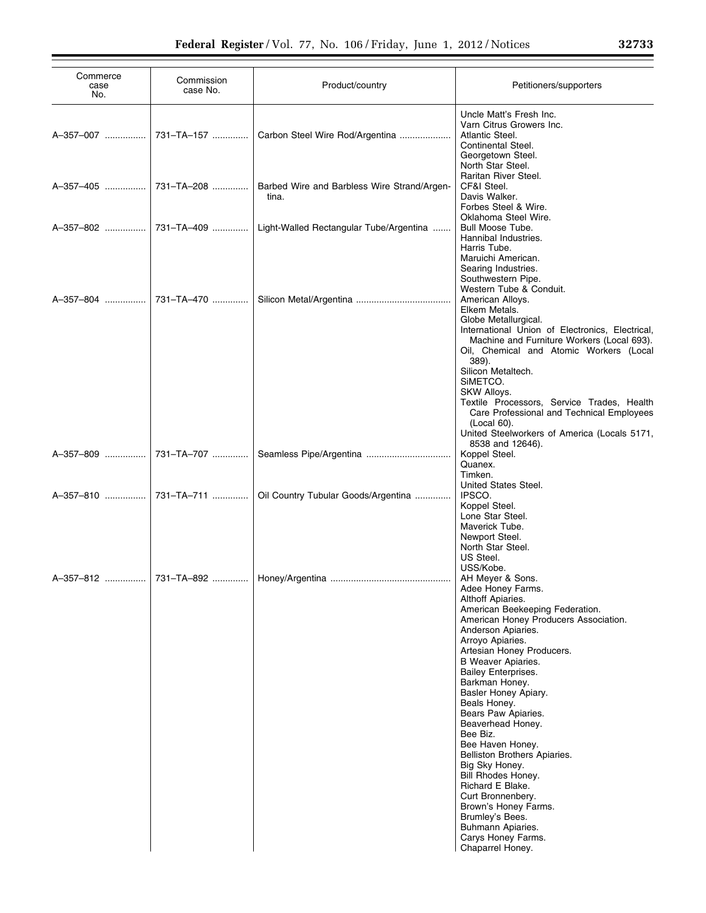| Commerce case No. | Commission case No. | Product/country | Petitioners/supporters |
| --- | --- | --- | --- |
| | | | Uncle Matt's Fresh Inc.<br>Varn Citrus Growers Inc. |
| A–357–007 | 731–TA–157 | Carbon Steel Wire Rod/Argentina | Atlantic Steel.<br>Continental Steel.<br>Georgetown Steel.<br>North Star Steel.<br>Raritan River Steel. |
| A–357–405 | 731–TA–208 | Barbed Wire and Barbless Wire Strand/Argentina. | CF&I Steel.<br>Davis Walker.<br>Forbes Steel & Wire.<br>Oklahoma Steel Wire. |
| A–357–802 | 731–TA–409 | Light-Walled Rectangular Tube/Argentina | Bull Moose Tube.<br>Hannibal Industries.<br>Harris Tube.<br>Maruichi American.<br>Searing Industries.<br>Southwestern Pipe.<br>Western Tube & Conduit. |
| A–357–804 | 731–TA–470 | Silicon Metal/Argentina | American Alloys.<br>Elkem Metals.<br>Globe Metallurgical.<br>International Union of Electronics, Electrical, Machine and Furniture Workers (Local 693).<br>Oil, Chemical and Atomic Workers (Local 389).<br>Silicon Metaltech.<br>SiMETCO.<br>SKW Alloys.<br>Textile Processors, Service Trades, Health Care Professional and Technical Employees (Local 60).<br>United Steelworkers of America (Locals 5171, 8538 and 12646). |
| A–357–809 | 731–TA–707 | Seamless Pipe/Argentina | Koppel Steel.<br>Quanex.<br>Timken.<br>United States Steel. |
| A–357–810 | 731–TA–711 | Oil Country Tubular Goods/Argentina | IPSCO.<br>Koppel Steel.<br>Lone Star Steel.<br>Maverick Tube.<br>Newport Steel.<br>North Star Steel.<br>US Steel.<br>USS/Kobe. |
| A–357–812 | 731–TA–892 | Honey/Argentina | AH Meyer & Sons.<br>Adee Honey Farms.<br>Althoff Apiaries.<br>American Beekeeping Federation.<br>American Honey Producers Association.<br>Anderson Apiaries.<br>Arroyo Apiaries.<br>Artesian Honey Producers.<br>B Weaver Apiaries.<br>Bailey Enterprises.<br>Barkman Honey.<br>Basler Honey Apiary.<br>Beals Honey.<br>Bears Paw Apiaries.<br>Beaverhead Honey.<br>Bee Biz.<br>Bee Haven Honey.<br>Belliston Brothers Apiaries.<br>Big Sky Honey.<br>Bill Rhodes Honey.<br>Richard E Blake.<br>Curt Bronnenbery.<br>Brown's Honey Farms.<br>Brumley's Bees.<br>Buhmann Apiaries.<br>Carys Honey Farms.<br>Chaparrel Honey. |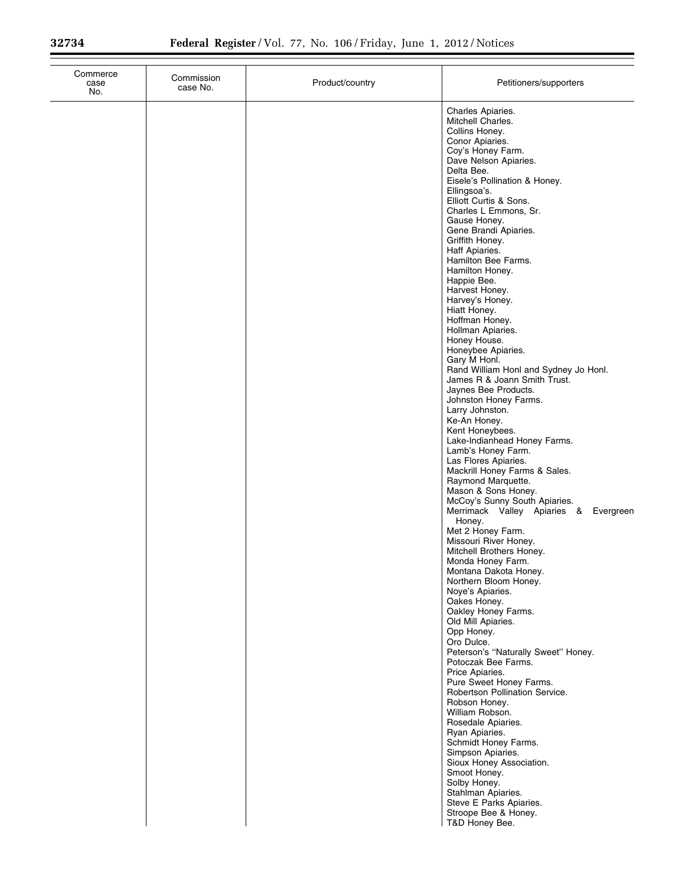| Commerce case No. | Commission case No. | Product/country | Petitioners/supporters |
|---|---|---|---|
| | | | Charles Apiaries. |
| | | | Mitchell Charles. |
| | | | Collins Honey. |
| | | | Conor Apiaries. |
| | | | Coy's Honey Farm. |
| | | | Dave Nelson Apiaries. |
| | | | Delta Bee. |
| | | | Eisele's Pollination & Honey. |
| | | | Ellingsoa's. |
| | | | Elliott Curtis & Sons. |
| | | | Charles L Emmons, Sr. |
| | | | Gause Honey. |
| | | | Gene Brandi Apiaries. |
| | | | Griffith Honey. |
| | | | Haff Apiaries. |
| | | | Hamilton Bee Farms. |
| | | | Hamilton Honey. |
| | | | Happie Bee. |
| | | | Harvest Honey. |
| | | | Harvey's Honey. |
| | | | Hiatt Honey. |
| | | | Hoffman Honey. |
| | | | Hollman Apiaries. |
| | | | Honey House. |
| | | | Honeybee Apiaries. |
| | | | Gary M Honl. |
| | | | Rand William Honl and Sydney Jo Honl. |
| | | | James R & Joann Smith Trust. |
| | | | Jaynes Bee Products. |
| | | | Johnston Honey Farms. |
| | | | Larry Johnston. |
| | | | Ke-An Honey. |
| | | | Kent Honeybees. |
| | | | Lake-Indianhead Honey Farms. |
| | | | Lamb's Honey Farm. |
| | | | Las Flores Apiaries. |
| | | | Mackrill Honey Farms & Sales. |
| | | | Raymond Marquette. |
| | | | Mason & Sons Honey. |
| | | | McCoy's Sunny South Apiaries. |
| | | | Merrimack Valley Apiaries & Evergreen Honey. |
| | | | Met 2 Honey Farm. |
| | | | Missouri River Honey. |
| | | | Mitchell Brothers Honey. |
| | | | Monda Honey Farm. |
| | | | Montana Dakota Honey. |
| | | | Northern Bloom Honey. |
| | | | Noye's Apiaries. |
| | | | Oakes Honey. |
| | | | Oakley Honey Farms. |
| | | | Old Mill Apiaries. |
| | | | Opp Honey. |
| | | | Oro Dulce. |
| | | | Peterson's "Naturally Sweet" Honey. |
| | | | Potoczak Bee Farms. |
| | | | Price Apiaries. |
| | | | Pure Sweet Honey Farms. |
| | | | Robertson Pollination Service. |
| | | | Robson Honey. |
| | | | William Robson. |
| | | | Rosedale Apiaries. |
| | | | Ryan Apiaries. |
| | | | Schmidt Honey Farms. |
| | | | Simpson Apiaries. |
| | | | Sioux Honey Association. |
| | | | Smoot Honey. |
| | | | Solby Honey. |
| | | | Stahlman Apiaries. |
| | | | Steve E Parks Apiaries. |
| | | | Stroope Bee & Honey. |
| | | | T&D Honey Bee. |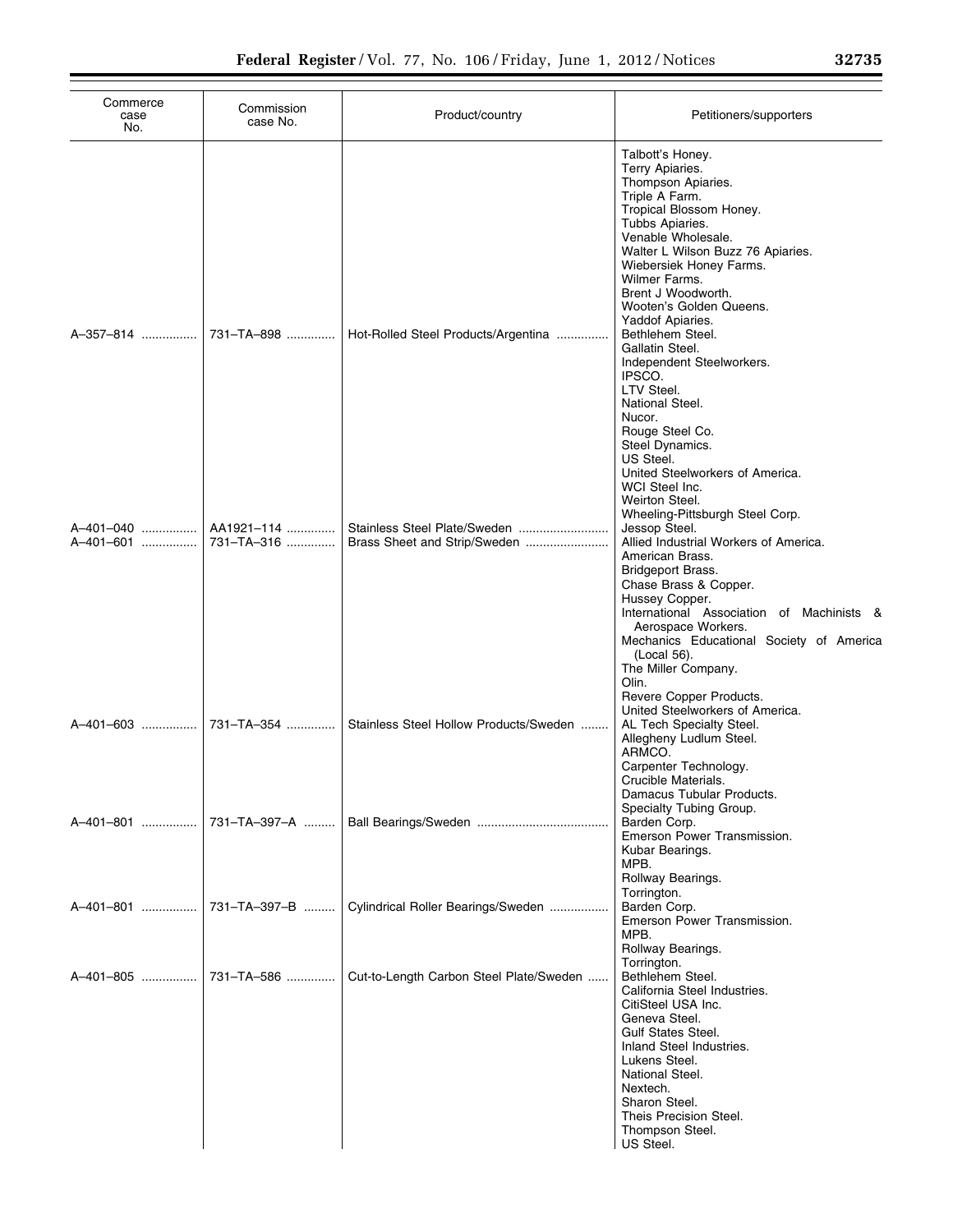| Commerce case No. | Commission case No. | Product/country | Petitioners/supporters |
|---|---|---|---|
| | | | Talbott's Honey.<br>Terry Apiaries.<br>Thompson Apiaries.<br>Triple A Farm.<br>Tropical Blossom Honey.<br>Tubbs Apiaries.<br>Venable Wholesale.<br>Walter L Wilson Buzz 76 Apiaries.<br>Wiebersiek Honey Farms.<br>Wilmer Farms.<br>Brent J Woodworth.<br>Wooten's Golden Queens.<br>Yaddof Apiaries. |
| A–357–814 | 731–TA–898 | Hot-Rolled Steel Products/Argentina | Bethlehem Steel.<br>Gallatin Steel.<br>Independent Steelworkers.<br>IPSCO.<br>LTV Steel.<br>National Steel.<br>Nucor.<br>Rouge Steel Co.<br>Steel Dynamics.<br>US Steel.<br>United Steelworkers of America.<br>WCI Steel Inc.<br>Weirton Steel.<br>Wheeling-Pittsburgh Steel Corp. |
| A–401–040 | AA1921–114 | Stainless Steel Plate/Sweden | Jessop Steel. |
| A–401–601 | 731–TA–316 | Brass Sheet and Strip/Sweden | Allied Industrial Workers of America.<br>American Brass.<br>Bridgeport Brass.<br>Chase Brass & Copper.<br>Hussey Copper.<br>International Association of Machinists & Aerospace Workers.<br>Mechanics Educational Society of America (Local 56).<br>The Miller Company.<br>Olin.<br>Revere Copper Products.<br>United Steelworkers of America. |
| A–401–603 | 731–TA–354 | Stainless Steel Hollow Products/Sweden | AL Tech Specialty Steel.<br>Allegheny Ludlum Steel.<br>ARMCO.<br>Carpenter Technology.<br>Crucible Materials.<br>Damacus Tubular Products.<br>Specialty Tubing Group. |
| A–401–801 | 731–TA–397–A | Ball Bearings/Sweden | Barden Corp.<br>Emerson Power Transmission.<br>Kubar Bearings.<br>MPB.<br>Rollway Bearings.<br>Torrington. |
| A–401–801 | 731–TA–397–B | Cylindrical Roller Bearings/Sweden | Barden Corp.<br>Emerson Power Transmission.<br>MPB.<br>Rollway Bearings.<br>Torrington. |
| A–401–805 | 731–TA–586 | Cut-to-Length Carbon Steel Plate/Sweden | Bethlehem Steel.<br>California Steel Industries.<br>CitiSteel USA Inc.<br>Geneva Steel.<br>Gulf States Steel.<br>Inland Steel Industries.<br>Lukens Steel.<br>National Steel.<br>Nextech.<br>Sharon Steel.<br>Theis Precision Steel.<br>Thompson Steel.<br>US Steel. |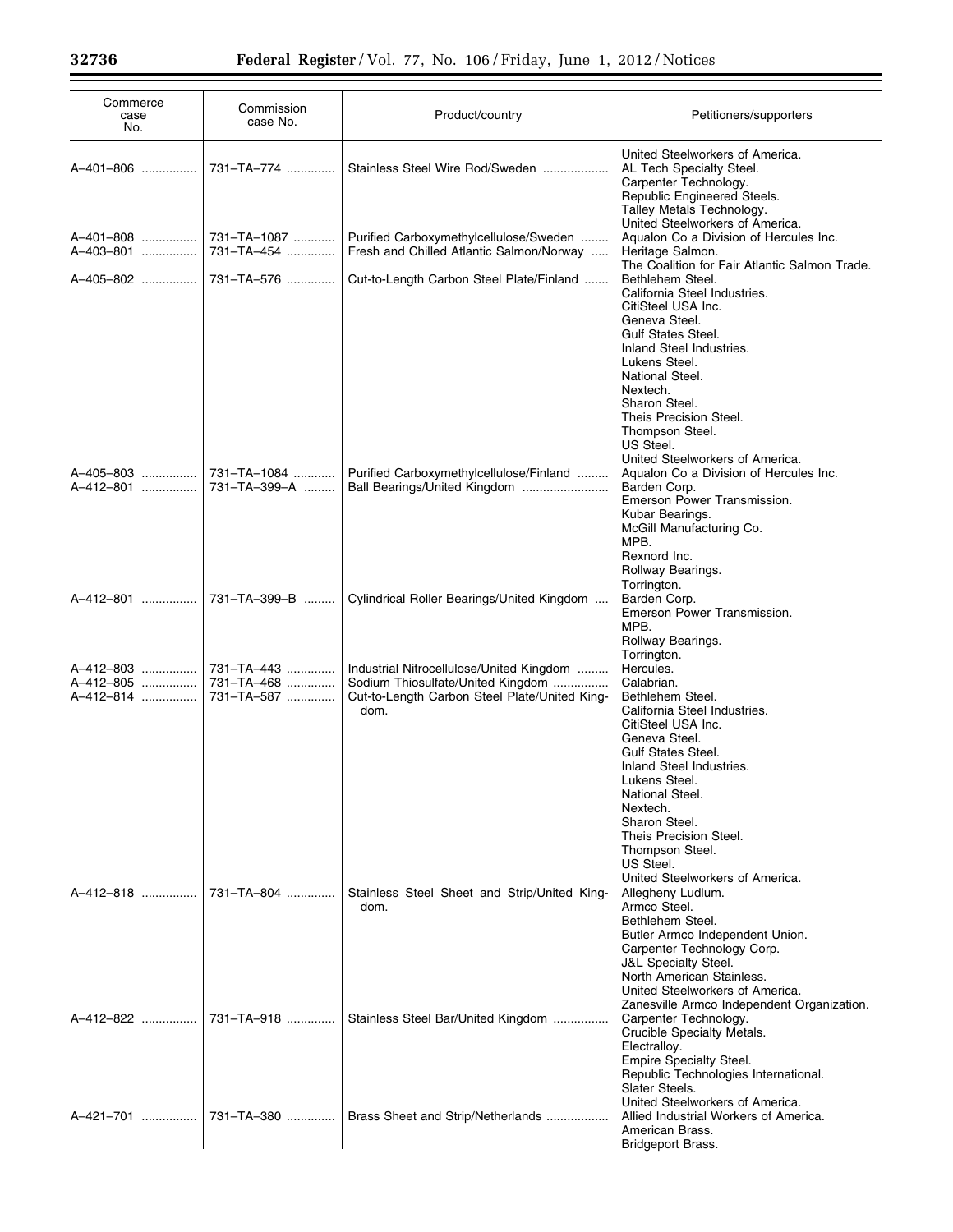| Commerce case No. | Commission case No. | Product/country | Petitioners/supporters |
|---|---|---|---|
| | | | United Steelworkers of America. |
| A–401–806 | 731–TA–774 | Stainless Steel Wire Rod/Sweden | AL Tech Specialty Steel.<br>Carpenter Technology.<br>Republic Engineered Steels.<br>Talley Metals Technology.<br>United Steelworkers of America. |
| A–401–808 | 731–TA–1087 | Purified Carboxymethylcellulose/Sweden | Aqualon Co a Division of Hercules Inc. |
| A–403–801 | 731–TA–454 | Fresh and Chilled Atlantic Salmon/Norway | Heritage Salmon.<br>The Coalition for Fair Atlantic Salmon Trade. |
| A–405–802 | 731–TA–576 | Cut-to-Length Carbon Steel Plate/Finland | Bethlehem Steel.<br>California Steel Industries.<br>CitiSteel USA Inc.<br>Geneva Steel.<br>Gulf States Steel.<br>Inland Steel Industries.<br>Lukens Steel.<br>National Steel.<br>Nextech.<br>Sharon Steel.<br>Theis Precision Steel.<br>Thompson Steel.<br>US Steel.<br>United Steelworkers of America. |
| A–405–803 | 731–TA–1084 | Purified Carboxymethylcellulose/Finland | Aqualon Co a Division of Hercules Inc. |
| A–412–801 | 731–TA–399–A | Ball Bearings/United Kingdom | Barden Corp.<br>Emerson Power Transmission.<br>Kubar Bearings.<br>McGill Manufacturing Co.<br>MPB.<br>Rexnord Inc.<br>Rollway Bearings.<br>Torrington. |
| A–412–801 | 731–TA–399–B | Cylindrical Roller Bearings/United Kingdom | Barden Corp.<br>Emerson Power Transmission.<br>MPB.<br>Rollway Bearings.<br>Torrington. |
| A–412–803 | 731–TA–443 | Industrial Nitrocellulose/United Kingdom | Hercules. |
| A–412–805 | 731–TA–468 | Sodium Thiosulfate/United Kingdom | Calabrian. |
| A–412–814 | 731–TA–587 | Cut-to-Length Carbon Steel Plate/United Kingdom. | Bethlehem Steel.<br>California Steel Industries.<br>CitiSteel USA Inc.<br>Geneva Steel.<br>Gulf States Steel.<br>Inland Steel Industries.<br>Lukens Steel.<br>National Steel.<br>Nextech.<br>Sharon Steel.<br>Theis Precision Steel.<br>Thompson Steel.<br>US Steel.<br>United Steelworkers of America. |
| A–412–818 | 731–TA–804 | Stainless Steel Sheet and Strip/United Kingdom. | Allegheny Ludlum.<br>Armco Steel.<br>Bethlehem Steel.<br>Butler Armco Independent Union.<br>Carpenter Technology Corp.<br>J&L Specialty Steel.<br>North American Stainless.<br>United Steelworkers of America.<br>Zanesville Armco Independent Organization. |
| A–412–822 | 731–TA–918 | Stainless Steel Bar/United Kingdom | Carpenter Technology.<br>Crucible Specialty Metals.<br>Electralloy.<br>Empire Specialty Steel.<br>Republic Technologies International.<br>Slater Steels.<br>United Steelworkers of America. |
| A–421–701 | 731–TA–380 | Brass Sheet and Strip/Netherlands | Allied Industrial Workers of America.<br>American Brass.<br>Bridgeport Brass. |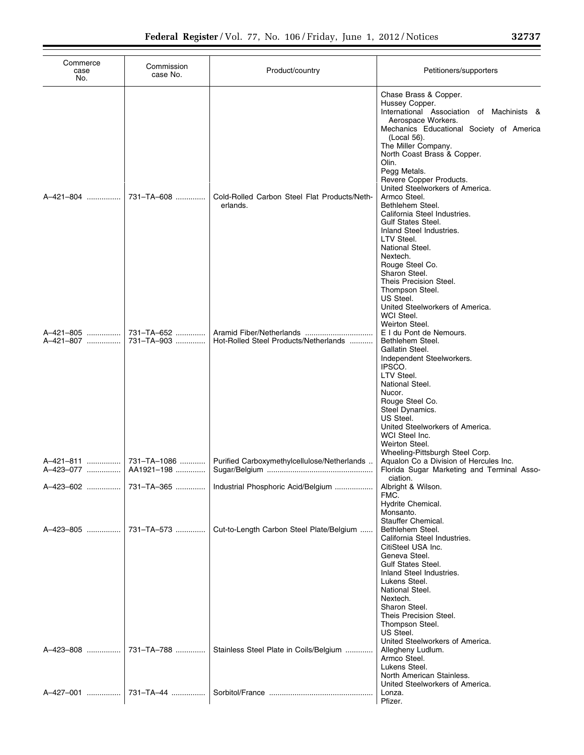| Commerce case No. | Commission case No. | Product/country | Petitioners/supporters |
|---|---|---|---|
| | | | Chase Brass & Copper. |
| | | | Hussey Copper. |
| | | | International Association of Machinists & Aerospace Workers. |
| | | | Mechanics Educational Society of America (Local 56). |
| | | | The Miller Company. |
| | | | North Coast Brass & Copper. |
| | | | Olin. |
| | | | Pegg Metals. |
| | | | Revere Copper Products. |
| | | | United Steelworkers of America. |
| A–421–804 | 731–TA–608 | Cold-Rolled Carbon Steel Flat Products/Netherlands. | Armco Steel. |
| | | | Bethlehem Steel. |
| | | | California Steel Industries. |
| | | | Gulf States Steel. |
| | | | Inland Steel Industries. |
| | | | LTV Steel. |
| | | | National Steel. |
| | | | Nextech. |
| | | | Rouge Steel Co. |
| | | | Sharon Steel. |
| | | | Theis Precision Steel. |
| | | | Thompson Steel. |
| | | | US Steel. |
| | | | United Steelworkers of America. |
| | | | WCI Steel. |
| | | | Weirton Steel. |
| A–421–805 | 731–TA–652 | Aramid Fiber/Netherlands | E I du Pont de Nemours. |
| A–421–807 | 731–TA–903 | Hot-Rolled Steel Products/Netherlands | Bethlehem Steel. |
| | | | Gallatin Steel. |
| | | | Independent Steelworkers. |
| | | | IPSCO. |
| | | | LTV Steel. |
| | | | National Steel. |
| | | | Nucor. |
| | | | Rouge Steel Co. |
| | | | Steel Dynamics. |
| | | | US Steel. |
| | | | United Steelworkers of America. |
| | | | WCI Steel Inc. |
| | | | Weirton Steel. |
| | | | Wheeling-Pittsburgh Steel Corp. |
| A–421–811 | 731–TA–1086 | Purified Carboxymethylcellulose/Netherlands | Aqualon Co a Division of Hercules Inc. |
| A–423–077 | AA1921–198 | Sugar/Belgium | Florida Sugar Marketing and Terminal Association. |
| A–423–602 | 731–TA–365 | Industrial Phosphoric Acid/Belgium | Albright & Wilson. |
| | | | FMC. |
| | | | Hydrite Chemical. |
| | | | Monsanto. |
| | | | Stauffer Chemical. |
| A–423–805 | 731–TA–573 | Cut-to-Length Carbon Steel Plate/Belgium | Bethlehem Steel. |
| | | | California Steel Industries. |
| | | | CitiSteel USA Inc. |
| | | | Geneva Steel. |
| | | | Gulf States Steel. |
| | | | Inland Steel Industries. |
| | | | Lukens Steel. |
| | | | National Steel. |
| | | | Nextech. |
| | | | Sharon Steel. |
| | | | Theis Precision Steel. |
| | | | Thompson Steel. |
| | | | US Steel. |
| | | | United Steelworkers of America. |
| A–423–808 | 731–TA–788 | Stainless Steel Plate in Coils/Belgium | Allegheny Ludlum. |
| | | | Armco Steel. |
| | | | Lukens Steel. |
| | | | North American Stainless. |
| | | | United Steelworkers of America. |
| A–427–001 | 731–TA–44 | Sorbitol/France | Lonza. |
| | | | Pfizer. |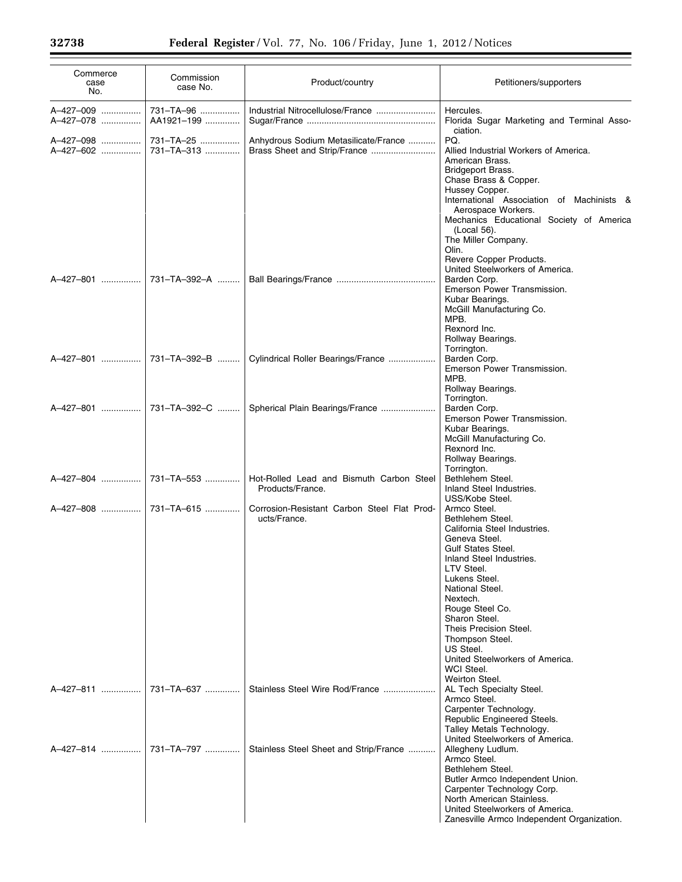| Commerce case No. | Commission case No. | Product/country | Petitioners/supporters |
|---|---|---|---|
| A–427–009 | 731–TA–96 | Industrial Nitrocellulose/France | Hercules. |
| A–427–078 | AA1921–199 | Sugar/France | Florida Sugar Marketing and Terminal Association. |
| A–427–098 | 731–TA–25 | Anhydrous Sodium Metasilicate/France | PQ. |
| A–427–602 | 731–TA–313 | Brass Sheet and Strip/France | Allied Industrial Workers of America.<br>American Brass.<br>Bridgeport Brass.<br>Chase Brass & Copper.<br>Hussey Copper.<br>International Association of Machinists & Aerospace Workers.<br>Mechanics Educational Society of America (Local 56).<br>The Miller Company.<br>Olin.<br>Revere Copper Products.<br>United Steelworkers of America. |
| A–427–801 | 731–TA–392–A | Ball Bearings/France | Barden Corp.<br>Emerson Power Transmission.<br>Kubar Bearings.<br>McGill Manufacturing Co.<br>MPB.<br>Rexnord Inc.<br>Rollway Bearings.<br>Torrington. |
| A–427–801 | 731–TA–392–B | Cylindrical Roller Bearings/France | Barden Corp.<br>Emerson Power Transmission.<br>MPB.<br>Rollway Bearings.<br>Torrington. |
| A–427–801 | 731–TA–392–C | Spherical Plain Bearings/France | Barden Corp.<br>Emerson Power Transmission.<br>Kubar Bearings.<br>McGill Manufacturing Co.<br>Rexnord Inc.<br>Rollway Bearings.<br>Torrington. |
| A–427–804 | 731–TA–553 | Hot-Rolled Lead and Bismuth Carbon Steel Products/France. | Bethlehem Steel.<br>Inland Steel Industries.<br>USS/Kobe Steel. |
| A–427–808 | 731–TA–615 | Corrosion-Resistant Carbon Steel Flat Products/France. | Armco Steel.<br>Bethlehem Steel.<br>California Steel Industries.<br>Geneva Steel.<br>Gulf States Steel.<br>Inland Steel Industries.<br>LTV Steel.<br>Lukens Steel.<br>National Steel.<br>Nextech.<br>Rouge Steel Co.<br>Sharon Steel.<br>Theis Precision Steel.<br>Thompson Steel.<br>US Steel.<br>United Steelworkers of America.<br>WCI Steel.<br>Weirton Steel. |
| A–427–811 | 731–TA–637 | Stainless Steel Wire Rod/France | AL Tech Specialty Steel.<br>Armco Steel.<br>Carpenter Technology.<br>Republic Engineered Steels.<br>Talley Metals Technology.<br>United Steelworkers of America. |
| A–427–814 | 731–TA–797 | Stainless Steel Sheet and Strip/France | Allegheny Ludlum.<br>Armco Steel.<br>Bethlehem Steel.<br>Butler Armco Independent Union.<br>Carpenter Technology Corp.<br>North American Stainless.<br>United Steelworkers of America.<br>Zanesville Armco Independent Organization. |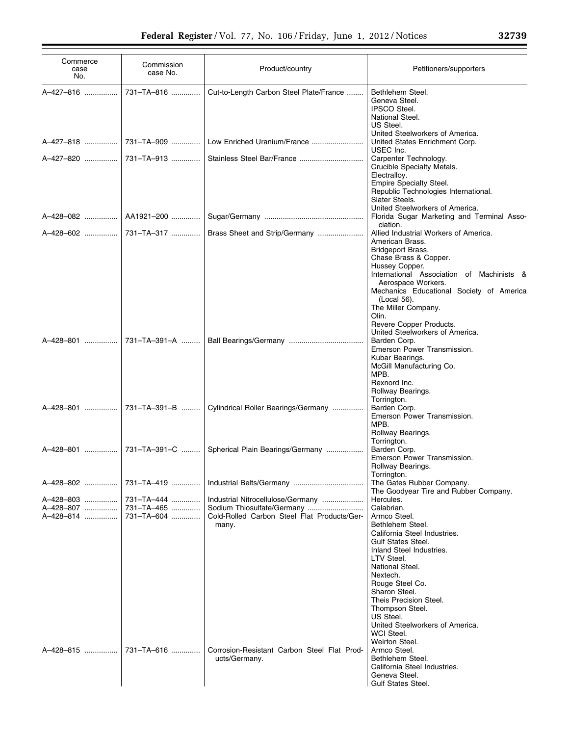| Commerce case No. | Commission case No. | Product/country | Petitioners/supporters |
|---|---|---|---|
| A–427–816 | 731–TA–816 | Cut-to-Length Carbon Steel Plate/France | Bethlehem Steel.<br>Geneva Steel.<br>IPSCO Steel.<br>National Steel.<br>US Steel.<br>United Steelworkers of America. |
| A–427–818 | 731–TA–909 | Low Enriched Uranium/France | United States Enrichment Corp.<br>USEC Inc. |
| A–427–820 | 731–TA–913 | Stainless Steel Bar/France | Carpenter Technology.<br>Crucible Specialty Metals.<br>Electralloy.<br>Empire Specialty Steel.<br>Republic Technologies International.<br>Slater Steels.<br>United Steelworkers of America. |
| A–428–082 | AA1921–200 | Sugar/Germany | Florida Sugar Marketing and Terminal Association. |
| A–428–602 | 731–TA–317 | Brass Sheet and Strip/Germany | Allied Industrial Workers of America.<br>American Brass.<br>Bridgeport Brass.<br>Chase Brass & Copper.<br>Hussey Copper.<br>International Association of Machinists & Aerospace Workers.<br>Mechanics Educational Society of America (Local 56).<br>The Miller Company.<br>Olin.<br>Revere Copper Products.<br>United Steelworkers of America. |
| A–428–801 | 731–TA–391–A | Ball Bearings/Germany | Barden Corp.<br>Emerson Power Transmission.<br>Kubar Bearings.<br>McGill Manufacturing Co.<br>MPB.<br>Rexnord Inc.<br>Rollway Bearings.<br>Torrington. |
| A–428–801 | 731–TA–391–B | Cylindrical Roller Bearings/Germany | Barden Corp.<br>Emerson Power Transmission.<br>MPB.<br>Rollway Bearings.<br>Torrington. |
| A–428–801 | 731–TA–391–C | Spherical Plain Bearings/Germany | Barden Corp.<br>Emerson Power Transmission.<br>Rollway Bearings.<br>Torrington. |
| A–428–802 | 731–TA–419 | Industrial Belts/Germany | The Gates Rubber Company.<br>The Goodyear Tire and Rubber Company. |
| A–428–803 | 731–TA–444 | Industrial Nitrocellulose/Germany | Hercules. |
| A–428–807 | 731–TA–465 | Sodium Thiosulfate/Germany | Calabrian. |
| A–428–814 | 731–TA–604 | Cold-Rolled Carbon Steel Flat Products/Germany. | Armco Steel.<br>Bethlehem Steel.<br>California Steel Industries.<br>Gulf States Steel.<br>Inland Steel Industries.<br>LTV Steel.<br>National Steel.<br>Nextech.<br>Rouge Steel Co.<br>Sharon Steel.<br>Theis Precision Steel.<br>Thompson Steel.<br>US Steel.<br>United Steelworkers of America.<br>WCI Steel.<br>Weirton Steel. |
| A–428–815 | 731–TA–616 | Corrosion-Resistant Carbon Steel Flat Products/Germany. | Armco Steel.<br>Bethlehem Steel.<br>California Steel Industries.<br>Geneva Steel.<br>Gulf States Steel. |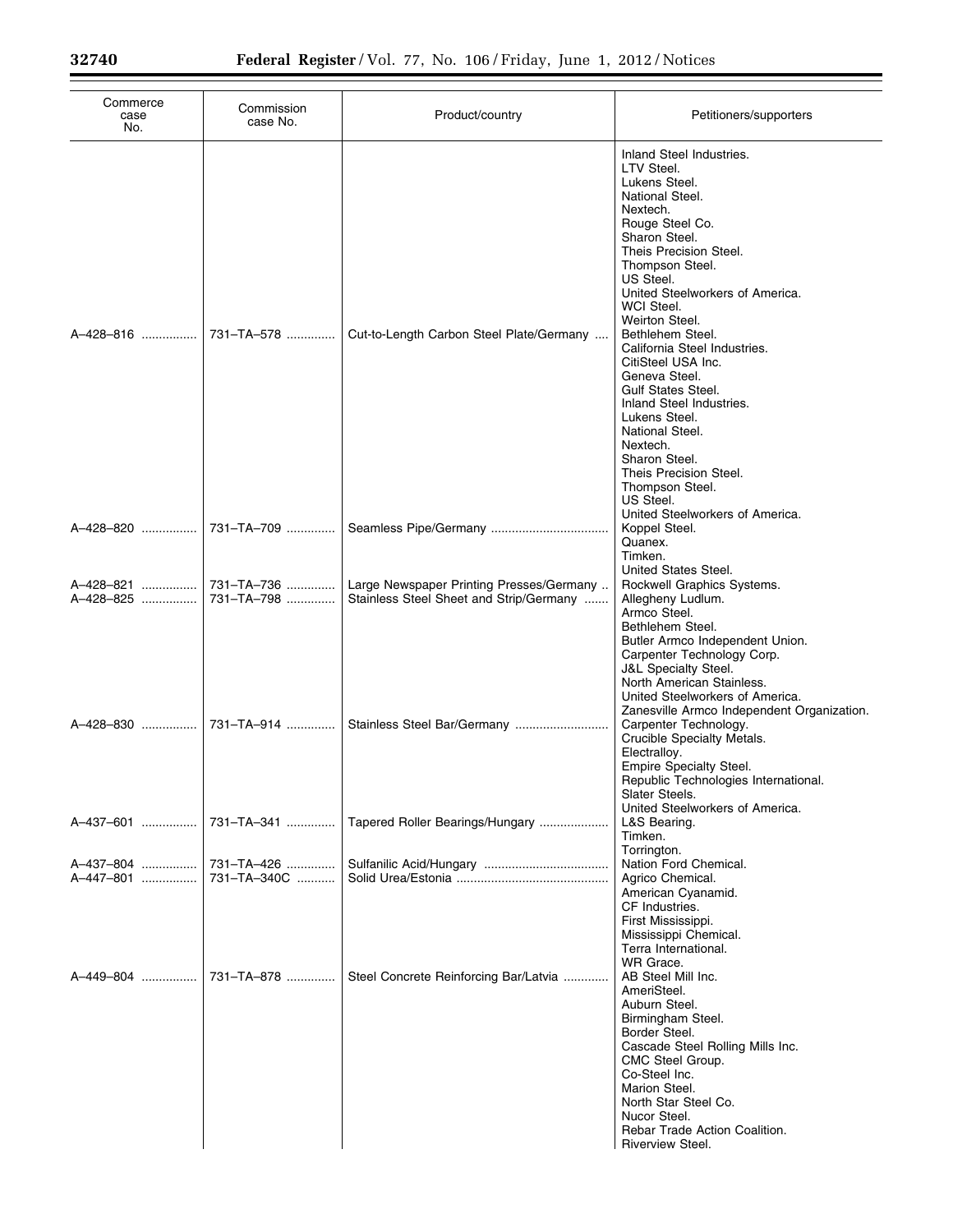| Commerce case No. | Commission case No. | Product/country | Petitioners/supporters |
|---|---|---|---|
| | | | Inland Steel Industries. |
| | | | LTV Steel. |
| | | | Lukens Steel. |
| | | | National Steel. |
| | | | Nextech. |
| | | | Rouge Steel Co. |
| | | | Sharon Steel. |
| | | | Theis Precision Steel. |
| | | | Thompson Steel. |
| | | | US Steel. |
| | | | United Steelworkers of America. |
| | | | WCI Steel. |
| | | | Weirton Steel. |
| A–428–816 | 731–TA–578 | Cut-to-Length Carbon Steel Plate/Germany | Bethlehem Steel. |
| | | | California Steel Industries. |
| | | | CitiSteel USA Inc. |
| | | | Geneva Steel. |
| | | | Gulf States Steel. |
| | | | Inland Steel Industries. |
| | | | Lukens Steel. |
| | | | National Steel. |
| | | | Nextech. |
| | | | Sharon Steel. |
| | | | Theis Precision Steel. |
| | | | Thompson Steel. |
| | | | US Steel. |
| | | | United Steelworkers of America. |
| A–428–820 | 731–TA–709 | Seamless Pipe/Germany | Koppel Steel. |
| | | | Quanex. |
| | | | Timken. |
| | | | United States Steel. |
| A–428–821 | 731–TA–736 | Large Newspaper Printing Presses/Germany | Rockwell Graphics Systems. |
| A–428–825 | 731–TA–798 | Stainless Steel Sheet and Strip/Germany | Allegheny Ludlum. |
| | | | Armco Steel. |
| | | | Bethlehem Steel. |
| | | | Butler Armco Independent Union. |
| | | | Carpenter Technology Corp. |
| | | | J&L Specialty Steel. |
| | | | North American Stainless. |
| | | | United Steelworkers of America. |
| | | | Zanesville Armco Independent Organization. |
| A–428–830 | 731–TA–914 | Stainless Steel Bar/Germany | Carpenter Technology. |
| | | | Crucible Specialty Metals. |
| | | | Electralloy. |
| | | | Empire Specialty Steel. |
| | | | Republic Technologies International. |
| | | | Slater Steels. |
| | | | United Steelworkers of America. |
| A–437–601 | 731–TA–341 | Tapered Roller Bearings/Hungary | L&S Bearing. |
| | | | Timken. |
| | | | Torrington. |
| A–437–804 | 731–TA–426 | Sulfanilic Acid/Hungary | Nation Ford Chemical. |
| A–447–801 | 731–TA–340C | Solid Urea/Estonia | Agrico Chemical. |
| | | | American Cyanamid. |
| | | | CF Industries. |
| | | | First Mississippi. |
| | | | Mississippi Chemical. |
| | | | Terra International. |
| | | | WR Grace. |
| A–449–804 | 731–TA–878 | Steel Concrete Reinforcing Bar/Latvia | AB Steel Mill Inc. |
| | | | AmeriSteel. |
| | | | Auburn Steel. |
| | | | Birmingham Steel. |
| | | | Border Steel. |
| | | | Cascade Steel Rolling Mills Inc. |
| | | | CMC Steel Group. |
| | | | Co-Steel Inc. |
| | | | Marion Steel. |
| | | | North Star Steel Co. |
| | | | Nucor Steel. |
| | | | Rebar Trade Action Coalition. |
| | | | Riverview Steel. |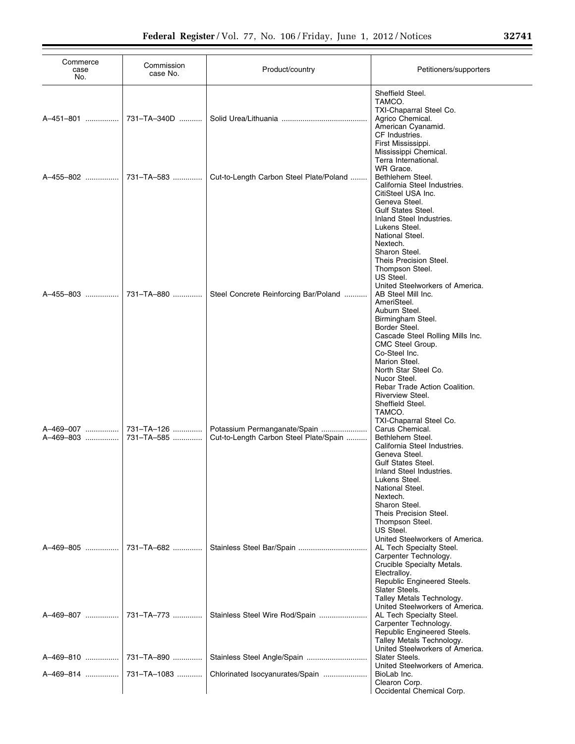| Commerce case No. | Commission case No. | Product/country | Petitioners/supporters |
|---|---|---|---|
| | | | Sheffield Steel. |
| | | | TAMCO. |
| | | | TXI-Chaparral Steel Co. |
| A–451–801 | 731–TA–340D | Solid Urea/Lithuania | Agrico Chemical. |
| | | | American Cyanamid. |
| | | | CF Industries. |
| | | | First Mississippi. |
| | | | Mississippi Chemical. |
| | | | Terra International. |
| | | | WR Grace. |
| A–455–802 | 731–TA–583 | Cut-to-Length Carbon Steel Plate/Poland | Bethlehem Steel. |
| | | | California Steel Industries. |
| | | | CitiSteel USA Inc. |
| | | | Geneva Steel. |
| | | | Gulf States Steel. |
| | | | Inland Steel Industries. |
| | | | Lukens Steel. |
| | | | National Steel. |
| | | | Nextech. |
| | | | Sharon Steel. |
| | | | Theis Precision Steel. |
| | | | Thompson Steel. |
| | | | US Steel. |
| | | | United Steelworkers of America. |
| A–455–803 | 731–TA–880 | Steel Concrete Reinforcing Bar/Poland | AB Steel Mill Inc. |
| | | | AmeriSteel. |
| | | | Auburn Steel. |
| | | | Birmingham Steel. |
| | | | Border Steel. |
| | | | Cascade Steel Rolling Mills Inc. |
| | | | CMC Steel Group. |
| | | | Co-Steel Inc. |
| | | | Marion Steel. |
| | | | North Star Steel Co. |
| | | | Nucor Steel. |
| | | | Rebar Trade Action Coalition. |
| | | | Riverview Steel. |
| | | | Sheffield Steel. |
| | | | TAMCO. |
| | | | TXI-Chaparral Steel Co. |
| A–469–007 | 731–TA–126 | Potassium Permanganate/Spain | Carus Chemical. |
| A–469–803 | 731–TA–585 | Cut-to-Length Carbon Steel Plate/Spain | Bethlehem Steel. |
| | | | California Steel Industries. |
| | | | Geneva Steel. |
| | | | Gulf States Steel. |
| | | | Inland Steel Industries. |
| | | | Lukens Steel. |
| | | | National Steel. |
| | | | Nextech. |
| | | | Sharon Steel. |
| | | | Theis Precision Steel. |
| | | | Thompson Steel. |
| | | | US Steel. |
| | | | United Steelworkers of America. |
| A–469–805 | 731–TA–682 | Stainless Steel Bar/Spain | AL Tech Specialty Steel. |
| | | | Carpenter Technology. |
| | | | Crucible Specialty Metals. |
| | | | Electralloy. |
| | | | Republic Engineered Steels. |
| | | | Slater Steels. |
| | | | Talley Metals Technology. |
| | | | United Steelworkers of America. |
| A–469–807 | 731–TA–773 | Stainless Steel Wire Rod/Spain | AL Tech Specialty Steel. |
| | | | Carpenter Technology. |
| | | | Republic Engineered Steels. |
| | | | Talley Metals Technology. |
| | | | United Steelworkers of America. |
| A–469–810 | 731–TA–890 | Stainless Steel Angle/Spain | Slater Steels. |
| | | | United Steelworkers of America. |
| A–469–814 | 731–TA–1083 | Chlorinated Isocyanurates/Spain | BioLab Inc. |
| | | | Clearon Corp. |
| | | | Occidental Chemical Corp. |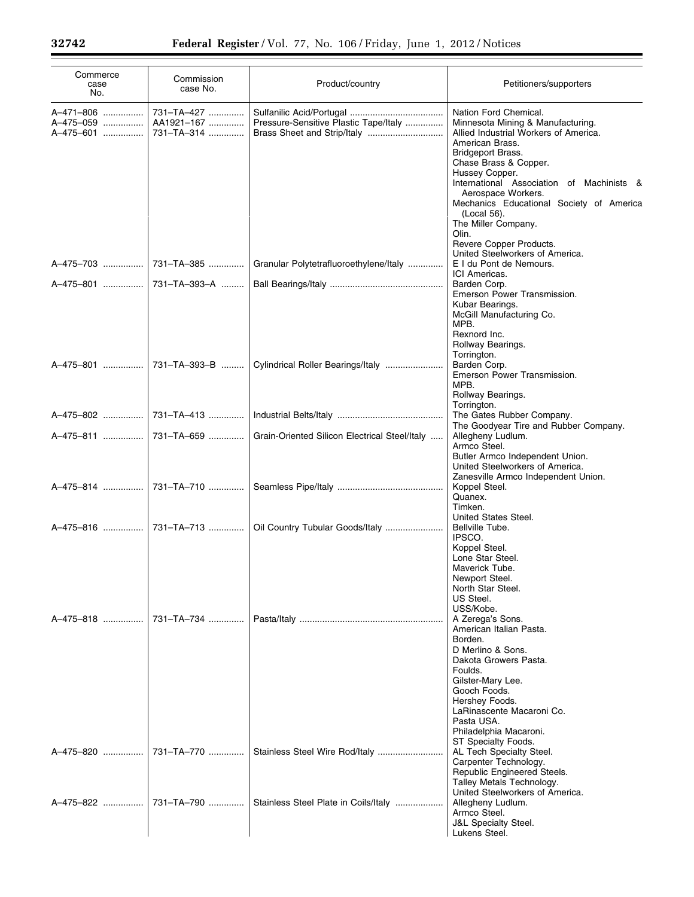| Commerce case No. | Commission case No. | Product/country | Petitioners/supporters |
|---|---|---|---|
| A–471–806 | 731–TA–427 | Sulfanilic Acid/Portugal | Nation Ford Chemical. |
| A–475–059 | AA1921–167 | Pressure-Sensitive Plastic Tape/Italy | Minnesota Mining & Manufacturing. |
| A–475–601 | 731–TA–314 | Brass Sheet and Strip/Italy | Allied Industrial Workers of America.<br>American Brass.<br>Bridgeport Brass.<br>Chase Brass & Copper.<br>Hussey Copper.<br>International Association of Machinists & Aerospace Workers.<br>Mechanics Educational Society of America (Local 56).<br>The Miller Company.<br>Olin.<br>Revere Copper Products.<br>United Steelworkers of America. |
| A–475–703 | 731–TA–385 | Granular Polytetrafluoroethylene/Italy | E I du Pont de Nemours.<br>ICI Americas. |
| A–475–801 | 731–TA–393–A | Ball Bearings/Italy | Barden Corp.<br>Emerson Power Transmission.<br>Kubar Bearings.<br>McGill Manufacturing Co.<br>MPB.<br>Rexnord Inc.<br>Rollway Bearings.<br>Torrington. |
| A–475–801 | 731–TA–393–B | Cylindrical Roller Bearings/Italy | Barden Corp.<br>Emerson Power Transmission.<br>MPB.<br>Rollway Bearings.<br>Torrington. |
| A–475–802 | 731–TA–413 | Industrial Belts/Italy | The Gates Rubber Company.<br>The Goodyear Tire and Rubber Company. |
| A–475–811 | 731–TA–659 | Grain-Oriented Silicon Electrical Steel/Italy | Allegheny Ludlum.<br>Armco Steel.<br>Butler Armco Independent Union.<br>United Steelworkers of America.<br>Zanesville Armco Independent Union. |
| A–475–814 | 731–TA–710 | Seamless Pipe/Italy | Koppel Steel.<br>Quanex.<br>Timken.<br>United States Steel. |
| A–475–816 | 731–TA–713 | Oil Country Tubular Goods/Italy | Bellville Tube.<br>IPSCO.<br>Koppel Steel.<br>Lone Star Steel.<br>Maverick Tube.<br>Newport Steel.<br>North Star Steel.<br>US Steel.<br>USS/Kobe. |
| A–475–818 | 731–TA–734 | Pasta/Italy | A Zerega's Sons.<br>American Italian Pasta.<br>Borden.<br>D Merlino & Sons.<br>Dakota Growers Pasta.<br>Foulds.<br>Gilster-Mary Lee.<br>Gooch Foods.<br>Hershey Foods.<br>LaRinascente Macaroni Co.<br>Pasta USA.<br>Philadelphia Macaroni.<br>ST Specialty Foods. |
| A–475–820 | 731–TA–770 | Stainless Steel Wire Rod/Italy | AL Tech Specialty Steel.<br>Carpenter Technology.<br>Republic Engineered Steels.<br>Talley Metals Technology.<br>United Steelworkers of America. |
| A–475–822 | 731–TA–790 | Stainless Steel Plate in Coils/Italy | Allegheny Ludlum.<br>Armco Steel.<br>J&L Specialty Steel.<br>Lukens Steel. |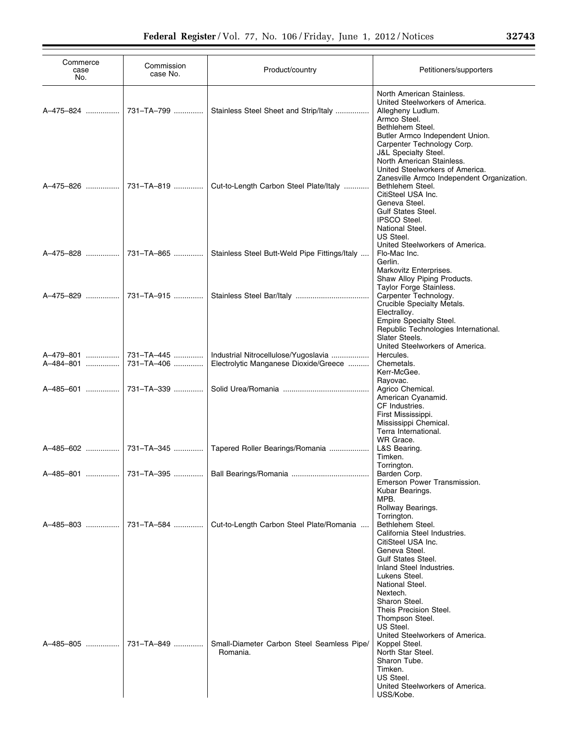| Commerce case No. | Commission case No. | Product/country | Petitioners/supporters |
| --- | --- | --- | --- |
| | | | North American Stainless. United Steelworkers of America. |
| A–475–824 | 731–TA–799 | Stainless Steel Sheet and Strip/Italy | Allegheny Ludlum. Armco Steel. Bethlehem Steel. Butler Armco Independent Union. Carpenter Technology Corp. J&L Specialty Steel. North American Stainless. United Steelworkers of America. Zanesville Armco Independent Organization. |
| A–475–826 | 731–TA–819 | Cut-to-Length Carbon Steel Plate/Italy | Bethlehem Steel. CitiSteel USA Inc. Geneva Steel. Gulf States Steel. IPSCO Steel. National Steel. US Steel. United Steelworkers of America. |
| A–475–828 | 731–TA–865 | Stainless Steel Butt-Weld Pipe Fittings/Italy | Flo-Mac Inc. Gerlin. Markovitz Enterprises. Shaw Alloy Piping Products. Taylor Forge Stainless. |
| A–475–829 | 731–TA–915 | Stainless Steel Bar/Italy | Carpenter Technology. Crucible Specialty Metals. Electralloy. Empire Specialty Steel. Republic Technologies International. Slater Steels. United Steelworkers of America. |
| A–479–801 | 731–TA–445 | Industrial Nitrocellulose/Yugoslavia | Hercules. |
| A–484–801 | 731–TA–406 | Electrolytic Manganese Dioxide/Greece | Chemetals. Kerr-McGee. Rayovac. |
| A–485–601 | 731–TA–339 | Solid Urea/Romania | Agrico Chemical. American Cyanamid. CF Industries. First Mississippi. Mississippi Chemical. Terra International. WR Grace. |
| A–485–602 | 731–TA–345 | Tapered Roller Bearings/Romania | L&S Bearing. Timken. Torrington. |
| A–485–801 | 731–TA–395 | Ball Bearings/Romania | Barden Corp. Emerson Power Transmission. Kubar Bearings. MPB. Rollway Bearings. Torrington. |
| A–485–803 | 731–TA–584 | Cut-to-Length Carbon Steel Plate/Romania | Bethlehem Steel. California Steel Industries. CitiSteel USA Inc. Geneva Steel. Gulf States Steel. Inland Steel Industries. Lukens Steel. National Steel. Nextech. Sharon Steel. Theis Precision Steel. Thompson Steel. US Steel. United Steelworkers of America. |
| A–485–805 | 731–TA–849 | Small-Diameter Carbon Steel Seamless Pipe/Romania. | Koppel Steel. North Star Steel. Sharon Tube. Timken. US Steel. United Steelworkers of America. USS/Kobe. |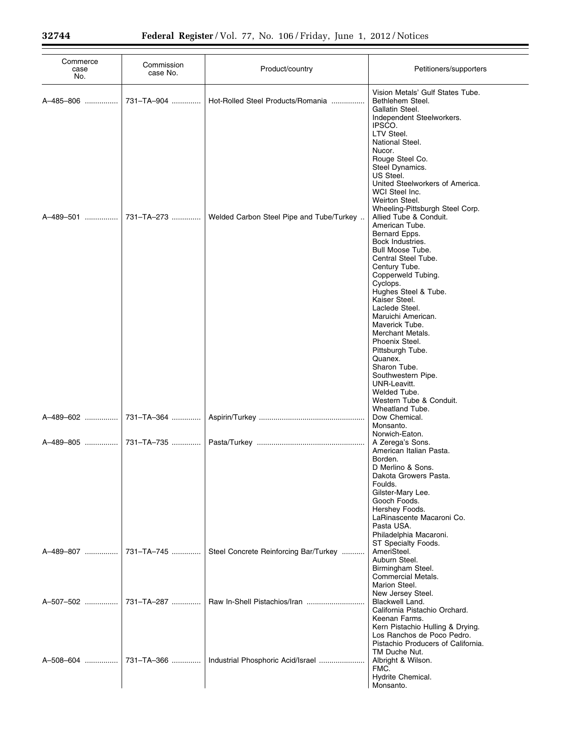| Commerce case No. | Commission case No. | Product/country | Petitioners/supporters |
|---|---|---|---|
| | | | Vision Metals' Gulf States Tube. |
| A–485–806 | 731–TA–904 | Hot-Rolled Steel Products/Romania | Bethlehem Steel. |
| | | | Gallatin Steel. |
| | | | Independent Steelworkers. |
| | | | IPSCO. |
| | | | LTV Steel. |
| | | | National Steel. |
| | | | Nucor. |
| | | | Rouge Steel Co. |
| | | | Steel Dynamics. |
| | | | US Steel. |
| | | | United Steelworkers of America. |
| | | | WCI Steel Inc. |
| | | | Weirton Steel. |
| | | | Wheeling-Pittsburgh Steel Corp. |
| A–489–501 | 731–TA–273 | Welded Carbon Steel Pipe and Tube/Turkey | Allied Tube & Conduit. |
| | | | American Tube. |
| | | | Bernard Epps. |
| | | | Bock Industries. |
| | | | Bull Moose Tube. |
| | | | Central Steel Tube. |
| | | | Century Tube. |
| | | | Copperweld Tubing. |
| | | | Cyclops. |
| | | | Hughes Steel & Tube. |
| | | | Kaiser Steel. |
| | | | Laclede Steel. |
| | | | Maruichi American. |
| | | | Maverick Tube. |
| | | | Merchant Metals. |
| | | | Phoenix Steel. |
| | | | Pittsburgh Tube. |
| | | | Quanex. |
| | | | Sharon Tube. |
| | | | Southwestern Pipe. |
| | | | UNR-Leavitt. |
| | | | Welded Tube. |
| | | | Western Tube & Conduit. |
| | | | Wheatland Tube. |
| A–489–602 | 731–TA–364 | Aspirin/Turkey | Dow Chemical. |
| | | | Monsanto. |
| | | | Norwich-Eaton. |
| A–489–805 | 731–TA–735 | Pasta/Turkey | A Zerega's Sons. |
| | | | American Italian Pasta. |
| | | | Borden. |
| | | | D Merlino & Sons. |
| | | | Dakota Growers Pasta. |
| | | | Foulds. |
| | | | Gilster-Mary Lee. |
| | | | Gooch Foods. |
| | | | Hershey Foods. |
| | | | LaRinascente Macaroni Co. |
| | | | Pasta USA. |
| | | | Philadelphia Macaroni. |
| | | | ST Specialty Foods. |
| A–489–807 | 731–TA–745 | Steel Concrete Reinforcing Bar/Turkey | AmeriSteel. |
| | | | Auburn Steel. |
| | | | Birmingham Steel. |
| | | | Commercial Metals. |
| | | | Marion Steel. |
| | | | New Jersey Steel. |
| A–507–502 | 731–TA–287 | Raw In-Shell Pistachios/Iran | Blackwell Land. |
| | | | California Pistachio Orchard. |
| | | | Keenan Farms. |
| | | | Kern Pistachio Hulling & Drying. |
| | | | Los Ranchos de Poco Pedro. |
| | | | Pistachio Producers of California. |
| | | | TM Duche Nut. |
| A–508–604 | 731–TA–366 | Industrial Phosphoric Acid/Israel | Albright & Wilson. |
| | | | FMC. |
| | | | Hydrite Chemical. |
| | | | Monsanto. |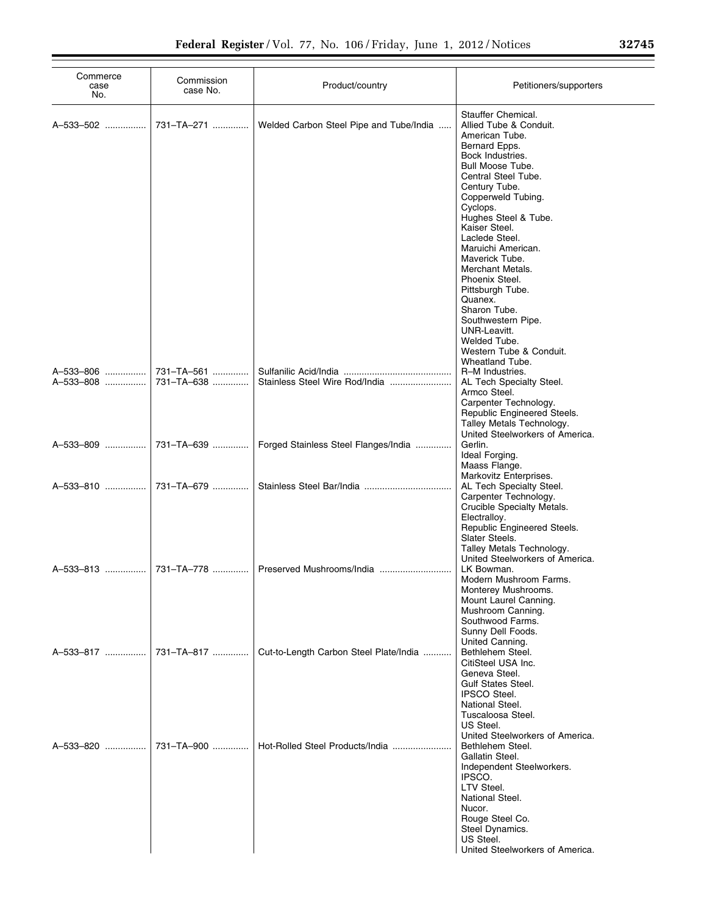| Commerce case No. | Commission case No. | Product/country | Petitioners/supporters |
|---|---|---|---|
| | | | Stauffer Chemical. |
| A–533–502 | 731–TA–271 | Welded Carbon Steel Pipe and Tube/India | Allied Tube & Conduit. |
| | | | American Tube. |
| | | | Bernard Epps. |
| | | | Bock Industries. |
| | | | Bull Moose Tube. |
| | | | Central Steel Tube. |
| | | | Century Tube. |
| | | | Copperweld Tubing. |
| | | | Cyclops. |
| | | | Hughes Steel & Tube. |
| | | | Kaiser Steel. |
| | | | Laclede Steel. |
| | | | Maruichi American. |
| | | | Maverick Tube. |
| | | | Merchant Metals. |
| | | | Phoenix Steel. |
| | | | Pittsburgh Tube. |
| | | | Quanex. |
| | | | Sharon Tube. |
| | | | Southwestern Pipe. |
| | | | UNR-Leavitt. |
| | | | Welded Tube. |
| | | | Western Tube & Conduit. |
| | | | Wheatland Tube. |
| A–533–806 | 731–TA–561 | Sulfanilic Acid/India | R–M Industries. |
| A–533–808 | 731–TA–638 | Stainless Steel Wire Rod/India | AL Tech Specialty Steel. |
| | | | Armco Steel. |
| | | | Carpenter Technology. |
| | | | Republic Engineered Steels. |
| | | | Talley Metals Technology. |
| | | | United Steelworkers of America. |
| A–533–809 | 731–TA–639 | Forged Stainless Steel Flanges/India | Gerlin. |
| | | | Ideal Forging. |
| | | | Maass Flange. |
| | | | Markovitz Enterprises. |
| A–533–810 | 731–TA–679 | Stainless Steel Bar/India | AL Tech Specialty Steel. |
| | | | Carpenter Technology. |
| | | | Crucible Specialty Metals. |
| | | | Electralloy. |
| | | | Republic Engineered Steels. |
| | | | Slater Steels. |
| | | | Talley Metals Technology. |
| | | | United Steelworkers of America. |
| A–533–813 | 731–TA–778 | Preserved Mushrooms/India | LK Bowman. |
| | | | Modern Mushroom Farms. |
| | | | Monterey Mushrooms. |
| | | | Mount Laurel Canning. |
| | | | Mushroom Canning. |
| | | | Southwood Farms. |
| | | | Sunny Dell Foods. |
| | | | United Canning. |
| A–533–817 | 731–TA–817 | Cut-to-Length Carbon Steel Plate/India | Bethlehem Steel. |
| | | | CitiSteel USA Inc. |
| | | | Geneva Steel. |
| | | | Gulf States Steel. |
| | | | IPSCO Steel. |
| | | | National Steel. |
| | | | Tuscaloosa Steel. |
| | | | US Steel. |
| | | | United Steelworkers of America. |
| A–533–820 | 731–TA–900 | Hot-Rolled Steel Products/India | Bethlehem Steel. |
| | | | Gallatin Steel. |
| | | | Independent Steelworkers. |
| | | | IPSCO. |
| | | | LTV Steel. |
| | | | National Steel. |
| | | | Nucor. |
| | | | Rouge Steel Co. |
| | | | Steel Dynamics. |
| | | | US Steel. |
| | | | United Steelworkers of America. |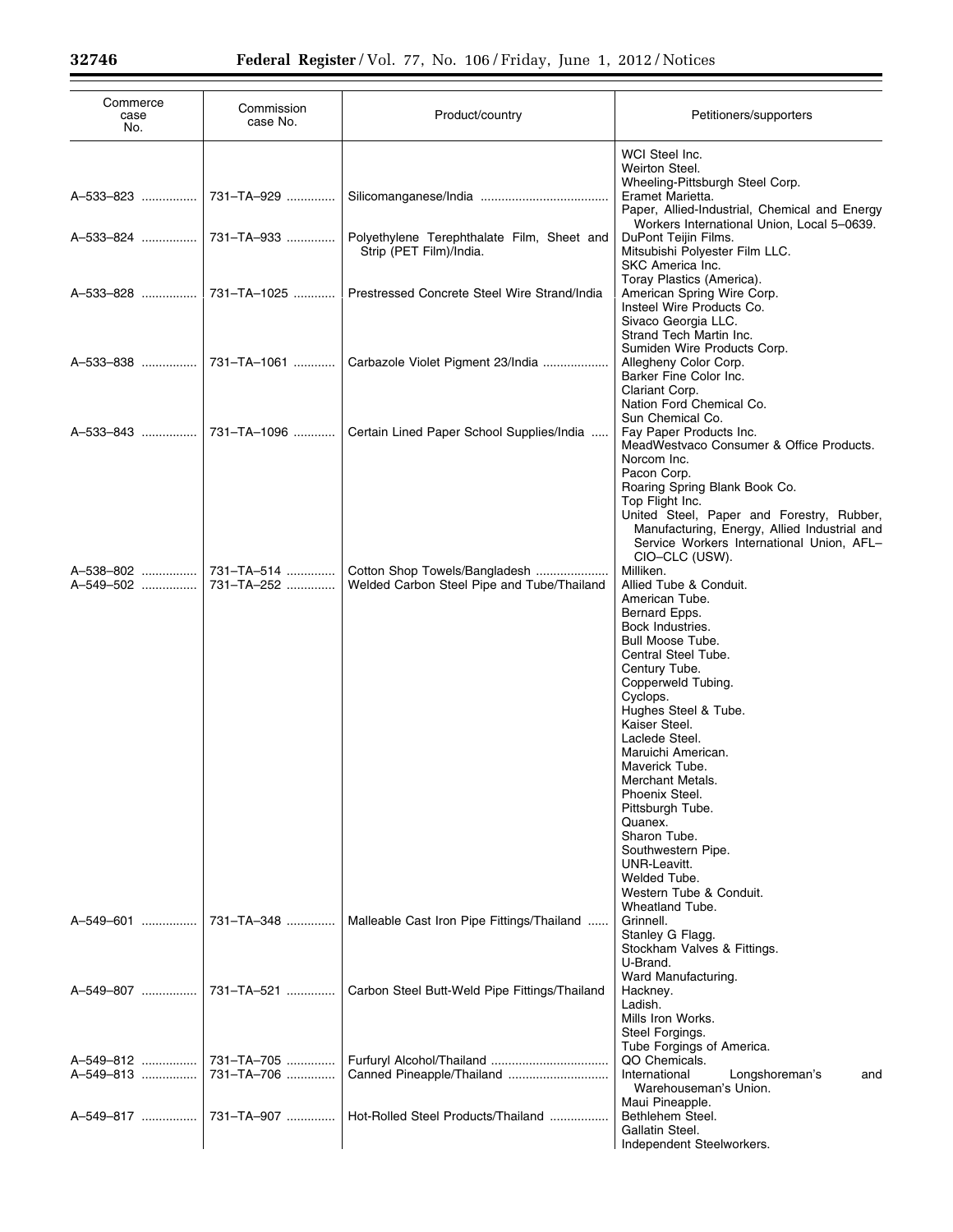| Commerce case No. | Commission case No. | Product/country | Petitioners/supporters |
|---|---|---|---|
| | | | WCI Steel Inc. |
| | | | Weirton Steel. |
| | | | Wheeling-Pittsburgh Steel Corp. |
| A–533–823 | 731–TA–929 | Silicomanganese/India | Eramet Marietta. |
| | | | Paper, Allied-Industrial, Chemical and Energy Workers International Union, Local 5–0639. |
| A–533–824 | 731–TA–933 | Polyethylene Terephthalate Film, Sheet and Strip (PET Film)/India. | DuPont Teijin Films. |
| | | | Mitsubishi Polyester Film LLC. |
| | | | SKC America Inc. |
| | | | Toray Plastics (America). |
| A–533–828 | 731–TA–1025 | Prestressed Concrete Steel Wire Strand/India | American Spring Wire Corp. |
| | | | Insteel Wire Products Co. |
| | | | Sivaco Georgia LLC. |
| | | | Strand Tech Martin Inc. |
| | | | Sumiden Wire Products Corp. |
| A–533–838 | 731–TA–1061 | Carbazole Violet Pigment 23/India | Allegheny Color Corp. |
| | | | Barker Fine Color Inc. |
| | | | Clariant Corp. |
| | | | Nation Ford Chemical Co. |
| | | | Sun Chemical Co. |
| A–533–843 | 731–TA–1096 | Certain Lined Paper School Supplies/India | Fay Paper Products Inc. |
| | | | MeadWestvaco Consumer & Office Products. |
| | | | Norcom Inc. |
| | | | Pacon Corp. |
| | | | Roaring Spring Blank Book Co. |
| | | | Top Flight Inc. |
| | | | United Steel, Paper and Forestry, Rubber, Manufacturing, Energy, Allied Industrial and Service Workers International Union, AFL–CIO–CLC (USW). |
| A–538–802 | 731–TA–514 | Cotton Shop Towels/Bangladesh | Milliken. |
| A–549–502 | 731–TA–252 | Welded Carbon Steel Pipe and Tube/Thailand | Allied Tube & Conduit. |
| | | | American Tube. |
| | | | Bernard Epps. |
| | | | Bock Industries. |
| | | | Bull Moose Tube. |
| | | | Central Steel Tube. |
| | | | Century Tube. |
| | | | Copperweld Tubing. |
| | | | Cyclops. |
| | | | Hughes Steel & Tube. |
| | | | Kaiser Steel. |
| | | | Laclede Steel. |
| | | | Maruichi American. |
| | | | Maverick Tube. |
| | | | Merchant Metals. |
| | | | Phoenix Steel. |
| | | | Pittsburgh Tube. |
| | | | Quanex. |
| | | | Sharon Tube. |
| | | | Southwestern Pipe. |
| | | | UNR-Leavitt. |
| | | | Welded Tube. |
| | | | Western Tube & Conduit. |
| | | | Wheatland Tube. |
| A–549–601 | 731–TA–348 | Malleable Cast Iron Pipe Fittings/Thailand | Grinnell. |
| | | | Stanley G Flagg. |
| | | | Stockham Valves & Fittings. |
| | | | U-Brand. |
| | | | Ward Manufacturing. |
| A–549–807 | 731–TA–521 | Carbon Steel Butt-Weld Pipe Fittings/Thailand | Hackney. |
| | | | Ladish. |
| | | | Mills Iron Works. |
| | | | Steel Forgings. |
| | | | Tube Forgings of America. |
| A–549–812 | 731–TA–705 | Furfuryl Alcohol/Thailand | QO Chemicals. |
| A–549–813 | 731–TA–706 | Canned Pineapple/Thailand | International Longshoreman's and Warehouseman's Union. |
| | | | Maui Pineapple. |
| A–549–817 | 731–TA–907 | Hot-Rolled Steel Products/Thailand | Bethlehem Steel. |
| | | | Gallatin Steel. |
| | | | Independent Steelworkers. |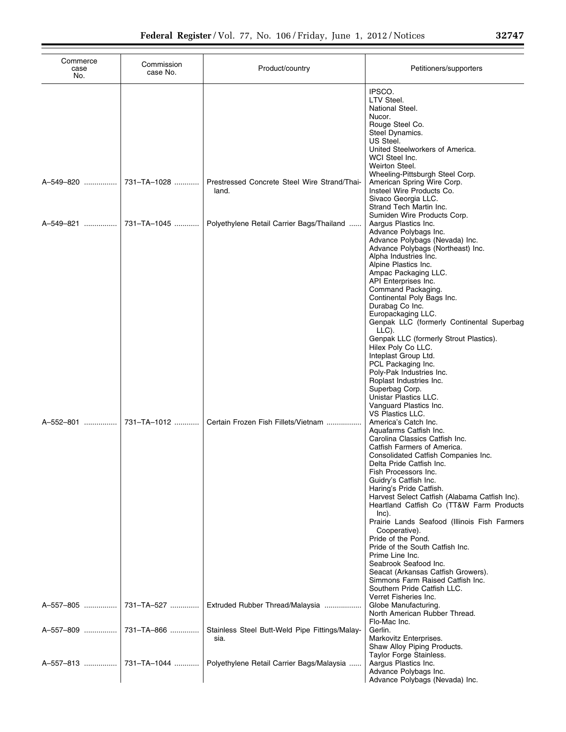| Commerce case No. | Commission case No. | Product/country | Petitioners/supporters |
|---|---|---|---|
| | | | IPSCO. |
| | | | LTV Steel. |
| | | | National Steel. |
| | | | Nucor. |
| | | | Rouge Steel Co. |
| | | | Steel Dynamics. |
| | | | US Steel. |
| | | | United Steelworkers of America. |
| | | | WCI Steel Inc. |
| | | | Weirton Steel. |
| | | | Wheeling-Pittsburgh Steel Corp. |
| A–549–820 | 731–TA–1028 | Prestressed Concrete Steel Wire Strand/Thailand. | American Spring Wire Corp. |
| | | | Insteel Wire Products Co. |
| | | | Sivaco Georgia LLC. |
| | | | Strand Tech Martin Inc. |
| | | | Sumiden Wire Products Corp. |
| A–549–821 | 731–TA–1045 | Polyethylene Retail Carrier Bags/Thailand | Aargus Plastics Inc. |
| | | | Advance Polybags Inc. |
| | | | Advance Polybags (Nevada) Inc. |
| | | | Advance Polybags (Northeast) Inc. |
| | | | Alpha Industries Inc. |
| | | | Alpine Plastics Inc. |
| | | | Ampac Packaging LLC. |
| | | | API Enterprises Inc. |
| | | | Command Packaging. |
| | | | Continental Poly Bags Inc. |
| | | | Durabag Co Inc. |
| | | | Europackaging LLC. |
| | | | Genpak LLC (formerly Continental Superbag LLC). |
| | | | Genpak LLC (formerly Strout Plastics). |
| | | | Hilex Poly Co LLC. |
| | | | Inteplast Group Ltd. |
| | | | PCL Packaging Inc. |
| | | | Poly-Pak Industries Inc. |
| | | | Roplast Industries Inc. |
| | | | Superbag Corp. |
| | | | Unistar Plastics LLC. |
| | | | Vanguard Plastics Inc. |
| | | | VS Plastics LLC. |
| A–552–801 | 731–TA–1012 | Certain Frozen Fish Fillets/Vietnam | America's Catch Inc. |
| | | | Aquafarms Catfish Inc. |
| | | | Carolina Classics Catfish Inc. |
| | | | Catfish Farmers of America. |
| | | | Consolidated Catfish Companies Inc. |
| | | | Delta Pride Catfish Inc. |
| | | | Fish Processors Inc. |
| | | | Guidry's Catfish Inc. |
| | | | Haring's Pride Catfish. |
| | | | Harvest Select Catfish (Alabama Catfish Inc). |
| | | | Heartland Catfish Co (TT&W Farm Products Inc). |
| | | | Prairie Lands Seafood (Illinois Fish Farmers Cooperative). |
| | | | Pride of the Pond. |
| | | | Pride of the South Catfish Inc. |
| | | | Prime Line Inc. |
| | | | Seabrook Seafood Inc. |
| | | | Seacat (Arkansas Catfish Growers). |
| | | | Simmons Farm Raised Catfish Inc. |
| | | | Southern Pride Catfish LLC. |
| | | | Verret Fisheries Inc. |
| A–557–805 | 731–TA–527 | Extruded Rubber Thread/Malaysia | Globe Manufacturing. |
| | | | North American Rubber Thread. |
| | | | Flo-Mac Inc. |
| A–557–809 | 731–TA–866 | Stainless Steel Butt-Weld Pipe Fittings/Malaysia. | Gerlin. |
| | | | Markovitz Enterprises. |
| | | | Shaw Alloy Piping Products. |
| | | | Taylor Forge Stainless. |
| A–557–813 | 731–TA–1044 | Polyethylene Retail Carrier Bags/Malaysia | Aargus Plastics Inc. |
| | | | Advance Polybags Inc. |
| | | | Advance Polybags (Nevada) Inc. |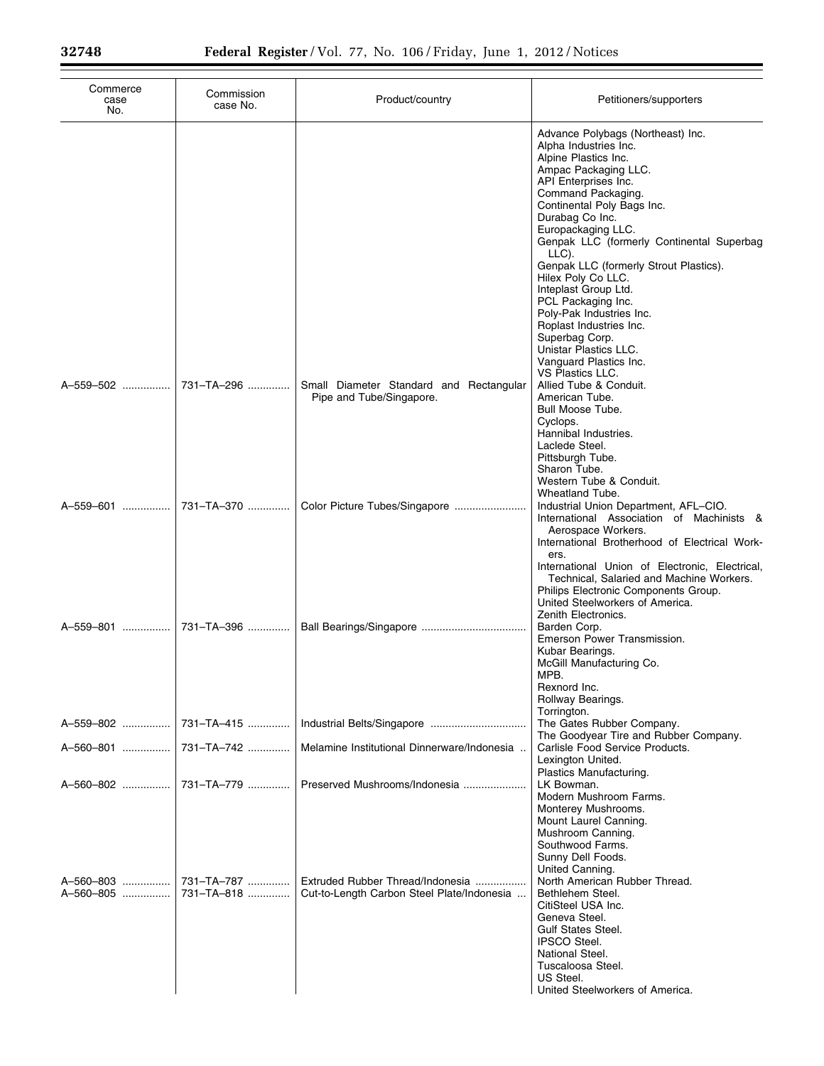| Commerce case No. | Commission case No. | Product/country | Petitioners/supporters |
|---|---|---|---|
| | | | Advance Polybags (Northeast) Inc.<br>Alpha Industries Inc.<br>Alpine Plastics Inc.<br>Ampac Packaging LLC.<br>API Enterprises Inc.<br>Command Packaging.<br>Continental Poly Bags Inc.<br>Durabag Co Inc.<br>Europackaging LLC.<br>Genpak LLC (formerly Continental Superbag LLC).<br>Genpak LLC (formerly Strout Plastics).<br>Hilex Poly Co LLC.<br>Inteplast Group Ltd.<br>PCL Packaging Inc.<br>Poly-Pak Industries Inc.<br>Roplast Industries Inc.<br>Superbag Corp.<br>Unistar Plastics LLC.<br>Vanguard Plastics Inc.<br>VS Plastics LLC. |
| A–559–502 | 731–TA–296 | Small Diameter Standard and Rectangular Pipe and Tube/Singapore. | Allied Tube & Conduit.<br>American Tube.<br>Bull Moose Tube.<br>Cyclops.<br>Hannibal Industries.<br>Laclede Steel.<br>Pittsburgh Tube.<br>Sharon Tube.<br>Western Tube & Conduit.<br>Wheatland Tube. |
| A–559–601 | 731–TA–370 | Color Picture Tubes/Singapore | Industrial Union Department, AFL–CIO.<br>International Association of Machinists & Aerospace Workers.<br>International Brotherhood of Electrical Workers.<br>International Union of Electronic, Electrical, Technical, Salaried and Machine Workers.<br>Philips Electronic Components Group.<br>United Steelworkers of America.<br>Zenith Electronics. |
| A–559–801 | 731–TA–396 | Ball Bearings/Singapore | Barden Corp.<br>Emerson Power Transmission.<br>Kubar Bearings.<br>McGill Manufacturing Co.<br>MPB.<br>Rexnord Inc.<br>Rollway Bearings.<br>Torrington. |
| A–559–802 | 731–TA–415 | Industrial Belts/Singapore | The Gates Rubber Company.<br>The Goodyear Tire and Rubber Company. |
| A–560–801 | 731–TA–742 | Melamine Institutional Dinnerware/Indonesia | Carlisle Food Service Products.<br>Lexington United.<br>Plastics Manufacturing. |
| A–560–802 | 731–TA–779 | Preserved Mushrooms/Indonesia | LK Bowman.<br>Modern Mushroom Farms.<br>Monterey Mushrooms.<br>Mount Laurel Canning.<br>Mushroom Canning.<br>Southwood Farms.<br>Sunny Dell Foods.<br>United Canning. |
| A–560–803 | 731–TA–787 | Extruded Rubber Thread/Indonesia | North American Rubber Thread. |
| A–560–805 | 731–TA–818 | Cut-to-Length Carbon Steel Plate/Indonesia | Bethlehem Steel.<br>CitiSteel USA Inc.<br>Geneva Steel.<br>Gulf States Steel.<br>IPSCO Steel.<br>National Steel.<br>Tuscaloosa Steel.<br>US Steel.<br>United Steelworkers of America. |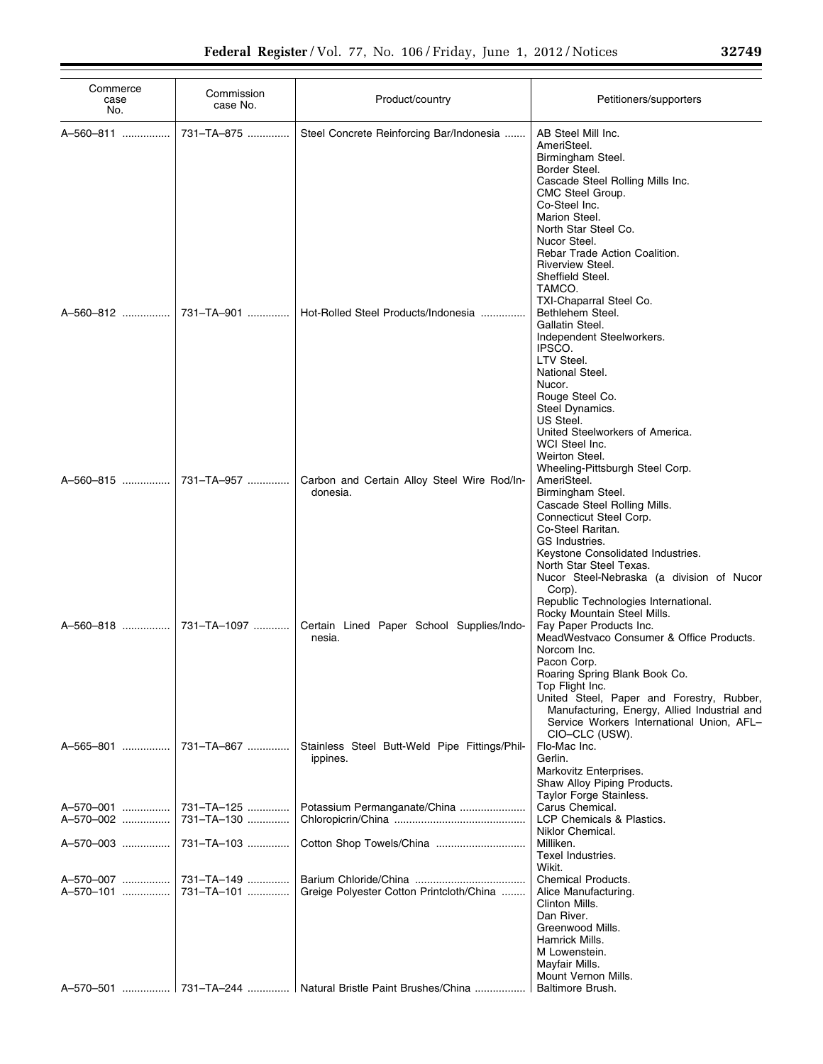| Commerce case No. | Commission case No. | Product/country | Petitioners/supporters |
|---|---|---|---|
| A–560–811 | 731–TA–875 | Steel Concrete Reinforcing Bar/Indonesia | AB Steel Mill Inc.<br>AmeriSteel.<br>Birmingham Steel.<br>Border Steel.<br>Cascade Steel Rolling Mills Inc.<br>CMC Steel Group.<br>Co-Steel Inc.<br>Marion Steel.<br>North Star Steel Co.<br>Nucor Steel.<br>Rebar Trade Action Coalition.<br>Riverview Steel.<br>Sheffield Steel.<br>TAMCO.<br>TXI-Chaparral Steel Co. |
| A–560–812 | 731–TA–901 | Hot-Rolled Steel Products/Indonesia | Bethlehem Steel.<br>Gallatin Steel.<br>Independent Steelworkers.<br>IPSCO.<br>LTV Steel.<br>National Steel.<br>Nucor.<br>Rouge Steel Co.<br>Steel Dynamics.<br>US Steel.<br>United Steelworkers of America.<br>WCI Steel Inc.<br>Weirton Steel.<br>Wheeling-Pittsburgh Steel Corp. |
| A–560–815 | 731–TA–957 | Carbon and Certain Alloy Steel Wire Rod/Indonesia. | AmeriSteel.<br>Birmingham Steel.<br>Cascade Steel Rolling Mills.<br>Connecticut Steel Corp.<br>Co-Steel Raritan.<br>GS Industries.<br>Keystone Consolidated Industries.<br>North Star Steel Texas.<br>Nucor Steel-Nebraska (a division of Nucor Corp).<br>Republic Technologies International.<br>Rocky Mountain Steel Mills. |
| A–560–818 | 731–TA–1097 | Certain Lined Paper School Supplies/Indonesia. | Fay Paper Products Inc.<br>MeadWestvaco Consumer & Office Products.<br>Norcom Inc.<br>Pacon Corp.<br>Roaring Spring Blank Book Co.<br>Top Flight Inc.<br>United Steel, Paper and Forestry, Rubber, Manufacturing, Energy, Allied Industrial and Service Workers International Union, AFL–CIO–CLC (USW). |
| A–565–801 | 731–TA–867 | Stainless Steel Butt-Weld Pipe Fittings/Philippines. | Flo-Mac Inc.<br>Gerlin.<br>Markovitz Enterprises.<br>Shaw Alloy Piping Products.<br>Taylor Forge Stainless. |
| A–570–001 | 731–TA–125 | Potassium Permanganate/China | Carus Chemical. |
| A–570–002 | 731–TA–130 | Chloropicrin/China | LCP Chemicals & Plastics.<br>Niklor Chemical. |
| A–570–003 | 731–TA–103 | Cotton Shop Towels/China | Milliken.<br>Texel Industries.<br>Wikit. |
| A–570–007 | 731–TA–149 | Barium Chloride/China | Chemical Products. |
| A–570–101 | 731–TA–101 | Greige Polyester Cotton Printcloth/China | Alice Manufacturing.<br>Clinton Mills.<br>Dan River.<br>Greenwood Mills.<br>Hamrick Mills.<br>M Lowenstein.<br>Mayfair Mills.<br>Mount Vernon Mills. |
| A–570–501 | 731–TA–244 | Natural Bristle Paint Brushes/China | Baltimore Brush. |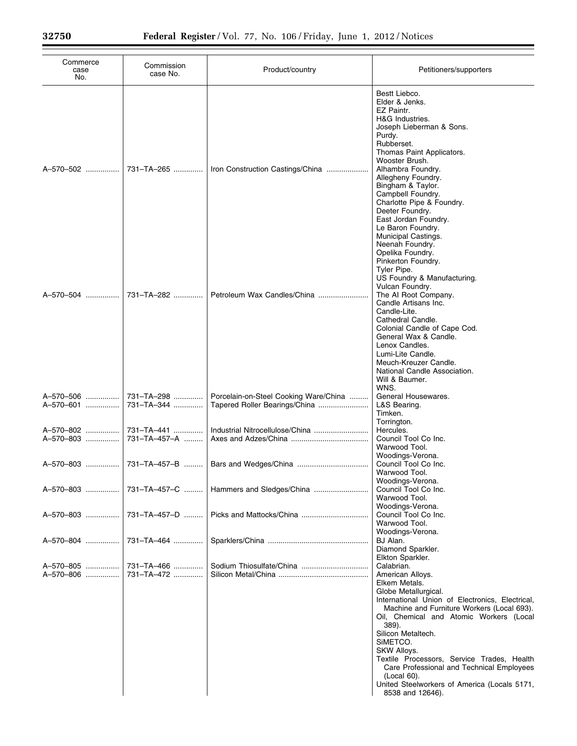| Commerce case No. | Commission case No. | Product/country | Petitioners/supporters |
|---|---|---|---|
| | | | Bestt Liebco.<br>Elder & Jenks.<br>EZ Paintr.<br>H&G Industries.<br>Joseph Lieberman & Sons.<br>Purdy.<br>Rubberset.<br>Thomas Paint Applicators.<br>Wooster Brush. |
| A–570–502 | 731–TA–265 | Iron Construction Castings/China | Alhambra Foundry.<br>Allegheny Foundry.<br>Bingham & Taylor.<br>Campbell Foundry.<br>Charlotte Pipe & Foundry.<br>Deeter Foundry.<br>East Jordan Foundry.<br>Le Baron Foundry.<br>Municipal Castings.<br>Neenah Foundry.<br>Opelika Foundry.<br>Pinkerton Foundry.<br>Tyler Pipe.<br>US Foundry & Manufacturing.<br>Vulcan Foundry. |
| A–570–504 | 731–TA–282 | Petroleum Wax Candles/China | The AI Root Company.<br>Candle Artisans Inc.<br>Candle-Lite.<br>Cathedral Candle.<br>Colonial Candle of Cape Cod.<br>General Wax & Candle.<br>Lenox Candles.<br>Lumi-Lite Candle.<br>Meuch-Kreuzer Candle.<br>National Candle Association.<br>Will & Baumer.<br>WNS. |
| A–570–506 | 731–TA–298 | Porcelain-on-Steel Cooking Ware/China | General Housewares. |
| A–570–601 | 731–TA–344 | Tapered Roller Bearings/China | L&S Bearing.<br>Timken.<br>Torrington. |
| A–570–802 | 731–TA–441 | Industrial Nitrocellulose/China | Hercules. |
| A–570–803 | 731–TA–457–A | Axes and Adzes/China | Council Tool Co Inc.<br>Warwood Tool.<br>Woodings-Verona. |
| A–570–803 | 731–TA–457–B | Bars and Wedges/China | Council Tool Co Inc.<br>Warwood Tool.<br>Woodings-Verona. |
| A–570–803 | 731–TA–457–C | Hammers and Sledges/China | Council Tool Co Inc.<br>Warwood Tool.<br>Woodings-Verona. |
| A–570–803 | 731–TA–457–D | Picks and Mattocks/China | Council Tool Co Inc.<br>Warwood Tool.<br>Woodings-Verona. |
| A–570–804 | 731–TA–464 | Sparklers/China | BJ Alan.<br>Diamond Sparkler.<br>Elkton Sparkler. |
| A–570–805 | 731–TA–466 | Sodium Thiosulfate/China | Calabrian. |
| A–570–806 | 731–TA–472 | Silicon Metal/China | American Alloys.<br>Elkem Metals.<br>Globe Metallurgical.<br>International Union of Electronics, Electrical, Machine and Furniture Workers (Local 693).<br>Oil, Chemical and Atomic Workers (Local 389).<br>Silicon Metaltech.<br>SiMETCO.<br>SKW Alloys.<br>Textile Processors, Service Trades, Health Care Professional and Technical Employees (Local 60).<br>United Steelworkers of America (Locals 5171, 8538 and 12646). |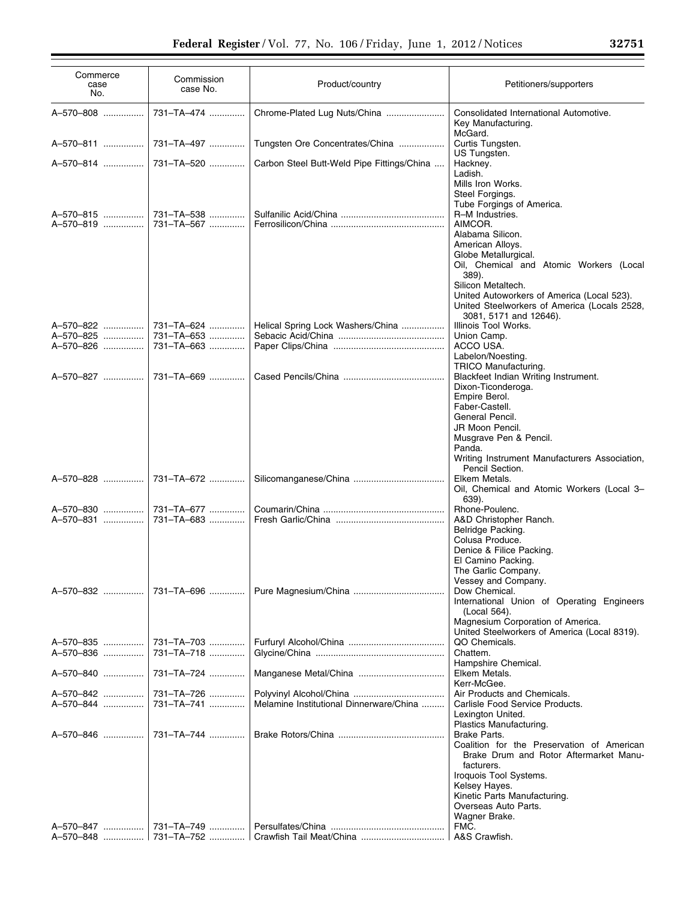| Commerce case No. | Commission case No. | Product/country | Petitioners/supporters |
|---|---|---|---|
| A–570–808 | 731–TA–474 | Chrome-Plated Lug Nuts/China | Consolidated International Automotive.<br>Key Manufacturing.<br>McGard. |
| A–570–811 | 731–TA–497 | Tungsten Ore Concentrates/China | Curtis Tungsten.<br>US Tungsten. |
| A–570–814 | 731–TA–520 | Carbon Steel Butt-Weld Pipe Fittings/China | Hackney.<br>Ladish.<br>Mills Iron Works.<br>Steel Forgings.<br>Tube Forgings of America. |
| A–570–815 | 731–TA–538 | Sulfanilic Acid/China | R–M Industries. |
| A–570–819 | 731–TA–567 | Ferrosilicon/China | AIMCOR.<br>Alabama Silicon.<br>American Alloys.<br>Globe Metallurgical.<br>Oil, Chemical and Atomic Workers (Local 389).<br>Silicon Metaltech.<br>United Autoworkers of America (Local 523).<br>United Steelworkers of America (Locals 2528, 3081, 5171 and 12646). |
| A–570–822 | 731–TA–624 | Helical Spring Lock Washers/China | Illinois Tool Works. |
| A–570–825 | 731–TA–653 | Sebacic Acid/China | Union Camp. |
| A–570–826 | 731–TA–663 | Paper Clips/China | ACCO USA.<br>Labelon/Noesting.<br>TRICO Manufacturing. |
| A–570–827 | 731–TA–669 | Cased Pencils/China | Blackfeet Indian Writing Instrument.<br>Dixon-Ticonderoga.<br>Empire Berol.<br>Faber-Castell.<br>General Pencil.<br>JR Moon Pencil.<br>Musgrave Pen & Pencil.<br>Panda.<br>Writing Instrument Manufacturers Association, Pencil Section. |
| A–570–828 | 731–TA–672 | Silicomanganese/China | Elkem Metals.<br>Oil, Chemical and Atomic Workers (Local 3–639). |
| A–570–830 | 731–TA–677 | Coumarin/China | Rhone-Poulenc. |
| A–570–831 | 731–TA–683 | Fresh Garlic/China | A&D Christopher Ranch.<br>Belridge Packing.<br>Colusa Produce.<br>Denice & Filice Packing.<br>El Camino Packing.<br>The Garlic Company.<br>Vessey and Company. |
| A–570–832 | 731–TA–696 | Pure Magnesium/China | Dow Chemical.<br>International Union of Operating Engineers (Local 564).<br>Magnesium Corporation of America.<br>United Steelworkers of America (Local 8319). |
| A–570–835 | 731–TA–703 | Furfuryl Alcohol/China | QO Chemicals. |
| A–570–836 | 731–TA–718 | Glycine/China | Chattem.<br>Hampshire Chemical. |
| A–570–840 | 731–TA–724 | Manganese Metal/China | Elkem Metals.<br>Kerr-McGee. |
| A–570–842 | 731–TA–726 | Polyvinyl Alcohol/China | Air Products and Chemicals. |
| A–570–844 | 731–TA–741 | Melamine Institutional Dinnerware/China | Carlisle Food Service Products.<br>Lexington United.<br>Plastics Manufacturing. |
| A–570–846 | 731–TA–744 | Brake Rotors/China | Brake Parts.<br>Coalition for the Preservation of American Brake Drum and Rotor Aftermarket Manufacturers.<br>Iroquois Tool Systems.<br>Kelsey Hayes.<br>Kinetic Parts Manufacturing.<br>Overseas Auto Parts.<br>Wagner Brake. |
| A–570–847 | 731–TA–749 | Persulfates/China | FMC. |
| A–570–848 | 731–TA–752 | Crawfish Tail Meat/China | A&S Crawfish. |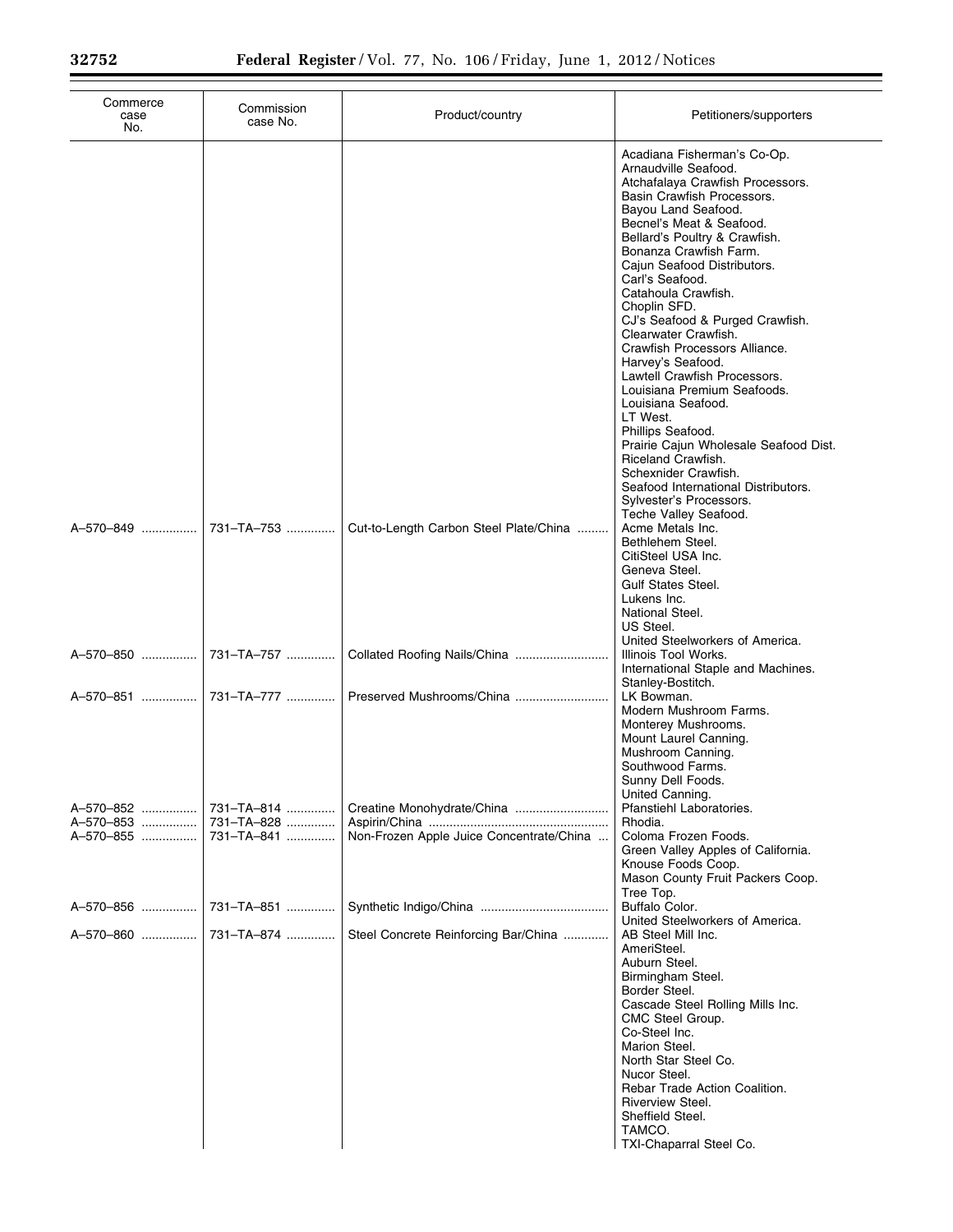| Commerce case No. | Commission case No. | Product/country | Petitioners/supporters |
|---|---|---|---|
| | | | Acadiana Fisherman's Co-Op. |
| | | | Arnaudville Seafood. |
| | | | Atchafalaya Crawfish Processors. |
| | | | Basin Crawfish Processors. |
| | | | Bayou Land Seafood. |
| | | | Becnel's Meat & Seafood. |
| | | | Bellard's Poultry & Crawfish. |
| | | | Bonanza Crawfish Farm. |
| | | | Cajun Seafood Distributors. |
| | | | Carl's Seafood. |
| | | | Catahoula Crawfish. |
| | | | Choplin SFD. |
| | | | CJ's Seafood & Purged Crawfish. |
| | | | Clearwater Crawfish. |
| | | | Crawfish Processors Alliance. |
| | | | Harvey's Seafood. |
| | | | Lawtell Crawfish Processors. |
| | | | Louisiana Premium Seafoods. |
| | | | Louisiana Seafood. |
| | | | LT West. |
| | | | Phillips Seafood. |
| | | | Prairie Cajun Wholesale Seafood Dist. |
| | | | Riceland Crawfish. |
| | | | Schexnider Crawfish. |
| | | | Seafood International Distributors. |
| | | | Sylvester's Processors. |
| | | | Teche Valley Seafood. |
| A–570–849 | 731–TA–753 | Cut-to-Length Carbon Steel Plate/China | Acme Metals Inc. |
| | | | Bethlehem Steel. |
| | | | CitiSteel USA Inc. |
| | | | Geneva Steel. |
| | | | Gulf States Steel. |
| | | | Lukens Inc. |
| | | | National Steel. |
| | | | US Steel. |
| | | | United Steelworkers of America. |
| A–570–850 | 731–TA–757 | Collated Roofing Nails/China | Illinois Tool Works. |
| | | | International Staple and Machines. |
| | | | Stanley-Bostitch. |
| A–570–851 | 731–TA–777 | Preserved Mushrooms/China | LK Bowman. |
| | | | Modern Mushroom Farms. |
| | | | Monterey Mushrooms. |
| | | | Mount Laurel Canning. |
| | | | Mushroom Canning. |
| | | | Southwood Farms. |
| | | | Sunny Dell Foods. |
| | | | United Canning. |
| A–570–852 | 731–TA–814 | Creatine Monohydrate/China | Pfanstiehl Laboratories. |
| A–570–853 | 731–TA–828 | Aspirin/China | Rhodia. |
| A–570–855 | 731–TA–841 | Non-Frozen Apple Juice Concentrate/China | Coloma Frozen Foods. |
| | | | Green Valley Apples of California. |
| | | | Knouse Foods Coop. |
| | | | Mason County Fruit Packers Coop. |
| | | | Tree Top. |
| A–570–856 | 731–TA–851 | Synthetic Indigo/China | Buffalo Color. |
| | | | United Steelworkers of America. |
| A–570–860 | 731–TA–874 | Steel Concrete Reinforcing Bar/China | AB Steel Mill Inc. |
| | | | AmeriSteel. |
| | | | Auburn Steel. |
| | | | Birmingham Steel. |
| | | | Border Steel. |
| | | | Cascade Steel Rolling Mills Inc. |
| | | | CMC Steel Group. |
| | | | Co-Steel Inc. |
| | | | Marion Steel. |
| | | | North Star Steel Co. |
| | | | Nucor Steel. |
| | | | Rebar Trade Action Coalition. |
| | | | Riverview Steel. |
| | | | Sheffield Steel. |
| | | | TAMCO. |
| | | | TXI-Chaparral Steel Co. |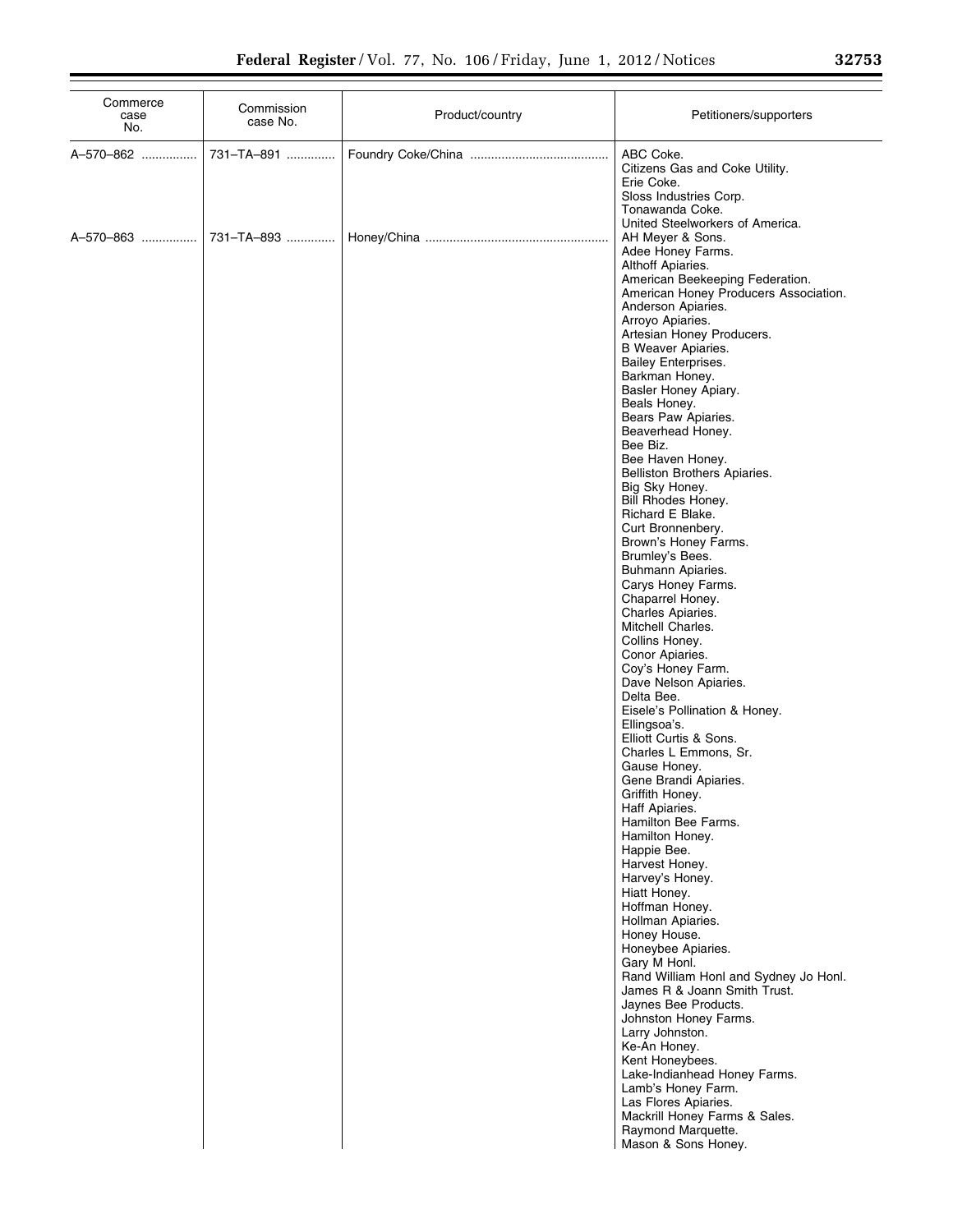| Commerce case No. | Commission case No. | Product/country | Petitioners/supporters |
|---|---|---|---|
| A–570–862 | 731–TA–891 | Foundry Coke/China | ABC Coke.<br>Citizens Gas and Coke Utility.<br>Erie Coke.<br>Sloss Industries Corp.<br>Tonawanda Coke.<br>United Steelworkers of America. |
| A–570–863 | 731–TA–893 | Honey/China | AH Meyer & Sons.<br>Adee Honey Farms.<br>Althoff Apiaries.<br>American Beekeeping Federation.<br>American Honey Producers Association.<br>Anderson Apiaries.<br>Arroyo Apiaries.<br>Artesian Honey Producers.<br>B Weaver Apiaries.<br>Bailey Enterprises.<br>Barkman Honey.<br>Basler Honey Apiary.<br>Beals Honey.<br>Bears Paw Apiaries.<br>Beaverhead Honey.<br>Bee Biz.<br>Bee Haven Honey.<br>Belliston Brothers Apiaries.<br>Big Sky Honey.<br>Bill Rhodes Honey.<br>Richard E Blake.<br>Curt Bronnenbery.<br>Brown's Honey Farms.<br>Brumley's Bees.<br>Buhmann Apiaries.<br>Carys Honey Farms.<br>Chaparrel Honey.<br>Charles Apiaries.<br>Mitchell Charles.<br>Collins Honey.<br>Conor Apiaries.<br>Coy's Honey Farm.<br>Dave Nelson Apiaries.<br>Delta Bee.<br>Eisele's Pollination & Honey.<br>Ellingsoa's.<br>Elliott Curtis & Sons.<br>Charles L Emmons, Sr.<br>Gause Honey.<br>Gene Brandi Apiaries.<br>Griffith Honey.<br>Haff Apiaries.<br>Hamilton Bee Farms.<br>Hamilton Honey.<br>Happie Bee.<br>Harvest Honey.<br>Harvey's Honey.<br>Hiatt Honey.<br>Hoffman Honey.<br>Hollman Apiaries.<br>Honey House.<br>Honeybee Apiaries.<br>Gary M Honl.<br>Rand William Honl and Sydney Jo Honl.<br>James R & Joann Smith Trust.<br>Jaynes Bee Products.<br>Johnston Honey Farms.<br>Larry Johnston.<br>Ke-An Honey.<br>Kent Honeybees.<br>Lake-Indianhead Honey Farms.<br>Lamb's Honey Farm.<br>Las Flores Apiaries.<br>Mackrill Honey Farms & Sales.<br>Raymond Marquette.<br>Mason & Sons Honey. |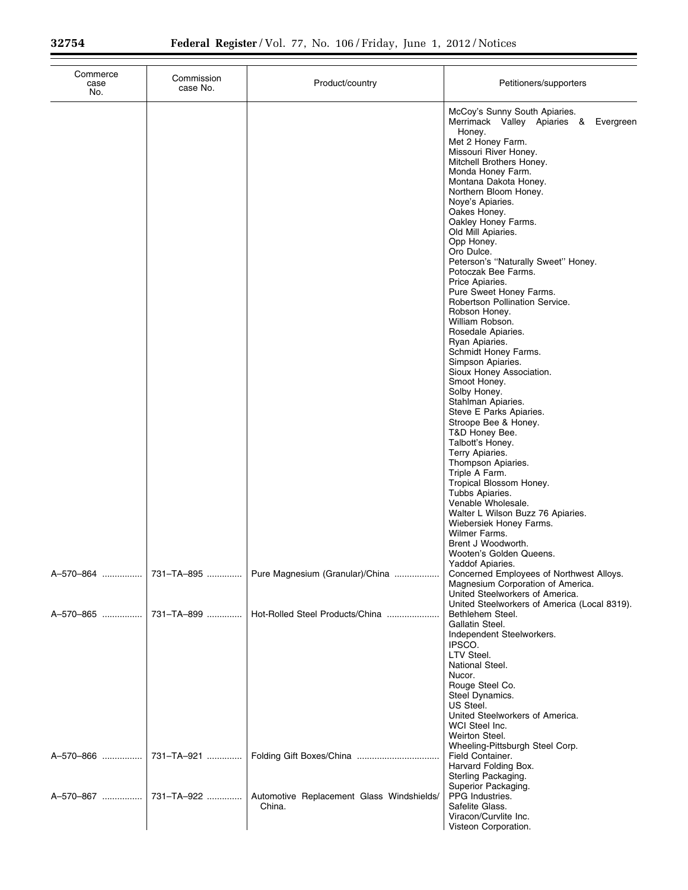| Commerce case No. | Commission case No. | Product/country | Petitioners/supporters |
|---|---|---|---|
| | | | McCoy's Sunny South Apiaries. |
| | | | Merrimack Valley Apiaries & Evergreen Honey. |
| | | | Met 2 Honey Farm. |
| | | | Missouri River Honey. |
| | | | Mitchell Brothers Honey. |
| | | | Monda Honey Farm. |
| | | | Montana Dakota Honey. |
| | | | Northern Bloom Honey. |
| | | | Noye's Apiaries. |
| | | | Oakes Honey. |
| | | | Oakley Honey Farms. |
| | | | Old Mill Apiaries. |
| | | | Opp Honey. |
| | | | Oro Dulce. |
| | | | Peterson's ''Naturally Sweet'' Honey. |
| | | | Potoczak Bee Farms. |
| | | | Price Apiaries. |
| | | | Pure Sweet Honey Farms. |
| | | | Robertson Pollination Service. |
| | | | Robson Honey. |
| | | | William Robson. |
| | | | Rosedale Apiaries. |
| | | | Ryan Apiaries. |
| | | | Schmidt Honey Farms. |
| | | | Simpson Apiaries. |
| | | | Sioux Honey Association. |
| | | | Smoot Honey. |
| | | | Solby Honey. |
| | | | Stahlman Apiaries. |
| | | | Steve E Parks Apiaries. |
| | | | Stroope Bee & Honey. |
| | | | T&D Honey Bee. |
| | | | Talbott's Honey. |
| | | | Terry Apiaries. |
| | | | Thompson Apiaries. |
| | | | Triple A Farm. |
| | | | Tropical Blossom Honey. |
| | | | Tubbs Apiaries. |
| | | | Venable Wholesale. |
| | | | Walter L Wilson Buzz 76 Apiaries. |
| | | | Wiebersiek Honey Farms. |
| | | | Wilmer Farms. |
| | | | Brent J Woodworth. |
| | | | Wooten's Golden Queens. |
| | | | Yaddof Apiaries. |
| A–570–864 | 731–TA–895 | Pure Magnesium (Granular)/China | Concerned Employees of Northwest Alloys. |
| | | | Magnesium Corporation of America. |
| | | | United Steelworkers of America. |
| | | | United Steelworkers of America (Local 8319). |
| A–570–865 | 731–TA–899 | Hot-Rolled Steel Products/China | Bethlehem Steel. |
| | | | Gallatin Steel. |
| | | | Independent Steelworkers. |
| | | | IPSCO. |
| | | | LTV Steel. |
| | | | National Steel. |
| | | | Nucor. |
| | | | Rouge Steel Co. |
| | | | Steel Dynamics. |
| | | | US Steel. |
| | | | United Steelworkers of America. |
| | | | WCI Steel Inc. |
| | | | Weirton Steel. |
| | | | Wheeling-Pittsburgh Steel Corp. |
| A–570–866 | 731–TA–921 | Folding Gift Boxes/China | Field Container. |
| | | | Harvard Folding Box. |
| | | | Sterling Packaging. |
| | | | Superior Packaging. |
| A–570–867 | 731–TA–922 | Automotive Replacement Glass Windshields/China. | PPG Industries. |
| | | | Safelite Glass. |
| | | | Viracon/Curvlite Inc. |
| | | | Visteon Corporation. |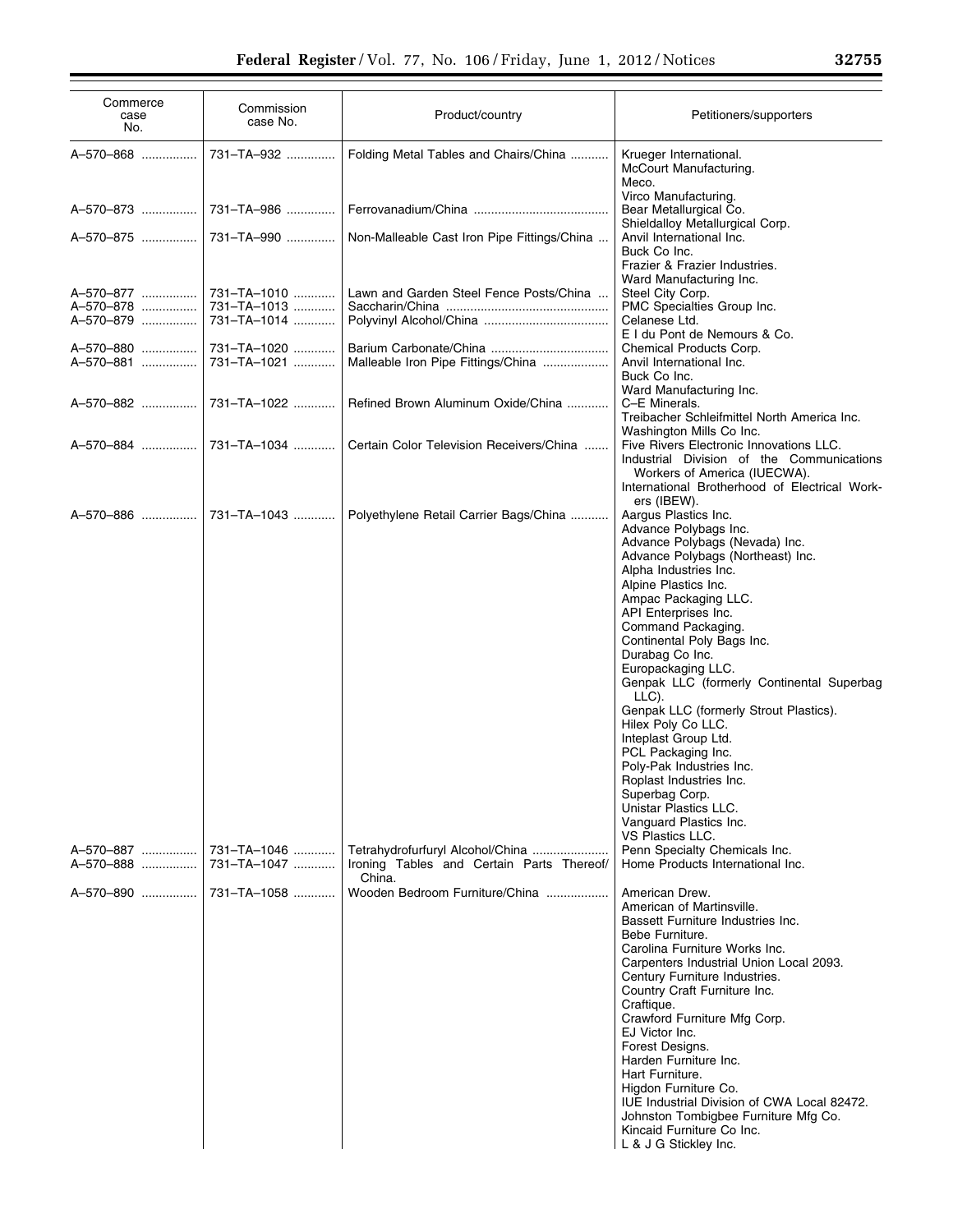| Commerce case No. | Commission case No. | Product/country | Petitioners/supporters |
|---|---|---|---|
| A–570–868 | 731–TA–932 | Folding Metal Tables and Chairs/China | Krueger International. |
| | | | McCourt Manufacturing. |
| | | | Meco. |
| | | | Virco Manufacturing. |
| A–570–873 | 731–TA–986 | Ferrovanadium/China | Bear Metallurgical Co. |
| | | | Shieldalloy Metallurgical Corp. |
| A–570–875 | 731–TA–990 | Non-Malleable Cast Iron Pipe Fittings/China | Anvil International Inc. |
| | | | Buck Co Inc. |
| | | | Frazier & Frazier Industries. |
| | | | Ward Manufacturing Inc. |
| A–570–877 | 731–TA–1010 | Lawn and Garden Steel Fence Posts/China | Steel City Corp. |
| A–570–878 | 731–TA–1013 | Saccharin/China | PMC Specialties Group Inc. |
| A–570–879 | 731–TA–1014 | Polyvinyl Alcohol/China | Celanese Ltd. |
| | | | E I du Pont de Nemours & Co. |
| A–570–880 | 731–TA–1020 | Barium Carbonate/China | Chemical Products Corp. |
| A–570–881 | 731–TA–1021 | Malleable Iron Pipe Fittings/China | Anvil International Inc. |
| | | | Buck Co Inc. |
| | | | Ward Manufacturing Inc. |
| A–570–882 | 731–TA–1022 | Refined Brown Aluminum Oxide/China | C–E Minerals. |
| | | | Treibacher Schleifmittel North America Inc. |
| | | | Washington Mills Co Inc. |
| A–570–884 | 731–TA–1034 | Certain Color Television Receivers/China | Five Rivers Electronic Innovations LLC. |
| | | | Industrial Division of the Communications Workers of America (IUECWA). |
| | | | International Brotherhood of Electrical Workers (IBEW). |
| A–570–886 | 731–TA–1043 | Polyethylene Retail Carrier Bags/China | Aargus Plastics Inc. |
| | | | Advance Polybags Inc. |
| | | | Advance Polybags (Nevada) Inc. |
| | | | Advance Polybags (Northeast) Inc. |
| | | | Alpha Industries Inc. |
| | | | Alpine Plastics Inc. |
| | | | Ampac Packaging LLC. |
| | | | API Enterprises Inc. |
| | | | Command Packaging. |
| | | | Continental Poly Bags Inc. |
| | | | Durabag Co Inc. |
| | | | Europackaging LLC. |
| | | | Genpak LLC (formerly Continental Superbag LLC). |
| | | | Genpak LLC (formerly Strout Plastics). |
| | | | Hilex Poly Co LLC. |
| | | | Inteplast Group Ltd. |
| | | | PCL Packaging Inc. |
| | | | Poly-Pak Industries Inc. |
| | | | Roplast Industries Inc. |
| | | | Superbag Corp. |
| | | | Unistar Plastics LLC. |
| | | | Vanguard Plastics Inc. |
| | | | VS Plastics LLC. |
| A–570–887 | 731–TA–1046 | Tetrahydrofurfuryl Alcohol/China | Penn Specialty Chemicals Inc. |
| A–570–888 | 731–TA–1047 | Ironing Tables and Certain Parts Thereof/China. | Home Products International Inc. |
| A–570–890 | 731–TA–1058 | Wooden Bedroom Furniture/China | American Drew. |
| | | | American of Martinsville. |
| | | | Bassett Furniture Industries Inc. |
| | | | Bebe Furniture. |
| | | | Carolina Furniture Works Inc. |
| | | | Carpenters Industrial Union Local 2093. |
| | | | Century Furniture Industries. |
| | | | Country Craft Furniture Inc. |
| | | | Craftique. |
| | | | Crawford Furniture Mfg Corp. |
| | | | EJ Victor Inc. |
| | | | Forest Designs. |
| | | | Harden Furniture Inc. |
| | | | Hart Furniture. |
| | | | Higdon Furniture Co. |
| | | | IUE Industrial Division of CWA Local 82472. |
| | | | Johnston Tombigbee Furniture Mfg Co. |
| | | | Kincaid Furniture Co Inc. |
| | | | L & J G Stickley Inc. |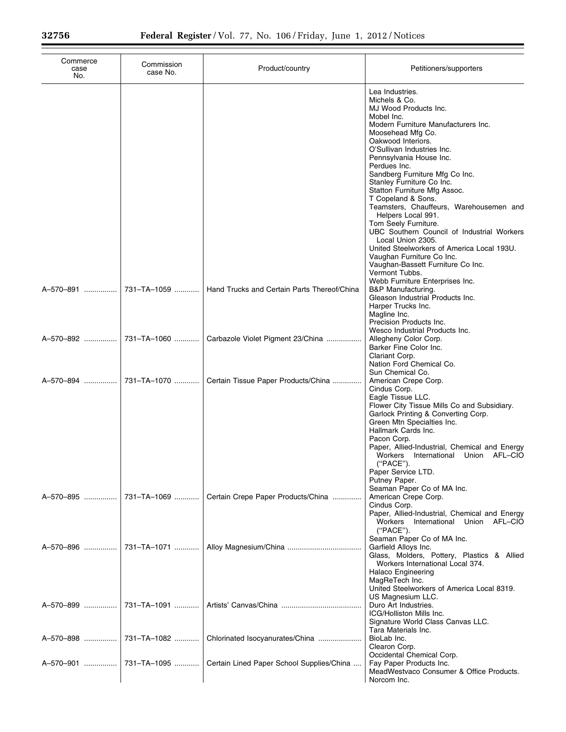| Commerce case No. | Commission case No. | Product/country | Petitioners/supporters |
|---|---|---|---|
| | | | Lea Industries. |
| | | | Michels & Co. |
| | | | MJ Wood Products Inc. |
| | | | Mobel Inc. |
| | | | Modern Furniture Manufacturers Inc. |
| | | | Moosehead Mfg Co. |
| | | | Oakwood Interiors. |
| | | | O'Sullivan Industries Inc. |
| | | | Pennsylvania House Inc. |
| | | | Perdues Inc. |
| | | | Sandberg Furniture Mfg Co Inc. |
| | | | Stanley Furniture Co Inc. |
| | | | Statton Furniture Mfg Assoc. |
| | | | T Copeland & Sons. |
| | | | Teamsters, Chauffeurs, Warehousemen and Helpers Local 991. |
| | | | Tom Seely Furniture. |
| | | | UBC Southern Council of Industrial Workers Local Union 2305. |
| | | | United Steelworkers of America Local 193U. |
| | | | Vaughan Furniture Co Inc. |
| | | | Vaughan-Bassett Furniture Co Inc. |
| | | | Vermont Tubbs. |
| | | | Webb Furniture Enterprises Inc. |
| A–570–891 | 731–TA–1059 | Hand Trucks and Certain Parts Thereof/China | B&P Manufacturing. |
| | | | Gleason Industrial Products Inc. |
| | | | Harper Trucks Inc. |
| | | | Magline Inc. |
| | | | Precision Products Inc. |
| | | | Wesco Industrial Products Inc. |
| A–570–892 | 731–TA–1060 | Carbazole Violet Pigment 23/China | Allegheny Color Corp. |
| | | | Barker Fine Color Inc. |
| | | | Clariant Corp. |
| | | | Nation Ford Chemical Co. |
| | | | Sun Chemical Co. |
| A–570–894 | 731–TA–1070 | Certain Tissue Paper Products/China | American Crepe Corp. |
| | | | Cindus Corp. |
| | | | Eagle Tissue LLC. |
| | | | Flower City Tissue Mills Co and Subsidiary. |
| | | | Garlock Printing & Converting Corp. |
| | | | Green Mtn Specialties Inc. |
| | | | Hallmark Cards Inc. |
| | | | Pacon Corp. |
| | | | Paper, Allied-Industrial, Chemical and Energy Workers International Union AFL–CIO ("PACE"). |
| | | | Paper Service LTD. |
| | | | Putney Paper. |
| | | | Seaman Paper Co of MA Inc. |
| A–570–895 | 731–TA–1069 | Certain Crepe Paper Products/China | American Crepe Corp. |
| | | | Cindus Corp. |
| | | | Paper, Allied-Industrial, Chemical and Energy Workers International Union AFL–CIO ("PACE"). |
| | | | Seaman Paper Co of MA Inc. |
| A–570–896 | 731–TA–1071 | Alloy Magnesium/China | Garfield Alloys Inc. |
| | | | Glass, Molders, Pottery, Plastics & Allied Workers International Local 374. |
| | | | Halaco Engineering |
| | | | MagReTech Inc. |
| | | | United Steelworkers of America Local 8319. |
| | | | US Magnesium LLC. |
| A–570–899 | 731–TA–1091 | Artists' Canvas/China | Duro Art Industries. |
| | | | ICG/Holliston Mills Inc. |
| | | | Signature World Class Canvas LLC. |
| | | | Tara Materials Inc. |
| A–570–898 | 731–TA–1082 | Chlorinated Isocyanurates/China | BioLab Inc. |
| | | | Clearon Corp. |
| | | | Occidental Chemical Corp. |
| A–570–901 | 731–TA–1095 | Certain Lined Paper School Supplies/China | Fay Paper Products Inc. |
| | | | MeadWestvaco Consumer & Office Products. |
| | | | Norcom Inc. |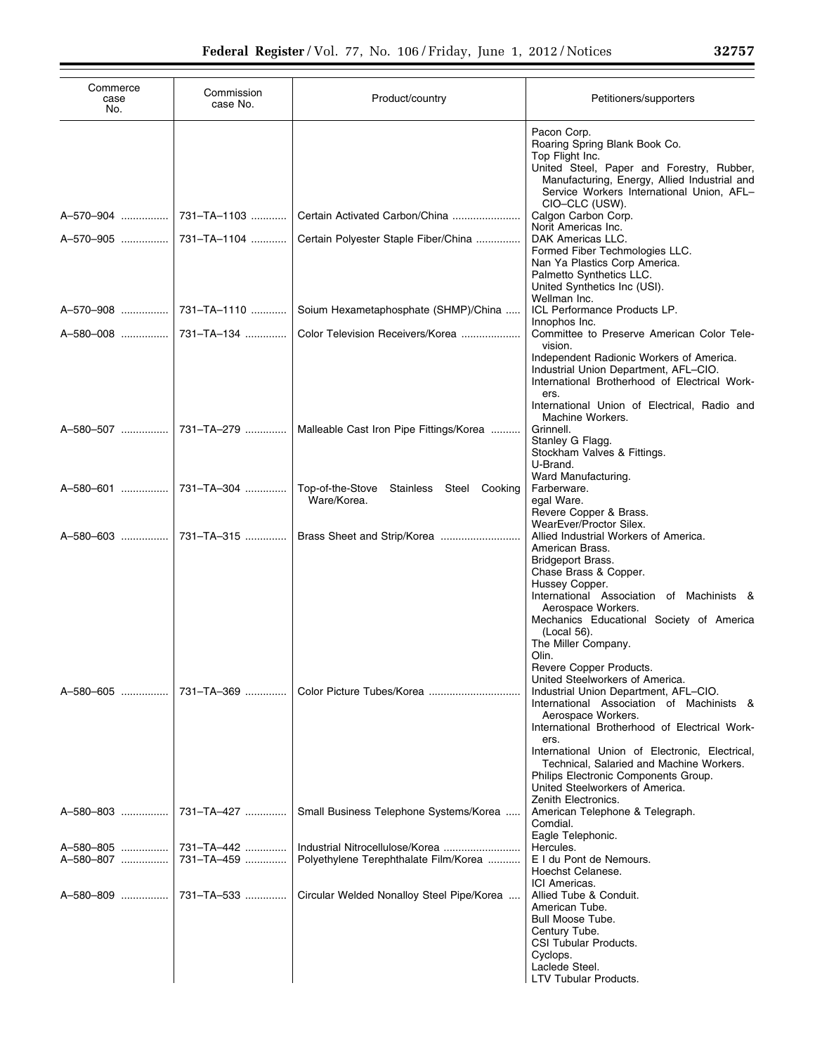| Commerce case No. | Commission case No. | Product/country | Petitioners/supporters |
| --- | --- | --- | --- |
| | | | Pacon Corp.<br>Roaring Spring Blank Book Co.<br>Top Flight Inc.<br>United Steel, Paper and Forestry, Rubber, Manufacturing, Energy, Allied Industrial and Service Workers International Union, AFL–CIO–CLC (USW). |
| A–570–904 | 731–TA–1103 | Certain Activated Carbon/China | Calgon Carbon Corp.<br>Norit Americas Inc. |
| A–570–905 | 731–TA–1104 | Certain Polyester Staple Fiber/China | DAK Americas LLC.<br>Formed Fiber Techmologies LLC.<br>Nan Ya Plastics Corp America.<br>Palmetto Synthetics LLC.<br>United Synthetics Inc (USI).<br>Wellman Inc. |
| A–570–908 | 731–TA–1110 | Soium Hexametaphosphate (SHMP)/China | ICL Performance Products LP.<br>Innophos Inc. |
| A–580–008 | 731–TA–134 | Color Television Receivers/Korea | Committee to Preserve American Color Television.<br>Independent Radionic Workers of America.<br>Industrial Union Department, AFL–CIO.<br>International Brotherhood of Electrical Workers.<br>International Union of Electrical, Radio and Machine Workers. |
| A–580–507 | 731–TA–279 | Malleable Cast Iron Pipe Fittings/Korea | Grinnell.<br>Stanley G Flagg.<br>Stockham Valves & Fittings.<br>U-Brand.<br>Ward Manufacturing. |
| A–580–601 | 731–TA–304 | Top-of-the-Stove Stainless Steel Cooking Ware/Korea. | Farberware.<br>egal Ware.<br>Revere Copper & Brass.<br>WearEver/Proctor Silex. |
| A–580–603 | 731–TA–315 | Brass Sheet and Strip/Korea | Allied Industrial Workers of America.<br>American Brass.<br>Bridgeport Brass.<br>Chase Brass & Copper.<br>Hussey Copper.<br>International Association of Machinists & Aerospace Workers.<br>Mechanics Educational Society of America (Local 56).<br>The Miller Company.<br>Olin.<br>Revere Copper Products.<br>United Steelworkers of America. |
| A–580–605 | 731–TA–369 | Color Picture Tubes/Korea | Industrial Union Department, AFL–CIO.<br>International Association of Machinists & Aerospace Workers.<br>International Brotherhood of Electrical Workers.<br>International Union of Electronic, Electrical, Technical, Salaried and Machine Workers.<br>Philips Electronic Components Group.<br>United Steelworkers of America.<br>Zenith Electronics. |
| A–580–803 | 731–TA–427 | Small Business Telephone Systems/Korea | American Telephone & Telegraph.<br>Comdial.<br>Eagle Telephonic. |
| A–580–805 | 731–TA–442 | Industrial Nitrocellulose/Korea | Hercules. |
| A–580–807 | 731–TA–459 | Polyethylene Terephthalate Film/Korea | E I du Pont de Nemours.<br>Hoechst Celanese.<br>ICI Americas. |
| A–580–809 | 731–TA–533 | Circular Welded Nonalloy Steel Pipe/Korea | Allied Tube & Conduit.<br>American Tube.<br>Bull Moose Tube.<br>Century Tube.<br>CSI Tubular Products.<br>Cyclops.<br>Laclede Steel.<br>LTV Tubular Products. |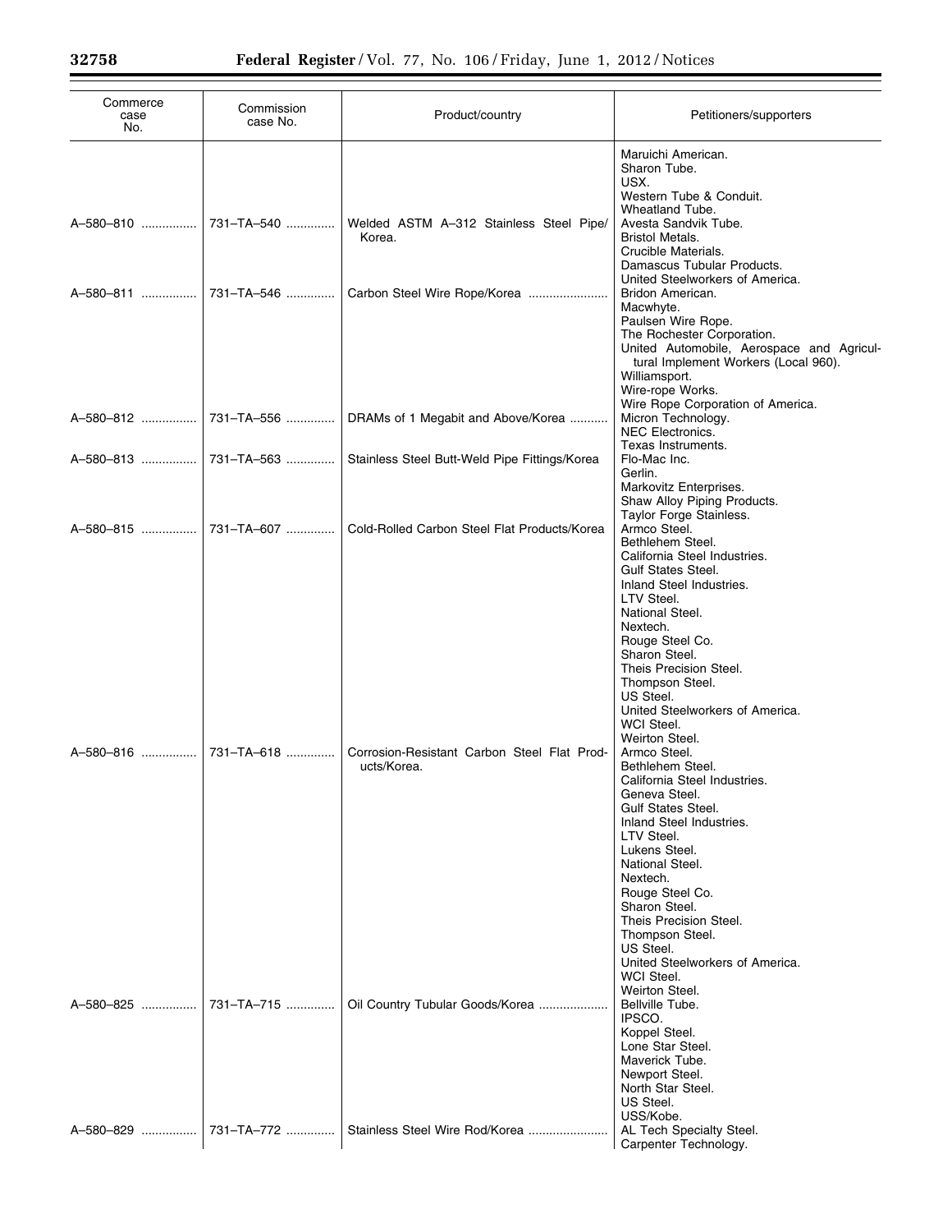| Commerce case No. | Commission case No. | Product/country | Petitioners/supporters |
|---|---|---|---|
| | | | Maruichi American.<br>Sharon Tube.<br>USX.<br>Western Tube & Conduit.<br>Wheatland Tube. |
| A–580–810 | 731–TA–540 | Welded ASTM A–312 Stainless Steel Pipe/Korea. | Avesta Sandvik Tube.<br>Bristol Metals.<br>Crucible Materials.<br>Damascus Tubular Products.<br>United Steelworkers of America. |
| A–580–811 | 731–TA–546 | Carbon Steel Wire Rope/Korea | Bridon American.<br>Macwhyte.<br>Paulsen Wire Rope.<br>The Rochester Corporation.<br>United Automobile, Aerospace and Agricultural Implement Workers (Local 960).<br>Williamsport.<br>Wire-rope Works.<br>Wire Rope Corporation of America. |
| A–580–812 | 731–TA–556 | DRAMs of 1 Megabit and Above/Korea | Micron Technology.<br>NEC Electronics.<br>Texas Instruments. |
| A–580–813 | 731–TA–563 | Stainless Steel Butt-Weld Pipe Fittings/Korea | Flo-Mac Inc.<br>Gerlin.<br>Markovitz Enterprises.<br>Shaw Alloy Piping Products.<br>Taylor Forge Stainless. |
| A–580–815 | 731–TA–607 | Cold-Rolled Carbon Steel Flat Products/Korea | Armco Steel.<br>Bethlehem Steel.<br>California Steel Industries.<br>Gulf States Steel.<br>Inland Steel Industries.<br>LTV Steel.<br>National Steel.<br>Nextech.<br>Rouge Steel Co.<br>Sharon Steel.<br>Theis Precision Steel.<br>Thompson Steel.<br>US Steel.<br>United Steelworkers of America.<br>WCI Steel.<br>Weirton Steel. |
| A–580–816 | 731–TA–618 | Corrosion-Resistant Carbon Steel Flat Products/Korea. | Armco Steel.<br>Bethlehem Steel.<br>California Steel Industries.<br>Geneva Steel.<br>Gulf States Steel.<br>Inland Steel Industries.<br>LTV Steel.<br>Lukens Steel.<br>National Steel.<br>Nextech.<br>Rouge Steel Co.<br>Sharon Steel.<br>Theis Precision Steel.<br>Thompson Steel.<br>US Steel.<br>United Steelworkers of America.<br>WCI Steel.<br>Weirton Steel. |
| A–580–825 | 731–TA–715 | Oil Country Tubular Goods/Korea | Bellville Tube.<br>IPSCO.<br>Koppel Steel.<br>Lone Star Steel.<br>Maverick Tube.<br>Newport Steel.<br>North Star Steel.<br>US Steel.<br>USS/Kobe. |
| A–580–829 | 731–TA–772 | Stainless Steel Wire Rod/Korea | AL Tech Specialty Steel.<br>Carpenter Technology. |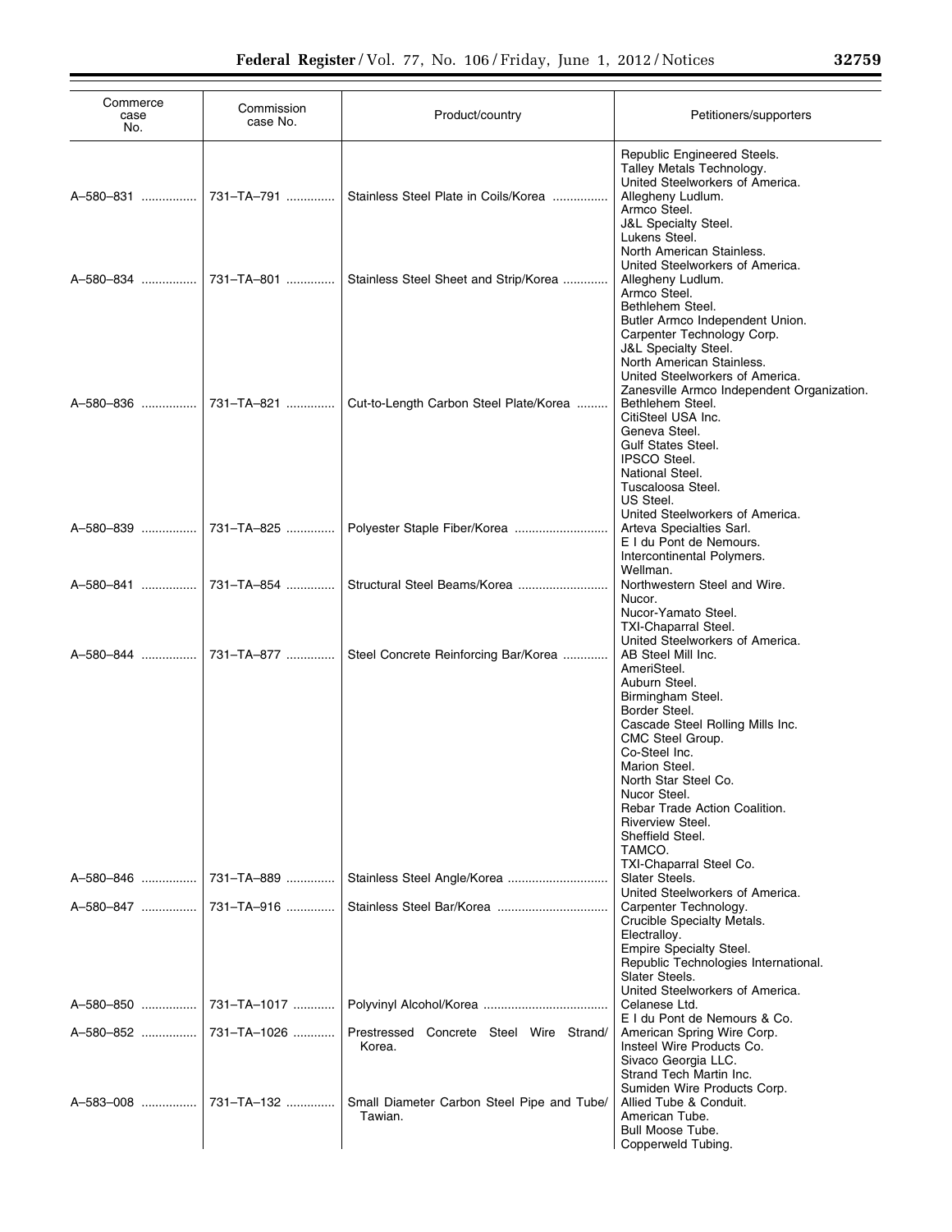| Commerce case No. | Commission case No. | Product/country | Petitioners/supporters |
|---|---|---|---|
| | | | Republic Engineered Steels. |
| | | | Talley Metals Technology. |
| | | | United Steelworkers of America. |
| A–580–831 | 731–TA–791 | Stainless Steel Plate in Coils/Korea | Allegheny Ludlum. |
| | | | Armco Steel. |
| | | | J&L Specialty Steel. |
| | | | Lukens Steel. |
| | | | North American Stainless. |
| | | | United Steelworkers of America. |
| A–580–834 | 731–TA–801 | Stainless Steel Sheet and Strip/Korea | Allegheny Ludlum. |
| | | | Armco Steel. |
| | | | Bethlehem Steel. |
| | | | Butler Armco Independent Union. |
| | | | Carpenter Technology Corp. |
| | | | J&L Specialty Steel. |
| | | | North American Stainless. |
| | | | United Steelworkers of America. |
| | | | Zanesville Armco Independent Organization. |
| A–580–836 | 731–TA–821 | Cut-to-Length Carbon Steel Plate/Korea | Bethlehem Steel. |
| | | | CitiSteel USA Inc. |
| | | | Geneva Steel. |
| | | | Gulf States Steel. |
| | | | IPSCO Steel. |
| | | | National Steel. |
| | | | Tuscaloosa Steel. |
| | | | US Steel. |
| | | | United Steelworkers of America. |
| A–580–839 | 731–TA–825 | Polyester Staple Fiber/Korea | Arteva Specialties Sarl. |
| | | | E I du Pont de Nemours. |
| | | | Intercontinental Polymers. |
| | | | Wellman. |
| A–580–841 | 731–TA–854 | Structural Steel Beams/Korea | Northwestern Steel and Wire. |
| | | | Nucor. |
| | | | Nucor-Yamato Steel. |
| | | | TXI-Chaparral Steel. |
| | | | United Steelworkers of America. |
| A–580–844 | 731–TA–877 | Steel Concrete Reinforcing Bar/Korea | AB Steel Mill Inc. |
| | | | AmeriSteel. |
| | | | Auburn Steel. |
| | | | Birmingham Steel. |
| | | | Border Steel. |
| | | | Cascade Steel Rolling Mills Inc. |
| | | | CMC Steel Group. |
| | | | Co-Steel Inc. |
| | | | Marion Steel. |
| | | | North Star Steel Co. |
| | | | Nucor Steel. |
| | | | Rebar Trade Action Coalition. |
| | | | Riverview Steel. |
| | | | Sheffield Steel. |
| | | | TAMCO. |
| | | | TXI-Chaparral Steel Co. |
| A–580–846 | 731–TA–889 | Stainless Steel Angle/Korea | Slater Steels. |
| | | | United Steelworkers of America. |
| A–580–847 | 731–TA–916 | Stainless Steel Bar/Korea | Carpenter Technology. |
| | | | Crucible Specialty Metals. |
| | | | Electralloy. |
| | | | Empire Specialty Steel. |
| | | | Republic Technologies International. |
| | | | Slater Steels. |
| | | | United Steelworkers of America. |
| A–580–850 | 731–TA–1017 | Polyvinyl Alcohol/Korea | Celanese Ltd. |
| | | | E I du Pont de Nemours & Co. |
| A–580–852 | 731–TA–1026 | Prestressed Concrete Steel Wire Strand/Korea. | American Spring Wire Corp. |
| | | | Insteel Wire Products Co. |
| | | | Sivaco Georgia LLC. |
| | | | Strand Tech Martin Inc. |
| | | | Sumiden Wire Products Corp. |
| A–583–008 | 731–TA–132 | Small Diameter Carbon Steel Pipe and Tube/Tawian. | Allied Tube & Conduit. |
| | | | American Tube. |
| | | | Bull Moose Tube. |
| | | | Copperweld Tubing. |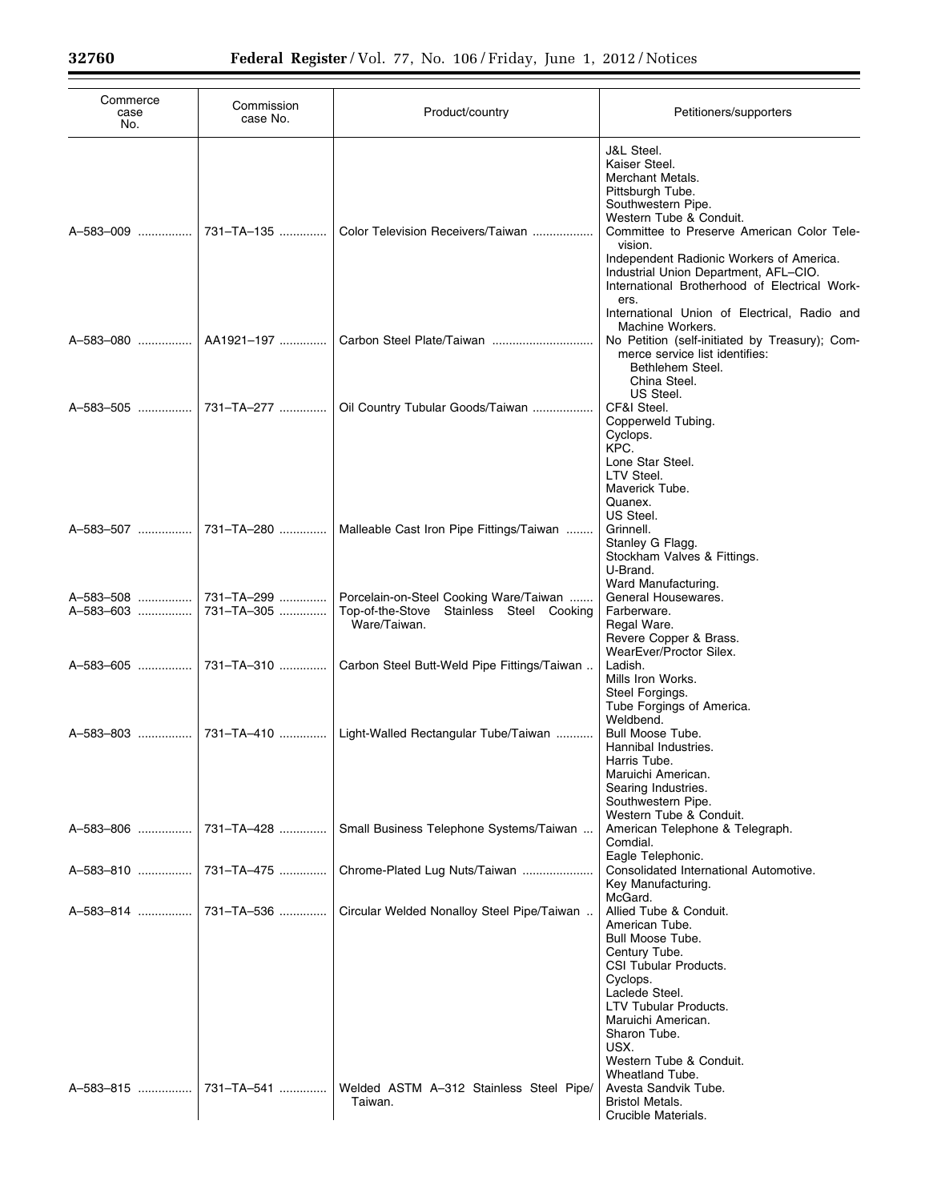| Commerce case No. | Commission case No. | Product/country | Petitioners/supporters |
|---|---|---|---|
| | | | J&L Steel.<br>Kaiser Steel.<br>Merchant Metals.<br>Pittsburgh Tube.<br>Southwestern Pipe.<br>Western Tube & Conduit. |
| A–583–009 | 731–TA–135 | Color Television Receivers/Taiwan | Committee to Preserve American Color Television.<br>Independent Radionic Workers of America.<br>Industrial Union Department, AFL–CIO.<br>International Brotherhood of Electrical Workers.<br>International Union of Electrical, Radio and Machine Workers. |
| A–583–080 | AA1921–197 | Carbon Steel Plate/Taiwan | No Petition (self-initiated by Treasury); Commerce service list identifies:<br>Bethlehem Steel.<br>China Steel.<br>US Steel. |
| A–583–505 | 731–TA–277 | Oil Country Tubular Goods/Taiwan | CF&I Steel.<br>Copperweld Tubing.<br>Cyclops.<br>KPC.<br>Lone Star Steel.<br>LTV Steel.<br>Maverick Tube.<br>Quanex.<br>US Steel. |
| A–583–507 | 731–TA–280 | Malleable Cast Iron Pipe Fittings/Taiwan | Grinnell.<br>Stanley G Flagg.<br>Stockham Valves & Fittings.<br>U-Brand.<br>Ward Manufacturing. |
| A–583–508 | 731–TA–299 | Porcelain-on-Steel Cooking Ware/Taiwan | General Housewares. |
| A–583–603 | 731–TA–305 | Top-of-the-Stove Stainless Steel Cooking Ware/Taiwan. | Farberware.<br>Regal Ware.<br>Revere Copper & Brass.<br>WearEver/Proctor Silex. |
| A–583–605 | 731–TA–310 | Carbon Steel Butt-Weld Pipe Fittings/Taiwan | Ladish.<br>Mills Iron Works.<br>Steel Forgings.<br>Tube Forgings of America.<br>Weldbend. |
| A–583–803 | 731–TA–410 | Light-Walled Rectangular Tube/Taiwan | Bull Moose Tube.<br>Hannibal Industries.<br>Harris Tube.<br>Maruichi American.<br>Searing Industries.<br>Southwestern Pipe.<br>Western Tube & Conduit. |
| A–583–806 | 731–TA–428 | Small Business Telephone Systems/Taiwan | American Telephone & Telegraph.<br>Comdial.<br>Eagle Telephonic. |
| A–583–810 | 731–TA–475 | Chrome-Plated Lug Nuts/Taiwan | Consolidated International Automotive.<br>Key Manufacturing.<br>McGard. |
| A–583–814 | 731–TA–536 | Circular Welded Nonalloy Steel Pipe/Taiwan | Allied Tube & Conduit.<br>American Tube.<br>Bull Moose Tube.<br>Century Tube.<br>CSI Tubular Products.<br>Cyclops.<br>Laclede Steel.<br>LTV Tubular Products.<br>Maruichi American.<br>Sharon Tube.<br>USX.<br>Western Tube & Conduit.<br>Wheatland Tube. |
| A–583–815 | 731–TA–541 | Welded ASTM A–312 Stainless Steel Pipe/Taiwan. | Avesta Sandvik Tube.<br>Bristol Metals.<br>Crucible Materials. |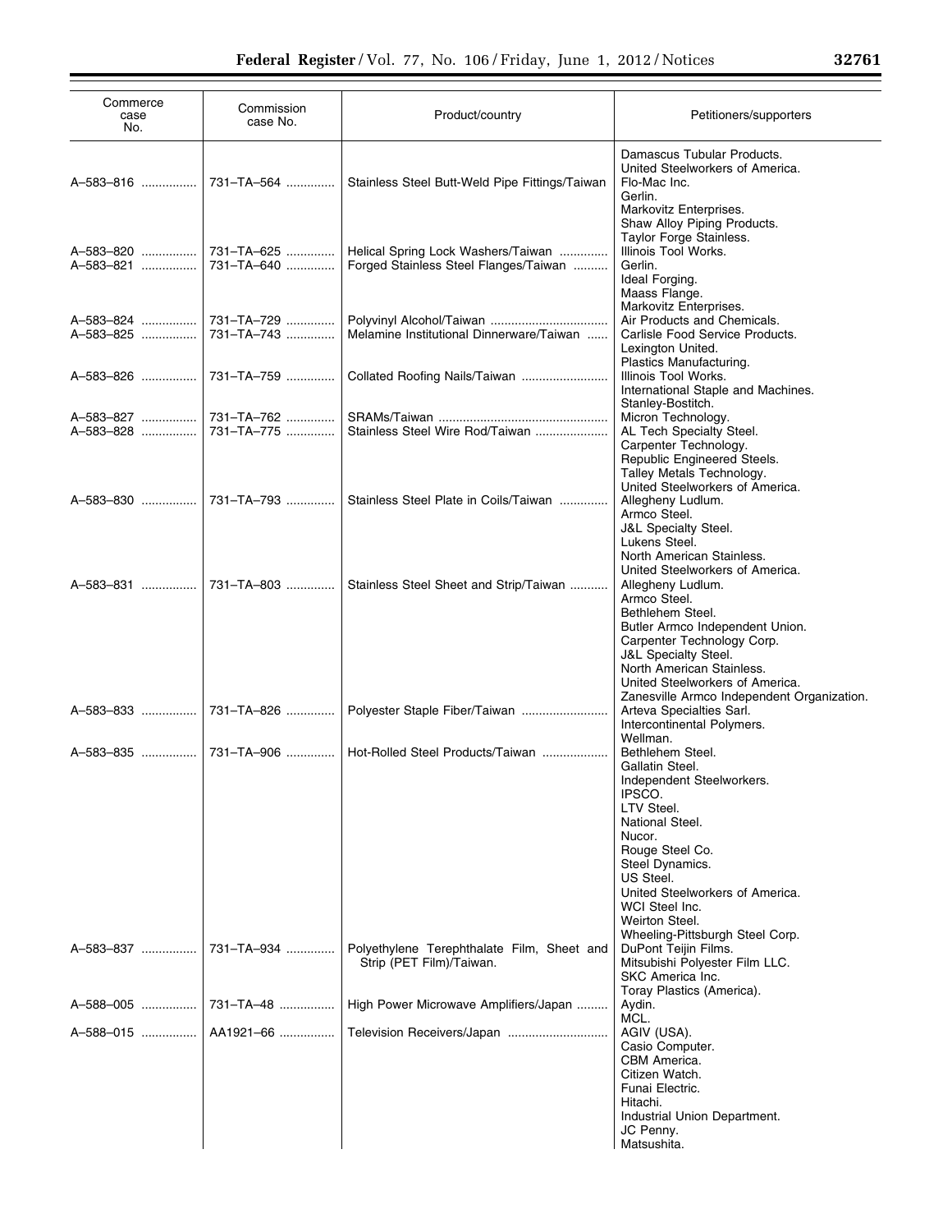| Commerce case No. | Commission case No. | Product/country | Petitioners/supporters |
|---|---|---|---|
| | | | Damascus Tubular Products. |
| | | | United Steelworkers of America. |
| A–583–816 | 731–TA–564 | Stainless Steel Butt-Weld Pipe Fittings/Taiwan | Flo-Mac Inc. |
| | | | Gerlin. |
| | | | Markovitz Enterprises. |
| | | | Shaw Alloy Piping Products. |
| | | | Taylor Forge Stainless. |
| A–583–820 | 731–TA–625 | Helical Spring Lock Washers/Taiwan | Illinois Tool Works. |
| A–583–821 | 731–TA–640 | Forged Stainless Steel Flanges/Taiwan | Gerlin. |
| | | | Ideal Forging. |
| | | | Maass Flange. |
| | | | Markovitz Enterprises. |
| A–583–824 | 731–TA–729 | Polyvinyl Alcohol/Taiwan | Air Products and Chemicals. |
| A–583–825 | 731–TA–743 | Melamine Institutional Dinnerware/Taiwan | Carlisle Food Service Products. |
| | | | Lexington United. |
| | | | Plastics Manufacturing. |
| A–583–826 | 731–TA–759 | Collated Roofing Nails/Taiwan | Illinois Tool Works. |
| | | | International Staple and Machines. |
| | | | Stanley-Bostitch. |
| A–583–827 | 731–TA–762 | SRAMs/Taiwan | Micron Technology. |
| A–583–828 | 731–TA–775 | Stainless Steel Wire Rod/Taiwan | AL Tech Specialty Steel. |
| | | | Carpenter Technology. |
| | | | Republic Engineered Steels. |
| | | | Talley Metals Technology. |
| | | | United Steelworkers of America. |
| A–583–830 | 731–TA–793 | Stainless Steel Plate in Coils/Taiwan | Allegheny Ludlum. |
| | | | Armco Steel. |
| | | | J&L Specialty Steel. |
| | | | Lukens Steel. |
| | | | North American Stainless. |
| | | | United Steelworkers of America. |
| A–583–831 | 731–TA–803 | Stainless Steel Sheet and Strip/Taiwan | Allegheny Ludlum. |
| | | | Armco Steel. |
| | | | Bethlehem Steel. |
| | | | Butler Armco Independent Union. |
| | | | Carpenter Technology Corp. |
| | | | J&L Specialty Steel. |
| | | | North American Stainless. |
| | | | United Steelworkers of America. |
| | | | Zanesville Armco Independent Organization. |
| A–583–833 | 731–TA–826 | Polyester Staple Fiber/Taiwan | Arteva Specialties Sarl. |
| | | | Intercontinental Polymers. |
| | | | Wellman. |
| A–583–835 | 731–TA–906 | Hot-Rolled Steel Products/Taiwan | Bethlehem Steel. |
| | | | Gallatin Steel. |
| | | | Independent Steelworkers. |
| | | | IPSCO. |
| | | | LTV Steel. |
| | | | National Steel. |
| | | | Nucor. |
| | | | Rouge Steel Co. |
| | | | Steel Dynamics. |
| | | | US Steel. |
| | | | United Steelworkers of America. |
| | | | WCI Steel Inc. |
| | | | Weirton Steel. |
| | | | Wheeling-Pittsburgh Steel Corp. |
| A–583–837 | 731–TA–934 | Polyethylene Terephthalate Film, Sheet and Strip (PET Film)/Taiwan. | DuPont Teijin Films. |
| | | | Mitsubishi Polyester Film LLC. |
| | | | SKC America Inc. |
| | | | Toray Plastics (America). |
| A–588–005 | 731–TA–48 | High Power Microwave Amplifiers/Japan | Aydin. |
| | | | MCL. |
| A–588–015 | AA1921–66 | Television Receivers/Japan | AGIV (USA). |
| | | | Casio Computer. |
| | | | CBM America. |
| | | | Citizen Watch. |
| | | | Funai Electric. |
| | | | Hitachi. |
| | | | Industrial Union Department. |
| | | | JC Penny. |
| | | | Matsushita. |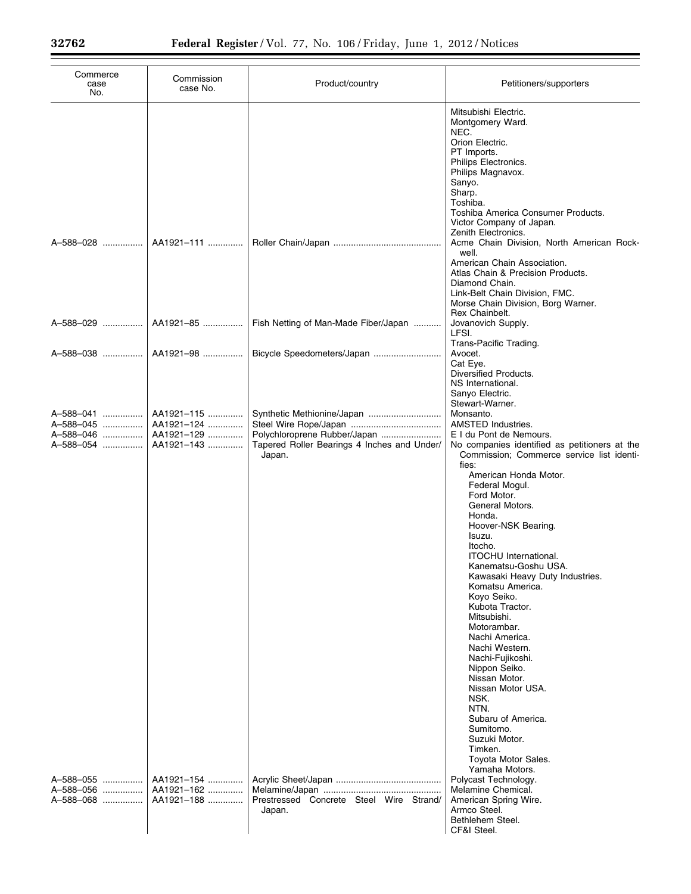| Commerce case No. | Commission case No. | Product/country | Petitioners/supporters |
|---|---|---|---|
| | | | Mitsubishi Electric.<br>Montgomery Ward.<br>NEC.<br>Orion Electric.<br>PT Imports.<br>Philips Electronics.<br>Philips Magnavox.<br>Sanyo.<br>Sharp.<br>Toshiba.<br>Toshiba America Consumer Products.<br>Victor Company of Japan.<br>Zenith Electronics. |
| A–588–028 | AA1921–111 | Roller Chain/Japan | Acme Chain Division, North American Rockwell.<br>American Chain Association.<br>Atlas Chain & Precision Products.<br>Diamond Chain.<br>Link-Belt Chain Division, FMC.<br>Morse Chain Division, Borg Warner.<br>Rex Chainbelt. |
| A–588–029 | AA1921–85 | Fish Netting of Man-Made Fiber/Japan | Jovanovich Supply.<br>LFSI.<br>Trans-Pacific Trading. |
| A–588–038 | AA1921–98 | Bicycle Speedometers/Japan | Avocet.<br>Cat Eye.<br>Diversified Products.<br>NS International.<br>Sanyo Electric.<br>Stewart-Warner. |
| A–588–041 | AA1921–115 | Synthetic Methionine/Japan | Monsanto. |
| A–588–045 | AA1921–124 | Steel Wire Rope/Japan | AMSTED Industries. |
| A–588–046 | AA1921–129 | Polychloroprene Rubber/Japan | E I du Pont de Nemours. |
| A–588–054 | AA1921–143 | Tapered Roller Bearings 4 Inches and Under/Japan. | No companies identified as petitioners at the Commission; Commerce service list identifies:<br>American Honda Motor.<br>Federal Mogul.<br>Ford Motor.<br>General Motors.<br>Honda.<br>Hoover-NSK Bearing.<br>Isuzu.<br>Itocho.<br>ITOCHU International.<br>Kanematsu-Goshu USA.<br>Kawasaki Heavy Duty Industries.<br>Komatsu America.<br>Koyo Seiko.<br>Kubota Tractor.<br>Mitsubishi.<br>Motorambar.<br>Nachi America.<br>Nachi Western.<br>Nachi-Fujikoshi.<br>Nippon Seiko.<br>Nissan Motor.<br>Nissan Motor USA.<br>NSK.<br>NTN.<br>Subaru of America.<br>Sumitomo.<br>Suzuki Motor.<br>Timken.<br>Toyota Motor Sales.<br>Yamaha Motors. |
| A–588–055 | AA1921–154 | Acrylic Sheet/Japan | Polycast Technology. |
| A–588–056 | AA1921–162 | Melamine/Japan | Melamine Chemical. |
| A–588–068 | AA1921–188 | Prestressed Concrete Steel Wire Strand/Japan. | American Spring Wire.<br>Armco Steel.<br>Bethlehem Steel.<br>CF&I Steel. |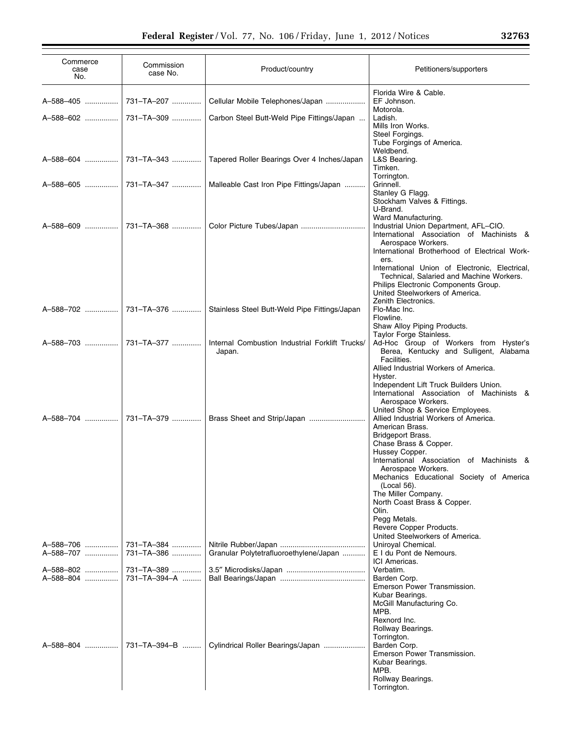| Commerce case No. | Commission case No. | Product/country | Petitioners/supporters |
|---|---|---|---|
| | | | Florida Wire & Cable. |
| A–588–405 | 731–TA–207 | Cellular Mobile Telephones/Japan | EF Johnson. |
| | | | Motorola. |
| A–588–602 | 731–TA–309 | Carbon Steel Butt-Weld Pipe Fittings/Japan | Ladish. |
| | | | Mills Iron Works. |
| | | | Steel Forgings. |
| | | | Tube Forgings of America. |
| | | | Weldbend. |
| A–588–604 | 731–TA–343 | Tapered Roller Bearings Over 4 Inches/Japan | L&S Bearing. |
| | | | Timken. |
| | | | Torrington. |
| A–588–605 | 731–TA–347 | Malleable Cast Iron Pipe Fittings/Japan | Grinnell. |
| | | | Stanley G Flagg. |
| | | | Stockham Valves & Fittings. |
| | | | U-Brand. |
| | | | Ward Manufacturing. |
| A–588–609 | 731–TA–368 | Color Picture Tubes/Japan | Industrial Union Department, AFL–CIO. |
| | | | International Association of Machinists & Aerospace Workers. |
| | | | International Brotherhood of Electrical Workers. |
| | | | International Union of Electronic, Electrical, Technical, Salaried and Machine Workers. |
| | | | Philips Electronic Components Group. |
| | | | United Steelworkers of America. |
| | | | Zenith Electronics. |
| A–588–702 | 731–TA–376 | Stainless Steel Butt-Weld Pipe Fittings/Japan | Flo-Mac Inc. |
| | | | Flowline. |
| | | | Shaw Alloy Piping Products. |
| | | | Taylor Forge Stainless. |
| A–588–703 | 731–TA–377 | Internal Combustion Industrial Forklift Trucks/Japan. | Ad-Hoc Group of Workers from Hyster's Berea, Kentucky and Sulligent, Alabama Facilities. |
| | | | Allied Industrial Workers of America. |
| | | | Hyster. |
| | | | Independent Lift Truck Builders Union. |
| | | | International Association of Machinists & Aerospace Workers. |
| | | | United Shop & Service Employees. |
| A–588–704 | 731–TA–379 | Brass Sheet and Strip/Japan | Allied Industrial Workers of America. |
| | | | American Brass. |
| | | | Bridgeport Brass. |
| | | | Chase Brass & Copper. |
| | | | Hussey Copper. |
| | | | International Association of Machinists & Aerospace Workers. |
| | | | Mechanics Educational Society of America (Local 56). |
| | | | The Miller Company. |
| | | | North Coast Brass & Copper. |
| | | | Olin. |
| | | | Pegg Metals. |
| | | | Revere Copper Products. |
| | | | United Steelworkers of America. |
| A–588–706 | 731–TA–384 | Nitrile Rubber/Japan | Uniroyal Chemical. |
| A–588–707 | 731–TA–386 | Granular Polytetrafluoroethylene/Japan | E I du Pont de Nemours. |
| | | | ICI Americas. |
| A–588–802 | 731–TA–389 | 3.5″ Microdisks/Japan | Verbatim. |
| A–588–804 | 731–TA–394–A | Ball Bearings/Japan | Barden Corp. |
| | | | Emerson Power Transmission. |
| | | | Kubar Bearings. |
| | | | McGill Manufacturing Co. |
| | | | MPB. |
| | | | Rexnord Inc. |
| | | | Rollway Bearings. |
| | | | Torrington. |
| A–588–804 | 731–TA–394–B | Cylindrical Roller Bearings/Japan | Barden Corp. |
| | | | Emerson Power Transmission. |
| | | | Kubar Bearings. |
| | | | MPB. |
| | | | Rollway Bearings. |
| | | | Torrington. |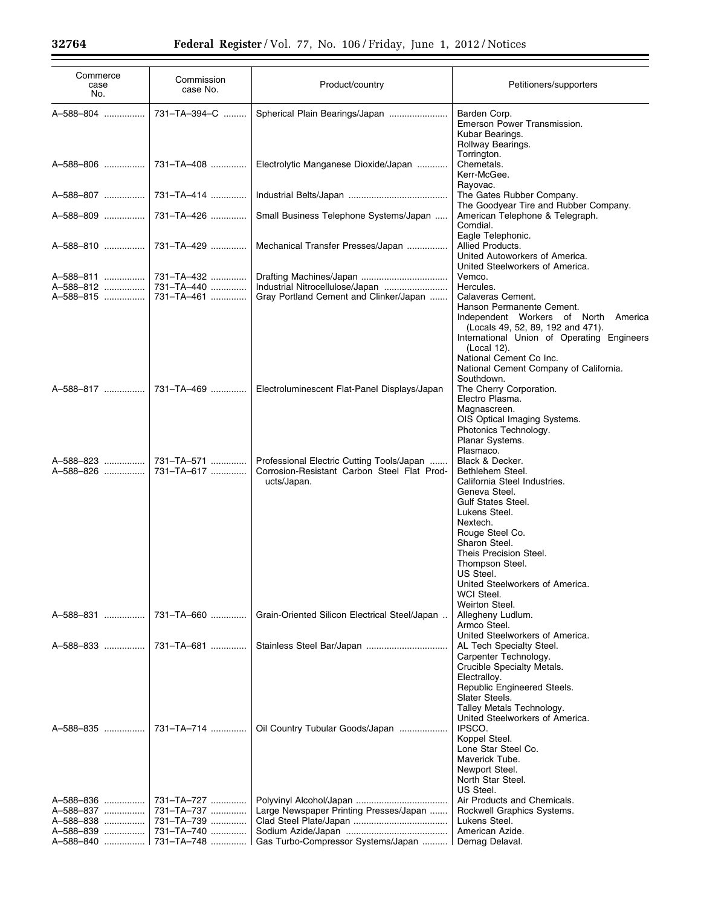| Commerce case No. | Commission case No. | Product/country | Petitioners/supporters |
|---|---|---|---|
| A–588–804 | 731–TA–394–C | Spherical Plain Bearings/Japan | Barden Corp.<br>Emerson Power Transmission.<br>Kubar Bearings.<br>Rollway Bearings.<br>Torrington. |
| A–588–806 | 731–TA–408 | Electrolytic Manganese Dioxide/Japan | Chemetals.<br>Kerr-McGee.<br>Rayovac. |
| A–588–807 | 731–TA–414 | Industrial Belts/Japan | The Gates Rubber Company.<br>The Goodyear Tire and Rubber Company. |
| A–588–809 | 731–TA–426 | Small Business Telephone Systems/Japan | American Telephone & Telegraph.<br>Comdial.<br>Eagle Telephonic. |
| A–588–810 | 731–TA–429 | Mechanical Transfer Presses/Japan | Allied Products.<br>United Autoworkers of America.<br>United Steelworkers of America. |
| A–588–811 | 731–TA–432 | Drafting Machines/Japan | Vemco. |
| A–588–812 | 731–TA–440 | Industrial Nitrocellulose/Japan | Hercules. |
| A–588–815 | 731–TA–461 | Gray Portland Cement and Clinker/Japan | Calaveras Cement.<br>Hanson Permanente Cement.<br>Independent Workers of North America (Locals 49, 52, 89, 192 and 471).<br>International Union of Operating Engineers (Local 12).<br>National Cement Co Inc.<br>National Cement Company of California.<br>Southdown. |
| A–588–817 | 731–TA–469 | Electroluminescent Flat-Panel Displays/Japan | The Cherry Corporation.<br>Electro Plasma.<br>Magnascreen.<br>OIS Optical Imaging Systems.<br>Photonics Technology.<br>Planar Systems.<br>Plasmaco. |
| A–588–823 | 731–TA–571 | Professional Electric Cutting Tools/Japan | Black & Decker. |
| A–588–826 | 731–TA–617 | Corrosion-Resistant Carbon Steel Flat Products/Japan. | Bethlehem Steel.<br>California Steel Industries.<br>Geneva Steel.<br>Gulf States Steel.<br>Lukens Steel.<br>Nextech.<br>Rouge Steel Co.<br>Sharon Steel.<br>Theis Precision Steel.<br>Thompson Steel.<br>US Steel.<br>United Steelworkers of America.<br>WCI Steel.<br>Weirton Steel. |
| A–588–831 | 731–TA–660 | Grain-Oriented Silicon Electrical Steel/Japan | Allegheny Ludlum.<br>Armco Steel.<br>United Steelworkers of America. |
| A–588–833 | 731–TA–681 | Stainless Steel Bar/Japan | AL Tech Specialty Steel.<br>Carpenter Technology.<br>Crucible Specialty Metals.<br>Electralloy.<br>Republic Engineered Steels.<br>Slater Steels.<br>Talley Metals Technology.<br>United Steelworkers of America. |
| A–588–835 | 731–TA–714 | Oil Country Tubular Goods/Japan | IPSCO.<br>Koppel Steel.<br>Lone Star Steel Co.<br>Maverick Tube.<br>Newport Steel.<br>North Star Steel.<br>US Steel. |
| A–588–836 | 731–TA–727 | Polyvinyl Alcohol/Japan | Air Products and Chemicals. |
| A–588–837 | 731–TA–737 | Large Newspaper Printing Presses/Japan | Rockwell Graphics Systems. |
| A–588–838 | 731–TA–739 | Clad Steel Plate/Japan | Lukens Steel. |
| A–588–839 | 731–TA–740 | Sodium Azide/Japan | American Azide. |
| A–588–840 | 731–TA–748 | Gas Turbo-Compressor Systems/Japan | Demag Delaval. |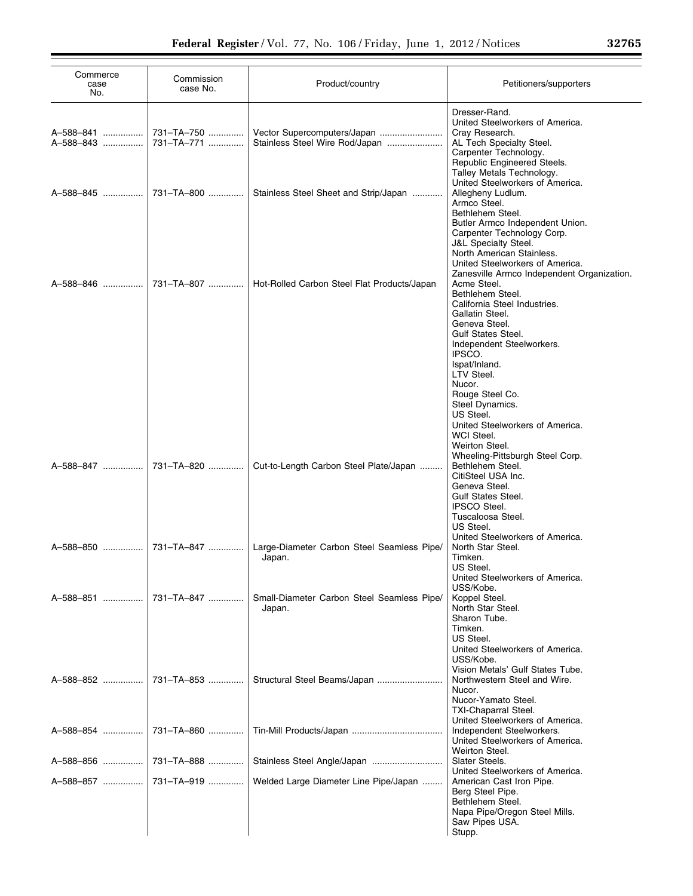| Commerce case No. | Commission case No. | Product/country | Petitioners/supporters |
|---|---|---|---|
| | | | Dresser-Rand.<br>United Steelworkers of America. |
| A–588–841 | 731–TA–750 | Vector Supercomputers/Japan | Cray Research. |
| A–588–843 | 731–TA–771 | Stainless Steel Wire Rod/Japan | AL Tech Specialty Steel.<br>Carpenter Technology.<br>Republic Engineered Steels.<br>Talley Metals Technology.<br>United Steelworkers of America. |
| A–588–845 | 731–TA–800 | Stainless Steel Sheet and Strip/Japan | Allegheny Ludlum.<br>Armco Steel.<br>Bethlehem Steel.<br>Butler Armco Independent Union.<br>Carpenter Technology Corp.<br>J&L Specialty Steel.<br>North American Stainless.<br>United Steelworkers of America.<br>Zanesville Armco Independent Organization. |
| A–588–846 | 731–TA–807 | Hot-Rolled Carbon Steel Flat Products/Japan | Acme Steel.<br>Bethlehem Steel.<br>California Steel Industries.<br>Gallatin Steel.<br>Geneva Steel.<br>Gulf States Steel.<br>Independent Steelworkers.<br>IPSCO.<br>Ispat/Inland.<br>LTV Steel.<br>Nucor.<br>Rouge Steel Co.<br>Steel Dynamics.<br>US Steel.<br>United Steelworkers of America.<br>WCI Steel.<br>Weirton Steel.<br>Wheeling-Pittsburgh Steel Corp. |
| A–588–847 | 731–TA–820 | Cut-to-Length Carbon Steel Plate/Japan | Bethlehem Steel.<br>CitiSteel USA Inc.<br>Geneva Steel.<br>Gulf States Steel.<br>IPSCO Steel.<br>Tuscaloosa Steel.<br>US Steel.<br>United Steelworkers of America. |
| A–588–850 | 731–TA–847 | Large-Diameter Carbon Steel Seamless Pipe/Japan. | North Star Steel.<br>Timken.<br>US Steel.<br>United Steelworkers of America.<br>USS/Kobe. |
| A–588–851 | 731–TA–847 | Small-Diameter Carbon Steel Seamless Pipe/Japan. | Koppel Steel.<br>North Star Steel.<br>Sharon Tube.<br>Timken.<br>US Steel.<br>United Steelworkers of America.<br>USS/Kobe.<br>Vision Metals' Gulf States Tube. |
| A–588–852 | 731–TA–853 | Structural Steel Beams/Japan | Northwestern Steel and Wire.<br>Nucor.<br>Nucor-Yamato Steel.<br>TXI-Chaparral Steel.<br>United Steelworkers of America. |
| A–588–854 | 731–TA–860 | Tin-Mill Products/Japan | Independent Steelworkers.<br>United Steelworkers of America.<br>Weirton Steel. |
| A–588–856 | 731–TA–888 | Stainless Steel Angle/Japan | Slater Steels.<br>United Steelworkers of America. |
| A–588–857 | 731–TA–919 | Welded Large Diameter Line Pipe/Japan | American Cast Iron Pipe.<br>Berg Steel Pipe.<br>Bethlehem Steel.<br>Napa Pipe/Oregon Steel Mills.<br>Saw Pipes USA.<br>Stupp. |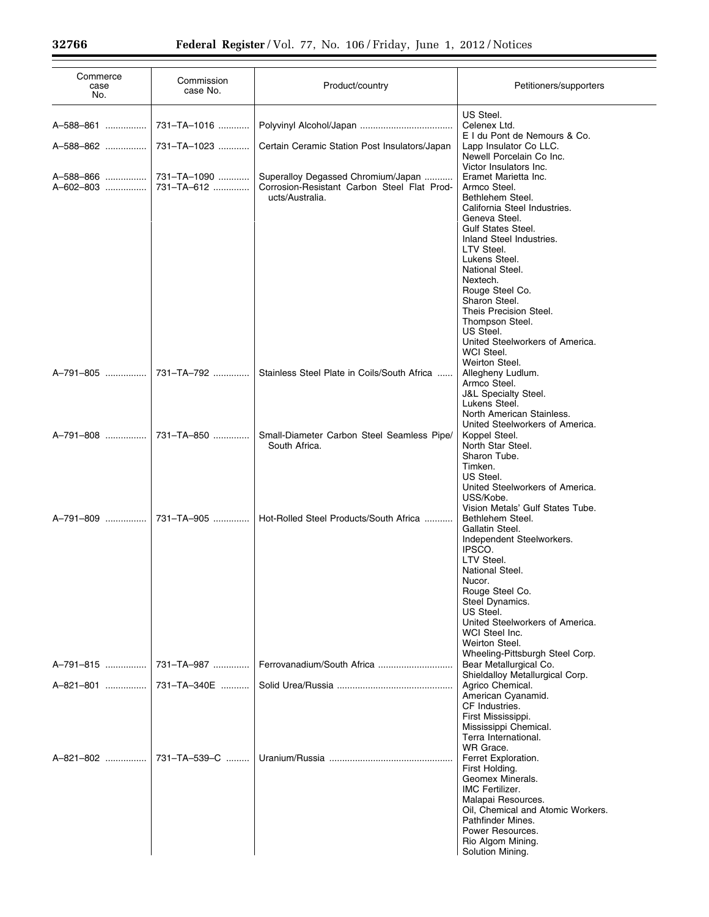| Commerce case No. | Commission case No. | Product/country | Petitioners/supporters |
| --- | --- | --- | --- |
| | | | US Steel. |
| A–588–861 | 731–TA–1016 | Polyvinyl Alcohol/Japan | Celenex Ltd.<br>E I du Pont de Nemours & Co. |
| A–588–862 | 731–TA–1023 | Certain Ceramic Station Post Insulators/Japan | Lapp Insulator Co LLC.<br>Newell Porcelain Co Inc.<br>Victor Insulators Inc. |
| A–588–866 | 731–TA–1090 | Superalloy Degassed Chromium/Japan | Eramet Marietta Inc. |
| A–602–803 | 731–TA–612 | Corrosion-Resistant Carbon Steel Flat Products/Australia. | Armco Steel.<br>Bethlehem Steel.<br>California Steel Industries.<br>Geneva Steel.<br>Gulf States Steel.<br>Inland Steel Industries.<br>LTV Steel.<br>Lukens Steel.<br>National Steel.<br>Nextech.<br>Rouge Steel Co.<br>Sharon Steel.<br>Theis Precision Steel.<br>Thompson Steel.<br>US Steel.<br>United Steelworkers of America.<br>WCI Steel.<br>Weirton Steel. |
| A–791–805 | 731–TA–792 | Stainless Steel Plate in Coils/South Africa | Allegheny Ludlum.<br>Armco Steel.<br>J&L Specialty Steel.<br>Lukens Steel.<br>North American Stainless.<br>United Steelworkers of America. |
| A–791–808 | 731–TA–850 | Small-Diameter Carbon Steel Seamless Pipe/South Africa. | Koppel Steel.<br>North Star Steel.<br>Sharon Tube.<br>Timken.<br>US Steel.<br>United Steelworkers of America.<br>USS/Kobe.<br>Vision Metals' Gulf States Tube. |
| A–791–809 | 731–TA–905 | Hot-Rolled Steel Products/South Africa | Bethlehem Steel.<br>Gallatin Steel.<br>Independent Steelworkers.<br>IPSCO.<br>LTV Steel.<br>National Steel.<br>Nucor.<br>Rouge Steel Co.<br>Steel Dynamics.<br>US Steel.<br>United Steelworkers of America.<br>WCI Steel Inc.<br>Weirton Steel.<br>Wheeling-Pittsburgh Steel Corp. |
| A–791–815 | 731–TA–987 | Ferrovanadium/South Africa | Bear Metallurgical Co.<br>Shieldalloy Metallurgical Corp. |
| A–821–801 | 731–TA–340E | Solid Urea/Russia | Agrico Chemical.<br>American Cyanamid.<br>CF Industries.<br>First Mississippi.<br>Mississippi Chemical.<br>Terra International.<br>WR Grace. |
| A–821–802 | 731–TA–539–C | Uranium/Russia | Ferret Exploration.<br>First Holding.<br>Geomex Minerals.<br>IMC Fertilizer.<br>Malapai Resources.<br>Oil, Chemical and Atomic Workers.<br>Pathfinder Mines.<br>Power Resources.<br>Rio Algom Mining.<br>Solution Mining. |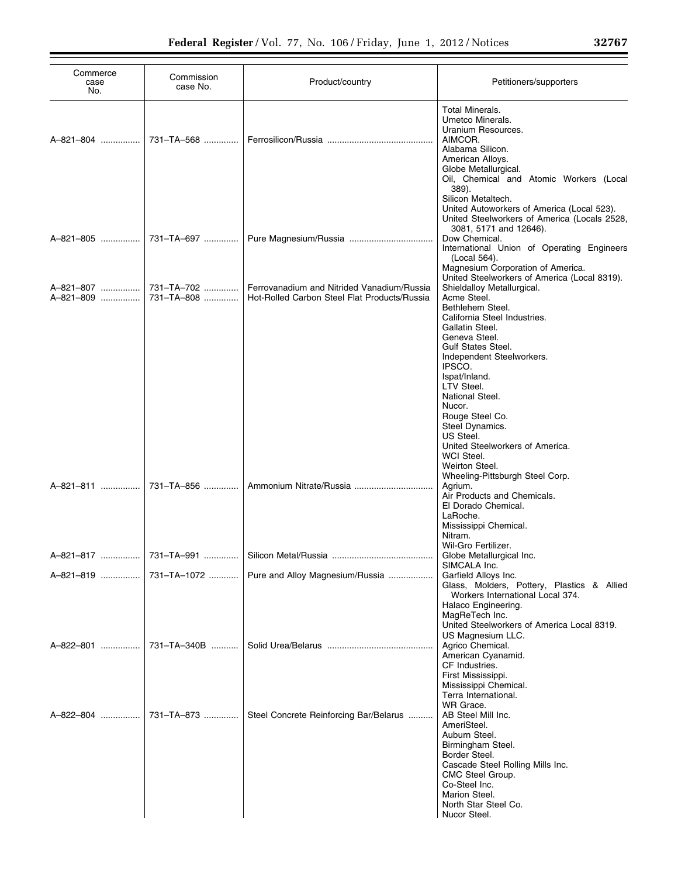| Commerce case No. | Commission case No. | Product/country | Petitioners/supporters |
|---|---|---|---|
| | | | Total Minerals. |
| | | | Umetco Minerals. |
| | | | Uranium Resources. |
| A–821–804 | 731–TA–568 | Ferrosilicon/Russia | AIMCOR. |
| | | | Alabama Silicon. |
| | | | American Alloys. |
| | | | Globe Metallurgical. |
| | | | Oil, Chemical and Atomic Workers (Local 389). |
| | | | Silicon Metaltech. |
| | | | United Autoworkers of America (Local 523). |
| | | | United Steelworkers of America (Locals 2528, 3081, 5171 and 12646). |
| A–821–805 | 731–TA–697 | Pure Magnesium/Russia | Dow Chemical. |
| | | | International Union of Operating Engineers (Local 564). |
| | | | Magnesium Corporation of America. |
| | | | United Steelworkers of America (Local 8319). |
| A–821–807 | 731–TA–702 | Ferrovanadium and Nitrided Vanadium/Russia | Shieldalloy Metallurgical. |
| A–821–809 | 731–TA–808 | Hot-Rolled Carbon Steel Flat Products/Russia | Acme Steel. |
| | | | Bethlehem Steel. |
| | | | California Steel Industries. |
| | | | Gallatin Steel. |
| | | | Geneva Steel. |
| | | | Gulf States Steel. |
| | | | Independent Steelworkers. |
| | | | IPSCO. |
| | | | Ispat/Inland. |
| | | | LTV Steel. |
| | | | National Steel. |
| | | | Nucor. |
| | | | Rouge Steel Co. |
| | | | Steel Dynamics. |
| | | | US Steel. |
| | | | United Steelworkers of America. |
| | | | WCI Steel. |
| | | | Weirton Steel. |
| | | | Wheeling-Pittsburgh Steel Corp. |
| A–821–811 | 731–TA–856 | Ammonium Nitrate/Russia | Agrium. |
| | | | Air Products and Chemicals. |
| | | | El Dorado Chemical. |
| | | | LaRoche. |
| | | | Mississippi Chemical. |
| | | | Nitram. |
| | | | Wil-Gro Fertilizer. |
| A–821–817 | 731–TA–991 | Silicon Metal/Russia | Globe Metallurgical Inc. |
| | | | SIMCALA Inc. |
| A–821–819 | 731–TA–1072 | Pure and Alloy Magnesium/Russia | Garfield Alloys Inc. |
| | | | Glass, Molders, Pottery, Plastics & Allied Workers International Local 374. |
| | | | Halaco Engineering. |
| | | | MagReTech Inc. |
| | | | United Steelworkers of America Local 8319. |
| | | | US Magnesium LLC. |
| A–822–801 | 731–TA–340B | Solid Urea/Belarus | Agrico Chemical. |
| | | | American Cyanamid. |
| | | | CF Industries. |
| | | | First Mississippi. |
| | | | Mississippi Chemical. |
| | | | Terra International. |
| | | | WR Grace. |
| A–822–804 | 731–TA–873 | Steel Concrete Reinforcing Bar/Belarus | AB Steel Mill Inc. |
| | | | AmeriSteel. |
| | | | Auburn Steel. |
| | | | Birmingham Steel. |
| | | | Border Steel. |
| | | | Cascade Steel Rolling Mills Inc. |
| | | | CMC Steel Group. |
| | | | Co-Steel Inc. |
| | | | Marion Steel. |
| | | | North Star Steel Co. |
| | | | Nucor Steel. |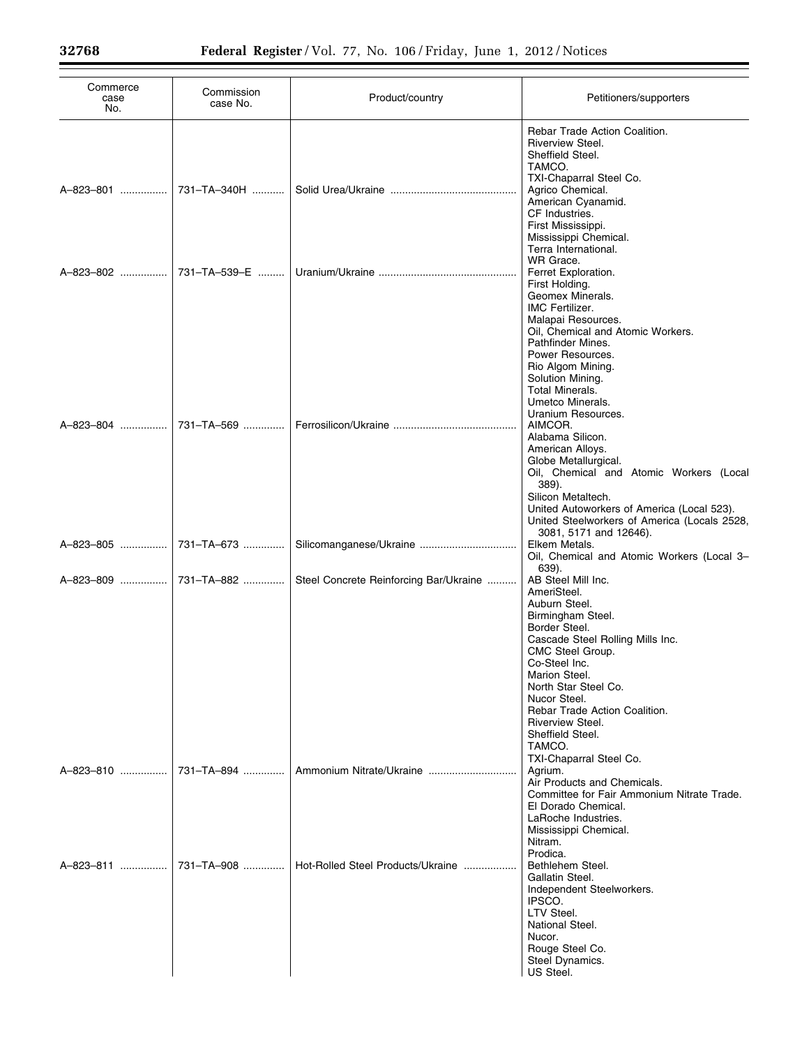| Commerce case No. | Commission case No. | Product/country | Petitioners/supporters |
|---|---|---|---|
| | | | Rebar Trade Action Coalition.<br>Riverview Steel.<br>Sheffield Steel.<br>TAMCO.<br>TXI-Chaparral Steel Co. |
| A–823–801 | 731–TA–340H | Solid Urea/Ukraine | Agrico Chemical.<br>American Cyanamid.<br>CF Industries.<br>First Mississippi.<br>Mississippi Chemical.<br>Terra International.<br>WR Grace. |
| A–823–802 | 731–TA–539–E | Uranium/Ukraine | Ferret Exploration.<br>First Holding.<br>Geomex Minerals.<br>IMC Fertilizer.<br>Malapai Resources.<br>Oil, Chemical and Atomic Workers.<br>Pathfinder Mines.<br>Power Resources.<br>Rio Algom Mining.<br>Solution Mining.<br>Total Minerals.<br>Umetco Minerals.<br>Uranium Resources. |
| A–823–804 | 731–TA–569 | Ferrosilicon/Ukraine | AIMCOR.<br>Alabama Silicon.<br>American Alloys.<br>Globe Metallurgical.<br>Oil, Chemical and Atomic Workers (Local 389).<br>Silicon Metaltech.<br>United Autoworkers of America (Local 523).<br>United Steelworkers of America (Locals 2528, 3081, 5171 and 12646). |
| A–823–805 | 731–TA–673 | Silicomanganese/Ukraine | Elkem Metals.<br>Oil, Chemical and Atomic Workers (Local 3–639). |
| A–823–809 | 731–TA–882 | Steel Concrete Reinforcing Bar/Ukraine | AB Steel Mill Inc.<br>AmeriSteel.<br>Auburn Steel.<br>Birmingham Steel.<br>Border Steel.<br>Cascade Steel Rolling Mills Inc.<br>CMC Steel Group.<br>Co-Steel Inc.<br>Marion Steel.<br>North Star Steel Co.<br>Nucor Steel.<br>Rebar Trade Action Coalition.<br>Riverview Steel.<br>Sheffield Steel.<br>TAMCO.<br>TXI-Chaparral Steel Co. |
| A–823–810 | 731–TA–894 | Ammonium Nitrate/Ukraine | Agrium.<br>Air Products and Chemicals.<br>Committee for Fair Ammonium Nitrate Trade.<br>El Dorado Chemical.<br>LaRoche Industries.<br>Mississippi Chemical.<br>Nitram.<br>Prodica. |
| A–823–811 | 731–TA–908 | Hot-Rolled Steel Products/Ukraine | Bethlehem Steel.<br>Gallatin Steel.<br>Independent Steelworkers.<br>IPSCO.<br>LTV Steel.<br>National Steel.<br>Nucor.<br>Rouge Steel Co.<br>Steel Dynamics.<br>US Steel. |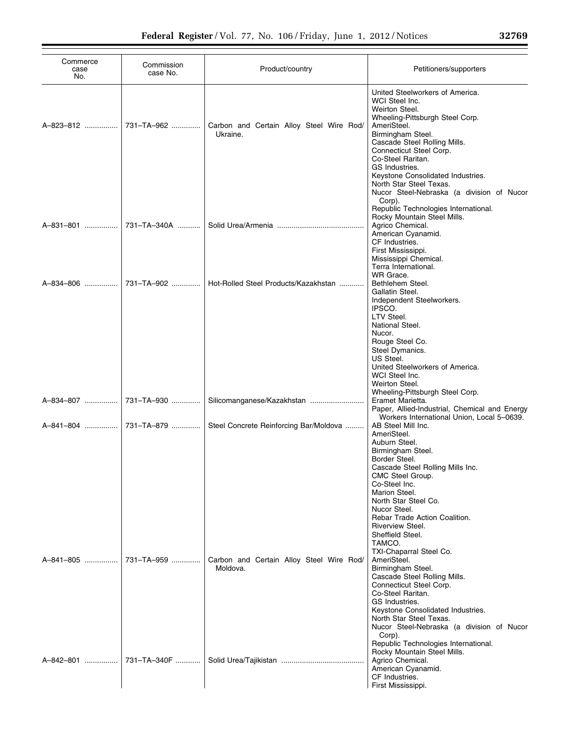| Commerce case No. | Commission case No. | Product/country | Petitioners/supporters |
| --- | --- | --- | --- |
| | | | United Steelworkers of America.<br>WCI Steel Inc.<br>Weirton Steel.<br>Wheeling-Pittsburgh Steel Corp. |
| A–823–812 | 731–TA–962 | Carbon and Certain Alloy Steel Wire Rod/ Ukraine. | AmeriSteel.<br>Birmingham Steel.<br>Cascade Steel Rolling Mills.<br>Connecticut Steel Corp.<br>Co-Steel Raritan.<br>GS Industries.<br>Keystone Consolidated Industries.<br>North Star Steel Texas.<br>Nucor Steel-Nebraska (a division of Nucor Corp).<br>Republic Technologies International.<br>Rocky Mountain Steel Mills. |
| A–831–801 | 731–TA–340A | Solid Urea/Armenia | Agrico Chemical.<br>American Cyanamid.<br>CF Industries.<br>First Mississippi.<br>Mississippi Chemical.<br>Terra International.<br>WR Grace. |
| A–834–806 | 731–TA–902 | Hot-Rolled Steel Products/Kazakhstan | Bethlehem Steel.<br>Gallatin Steel.<br>Independent Steelworkers.<br>IPSCO.<br>LTV Steel.<br>National Steel.<br>Nucor.<br>Rouge Steel Co.<br>Steel Dymanics.<br>US Steel.<br>United Steelworkers of America.<br>WCI Steel Inc.<br>Weirton Steel.<br>Wheeling-Pittsburgh Steel Corp. |
| A–834–807 | 731–TA–930 | Silicomanganese/Kazakhstan | Eramet Marietta.<br>Paper, Allied-Industrial, Chemical and Energy Workers International Union, Local 5–0639. |
| A–841–804 | 731–TA–879 | Steel Concrete Reinforcing Bar/Moldova | AB Steel Mill Inc.<br>AmeriSteel.<br>Auburn Steel.<br>Birmingham Steel.<br>Border Steel.<br>Cascade Steel Rolling Mills Inc.<br>CMC Steel Group.<br>Co-Steel Inc.<br>Marion Steel.<br>North Star Steel Co.<br>Nucor Steel.<br>Rebar Trade Action Coalition.<br>Riverview Steel.<br>Sheffield Steel.<br>TAMCO.<br>TXI-Chaparral Steel Co. |
| A–841–805 | 731–TA–959 | Carbon and Certain Alloy Steel Wire Rod/ Moldova. | AmeriSteel.<br>Birmingham Steel.<br>Cascade Steel Rolling Mills.<br>Connecticut Steel Corp.<br>Co-Steel Raritan.<br>GS Industries.<br>Keystone Consolidated Industries.<br>North Star Steel Texas.<br>Nucor Steel-Nebraska (a division of Nucor Corp).<br>Republic Technologies International.<br>Rocky Mountain Steel Mills. |
| A–842–801 | 731–TA–340F | Solid Urea/Tajikistan | Agrico Chemical.<br>American Cyanamid.<br>CF Industries.<br>First Mississippi. |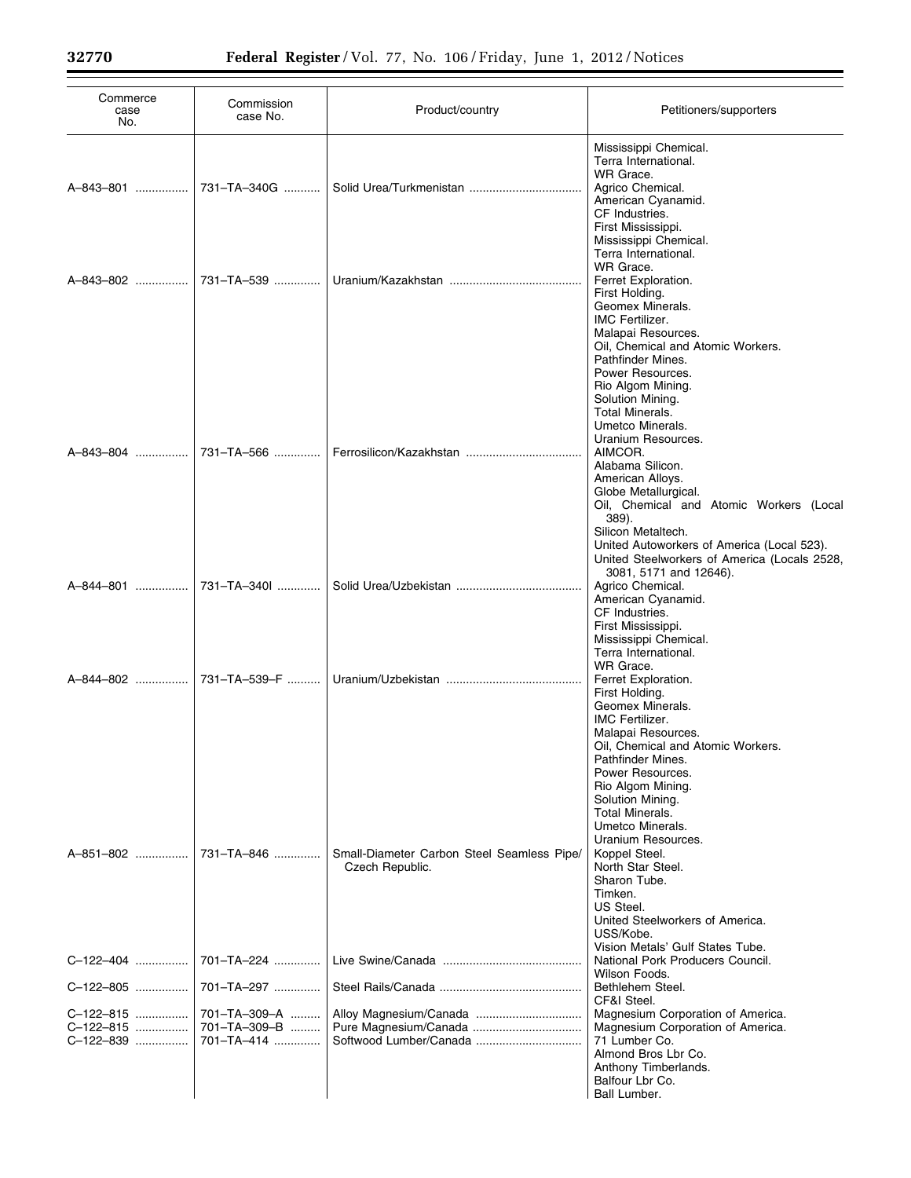| Commerce case No. | Commission case No. | Product/country | Petitioners/supporters |
|---|---|---|---|
| | | | Mississippi Chemical.<br>Terra International.<br>WR Grace. |
| A–843–801 | 731–TA–340G | Solid Urea/Turkmenistan | Agrico Chemical.<br>American Cyanamid.<br>CF Industries.<br>First Mississippi.<br>Mississippi Chemical.<br>Terra International.<br>WR Grace. |
| A–843–802 | 731–TA–539 | Uranium/Kazakhstan | Ferret Exploration.<br>First Holding.<br>Geomex Minerals.<br>IMC Fertilizer.<br>Malapai Resources.<br>Oil, Chemical and Atomic Workers.<br>Pathfinder Mines.<br>Power Resources.<br>Rio Algom Mining.<br>Solution Mining.<br>Total Minerals.<br>Umetco Minerals.<br>Uranium Resources. |
| A–843–804 | 731–TA–566 | Ferrosilicon/Kazakhstan | AIMCOR.<br>Alabama Silicon.<br>American Alloys.<br>Globe Metallurgical.<br>Oil, Chemical and Atomic Workers (Local 389).<br>Silicon Metaltech.<br>United Autoworkers of America (Local 523).<br>United Steelworkers of America (Locals 2528, 3081, 5171 and 12646). |
| A–844–801 | 731–TA–340I | Solid Urea/Uzbekistan | Agrico Chemical.<br>American Cyanamid.<br>CF Industries.<br>First Mississippi.<br>Mississippi Chemical.<br>Terra International.<br>WR Grace. |
| A–844–802 | 731–TA–539–F | Uranium/Uzbekistan | Ferret Exploration.<br>First Holding.<br>Geomex Minerals.<br>IMC Fertilizer.<br>Malapai Resources.<br>Oil, Chemical and Atomic Workers.<br>Pathfinder Mines.<br>Power Resources.<br>Rio Algom Mining.<br>Solution Mining.<br>Total Minerals.<br>Umetco Minerals.<br>Uranium Resources. |
| A–851–802 | 731–TA–846 | Small-Diameter Carbon Steel Seamless Pipe/ Czech Republic. | Koppel Steel.<br>North Star Steel.<br>Sharon Tube.<br>Timken.<br>US Steel.<br>United Steelworkers of America.<br>USS/Kobe.<br>Vision Metals' Gulf States Tube. |
| C–122–404 | 701–TA–224 | Live Swine/Canada | National Pork Producers Council.<br>Wilson Foods. |
| C–122–805 | 701–TA–297 | Steel Rails/Canada | Bethlehem Steel.<br>CF&I Steel. |
| C–122–815 | 701–TA–309–A | Alloy Magnesium/Canada | Magnesium Corporation of America. |
| C–122–815 | 701–TA–309–B | Pure Magnesium/Canada | Magnesium Corporation of America. |
| C–122–839 | 701–TA–414 | Softwood Lumber/Canada | 71 Lumber Co.<br>Almond Bros Lbr Co.<br>Anthony Timberlands.<br>Balfour Lbr Co.<br>Ball Lumber. |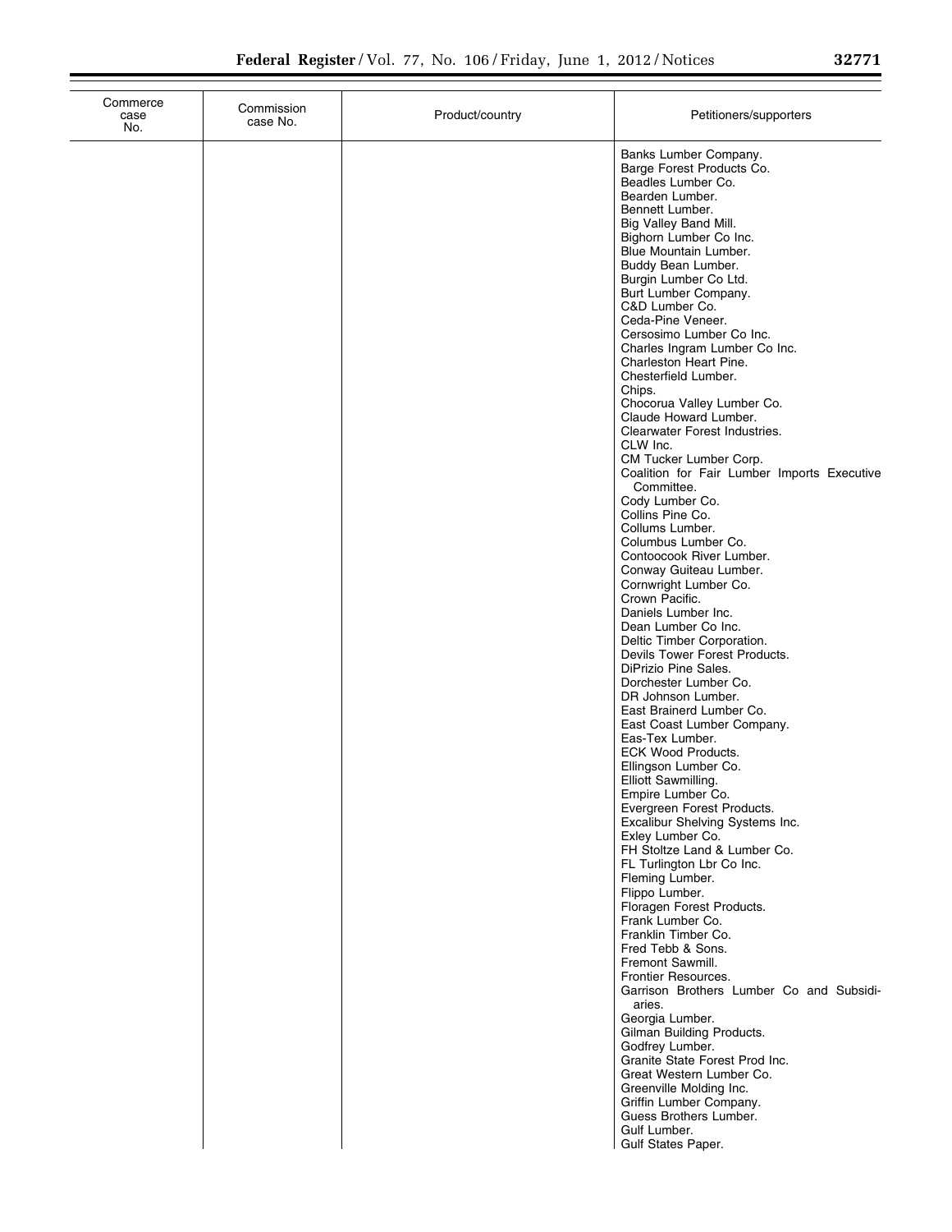| Commerce case No. | Commission case No. | Product/country | Petitioners/supporters |
| --- | --- | --- | --- |
| | | | Banks Lumber Company. |
| | | | Barge Forest Products Co. |
| | | | Beadles Lumber Co. |
| | | | Bearden Lumber. |
| | | | Bennett Lumber. |
| | | | Big Valley Band Mill. |
| | | | Bighorn Lumber Co Inc. |
| | | | Blue Mountain Lumber. |
| | | | Buddy Bean Lumber. |
| | | | Burgin Lumber Co Ltd. |
| | | | Burt Lumber Company. |
| | | | C&D Lumber Co. |
| | | | Ceda-Pine Veneer. |
| | | | Cersosimo Lumber Co Inc. |
| | | | Charles Ingram Lumber Co Inc. |
| | | | Charleston Heart Pine. |
| | | | Chesterfield Lumber. |
| | | | Chips. |
| | | | Chocorua Valley Lumber Co. |
| | | | Claude Howard Lumber. |
| | | | Clearwater Forest Industries. |
| | | | CLW Inc. |
| | | | CM Tucker Lumber Corp. |
| | | | Coalition for Fair Lumber Imports Executive Committee. |
| | | | Cody Lumber Co. |
| | | | Collins Pine Co. |
| | | | Collums Lumber. |
| | | | Columbus Lumber Co. |
| | | | Contoocook River Lumber. |
| | | | Conway Guiteau Lumber. |
| | | | Cornwright Lumber Co. |
| | | | Crown Pacific. |
| | | | Daniels Lumber Inc. |
| | | | Dean Lumber Co Inc. |
| | | | Deltic Timber Corporation. |
| | | | Devils Tower Forest Products. |
| | | | DiPrizio Pine Sales. |
| | | | Dorchester Lumber Co. |
| | | | DR Johnson Lumber. |
| | | | East Brainerd Lumber Co. |
| | | | East Coast Lumber Company. |
| | | | Eas-Tex Lumber. |
| | | | ECK Wood Products. |
| | | | Ellingson Lumber Co. |
| | | | Elliott Sawmilling. |
| | | | Empire Lumber Co. |
| | | | Evergreen Forest Products. |
| | | | Excalibur Shelving Systems Inc. |
| | | | Exley Lumber Co. |
| | | | FH Stoltze Land & Lumber Co. |
| | | | FL Turlington Lbr Co Inc. |
| | | | Fleming Lumber. |
| | | | Flippo Lumber. |
| | | | Floragen Forest Products. |
| | | | Frank Lumber Co. |
| | | | Franklin Timber Co. |
| | | | Fred Tebb & Sons. |
| | | | Fremont Sawmill. |
| | | | Frontier Resources. |
| | | | Garrison Brothers Lumber Co and Subsidiaries. |
| | | | Georgia Lumber. |
| | | | Gilman Building Products. |
| | | | Godfrey Lumber. |
| | | | Granite State Forest Prod Inc. |
| | | | Great Western Lumber Co. |
| | | | Greenville Molding Inc. |
| | | | Griffin Lumber Company. |
| | | | Guess Brothers Lumber. |
| | | | Gulf Lumber. |
| | | | Gulf States Paper. |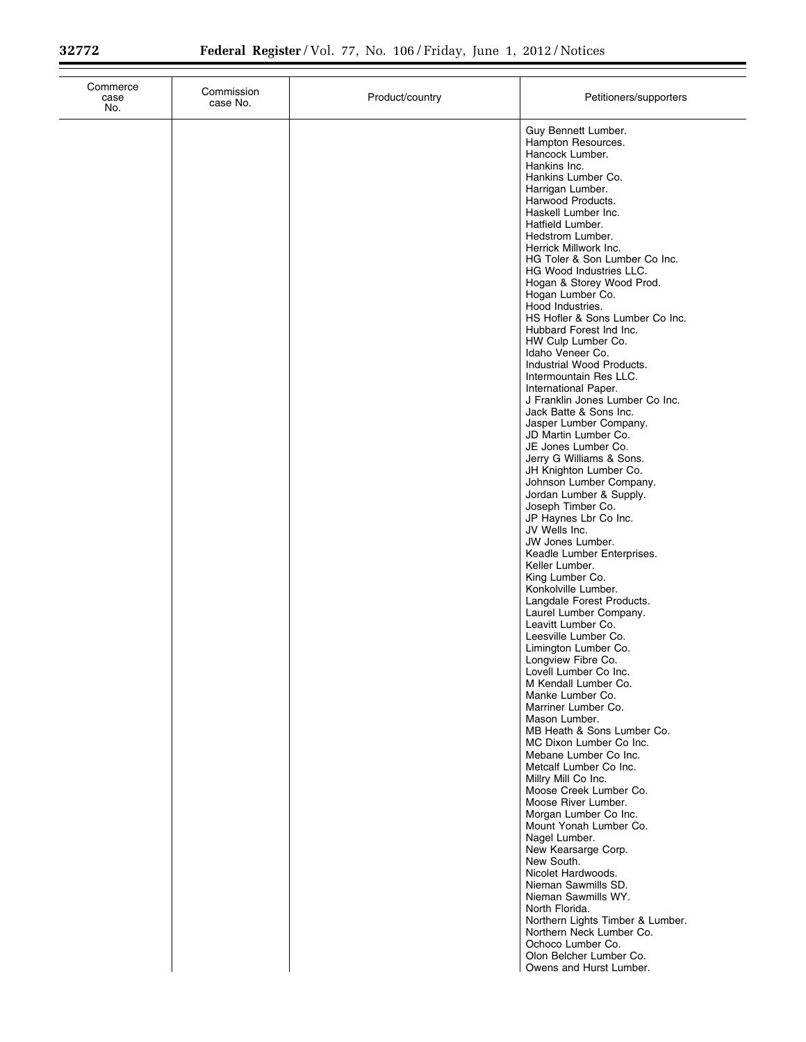| Commerce case No. | Commission case No. | Product/country | Petitioners/supporters |
|---|---|---|---|
| | | | Guy Bennett Lumber.<br>Hampton Resources.<br>Hancock Lumber.<br>Hankins Inc.<br>Hankins Lumber Co.<br>Harrigan Lumber.<br>Harwood Products.<br>Haskell Lumber Inc.<br>Hatfield Lumber.<br>Hedstrom Lumber.<br>Herrick Millwork Inc.<br>HG Toler & Son Lumber Co Inc.<br>HG Wood Industries LLC.<br>Hogan & Storey Wood Prod.<br>Hogan Lumber Co.<br>Hood Industries.<br>HS Hofler & Sons Lumber Co Inc.<br>Hubbard Forest Ind Inc.<br>HW Culp Lumber Co.<br>Idaho Veneer Co.<br>Industrial Wood Products.<br>Intermountain Res LLC.<br>International Paper.<br>J Franklin Jones Lumber Co Inc.<br>Jack Batte & Sons Inc.<br>Jasper Lumber Company.<br>JD Martin Lumber Co.<br>JE Jones Lumber Co.<br>Jerry G Williams & Sons.<br>JH Knighton Lumber Co.<br>Johnson Lumber Company.<br>Jordan Lumber & Supply.<br>Joseph Timber Co.<br>JP Haynes Lbr Co Inc.<br>JV Wells Inc.<br>JW Jones Lumber.<br>Keadle Lumber Enterprises.<br>Keller Lumber.<br>King Lumber Co.<br>Konkolville Lumber.<br>Langdale Forest Products.<br>Laurel Lumber Company.<br>Leavitt Lumber Co.<br>Leesville Lumber Co.<br>Limington Lumber Co.<br>Longview Fibre Co.<br>Lovell Lumber Co Inc.<br>M Kendall Lumber Co.<br>Manke Lumber Co.<br>Marriner Lumber Co.<br>Mason Lumber.<br>MB Heath & Sons Lumber Co.<br>MC Dixon Lumber Co Inc.<br>Mebane Lumber Co Inc.<br>Metcalf Lumber Co Inc.<br>Millry Mill Co Inc.<br>Moose Creek Lumber Co.<br>Moose River Lumber.<br>Morgan Lumber Co Inc.<br>Mount Yonah Lumber Co.<br>Nagel Lumber.<br>New Kearsarge Corp.<br>New South.<br>Nicolet Hardwoods.<br>Nieman Sawmills SD.<br>Nieman Sawmills WY.<br>North Florida.<br>Northern Lights Timber & Lumber.<br>Northern Neck Lumber Co.<br>Ochoco Lumber Co.<br>Olon Belcher Lumber Co.<br>Owens and Hurst Lumber. |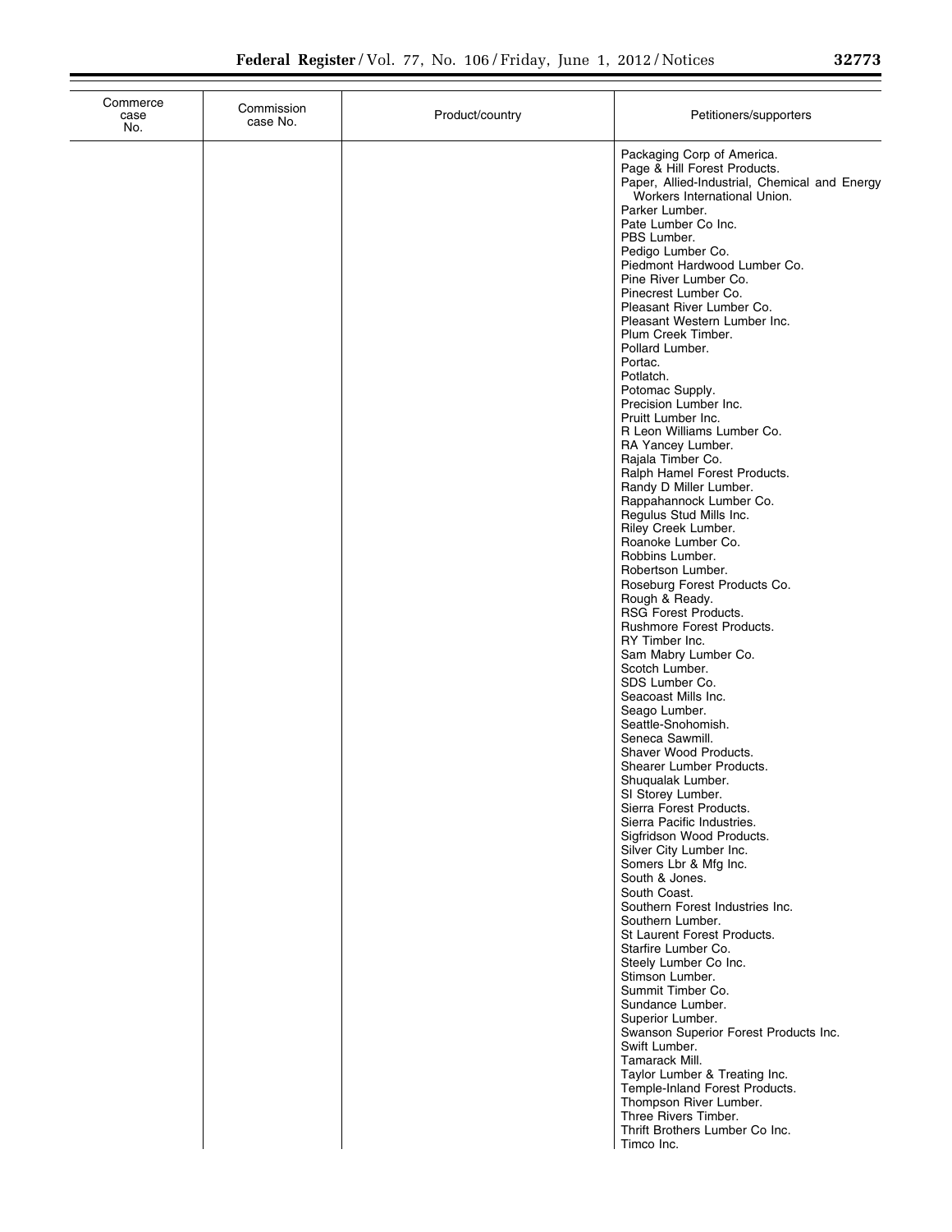| Commerce case No. | Commission case No. | Product/country | Petitioners/supporters |
| --- | --- | --- | --- |
| | | | Packaging Corp of America.<br>Page & Hill Forest Products.<br>Paper, Allied-Industrial, Chemical and Energy Workers International Union.<br>Parker Lumber.<br>Pate Lumber Co Inc.<br>PBS Lumber.<br>Pedigo Lumber Co.<br>Piedmont Hardwood Lumber Co.<br>Pine River Lumber Co.<br>Pinecrest Lumber Co.<br>Pleasant River Lumber Co.<br>Pleasant Western Lumber Inc.<br>Plum Creek Timber.<br>Pollard Lumber.<br>Portac.<br>Potlatch.<br>Potomac Supply.<br>Precision Lumber Inc.<br>Pruitt Lumber Inc.<br>R Leon Williams Lumber Co.<br>RA Yancey Lumber.<br>Rajala Timber Co.<br>Ralph Hamel Forest Products.<br>Randy D Miller Lumber.<br>Rappahannock Lumber Co.<br>Regulus Stud Mills Inc.<br>Riley Creek Lumber.<br>Roanoke Lumber Co.<br>Robbins Lumber.<br>Robertson Lumber.<br>Roseburg Forest Products Co.<br>Rough & Ready.<br>RSG Forest Products.<br>Rushmore Forest Products.<br>RY Timber Inc.<br>Sam Mabry Lumber Co.<br>Scotch Lumber.<br>SDS Lumber Co.<br>Seacoast Mills Inc.<br>Seago Lumber.<br>Seattle-Snohomish.<br>Seneca Sawmill.<br>Shaver Wood Products.<br>Shearer Lumber Products.<br>Shuqualak Lumber.<br>SI Storey Lumber.<br>Sierra Forest Products.<br>Sierra Pacific Industries.<br>Sigfridson Wood Products.<br>Silver City Lumber Inc.<br>Somers Lbr & Mfg Inc.<br>South & Jones.<br>South Coast.<br>Southern Forest Industries Inc.<br>Southern Lumber.<br>St Laurent Forest Products.<br>Starfire Lumber Co.<br>Steely Lumber Co Inc.<br>Stimson Lumber.<br>Summit Timber Co.<br>Sundance Lumber.<br>Superior Lumber.<br>Swanson Superior Forest Products Inc.<br>Swift Lumber.<br>Tamarack Mill.<br>Taylor Lumber & Treating Inc.<br>Temple-Inland Forest Products.<br>Thompson River Lumber.<br>Three Rivers Timber.<br>Thrift Brothers Lumber Co Inc.<br>Timco Inc. |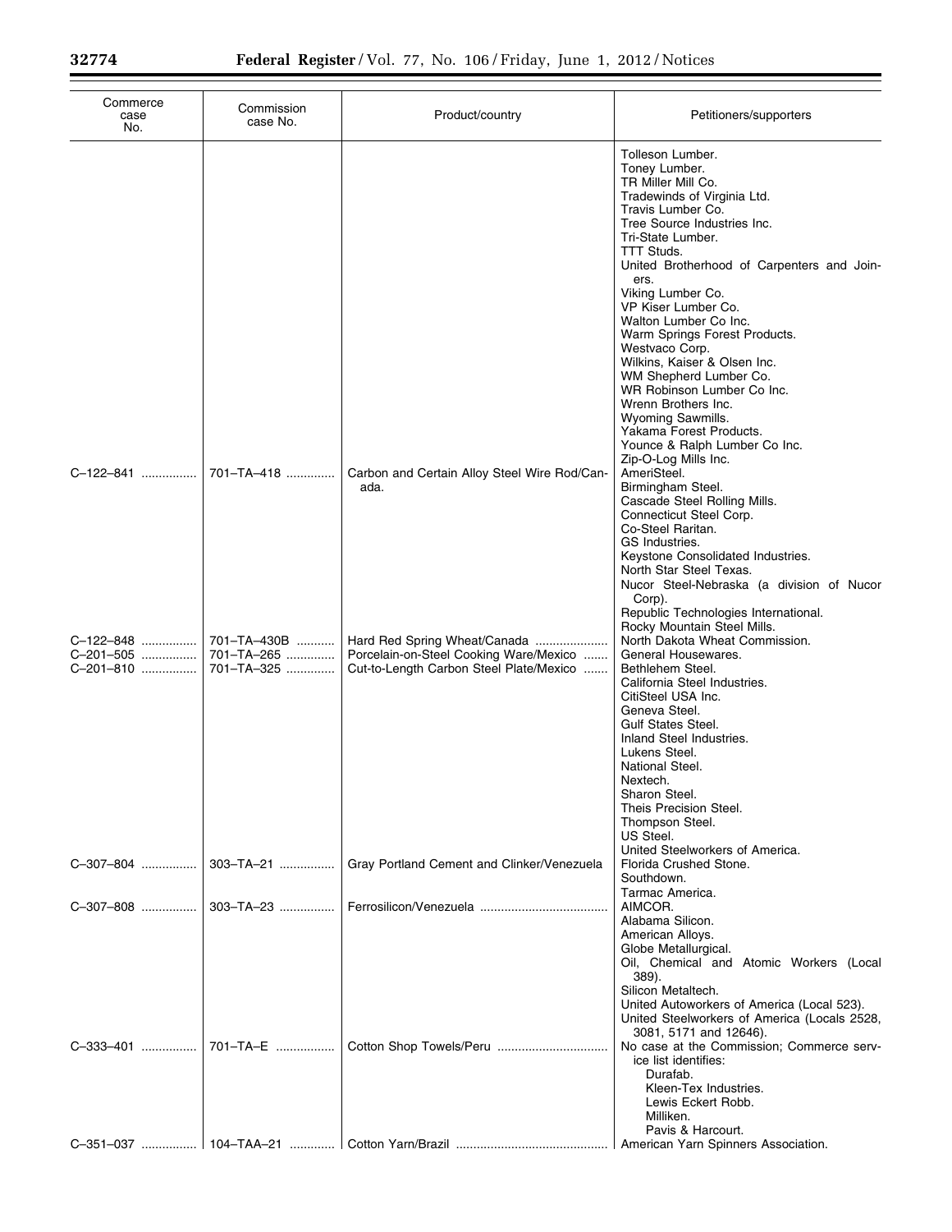| Commerce case No. | Commission case No. | Product/country | Petitioners/supporters |
|---|---|---|---|
| | | | Tolleson Lumber. |
| | | | Toney Lumber. |
| | | | TR Miller Mill Co. |
| | | | Tradewinds of Virginia Ltd. |
| | | | Travis Lumber Co. |
| | | | Tree Source Industries Inc. |
| | | | Tri-State Lumber. |
| | | | TTT Studs. |
| | | | United Brotherhood of Carpenters and Joiners. |
| | | | Viking Lumber Co. |
| | | | VP Kiser Lumber Co. |
| | | | Walton Lumber Co Inc. |
| | | | Warm Springs Forest Products. |
| | | | Westvaco Corp. |
| | | | Wilkins, Kaiser & Olsen Inc. |
| | | | WM Shepherd Lumber Co. |
| | | | WR Robinson Lumber Co Inc. |
| | | | Wrenn Brothers Inc. |
| | | | Wyoming Sawmills. |
| | | | Yakama Forest Products. |
| | | | Younce & Ralph Lumber Co Inc. |
| | | | Zip-O-Log Mills Inc. |
| C–122–841 | 701–TA–418 | Carbon and Certain Alloy Steel Wire Rod/Canada. | AmeriSteel. |
| | | | Birmingham Steel. |
| | | | Cascade Steel Rolling Mills. |
| | | | Connecticut Steel Corp. |
| | | | Co-Steel Raritan. |
| | | | GS Industries. |
| | | | Keystone Consolidated Industries. |
| | | | North Star Steel Texas. |
| | | | Nucor Steel-Nebraska (a division of Nucor Corp). |
| | | | Republic Technologies International. |
| | | | Rocky Mountain Steel Mills. |
| C–122–848 | 701–TA–430B | Hard Red Spring Wheat/Canada | North Dakota Wheat Commission. |
| C–201–505 | 701–TA–265 | Porcelain-on-Steel Cooking Ware/Mexico | General Housewares. |
| C–201–810 | 701–TA–325 | Cut-to-Length Carbon Steel Plate/Mexico | Bethlehem Steel. |
| | | | California Steel Industries. |
| | | | CitiSteel USA Inc. |
| | | | Geneva Steel. |
| | | | Gulf States Steel. |
| | | | Inland Steel Industries. |
| | | | Lukens Steel. |
| | | | National Steel. |
| | | | Nextech. |
| | | | Sharon Steel. |
| | | | Theis Precision Steel. |
| | | | Thompson Steel. |
| | | | US Steel. |
| | | | United Steelworkers of America. |
| C–307–804 | 303–TA–21 | Gray Portland Cement and Clinker/Venezuela | Florida Crushed Stone. |
| | | | Southdown. |
| | | | Tarmac America. |
| C–307–808 | 303–TA–23 | Ferrosilicon/Venezuela | AIMCOR. |
| | | | Alabama Silicon. |
| | | | American Alloys. |
| | | | Globe Metallurgical. |
| | | | Oil, Chemical and Atomic Workers (Local 389). |
| | | | Silicon Metaltech. |
| | | | United Autoworkers of America (Local 523). |
| | | | United Steelworkers of America (Locals 2528, 3081, 5171 and 12646). |
| C–333–401 | 701–TA–E | Cotton Shop Towels/Peru | No case at the Commission; Commerce service list identifies: |
| | | | Durafab. |
| | | | Kleen-Tex Industries. |
| | | | Lewis Eckert Robb. |
| | | | Milliken. |
| | | | Pavis & Harcourt. |
| C–351–037 | 104–TAA–21 | Cotton Yarn/Brazil | American Yarn Spinners Association. |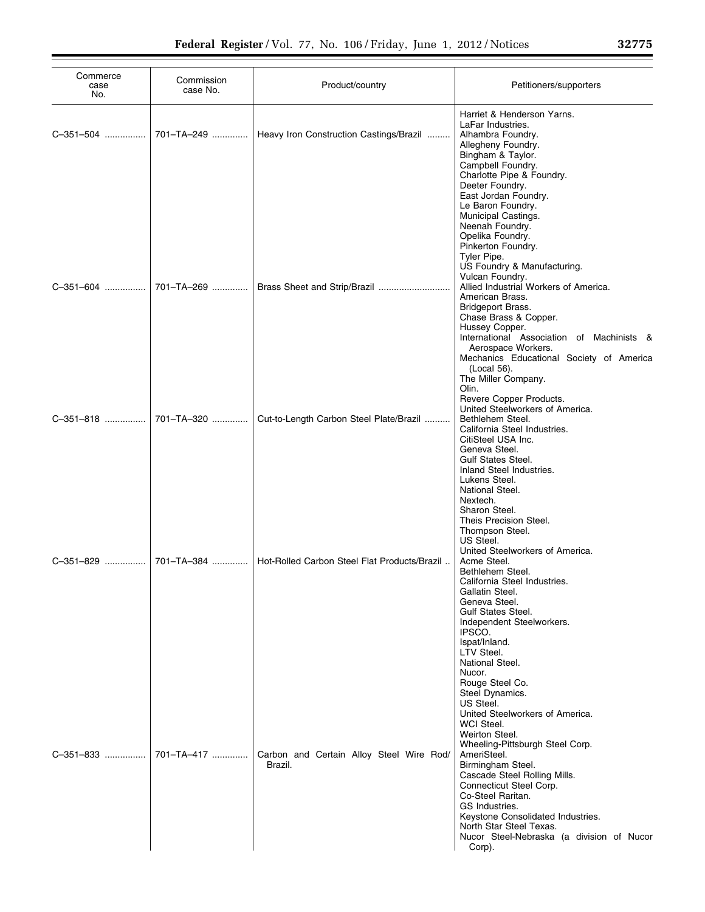| Commerce case No. | Commission case No. | Product/country | Petitioners/supporters |
|---|---|---|---|
| | | | Harriet & Henderson Yarns. |
| | | | LaFar Industries. |
| C–351–504 | 701–TA–249 | Heavy Iron Construction Castings/Brazil | Alhambra Foundry. |
| | | | Allegheny Foundry. |
| | | | Bingham & Taylor. |
| | | | Campbell Foundry. |
| | | | Charlotte Pipe & Foundry. |
| | | | Deeter Foundry. |
| | | | East Jordan Foundry. |
| | | | Le Baron Foundry. |
| | | | Municipal Castings. |
| | | | Neenah Foundry. |
| | | | Opelika Foundry. |
| | | | Pinkerton Foundry. |
| | | | Tyler Pipe. |
| | | | US Foundry & Manufacturing. |
| | | | Vulcan Foundry. |
| C–351–604 | 701–TA–269 | Brass Sheet and Strip/Brazil | Allied Industrial Workers of America. |
| | | | American Brass. |
| | | | Bridgeport Brass. |
| | | | Chase Brass & Copper. |
| | | | Hussey Copper. |
| | | | International Association of Machinists & Aerospace Workers. |
| | | | Mechanics Educational Society of America (Local 56). |
| | | | The Miller Company. |
| | | | Olin. |
| | | | Revere Copper Products. |
| | | | United Steelworkers of America. |
| C–351–818 | 701–TA–320 | Cut-to-Length Carbon Steel Plate/Brazil | Bethlehem Steel. |
| | | | California Steel Industries. |
| | | | CitiSteel USA Inc. |
| | | | Geneva Steel. |
| | | | Gulf States Steel. |
| | | | Inland Steel Industries. |
| | | | Lukens Steel. |
| | | | National Steel. |
| | | | Nextech. |
| | | | Sharon Steel. |
| | | | Theis Precision Steel. |
| | | | Thompson Steel. |
| | | | US Steel. |
| | | | United Steelworkers of America. |
| C–351–829 | 701–TA–384 | Hot-Rolled Carbon Steel Flat Products/Brazil | Acme Steel. |
| | | | Bethlehem Steel. |
| | | | California Steel Industries. |
| | | | Gallatin Steel. |
| | | | Geneva Steel. |
| | | | Gulf States Steel. |
| | | | Independent Steelworkers. |
| | | | IPSCO. |
| | | | Ispat/Inland. |
| | | | LTV Steel. |
| | | | National Steel. |
| | | | Nucor. |
| | | | Rouge Steel Co. |
| | | | Steel Dynamics. |
| | | | US Steel. |
| | | | United Steelworkers of America. |
| | | | WCI Steel. |
| | | | Weirton Steel. |
| | | | Wheeling-Pittsburgh Steel Corp. |
| C–351–833 | 701–TA–417 | Carbon and Certain Alloy Steel Wire Rod/Brazil. | AmeriSteel. |
| | | | Birmingham Steel. |
| | | | Cascade Steel Rolling Mills. |
| | | | Connecticut Steel Corp. |
| | | | Co-Steel Raritan. |
| | | | GS Industries. |
| | | | Keystone Consolidated Industries. |
| | | | North Star Steel Texas. |
| | | | Nucor Steel-Nebraska (a division of Nucor Corp). |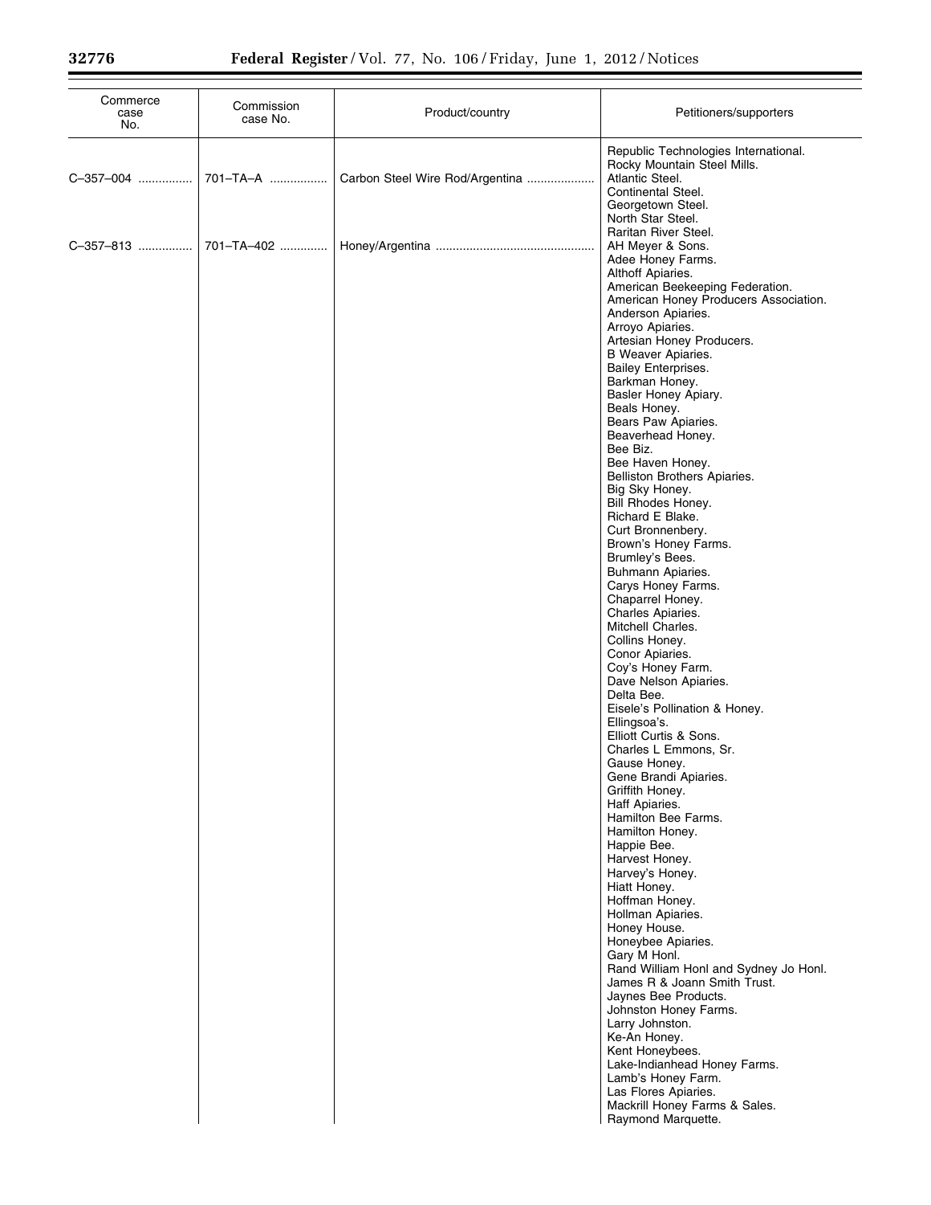| Commerce case No. | Commission case No. | Product/country | Petitioners/supporters |
|---|---|---|---|
| | | | Republic Technologies International. |
| | | | Rocky Mountain Steel Mills. |
| C–357–004 | 701–TA–A | Carbon Steel Wire Rod/Argentina | Atlantic Steel. |
| | | | Continental Steel. |
| | | | Georgetown Steel. |
| | | | North Star Steel. |
| | | | Raritan River Steel. |
| C–357–813 | 701–TA–402 | Honey/Argentina | AH Meyer & Sons. |
| | | | Adee Honey Farms. |
| | | | Althoff Apiaries. |
| | | | American Beekeeping Federation. |
| | | | American Honey Producers Association. |
| | | | Anderson Apiaries. |
| | | | Arroyo Apiaries. |
| | | | Artesian Honey Producers. |
| | | | B Weaver Apiaries. |
| | | | Bailey Enterprises. |
| | | | Barkman Honey. |
| | | | Basler Honey Apiary. |
| | | | Beals Honey. |
| | | | Bears Paw Apiaries. |
| | | | Beaverhead Honey. |
| | | | Bee Biz. |
| | | | Bee Haven Honey. |
| | | | Belliston Brothers Apiaries. |
| | | | Big Sky Honey. |
| | | | Bill Rhodes Honey. |
| | | | Richard E Blake. |
| | | | Curt Bronnenbery. |
| | | | Brown's Honey Farms. |
| | | | Brumley's Bees. |
| | | | Buhmann Apiaries. |
| | | | Carys Honey Farms. |
| | | | Chaparrel Honey. |
| | | | Charles Apiaries. |
| | | | Mitchell Charles. |
| | | | Collins Honey. |
| | | | Conor Apiaries. |
| | | | Coy's Honey Farm. |
| | | | Dave Nelson Apiaries. |
| | | | Delta Bee. |
| | | | Eisele's Pollination & Honey. |
| | | | Ellingsoa's. |
| | | | Elliott Curtis & Sons. |
| | | | Charles L Emmons, Sr. |
| | | | Gause Honey. |
| | | | Gene Brandi Apiaries. |
| | | | Griffith Honey. |
| | | | Haff Apiaries. |
| | | | Hamilton Bee Farms. |
| | | | Hamilton Honey. |
| | | | Happie Bee. |
| | | | Harvest Honey. |
| | | | Harvey's Honey. |
| | | | Hiatt Honey. |
| | | | Hoffman Honey. |
| | | | Hollman Apiaries. |
| | | | Honey House. |
| | | | Honeybee Apiaries. |
| | | | Gary M Honl. |
| | | | Rand William Honl and Sydney Jo Honl. |
| | | | James R & Joann Smith Trust. |
| | | | Jaynes Bee Products. |
| | | | Johnston Honey Farms. |
| | | | Larry Johnston. |
| | | | Ke-An Honey. |
| | | | Kent Honeybees. |
| | | | Lake-Indianhead Honey Farms. |
| | | | Lamb's Honey Farm. |
| | | | Las Flores Apiaries. |
| | | | Mackrill Honey Farms & Sales. |
| | | | Raymond Marquette. |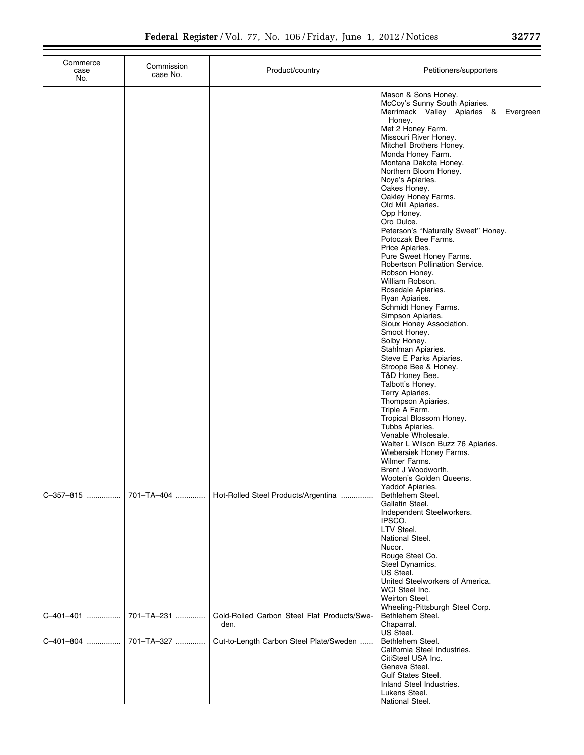| Commerce case No. | Commission case No. | Product/country | Petitioners/supporters |
|---|---|---|---|
| | | | Mason & Sons Honey. |
| | | | McCoy's Sunny South Apiaries. |
| | | | Merrimack Valley Apiaries & Evergreen Honey. |
| | | | Met 2 Honey Farm. |
| | | | Missouri River Honey. |
| | | | Mitchell Brothers Honey. |
| | | | Monda Honey Farm. |
| | | | Montana Dakota Honey. |
| | | | Northern Bloom Honey. |
| | | | Noye's Apiaries. |
| | | | Oakes Honey. |
| | | | Oakley Honey Farms. |
| | | | Old Mill Apiaries. |
| | | | Opp Honey. |
| | | | Oro Dulce. |
| | | | Peterson's "Naturally Sweet" Honey. |
| | | | Potoczak Bee Farms. |
| | | | Price Apiaries. |
| | | | Pure Sweet Honey Farms. |
| | | | Robertson Pollination Service. |
| | | | Robson Honey. |
| | | | William Robson. |
| | | | Rosedale Apiaries. |
| | | | Ryan Apiaries. |
| | | | Schmidt Honey Farms. |
| | | | Simpson Apiaries. |
| | | | Sioux Honey Association. |
| | | | Smoot Honey. |
| | | | Solby Honey. |
| | | | Stahlman Apiaries. |
| | | | Steve E Parks Apiaries. |
| | | | Stroope Bee & Honey. |
| | | | T&D Honey Bee. |
| | | | Talbott's Honey. |
| | | | Terry Apiaries. |
| | | | Thompson Apiaries. |
| | | | Triple A Farm. |
| | | | Tropical Blossom Honey. |
| | | | Tubbs Apiaries. |
| | | | Venable Wholesale. |
| | | | Walter L Wilson Buzz 76 Apiaries. |
| | | | Wiebersiek Honey Farms. |
| | | | Wilmer Farms. |
| | | | Brent J Woodworth. |
| | | | Wooten's Golden Queens. |
| | | | Yaddof Apiaries. |
| C–357–815 | 701–TA–404 | Hot-Rolled Steel Products/Argentina | Bethlehem Steel. |
| | | | Gallatin Steel. |
| | | | Independent Steelworkers. |
| | | | IPSCO. |
| | | | LTV Steel. |
| | | | National Steel. |
| | | | Nucor. |
| | | | Rouge Steel Co. |
| | | | Steel Dynamics. |
| | | | US Steel. |
| | | | United Steelworkers of America. |
| | | | WCI Steel Inc. |
| | | | Weirton Steel. |
| | | | Wheeling-Pittsburgh Steel Corp. |
| C–401–401 | 701–TA–231 | Cold-Rolled Carbon Steel Flat Products/Sweden. | Bethlehem Steel. |
| | | | Chaparral. |
| | | | US Steel. |
| C–401–804 | 701–TA–327 | Cut-to-Length Carbon Steel Plate/Sweden | Bethlehem Steel. |
| | | | California Steel Industries. |
| | | | CitiSteel USA Inc. |
| | | | Geneva Steel. |
| | | | Gulf States Steel. |
| | | | Inland Steel Industries. |
| | | | Lukens Steel. |
| | | | National Steel. |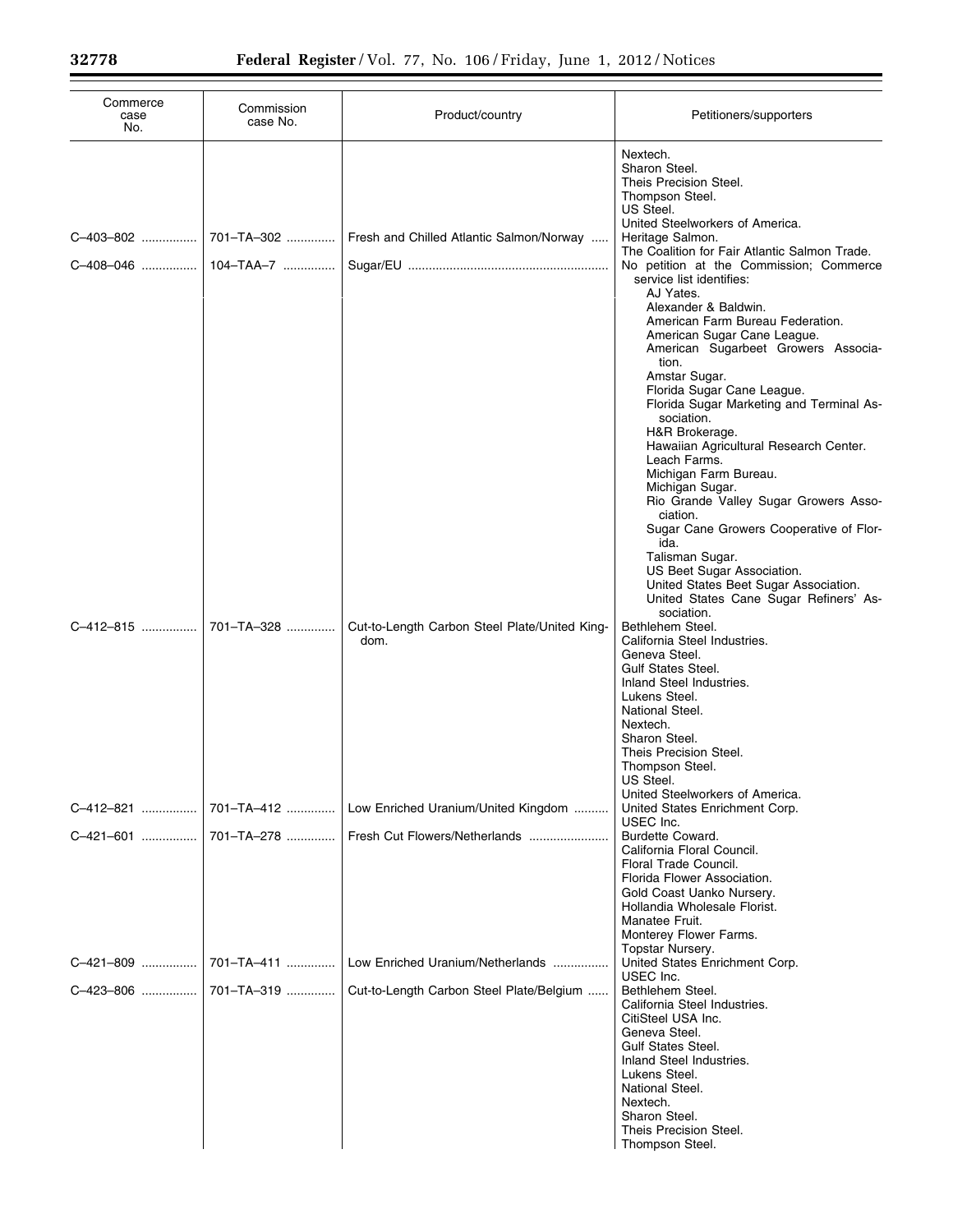| Commerce case No. | Commission case No. | Product/country | Petitioners/supporters |
|---|---|---|---|
| | | | Nextech.<br>Sharon Steel.<br>Theis Precision Steel.<br>Thompson Steel.<br>US Steel.<br>United Steelworkers of America. |
| C–403–802 | 701–TA–302 | Fresh and Chilled Atlantic Salmon/Norway | Heritage Salmon.<br>The Coalition for Fair Atlantic Salmon Trade. |
| C–408–046 | 104–TAA–7 | Sugar/EU | No petition at the Commission; Commerce service list identifies:<br>AJ Yates.<br>Alexander & Baldwin.<br>American Farm Bureau Federation.<br>American Sugar Cane League.<br>American Sugarbeet Growers Association.<br>Amstar Sugar.<br>Florida Sugar Cane League.<br>Florida Sugar Marketing and Terminal Association.<br>H&R Brokerage.<br>Hawaiian Agricultural Research Center.<br>Leach Farms.<br>Michigan Farm Bureau.<br>Michigan Sugar.<br>Rio Grande Valley Sugar Growers Association.<br>Sugar Cane Growers Cooperative of Florida.<br>Talisman Sugar.<br>US Beet Sugar Association.<br>United States Beet Sugar Association.<br>United States Cane Sugar Refiners' Association. |
| C–412–815 | 701–TA–328 | Cut-to-Length Carbon Steel Plate/United Kingdom. | Bethlehem Steel.<br>California Steel Industries.<br>Geneva Steel.<br>Gulf States Steel.<br>Inland Steel Industries.<br>Lukens Steel.<br>National Steel.<br>Nextech.<br>Sharon Steel.<br>Theis Precision Steel.<br>Thompson Steel.<br>US Steel.<br>United Steelworkers of America. |
| C–412–821 | 701–TA–412 | Low Enriched Uranium/United Kingdom | United States Enrichment Corp.<br>USEC Inc. |
| C–421–601 | 701–TA–278 | Fresh Cut Flowers/Netherlands | Burdette Coward.<br>California Floral Council.<br>Floral Trade Council.<br>Florida Flower Association.<br>Gold Coast Uanko Nursery.<br>Hollandia Wholesale Florist.<br>Manatee Fruit.<br>Monterey Flower Farms.<br>Topstar Nursery. |
| C–421–809 | 701–TA–411 | Low Enriched Uranium/Netherlands | United States Enrichment Corp.<br>USEC Inc. |
| C–423–806 | 701–TA–319 | Cut-to-Length Carbon Steel Plate/Belgium | Bethlehem Steel.<br>California Steel Industries.<br>CitiSteel USA Inc.<br>Geneva Steel.<br>Gulf States Steel.<br>Inland Steel Industries.<br>Lukens Steel.<br>National Steel.<br>Nextech.<br>Sharon Steel.<br>Theis Precision Steel.<br>Thompson Steel. |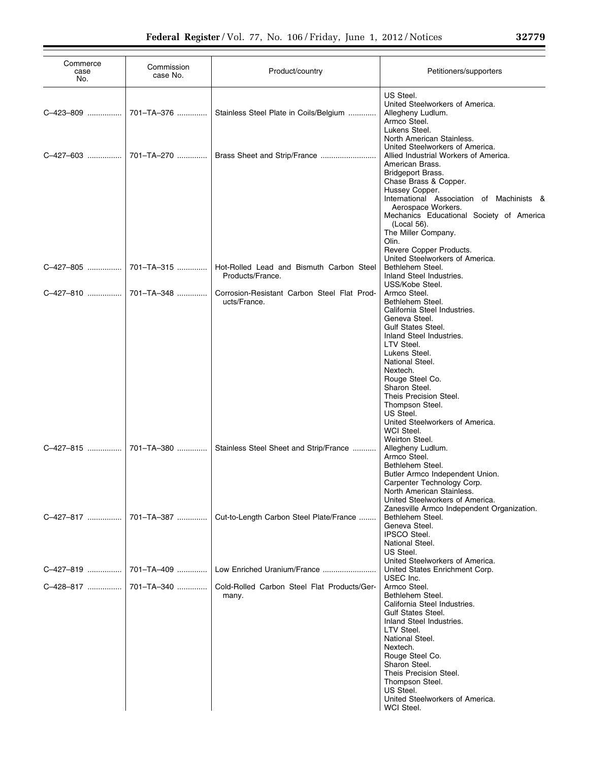| Commerce case No. | Commission case No. | Product/country | Petitioners/supporters |
|---|---|---|---|
| | | | US Steel.<br>United Steelworkers of America. |
| C–423–809 | 701–TA–376 | Stainless Steel Plate in Coils/Belgium | Allegheny Ludlum.<br>Armco Steel.<br>Lukens Steel.<br>North American Stainless.<br>United Steelworkers of America. |
| C–427–603 | 701–TA–270 | Brass Sheet and Strip/France | Allied Industrial Workers of America.<br>American Brass.<br>Bridgeport Brass.<br>Chase Brass & Copper.<br>Hussey Copper.<br>International Association of Machinists & Aerospace Workers.<br>Mechanics Educational Society of America (Local 56).<br>The Miller Company.<br>Olin.<br>Revere Copper Products.<br>United Steelworkers of America. |
| C–427–805 | 701–TA–315 | Hot-Rolled Lead and Bismuth Carbon Steel Products/France. | Bethlehem Steel.<br>Inland Steel Industries.<br>USS/Kobe Steel. |
| C–427–810 | 701–TA–348 | Corrosion-Resistant Carbon Steel Flat Products/France. | Armco Steel.<br>Bethlehem Steel.<br>California Steel Industries.<br>Geneva Steel.<br>Gulf States Steel.<br>Inland Steel Industries.<br>LTV Steel.<br>Lukens Steel.<br>National Steel.<br>Nextech.<br>Rouge Steel Co.<br>Sharon Steel.<br>Theis Precision Steel.<br>Thompson Steel.<br>US Steel.<br>United Steelworkers of America.<br>WCI Steel.<br>Weirton Steel. |
| C–427–815 | 701–TA–380 | Stainless Steel Sheet and Strip/France | Allegheny Ludlum.<br>Armco Steel.<br>Bethlehem Steel.<br>Butler Armco Independent Union.<br>Carpenter Technology Corp.<br>North American Stainless.<br>United Steelworkers of America.<br>Zanesville Armco Independent Organization. |
| C–427–817 | 701–TA–387 | Cut-to-Length Carbon Steel Plate/France | Bethlehem Steel.<br>Geneva Steel.<br>IPSCO Steel.<br>National Steel.<br>US Steel.<br>United Steelworkers of America. |
| C–427–819 | 701–TA–409 | Low Enriched Uranium/France | United States Enrichment Corp.<br>USEC Inc. |
| C–428–817 | 701–TA–340 | Cold-Rolled Carbon Steel Flat Products/Germany. | Armco Steel.<br>Bethlehem Steel.<br>California Steel Industries.<br>Gulf States Steel.<br>Inland Steel Industries.<br>LTV Steel.<br>National Steel.<br>Nextech.<br>Rouge Steel Co.<br>Sharon Steel.<br>Theis Precision Steel.<br>Thompson Steel.<br>US Steel.<br>United Steelworkers of America.<br>WCI Steel. |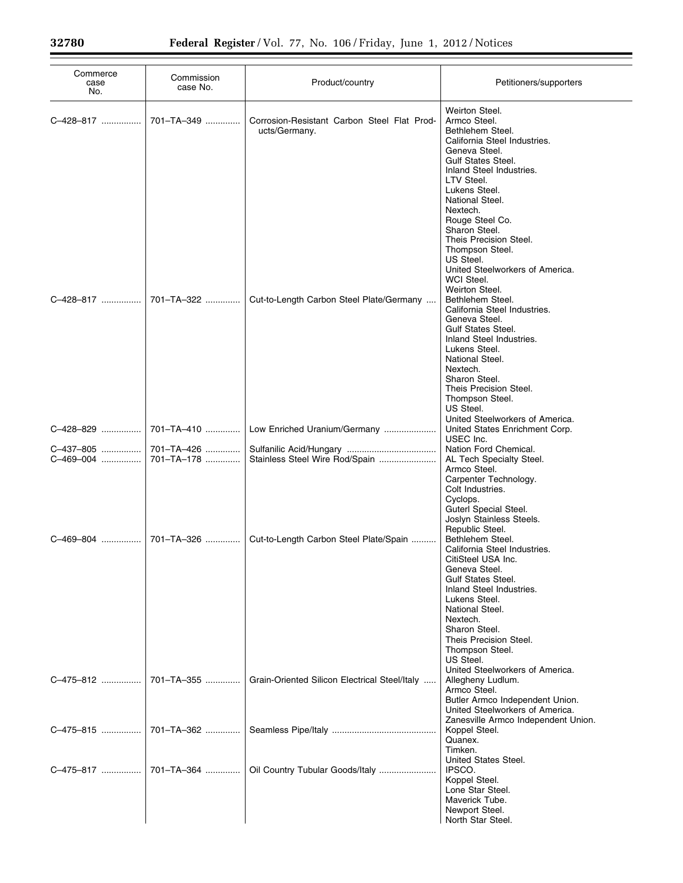| Commerce case No. | Commission case No. | Product/country | Petitioners/supporters |
|---|---|---|---|
| | | | Weirton Steel. |
| C–428–817 | 701–TA–349 | Corrosion-Resistant Carbon Steel Flat Products/Germany. | Armco Steel. |
| | | | Bethlehem Steel. |
| | | | California Steel Industries. |
| | | | Geneva Steel. |
| | | | Gulf States Steel. |
| | | | Inland Steel Industries. |
| | | | LTV Steel. |
| | | | Lukens Steel. |
| | | | National Steel. |
| | | | Nextech. |
| | | | Rouge Steel Co. |
| | | | Sharon Steel. |
| | | | Theis Precision Steel. |
| | | | Thompson Steel. |
| | | | US Steel. |
| | | | United Steelworkers of America. |
| | | | WCI Steel. |
| | | | Weirton Steel. |
| C–428–817 | 701–TA–322 | Cut-to-Length Carbon Steel Plate/Germany | Bethlehem Steel. |
| | | | California Steel Industries. |
| | | | Geneva Steel. |
| | | | Gulf States Steel. |
| | | | Inland Steel Industries. |
| | | | Lukens Steel. |
| | | | National Steel. |
| | | | Nextech. |
| | | | Sharon Steel. |
| | | | Theis Precision Steel. |
| | | | Thompson Steel. |
| | | | US Steel. |
| | | | United Steelworkers of America. |
| C–428–829 | 701–TA–410 | Low Enriched Uranium/Germany | United States Enrichment Corp. |
| | | | USEC Inc. |
| C–437–805 | 701–TA–426 | Sulfanilic Acid/Hungary | Nation Ford Chemical. |
| C–469–004 | 701–TA–178 | Stainless Steel Wire Rod/Spain | AL Tech Specialty Steel. |
| | | | Armco Steel. |
| | | | Carpenter Technology. |
| | | | Colt Industries. |
| | | | Cyclops. |
| | | | Guterl Special Steel. |
| | | | Joslyn Stainless Steels. |
| | | | Republic Steel. |
| C–469–804 | 701–TA–326 | Cut-to-Length Carbon Steel Plate/Spain | Bethlehem Steel. |
| | | | California Steel Industries. |
| | | | CitiSteel USA Inc. |
| | | | Geneva Steel. |
| | | | Gulf States Steel. |
| | | | Inland Steel Industries. |
| | | | Lukens Steel. |
| | | | National Steel. |
| | | | Nextech. |
| | | | Sharon Steel. |
| | | | Theis Precision Steel. |
| | | | Thompson Steel. |
| | | | US Steel. |
| | | | United Steelworkers of America. |
| C–475–812 | 701–TA–355 | Grain-Oriented Silicon Electrical Steel/Italy | Allegheny Ludlum. |
| | | | Armco Steel. |
| | | | Butler Armco Independent Union. |
| | | | United Steelworkers of America. |
| | | | Zanesville Armco Independent Union. |
| C–475–815 | 701–TA–362 | Seamless Pipe/Italy | Koppel Steel. |
| | | | Quanex. |
| | | | Timken. |
| | | | United States Steel. |
| C–475–817 | 701–TA–364 | Oil Country Tubular Goods/Italy | IPSCO. |
| | | | Koppel Steel. |
| | | | Lone Star Steel. |
| | | | Maverick Tube. |
| | | | Newport Steel. |
| | | | North Star Steel. |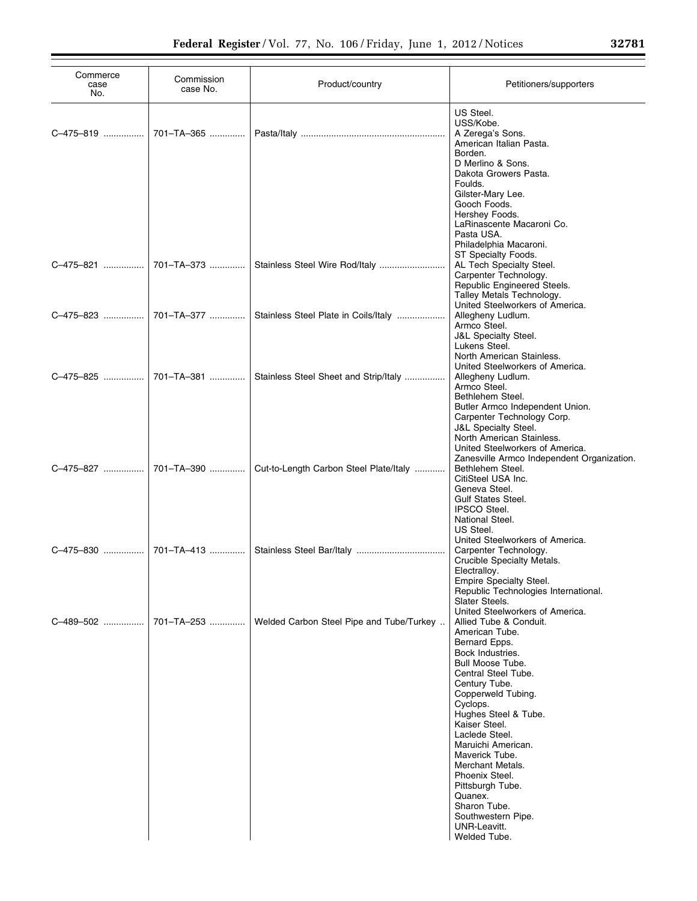| Commerce case No. | Commission case No. | Product/country | Petitioners/supporters |
|---|---|---|---|
| | | | US Steel.<br>USS/Kobe. |
| C–475–819 | 701–TA–365 | Pasta/Italy | A Zerega's Sons.<br>American Italian Pasta.<br>Borden.<br>D Merlino & Sons.<br>Dakota Growers Pasta.<br>Foulds.<br>Gilster-Mary Lee.<br>Gooch Foods.<br>Hershey Foods.<br>LaRinascente Macaroni Co.<br>Pasta USA.<br>Philadelphia Macaroni.<br>ST Specialty Foods. |
| C–475–821 | 701–TA–373 | Stainless Steel Wire Rod/Italy | AL Tech Specialty Steel.<br>Carpenter Technology.<br>Republic Engineered Steels.<br>Talley Metals Technology.<br>United Steelworkers of America. |
| C–475–823 | 701–TA–377 | Stainless Steel Plate in Coils/Italy | Allegheny Ludlum.<br>Armco Steel.<br>J&L Specialty Steel.<br>Lukens Steel.<br>North American Stainless.<br>United Steelworkers of America. |
| C–475–825 | 701–TA–381 | Stainless Steel Sheet and Strip/Italy | Allegheny Ludlum.<br>Armco Steel.<br>Bethlehem Steel.<br>Butler Armco Independent Union.<br>Carpenter Technology Corp.<br>J&L Specialty Steel.<br>North American Stainless.<br>United Steelworkers of America.<br>Zanesville Armco Independent Organization. |
| C–475–827 | 701–TA–390 | Cut-to-Length Carbon Steel Plate/Italy | Bethlehem Steel.<br>CitiSteel USA Inc.<br>Geneva Steel.<br>Gulf States Steel.<br>IPSCO Steel.<br>National Steel.<br>US Steel.<br>United Steelworkers of America. |
| C–475–830 | 701–TA–413 | Stainless Steel Bar/Italy | Carpenter Technology.<br>Crucible Specialty Metals.<br>Electralloy.<br>Empire Specialty Steel.<br>Republic Technologies International.<br>Slater Steels.<br>United Steelworkers of America. |
| C–489–502 | 701–TA–253 | Welded Carbon Steel Pipe and Tube/Turkey | Allied Tube & Conduit.<br>American Tube.<br>Bernard Epps.<br>Bock Industries.<br>Bull Moose Tube.<br>Central Steel Tube.<br>Century Tube.<br>Copperweld Tubing.<br>Cyclops.<br>Hughes Steel & Tube.<br>Kaiser Steel.<br>Laclede Steel.<br>Maruichi American.<br>Maverick Tube.<br>Merchant Metals.<br>Phoenix Steel.<br>Pittsburgh Tube.<br>Quanex.<br>Sharon Tube.<br>Southwestern Pipe.<br>UNR-Leavitt.<br>Welded Tube. |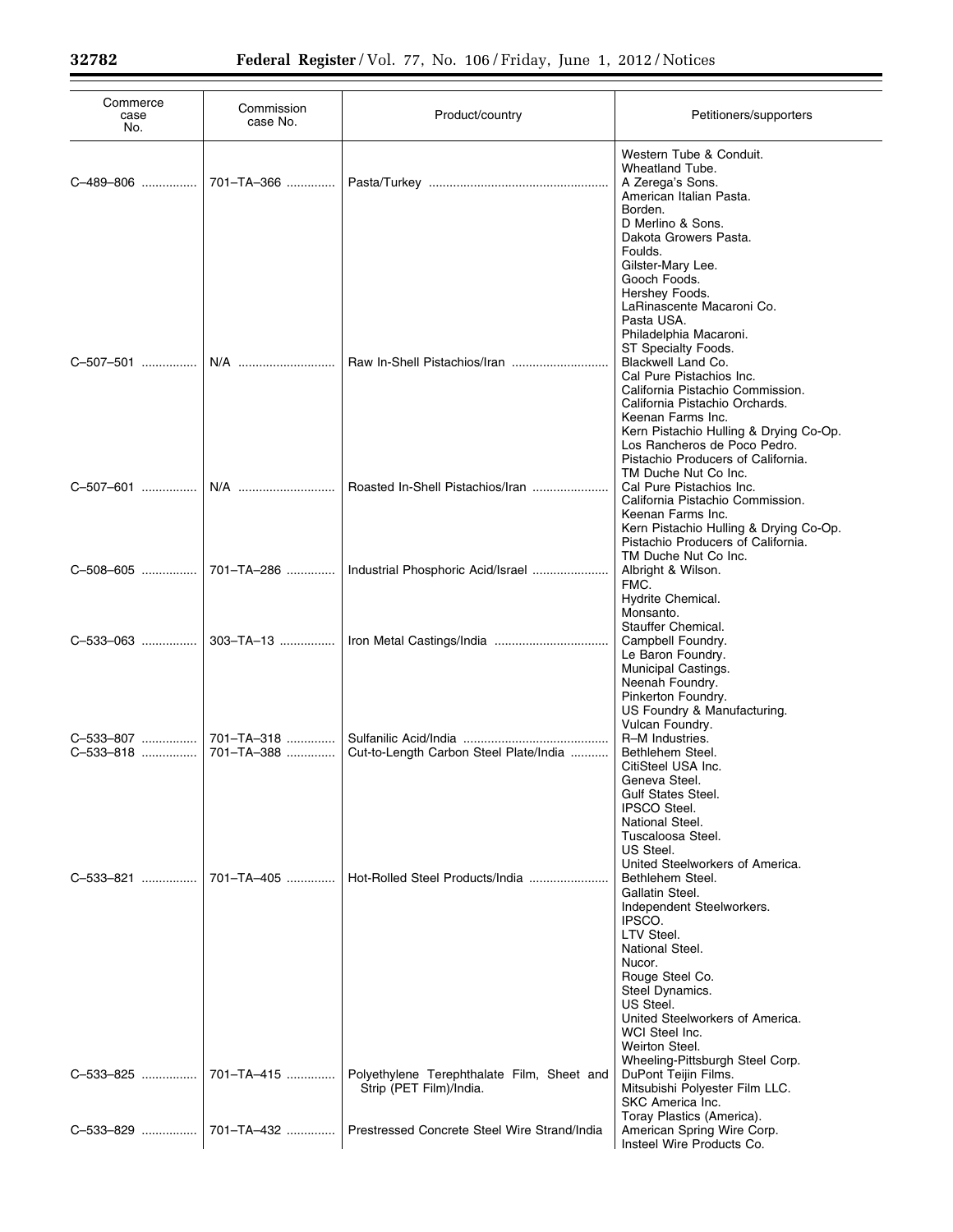| Commerce case No. | Commission case No. | Product/country | Petitioners/supporters |
|---|---|---|---|
| | | | Western Tube & Conduit. |
| | | | Wheatland Tube. |
| C–489–806 | 701–TA–366 | Pasta/Turkey | A Zerega's Sons. |
| | | | American Italian Pasta. |
| | | | Borden. |
| | | | D Merlino & Sons. |
| | | | Dakota Growers Pasta. |
| | | | Foulds. |
| | | | Gilster-Mary Lee. |
| | | | Gooch Foods. |
| | | | Hershey Foods. |
| | | | LaRinascente Macaroni Co. |
| | | | Pasta USA. |
| | | | Philadelphia Macaroni. |
| | | | ST Specialty Foods. |
| C–507–501 | N/A | Raw In-Shell Pistachios/Iran | Blackwell Land Co. |
| | | | Cal Pure Pistachios Inc. |
| | | | California Pistachio Commission. |
| | | | California Pistachio Orchards. |
| | | | Keenan Farms Inc. |
| | | | Kern Pistachio Hulling & Drying Co-Op. |
| | | | Los Rancheros de Poco Pedro. |
| | | | Pistachio Producers of California. |
| | | | TM Duche Nut Co Inc. |
| C–507–601 | N/A | Roasted In-Shell Pistachios/Iran | Cal Pure Pistachios Inc. |
| | | | California Pistachio Commission. |
| | | | Keenan Farms Inc. |
| | | | Kern Pistachio Hulling & Drying Co-Op. |
| | | | Pistachio Producers of California. |
| | | | TM Duche Nut Co Inc. |
| C–508–605 | 701–TA–286 | Industrial Phosphoric Acid/Israel | Albright & Wilson. |
| | | | FMC. |
| | | | Hydrite Chemical. |
| | | | Monsanto. |
| | | | Stauffer Chemical. |
| C–533–063 | 303–TA–13 | Iron Metal Castings/India | Campbell Foundry. |
| | | | Le Baron Foundry. |
| | | | Municipal Castings. |
| | | | Neenah Foundry. |
| | | | Pinkerton Foundry. |
| | | | US Foundry & Manufacturing. |
| | | | Vulcan Foundry. |
| C–533–807 | 701–TA–318 | Sulfanilic Acid/India | R–M Industries. |
| C–533–818 | 701–TA–388 | Cut-to-Length Carbon Steel Plate/India | Bethlehem Steel. |
| | | | CitiSteel USA Inc. |
| | | | Geneva Steel. |
| | | | Gulf States Steel. |
| | | | IPSCO Steel. |
| | | | National Steel. |
| | | | Tuscaloosa Steel. |
| | | | US Steel. |
| | | | United Steelworkers of America. |
| C–533–821 | 701–TA–405 | Hot-Rolled Steel Products/India | Bethlehem Steel. |
| | | | Gallatin Steel. |
| | | | Independent Steelworkers. |
| | | | IPSCO. |
| | | | LTV Steel. |
| | | | National Steel. |
| | | | Nucor. |
| | | | Rouge Steel Co. |
| | | | Steel Dynamics. |
| | | | US Steel. |
| | | | United Steelworkers of America. |
| | | | WCI Steel Inc. |
| | | | Weirton Steel. |
| | | | Wheeling-Pittsburgh Steel Corp. |
| C–533–825 | 701–TA–415 | Polyethylene Terephthalate Film, Sheet and Strip (PET Film)/India. | DuPont Teijin Films. |
| | | | Mitsubishi Polyester Film LLC. |
| | | | SKC America Inc. |
| | | | Toray Plastics (America). |
| C–533–829 | 701–TA–432 | Prestressed Concrete Steel Wire Strand/India | American Spring Wire Corp. |
| | | | Insteel Wire Products Co. |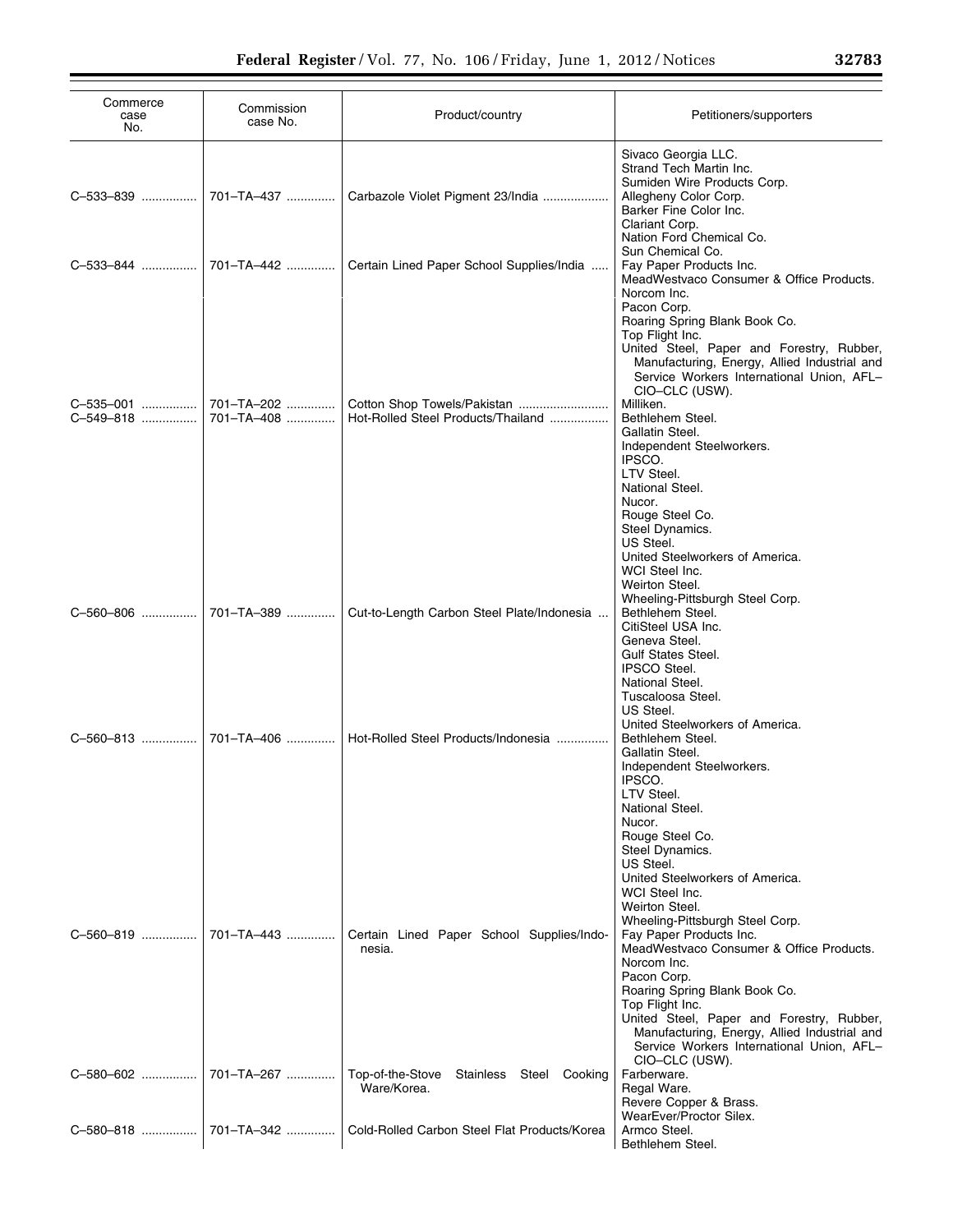| Commerce case No. | Commission case No. | Product/country | Petitioners/supporters |
|---|---|---|---|
| | | | Sivaco Georgia LLC. |
| | | | Strand Tech Martin Inc. |
| | | | Sumiden Wire Products Corp. |
| C–533–839 | 701–TA–437 | Carbazole Violet Pigment 23/India | Allegheny Color Corp. |
| | | | Barker Fine Color Inc. |
| | | | Clariant Corp. |
| | | | Nation Ford Chemical Co. |
| | | | Sun Chemical Co. |
| C–533–844 | 701–TA–442 | Certain Lined Paper School Supplies/India | Fay Paper Products Inc. |
| | | | MeadWestvaco Consumer & Office Products. |
| | | | Norcom Inc. |
| | | | Pacon Corp. |
| | | | Roaring Spring Blank Book Co. |
| | | | Top Flight Inc. |
| | | | United Steel, Paper and Forestry, Rubber, Manufacturing, Energy, Allied Industrial and Service Workers International Union, AFL–CIO–CLC (USW). |
| C–535–001 | 701–TA–202 | Cotton Shop Towels/Pakistan | Milliken. |
| C–549–818 | 701–TA–408 | Hot-Rolled Steel Products/Thailand | Bethlehem Steel. |
| | | | Gallatin Steel. |
| | | | Independent Steelworkers. |
| | | | IPSCO. |
| | | | LTV Steel. |
| | | | National Steel. |
| | | | Nucor. |
| | | | Rouge Steel Co. |
| | | | Steel Dynamics. |
| | | | US Steel. |
| | | | United Steelworkers of America. |
| | | | WCI Steel Inc. |
| | | | Weirton Steel. |
| | | | Wheeling-Pittsburgh Steel Corp. |
| C–560–806 | 701–TA–389 | Cut-to-Length Carbon Steel Plate/Indonesia | Bethlehem Steel. |
| | | | CitiSteel USA Inc. |
| | | | Geneva Steel. |
| | | | Gulf States Steel. |
| | | | IPSCO Steel. |
| | | | National Steel. |
| | | | Tuscaloosa Steel. |
| | | | US Steel. |
| | | | United Steelworkers of America. |
| C–560–813 | 701–TA–406 | Hot-Rolled Steel Products/Indonesia | Bethlehem Steel. |
| | | | Gallatin Steel. |
| | | | Independent Steelworkers. |
| | | | IPSCO. |
| | | | LTV Steel. |
| | | | National Steel. |
| | | | Nucor. |
| | | | Rouge Steel Co. |
| | | | Steel Dynamics. |
| | | | US Steel. |
| | | | United Steelworkers of America. |
| | | | WCI Steel Inc. |
| | | | Weirton Steel. |
| | | | Wheeling-Pittsburgh Steel Corp. |
| C–560–819 | 701–TA–443 | Certain Lined Paper School Supplies/Indonesia. | Fay Paper Products Inc. |
| | | | MeadWestvaco Consumer & Office Products. |
| | | | Norcom Inc. |
| | | | Pacon Corp. |
| | | | Roaring Spring Blank Book Co. |
| | | | Top Flight Inc. |
| | | | United Steel, Paper and Forestry, Rubber, Manufacturing, Energy, Allied Industrial and Service Workers International Union, AFL–CIO–CLC (USW). |
| C–580–602 | 701–TA–267 | Top-of-the-Stove Stainless Steel Cooking Ware/Korea. | Farberware. |
| | | | Regal Ware. |
| | | | Revere Copper & Brass. |
| | | | WearEver/Proctor Silex. |
| C–580–818 | 701–TA–342 | Cold-Rolled Carbon Steel Flat Products/Korea | Armco Steel. |
| | | | Bethlehem Steel. |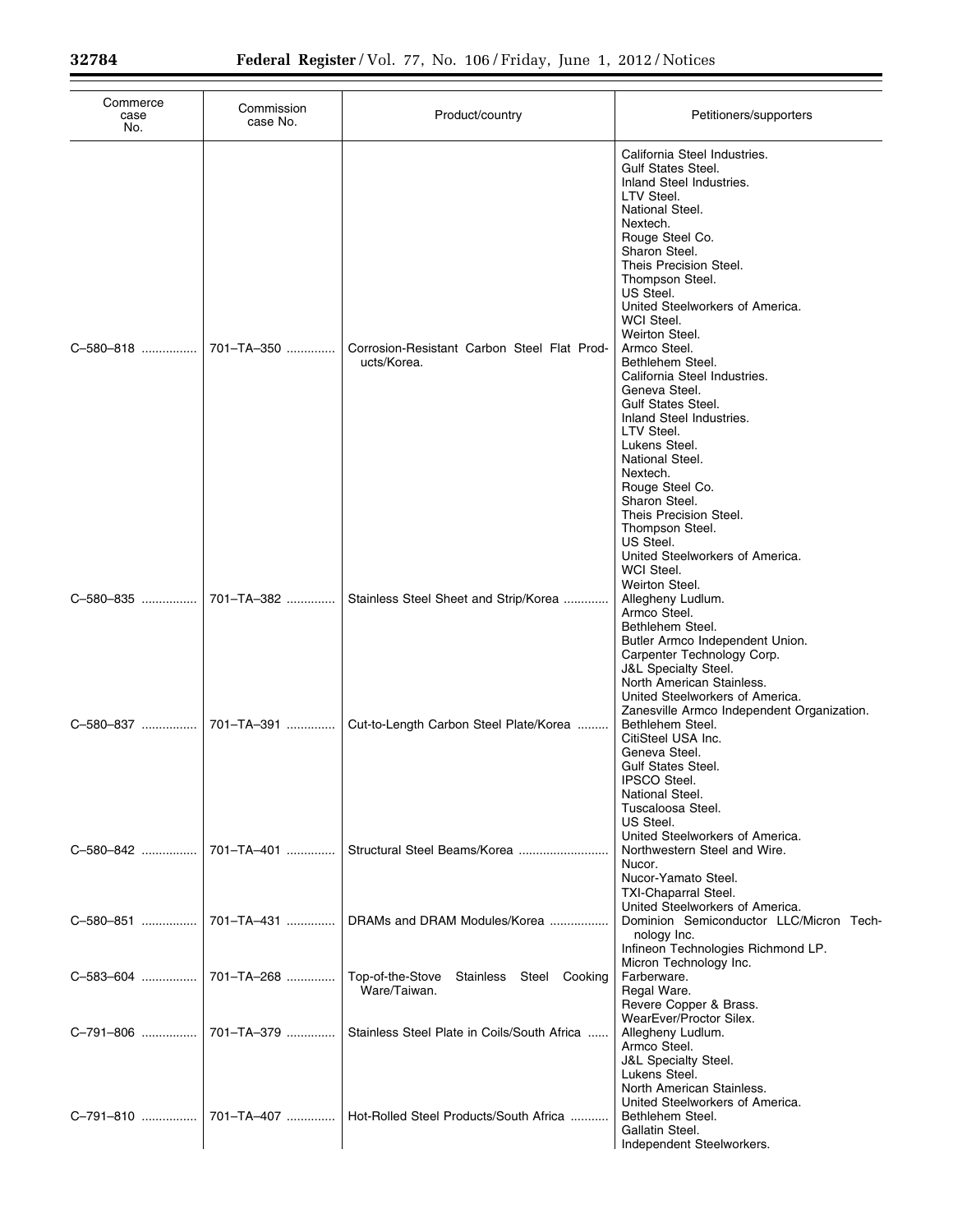| Commerce case No. | Commission case No. | Product/country | Petitioners/supporters |
|---|---|---|---|
| | | | California Steel Industries.<br>Gulf States Steel.<br>Inland Steel Industries.<br>LTV Steel.<br>National Steel.<br>Nextech.<br>Rouge Steel Co.<br>Sharon Steel.<br>Theis Precision Steel.<br>Thompson Steel.<br>US Steel.<br>United Steelworkers of America.<br>WCI Steel.<br>Weirton Steel. |
| C–580–818 | 701–TA–350 | Corrosion-Resistant Carbon Steel Flat Products/Korea. | Armco Steel.<br>Bethlehem Steel.<br>California Steel Industries.<br>Geneva Steel.<br>Gulf States Steel.<br>Inland Steel Industries.<br>LTV Steel.<br>Lukens Steel.<br>National Steel.<br>Nextech.<br>Rouge Steel Co.<br>Sharon Steel.<br>Theis Precision Steel.<br>Thompson Steel.<br>US Steel.<br>United Steelworkers of America.<br>WCI Steel.<br>Weirton Steel. |
| C–580–835 | 701–TA–382 | Stainless Steel Sheet and Strip/Korea | Allegheny Ludlum.<br>Armco Steel.<br>Bethlehem Steel.<br>Butler Armco Independent Union.<br>Carpenter Technology Corp.<br>J&L Specialty Steel.<br>North American Stainless.<br>United Steelworkers of America.<br>Zanesville Armco Independent Organization. |
| C–580–837 | 701–TA–391 | Cut-to-Length Carbon Steel Plate/Korea | Bethlehem Steel.<br>CitiSteel USA Inc.<br>Geneva Steel.<br>Gulf States Steel.<br>IPSCO Steel.<br>National Steel.<br>Tuscaloosa Steel.<br>US Steel.<br>United Steelworkers of America. |
| C–580–842 | 701–TA–401 | Structural Steel Beams/Korea | Northwestern Steel and Wire.<br>Nucor.<br>Nucor-Yamato Steel.<br>TXI-Chaparral Steel.<br>United Steelworkers of America. |
| C–580–851 | 701–TA–431 | DRAMs and DRAM Modules/Korea | Dominion Semiconductor LLC/Micron Technology Inc.<br>Infineon Technologies Richmond LP.<br>Micron Technology Inc. |
| C–583–604 | 701–TA–268 | Top-of-the-Stove Stainless Steel Cooking Ware/Taiwan. | Farberware.<br>Regal Ware.<br>Revere Copper & Brass.<br>WearEver/Proctor Silex. |
| C–791–806 | 701–TA–379 | Stainless Steel Plate in Coils/South Africa | Allegheny Ludlum.<br>Armco Steel.<br>J&L Specialty Steel.<br>Lukens Steel.<br>North American Stainless.<br>United Steelworkers of America. |
| C–791–810 | 701–TA–407 | Hot-Rolled Steel Products/South Africa | Bethlehem Steel.<br>Gallatin Steel.<br>Independent Steelworkers. |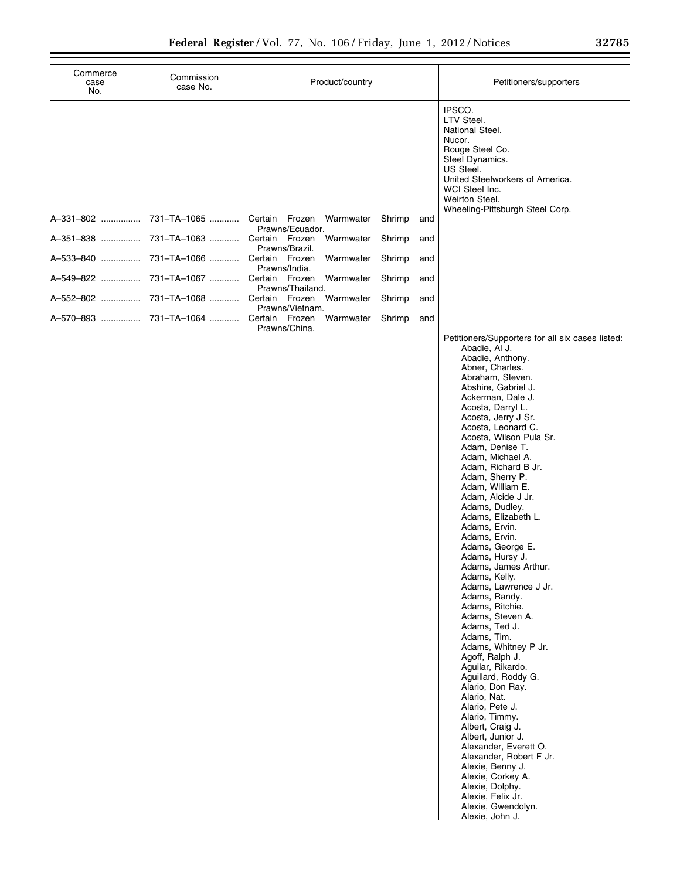| Commerce case No. | Commission case No. | Product/country | Petitioners/supporters |
|---|---|---|---|
| | | | IPSCO. |
| | | | LTV Steel. |
| | | | National Steel. |
| | | | Nucor. |
| | | | Rouge Steel Co. |
| | | | Steel Dynamics. |
| | | | US Steel. |
| | | | United Steelworkers of America. |
| | | | WCI Steel Inc. |
| | | | Weirton Steel. |
| | | | Wheeling-Pittsburgh Steel Corp. |
| A–331–802 | 731–TA–1065 | Certain Frozen Warmwater Shrimp and Prawns/Ecuador. | |
| A–351–838 | 731–TA–1063 | Certain Frozen Warmwater Shrimp and Prawns/Brazil. | |
| A–533–840 | 731–TA–1066 | Certain Frozen Warmwater Shrimp and Prawns/India. | |
| A–549–822 | 731–TA–1067 | Certain Frozen Warmwater Shrimp and Prawns/Thailand. | |
| A–552–802 | 731–TA–1068 | Certain Frozen Warmwater Shrimp and Prawns/Vietnam. | |
| A–570–893 | 731–TA–1064 | Certain Frozen Warmwater Shrimp and Prawns/China. | |
| | | | Petitioners/Supporters for all six cases listed: |
| | | | Abadie, Al J. |
| | | | Abadie, Anthony. |
| | | | Abner, Charles. |
| | | | Abraham, Steven. |
| | | | Abshire, Gabriel J. |
| | | | Ackerman, Dale J. |
| | | | Acosta, Darryl L. |
| | | | Acosta, Jerry J Sr. |
| | | | Acosta, Leonard C. |
| | | | Acosta, Wilson Pula Sr. |
| | | | Adam, Denise T. |
| | | | Adam, Michael A. |
| | | | Adam, Richard B Jr. |
| | | | Adam, Sherry P. |
| | | | Adam, William E. |
| | | | Adam, Alcide J Jr. |
| | | | Adams, Dudley. |
| | | | Adams, Elizabeth L. |
| | | | Adams, Ervin. |
| | | | Adams, Ervin. |
| | | | Adams, George E. |
| | | | Adams, Hursy J. |
| | | | Adams, James Arthur. |
| | | | Adams, Kelly. |
| | | | Adams, Lawrence J Jr. |
| | | | Adams, Randy. |
| | | | Adams, Ritchie. |
| | | | Adams, Steven A. |
| | | | Adams, Ted J. |
| | | | Adams, Tim. |
| | | | Adams, Whitney P Jr. |
| | | | Agoff, Ralph J. |
| | | | Aguilar, Rikardo. |
| | | | Aguillard, Roddy G. |
| | | | Alario, Don Ray. |
| | | | Alario, Nat. |
| | | | Alario, Pete J. |
| | | | Alario, Timmy. |
| | | | Albert, Craig J. |
| | | | Albert, Junior J. |
| | | | Alexander, Everett O. |
| | | | Alexander, Robert F Jr. |
| | | | Alexie, Benny J. |
| | | | Alexie, Corkey A. |
| | | | Alexie, Dolphy. |
| | | | Alexie, Felix Jr. |
| | | | Alexie, Gwendolyn. |
| | | | Alexie, John J. |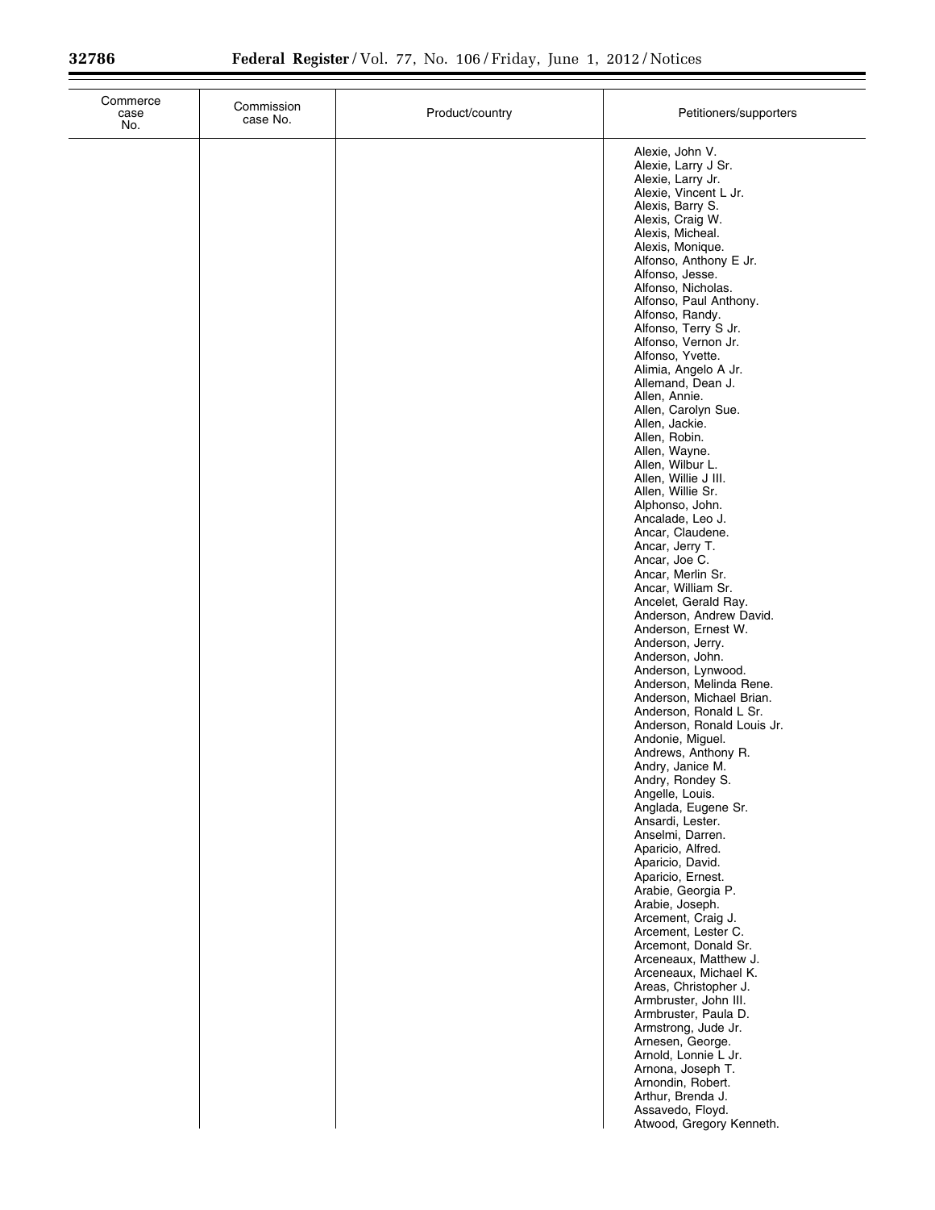| Commerce case No. | Commission case No. | Product/country | Petitioners/supporters |
|---|---|---|---|
| | | | Alexie, John V. |
| | | | Alexie, Larry J Sr. |
| | | | Alexie, Larry Jr. |
| | | | Alexie, Vincent L Jr. |
| | | | Alexis, Barry S. |
| | | | Alexis, Craig W. |
| | | | Alexis, Micheal. |
| | | | Alexis, Monique. |
| | | | Alfonso, Anthony E Jr. |
| | | | Alfonso, Jesse. |
| | | | Alfonso, Nicholas. |
| | | | Alfonso, Paul Anthony. |
| | | | Alfonso, Randy. |
| | | | Alfonso, Terry S Jr. |
| | | | Alfonso, Vernon Jr. |
| | | | Alfonso, Yvette. |
| | | | Alimia, Angelo A Jr. |
| | | | Allemand, Dean J. |
| | | | Allen, Annie. |
| | | | Allen, Carolyn Sue. |
| | | | Allen, Jackie. |
| | | | Allen, Robin. |
| | | | Allen, Wayne. |
| | | | Allen, Wilbur L. |
| | | | Allen, Willie J III. |
| | | | Allen, Willie Sr. |
| | | | Alphonso, John. |
| | | | Ancalade, Leo J. |
| | | | Ancar, Claudene. |
| | | | Ancar, Jerry T. |
| | | | Ancar, Joe C. |
| | | | Ancar, Merlin Sr. |
| | | | Ancar, William Sr. |
| | | | Ancelet, Gerald Ray. |
| | | | Anderson, Andrew David. |
| | | | Anderson, Ernest W. |
| | | | Anderson, Jerry. |
| | | | Anderson, John. |
| | | | Anderson, Lynwood. |
| | | | Anderson, Melinda Rene. |
| | | | Anderson, Michael Brian. |
| | | | Anderson, Ronald L Sr. |
| | | | Anderson, Ronald Louis Jr. |
| | | | Andonie, Miguel. |
| | | | Andrews, Anthony R. |
| | | | Andry, Janice M. |
| | | | Andry, Rondey S. |
| | | | Angelle, Louis. |
| | | | Anglada, Eugene Sr. |
| | | | Ansardi, Lester. |
| | | | Anselmi, Darren. |
| | | | Aparicio, Alfred. |
| | | | Aparicio, David. |
| | | | Aparicio, Ernest. |
| | | | Arabie, Georgia P. |
| | | | Arabie, Joseph. |
| | | | Arcement, Craig J. |
| | | | Arcement, Lester C. |
| | | | Arcemont, Donald Sr. |
| | | | Arceneaux, Matthew J. |
| | | | Arceneaux, Michael K. |
| | | | Areas, Christopher J. |
| | | | Armbruster, John III. |
| | | | Armbruster, Paula D. |
| | | | Armstrong, Jude Jr. |
| | | | Arnesen, George. |
| | | | Arnold, Lonnie L Jr. |
| | | | Arnona, Joseph T. |
| | | | Arnondin, Robert. |
| | | | Arthur, Brenda J. |
| | | | Assavedo, Floyd. |
| | | | Atwood, Gregory Kenneth. |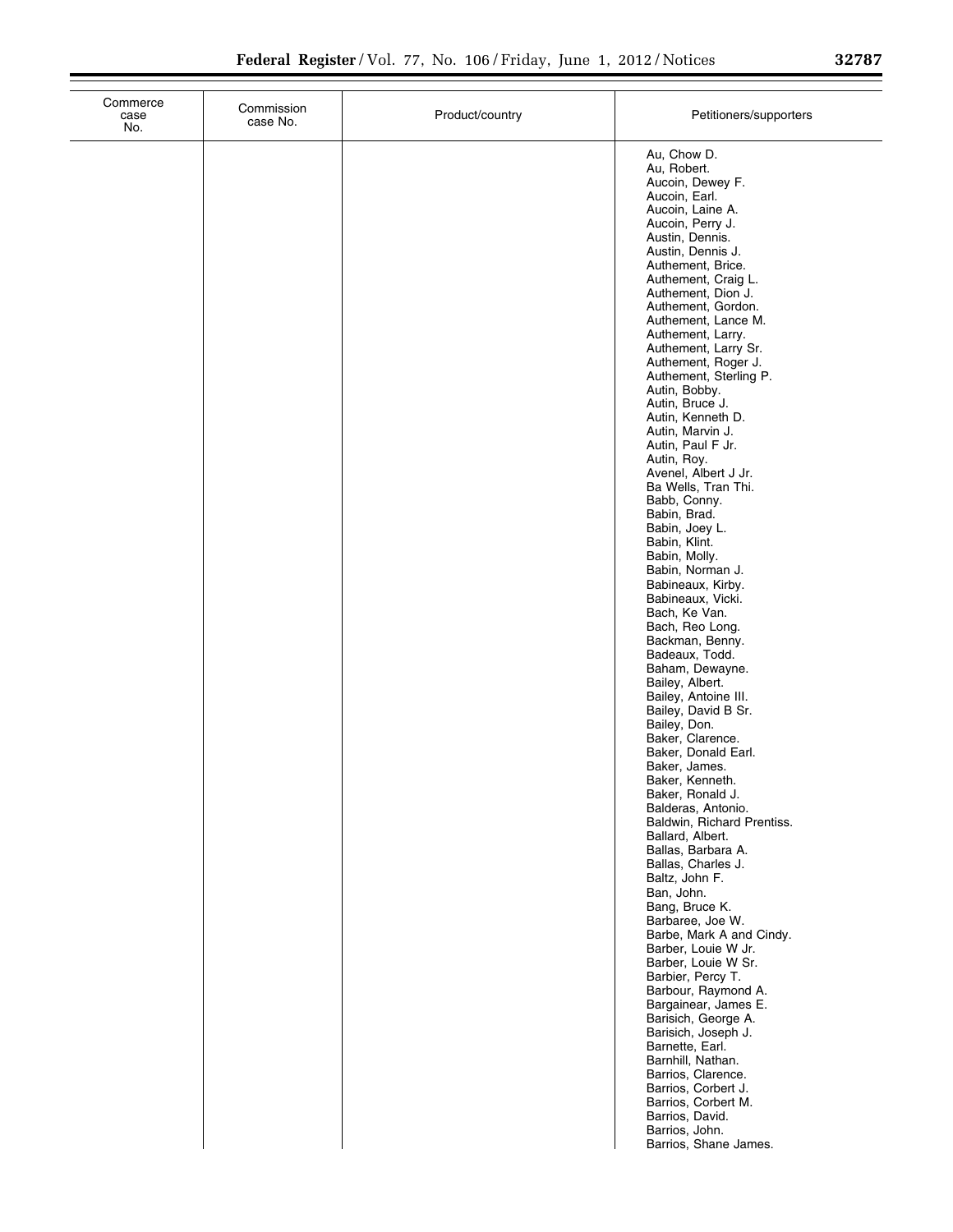| Commerce case No. | Commission case No. | Product/country | Petitioners/supporters |
| --- | --- | --- | --- |
| | | | Au, Chow D. |
| | | | Au, Robert. |
| | | | Aucoin, Dewey F. |
| | | | Aucoin, Earl. |
| | | | Aucoin, Laine A. |
| | | | Aucoin, Perry J. |
| | | | Austin, Dennis. |
| | | | Austin, Dennis J. |
| | | | Authement, Brice. |
| | | | Authement, Craig L. |
| | | | Authement, Dion J. |
| | | | Authement, Gordon. |
| | | | Authement, Lance M. |
| | | | Authement, Larry. |
| | | | Authement, Larry Sr. |
| | | | Authement, Roger J. |
| | | | Authement, Sterling P. |
| | | | Autin, Bobby. |
| | | | Autin, Bruce J. |
| | | | Autin, Kenneth D. |
| | | | Autin, Marvin J. |
| | | | Autin, Paul F Jr. |
| | | | Autin, Roy. |
| | | | Avenel, Albert J Jr. |
| | | | Ba Wells, Tran Thi. |
| | | | Babb, Conny. |
| | | | Babin, Brad. |
| | | | Babin, Joey L. |
| | | | Babin, Klint. |
| | | | Babin, Molly. |
| | | | Babin, Norman J. |
| | | | Babineaux, Kirby. |
| | | | Babineaux, Vicki. |
| | | | Bach, Ke Van. |
| | | | Bach, Reo Long. |
| | | | Backman, Benny. |
| | | | Badeaux, Todd. |
| | | | Baham, Dewayne. |
| | | | Bailey, Albert. |
| | | | Bailey, Antoine III. |
| | | | Bailey, David B Sr. |
| | | | Bailey, Don. |
| | | | Baker, Clarence. |
| | | | Baker, Donald Earl. |
| | | | Baker, James. |
| | | | Baker, Kenneth. |
| | | | Baker, Ronald J. |
| | | | Balderas, Antonio. |
| | | | Baldwin, Richard Prentiss. |
| | | | Ballard, Albert. |
| | | | Ballas, Barbara A. |
| | | | Ballas, Charles J. |
| | | | Baltz, John F. |
| | | | Ban, John. |
| | | | Bang, Bruce K. |
| | | | Barbaree, Joe W. |
| | | | Barbe, Mark A and Cindy. |
| | | | Barber, Louie W Jr. |
| | | | Barber, Louie W Sr. |
| | | | Barbier, Percy T. |
| | | | Barbour, Raymond A. |
| | | | Bargainear, James E. |
| | | | Barisich, George A. |
| | | | Barisich, Joseph J. |
| | | | Barnette, Earl. |
| | | | Barnhill, Nathan. |
| | | | Barrios, Clarence. |
| | | | Barrios, Corbert J. |
| | | | Barrios, Corbert M. |
| | | | Barrios, David. |
| | | | Barrios, John. |
| | | | Barrios, Shane James. |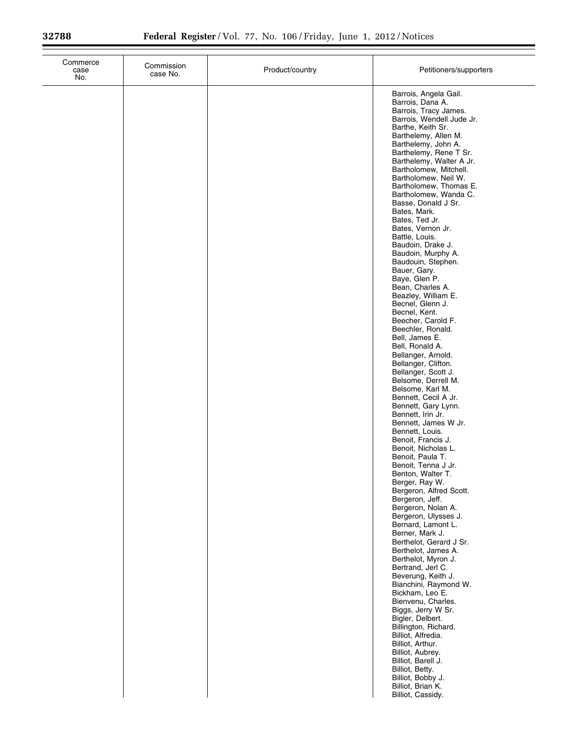| Commerce case No. | Commission case No. | Product/country | Petitioners/supporters |
|---|---|---|---|
| | | | Barrois, Angela Gail. |
| | | | Barrois, Dana A. |
| | | | Barrois, Tracy James. |
| | | | Barrois, Wendell Jude Jr. |
| | | | Barthe, Keith Sr. |
| | | | Barthelemy, Allen M. |
| | | | Barthelemy, John A. |
| | | | Barthelemy, Rene T Sr. |
| | | | Barthelemy, Walter A Jr. |
| | | | Bartholomew, Mitchell. |
| | | | Bartholomew, Neil W. |
| | | | Bartholomew, Thomas E. |
| | | | Bartholomew, Wanda C. |
| | | | Basse, Donald J Sr. |
| | | | Bates, Mark. |
| | | | Bates, Ted Jr. |
| | | | Bates, Vernon Jr. |
| | | | Battle, Louis. |
| | | | Baudoin, Drake J. |
| | | | Baudoin, Murphy A. |
| | | | Baudouin, Stephen. |
| | | | Bauer, Gary. |
| | | | Baye, Glen P. |
| | | | Bean, Charles A. |
| | | | Beazley, William E. |
| | | | Becnel, Glenn J. |
| | | | Becnel, Kent. |
| | | | Beecher, Carold F. |
| | | | Beechler, Ronald. |
| | | | Bell, James E. |
| | | | Bell, Ronald A. |
| | | | Bellanger, Arnold. |
| | | | Bellanger, Clifton. |
| | | | Bellanger, Scott J. |
| | | | Belsome, Derrell M. |
| | | | Belsome, Karl M. |
| | | | Bennett, Cecil A Jr. |
| | | | Bennett, Gary Lynn. |
| | | | Bennett, Irin Jr. |
| | | | Bennett, James W Jr. |
| | | | Bennett, Louis. |
| | | | Benoit, Francis J. |
| | | | Benoit, Nicholas L. |
| | | | Benoit, Paula T. |
| | | | Benoit, Tenna J Jr. |
| | | | Benton, Walter T. |
| | | | Berger, Ray W. |
| | | | Bergeron, Alfred Scott. |
| | | | Bergeron, Jeff. |
| | | | Bergeron, Nolan A. |
| | | | Bergeron, Ulysses J. |
| | | | Bernard, Lamont L. |
| | | | Berner, Mark J. |
| | | | Berthelot, Gerard J Sr. |
| | | | Berthelot, James A. |
| | | | Berthelot, Myron J. |
| | | | Bertrand, Jerl C. |
| | | | Beverung, Keith J. |
| | | | Bianchini, Raymond W. |
| | | | Bickham, Leo E. |
| | | | Bienvenu, Charles. |
| | | | Biggs, Jerry W Sr. |
| | | | Bigler, Delbert. |
| | | | Billington, Richard. |
| | | | Billiot, Alfredia. |
| | | | Billiot, Arthur. |
| | | | Billiot, Aubrey. |
| | | | Billiot, Barell J. |
| | | | Billiot, Betty. |
| | | | Billiot, Bobby J. |
| | | | Billiot, Brian K. |
| | | | Billiot, Cassidy. |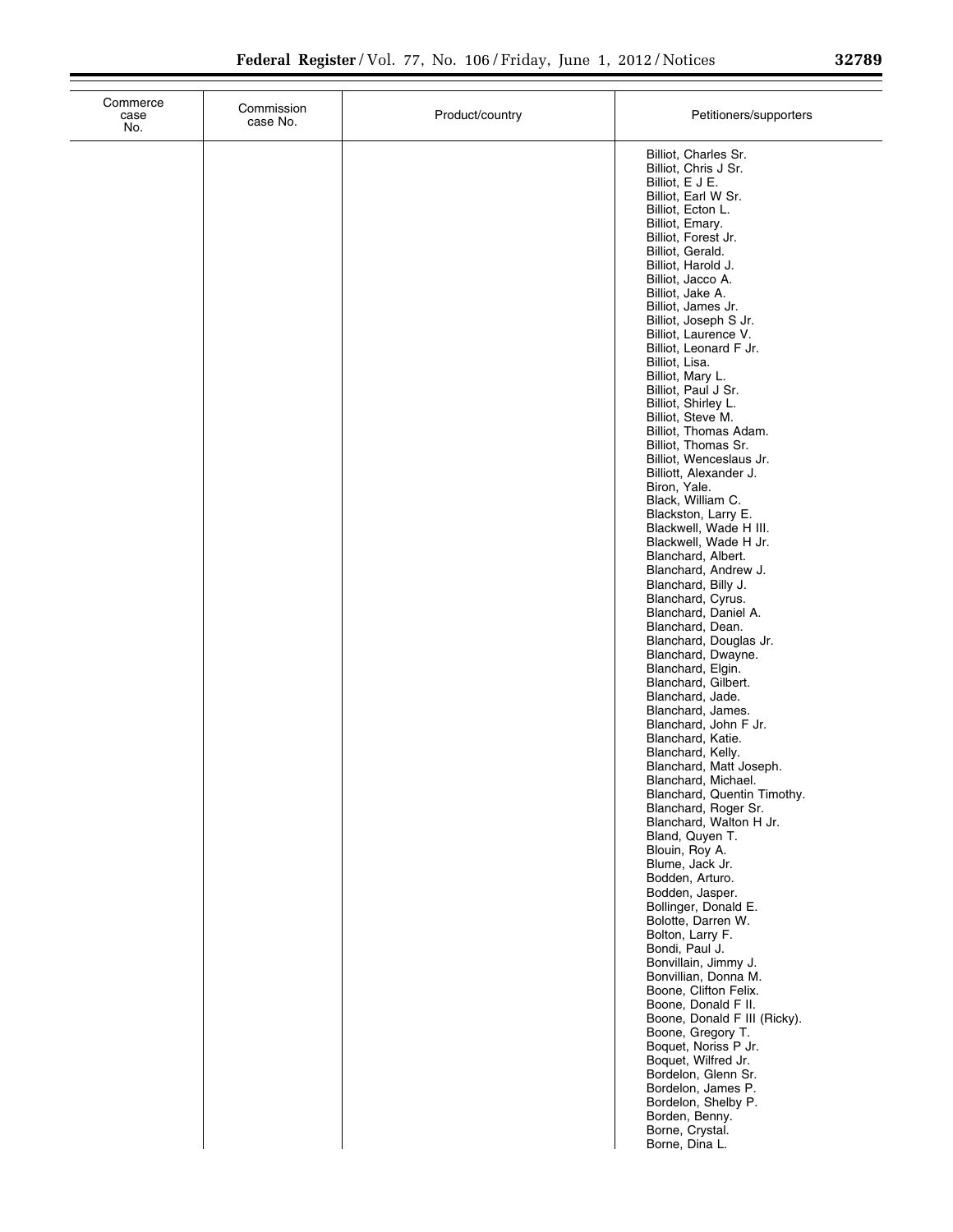| Commerce case No. | Commission case No. | Product/country | Petitioners/supporters |
|---|---|---|---|
| | | | Billiot, Charles Sr. |
| | | | Billiot, Chris J Sr. |
| | | | Billiot, E J E. |
| | | | Billiot, Earl W Sr. |
| | | | Billiot, Ecton L. |
| | | | Billiot, Emary. |
| | | | Billiot, Forest Jr. |
| | | | Billiot, Gerald. |
| | | | Billiot, Harold J. |
| | | | Billiot, Jacco A. |
| | | | Billiot, Jake A. |
| | | | Billiot, James Jr. |
| | | | Billiot, Joseph S Jr. |
| | | | Billiot, Laurence V. |
| | | | Billiot, Leonard F Jr. |
| | | | Billiot, Lisa. |
| | | | Billiot, Mary L. |
| | | | Billiot, Paul J Sr. |
| | | | Billiot, Shirley L. |
| | | | Billiot, Steve M. |
| | | | Billiot, Thomas Adam. |
| | | | Billiot, Thomas Sr. |
| | | | Billiot, Wenceslaus Jr. |
| | | | Billiott, Alexander J. |
| | | | Biron, Yale. |
| | | | Black, William C. |
| | | | Blackston, Larry E. |
| | | | Blackwell, Wade H III. |
| | | | Blackwell, Wade H Jr. |
| | | | Blanchard, Albert. |
| | | | Blanchard, Andrew J. |
| | | | Blanchard, Billy J. |
| | | | Blanchard, Cyrus. |
| | | | Blanchard, Daniel A. |
| | | | Blanchard, Dean. |
| | | | Blanchard, Douglas Jr. |
| | | | Blanchard, Dwayne. |
| | | | Blanchard, Elgin. |
| | | | Blanchard, Gilbert. |
| | | | Blanchard, Jade. |
| | | | Blanchard, James. |
| | | | Blanchard, John F Jr. |
| | | | Blanchard, Katie. |
| | | | Blanchard, Kelly. |
| | | | Blanchard, Matt Joseph. |
| | | | Blanchard, Michael. |
| | | | Blanchard, Quentin Timothy. |
| | | | Blanchard, Roger Sr. |
| | | | Blanchard, Walton H Jr. |
| | | | Bland, Quyen T. |
| | | | Blouin, Roy A. |
| | | | Blume, Jack Jr. |
| | | | Bodden, Arturo. |
| | | | Bodden, Jasper. |
| | | | Bollinger, Donald E. |
| | | | Bolotte, Darren W. |
| | | | Bolton, Larry F. |
| | | | Bondi, Paul J. |
| | | | Bonvillain, Jimmy J. |
| | | | Bonvillian, Donna M. |
| | | | Boone, Clifton Felix. |
| | | | Boone, Donald F II. |
| | | | Boone, Donald F III (Ricky). |
| | | | Boone, Gregory T. |
| | | | Boquet, Noriss P Jr. |
| | | | Boquet, Wilfred Jr. |
| | | | Bordelon, Glenn Sr. |
| | | | Bordelon, James P. |
| | | | Bordelon, Shelby P. |
| | | | Borden, Benny. |
| | | | Borne, Crystal. |
| | | | Borne, Dina L. |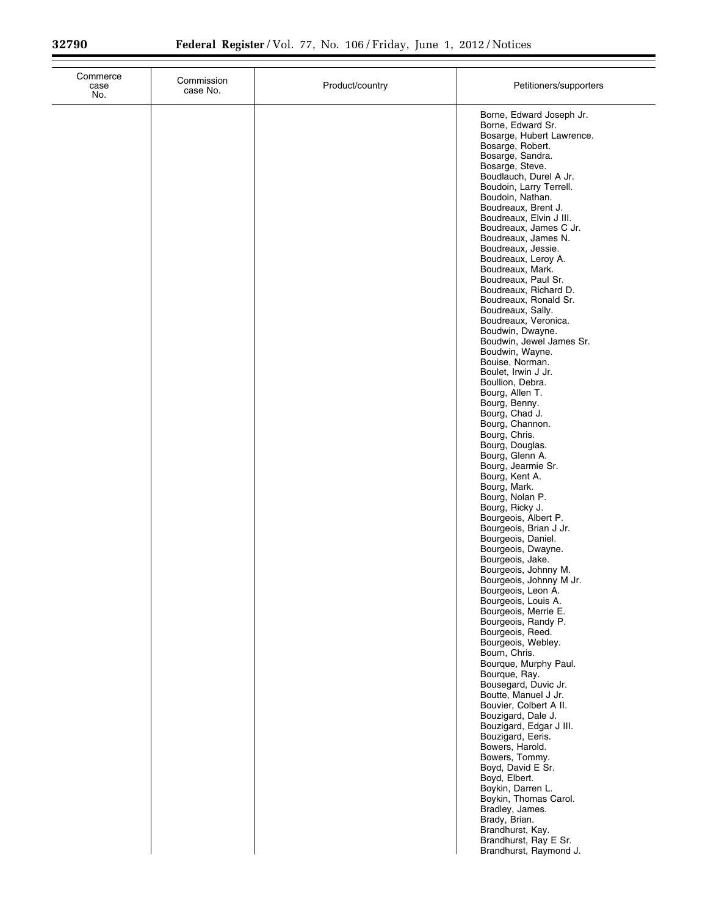| Commerce case No. | Commission case No. | Product/country | Petitioners/supporters |
|---|---|---|---|
| | | | Borne, Edward Joseph Jr. |
| | | | Borne, Edward Sr. |
| | | | Bosarge, Hubert Lawrence. |
| | | | Bosarge, Robert. |
| | | | Bosarge, Sandra. |
| | | | Bosarge, Steve. |
| | | | Boudlauch, Durel A Jr. |
| | | | Boudoin, Larry Terrell. |
| | | | Boudoin, Nathan. |
| | | | Boudreaux, Brent J. |
| | | | Boudreaux, Elvin J III. |
| | | | Boudreaux, James C Jr. |
| | | | Boudreaux, James N. |
| | | | Boudreaux, Jessie. |
| | | | Boudreaux, Leroy A. |
| | | | Boudreaux, Mark. |
| | | | Boudreaux, Paul Sr. |
| | | | Boudreaux, Richard D. |
| | | | Boudreaux, Ronald Sr. |
| | | | Boudreaux, Sally. |
| | | | Boudreaux, Veronica. |
| | | | Boudwin, Dwayne. |
| | | | Boudwin, Jewel James Sr. |
| | | | Boudwin, Wayne. |
| | | | Bouise, Norman. |
| | | | Boulet, Irwin J Jr. |
| | | | Boullion, Debra. |
| | | | Bourg, Allen T. |
| | | | Bourg, Benny. |
| | | | Bourg, Chad J. |
| | | | Bourg, Channon. |
| | | | Bourg, Chris. |
| | | | Bourg, Douglas. |
| | | | Bourg, Glenn A. |
| | | | Bourg, Jearmie Sr. |
| | | | Bourg, Kent A. |
| | | | Bourg, Mark. |
| | | | Bourg, Nolan P. |
| | | | Bourg, Ricky J. |
| | | | Bourgeois, Albert P. |
| | | | Bourgeois, Brian J Jr. |
| | | | Bourgeois, Daniel. |
| | | | Bourgeois, Dwayne. |
| | | | Bourgeois, Jake. |
| | | | Bourgeois, Johnny M. |
| | | | Bourgeois, Johnny M Jr. |
| | | | Bourgeois, Leon A. |
| | | | Bourgeois, Louis A. |
| | | | Bourgeois, Merrie E. |
| | | | Bourgeois, Randy P. |
| | | | Bourgeois, Reed. |
| | | | Bourgeois, Webley. |
| | | | Bourn, Chris. |
| | | | Bourque, Murphy Paul. |
| | | | Bourque, Ray. |
| | | | Bousegard, Duvic Jr. |
| | | | Boutte, Manuel J Jr. |
| | | | Bouvier, Colbert A II. |
| | | | Bouzigard, Dale J. |
| | | | Bouzigard, Edgar J III. |
| | | | Bouzigard, Eeris. |
| | | | Bowers, Harold. |
| | | | Bowers, Tommy. |
| | | | Boyd, David E Sr. |
| | | | Boyd, Elbert. |
| | | | Boykin, Darren L. |
| | | | Boykin, Thomas Carol. |
| | | | Bradley, James. |
| | | | Brady, Brian. |
| | | | Brandhurst, Kay. |
| | | | Brandhurst, Ray E Sr. |
| | | | Brandhurst, Raymond J. |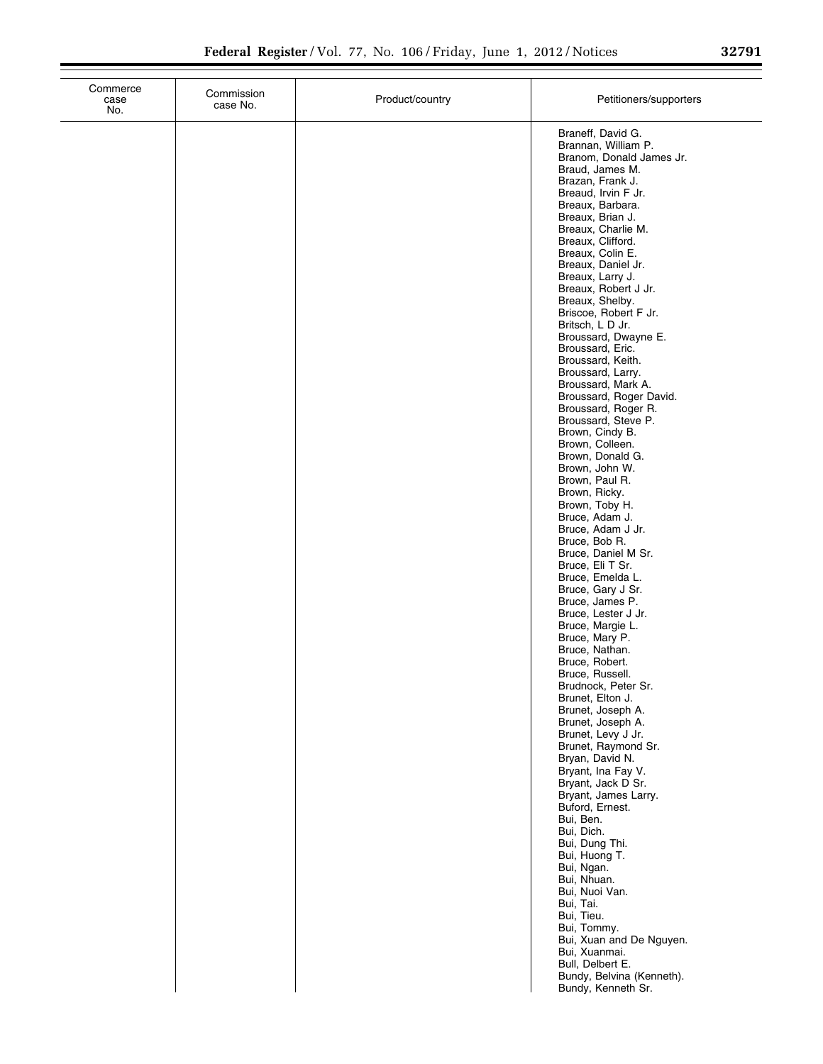| Commerce case No. | Commission case No. | Product/country | Petitioners/supporters |
|---|---|---|---|
| | | | Braneff, David G. |
| | | | Brannan, William P. |
| | | | Branom, Donald James Jr. |
| | | | Braud, James M. |
| | | | Brazan, Frank J. |
| | | | Breaud, Irvin F Jr. |
| | | | Breaux, Barbara. |
| | | | Breaux, Brian J. |
| | | | Breaux, Charlie M. |
| | | | Breaux, Clifford. |
| | | | Breaux, Colin E. |
| | | | Breaux, Daniel Jr. |
| | | | Breaux, Larry J. |
| | | | Breaux, Robert J Jr. |
| | | | Breaux, Shelby. |
| | | | Briscoe, Robert F Jr. |
| | | | Britsch, L D Jr. |
| | | | Broussard, Dwayne E. |
| | | | Broussard, Eric. |
| | | | Broussard, Keith. |
| | | | Broussard, Larry. |
| | | | Broussard, Mark A. |
| | | | Broussard, Roger David. |
| | | | Broussard, Roger R. |
| | | | Broussard, Steve P. |
| | | | Brown, Cindy B. |
| | | | Brown, Colleen. |
| | | | Brown, Donald G. |
| | | | Brown, John W. |
| | | | Brown, Paul R. |
| | | | Brown, Ricky. |
| | | | Brown, Toby H. |
| | | | Bruce, Adam J. |
| | | | Bruce, Adam J Jr. |
| | | | Bruce, Bob R. |
| | | | Bruce, Daniel M Sr. |
| | | | Bruce, Eli T Sr. |
| | | | Bruce, Emelda L. |
| | | | Bruce, Gary J Sr. |
| | | | Bruce, James P. |
| | | | Bruce, Lester J Jr. |
| | | | Bruce, Margie L. |
| | | | Bruce, Mary P. |
| | | | Bruce, Nathan. |
| | | | Bruce, Robert. |
| | | | Bruce, Russell. |
| | | | Brudnock, Peter Sr. |
| | | | Brunet, Elton J. |
| | | | Brunet, Joseph A. |
| | | | Brunet, Joseph A. |
| | | | Brunet, Levy J Jr. |
| | | | Brunet, Raymond Sr. |
| | | | Bryan, David N. |
| | | | Bryant, Ina Fay V. |
| | | | Bryant, Jack D Sr. |
| | | | Bryant, James Larry. |
| | | | Buford, Ernest. |
| | | | Bui, Ben. |
| | | | Bui, Dich. |
| | | | Bui, Dung Thi. |
| | | | Bui, Huong T. |
| | | | Bui, Ngan. |
| | | | Bui, Nhuan. |
| | | | Bui, Nuoi Van. |
| | | | Bui, Tai. |
| | | | Bui, Tieu. |
| | | | Bui, Tommy. |
| | | | Bui, Xuan and De Nguyen. |
| | | | Bui, Xuanmai. |
| | | | Bull, Delbert E. |
| | | | Bundy, Belvina (Kenneth). |
| | | | Bundy, Kenneth Sr. |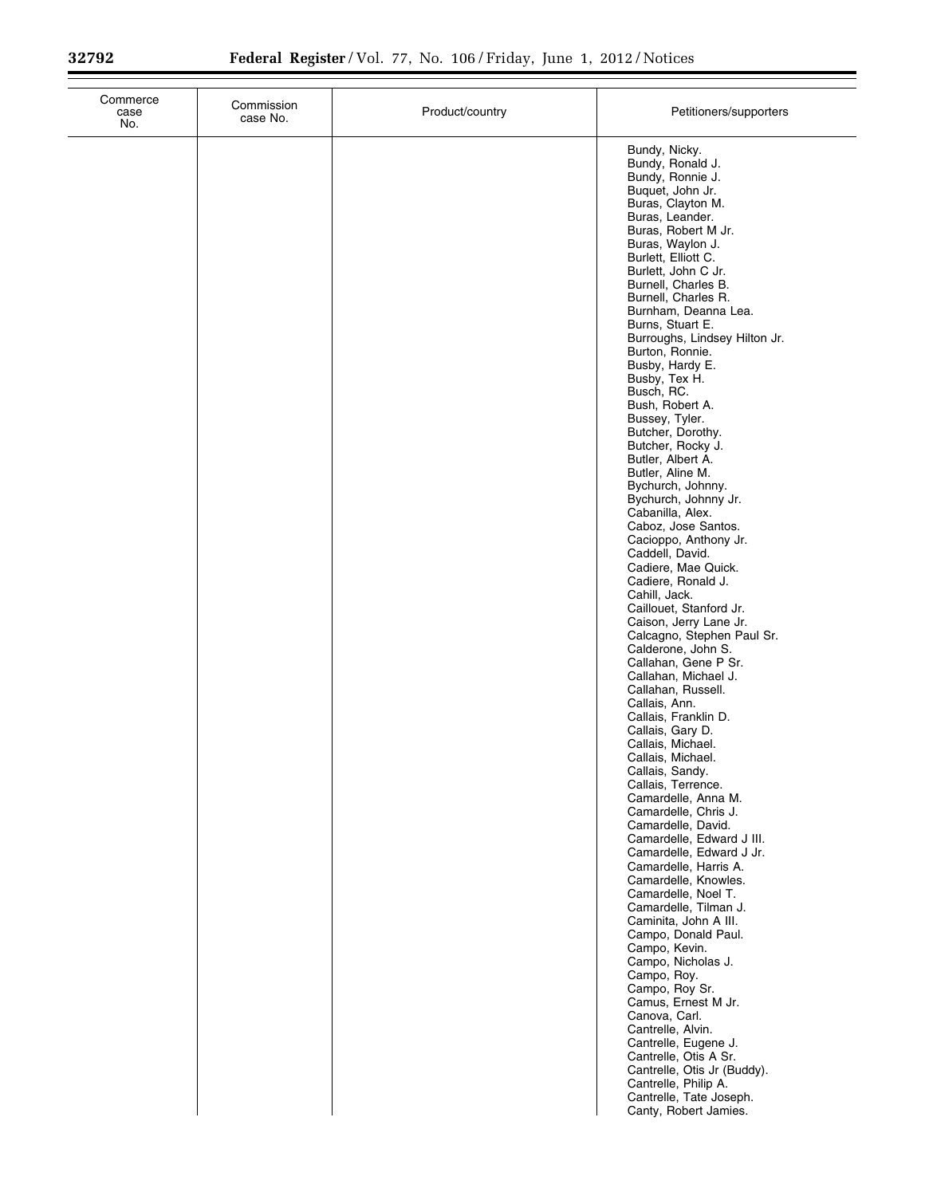| Commerce case No. | Commission case No. | Product/country | Petitioners/supporters |
|---|---|---|---|
| | | | Bundy, Nicky. |
| | | | Bundy, Ronald J. |
| | | | Bundy, Ronnie J. |
| | | | Buquet, John Jr. |
| | | | Buras, Clayton M. |
| | | | Buras, Leander. |
| | | | Buras, Robert M Jr. |
| | | | Buras, Waylon J. |
| | | | Burlett, Elliott C. |
| | | | Burlett, John C Jr. |
| | | | Burnell, Charles B. |
| | | | Burnell, Charles R. |
| | | | Burnham, Deanna Lea. |
| | | | Burns, Stuart E. |
| | | | Burroughs, Lindsey Hilton Jr. |
| | | | Burton, Ronnie. |
| | | | Busby, Hardy E. |
| | | | Busby, Tex H. |
| | | | Busch, RC. |
| | | | Bush, Robert A. |
| | | | Bussey, Tyler. |
| | | | Butcher, Dorothy. |
| | | | Butcher, Rocky J. |
| | | | Butler, Albert A. |
| | | | Butler, Aline M. |
| | | | Bychurch, Johnny. |
| | | | Bychurch, Johnny Jr. |
| | | | Cabanilla, Alex. |
| | | | Caboz, Jose Santos. |
| | | | Cacioppo, Anthony Jr. |
| | | | Caddell, David. |
| | | | Cadiere, Mae Quick. |
| | | | Cadiere, Ronald J. |
| | | | Cahill, Jack. |
| | | | Caillouet, Stanford Jr. |
| | | | Caison, Jerry Lane Jr. |
| | | | Calcagno, Stephen Paul Sr. |
| | | | Calderone, John S. |
| | | | Callahan, Gene P Sr. |
| | | | Callahan, Michael J. |
| | | | Callahan, Russell. |
| | | | Callais, Ann. |
| | | | Callais, Franklin D. |
| | | | Callais, Gary D. |
| | | | Callais, Michael. |
| | | | Callais, Michael. |
| | | | Callais, Sandy. |
| | | | Callais, Terrence. |
| | | | Camardelle, Anna M. |
| | | | Camardelle, Chris J. |
| | | | Camardelle, David. |
| | | | Camardelle, Edward J III. |
| | | | Camardelle, Edward J Jr. |
| | | | Camardelle, Harris A. |
| | | | Camardelle, Knowles. |
| | | | Camardelle, Noel T. |
| | | | Camardelle, Tilman J. |
| | | | Caminita, John A III. |
| | | | Campo, Donald Paul. |
| | | | Campo, Kevin. |
| | | | Campo, Nicholas J. |
| | | | Campo, Roy. |
| | | | Campo, Roy Sr. |
| | | | Camus, Ernest M Jr. |
| | | | Canova, Carl. |
| | | | Cantrelle, Alvin. |
| | | | Cantrelle, Eugene J. |
| | | | Cantrelle, Otis A Sr. |
| | | | Cantrelle, Otis Jr (Buddy). |
| | | | Cantrelle, Philip A. |
| | | | Cantrelle, Tate Joseph. |
| | | | Canty, Robert Jamies. |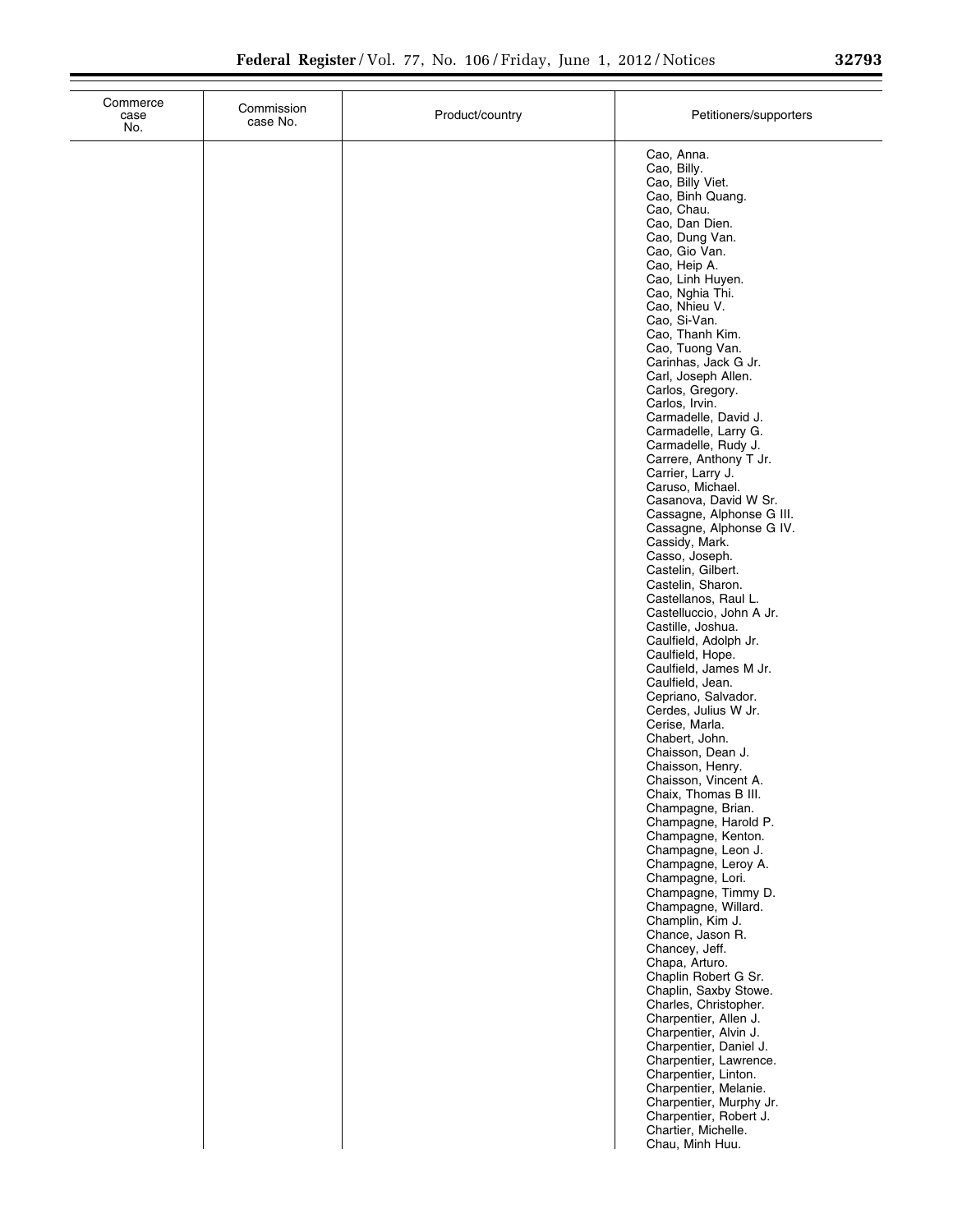| Commerce case No. | Commission case No. | Product/country | Petitioners/supporters |
|---|---|---|---|
| | | | Cao, Anna. |
| | | | Cao, Billy. |
| | | | Cao, Billy Viet. |
| | | | Cao, Binh Quang. |
| | | | Cao, Chau. |
| | | | Cao, Dan Dien. |
| | | | Cao, Dung Van. |
| | | | Cao, Gio Van. |
| | | | Cao, Heip A. |
| | | | Cao, Linh Huyen. |
| | | | Cao, Nghia Thi. |
| | | | Cao, Nhieu V. |
| | | | Cao, Si-Van. |
| | | | Cao, Thanh Kim. |
| | | | Cao, Tuong Van. |
| | | | Carinhas, Jack G Jr. |
| | | | Carl, Joseph Allen. |
| | | | Carlos, Gregory. |
| | | | Carlos, Irvin. |
| | | | Carmadelle, David J. |
| | | | Carmadelle, Larry G. |
| | | | Carmadelle, Rudy J. |
| | | | Carrere, Anthony T Jr. |
| | | | Carrier, Larry J. |
| | | | Caruso, Michael. |
| | | | Casanova, David W Sr. |
| | | | Cassagne, Alphonse G III. |
| | | | Cassagne, Alphonse G IV. |
| | | | Cassidy, Mark. |
| | | | Casso, Joseph. |
| | | | Castelin, Gilbert. |
| | | | Castelin, Sharon. |
| | | | Castellanos, Raul L. |
| | | | Castelluccio, John A Jr. |
| | | | Castille, Joshua. |
| | | | Caulfield, Adolph Jr. |
| | | | Caulfield, Hope. |
| | | | Caulfield, James M Jr. |
| | | | Caulfield, Jean. |
| | | | Cepriano, Salvador. |
| | | | Cerdes, Julius W Jr. |
| | | | Cerise, Marla. |
| | | | Chabert, John. |
| | | | Chaisson, Dean J. |
| | | | Chaisson, Henry. |
| | | | Chaisson, Vincent A. |
| | | | Chaix, Thomas B III. |
| | | | Champagne, Brian. |
| | | | Champagne, Harold P. |
| | | | Champagne, Kenton. |
| | | | Champagne, Leon J. |
| | | | Champagne, Leroy A. |
| | | | Champagne, Lori. |
| | | | Champagne, Timmy D. |
| | | | Champagne, Willard. |
| | | | Champlin, Kim J. |
| | | | Chance, Jason R. |
| | | | Chancey, Jeff. |
| | | | Chapa, Arturo. |
| | | | Chaplin Robert G Sr. |
| | | | Chaplin, Saxby Stowe. |
| | | | Charles, Christopher. |
| | | | Charpentier, Allen J. |
| | | | Charpentier, Alvin J. |
| | | | Charpentier, Daniel J. |
| | | | Charpentier, Lawrence. |
| | | | Charpentier, Linton. |
| | | | Charpentier, Melanie. |
| | | | Charpentier, Murphy Jr. |
| | | | Charpentier, Robert J. |
| | | | Chartier, Michelle. |
| | | | Chau, Minh Huu. |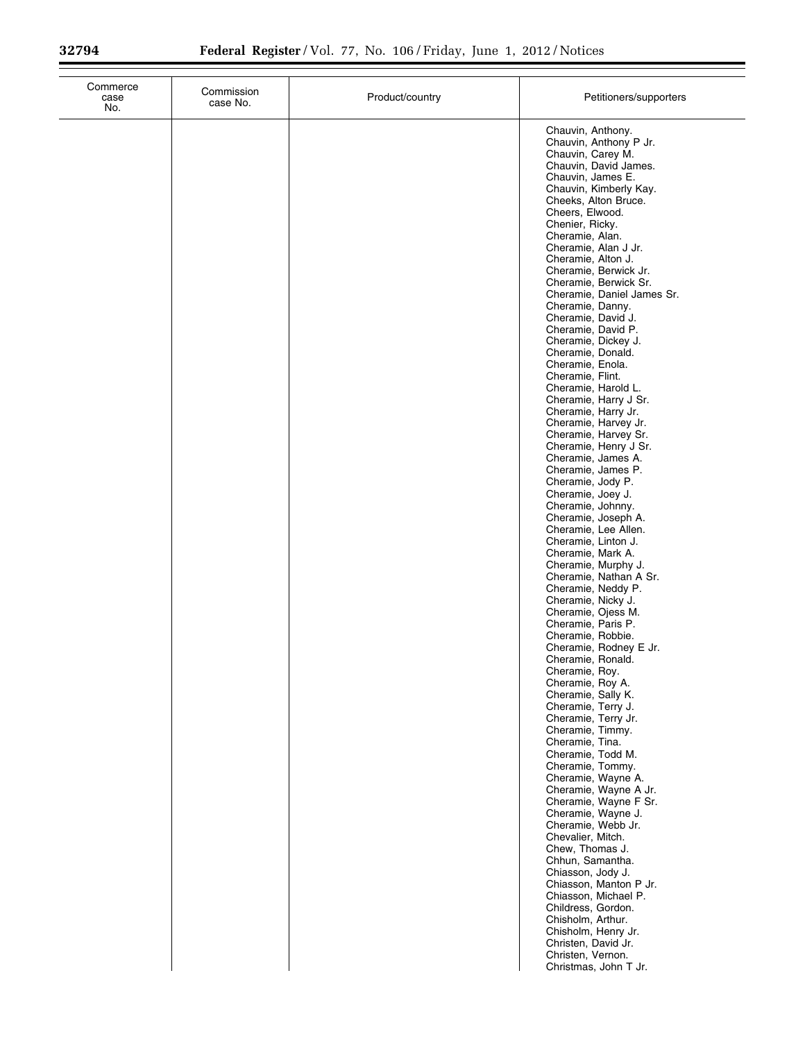| Commerce case No. | Commission case No. | Product/country | Petitioners/supporters |
| --- | --- | --- | --- |
| | | | Chauvin, Anthony. |
| | | | Chauvin, Anthony P Jr. |
| | | | Chauvin, Carey M. |
| | | | Chauvin, David James. |
| | | | Chauvin, James E. |
| | | | Chauvin, Kimberly Kay. |
| | | | Cheeks, Alton Bruce. |
| | | | Cheers, Elwood. |
| | | | Chenier, Ricky. |
| | | | Cheramie, Alan. |
| | | | Cheramie, Alan J Jr. |
| | | | Cheramie, Alton J. |
| | | | Cheramie, Berwick Jr. |
| | | | Cheramie, Berwick Sr. |
| | | | Cheramie, Daniel James Sr. |
| | | | Cheramie, Danny. |
| | | | Cheramie, David J. |
| | | | Cheramie, David P. |
| | | | Cheramie, Dickey J. |
| | | | Cheramie, Donald. |
| | | | Cheramie, Enola. |
| | | | Cheramie, Flint. |
| | | | Cheramie, Harold L. |
| | | | Cheramie, Harry J Sr. |
| | | | Cheramie, Harry Jr. |
| | | | Cheramie, Harvey Jr. |
| | | | Cheramie, Harvey Sr. |
| | | | Cheramie, Henry J Sr. |
| | | | Cheramie, James A. |
| | | | Cheramie, James P. |
| | | | Cheramie, Jody P. |
| | | | Cheramie, Joey J. |
| | | | Cheramie, Johnny. |
| | | | Cheramie, Joseph A. |
| | | | Cheramie, Lee Allen. |
| | | | Cheramie, Linton J. |
| | | | Cheramie, Mark A. |
| | | | Cheramie, Murphy J. |
| | | | Cheramie, Nathan A Sr. |
| | | | Cheramie, Neddy P. |
| | | | Cheramie, Nicky J. |
| | | | Cheramie, Ojess M. |
| | | | Cheramie, Paris P. |
| | | | Cheramie, Robbie. |
| | | | Cheramie, Rodney E Jr. |
| | | | Cheramie, Ronald. |
| | | | Cheramie, Roy. |
| | | | Cheramie, Roy A. |
| | | | Cheramie, Sally K. |
| | | | Cheramie, Terry J. |
| | | | Cheramie, Terry Jr. |
| | | | Cheramie, Timmy. |
| | | | Cheramie, Tina. |
| | | | Cheramie, Todd M. |
| | | | Cheramie, Tommy. |
| | | | Cheramie, Wayne A. |
| | | | Cheramie, Wayne A Jr. |
| | | | Cheramie, Wayne F Sr. |
| | | | Cheramie, Wayne J. |
| | | | Cheramie, Webb Jr. |
| | | | Chevalier, Mitch. |
| | | | Chew, Thomas J. |
| | | | Chhun, Samantha. |
| | | | Chiasson, Jody J. |
| | | | Chiasson, Manton P Jr. |
| | | | Chiasson, Michael P. |
| | | | Childress, Gordon. |
| | | | Chisholm, Arthur. |
| | | | Chisholm, Henry Jr. |
| | | | Christen, David Jr. |
| | | | Christen, Vernon. |
| | | | Christmas, John T Jr. |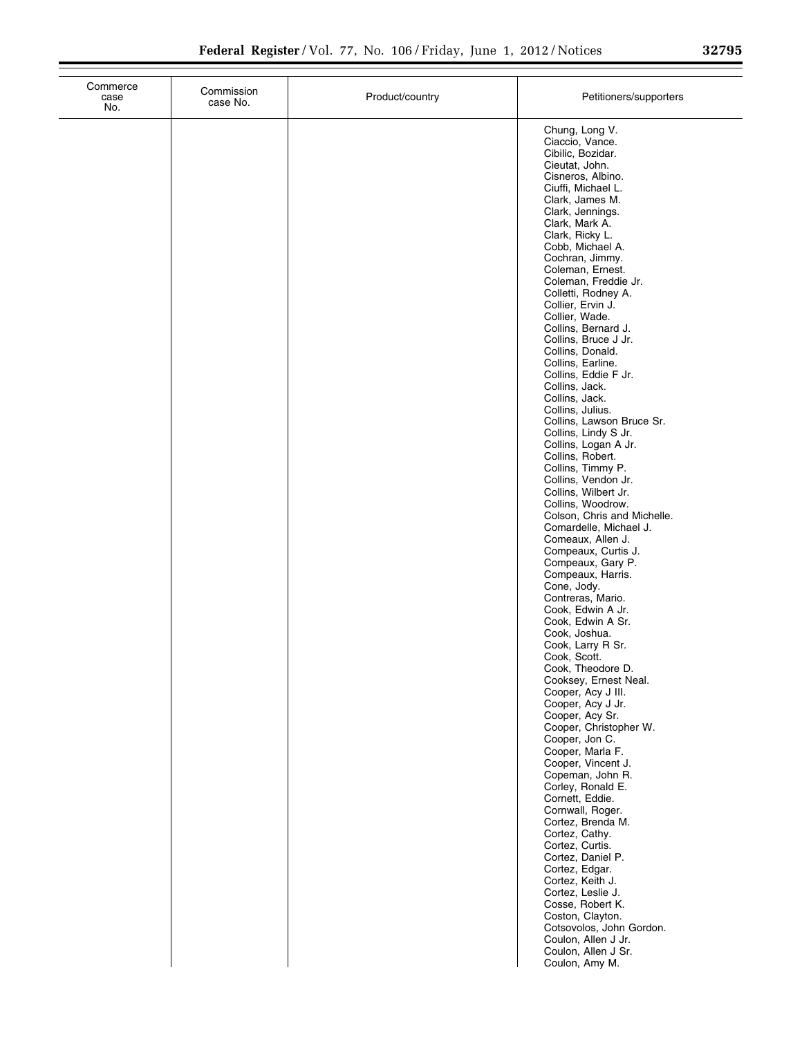| Commerce case No. | Commission case No. | Product/country | Petitioners/supporters |
|---|---|---|---|
| | | | Chung, Long V. |
| | | | Ciaccio, Vance. |
| | | | Cibilic, Bozidar. |
| | | | Cieutat, John. |
| | | | Cisneros, Albino. |
| | | | Ciuffi, Michael L. |
| | | | Clark, James M. |
| | | | Clark, Jennings. |
| | | | Clark, Mark A. |
| | | | Clark, Ricky L. |
| | | | Cobb, Michael A. |
| | | | Cochran, Jimmy. |
| | | | Coleman, Ernest. |
| | | | Coleman, Freddie Jr. |
| | | | Colletti, Rodney A. |
| | | | Collier, Ervin J. |
| | | | Collier, Wade. |
| | | | Collins, Bernard J. |
| | | | Collins, Bruce J Jr. |
| | | | Collins, Donald. |
| | | | Collins, Earline. |
| | | | Collins, Eddie F Jr. |
| | | | Collins, Jack. |
| | | | Collins, Jack. |
| | | | Collins, Julius. |
| | | | Collins, Lawson Bruce Sr. |
| | | | Collins, Lindy S Jr. |
| | | | Collins, Logan A Jr. |
| | | | Collins, Robert. |
| | | | Collins, Timmy P. |
| | | | Collins, Vendon Jr. |
| | | | Collins, Wilbert Jr. |
| | | | Collins, Woodrow. |
| | | | Colson, Chris and Michelle. |
| | | | Comardelle, Michael J. |
| | | | Comeaux, Allen J. |
| | | | Compeaux, Curtis J. |
| | | | Compeaux, Gary P. |
| | | | Compeaux, Harris. |
| | | | Cone, Jody. |
| | | | Contreras, Mario. |
| | | | Cook, Edwin A Jr. |
| | | | Cook, Edwin A Sr. |
| | | | Cook, Joshua. |
| | | | Cook, Larry R Sr. |
| | | | Cook, Scott. |
| | | | Cook, Theodore D. |
| | | | Cooksey, Ernest Neal. |
| | | | Cooper, Acy J III. |
| | | | Cooper, Acy J Jr. |
| | | | Cooper, Acy Sr. |
| | | | Cooper, Christopher W. |
| | | | Cooper, Jon C. |
| | | | Cooper, Marla F. |
| | | | Cooper, Vincent J. |
| | | | Copeman, John R. |
| | | | Corley, Ronald E. |
| | | | Cornett, Eddie. |
| | | | Cornwall, Roger. |
| | | | Cortez, Brenda M. |
| | | | Cortez, Cathy. |
| | | | Cortez, Curtis. |
| | | | Cortez, Daniel P. |
| | | | Cortez, Edgar. |
| | | | Cortez, Keith J. |
| | | | Cortez, Leslie J. |
| | | | Cosse, Robert K. |
| | | | Coston, Clayton. |
| | | | Cotsovolos, John Gordon. |
| | | | Coulon, Allen J Jr. |
| | | | Coulon, Allen J Sr. |
| | | | Coulon, Amy M. |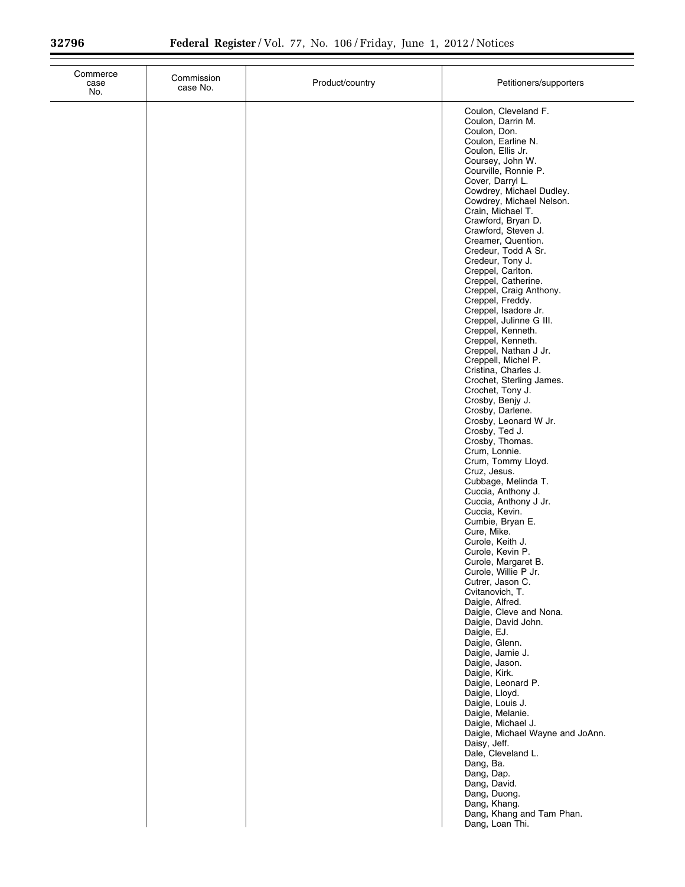| Commerce case No. | Commission case No. | Product/country | Petitioners/supporters |
|---|---|---|---|
| | | | Coulon, Cleveland F. |
| | | | Coulon, Darrin M. |
| | | | Coulon, Don. |
| | | | Coulon, Earline N. |
| | | | Coulon, Ellis Jr. |
| | | | Coursey, John W. |
| | | | Courville, Ronnie P. |
| | | | Cover, Darryl L. |
| | | | Cowdrey, Michael Dudley. |
| | | | Cowdrey, Michael Nelson. |
| | | | Crain, Michael T. |
| | | | Crawford, Bryan D. |
| | | | Crawford, Steven J. |
| | | | Creamer, Quention. |
| | | | Credeur, Todd A Sr. |
| | | | Credeur, Tony J. |
| | | | Creppel, Carlton. |
| | | | Creppel, Catherine. |
| | | | Creppel, Craig Anthony. |
| | | | Creppel, Freddy. |
| | | | Creppel, Isadore Jr. |
| | | | Creppel, Julinne G III. |
| | | | Creppel, Kenneth. |
| | | | Creppel, Kenneth. |
| | | | Creppel, Nathan J Jr. |
| | | | Creppell, Michel P. |
| | | | Cristina, Charles J. |
| | | | Crochet, Sterling James. |
| | | | Crochet, Tony J. |
| | | | Crosby, Benjy J. |
| | | | Crosby, Darlene. |
| | | | Crosby, Leonard W Jr. |
| | | | Crosby, Ted J. |
| | | | Crosby, Thomas. |
| | | | Crum, Lonnie. |
| | | | Crum, Tommy Lloyd. |
| | | | Cruz, Jesus. |
| | | | Cubbage, Melinda T. |
| | | | Cuccia, Anthony J. |
| | | | Cuccia, Anthony J Jr. |
| | | | Cuccia, Kevin. |
| | | | Cumbie, Bryan E. |
| | | | Cure, Mike. |
| | | | Curole, Keith J. |
| | | | Curole, Kevin P. |
| | | | Curole, Margaret B. |
| | | | Curole, Willie P Jr. |
| | | | Cutrer, Jason C. |
| | | | Cvitanovich, T. |
| | | | Daigle, Alfred. |
| | | | Daigle, Cleve and Nona. |
| | | | Daigle, David John. |
| | | | Daigle, EJ. |
| | | | Daigle, Glenn. |
| | | | Daigle, Jamie J. |
| | | | Daigle, Jason. |
| | | | Daigle, Kirk. |
| | | | Daigle, Leonard P. |
| | | | Daigle, Lloyd. |
| | | | Daigle, Louis J. |
| | | | Daigle, Melanie. |
| | | | Daigle, Michael J. |
| | | | Daigle, Michael Wayne and JoAnn. |
| | | | Daisy, Jeff. |
| | | | Dale, Cleveland L. |
| | | | Dang, Ba. |
| | | | Dang, Dap. |
| | | | Dang, David. |
| | | | Dang, Duong. |
| | | | Dang, Khang. |
| | | | Dang, Khang and Tam Phan. |
| | | | Dang, Loan Thi. |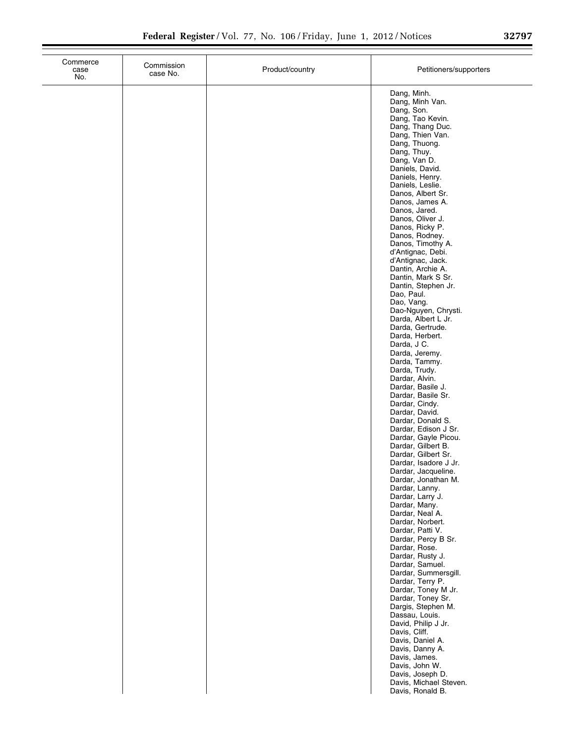| Commerce case No. | Commission case No. | Product/country | Petitioners/supporters |
| --- | --- | --- | --- |
| | | | Dang, Minh. |
| | | | Dang, Minh Van. |
| | | | Dang, Son. |
| | | | Dang, Tao Kevin. |
| | | | Dang, Thang Duc. |
| | | | Dang, Thien Van. |
| | | | Dang, Thuong. |
| | | | Dang, Thuy. |
| | | | Dang, Van D. |
| | | | Daniels, David. |
| | | | Daniels, Henry. |
| | | | Daniels, Leslie. |
| | | | Danos, Albert Sr. |
| | | | Danos, James A. |
| | | | Danos, Jared. |
| | | | Danos, Oliver J. |
| | | | Danos, Ricky P. |
| | | | Danos, Rodney. |
| | | | Danos, Timothy A. |
| | | | d'Antignac, Debi. |
| | | | d'Antignac, Jack. |
| | | | Dantin, Archie A. |
| | | | Dantin, Mark S Sr. |
| | | | Dantin, Stephen Jr. |
| | | | Dao, Paul. |
| | | | Dao, Vang. |
| | | | Dao-Nguyen, Chrysti. |
| | | | Darda, Albert L Jr. |
| | | | Darda, Gertrude. |
| | | | Darda, Herbert. |
| | | | Darda, J C. |
| | | | Darda, Jeremy. |
| | | | Darda, Tammy. |
| | | | Darda, Trudy. |
| | | | Dardar, Alvin. |
| | | | Dardar, Basile J. |
| | | | Dardar, Basile Sr. |
| | | | Dardar, Cindy. |
| | | | Dardar, David. |
| | | | Dardar, Donald S. |
| | | | Dardar, Edison J Sr. |
| | | | Dardar, Gayle Picou. |
| | | | Dardar, Gilbert B. |
| | | | Dardar, Gilbert Sr. |
| | | | Dardar, Isadore J Jr. |
| | | | Dardar, Jacqueline. |
| | | | Dardar, Jonathan M. |
| | | | Dardar, Lanny. |
| | | | Dardar, Larry J. |
| | | | Dardar, Many. |
| | | | Dardar, Neal A. |
| | | | Dardar, Norbert. |
| | | | Dardar, Patti V. |
| | | | Dardar, Percy B Sr. |
| | | | Dardar, Rose. |
| | | | Dardar, Rusty J. |
| | | | Dardar, Samuel. |
| | | | Dardar, Summersgill. |
| | | | Dardar, Terry P. |
| | | | Dardar, Toney M Jr. |
| | | | Dardar, Toney Sr. |
| | | | Dargis, Stephen M. |
| | | | Dassau, Louis. |
| | | | David, Philip J Jr. |
| | | | Davis, Cliff. |
| | | | Davis, Daniel A. |
| | | | Davis, Danny A. |
| | | | Davis, James. |
| | | | Davis, John W. |
| | | | Davis, Joseph D. |
| | | | Davis, Michael Steven. |
| | | | Davis, Ronald B. |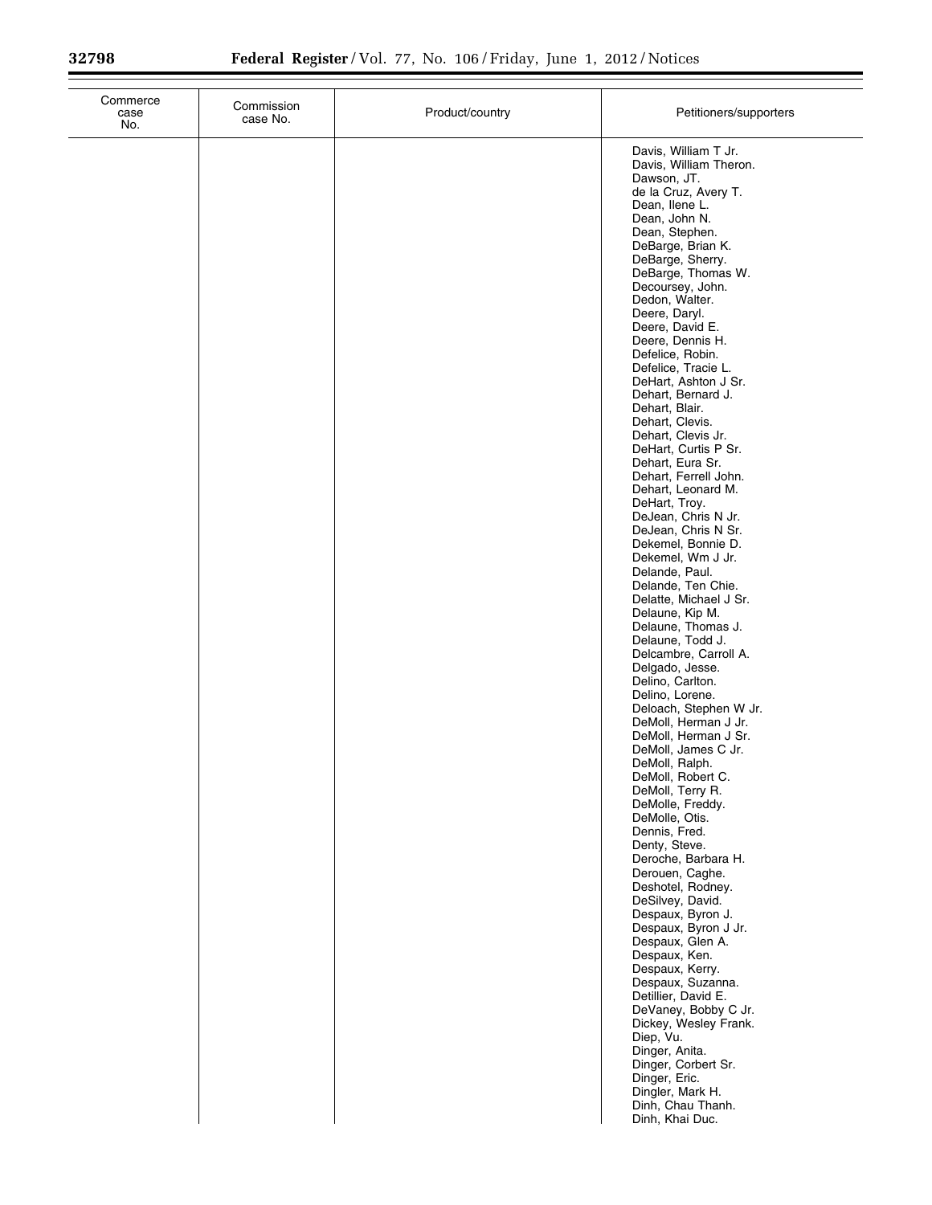| Commerce case No. | Commission case No. | Product/country | Petitioners/supporters |
| --- | --- | --- | --- |
| | | | Davis, William T Jr. |
| | | | Davis, William Theron. |
| | | | Dawson, JT. |
| | | | de la Cruz, Avery T. |
| | | | Dean, Ilene L. |
| | | | Dean, John N. |
| | | | Dean, Stephen. |
| | | | DeBarge, Brian K. |
| | | | DeBarge, Sherry. |
| | | | DeBarge, Thomas W. |
| | | | Decoursey, John. |
| | | | Dedon, Walter. |
| | | | Deere, Daryl. |
| | | | Deere, David E. |
| | | | Deere, Dennis H. |
| | | | Defelice, Robin. |
| | | | Defelice, Tracie L. |
| | | | DeHart, Ashton J Sr. |
| | | | Dehart, Bernard J. |
| | | | Dehart, Blair. |
| | | | Dehart, Clevis. |
| | | | Dehart, Clevis Jr. |
| | | | DeHart, Curtis P Sr. |
| | | | Dehart, Eura Sr. |
| | | | Dehart, Ferrell John. |
| | | | Dehart, Leonard M. |
| | | | DeHart, Troy. |
| | | | DeJean, Chris N Jr. |
| | | | DeJean, Chris N Sr. |
| | | | Dekemel, Bonnie D. |
| | | | Dekemel, Wm J Jr. |
| | | | Delande, Paul. |
| | | | Delande, Ten Chie. |
| | | | Delatte, Michael J Sr. |
| | | | Delaune, Kip M. |
| | | | Delaune, Thomas J. |
| | | | Delaune, Todd J. |
| | | | Delcambre, Carroll A. |
| | | | Delgado, Jesse. |
| | | | Delino, Carlton. |
| | | | Delino, Lorene. |
| | | | Deloach, Stephen W Jr. |
| | | | DeMoll, Herman J Jr. |
| | | | DeMoll, Herman J Sr. |
| | | | DeMoll, James C Jr. |
| | | | DeMoll, Ralph. |
| | | | DeMoll, Robert C. |
| | | | DeMoll, Terry R. |
| | | | DeMolle, Freddy. |
| | | | DeMolle, Otis. |
| | | | Dennis, Fred. |
| | | | Denty, Steve. |
| | | | Deroche, Barbara H. |
| | | | Derouen, Caghe. |
| | | | Deshotel, Rodney. |
| | | | DeSilvey, David. |
| | | | Despaux, Byron J. |
| | | | Despaux, Byron J Jr. |
| | | | Despaux, Glen A. |
| | | | Despaux, Ken. |
| | | | Despaux, Kerry. |
| | | | Despaux, Suzanna. |
| | | | Detillier, David E. |
| | | | DeVaney, Bobby C Jr. |
| | | | Dickey, Wesley Frank. |
| | | | Diep, Vu. |
| | | | Dinger, Anita. |
| | | | Dinger, Corbert Sr. |
| | | | Dinger, Eric. |
| | | | Dingler, Mark H. |
| | | | Dinh, Chau Thanh. |
| | | | Dinh, Khai Duc. |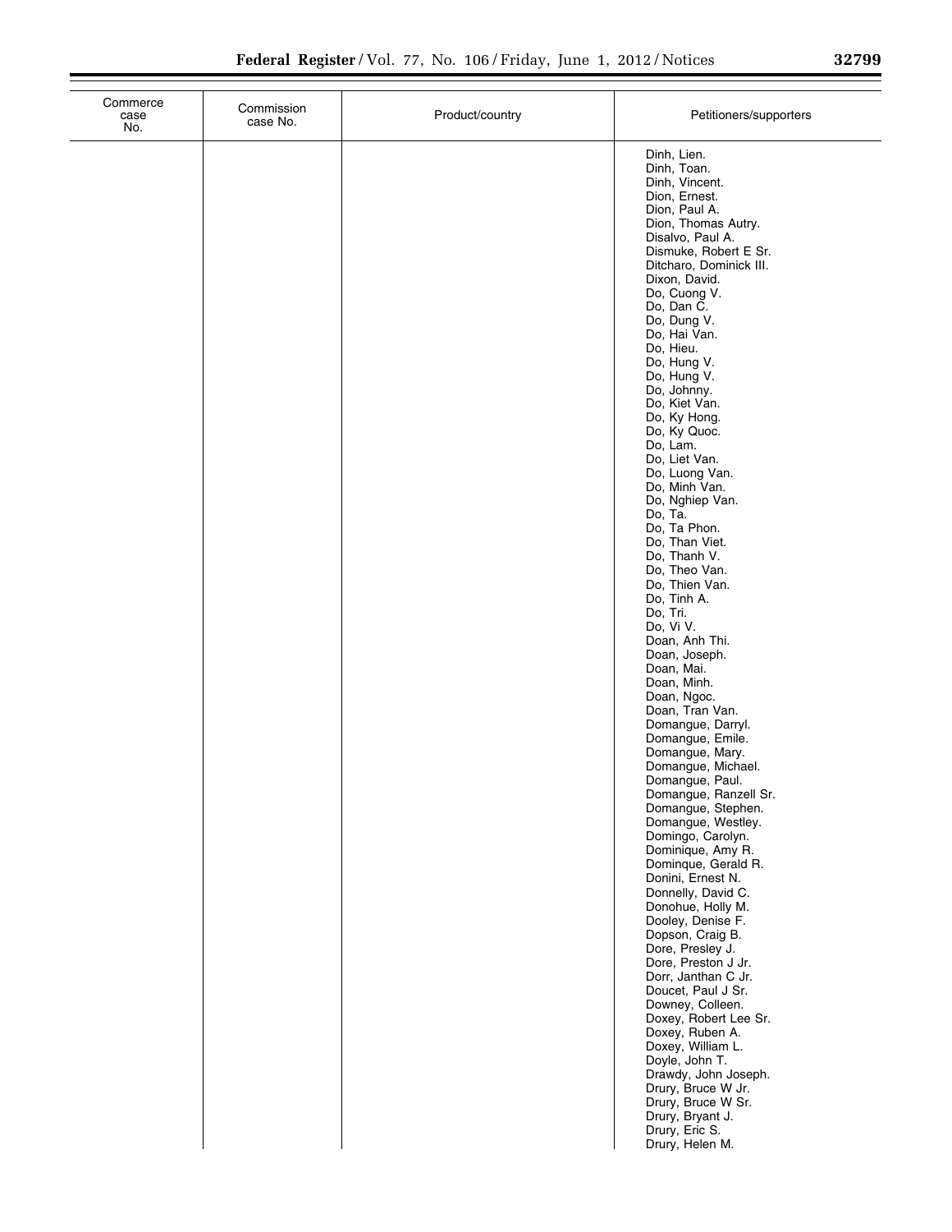| Commerce case No. | Commission case No. | Product/country | Petitioners/supporters |
|---|---|---|---|
| | | | Dinh, Lien. |
| | | | Dinh, Toan. |
| | | | Dinh, Vincent. |
| | | | Dion, Ernest. |
| | | | Dion, Paul A. |
| | | | Dion, Thomas Autry. |
| | | | Disalvo, Paul A. |
| | | | Dismuke, Robert E Sr. |
| | | | Ditcharo, Dominick III. |
| | | | Dixon, David. |
| | | | Do, Cuong V. |
| | | | Do, Dan C. |
| | | | Do, Dung V. |
| | | | Do, Hai Van. |
| | | | Do, Hieu. |
| | | | Do, Hung V. |
| | | | Do, Hung V. |
| | | | Do, Johnny. |
| | | | Do, Kiet Van. |
| | | | Do, Ky Hong. |
| | | | Do, Ky Quoc. |
| | | | Do, Lam. |
| | | | Do, Liet Van. |
| | | | Do, Luong Van. |
| | | | Do, Minh Van. |
| | | | Do, Nghiep Van. |
| | | | Do, Ta. |
| | | | Do, Ta Phon. |
| | | | Do, Than Viet. |
| | | | Do, Thanh V. |
| | | | Do, Theo Van. |
| | | | Do, Thien Van. |
| | | | Do, Tinh A. |
| | | | Do, Tri. |
| | | | Do, Vi V. |
| | | | Doan, Anh Thi. |
| | | | Doan, Joseph. |
| | | | Doan, Mai. |
| | | | Doan, Minh. |
| | | | Doan, Ngoc. |
| | | | Doan, Tran Van. |
| | | | Domangue, Darryl. |
| | | | Domangue, Emile. |
| | | | Domangue, Mary. |
| | | | Domangue, Michael. |
| | | | Domangue, Paul. |
| | | | Domangue, Ranzell Sr. |
| | | | Domangue, Stephen. |
| | | | Domangue, Westley. |
| | | | Domingo, Carolyn. |
| | | | Dominique, Amy R. |
| | | | Dominque, Gerald R. |
| | | | Donini, Ernest N. |
| | | | Donnelly, David C. |
| | | | Donohue, Holly M. |
| | | | Dooley, Denise F. |
| | | | Dopson, Craig B. |
| | | | Dore, Presley J. |
| | | | Dore, Preston J Jr. |
| | | | Dorr, Janthan C Jr. |
| | | | Doucet, Paul J Sr. |
| | | | Downey, Colleen. |
| | | | Doxey, Robert Lee Sr. |
| | | | Doxey, Ruben A. |
| | | | Doxey, William L. |
| | | | Doyle, John T. |
| | | | Drawdy, John Joseph. |
| | | | Drury, Bruce W Jr. |
| | | | Drury, Bruce W Sr. |
| | | | Drury, Bryant J. |
| | | | Drury, Eric S. |
| | | | Drury, Helen M. |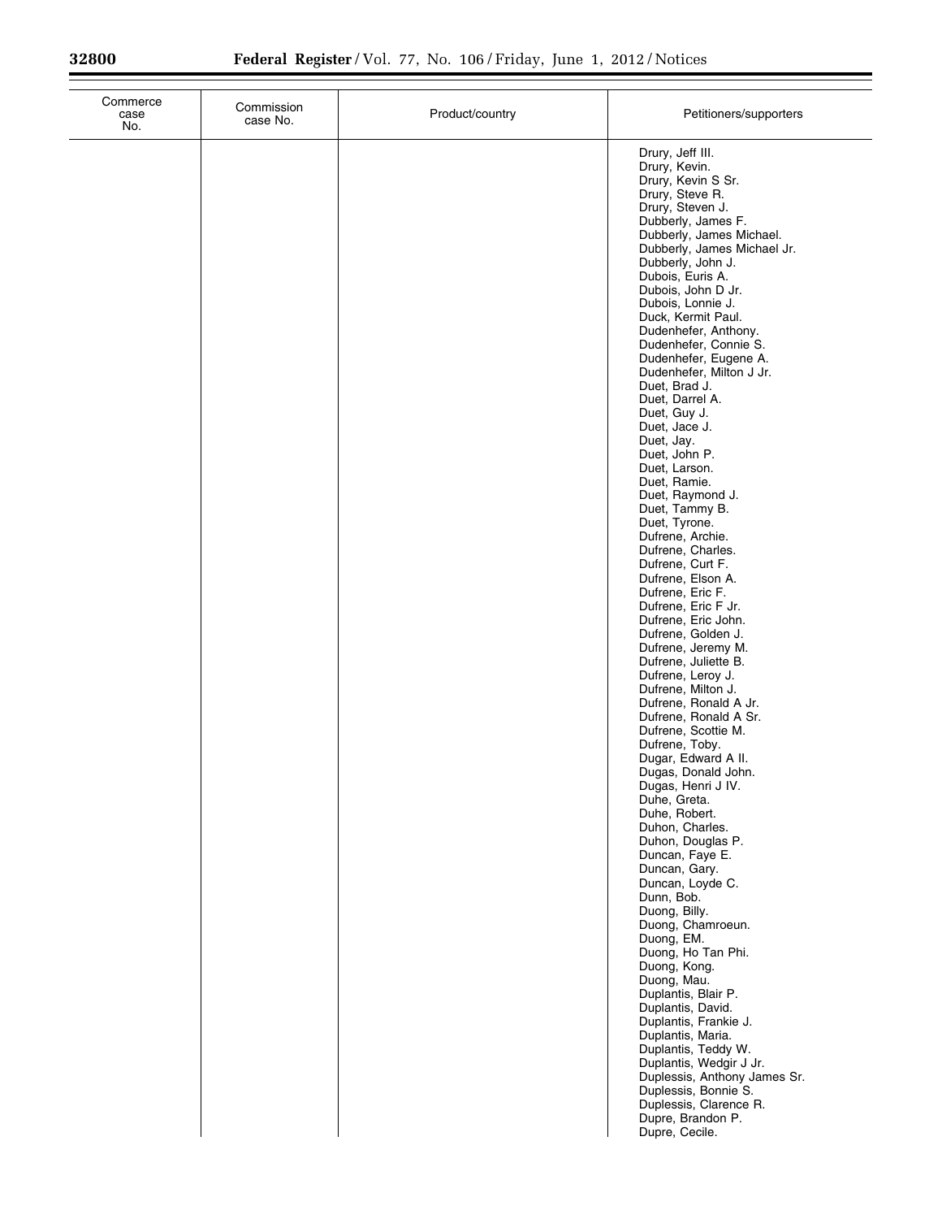| Commerce case No. | Commission case No. | Product/country | Petitioners/supporters |
| --- | --- | --- | --- |
| | | | Drury, Jeff III. |
| | | | Drury, Kevin. |
| | | | Drury, Kevin S Sr. |
| | | | Drury, Steve R. |
| | | | Drury, Steven J. |
| | | | Dubberly, James F. |
| | | | Dubberly, James Michael. |
| | | | Dubberly, James Michael Jr. |
| | | | Dubberly, John J. |
| | | | Dubois, Euris A. |
| | | | Dubois, John D Jr. |
| | | | Dubois, Lonnie J. |
| | | | Duck, Kermit Paul. |
| | | | Dudenhefer, Anthony. |
| | | | Dudenhefer, Connie S. |
| | | | Dudenhefer, Eugene A. |
| | | | Dudenhefer, Milton J Jr. |
| | | | Duet, Brad J. |
| | | | Duet, Darrel A. |
| | | | Duet, Guy J. |
| | | | Duet, Jace J. |
| | | | Duet, Jay. |
| | | | Duet, John P. |
| | | | Duet, Larson. |
| | | | Duet, Ramie. |
| | | | Duet, Raymond J. |
| | | | Duet, Tammy B. |
| | | | Duet, Tyrone. |
| | | | Dufrene, Archie. |
| | | | Dufrene, Charles. |
| | | | Dufrene, Curt F. |
| | | | Dufrene, Elson A. |
| | | | Dufrene, Eric F. |
| | | | Dufrene, Eric F Jr. |
| | | | Dufrene, Eric John. |
| | | | Dufrene, Golden J. |
| | | | Dufrene, Jeremy M. |
| | | | Dufrene, Juliette B. |
| | | | Dufrene, Leroy J. |
| | | | Dufrene, Milton J. |
| | | | Dufrene, Ronald A Jr. |
| | | | Dufrene, Ronald A Sr. |
| | | | Dufrene, Scottie M. |
| | | | Dufrene, Toby. |
| | | | Dugar, Edward A II. |
| | | | Dugas, Donald John. |
| | | | Dugas, Henri J IV. |
| | | | Duhe, Greta. |
| | | | Duhe, Robert. |
| | | | Duhon, Charles. |
| | | | Duhon, Douglas P. |
| | | | Duncan, Faye E. |
| | | | Duncan, Gary. |
| | | | Duncan, Loyde C. |
| | | | Dunn, Bob. |
| | | | Duong, Billy. |
| | | | Duong, Chamroeun. |
| | | | Duong, EM. |
| | | | Duong, Ho Tan Phi. |
| | | | Duong, Kong. |
| | | | Duong, Mau. |
| | | | Duplantis, Blair P. |
| | | | Duplantis, David. |
| | | | Duplantis, Frankie J. |
| | | | Duplantis, Maria. |
| | | | Duplantis, Teddy W. |
| | | | Duplantis, Wedgir J Jr. |
| | | | Duplessis, Anthony James Sr. |
| | | | Duplessis, Bonnie S. |
| | | | Duplessis, Clarence R. |
| | | | Dupre, Brandon P. |
| | | | Dupre, Cecile. |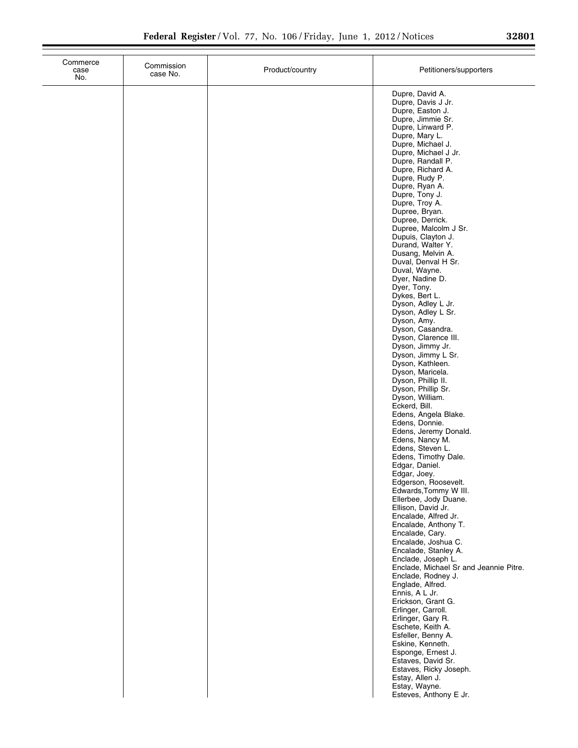| Commerce case No. | Commission case No. | Product/country | Petitioners/supporters |
|---|---|---|---|
| | | | Dupre, David A. |
| | | | Dupre, Davis J Jr. |
| | | | Dupre, Easton J. |
| | | | Dupre, Jimmie Sr. |
| | | | Dupre, Linward P. |
| | | | Dupre, Mary L. |
| | | | Dupre, Michael J. |
| | | | Dupre, Michael J Jr. |
| | | | Dupre, Randall P. |
| | | | Dupre, Richard A. |
| | | | Dupre, Rudy P. |
| | | | Dupre, Ryan A. |
| | | | Dupre, Tony J. |
| | | | Dupre, Troy A. |
| | | | Dupree, Bryan. |
| | | | Dupree, Derrick. |
| | | | Dupree, Malcolm J Sr. |
| | | | Dupuis, Clayton J. |
| | | | Durand, Walter Y. |
| | | | Dusang, Melvin A. |
| | | | Duval, Denval H Sr. |
| | | | Duval, Wayne. |
| | | | Dyer, Nadine D. |
| | | | Dyer, Tony. |
| | | | Dykes, Bert L. |
| | | | Dyson, Adley L Jr. |
| | | | Dyson, Adley L Sr. |
| | | | Dyson, Amy. |
| | | | Dyson, Casandra. |
| | | | Dyson, Clarence III. |
| | | | Dyson, Jimmy Jr. |
| | | | Dyson, Jimmy L Sr. |
| | | | Dyson, Kathleen. |
| | | | Dyson, Maricela. |
| | | | Dyson, Phillip II. |
| | | | Dyson, Phillip Sr. |
| | | | Dyson, William. |
| | | | Eckerd, Bill. |
| | | | Edens, Angela Blake. |
| | | | Edens, Donnie. |
| | | | Edens, Jeremy Donald. |
| | | | Edens, Nancy M. |
| | | | Edens, Steven L. |
| | | | Edens, Timothy Dale. |
| | | | Edgar, Daniel. |
| | | | Edgar, Joey. |
| | | | Edgerson, Roosevelt. |
| | | | Edwards,Tommy W III. |
| | | | Ellerbee, Jody Duane. |
| | | | Ellison, David Jr. |
| | | | Encalade, Alfred Jr. |
| | | | Encalade, Anthony T. |
| | | | Encalade, Cary. |
| | | | Encalade, Joshua C. |
| | | | Encalade, Stanley A. |
| | | | Enclade, Joseph L. |
| | | | Enclade, Michael Sr and Jeannie Pitre. |
| | | | Enclade, Rodney J. |
| | | | Englade, Alfred. |
| | | | Ennis, A L Jr. |
| | | | Erickson, Grant G. |
| | | | Erlinger, Carroll. |
| | | | Erlinger, Gary R. |
| | | | Eschete, Keith A. |
| | | | Esfeller, Benny A. |
| | | | Eskine, Kenneth. |
| | | | Esponge, Ernest J. |
| | | | Estaves, David Sr. |
| | | | Estaves, Ricky Joseph. |
| | | | Estay, Allen J. |
| | | | Estay, Wayne. |
| | | | Esteves, Anthony E Jr. |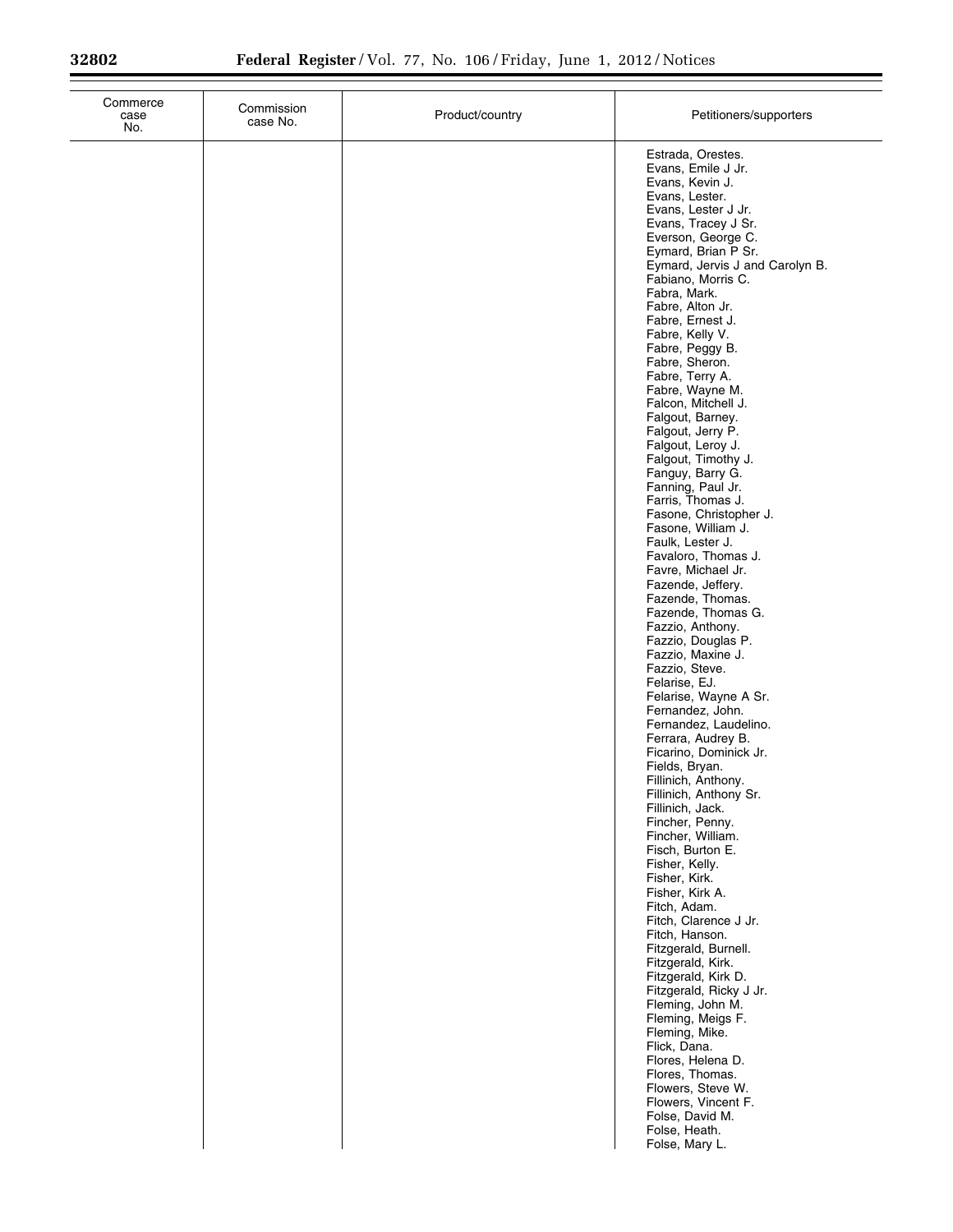| Commerce case No. | Commission case No. | Product/country | Petitioners/supporters |
| --- | --- | --- | --- |
| | | | Estrada, Orestes. |
| | | | Evans, Emile J Jr. |
| | | | Evans, Kevin J. |
| | | | Evans, Lester. |
| | | | Evans, Lester J Jr. |
| | | | Evans, Tracey J Sr. |
| | | | Everson, George C. |
| | | | Eymard, Brian P Sr. |
| | | | Eymard, Jervis J and Carolyn B. |
| | | | Fabiano, Morris C. |
| | | | Fabra, Mark. |
| | | | Fabre, Alton Jr. |
| | | | Fabre, Ernest J. |
| | | | Fabre, Kelly V. |
| | | | Fabre, Peggy B. |
| | | | Fabre, Sheron. |
| | | | Fabre, Terry A. |
| | | | Fabre, Wayne M. |
| | | | Falcon, Mitchell J. |
| | | | Falgout, Barney. |
| | | | Falgout, Jerry P. |
| | | | Falgout, Leroy J. |
| | | | Falgout, Timothy J. |
| | | | Fanguy, Barry G. |
| | | | Fanning, Paul Jr. |
| | | | Farris, Thomas J. |
| | | | Fasone, Christopher J. |
| | | | Fasone, William J. |
| | | | Faulk, Lester J. |
| | | | Favaloro, Thomas J. |
| | | | Favre, Michael Jr. |
| | | | Fazende, Jeffery. |
| | | | Fazende, Thomas. |
| | | | Fazende, Thomas G. |
| | | | Fazzio, Anthony. |
| | | | Fazzio, Douglas P. |
| | | | Fazzio, Maxine J. |
| | | | Fazzio, Steve. |
| | | | Felarise, EJ. |
| | | | Felarise, Wayne A Sr. |
| | | | Fernandez, John. |
| | | | Fernandez, Laudelino. |
| | | | Ferrara, Audrey B. |
| | | | Ficarino, Dominick Jr. |
| | | | Fields, Bryan. |
| | | | Fillinich, Anthony. |
| | | | Fillinich, Anthony Sr. |
| | | | Fillinich, Jack. |
| | | | Fincher, Penny. |
| | | | Fincher, William. |
| | | | Fisch, Burton E. |
| | | | Fisher, Kelly. |
| | | | Fisher, Kirk. |
| | | | Fisher, Kirk A. |
| | | | Fitch, Adam. |
| | | | Fitch, Clarence J Jr. |
| | | | Fitch, Hanson. |
| | | | Fitzgerald, Burnell. |
| | | | Fitzgerald, Kirk. |
| | | | Fitzgerald, Kirk D. |
| | | | Fitzgerald, Ricky J Jr. |
| | | | Fleming, John M. |
| | | | Fleming, Meigs F. |
| | | | Fleming, Mike. |
| | | | Flick, Dana. |
| | | | Flores, Helena D. |
| | | | Flores, Thomas. |
| | | | Flowers, Steve W. |
| | | | Flowers, Vincent F. |
| | | | Folse, David M. |
| | | | Folse, Heath. |
| | | | Folse, Mary L. |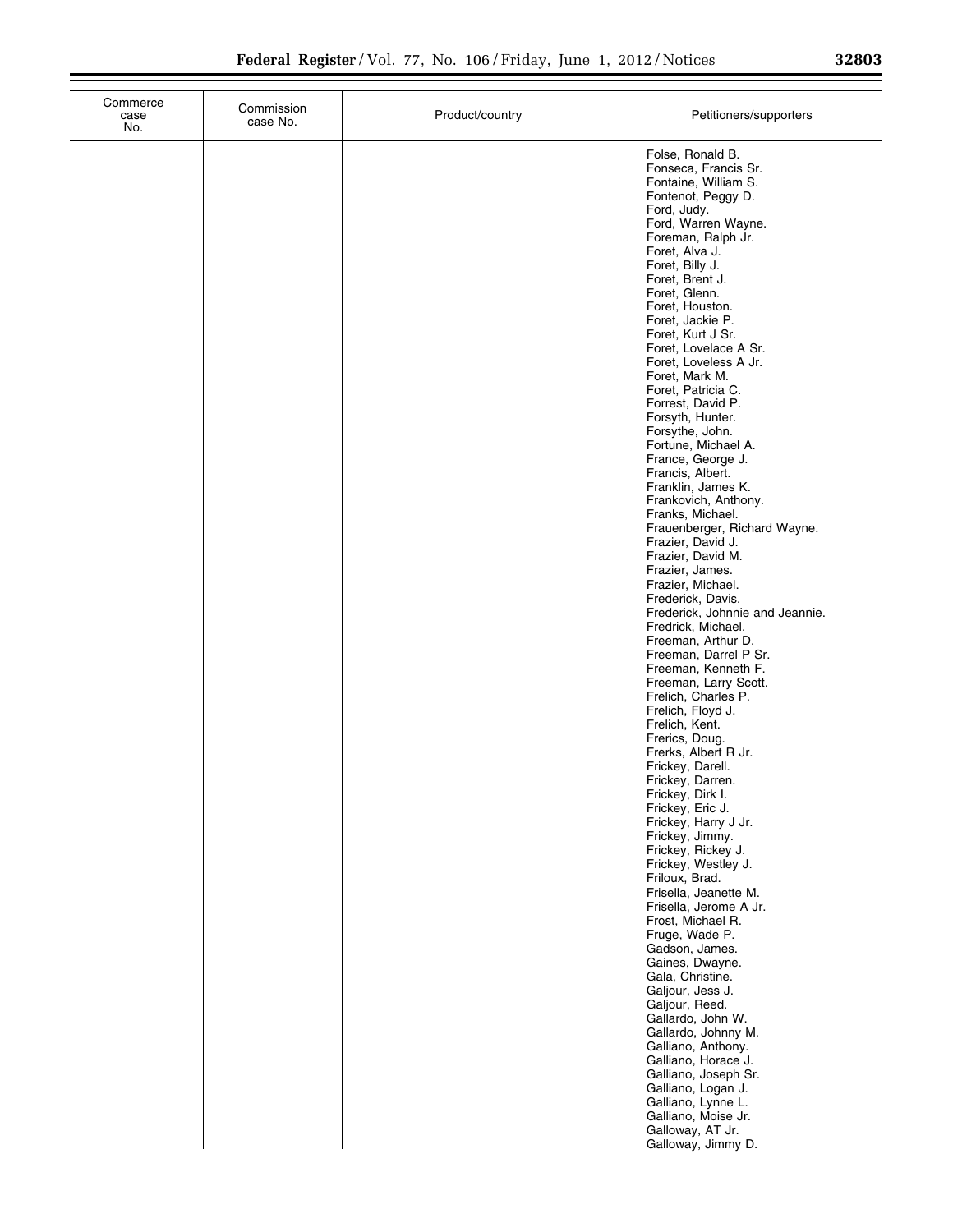| Commerce case No. | Commission case No. | Product/country | Petitioners/supporters |
|---|---|---|---|
| | | | Folse, Ronald B. |
| | | | Fonseca, Francis Sr. |
| | | | Fontaine, William S. |
| | | | Fontenot, Peggy D. |
| | | | Ford, Judy. |
| | | | Ford, Warren Wayne. |
| | | | Foreman, Ralph Jr. |
| | | | Foret, Alva J. |
| | | | Foret, Billy J. |
| | | | Foret, Brent J. |
| | | | Foret, Glenn. |
| | | | Foret, Houston. |
| | | | Foret, Jackie P. |
| | | | Foret, Kurt J Sr. |
| | | | Foret, Lovelace A Sr. |
| | | | Foret, Loveless A Jr. |
| | | | Foret, Mark M. |
| | | | Foret, Patricia C. |
| | | | Forrest, David P. |
| | | | Forsyth, Hunter. |
| | | | Forsythe, John. |
| | | | Fortune, Michael A. |
| | | | France, George J. |
| | | | Francis, Albert. |
| | | | Franklin, James K. |
| | | | Frankovich, Anthony. |
| | | | Franks, Michael. |
| | | | Frauenberger, Richard Wayne. |
| | | | Frazier, David J. |
| | | | Frazier, David M. |
| | | | Frazier, James. |
| | | | Frazier, Michael. |
| | | | Frederick, Davis. |
| | | | Frederick, Johnnie and Jeannie. |
| | | | Fredrick, Michael. |
| | | | Freeman, Arthur D. |
| | | | Freeman, Darrel P Sr. |
| | | | Freeman, Kenneth F. |
| | | | Freeman, Larry Scott. |
| | | | Frelich, Charles P. |
| | | | Frelich, Floyd J. |
| | | | Frelich, Kent. |
| | | | Frerics, Doug. |
| | | | Frerks, Albert R Jr. |
| | | | Frickey, Darell. |
| | | | Frickey, Darren. |
| | | | Frickey, Dirk I. |
| | | | Frickey, Eric J. |
| | | | Frickey, Harry J Jr. |
| | | | Frickey, Jimmy. |
| | | | Frickey, Rickey J. |
| | | | Frickey, Westley J. |
| | | | Friloux, Brad. |
| | | | Frisella, Jeanette M. |
| | | | Frisella, Jerome A Jr. |
| | | | Frost, Michael R. |
| | | | Fruge, Wade P. |
| | | | Gadson, James. |
| | | | Gaines, Dwayne. |
| | | | Gala, Christine. |
| | | | Galjour, Jess J. |
| | | | Galjour, Reed. |
| | | | Gallardo, John W. |
| | | | Gallardo, Johnny M. |
| | | | Galliano, Anthony. |
| | | | Galliano, Horace J. |
| | | | Galliano, Joseph Sr. |
| | | | Galliano, Logan J. |
| | | | Galliano, Lynne L. |
| | | | Galliano, Moise Jr. |
| | | | Galloway, AT Jr. |
| | | | Galloway, Jimmy D. |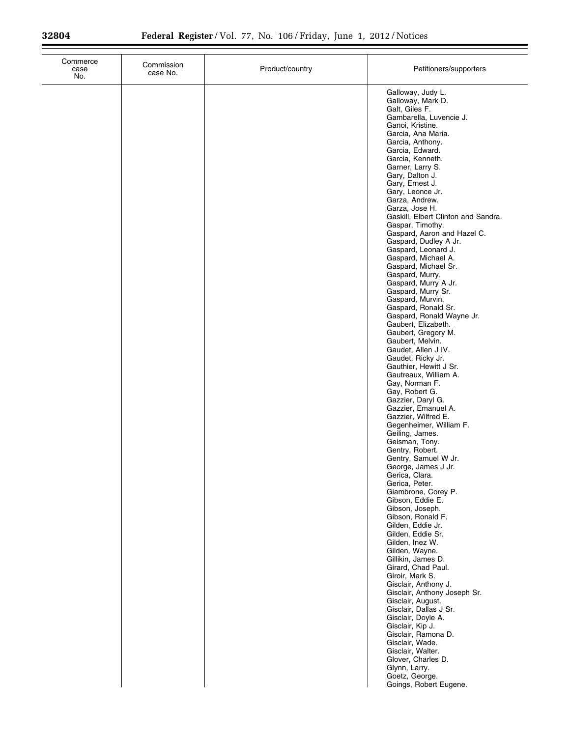| Commerce case No. | Commission case No. | Product/country | Petitioners/supporters |
|---|---|---|---|
| | | | Galloway, Judy L. |
| | | | Galloway, Mark D. |
| | | | Galt, Giles F. |
| | | | Gambarella, Luvencie J. |
| | | | Ganoi, Kristine. |
| | | | Garcia, Ana Maria. |
| | | | Garcia, Anthony. |
| | | | Garcia, Edward. |
| | | | Garcia, Kenneth. |
| | | | Garner, Larry S. |
| | | | Gary, Dalton J. |
| | | | Gary, Ernest J. |
| | | | Gary, Leonce Jr. |
| | | | Garza, Andrew. |
| | | | Garza, Jose H. |
| | | | Gaskill, Elbert Clinton and Sandra. |
| | | | Gaspar, Timothy. |
| | | | Gaspard, Aaron and Hazel C. |
| | | | Gaspard, Dudley A Jr. |
| | | | Gaspard, Leonard J. |
| | | | Gaspard, Michael A. |
| | | | Gaspard, Michael Sr. |
| | | | Gaspard, Murry. |
| | | | Gaspard, Murry A Jr. |
| | | | Gaspard, Murry Sr. |
| | | | Gaspard, Murvin. |
| | | | Gaspard, Ronald Sr. |
| | | | Gaspard, Ronald Wayne Jr. |
| | | | Gaubert, Elizabeth. |
| | | | Gaubert, Gregory M. |
| | | | Gaubert, Melvin. |
| | | | Gaudet, Allen J IV. |
| | | | Gaudet, Ricky Jr. |
| | | | Gauthier, Hewitt J Sr. |
| | | | Gautreaux, William A. |
| | | | Gay, Norman F. |
| | | | Gay, Robert G. |
| | | | Gazzier, Daryl G. |
| | | | Gazzier, Emanuel A. |
| | | | Gazzier, Wilfred E. |
| | | | Gegenheimer, William F. |
| | | | Geiling, James. |
| | | | Geisman, Tony. |
| | | | Gentry, Robert. |
| | | | Gentry, Samuel W Jr. |
| | | | George, James J Jr. |
| | | | Gerica, Clara. |
| | | | Gerica, Peter. |
| | | | Giambrone, Corey P. |
| | | | Gibson, Eddie E. |
| | | | Gibson, Joseph. |
| | | | Gibson, Ronald F. |
| | | | Gilden, Eddie Jr. |
| | | | Gilden, Eddie Sr. |
| | | | Gilden, Inez W. |
| | | | Gilden, Wayne. |
| | | | Gillikin, James D. |
| | | | Girard, Chad Paul. |
| | | | Giroir, Mark S. |
| | | | Gisclair, Anthony J. |
| | | | Gisclair, Anthony Joseph Sr. |
| | | | Gisclair, August. |
| | | | Gisclair, Dallas J Sr. |
| | | | Gisclair, Doyle A. |
| | | | Gisclair, Kip J. |
| | | | Gisclair, Ramona D. |
| | | | Gisclair, Wade. |
| | | | Gisclair, Walter. |
| | | | Glover, Charles D. |
| | | | Glynn, Larry. |
| | | | Goetz, George. |
| | | | Goings, Robert Eugene. |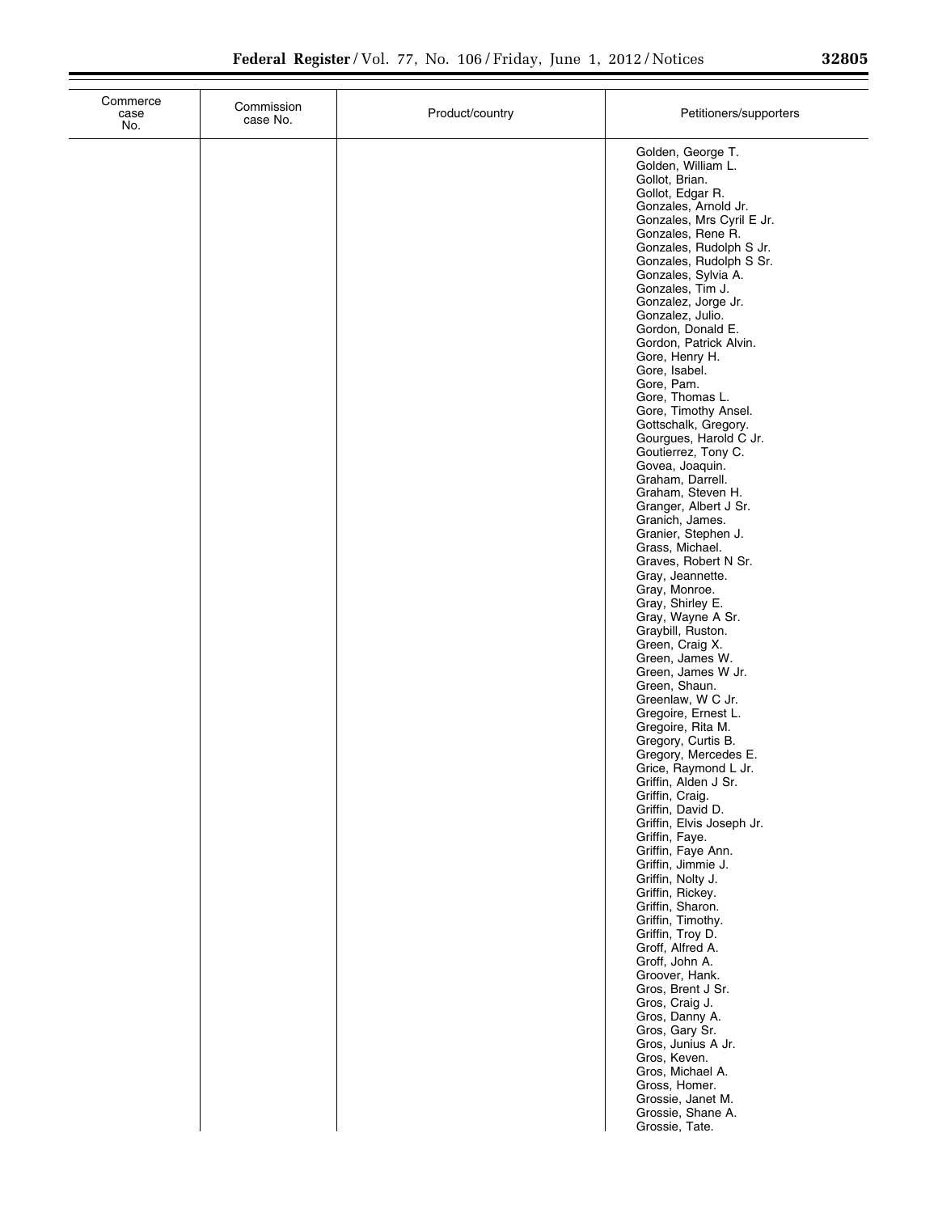| Commerce case No. | Commission case No. | Product/country | Petitioners/supporters |
|---|---|---|---|
| | | | Golden, George T. |
| | | | Golden, William L. |
| | | | Gollot, Brian. |
| | | | Gollot, Edgar R. |
| | | | Gonzales, Arnold Jr. |
| | | | Gonzales, Mrs Cyril E Jr. |
| | | | Gonzales, Rene R. |
| | | | Gonzales, Rudolph S Jr. |
| | | | Gonzales, Rudolph S Sr. |
| | | | Gonzales, Sylvia A. |
| | | | Gonzales, Tim J. |
| | | | Gonzalez, Jorge Jr. |
| | | | Gonzalez, Julio. |
| | | | Gordon, Donald E. |
| | | | Gordon, Patrick Alvin. |
| | | | Gore, Henry H. |
| | | | Gore, Isabel. |
| | | | Gore, Pam. |
| | | | Gore, Thomas L. |
| | | | Gore, Timothy Ansel. |
| | | | Gottschalk, Gregory. |
| | | | Gourgues, Harold C Jr. |
| | | | Goutierrez, Tony C. |
| | | | Govea, Joaquin. |
| | | | Graham, Darrell. |
| | | | Graham, Steven H. |
| | | | Granger, Albert J Sr. |
| | | | Granich, James. |
| | | | Granier, Stephen J. |
| | | | Grass, Michael. |
| | | | Graves, Robert N Sr. |
| | | | Gray, Jeannette. |
| | | | Gray, Monroe. |
| | | | Gray, Shirley E. |
| | | | Gray, Wayne A Sr. |
| | | | Graybill, Ruston. |
| | | | Green, Craig X. |
| | | | Green, James W. |
| | | | Green, James W Jr. |
| | | | Green, Shaun. |
| | | | Greenlaw, W C Jr. |
| | | | Gregoire, Ernest L. |
| | | | Gregoire, Rita M. |
| | | | Gregory, Curtis B. |
| | | | Gregory, Mercedes E. |
| | | | Grice, Raymond L Jr. |
| | | | Griffin, Alden J Sr. |
| | | | Griffin, Craig. |
| | | | Griffin, David D. |
| | | | Griffin, Elvis Joseph Jr. |
| | | | Griffin, Faye. |
| | | | Griffin, Faye Ann. |
| | | | Griffin, Jimmie J. |
| | | | Griffin, Nolty J. |
| | | | Griffin, Rickey. |
| | | | Griffin, Sharon. |
| | | | Griffin, Timothy. |
| | | | Griffin, Troy D. |
| | | | Groff, Alfred A. |
| | | | Groff, John A. |
| | | | Groover, Hank. |
| | | | Gros, Brent J Sr. |
| | | | Gros, Craig J. |
| | | | Gros, Danny A. |
| | | | Gros, Gary Sr. |
| | | | Gros, Junius A Jr. |
| | | | Gros, Keven. |
| | | | Gros, Michael A. |
| | | | Gross, Homer. |
| | | | Grossie, Janet M. |
| | | | Grossie, Shane A. |
| | | | Grossie, Tate. |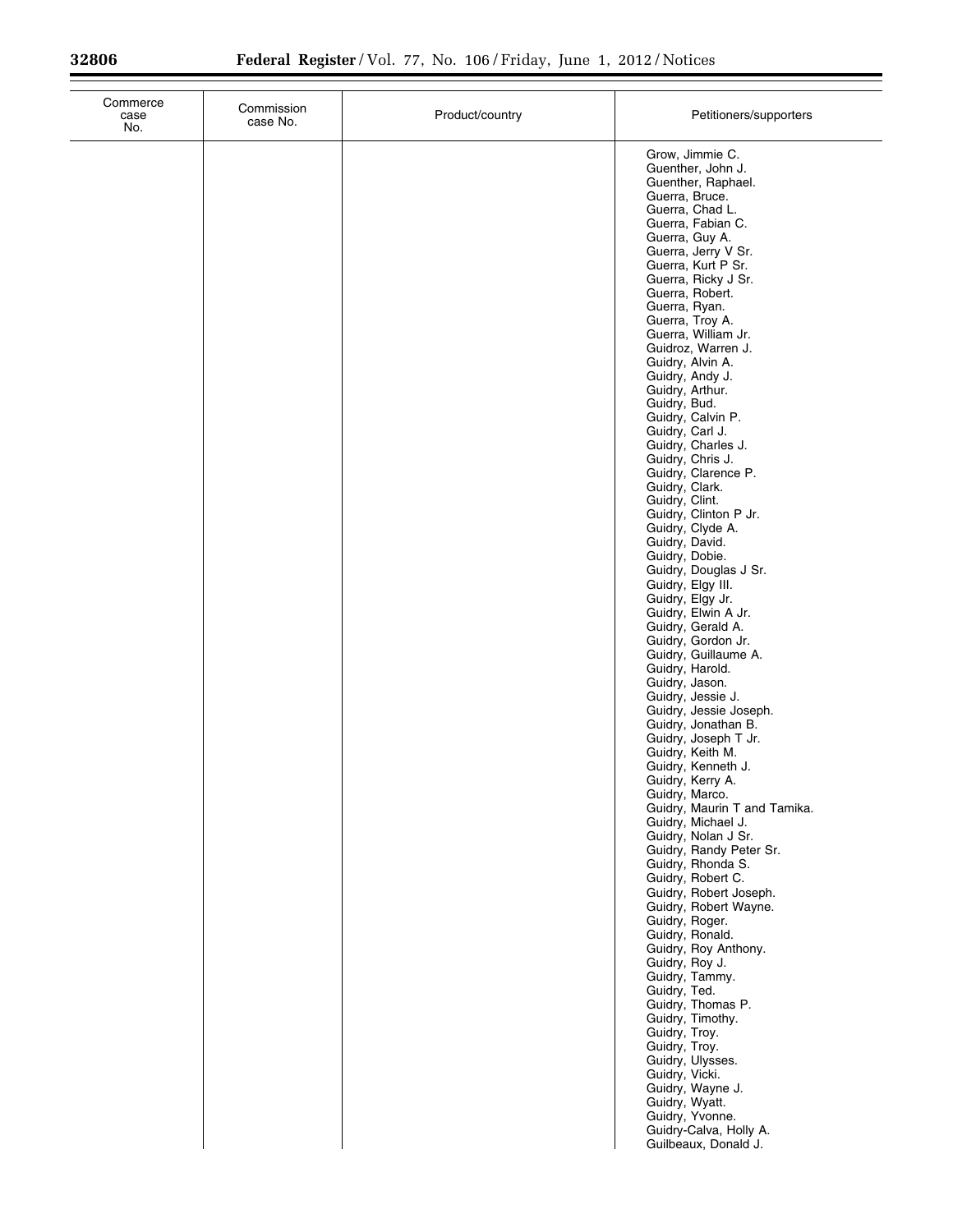| Commerce case No. | Commission case No. | Product/country | Petitioners/supporters |
|---|---|---|---|
| | | | Grow, Jimmie C. |
| | | | Guenther, John J. |
| | | | Guenther, Raphael. |
| | | | Guerra, Bruce. |
| | | | Guerra, Chad L. |
| | | | Guerra, Fabian C. |
| | | | Guerra, Guy A. |
| | | | Guerra, Jerry V Sr. |
| | | | Guerra, Kurt P Sr. |
| | | | Guerra, Ricky J Sr. |
| | | | Guerra, Robert. |
| | | | Guerra, Ryan. |
| | | | Guerra, Troy A. |
| | | | Guerra, William Jr. |
| | | | Guidroz, Warren J. |
| | | | Guidry, Alvin A. |
| | | | Guidry, Andy J. |
| | | | Guidry, Arthur. |
| | | | Guidry, Bud. |
| | | | Guidry, Calvin P. |
| | | | Guidry, Carl J. |
| | | | Guidry, Charles J. |
| | | | Guidry, Chris J. |
| | | | Guidry, Clarence P. |
| | | | Guidry, Clark. |
| | | | Guidry, Clint. |
| | | | Guidry, Clinton P Jr. |
| | | | Guidry, Clyde A. |
| | | | Guidry, David. |
| | | | Guidry, Dobie. |
| | | | Guidry, Douglas J Sr. |
| | | | Guidry, Elgy III. |
| | | | Guidry, Elgy Jr. |
| | | | Guidry, Elwin A Jr. |
| | | | Guidry, Gerald A. |
| | | | Guidry, Gordon Jr. |
| | | | Guidry, Guillaume A. |
| | | | Guidry, Harold. |
| | | | Guidry, Jason. |
| | | | Guidry, Jessie J. |
| | | | Guidry, Jessie Joseph. |
| | | | Guidry, Jonathan B. |
| | | | Guidry, Joseph T Jr. |
| | | | Guidry, Keith M. |
| | | | Guidry, Kenneth J. |
| | | | Guidry, Kerry A. |
| | | | Guidry, Marco. |
| | | | Guidry, Maurin T and Tamika. |
| | | | Guidry, Michael J. |
| | | | Guidry, Nolan J Sr. |
| | | | Guidry, Randy Peter Sr. |
| | | | Guidry, Rhonda S. |
| | | | Guidry, Robert C. |
| | | | Guidry, Robert Joseph. |
| | | | Guidry, Robert Wayne. |
| | | | Guidry, Roger. |
| | | | Guidry, Ronald. |
| | | | Guidry, Roy Anthony. |
| | | | Guidry, Roy J. |
| | | | Guidry, Tammy. |
| | | | Guidry, Ted. |
| | | | Guidry, Thomas P. |
| | | | Guidry, Timothy. |
| | | | Guidry, Troy. |
| | | | Guidry, Troy. |
| | | | Guidry, Ulysses. |
| | | | Guidry, Vicki. |
| | | | Guidry, Wayne J. |
| | | | Guidry, Wyatt. |
| | | | Guidry, Yvonne. |
| | | | Guidry-Calva, Holly A. |
| | | | Guilbeaux, Donald J. |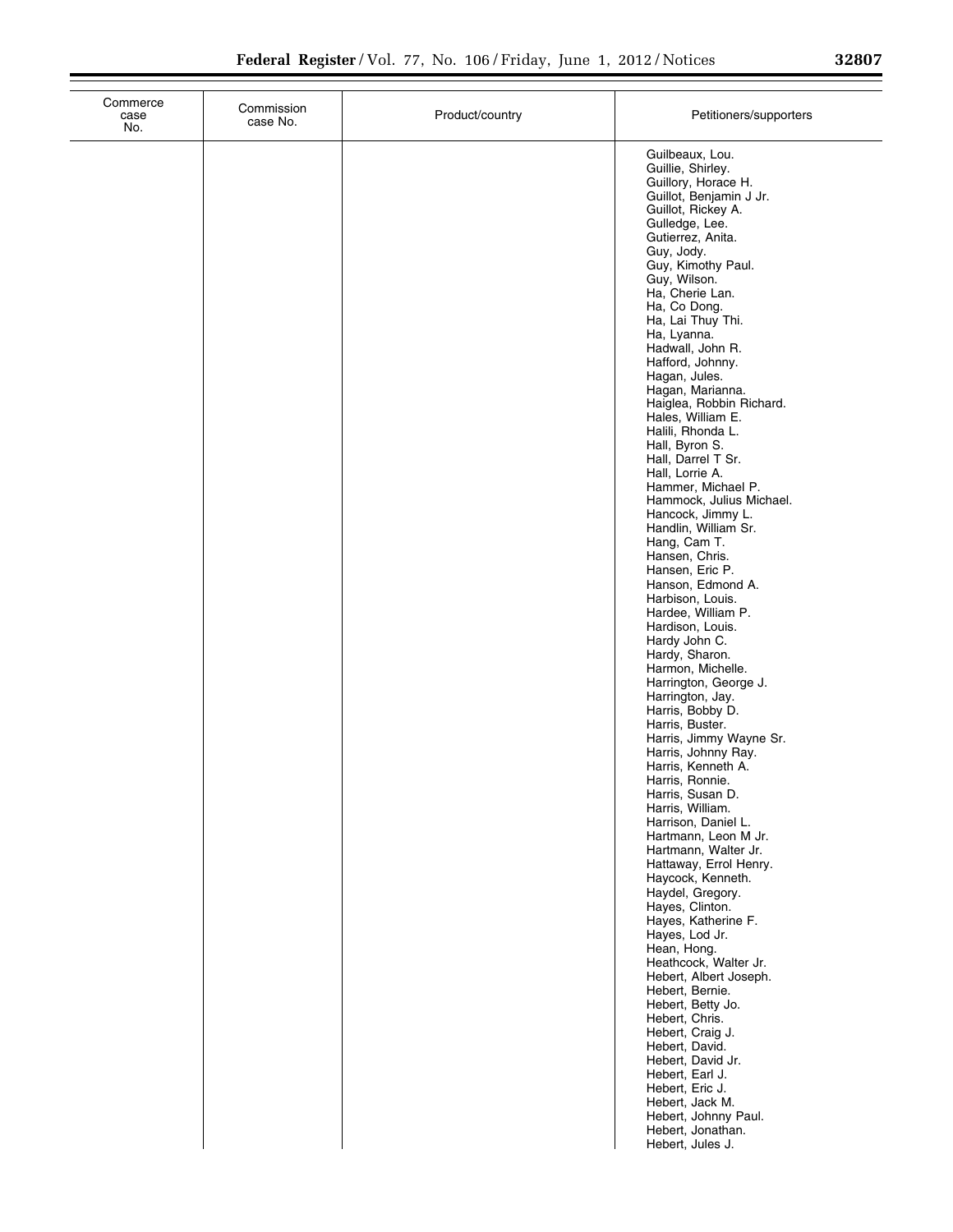| Commerce case No. | Commission case No. | Product/country | Petitioners/supporters |
|---|---|---|---|
| | | | Guilbeaux, Lou. |
| | | | Guillie, Shirley. |
| | | | Guillory, Horace H. |
| | | | Guillot, Benjamin J Jr. |
| | | | Guillot, Rickey A. |
| | | | Gulledge, Lee. |
| | | | Gutierrez, Anita. |
| | | | Guy, Jody. |
| | | | Guy, Kimothy Paul. |
| | | | Guy, Wilson. |
| | | | Ha, Cherie Lan. |
| | | | Ha, Co Dong. |
| | | | Ha, Lai Thuy Thi. |
| | | | Ha, Lyanna. |
| | | | Hadwall, John R. |
| | | | Hafford, Johnny. |
| | | | Hagan, Jules. |
| | | | Hagan, Marianna. |
| | | | Haiglea, Robbin Richard. |
| | | | Hales, William E. |
| | | | Halili, Rhonda L. |
| | | | Hall, Byron S. |
| | | | Hall, Darrel T Sr. |
| | | | Hall, Lorrie A. |
| | | | Hammer, Michael P. |
| | | | Hammock, Julius Michael. |
| | | | Hancock, Jimmy L. |
| | | | Handlin, William Sr. |
| | | | Hang, Cam T. |
| | | | Hansen, Chris. |
| | | | Hansen, Eric P. |
| | | | Hanson, Edmond A. |
| | | | Harbison, Louis. |
| | | | Hardee, William P. |
| | | | Hardison, Louis. |
| | | | Hardy John C. |
| | | | Hardy, Sharon. |
| | | | Harmon, Michelle. |
| | | | Harrington, George J. |
| | | | Harrington, Jay. |
| | | | Harris, Bobby D. |
| | | | Harris, Buster. |
| | | | Harris, Jimmy Wayne Sr. |
| | | | Harris, Johnny Ray. |
| | | | Harris, Kenneth A. |
| | | | Harris, Ronnie. |
| | | | Harris, Susan D. |
| | | | Harris, William. |
| | | | Harrison, Daniel L. |
| | | | Hartmann, Leon M Jr. |
| | | | Hartmann, Walter Jr. |
| | | | Hattaway, Errol Henry. |
| | | | Haycock, Kenneth. |
| | | | Haydel, Gregory. |
| | | | Hayes, Clinton. |
| | | | Hayes, Katherine F. |
| | | | Hayes, Lod Jr. |
| | | | Hean, Hong. |
| | | | Heathcock, Walter Jr. |
| | | | Hebert, Albert Joseph. |
| | | | Hebert, Bernie. |
| | | | Hebert, Betty Jo. |
| | | | Hebert, Chris. |
| | | | Hebert, Craig J. |
| | | | Hebert, David. |
| | | | Hebert, David Jr. |
| | | | Hebert, Earl J. |
| | | | Hebert, Eric J. |
| | | | Hebert, Jack M. |
| | | | Hebert, Johnny Paul. |
| | | | Hebert, Jonathan. |
| | | | Hebert, Jules J. |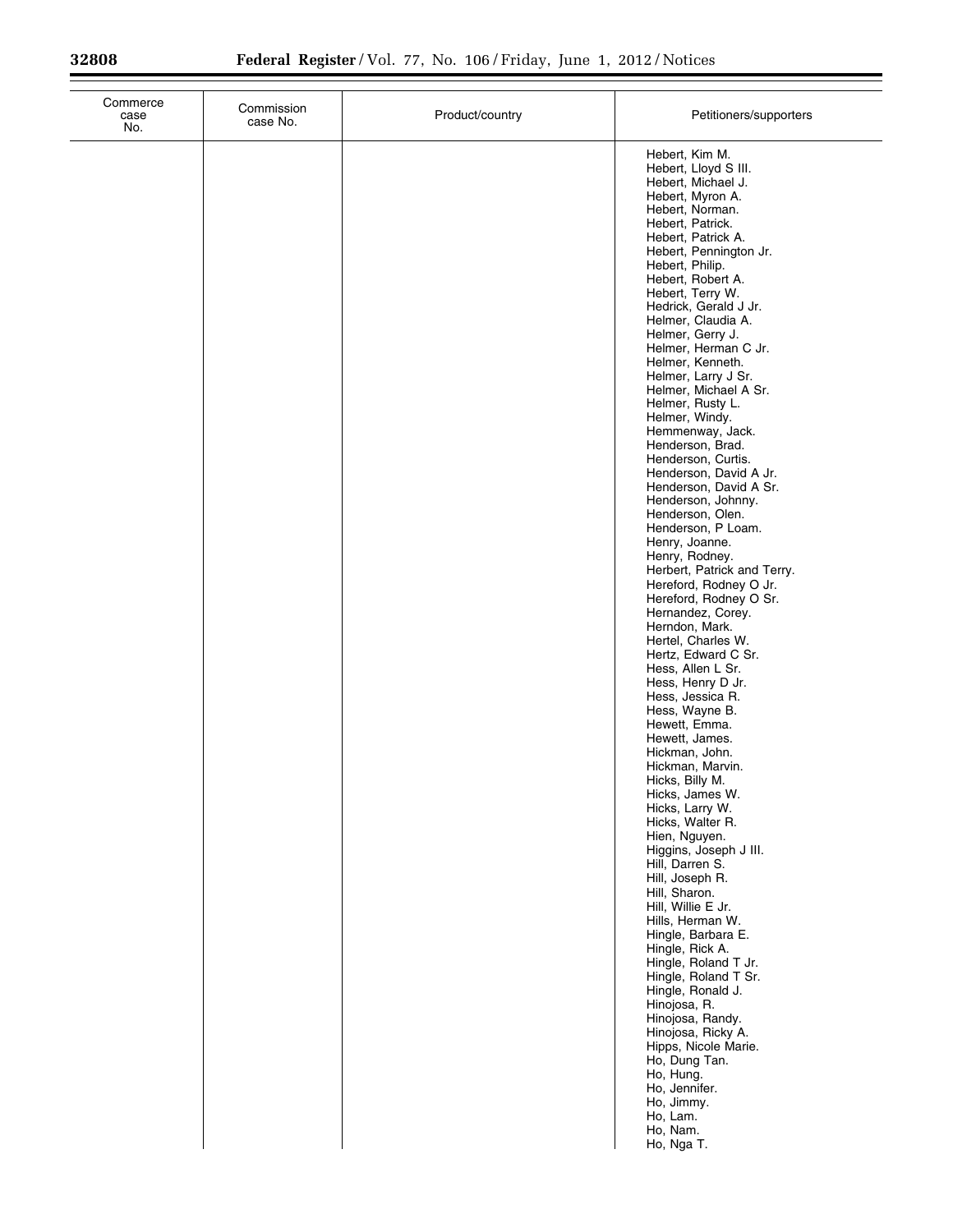| Commerce case No. | Commission case No. | Product/country | Petitioners/supporters |
|---|---|---|---|
| | | | Hebert, Kim M. |
| | | | Hebert, Lloyd S III. |
| | | | Hebert, Michael J. |
| | | | Hebert, Myron A. |
| | | | Hebert, Norman. |
| | | | Hebert, Patrick. |
| | | | Hebert, Patrick A. |
| | | | Hebert, Pennington Jr. |
| | | | Hebert, Philip. |
| | | | Hebert, Robert A. |
| | | | Hebert, Terry W. |
| | | | Hedrick, Gerald J Jr. |
| | | | Helmer, Claudia A. |
| | | | Helmer, Gerry J. |
| | | | Helmer, Herman C Jr. |
| | | | Helmer, Kenneth. |
| | | | Helmer, Larry J Sr. |
| | | | Helmer, Michael A Sr. |
| | | | Helmer, Rusty L. |
| | | | Helmer, Windy. |
| | | | Hemmenway, Jack. |
| | | | Henderson, Brad. |
| | | | Henderson, Curtis. |
| | | | Henderson, David A Jr. |
| | | | Henderson, David A Sr. |
| | | | Henderson, Johnny. |
| | | | Henderson, Olen. |
| | | | Henderson, P Loam. |
| | | | Henry, Joanne. |
| | | | Henry, Rodney. |
| | | | Herbert, Patrick and Terry. |
| | | | Hereford, Rodney O Jr. |
| | | | Hereford, Rodney O Sr. |
| | | | Hernandez, Corey. |
| | | | Herndon, Mark. |
| | | | Hertel, Charles W. |
| | | | Hertz, Edward C Sr. |
| | | | Hess, Allen L Sr. |
| | | | Hess, Henry D Jr. |
| | | | Hess, Jessica R. |
| | | | Hess, Wayne B. |
| | | | Hewett, Emma. |
| | | | Hewett, James. |
| | | | Hickman, John. |
| | | | Hickman, Marvin. |
| | | | Hicks, Billy M. |
| | | | Hicks, James W. |
| | | | Hicks, Larry W. |
| | | | Hicks, Walter R. |
| | | | Hien, Nguyen. |
| | | | Higgins, Joseph J III. |
| | | | Hill, Darren S. |
| | | | Hill, Joseph R. |
| | | | Hill, Sharon. |
| | | | Hill, Willie E Jr. |
| | | | Hills, Herman W. |
| | | | Hingle, Barbara E. |
| | | | Hingle, Rick A. |
| | | | Hingle, Roland T Jr. |
| | | | Hingle, Roland T Sr. |
| | | | Hingle, Ronald J. |
| | | | Hinojosa, R. |
| | | | Hinojosa, Randy. |
| | | | Hinojosa, Ricky A. |
| | | | Hipps, Nicole Marie. |
| | | | Ho, Dung Tan. |
| | | | Ho, Hung. |
| | | | Ho, Jennifer. |
| | | | Ho, Jimmy. |
| | | | Ho, Lam. |
| | | | Ho, Nam. |
| | | | Ho, Nga T. |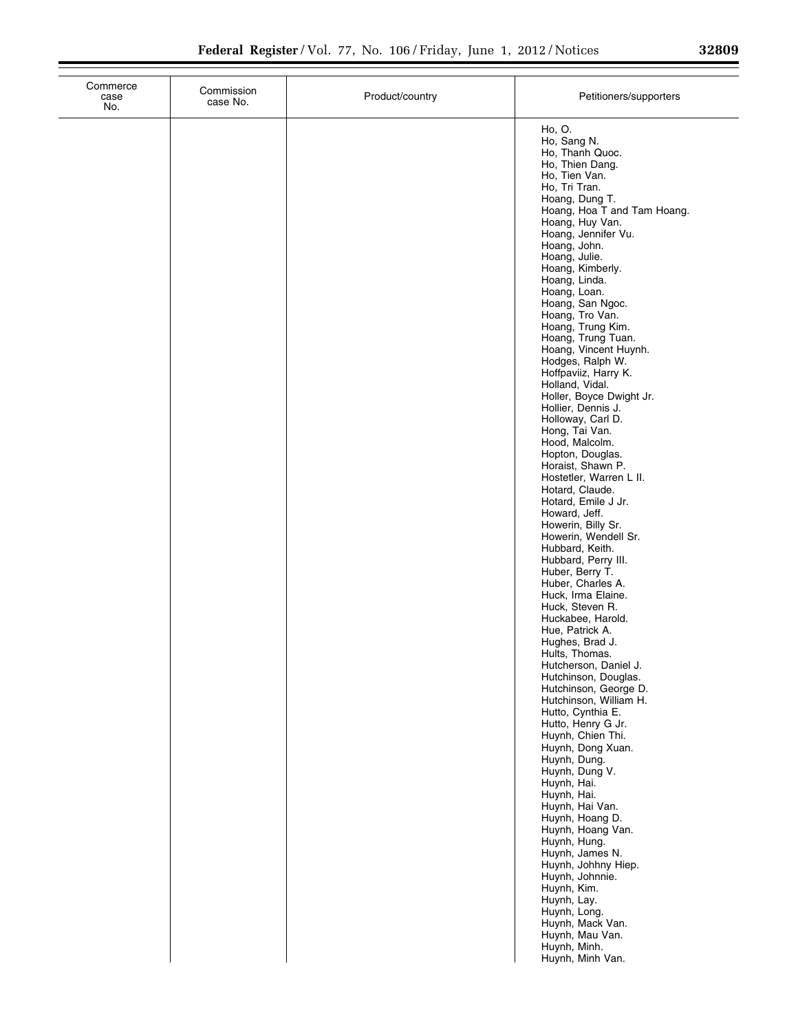| Commerce case No. | Commission case No. | Product/country | Petitioners/supporters |
|---|---|---|---|
| | | | Ho, O. |
| | | | Ho, Sang N. |
| | | | Ho, Thanh Quoc. |
| | | | Ho, Thien Dang. |
| | | | Ho, Tien Van. |
| | | | Ho, Tri Tran. |
| | | | Hoang, Dung T. |
| | | | Hoang, Hoa T and Tam Hoang. |
| | | | Hoang, Huy Van. |
| | | | Hoang, Jennifer Vu. |
| | | | Hoang, John. |
| | | | Hoang, Julie. |
| | | | Hoang, Kimberly. |
| | | | Hoang, Linda. |
| | | | Hoang, Loan. |
| | | | Hoang, San Ngoc. |
| | | | Hoang, Tro Van. |
| | | | Hoang, Trung Kim. |
| | | | Hoang, Trung Tuan. |
| | | | Hoang, Vincent Huynh. |
| | | | Hodges, Ralph W. |
| | | | Hoffpaviiz, Harry K. |
| | | | Holland, Vidal. |
| | | | Holler, Boyce Dwight Jr. |
| | | | Hollier, Dennis J. |
| | | | Holloway, Carl D. |
| | | | Hong, Tai Van. |
| | | | Hood, Malcolm. |
| | | | Hopton, Douglas. |
| | | | Horaist, Shawn P. |
| | | | Hostetler, Warren L II. |
| | | | Hotard, Claude. |
| | | | Hotard, Emile J Jr. |
| | | | Howard, Jeff. |
| | | | Howerin, Billy Sr. |
| | | | Howerin, Wendell Sr. |
| | | | Hubbard, Keith. |
| | | | Hubbard, Perry III. |
| | | | Huber, Berry T. |
| | | | Huber, Charles A. |
| | | | Huck, Irma Elaine. |
| | | | Huck, Steven R. |
| | | | Huckabee, Harold. |
| | | | Hue, Patrick A. |
| | | | Hughes, Brad J. |
| | | | Hults, Thomas. |
| | | | Hutcherson, Daniel J. |
| | | | Hutchinson, Douglas. |
| | | | Hutchinson, George D. |
| | | | Hutchinson, William H. |
| | | | Hutto, Cynthia E. |
| | | | Hutto, Henry G Jr. |
| | | | Huynh, Chien Thi. |
| | | | Huynh, Dong Xuan. |
| | | | Huynh, Dung. |
| | | | Huynh, Dung V. |
| | | | Huynh, Hai. |
| | | | Huynh, Hai. |
| | | | Huynh, Hai Van. |
| | | | Huynh, Hoang D. |
| | | | Huynh, Hoang Van. |
| | | | Huynh, Hung. |
| | | | Huynh, James N. |
| | | | Huynh, Johhny Hiep. |
| | | | Huynh, Johnnie. |
| | | | Huynh, Kim. |
| | | | Huynh, Lay. |
| | | | Huynh, Long. |
| | | | Huynh, Mack Van. |
| | | | Huynh, Mau Van. |
| | | | Huynh, Minh. |
| | | | Huynh, Minh Van. |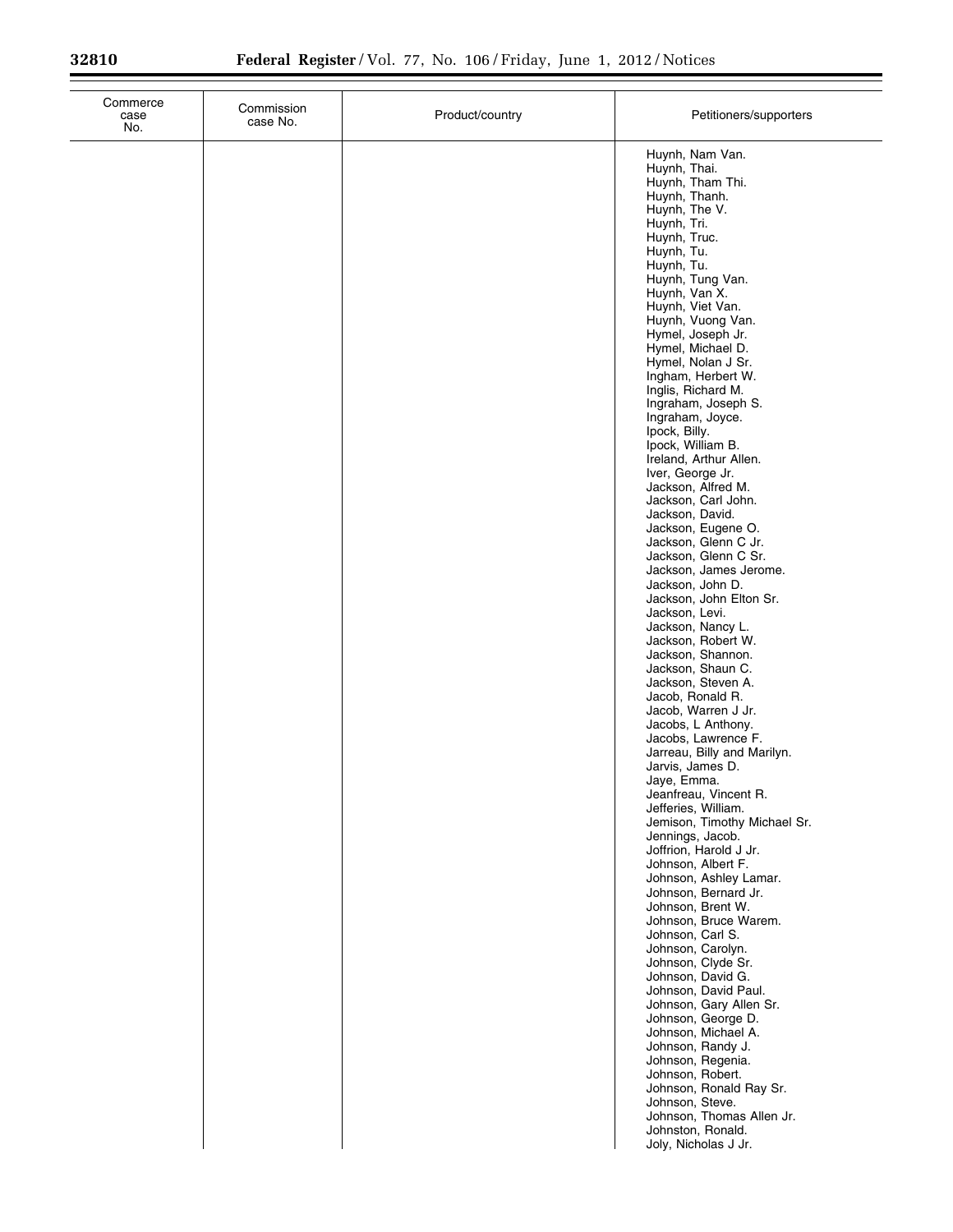| Commerce case No. | Commission case No. | Product/country | Petitioners/supporters |
|---|---|---|---|
| | | | Huynh, Nam Van. |
| | | | Huynh, Thai. |
| | | | Huynh, Tham Thi. |
| | | | Huynh, Thanh. |
| | | | Huynh, The V. |
| | | | Huynh, Tri. |
| | | | Huynh, Truc. |
| | | | Huynh, Tu. |
| | | | Huynh, Tu. |
| | | | Huynh, Tung Van. |
| | | | Huynh, Van X. |
| | | | Huynh, Viet Van. |
| | | | Huynh, Vuong Van. |
| | | | Hymel, Joseph Jr. |
| | | | Hymel, Michael D. |
| | | | Hymel, Nolan J Sr. |
| | | | Ingham, Herbert W. |
| | | | Inglis, Richard M. |
| | | | Ingraham, Joseph S. |
| | | | Ingraham, Joyce. |
| | | | Ipock, Billy. |
| | | | Ipock, William B. |
| | | | Ireland, Arthur Allen. |
| | | | Iver, George Jr. |
| | | | Jackson, Alfred M. |
| | | | Jackson, Carl John. |
| | | | Jackson, David. |
| | | | Jackson, Eugene O. |
| | | | Jackson, Glenn C Jr. |
| | | | Jackson, Glenn C Sr. |
| | | | Jackson, James Jerome. |
| | | | Jackson, John D. |
| | | | Jackson, John Elton Sr. |
| | | | Jackson, Levi. |
| | | | Jackson, Nancy L. |
| | | | Jackson, Robert W. |
| | | | Jackson, Shannon. |
| | | | Jackson, Shaun C. |
| | | | Jackson, Steven A. |
| | | | Jacob, Ronald R. |
| | | | Jacob, Warren J Jr. |
| | | | Jacobs, L Anthony. |
| | | | Jacobs, Lawrence F. |
| | | | Jarreau, Billy and Marilyn. |
| | | | Jarvis, James D. |
| | | | Jaye, Emma. |
| | | | Jeanfreau, Vincent R. |
| | | | Jefferies, William. |
| | | | Jemison, Timothy Michael Sr. |
| | | | Jennings, Jacob. |
| | | | Joffrion, Harold J Jr. |
| | | | Johnson, Albert F. |
| | | | Johnson, Ashley Lamar. |
| | | | Johnson, Bernard Jr. |
| | | | Johnson, Brent W. |
| | | | Johnson, Bruce Warem. |
| | | | Johnson, Carl S. |
| | | | Johnson, Carolyn. |
| | | | Johnson, Clyde Sr. |
| | | | Johnson, David G. |
| | | | Johnson, David Paul. |
| | | | Johnson, Gary Allen Sr. |
| | | | Johnson, George D. |
| | | | Johnson, Michael A. |
| | | | Johnson, Randy J. |
| | | | Johnson, Regenia. |
| | | | Johnson, Robert. |
| | | | Johnson, Ronald Ray Sr. |
| | | | Johnson, Steve. |
| | | | Johnson, Thomas Allen Jr. |
| | | | Johnston, Ronald. |
| | | | Joly, Nicholas J Jr. |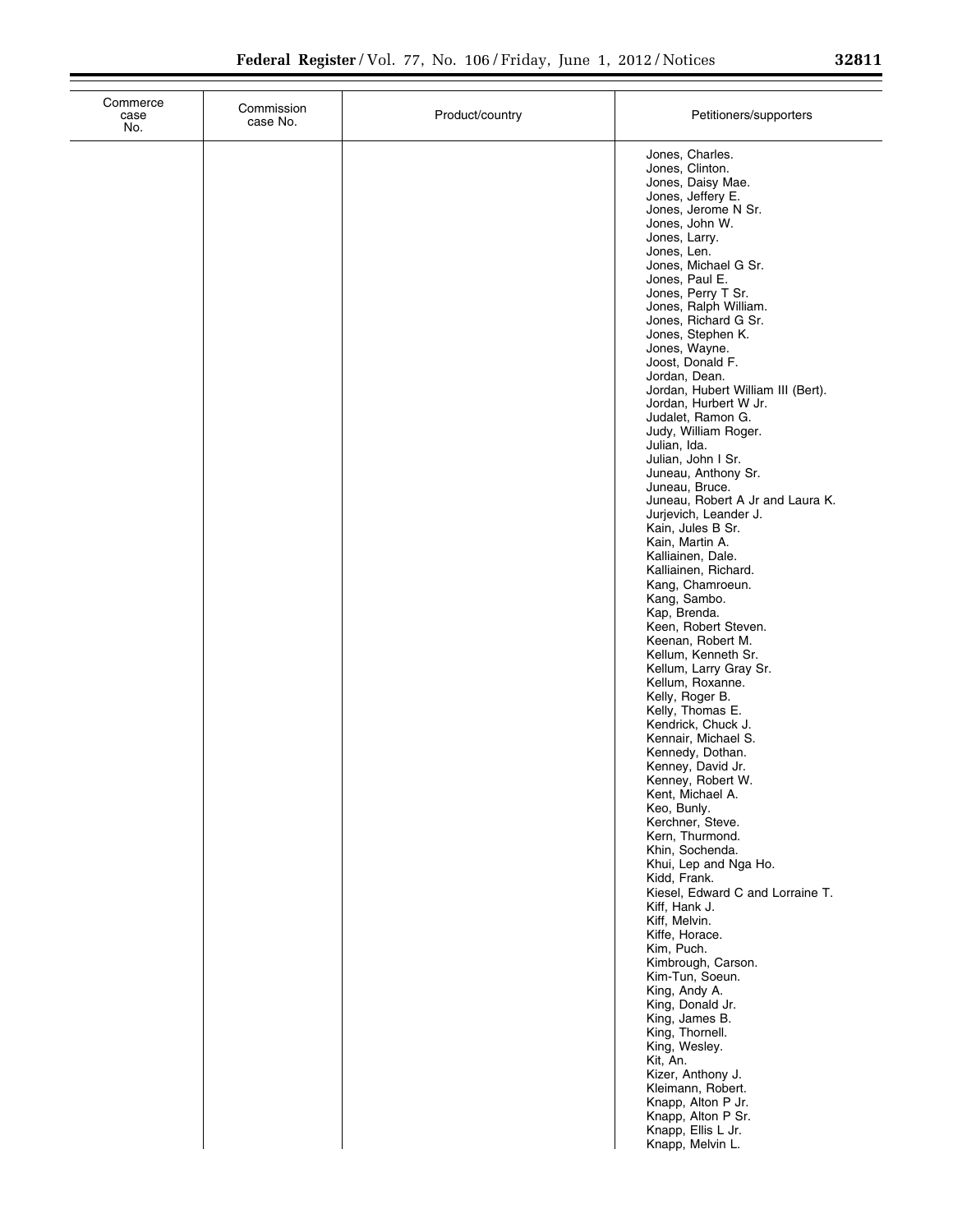| Commerce case No. | Commission case No. | Product/country | Petitioners/supporters |
| --- | --- | --- | --- |
| | | | Jones, Charles. |
| | | | Jones, Clinton. |
| | | | Jones, Daisy Mae. |
| | | | Jones, Jeffery E. |
| | | | Jones, Jerome N Sr. |
| | | | Jones, John W. |
| | | | Jones, Larry. |
| | | | Jones, Len. |
| | | | Jones, Michael G Sr. |
| | | | Jones, Paul E. |
| | | | Jones, Perry T Sr. |
| | | | Jones, Ralph William. |
| | | | Jones, Richard G Sr. |
| | | | Jones, Stephen K. |
| | | | Jones, Wayne. |
| | | | Joost, Donald F. |
| | | | Jordan, Dean. |
| | | | Jordan, Hubert William III (Bert). |
| | | | Jordan, Hurbert W Jr. |
| | | | Judalet, Ramon G. |
| | | | Judy, William Roger. |
| | | | Julian, Ida. |
| | | | Julian, John I Sr. |
| | | | Juneau, Anthony Sr. |
| | | | Juneau, Bruce. |
| | | | Juneau, Robert A Jr and Laura K. |
| | | | Jurjevich, Leander J. |
| | | | Kain, Jules B Sr. |
| | | | Kain, Martin A. |
| | | | Kalliainen, Dale. |
| | | | Kalliainen, Richard. |
| | | | Kang, Chamroeun. |
| | | | Kang, Sambo. |
| | | | Kap, Brenda. |
| | | | Keen, Robert Steven. |
| | | | Keenan, Robert M. |
| | | | Kellum, Kenneth Sr. |
| | | | Kellum, Larry Gray Sr. |
| | | | Kellum, Roxanne. |
| | | | Kelly, Roger B. |
| | | | Kelly, Thomas E. |
| | | | Kendrick, Chuck J. |
| | | | Kennair, Michael S. |
| | | | Kennedy, Dothan. |
| | | | Kenney, David Jr. |
| | | | Kenney, Robert W. |
| | | | Kent, Michael A. |
| | | | Keo, Bunly. |
| | | | Kerchner, Steve. |
| | | | Kern, Thurmond. |
| | | | Khin, Sochenda. |
| | | | Khui, Lep and Nga Ho. |
| | | | Kidd, Frank. |
| | | | Kiesel, Edward C and Lorraine T. |
| | | | Kiff, Hank J. |
| | | | Kiff, Melvin. |
| | | | Kiffe, Horace. |
| | | | Kim, Puch. |
| | | | Kimbrough, Carson. |
| | | | Kim-Tun, Soeun. |
| | | | King, Andy A. |
| | | | King, Donald Jr. |
| | | | King, James B. |
| | | | King, Thornell. |
| | | | King, Wesley. |
| | | | Kit, An. |
| | | | Kizer, Anthony J. |
| | | | Kleimann, Robert. |
| | | | Knapp, Alton P Jr. |
| | | | Knapp, Alton P Sr. |
| | | | Knapp, Ellis L Jr. |
| | | | Knapp, Melvin L. |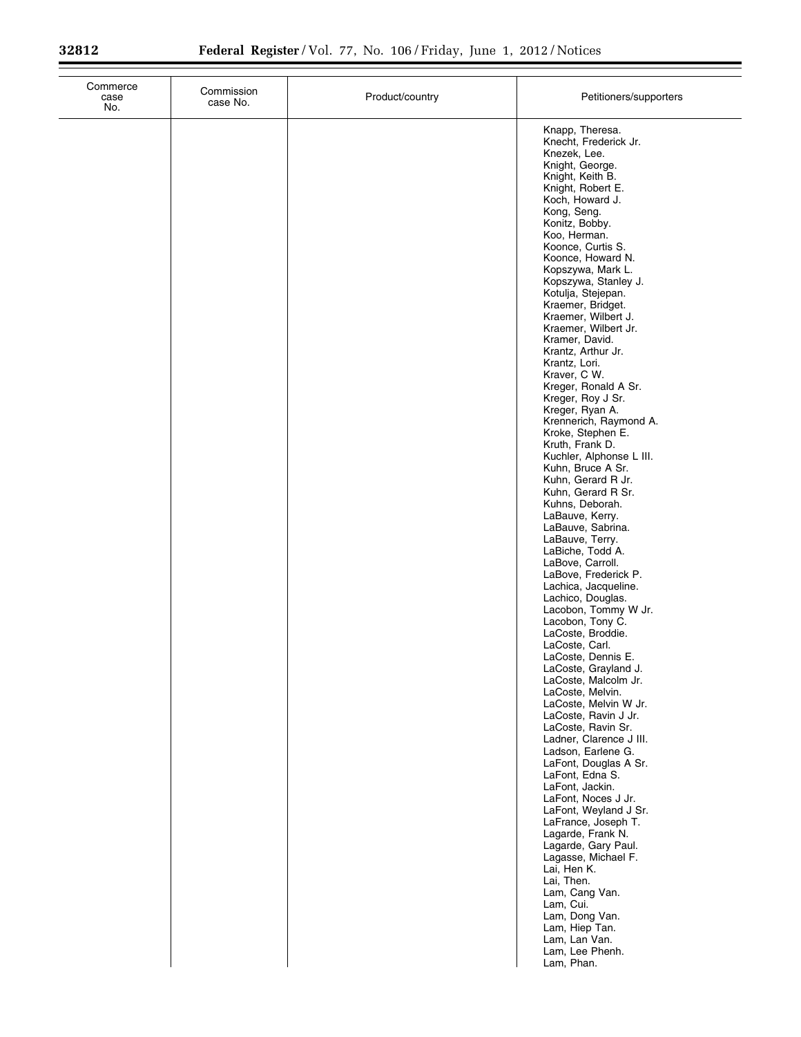| Commerce case No. | Commission case No. | Product/country | Petitioners/supporters |
|---|---|---|---|
| | | | Knapp, Theresa. |
| | | | Knecht, Frederick Jr. |
| | | | Knezek, Lee. |
| | | | Knight, George. |
| | | | Knight, Keith B. |
| | | | Knight, Robert E. |
| | | | Koch, Howard J. |
| | | | Kong, Seng. |
| | | | Konitz, Bobby. |
| | | | Koo, Herman. |
| | | | Koonce, Curtis S. |
| | | | Koonce, Howard N. |
| | | | Kopszywa, Mark L. |
| | | | Kopszywa, Stanley J. |
| | | | Kotulja, Stejepan. |
| | | | Kraemer, Bridget. |
| | | | Kraemer, Wilbert J. |
| | | | Kraemer, Wilbert Jr. |
| | | | Kramer, David. |
| | | | Krantz, Arthur Jr. |
| | | | Krantz, Lori. |
| | | | Kraver, C W. |
| | | | Kreger, Ronald A Sr. |
| | | | Kreger, Roy J Sr. |
| | | | Kreger, Ryan A. |
| | | | Krennerich, Raymond A. |
| | | | Kroke, Stephen E. |
| | | | Kruth, Frank D. |
| | | | Kuchler, Alphonse L III. |
| | | | Kuhn, Bruce A Sr. |
| | | | Kuhn, Gerard R Jr. |
| | | | Kuhn, Gerard R Sr. |
| | | | Kuhns, Deborah. |
| | | | LaBauve, Kerry. |
| | | | LaBauve, Sabrina. |
| | | | LaBauve, Terry. |
| | | | LaBiche, Todd A. |
| | | | LaBove, Carroll. |
| | | | LaBove, Frederick P. |
| | | | Lachica, Jacqueline. |
| | | | Lachico, Douglas. |
| | | | Lacobon, Tommy W Jr. |
| | | | Lacobon, Tony C. |
| | | | LaCoste, Broddie. |
| | | | LaCoste, Carl. |
| | | | LaCoste, Dennis E. |
| | | | LaCoste, Grayland J. |
| | | | LaCoste, Malcolm Jr. |
| | | | LaCoste, Melvin. |
| | | | LaCoste, Melvin W Jr. |
| | | | LaCoste, Ravin J Jr. |
| | | | LaCoste, Ravin Sr. |
| | | | Ladner, Clarence J III. |
| | | | Ladson, Earlene G. |
| | | | LaFont, Douglas A Sr. |
| | | | LaFont, Edna S. |
| | | | LaFont, Jackin. |
| | | | LaFont, Noces J Jr. |
| | | | LaFont, Weyland J Sr. |
| | | | LaFrance, Joseph T. |
| | | | Lagarde, Frank N. |
| | | | Lagarde, Gary Paul. |
| | | | Lagasse, Michael F. |
| | | | Lai, Hen K. |
| | | | Lai, Then. |
| | | | Lam, Cang Van. |
| | | | Lam, Cui. |
| | | | Lam, Dong Van. |
| | | | Lam, Hiep Tan. |
| | | | Lam, Lan Van. |
| | | | Lam, Lee Phenh. |
| | | | Lam, Phan. |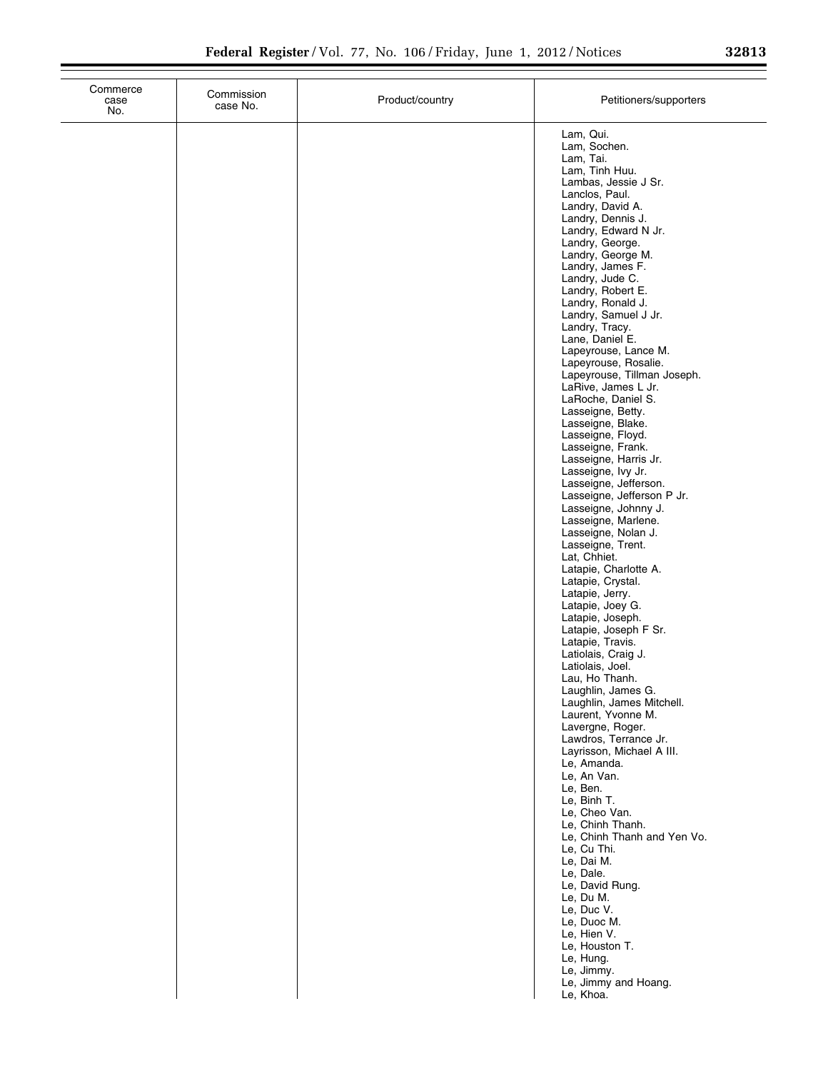| Commerce case No. | Commission case No. | Product/country | Petitioners/supporters |
|---|---|---|---|
| | | | Lam, Qui. |
| | | | Lam, Sochen. |
| | | | Lam, Tai. |
| | | | Lam, Tinh Huu. |
| | | | Lambas, Jessie J Sr. |
| | | | Lanclos, Paul. |
| | | | Landry, David A. |
| | | | Landry, Dennis J. |
| | | | Landry, Edward N Jr. |
| | | | Landry, George. |
| | | | Landry, George M. |
| | | | Landry, James F. |
| | | | Landry, Jude C. |
| | | | Landry, Robert E. |
| | | | Landry, Ronald J. |
| | | | Landry, Samuel J Jr. |
| | | | Landry, Tracy. |
| | | | Lane, Daniel E. |
| | | | Lapeyrouse, Lance M. |
| | | | Lapeyrouse, Rosalie. |
| | | | Lapeyrouse, Tillman Joseph. |
| | | | LaRive, James L Jr. |
| | | | LaRoche, Daniel S. |
| | | | Lasseigne, Betty. |
| | | | Lasseigne, Blake. |
| | | | Lasseigne, Floyd. |
| | | | Lasseigne, Frank. |
| | | | Lasseigne, Harris Jr. |
| | | | Lasseigne, Ivy Jr. |
| | | | Lasseigne, Jefferson. |
| | | | Lasseigne, Jefferson P Jr. |
| | | | Lasseigne, Johnny J. |
| | | | Lasseigne, Marlene. |
| | | | Lasseigne, Nolan J. |
| | | | Lasseigne, Trent. |
| | | | Lat, Chhiet. |
| | | | Latapie, Charlotte A. |
| | | | Latapie, Crystal. |
| | | | Latapie, Jerry. |
| | | | Latapie, Joey G. |
| | | | Latapie, Joseph. |
| | | | Latapie, Joseph F Sr. |
| | | | Latapie, Travis. |
| | | | Latiolais, Craig J. |
| | | | Latiolais, Joel. |
| | | | Lau, Ho Thanh. |
| | | | Laughlin, James G. |
| | | | Laughlin, James Mitchell. |
| | | | Laurent, Yvonne M. |
| | | | Lavergne, Roger. |
| | | | Lawdros, Terrance Jr. |
| | | | Layrisson, Michael A III. |
| | | | Le, Amanda. |
| | | | Le, An Van. |
| | | | Le, Ben. |
| | | | Le, Binh T. |
| | | | Le, Cheo Van. |
| | | | Le, Chinh Thanh. |
| | | | Le, Chinh Thanh and Yen Vo. |
| | | | Le, Cu Thi. |
| | | | Le, Dai M. |
| | | | Le, Dale. |
| | | | Le, David Rung. |
| | | | Le, Du M. |
| | | | Le, Duc V. |
| | | | Le, Duoc M. |
| | | | Le, Hien V. |
| | | | Le, Houston T. |
| | | | Le, Hung. |
| | | | Le, Jimmy. |
| | | | Le, Jimmy and Hoang. |
| | | | Le, Khoa. |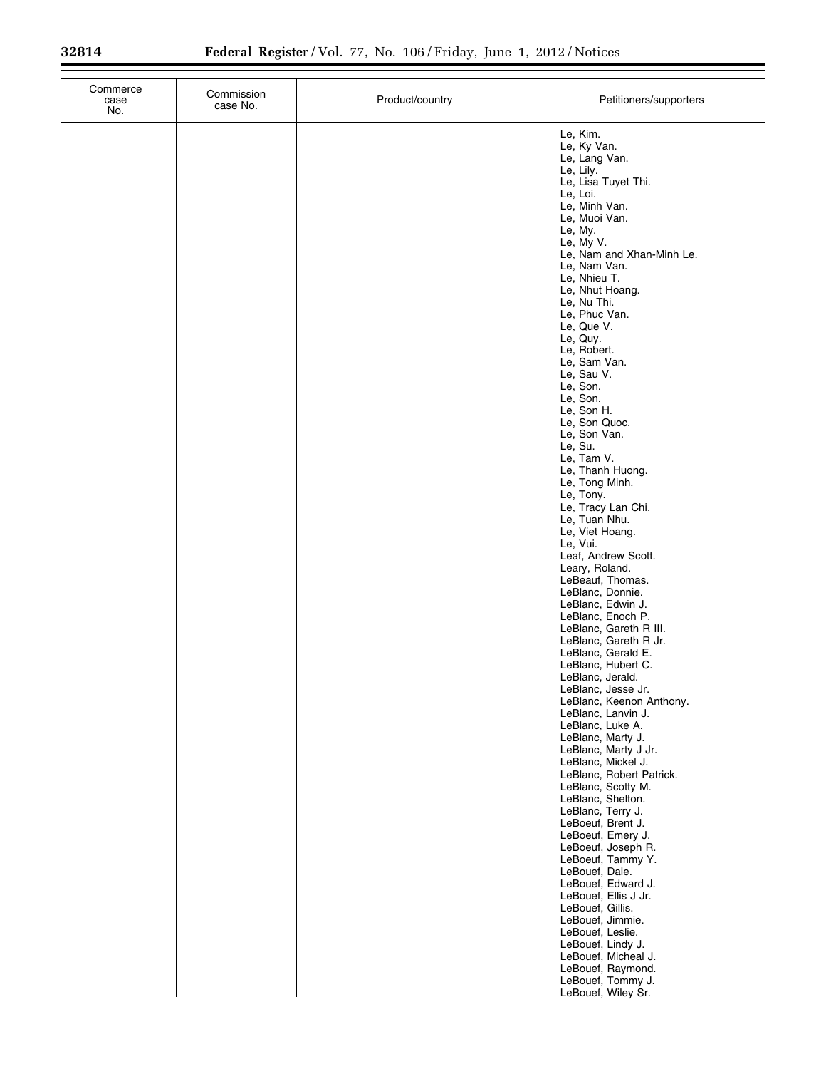| Commerce case No. | Commission case No. | Product/country | Petitioners/supporters |
|---|---|---|---|
| | | | Le, Kim. |
| | | | Le, Ky Van. |
| | | | Le, Lang Van. |
| | | | Le, Lily. |
| | | | Le, Lisa Tuyet Thi. |
| | | | Le, Loi. |
| | | | Le, Minh Van. |
| | | | Le, Muoi Van. |
| | | | Le, My. |
| | | | Le, My V. |
| | | | Le, Nam and Xhan-Minh Le. |
| | | | Le, Nam Van. |
| | | | Le, Nhieu T. |
| | | | Le, Nhut Hoang. |
| | | | Le, Nu Thi. |
| | | | Le, Phuc Van. |
| | | | Le, Que V. |
| | | | Le, Quy. |
| | | | Le, Robert. |
| | | | Le, Sam Van. |
| | | | Le, Sau V. |
| | | | Le, Son. |
| | | | Le, Son. |
| | | | Le, Son H. |
| | | | Le, Son Quoc. |
| | | | Le, Son Van. |
| | | | Le, Su. |
| | | | Le, Tam V. |
| | | | Le, Thanh Huong. |
| | | | Le, Tong Minh. |
| | | | Le, Tony. |
| | | | Le, Tracy Lan Chi. |
| | | | Le, Tuan Nhu. |
| | | | Le, Viet Hoang. |
| | | | Le, Vui. |
| | | | Leaf, Andrew Scott. |
| | | | Leary, Roland. |
| | | | LeBeauf, Thomas. |
| | | | LeBlanc, Donnie. |
| | | | LeBlanc, Edwin J. |
| | | | LeBlanc, Enoch P. |
| | | | LeBlanc, Gareth R III. |
| | | | LeBlanc, Gareth R Jr. |
| | | | LeBlanc, Gerald E. |
| | | | LeBlanc, Hubert C. |
| | | | LeBlanc, Jerald. |
| | | | LeBlanc, Jesse Jr. |
| | | | LeBlanc, Keenon Anthony. |
| | | | LeBlanc, Lanvin J. |
| | | | LeBlanc, Luke A. |
| | | | LeBlanc, Marty J. |
| | | | LeBlanc, Marty J Jr. |
| | | | LeBlanc, Mickel J. |
| | | | LeBlanc, Robert Patrick. |
| | | | LeBlanc, Scotty M. |
| | | | LeBlanc, Shelton. |
| | | | LeBlanc, Terry J. |
| | | | LeBoeuf, Brent J. |
| | | | LeBoeuf, Emery J. |
| | | | LeBoeuf, Joseph R. |
| | | | LeBoeuf, Tammy Y. |
| | | | LeBouef, Dale. |
| | | | LeBouef, Edward J. |
| | | | LeBouef, Ellis J Jr. |
| | | | LeBouef, Gillis. |
| | | | LeBouef, Jimmie. |
| | | | LeBouef, Leslie. |
| | | | LeBouef, Lindy J. |
| | | | LeBouef, Micheal J. |
| | | | LeBouef, Raymond. |
| | | | LeBouef, Tommy J. |
| | | | LeBouef, Wiley Sr. |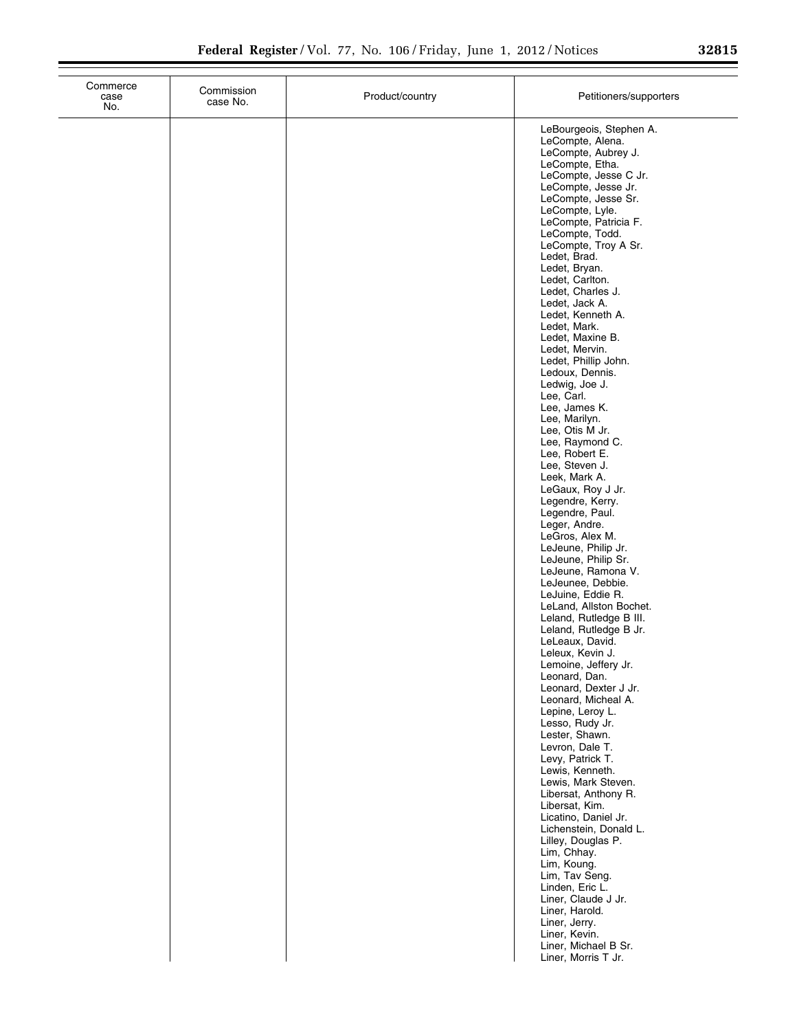| Commerce case No. | Commission case No. | Product/country | Petitioners/supporters |
|---|---|---|---|
| | | | LeBourgeois, Stephen A. |
| | | | LeCompte, Alena. |
| | | | LeCompte, Aubrey J. |
| | | | LeCompte, Etha. |
| | | | LeCompte, Jesse C Jr. |
| | | | LeCompte, Jesse Jr. |
| | | | LeCompte, Jesse Sr. |
| | | | LeCompte, Lyle. |
| | | | LeCompte, Patricia F. |
| | | | LeCompte, Todd. |
| | | | LeCompte, Troy A Sr. |
| | | | Ledet, Brad. |
| | | | Ledet, Bryan. |
| | | | Ledet, Carlton. |
| | | | Ledet, Charles J. |
| | | | Ledet, Jack A. |
| | | | Ledet, Kenneth A. |
| | | | Ledet, Mark. |
| | | | Ledet, Maxine B. |
| | | | Ledet, Mervin. |
| | | | Ledet, Phillip John. |
| | | | Ledoux, Dennis. |
| | | | Ledwig, Joe J. |
| | | | Lee, Carl. |
| | | | Lee, James K. |
| | | | Lee, Marilyn. |
| | | | Lee, Otis M Jr. |
| | | | Lee, Raymond C. |
| | | | Lee, Robert E. |
| | | | Lee, Steven J. |
| | | | Leek, Mark A. |
| | | | LeGaux, Roy J Jr. |
| | | | Legendre, Kerry. |
| | | | Legendre, Paul. |
| | | | Leger, Andre. |
| | | | LeGros, Alex M. |
| | | | LeJeune, Philip Jr. |
| | | | LeJeune, Philip Sr. |
| | | | LeJeune, Ramona V. |
| | | | LeJeunee, Debbie. |
| | | | LeJuine, Eddie R. |
| | | | LeLand, Allston Bochet. |
| | | | Leland, Rutledge B III. |
| | | | Leland, Rutledge B Jr. |
| | | | LeLeaux, David. |
| | | | Leleux, Kevin J. |
| | | | Lemoine, Jeffery Jr. |
| | | | Leonard, Dan. |
| | | | Leonard, Dexter J Jr. |
| | | | Leonard, Micheal A. |
| | | | Lepine, Leroy L. |
| | | | Lesso, Rudy Jr. |
| | | | Lester, Shawn. |
| | | | Levron, Dale T. |
| | | | Levy, Patrick T. |
| | | | Lewis, Kenneth. |
| | | | Lewis, Mark Steven. |
| | | | Libersat, Anthony R. |
| | | | Libersat, Kim. |
| | | | Licatino, Daniel Jr. |
| | | | Lichenstein, Donald L. |
| | | | Lilley, Douglas P. |
| | | | Lim, Chhay. |
| | | | Lim, Koung. |
| | | | Lim, Tav Seng. |
| | | | Linden, Eric L. |
| | | | Liner, Claude J Jr. |
| | | | Liner, Harold. |
| | | | Liner, Jerry. |
| | | | Liner, Kevin. |
| | | | Liner, Michael B Sr. |
| | | | Liner, Morris T Jr. |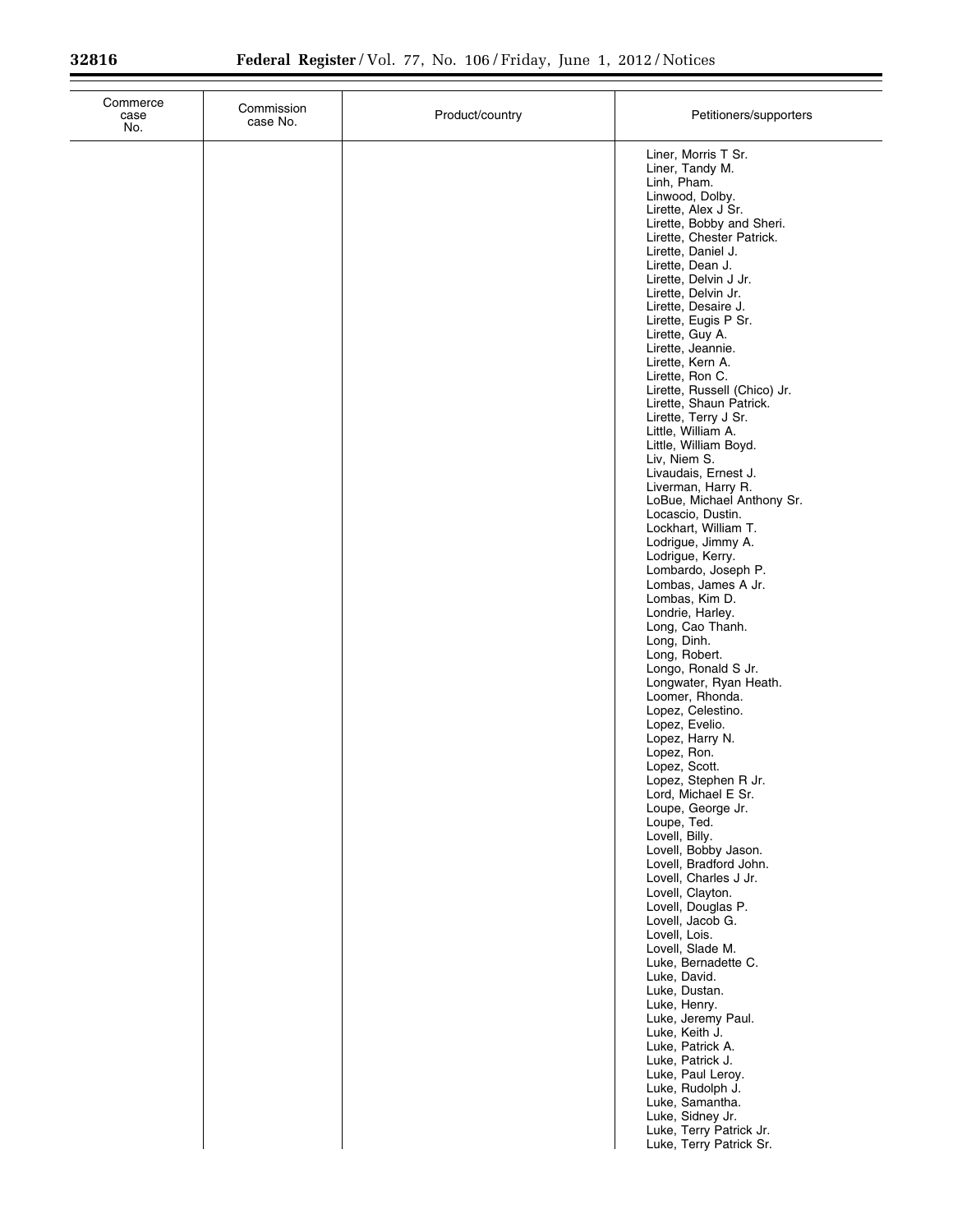| Commerce case No. | Commission case No. | Product/country | Petitioners/supporters |
|---|---|---|---|
| | | | Liner, Morris T Sr.<br>Liner, Tandy M.<br>Linh, Pham.<br>Linwood, Dolby.<br>Lirette, Alex J Sr.<br>Lirette, Bobby and Sheri.<br>Lirette, Chester Patrick.<br>Lirette, Daniel J.<br>Lirette, Dean J.<br>Lirette, Delvin J Jr.<br>Lirette, Delvin Jr.<br>Lirette, Desaire J.<br>Lirette, Eugis P Sr.<br>Lirette, Guy A.<br>Lirette, Jeannie.<br>Lirette, Kern A.<br>Lirette, Ron C.<br>Lirette, Russell (Chico) Jr.<br>Lirette, Shaun Patrick.<br>Lirette, Terry J Sr.<br>Little, William A.<br>Little, William Boyd.<br>Liv, Niem S.<br>Livaudais, Ernest J.<br>Liverman, Harry R.<br>LoBue, Michael Anthony Sr.<br>Locascio, Dustin.<br>Lockhart, William T.<br>Lodrigue, Jimmy A.<br>Lodrigue, Kerry.<br>Lombardo, Joseph P.<br>Lombas, James A Jr.<br>Lombas, Kim D.<br>Londrie, Harley.<br>Long, Cao Thanh.<br>Long, Dinh.<br>Long, Robert.<br>Longo, Ronald S Jr.<br>Longwater, Ryan Heath.<br>Loomer, Rhonda.<br>Lopez, Celestino.<br>Lopez, Evelio.<br>Lopez, Harry N.<br>Lopez, Ron.<br>Lopez, Scott.<br>Lopez, Stephen R Jr.<br>Lord, Michael E Sr.<br>Loupe, George Jr.<br>Loupe, Ted.<br>Lovell, Billy.<br>Lovell, Bobby Jason.<br>Lovell, Bradford John.<br>Lovell, Charles J Jr.<br>Lovell, Clayton.<br>Lovell, Douglas P.<br>Lovell, Jacob G.<br>Lovell, Lois.<br>Lovell, Slade M.<br>Luke, Bernadette C.<br>Luke, David.<br>Luke, Dustan.<br>Luke, Henry.<br>Luke, Jeremy Paul.<br>Luke, Keith J.<br>Luke, Patrick A.<br>Luke, Patrick J.<br>Luke, Paul Leroy.<br>Luke, Rudolph J.<br>Luke, Samantha.<br>Luke, Sidney Jr.<br>Luke, Terry Patrick Jr.<br>Luke, Terry Patrick Sr. |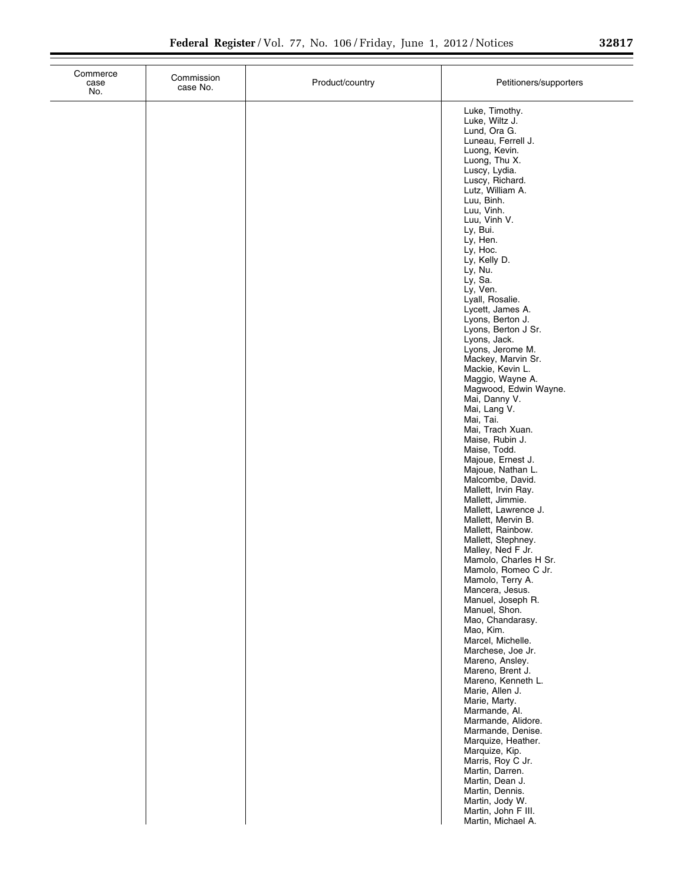| Commerce case No. | Commission case No. | Product/country | Petitioners/supporters |
|---|---|---|---|
| | | | Luke, Timothy. |
| | | | Luke, Wiltz J. |
| | | | Lund, Ora G. |
| | | | Luneau, Ferrell J. |
| | | | Luong, Kevin. |
| | | | Luong, Thu X. |
| | | | Luscy, Lydia. |
| | | | Luscy, Richard. |
| | | | Lutz, William A. |
| | | | Luu, Binh. |
| | | | Luu, Vinh. |
| | | | Luu, Vinh V. |
| | | | Ly, Bui. |
| | | | Ly, Hen. |
| | | | Ly, Hoc. |
| | | | Ly, Kelly D. |
| | | | Ly, Nu. |
| | | | Ly, Sa. |
| | | | Ly, Ven. |
| | | | Lyall, Rosalie. |
| | | | Lycett, James A. |
| | | | Lyons, Berton J. |
| | | | Lyons, Berton J Sr. |
| | | | Lyons, Jack. |
| | | | Lyons, Jerome M. |
| | | | Mackey, Marvin Sr. |
| | | | Mackie, Kevin L. |
| | | | Maggio, Wayne A. |
| | | | Magwood, Edwin Wayne. |
| | | | Mai, Danny V. |
| | | | Mai, Lang V. |
| | | | Mai, Tai. |
| | | | Mai, Trach Xuan. |
| | | | Maise, Rubin J. |
| | | | Maise, Todd. |
| | | | Majoue, Ernest J. |
| | | | Majoue, Nathan L. |
| | | | Malcombe, David. |
| | | | Mallett, Irvin Ray. |
| | | | Mallett, Jimmie. |
| | | | Mallett, Lawrence J. |
| | | | Mallett, Mervin B. |
| | | | Mallett, Rainbow. |
| | | | Mallett, Stephney. |
| | | | Malley, Ned F Jr. |
| | | | Mamolo, Charles H Sr. |
| | | | Mamolo, Romeo C Jr. |
| | | | Mamolo, Terry A. |
| | | | Mancera, Jesus. |
| | | | Manuel, Joseph R. |
| | | | Manuel, Shon. |
| | | | Mao, Chandarasy. |
| | | | Mao, Kim. |
| | | | Marcel, Michelle. |
| | | | Marchese, Joe Jr. |
| | | | Mareno, Ansley. |
| | | | Mareno, Brent J. |
| | | | Mareno, Kenneth L. |
| | | | Marie, Allen J. |
| | | | Marie, Marty. |
| | | | Marmande, Al. |
| | | | Marmande, Alidore. |
| | | | Marmande, Denise. |
| | | | Marquize, Heather. |
| | | | Marquize, Kip. |
| | | | Marris, Roy C Jr. |
| | | | Martin, Darren. |
| | | | Martin, Dean J. |
| | | | Martin, Dennis. |
| | | | Martin, Jody W. |
| | | | Martin, John F III. |
| | | | Martin, Michael A. |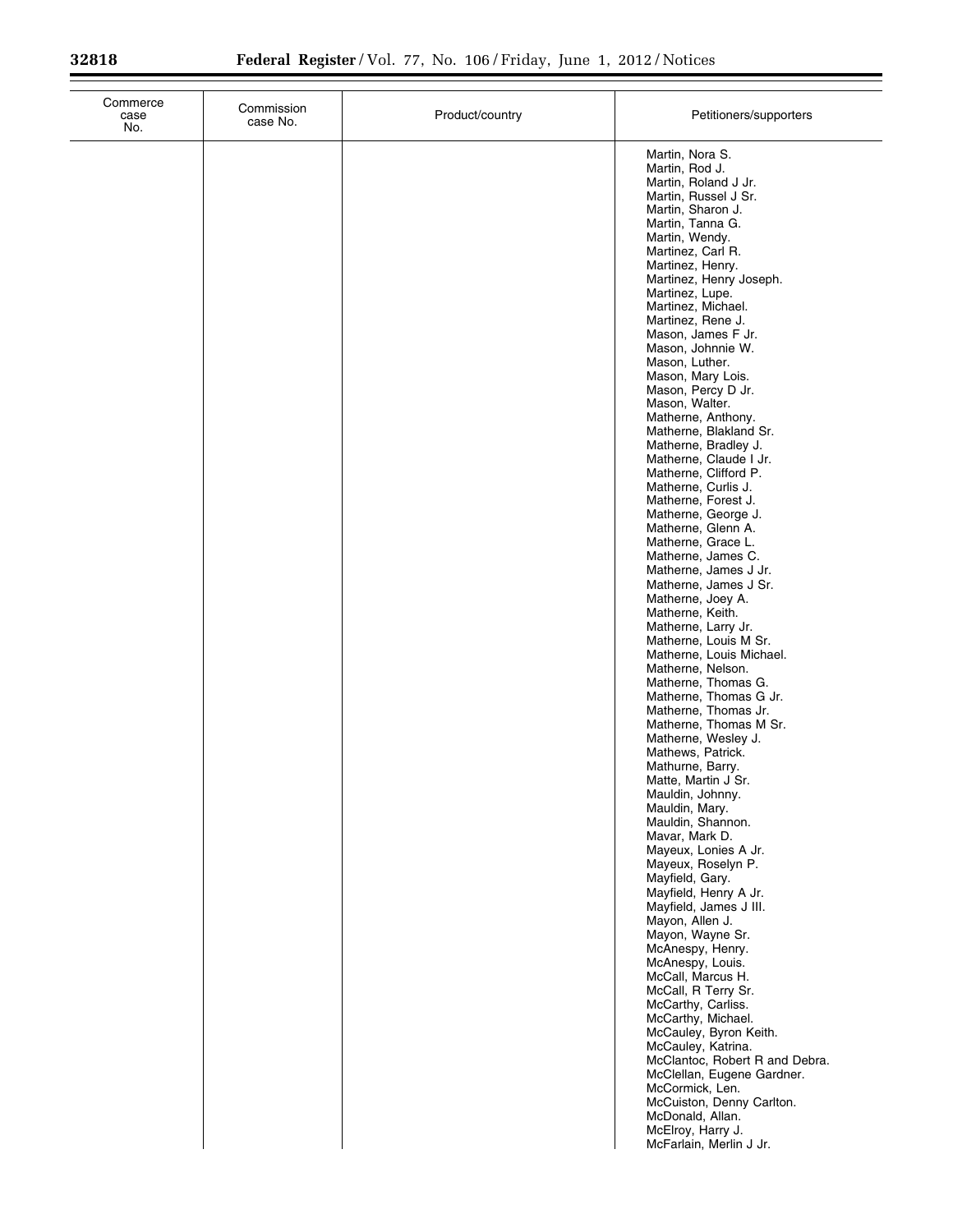| Commerce case No. | Commission case No. | Product/country | Petitioners/supporters |
|---|---|---|---|
| | | | Martin, Nora S. |
| | | | Martin, Rod J. |
| | | | Martin, Roland J Jr. |
| | | | Martin, Russel J Sr. |
| | | | Martin, Sharon J. |
| | | | Martin, Tanna G. |
| | | | Martin, Wendy. |
| | | | Martinez, Carl R. |
| | | | Martinez, Henry. |
| | | | Martinez, Henry Joseph. |
| | | | Martinez, Lupe. |
| | | | Martinez, Michael. |
| | | | Martinez, Rene J. |
| | | | Mason, James F Jr. |
| | | | Mason, Johnnie W. |
| | | | Mason, Luther. |
| | | | Mason, Mary Lois. |
| | | | Mason, Percy D Jr. |
| | | | Mason, Walter. |
| | | | Matherne, Anthony. |
| | | | Matherne, Blakland Sr. |
| | | | Matherne, Bradley J. |
| | | | Matherne, Claude I Jr. |
| | | | Matherne, Clifford P. |
| | | | Matherne, Curlis J. |
| | | | Matherne, Forest J. |
| | | | Matherne, George J. |
| | | | Matherne, Glenn A. |
| | | | Matherne, Grace L. |
| | | | Matherne, James C. |
| | | | Matherne, James J Jr. |
| | | | Matherne, James J Sr. |
| | | | Matherne, Joey A. |
| | | | Matherne, Keith. |
| | | | Matherne, Larry Jr. |
| | | | Matherne, Louis M Sr. |
| | | | Matherne, Louis Michael. |
| | | | Matherne, Nelson. |
| | | | Matherne, Thomas G. |
| | | | Matherne, Thomas G Jr. |
| | | | Matherne, Thomas Jr. |
| | | | Matherne, Thomas M Sr. |
| | | | Matherne, Wesley J. |
| | | | Mathews, Patrick. |
| | | | Mathurne, Barry. |
| | | | Matte, Martin J Sr. |
| | | | Mauldin, Johnny. |
| | | | Mauldin, Mary. |
| | | | Mauldin, Shannon. |
| | | | Mavar, Mark D. |
| | | | Mayeux, Lonies A Jr. |
| | | | Mayeux, Roselyn P. |
| | | | Mayfield, Gary. |
| | | | Mayfield, Henry A Jr. |
| | | | Mayfield, James J III. |
| | | | Mayon, Allen J. |
| | | | Mayon, Wayne Sr. |
| | | | McAnespy, Henry. |
| | | | McAnespy, Louis. |
| | | | McCall, Marcus H. |
| | | | McCall, R Terry Sr. |
| | | | McCarthy, Carliss. |
| | | | McCarthy, Michael. |
| | | | McCauley, Byron Keith. |
| | | | McCauley, Katrina. |
| | | | McClantoc, Robert R and Debra. |
| | | | McClellan, Eugene Gardner. |
| | | | McCormick, Len. |
| | | | McCuiston, Denny Carlton. |
| | | | McDonald, Allan. |
| | | | McElroy, Harry J. |
| | | | McFarlain, Merlin J Jr. |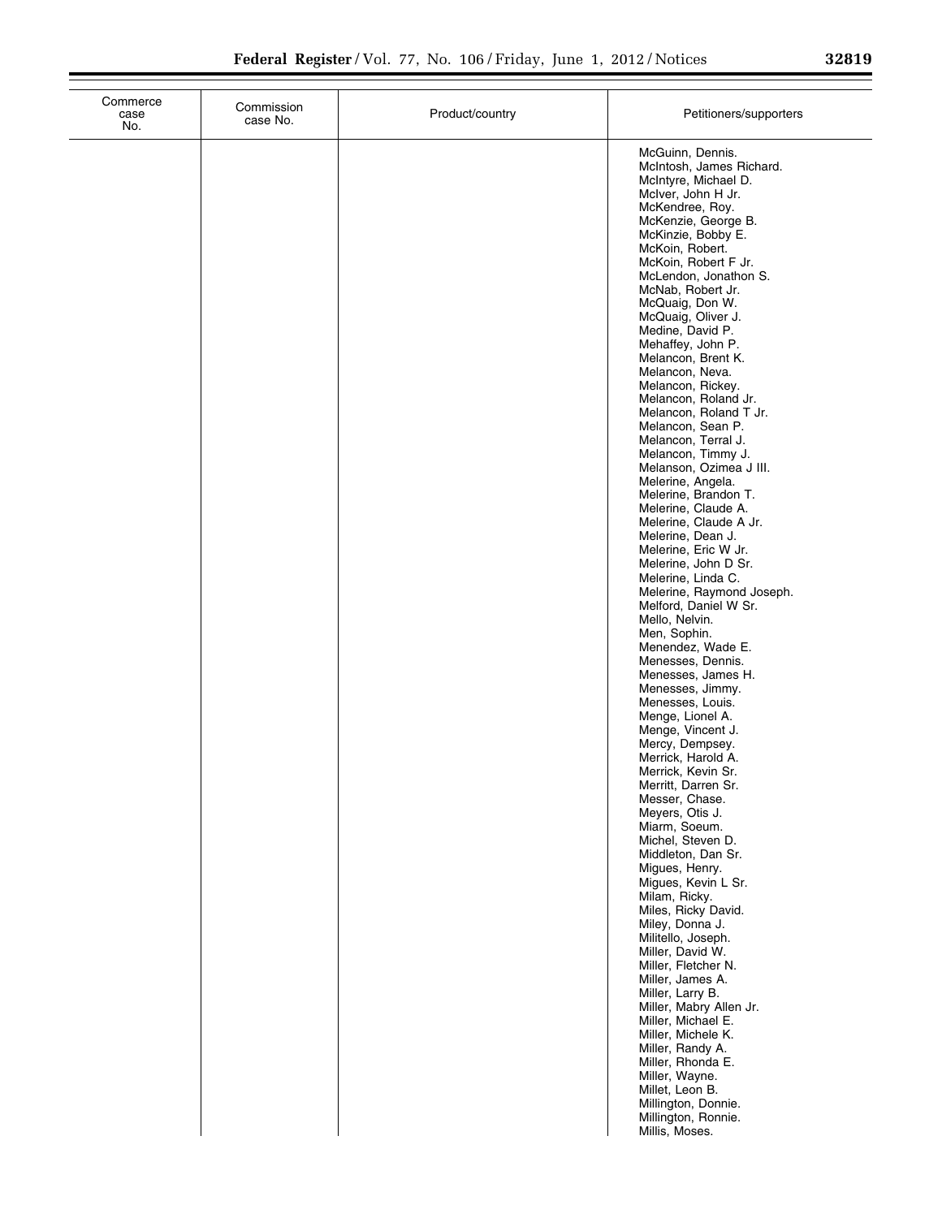| Commerce case No. | Commission case No. | Product/country | Petitioners/supporters |
|---|---|---|---|
| | | | McGuinn, Dennis. |
| | | | McIntosh, James Richard. |
| | | | McIntyre, Michael D. |
| | | | McIver, John H Jr. |
| | | | McKendree, Roy. |
| | | | McKenzie, George B. |
| | | | McKinzie, Bobby E. |
| | | | McKoin, Robert. |
| | | | McKoin, Robert F Jr. |
| | | | McLendon, Jonathon S. |
| | | | McNab, Robert Jr. |
| | | | McQuaig, Don W. |
| | | | McQuaig, Oliver J. |
| | | | Medine, David P. |
| | | | Mehaffey, John P. |
| | | | Melancon, Brent K. |
| | | | Melancon, Neva. |
| | | | Melancon, Rickey. |
| | | | Melancon, Roland Jr. |
| | | | Melancon, Roland T Jr. |
| | | | Melancon, Sean P. |
| | | | Melancon, Terral J. |
| | | | Melancon, Timmy J. |
| | | | Melanson, Ozimea J III. |
| | | | Melerine, Angela. |
| | | | Melerine, Brandon T. |
| | | | Melerine, Claude A. |
| | | | Melerine, Claude A Jr. |
| | | | Melerine, Dean J. |
| | | | Melerine, Eric W Jr. |
| | | | Melerine, John D Sr. |
| | | | Melerine, Linda C. |
| | | | Melerine, Raymond Joseph. |
| | | | Melford, Daniel W Sr. |
| | | | Mello, Nelvin. |
| | | | Men, Sophin. |
| | | | Menendez, Wade E. |
| | | | Menesses, Dennis. |
| | | | Menesses, James H. |
| | | | Menesses, Jimmy. |
| | | | Menesses, Louis. |
| | | | Menge, Lionel A. |
| | | | Menge, Vincent J. |
| | | | Mercy, Dempsey. |
| | | | Merrick, Harold A. |
| | | | Merrick, Kevin Sr. |
| | | | Merritt, Darren Sr. |
| | | | Messer, Chase. |
| | | | Meyers, Otis J. |
| | | | Miarm, Soeum. |
| | | | Michel, Steven D. |
| | | | Middleton, Dan Sr. |
| | | | Migues, Henry. |
| | | | Migues, Kevin L Sr. |
| | | | Milam, Ricky. |
| | | | Miles, Ricky David. |
| | | | Miley, Donna J. |
| | | | Militello, Joseph. |
| | | | Miller, David W. |
| | | | Miller, Fletcher N. |
| | | | Miller, James A. |
| | | | Miller, Larry B. |
| | | | Miller, Mabry Allen Jr. |
| | | | Miller, Michael E. |
| | | | Miller, Michele K. |
| | | | Miller, Randy A. |
| | | | Miller, Rhonda E. |
| | | | Miller, Wayne. |
| | | | Millet, Leon B. |
| | | | Millington, Donnie. |
| | | | Millington, Ronnie. |
| | | | Millis, Moses. |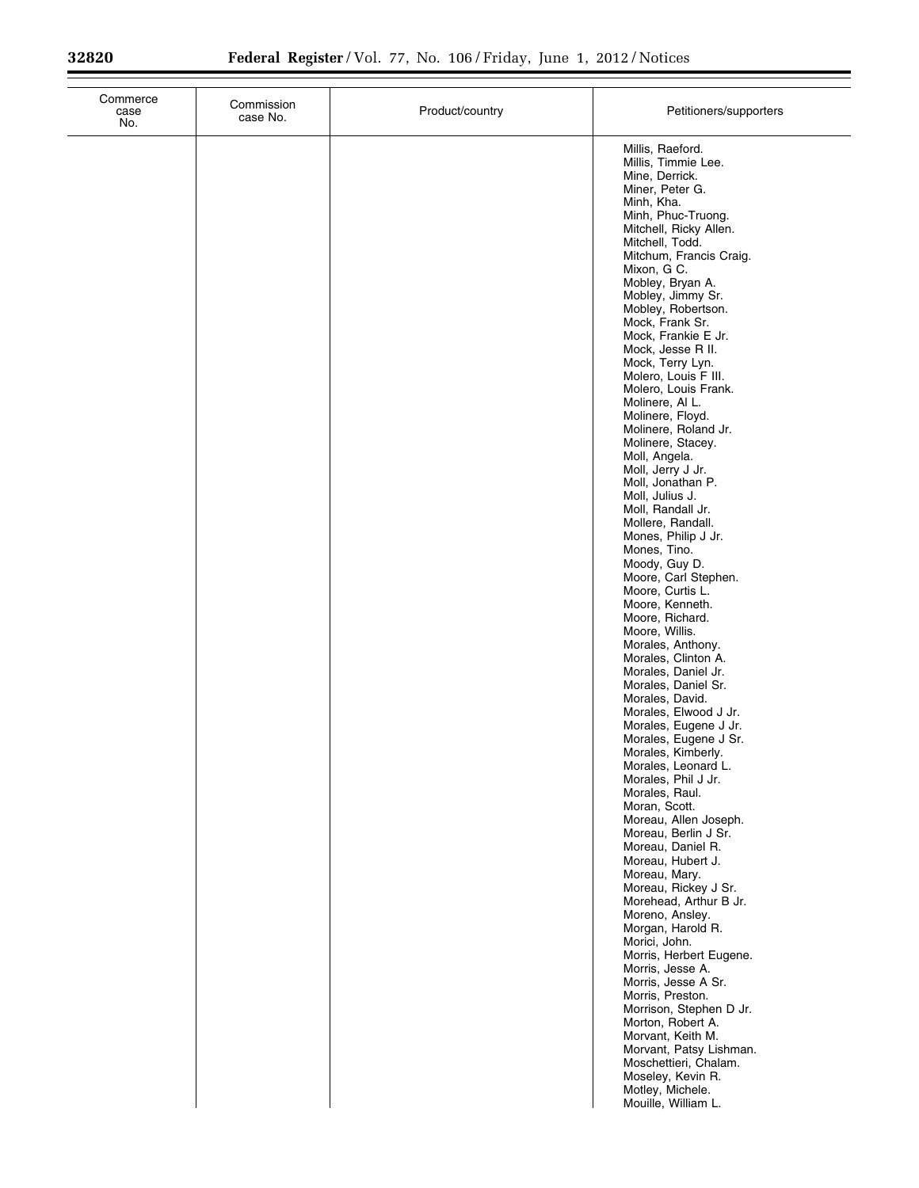| Commerce case No. | Commission case No. | Product/country | Petitioners/supporters |
|---|---|---|---|
| | | | Millis, Raeford. |
| | | | Millis, Timmie Lee. |
| | | | Mine, Derrick. |
| | | | Miner, Peter G. |
| | | | Minh, Kha. |
| | | | Minh, Phuc-Truong. |
| | | | Mitchell, Ricky Allen. |
| | | | Mitchell, Todd. |
| | | | Mitchum, Francis Craig. |
| | | | Mixon, G C. |
| | | | Mobley, Bryan A. |
| | | | Mobley, Jimmy Sr. |
| | | | Mobley, Robertson. |
| | | | Mock, Frank Sr. |
| | | | Mock, Frankie E Jr. |
| | | | Mock, Jesse R II. |
| | | | Mock, Terry Lyn. |
| | | | Molero, Louis F III. |
| | | | Molero, Louis Frank. |
| | | | Molinere, Al L. |
| | | | Molinere, Floyd. |
| | | | Molinere, Roland Jr. |
| | | | Molinere, Stacey. |
| | | | Moll, Angela. |
| | | | Moll, Jerry J Jr. |
| | | | Moll, Jonathan P. |
| | | | Moll, Julius J. |
| | | | Moll, Randall Jr. |
| | | | Mollere, Randall. |
| | | | Mones, Philip J Jr. |
| | | | Mones, Tino. |
| | | | Moody, Guy D. |
| | | | Moore, Carl Stephen. |
| | | | Moore, Curtis L. |
| | | | Moore, Kenneth. |
| | | | Moore, Richard. |
| | | | Moore, Willis. |
| | | | Morales, Anthony. |
| | | | Morales, Clinton A. |
| | | | Morales, Daniel Jr. |
| | | | Morales, Daniel Sr. |
| | | | Morales, David. |
| | | | Morales, Elwood J Jr. |
| | | | Morales, Eugene J Jr. |
| | | | Morales, Eugene J Sr. |
| | | | Morales, Kimberly. |
| | | | Morales, Leonard L. |
| | | | Morales, Phil J Jr. |
| | | | Morales, Raul. |
| | | | Moran, Scott. |
| | | | Moreau, Allen Joseph. |
| | | | Moreau, Berlin J Sr. |
| | | | Moreau, Daniel R. |
| | | | Moreau, Hubert J. |
| | | | Moreau, Mary. |
| | | | Moreau, Rickey J Sr. |
| | | | Morehead, Arthur B Jr. |
| | | | Moreno, Ansley. |
| | | | Morgan, Harold R. |
| | | | Morici, John. |
| | | | Morris, Herbert Eugene. |
| | | | Morris, Jesse A. |
| | | | Morris, Jesse A Sr. |
| | | | Morris, Preston. |
| | | | Morrison, Stephen D Jr. |
| | | | Morton, Robert A. |
| | | | Morvant, Keith M. |
| | | | Morvant, Patsy Lishman. |
| | | | Moschettieri, Chalam. |
| | | | Moseley, Kevin R. |
| | | | Motley, Michele. |
| | | | Mouille, William L. |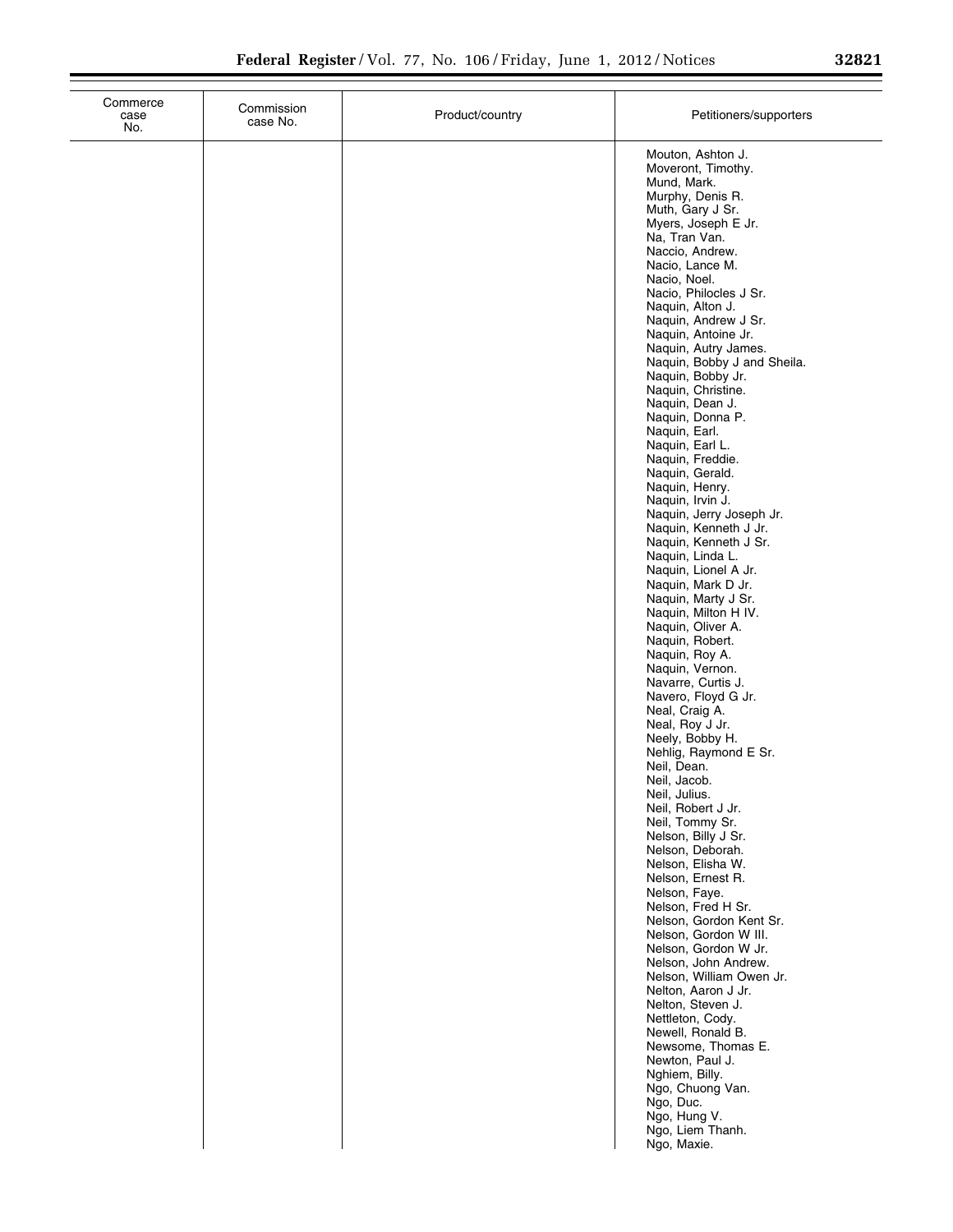| Commerce case No. | Commission case No. | Product/country | Petitioners/supporters |
| --- | --- | --- | --- |
| | | | Mouton, Ashton J. |
| | | | Moveront, Timothy. |
| | | | Mund, Mark. |
| | | | Murphy, Denis R. |
| | | | Muth, Gary J Sr. |
| | | | Myers, Joseph E Jr. |
| | | | Na, Tran Van. |
| | | | Naccio, Andrew. |
| | | | Nacio, Lance M. |
| | | | Nacio, Noel. |
| | | | Nacio, Philocles J Sr. |
| | | | Naquin, Alton J. |
| | | | Naquin, Andrew J Sr. |
| | | | Naquin, Antoine Jr. |
| | | | Naquin, Autry James. |
| | | | Naquin, Bobby J and Sheila. |
| | | | Naquin, Bobby Jr. |
| | | | Naquin, Christine. |
| | | | Naquin, Dean J. |
| | | | Naquin, Donna P. |
| | | | Naquin, Earl. |
| | | | Naquin, Earl L. |
| | | | Naquin, Freddie. |
| | | | Naquin, Gerald. |
| | | | Naquin, Henry. |
| | | | Naquin, Irvin J. |
| | | | Naquin, Jerry Joseph Jr. |
| | | | Naquin, Kenneth J Jr. |
| | | | Naquin, Kenneth J Sr. |
| | | | Naquin, Linda L. |
| | | | Naquin, Lionel A Jr. |
| | | | Naquin, Mark D Jr. |
| | | | Naquin, Marty J Sr. |
| | | | Naquin, Milton H IV. |
| | | | Naquin, Oliver A. |
| | | | Naquin, Robert. |
| | | | Naquin, Roy A. |
| | | | Naquin, Vernon. |
| | | | Navarre, Curtis J. |
| | | | Navero, Floyd G Jr. |
| | | | Neal, Craig A. |
| | | | Neal, Roy J Jr. |
| | | | Neely, Bobby H. |
| | | | Nehlig, Raymond E Sr. |
| | | | Neil, Dean. |
| | | | Neil, Jacob. |
| | | | Neil, Julius. |
| | | | Neil, Robert J Jr. |
| | | | Neil, Tommy Sr. |
| | | | Nelson, Billy J Sr. |
| | | | Nelson, Deborah. |
| | | | Nelson, Elisha W. |
| | | | Nelson, Ernest R. |
| | | | Nelson, Faye. |
| | | | Nelson, Fred H Sr. |
| | | | Nelson, Gordon Kent Sr. |
| | | | Nelson, Gordon W III. |
| | | | Nelson, Gordon W Jr. |
| | | | Nelson, John Andrew. |
| | | | Nelson, William Owen Jr. |
| | | | Nelton, Aaron J Jr. |
| | | | Nelton, Steven J. |
| | | | Nettleton, Cody. |
| | | | Newell, Ronald B. |
| | | | Newsome, Thomas E. |
| | | | Newton, Paul J. |
| | | | Nghiem, Billy. |
| | | | Ngo, Chuong Van. |
| | | | Ngo, Duc. |
| | | | Ngo, Hung V. |
| | | | Ngo, Liem Thanh. |
| | | | Ngo, Maxie. |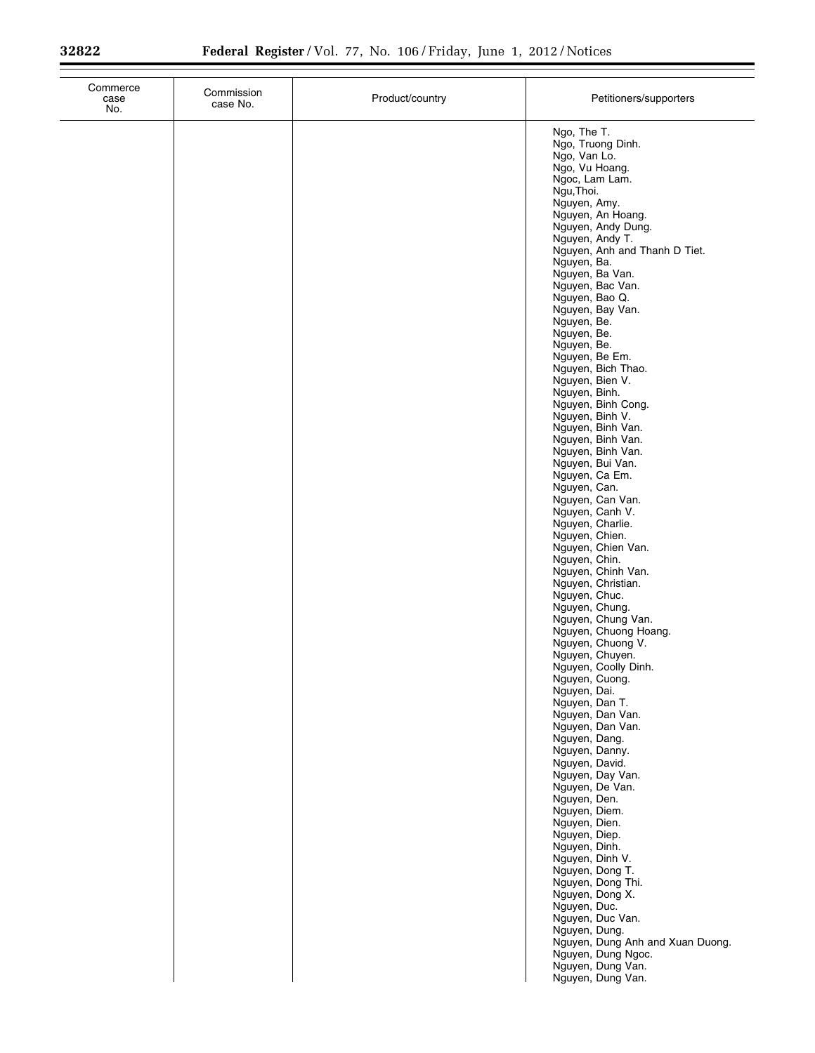| Commerce case No. | Commission case No. | Product/country | Petitioners/supporters |
| --- | --- | --- | --- |
| | | | Ngo, The T. |
| | | | Ngo, Truong Dinh. |
| | | | Ngo, Van Lo. |
| | | | Ngo, Vu Hoang. |
| | | | Ngoc, Lam Lam. |
| | | | Ngu,Thoi. |
| | | | Nguyen, Amy. |
| | | | Nguyen, An Hoang. |
| | | | Nguyen, Andy Dung. |
| | | | Nguyen, Andy T. |
| | | | Nguyen, Anh and Thanh D Tiet. |
| | | | Nguyen, Ba. |
| | | | Nguyen, Ba Van. |
| | | | Nguyen, Bac Van. |
| | | | Nguyen, Bao Q. |
| | | | Nguyen, Bay Van. |
| | | | Nguyen, Be. |
| | | | Nguyen, Be. |
| | | | Nguyen, Be. |
| | | | Nguyen, Be Em. |
| | | | Nguyen, Bich Thao. |
| | | | Nguyen, Bien V. |
| | | | Nguyen, Binh. |
| | | | Nguyen, Binh Cong. |
| | | | Nguyen, Binh V. |
| | | | Nguyen, Binh Van. |
| | | | Nguyen, Binh Van. |
| | | | Nguyen, Binh Van. |
| | | | Nguyen, Bui Van. |
| | | | Nguyen, Ca Em. |
| | | | Nguyen, Can. |
| | | | Nguyen, Can Van. |
| | | | Nguyen, Canh V. |
| | | | Nguyen, Charlie. |
| | | | Nguyen, Chien. |
| | | | Nguyen, Chien Van. |
| | | | Nguyen, Chin. |
| | | | Nguyen, Chinh Van. |
| | | | Nguyen, Christian. |
| | | | Nguyen, Chuc. |
| | | | Nguyen, Chung. |
| | | | Nguyen, Chung Van. |
| | | | Nguyen, Chuong Hoang. |
| | | | Nguyen, Chuong V. |
| | | | Nguyen, Chuyen. |
| | | | Nguyen, Coolly Dinh. |
| | | | Nguyen, Cuong. |
| | | | Nguyen, Dai. |
| | | | Nguyen, Dan T. |
| | | | Nguyen, Dan Van. |
| | | | Nguyen, Dan Van. |
| | | | Nguyen, Dang. |
| | | | Nguyen, Danny. |
| | | | Nguyen, David. |
| | | | Nguyen, Day Van. |
| | | | Nguyen, De Van. |
| | | | Nguyen, Den. |
| | | | Nguyen, Diem. |
| | | | Nguyen, Dien. |
| | | | Nguyen, Diep. |
| | | | Nguyen, Dinh. |
| | | | Nguyen, Dinh V. |
| | | | Nguyen, Dong T. |
| | | | Nguyen, Dong Thi. |
| | | | Nguyen, Dong X. |
| | | | Nguyen, Duc. |
| | | | Nguyen, Duc Van. |
| | | | Nguyen, Dung. |
| | | | Nguyen, Dung Anh and Xuan Duong. |
| | | | Nguyen, Dung Ngoc. |
| | | | Nguyen, Dung Van. |
| | | | Nguyen, Dung Van. |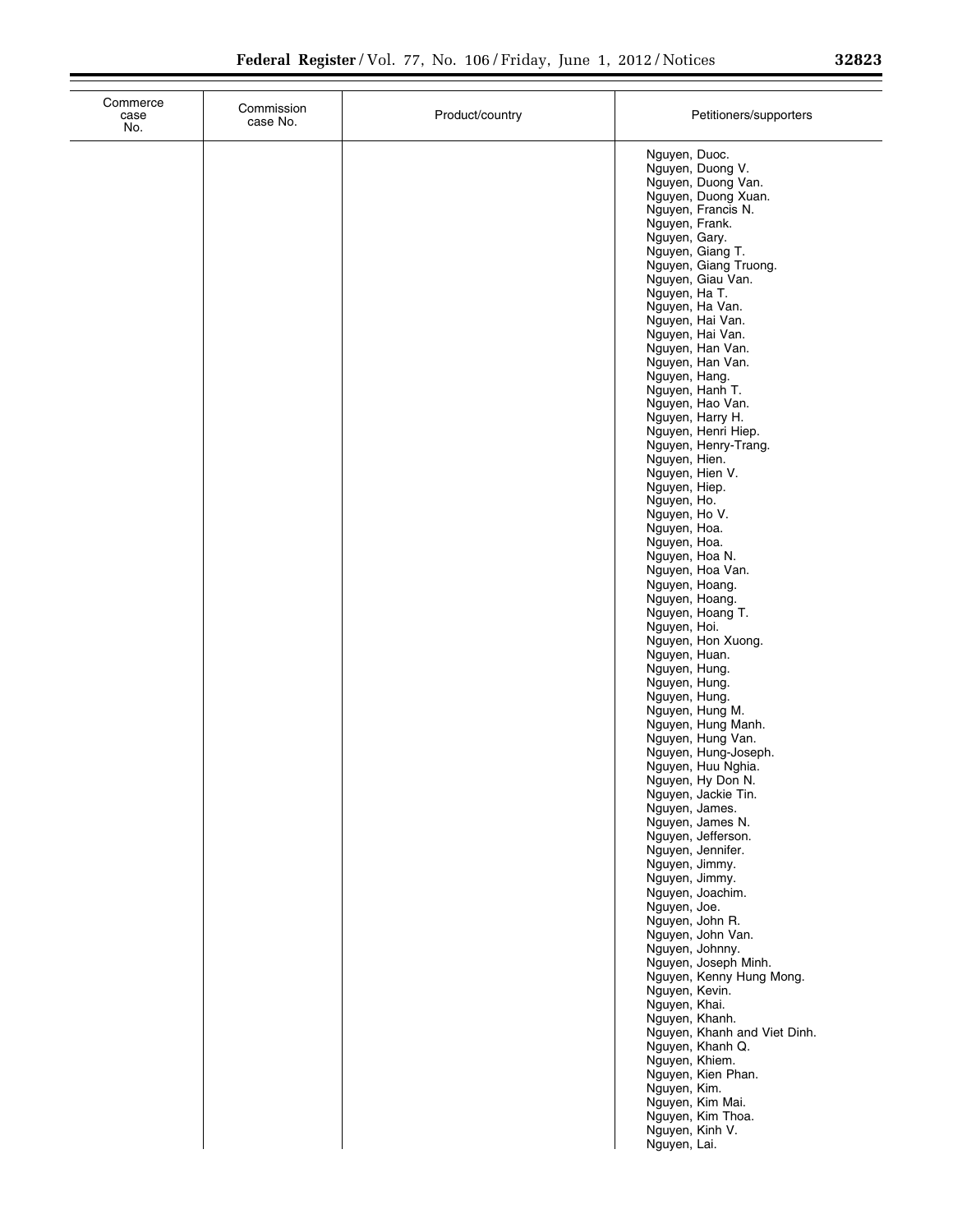| Commerce case No. | Commission case No. | Product/country | Petitioners/supporters |
| --- | --- | --- | --- |
| | | | Nguyen, Duoc. |
| | | | Nguyen, Duong V. |
| | | | Nguyen, Duong Van. |
| | | | Nguyen, Duong Xuan. |
| | | | Nguyen, Francis N. |
| | | | Nguyen, Frank. |
| | | | Nguyen, Gary. |
| | | | Nguyen, Giang T. |
| | | | Nguyen, Giang Truong. |
| | | | Nguyen, Giau Van. |
| | | | Nguyen, Ha T. |
| | | | Nguyen, Ha Van. |
| | | | Nguyen, Hai Van. |
| | | | Nguyen, Hai Van. |
| | | | Nguyen, Han Van. |
| | | | Nguyen, Han Van. |
| | | | Nguyen, Hang. |
| | | | Nguyen, Hanh T. |
| | | | Nguyen, Hao Van. |
| | | | Nguyen, Harry H. |
| | | | Nguyen, Henri Hiep. |
| | | | Nguyen, Henry-Trang. |
| | | | Nguyen, Hien. |
| | | | Nguyen, Hien V. |
| | | | Nguyen, Hiep. |
| | | | Nguyen, Ho. |
| | | | Nguyen, Ho V. |
| | | | Nguyen, Hoa. |
| | | | Nguyen, Hoa. |
| | | | Nguyen, Hoa N. |
| | | | Nguyen, Hoa Van. |
| | | | Nguyen, Hoang. |
| | | | Nguyen, Hoang. |
| | | | Nguyen, Hoang T. |
| | | | Nguyen, Hoi. |
| | | | Nguyen, Hon Xuong. |
| | | | Nguyen, Huan. |
| | | | Nguyen, Hung. |
| | | | Nguyen, Hung. |
| | | | Nguyen, Hung. |
| | | | Nguyen, Hung M. |
| | | | Nguyen, Hung Manh. |
| | | | Nguyen, Hung Van. |
| | | | Nguyen, Hung-Joseph. |
| | | | Nguyen, Huu Nghia. |
| | | | Nguyen, Hy Don N. |
| | | | Nguyen, Jackie Tin. |
| | | | Nguyen, James. |
| | | | Nguyen, James N. |
| | | | Nguyen, Jefferson. |
| | | | Nguyen, Jennifer. |
| | | | Nguyen, Jimmy. |
| | | | Nguyen, Jimmy. |
| | | | Nguyen, Joachim. |
| | | | Nguyen, Joe. |
| | | | Nguyen, John R. |
| | | | Nguyen, John Van. |
| | | | Nguyen, Johnny. |
| | | | Nguyen, Joseph Minh. |
| | | | Nguyen, Kenny Hung Mong. |
| | | | Nguyen, Kevin. |
| | | | Nguyen, Khai. |
| | | | Nguyen, Khanh. |
| | | | Nguyen, Khanh and Viet Dinh. |
| | | | Nguyen, Khanh Q. |
| | | | Nguyen, Khiem. |
| | | | Nguyen, Kien Phan. |
| | | | Nguyen, Kim. |
| | | | Nguyen, Kim Mai. |
| | | | Nguyen, Kim Thoa. |
| | | | Nguyen, Kinh V. |
| | | | Nguyen, Lai. |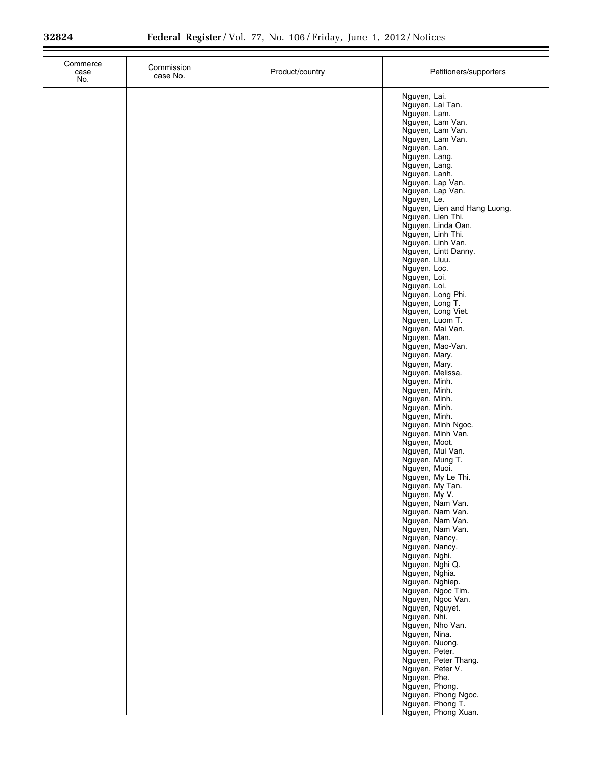| Commerce case No. | Commission case No. | Product/country | Petitioners/supporters |
|---|---|---|---|
| | | | Nguyen, Lai. |
| | | | Nguyen, Lai Tan. |
| | | | Nguyen, Lam. |
| | | | Nguyen, Lam Van. |
| | | | Nguyen, Lam Van. |
| | | | Nguyen, Lam Van. |
| | | | Nguyen, Lan. |
| | | | Nguyen, Lang. |
| | | | Nguyen, Lang. |
| | | | Nguyen, Lanh. |
| | | | Nguyen, Lap Van. |
| | | | Nguyen, Lap Van. |
| | | | Nguyen, Le. |
| | | | Nguyen, Lien and Hang Luong. |
| | | | Nguyen, Lien Thi. |
| | | | Nguyen, Linda Oan. |
| | | | Nguyen, Linh Thi. |
| | | | Nguyen, Linh Van. |
| | | | Nguyen, Lintt Danny. |
| | | | Nguyen, Lluu. |
| | | | Nguyen, Loc. |
| | | | Nguyen, Loi. |
| | | | Nguyen, Loi. |
| | | | Nguyen, Long Phi. |
| | | | Nguyen, Long T. |
| | | | Nguyen, Long Viet. |
| | | | Nguyen, Luom T. |
| | | | Nguyen, Mai Van. |
| | | | Nguyen, Man. |
| | | | Nguyen, Mao-Van. |
| | | | Nguyen, Mary. |
| | | | Nguyen, Mary. |
| | | | Nguyen, Melissa. |
| | | | Nguyen, Minh. |
| | | | Nguyen, Minh. |
| | | | Nguyen, Minh. |
| | | | Nguyen, Minh. |
| | | | Nguyen, Minh. |
| | | | Nguyen, Minh Ngoc. |
| | | | Nguyen, Minh Van. |
| | | | Nguyen, Moot. |
| | | | Nguyen, Mui Van. |
| | | | Nguyen, Mung T. |
| | | | Nguyen, Muoi. |
| | | | Nguyen, My Le Thi. |
| | | | Nguyen, My Tan. |
| | | | Nguyen, My V. |
| | | | Nguyen, Nam Van. |
| | | | Nguyen, Nam Van. |
| | | | Nguyen, Nam Van. |
| | | | Nguyen, Nam Van. |
| | | | Nguyen, Nancy. |
| | | | Nguyen, Nancy. |
| | | | Nguyen, Nghi. |
| | | | Nguyen, Nghi Q. |
| | | | Nguyen, Nghia. |
| | | | Nguyen, Nghiep. |
| | | | Nguyen, Ngoc Tim. |
| | | | Nguyen, Ngoc Van. |
| | | | Nguyen, Nguyet. |
| | | | Nguyen, Nhi. |
| | | | Nguyen, Nho Van. |
| | | | Nguyen, Nina. |
| | | | Nguyen, Nuong. |
| | | | Nguyen, Peter. |
| | | | Nguyen, Peter Thang. |
| | | | Nguyen, Peter V. |
| | | | Nguyen, Phe. |
| | | | Nguyen, Phong. |
| | | | Nguyen, Phong Ngoc. |
| | | | Nguyen, Phong T. |
| | | | Nguyen, Phong Xuan. |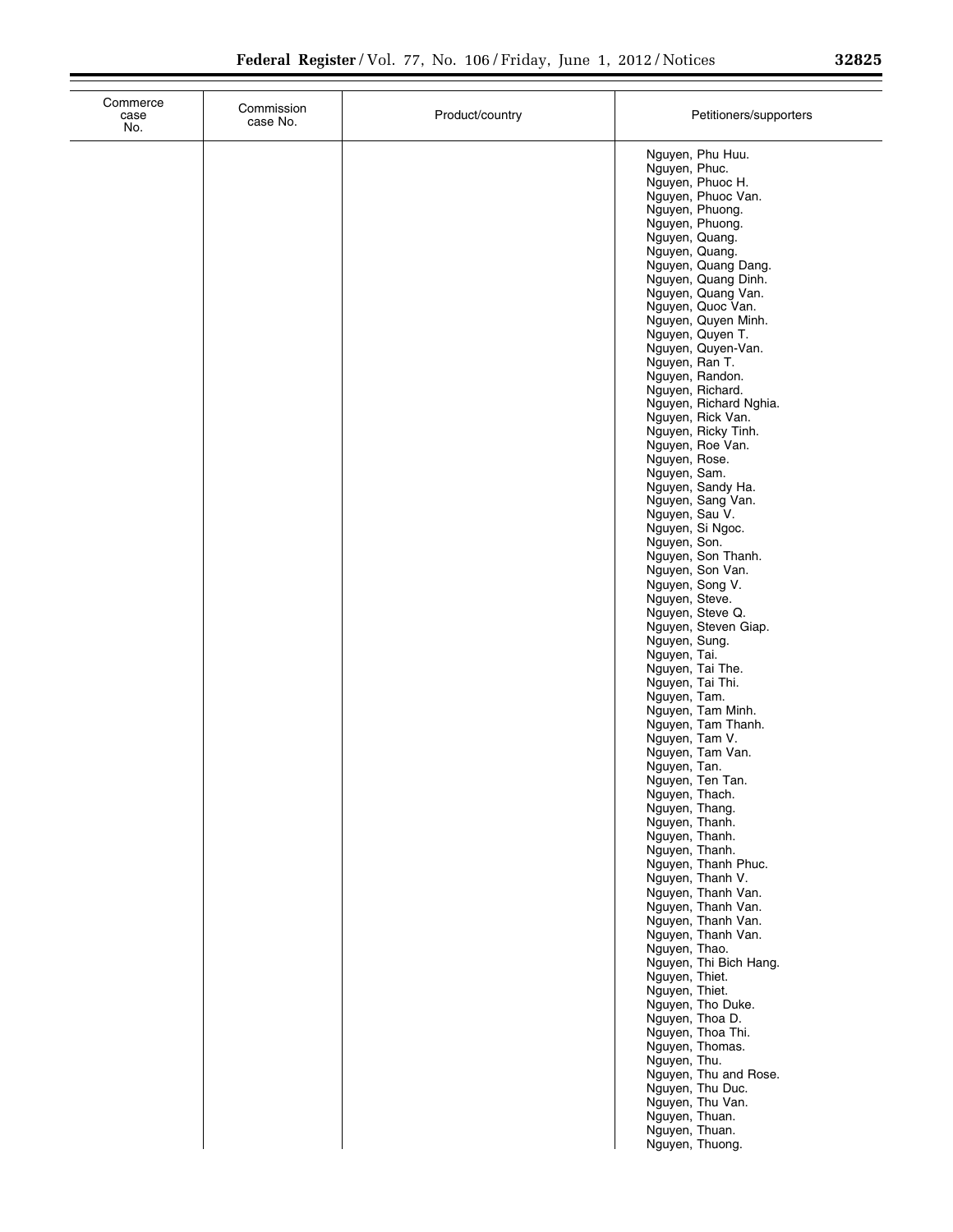| Commerce case No. | Commission case No. | Product/country | Petitioners/supporters |
|---|---|---|---|
| | | | Nguyen, Phu Huu. |
| | | | Nguyen, Phuc. |
| | | | Nguyen, Phuoc H. |
| | | | Nguyen, Phuoc Van. |
| | | | Nguyen, Phuong. |
| | | | Nguyen, Phuong. |
| | | | Nguyen, Quang. |
| | | | Nguyen, Quang. |
| | | | Nguyen, Quang Dang. |
| | | | Nguyen, Quang Dinh. |
| | | | Nguyen, Quang Van. |
| | | | Nguyen, Quoc Van. |
| | | | Nguyen, Quyen Minh. |
| | | | Nguyen, Quyen T. |
| | | | Nguyen, Quyen-Van. |
| | | | Nguyen, Ran T. |
| | | | Nguyen, Randon. |
| | | | Nguyen, Richard. |
| | | | Nguyen, Richard Nghia. |
| | | | Nguyen, Rick Van. |
| | | | Nguyen, Ricky Tinh. |
| | | | Nguyen, Roe Van. |
| | | | Nguyen, Rose. |
| | | | Nguyen, Sam. |
| | | | Nguyen, Sandy Ha. |
| | | | Nguyen, Sang Van. |
| | | | Nguyen, Sau V. |
| | | | Nguyen, Si Ngoc. |
| | | | Nguyen, Son. |
| | | | Nguyen, Son Thanh. |
| | | | Nguyen, Son Van. |
| | | | Nguyen, Song V. |
| | | | Nguyen, Steve. |
| | | | Nguyen, Steve Q. |
| | | | Nguyen, Steven Giap. |
| | | | Nguyen, Sung. |
| | | | Nguyen, Tai. |
| | | | Nguyen, Tai The. |
| | | | Nguyen, Tai Thi. |
| | | | Nguyen, Tam. |
| | | | Nguyen, Tam Minh. |
| | | | Nguyen, Tam Thanh. |
| | | | Nguyen, Tam V. |
| | | | Nguyen, Tam Van. |
| | | | Nguyen, Tan. |
| | | | Nguyen, Ten Tan. |
| | | | Nguyen, Thach. |
| | | | Nguyen, Thang. |
| | | | Nguyen, Thanh. |
| | | | Nguyen, Thanh. |
| | | | Nguyen, Thanh. |
| | | | Nguyen, Thanh Phuc. |
| | | | Nguyen, Thanh V. |
| | | | Nguyen, Thanh Van. |
| | | | Nguyen, Thanh Van. |
| | | | Nguyen, Thanh Van. |
| | | | Nguyen, Thanh Van. |
| | | | Nguyen, Thao. |
| | | | Nguyen, Thi Bich Hang. |
| | | | Nguyen, Thiet. |
| | | | Nguyen, Thiet. |
| | | | Nguyen, Tho Duke. |
| | | | Nguyen, Thoa D. |
| | | | Nguyen, Thoa Thi. |
| | | | Nguyen, Thomas. |
| | | | Nguyen, Thu. |
| | | | Nguyen, Thu and Rose. |
| | | | Nguyen, Thu Duc. |
| | | | Nguyen, Thu Van. |
| | | | Nguyen, Thuan. |
| | | | Nguyen, Thuan. |
| | | | Nguyen, Thuong. |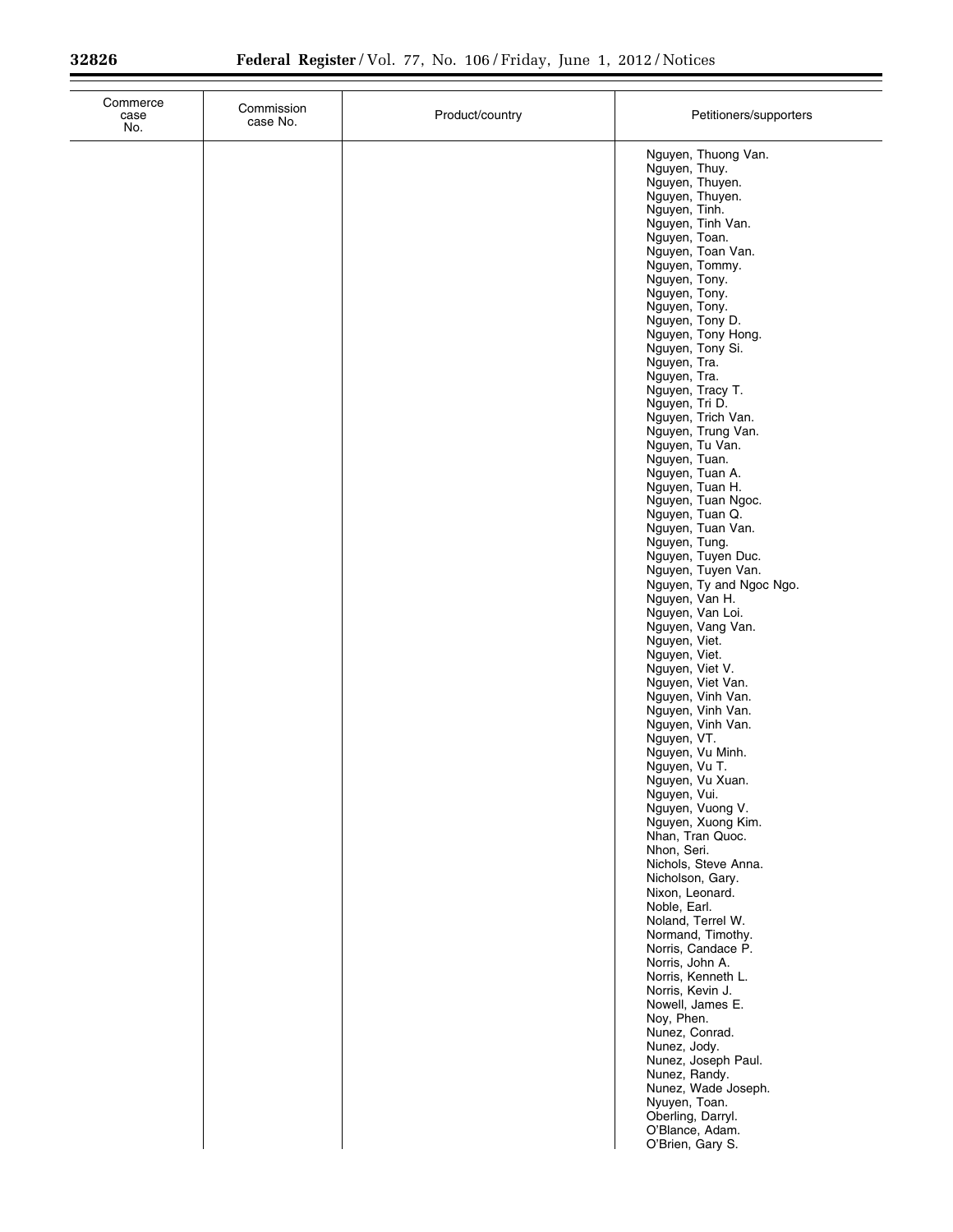| Commerce case No. | Commission case No. | Product/country | Petitioners/supporters |
|---|---|---|---|
| | | | Nguyen, Thuong Van. |
| | | | Nguyen, Thuy. |
| | | | Nguyen, Thuyen. |
| | | | Nguyen, Thuyen. |
| | | | Nguyen, Tinh. |
| | | | Nguyen, Tinh Van. |
| | | | Nguyen, Toan. |
| | | | Nguyen, Toan Van. |
| | | | Nguyen, Tommy. |
| | | | Nguyen, Tony. |
| | | | Nguyen, Tony. |
| | | | Nguyen, Tony. |
| | | | Nguyen, Tony D. |
| | | | Nguyen, Tony Hong. |
| | | | Nguyen, Tony Si. |
| | | | Nguyen, Tra. |
| | | | Nguyen, Tra. |
| | | | Nguyen, Tracy T. |
| | | | Nguyen, Tri D. |
| | | | Nguyen, Trich Van. |
| | | | Nguyen, Trung Van. |
| | | | Nguyen, Tu Van. |
| | | | Nguyen, Tuan. |
| | | | Nguyen, Tuan A. |
| | | | Nguyen, Tuan H. |
| | | | Nguyen, Tuan Ngoc. |
| | | | Nguyen, Tuan Q. |
| | | | Nguyen, Tuan Van. |
| | | | Nguyen, Tung. |
| | | | Nguyen, Tuyen Duc. |
| | | | Nguyen, Tuyen Van. |
| | | | Nguyen, Ty and Ngoc Ngo. |
| | | | Nguyen, Van H. |
| | | | Nguyen, Van Loi. |
| | | | Nguyen, Vang Van. |
| | | | Nguyen, Viet. |
| | | | Nguyen, Viet. |
| | | | Nguyen, Viet V. |
| | | | Nguyen, Viet Van. |
| | | | Nguyen, Vinh Van. |
| | | | Nguyen, Vinh Van. |
| | | | Nguyen, Vinh Van. |
| | | | Nguyen, VT. |
| | | | Nguyen, Vu Minh. |
| | | | Nguyen, Vu T. |
| | | | Nguyen, Vu Xuan. |
| | | | Nguyen, Vui. |
| | | | Nguyen, Vuong V. |
| | | | Nguyen, Xuong Kim. |
| | | | Nhan, Tran Quoc. |
| | | | Nhon, Seri. |
| | | | Nichols, Steve Anna. |
| | | | Nicholson, Gary. |
| | | | Nixon, Leonard. |
| | | | Noble, Earl. |
| | | | Noland, Terrel W. |
| | | | Normand, Timothy. |
| | | | Norris, Candace P. |
| | | | Norris, John A. |
| | | | Norris, Kenneth L. |
| | | | Norris, Kevin J. |
| | | | Nowell, James E. |
| | | | Noy, Phen. |
| | | | Nunez, Conrad. |
| | | | Nunez, Jody. |
| | | | Nunez, Joseph Paul. |
| | | | Nunez, Randy. |
| | | | Nunez, Wade Joseph. |
| | | | Nyuyen, Toan. |
| | | | Oberling, Darryl. |
| | | | O'Blance, Adam. |
| | | | O'Brien, Gary S. |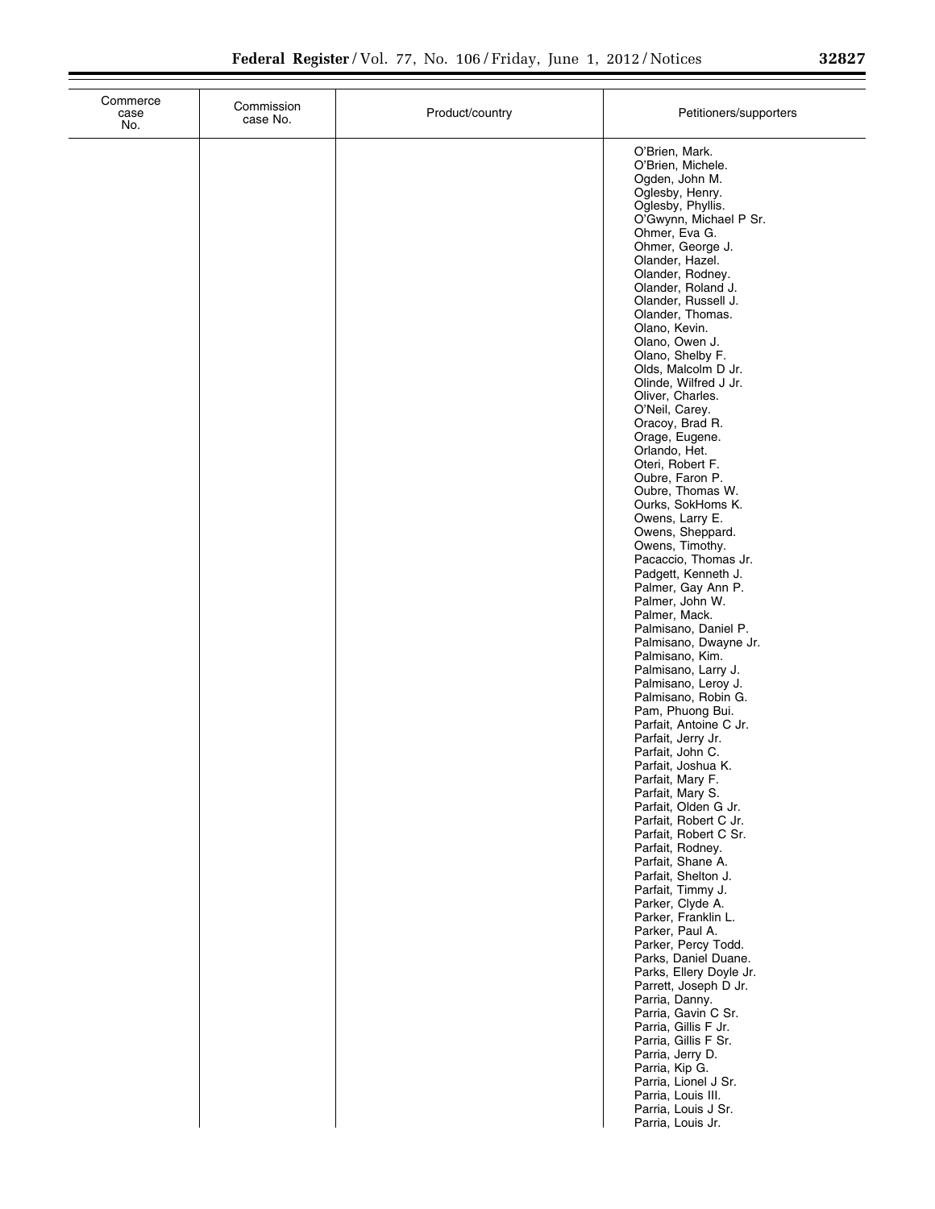| Commerce case No. | Commission case No. | Product/country | Petitioners/supporters |
| --- | --- | --- | --- |
| | | | O'Brien, Mark.<br>O'Brien, Michele.<br>Ogden, John M.<br>Oglesby, Henry.<br>Oglesby, Phyllis.<br>O'Gwynn, Michael P Sr.<br>Ohmer, Eva G.<br>Ohmer, George J.<br>Olander, Hazel.<br>Olander, Rodney.<br>Olander, Roland J.<br>Olander, Russell J.<br>Olander, Thomas.<br>Olano, Kevin.<br>Olano, Owen J.<br>Olano, Shelby F.<br>Olds, Malcolm D Jr.<br>Olinde, Wilfred J Jr.<br>Oliver, Charles.<br>O'Neil, Carey.<br>Oracoy, Brad R.<br>Orage, Eugene.<br>Orlando, Het.<br>Oteri, Robert F.<br>Oubre, Faron P.<br>Oubre, Thomas W.<br>Ourks, SokHoms K.<br>Owens, Larry E.<br>Owens, Sheppard.<br>Owens, Timothy.<br>Pacaccio, Thomas Jr.<br>Padgett, Kenneth J.<br>Palmer, Gay Ann P.<br>Palmer, John W.<br>Palmer, Mack.<br>Palmisano, Daniel P.<br>Palmisano, Dwayne Jr.<br>Palmisano, Kim.<br>Palmisano, Larry J.<br>Palmisano, Leroy J.<br>Palmisano, Robin G.<br>Pam, Phuong Bui.<br>Parfait, Antoine C Jr.<br>Parfait, Jerry Jr.<br>Parfait, John C.<br>Parfait, Joshua K.<br>Parfait, Mary F.<br>Parfait, Mary S.<br>Parfait, Olden G Jr.<br>Parfait, Robert C Jr.<br>Parfait, Robert C Sr.<br>Parfait, Rodney.<br>Parfait, Shane A.<br>Parfait, Shelton J.<br>Parfait, Timmy J.<br>Parker, Clyde A.<br>Parker, Franklin L.<br>Parker, Paul A.<br>Parker, Percy Todd.<br>Parks, Daniel Duane.<br>Parks, Ellery Doyle Jr.<br>Parrett, Joseph D Jr.<br>Parria, Danny.<br>Parria, Gavin C Sr.<br>Parria, Gillis F Jr.<br>Parria, Gillis F Sr.<br>Parria, Jerry D.<br>Parria, Kip G.<br>Parria, Lionel J Sr.<br>Parria, Louis III.<br>Parria, Louis J Sr.<br>Parria, Louis Jr. |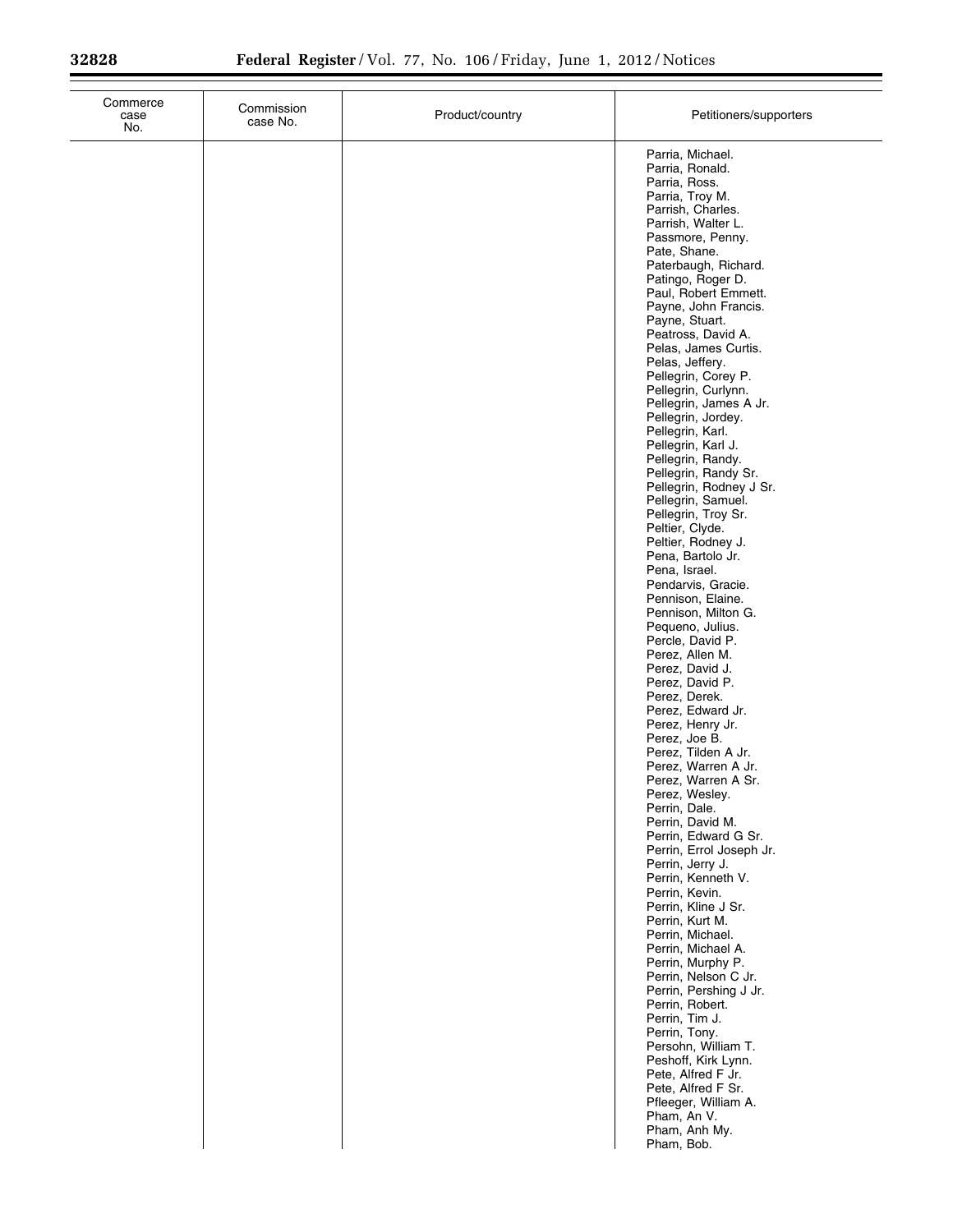| Commerce case No. | Commission case No. | Product/country | Petitioners/supporters |
| --- | --- | --- | --- |
| | | | Parria, Michael. |
| | | | Parria, Ronald. |
| | | | Parria, Ross. |
| | | | Parria, Troy M. |
| | | | Parrish, Charles. |
| | | | Parrish, Walter L. |
| | | | Passmore, Penny. |
| | | | Pate, Shane. |
| | | | Paterbaugh, Richard. |
| | | | Patingo, Roger D. |
| | | | Paul, Robert Emmett. |
| | | | Payne, John Francis. |
| | | | Payne, Stuart. |
| | | | Peatross, David A. |
| | | | Pelas, James Curtis. |
| | | | Pelas, Jeffery. |
| | | | Pellegrin, Corey P. |
| | | | Pellegrin, Curlynn. |
| | | | Pellegrin, James A Jr. |
| | | | Pellegrin, Jordey. |
| | | | Pellegrin, Karl. |
| | | | Pellegrin, Karl J. |
| | | | Pellegrin, Randy. |
| | | | Pellegrin, Randy Sr. |
| | | | Pellegrin, Rodney J Sr. |
| | | | Pellegrin, Samuel. |
| | | | Pellegrin, Troy Sr. |
| | | | Peltier, Clyde. |
| | | | Peltier, Rodney J. |
| | | | Pena, Bartolo Jr. |
| | | | Pena, Israel. |
| | | | Pendarvis, Gracie. |
| | | | Pennison, Elaine. |
| | | | Pennison, Milton G. |
| | | | Pequeno, Julius. |
| | | | Percle, David P. |
| | | | Perez, Allen M. |
| | | | Perez, David J. |
| | | | Perez, David P. |
| | | | Perez, Derek. |
| | | | Perez, Edward Jr. |
| | | | Perez, Henry Jr. |
| | | | Perez, Joe B. |
| | | | Perez, Tilden A Jr. |
| | | | Perez, Warren A Jr. |
| | | | Perez, Warren A Sr. |
| | | | Perez, Wesley. |
| | | | Perrin, Dale. |
| | | | Perrin, David M. |
| | | | Perrin, Edward G Sr. |
| | | | Perrin, Errol Joseph Jr. |
| | | | Perrin, Jerry J. |
| | | | Perrin, Kenneth V. |
| | | | Perrin, Kevin. |
| | | | Perrin, Kline J Sr. |
| | | | Perrin, Kurt M. |
| | | | Perrin, Michael. |
| | | | Perrin, Michael A. |
| | | | Perrin, Murphy P. |
| | | | Perrin, Nelson C Jr. |
| | | | Perrin, Pershing J Jr. |
| | | | Perrin, Robert. |
| | | | Perrin, Tim J. |
| | | | Perrin, Tony. |
| | | | Persohn, William T. |
| | | | Peshoff, Kirk Lynn. |
| | | | Pete, Alfred F Jr. |
| | | | Pete, Alfred F Sr. |
| | | | Pfleeger, William A. |
| | | | Pham, An V. |
| | | | Pham, Anh My. |
| | | | Pham, Bob. |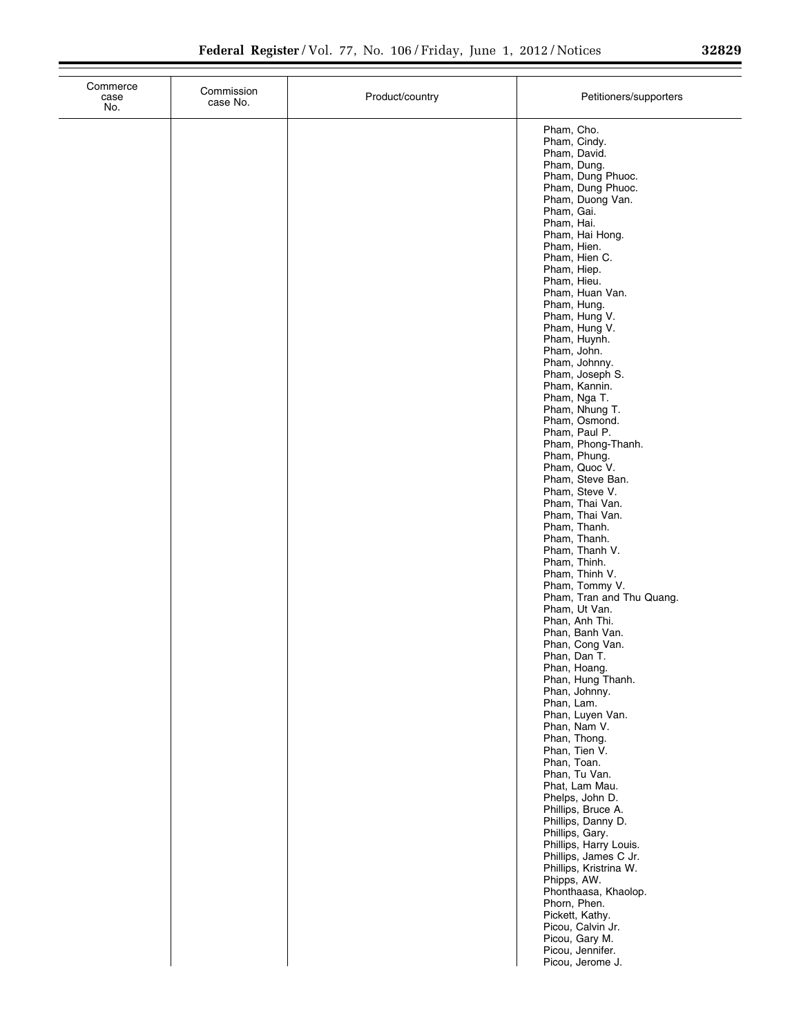| Commerce case No. | Commission case No. | Product/country | Petitioners/supporters |
|---|---|---|---|
| | | | Pham, Cho. |
| | | | Pham, Cindy. |
| | | | Pham, David. |
| | | | Pham, Dung. |
| | | | Pham, Dung Phuoc. |
| | | | Pham, Dung Phuoc. |
| | | | Pham, Duong Van. |
| | | | Pham, Gai. |
| | | | Pham, Hai. |
| | | | Pham, Hai Hong. |
| | | | Pham, Hien. |
| | | | Pham, Hien C. |
| | | | Pham, Hiep. |
| | | | Pham, Hieu. |
| | | | Pham, Huan Van. |
| | | | Pham, Hung. |
| | | | Pham, Hung V. |
| | | | Pham, Hung V. |
| | | | Pham, Huynh. |
| | | | Pham, John. |
| | | | Pham, Johnny. |
| | | | Pham, Joseph S. |
| | | | Pham, Kannin. |
| | | | Pham, Nga T. |
| | | | Pham, Nhung T. |
| | | | Pham, Osmond. |
| | | | Pham, Paul P. |
| | | | Pham, Phong-Thanh. |
| | | | Pham, Phung. |
| | | | Pham, Quoc V. |
| | | | Pham, Steve Ban. |
| | | | Pham, Steve V. |
| | | | Pham, Thai Van. |
| | | | Pham, Thai Van. |
| | | | Pham, Thanh. |
| | | | Pham, Thanh. |
| | | | Pham, Thanh V. |
| | | | Pham, Thinh. |
| | | | Pham, Thinh V. |
| | | | Pham, Tommy V. |
| | | | Pham, Tran and Thu Quang. |
| | | | Pham, Ut Van. |
| | | | Phan, Anh Thi. |
| | | | Phan, Banh Van. |
| | | | Phan, Cong Van. |
| | | | Phan, Dan T. |
| | | | Phan, Hoang. |
| | | | Phan, Hung Thanh. |
| | | | Phan, Johnny. |
| | | | Phan, Lam. |
| | | | Phan, Luyen Van. |
| | | | Phan, Nam V. |
| | | | Phan, Thong. |
| | | | Phan, Tien V. |
| | | | Phan, Toan. |
| | | | Phan, Tu Van. |
| | | | Phat, Lam Mau. |
| | | | Phelps, John D. |
| | | | Phillips, Bruce A. |
| | | | Phillips, Danny D. |
| | | | Phillips, Gary. |
| | | | Phillips, Harry Louis. |
| | | | Phillips, James C Jr. |
| | | | Phillips, Kristrina W. |
| | | | Phipps, AW. |
| | | | Phonthaasa, Khaolop. |
| | | | Phorn, Phen. |
| | | | Pickett, Kathy. |
| | | | Picou, Calvin Jr. |
| | | | Picou, Gary M. |
| | | | Picou, Jennifer. |
| | | | Picou, Jerome J. |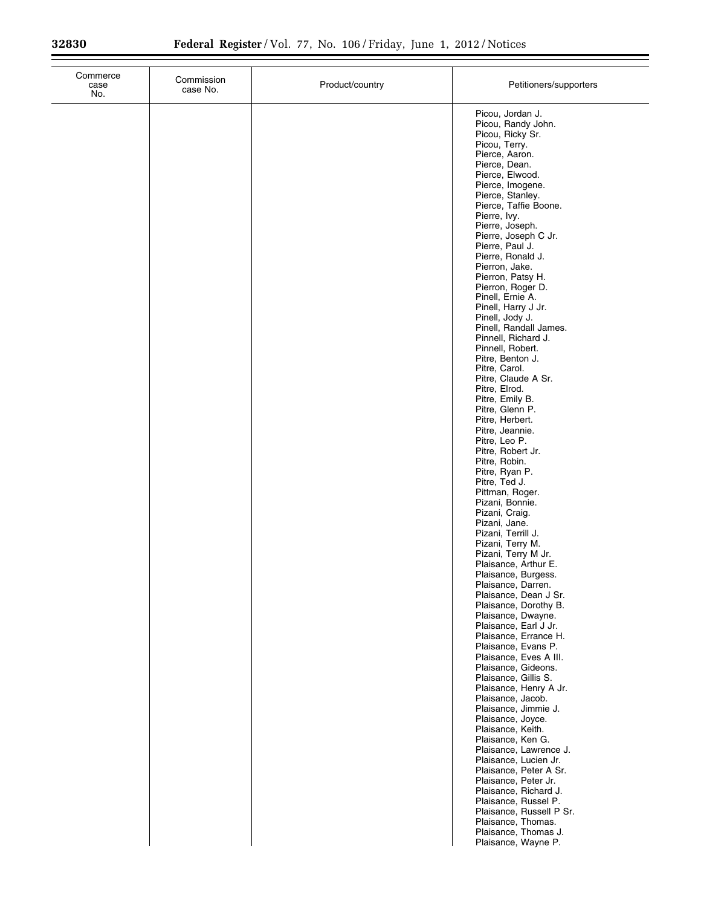| Commerce case No. | Commission case No. | Product/country | Petitioners/supporters |
|---|---|---|---|
| | | | Picou, Jordan J. |
| | | | Picou, Randy John. |
| | | | Picou, Ricky Sr. |
| | | | Picou, Terry. |
| | | | Pierce, Aaron. |
| | | | Pierce, Dean. |
| | | | Pierce, Elwood. |
| | | | Pierce, Imogene. |
| | | | Pierce, Stanley. |
| | | | Pierce, Taffie Boone. |
| | | | Pierre, Ivy. |
| | | | Pierre, Joseph. |
| | | | Pierre, Joseph C Jr. |
| | | | Pierre, Paul J. |
| | | | Pierre, Ronald J. |
| | | | Pierron, Jake. |
| | | | Pierron, Patsy H. |
| | | | Pierron, Roger D. |
| | | | Pinell, Ernie A. |
| | | | Pinell, Harry J Jr. |
| | | | Pinell, Jody J. |
| | | | Pinell, Randall James. |
| | | | Pinnell, Richard J. |
| | | | Pinnell, Robert. |
| | | | Pitre, Benton J. |
| | | | Pitre, Carol. |
| | | | Pitre, Claude A Sr. |
| | | | Pitre, Elrod. |
| | | | Pitre, Emily B. |
| | | | Pitre, Glenn P. |
| | | | Pitre, Herbert. |
| | | | Pitre, Jeannie. |
| | | | Pitre, Leo P. |
| | | | Pitre, Robert Jr. |
| | | | Pitre, Robin. |
| | | | Pitre, Ryan P. |
| | | | Pitre, Ted J. |
| | | | Pittman, Roger. |
| | | | Pizani, Bonnie. |
| | | | Pizani, Craig. |
| | | | Pizani, Jane. |
| | | | Pizani, Terrill J. |
| | | | Pizani, Terry M. |
| | | | Pizani, Terry M Jr. |
| | | | Plaisance, Arthur E. |
| | | | Plaisance, Burgess. |
| | | | Plaisance, Darren. |
| | | | Plaisance, Dean J Sr. |
| | | | Plaisance, Dorothy B. |
| | | | Plaisance, Dwayne. |
| | | | Plaisance, Earl J Jr. |
| | | | Plaisance, Errance H. |
| | | | Plaisance, Evans P. |
| | | | Plaisance, Eves A III. |
| | | | Plaisance, Gideons. |
| | | | Plaisance, Gillis S. |
| | | | Plaisance, Henry A Jr. |
| | | | Plaisance, Jacob. |
| | | | Plaisance, Jimmie J. |
| | | | Plaisance, Joyce. |
| | | | Plaisance, Keith. |
| | | | Plaisance, Ken G. |
| | | | Plaisance, Lawrence J. |
| | | | Plaisance, Lucien Jr. |
| | | | Plaisance, Peter A Sr. |
| | | | Plaisance, Peter Jr. |
| | | | Plaisance, Richard J. |
| | | | Plaisance, Russel P. |
| | | | Plaisance, Russell P Sr. |
| | | | Plaisance, Thomas. |
| | | | Plaisance, Thomas J. |
| | | | Plaisance, Wayne P. |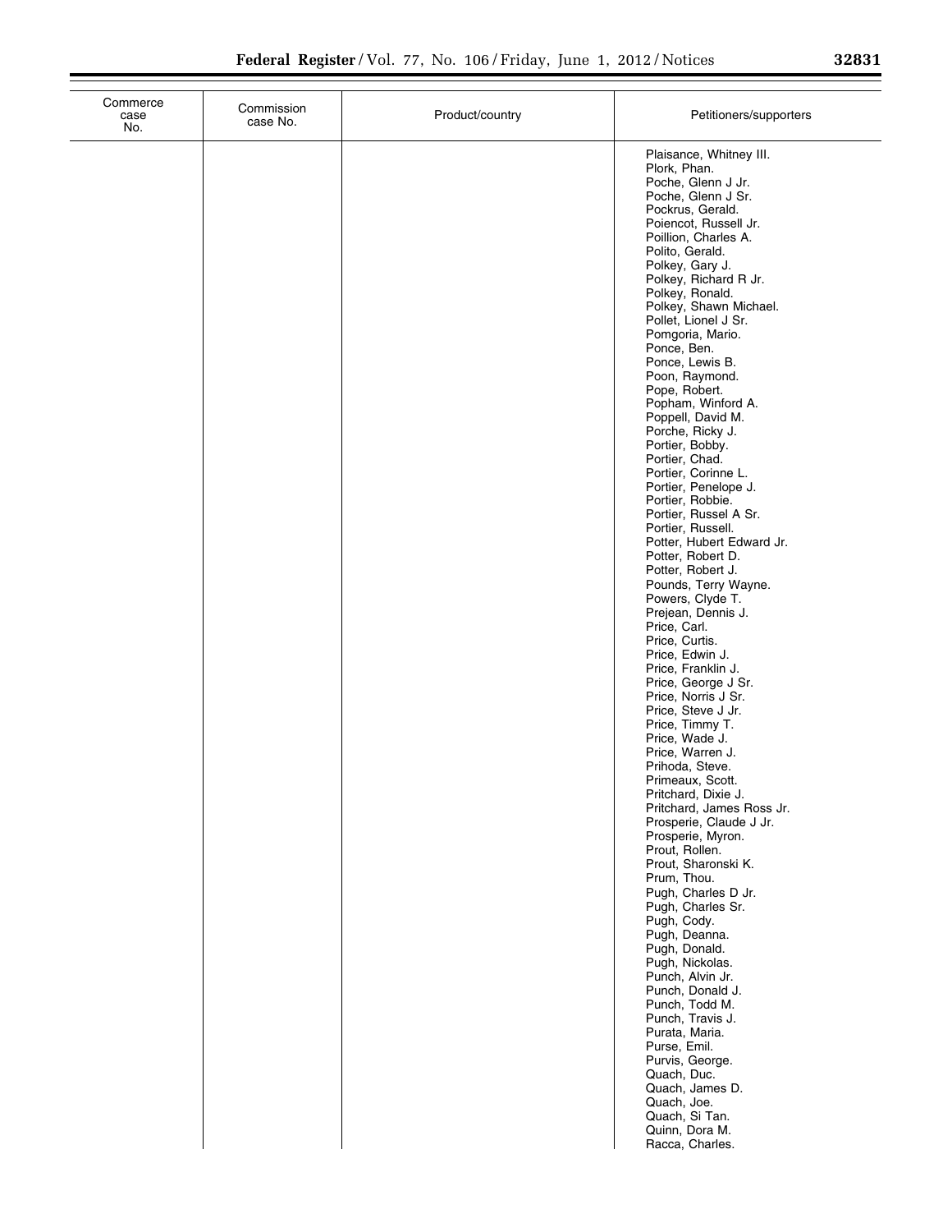| Commerce case No. | Commission case No. | Product/country | Petitioners/supporters |
| --- | --- | --- | --- |
| | | | Plaisance, Whitney III. |
| | | | Plork, Phan. |
| | | | Poche, Glenn J Jr. |
| | | | Poche, Glenn J Sr. |
| | | | Pockrus, Gerald. |
| | | | Poiencot, Russell Jr. |
| | | | Poillion, Charles A. |
| | | | Polito, Gerald. |
| | | | Polkey, Gary J. |
| | | | Polkey, Richard R Jr. |
| | | | Polkey, Ronald. |
| | | | Polkey, Shawn Michael. |
| | | | Pollet, Lionel J Sr. |
| | | | Pomgoria, Mario. |
| | | | Ponce, Ben. |
| | | | Ponce, Lewis B. |
| | | | Poon, Raymond. |
| | | | Pope, Robert. |
| | | | Popham, Winford A. |
| | | | Poppell, David M. |
| | | | Porche, Ricky J. |
| | | | Portier, Bobby. |
| | | | Portier, Chad. |
| | | | Portier, Corinne L. |
| | | | Portier, Penelope J. |
| | | | Portier, Robbie. |
| | | | Portier, Russel A Sr. |
| | | | Portier, Russell. |
| | | | Potter, Hubert Edward Jr. |
| | | | Potter, Robert D. |
| | | | Potter, Robert J. |
| | | | Pounds, Terry Wayne. |
| | | | Powers, Clyde T. |
| | | | Prejean, Dennis J. |
| | | | Price, Carl. |
| | | | Price, Curtis. |
| | | | Price, Edwin J. |
| | | | Price, Franklin J. |
| | | | Price, George J Sr. |
| | | | Price, Norris J Sr. |
| | | | Price, Steve J Jr. |
| | | | Price, Timmy T. |
| | | | Price, Wade J. |
| | | | Price, Warren J. |
| | | | Prihoda, Steve. |
| | | | Primeaux, Scott. |
| | | | Pritchard, Dixie J. |
| | | | Pritchard, James Ross Jr. |
| | | | Prosperie, Claude J Jr. |
| | | | Prosperie, Myron. |
| | | | Prout, Rollen. |
| | | | Prout, Sharonski K. |
| | | | Prum, Thou. |
| | | | Pugh, Charles D Jr. |
| | | | Pugh, Charles Sr. |
| | | | Pugh, Cody. |
| | | | Pugh, Deanna. |
| | | | Pugh, Donald. |
| | | | Pugh, Nickolas. |
| | | | Punch, Alvin Jr. |
| | | | Punch, Donald J. |
| | | | Punch, Todd M. |
| | | | Punch, Travis J. |
| | | | Purata, Maria. |
| | | | Purse, Emil. |
| | | | Purvis, George. |
| | | | Quach, Duc. |
| | | | Quach, James D. |
| | | | Quach, Joe. |
| | | | Quach, Si Tan. |
| | | | Quinn, Dora M. |
| | | | Racca, Charles. |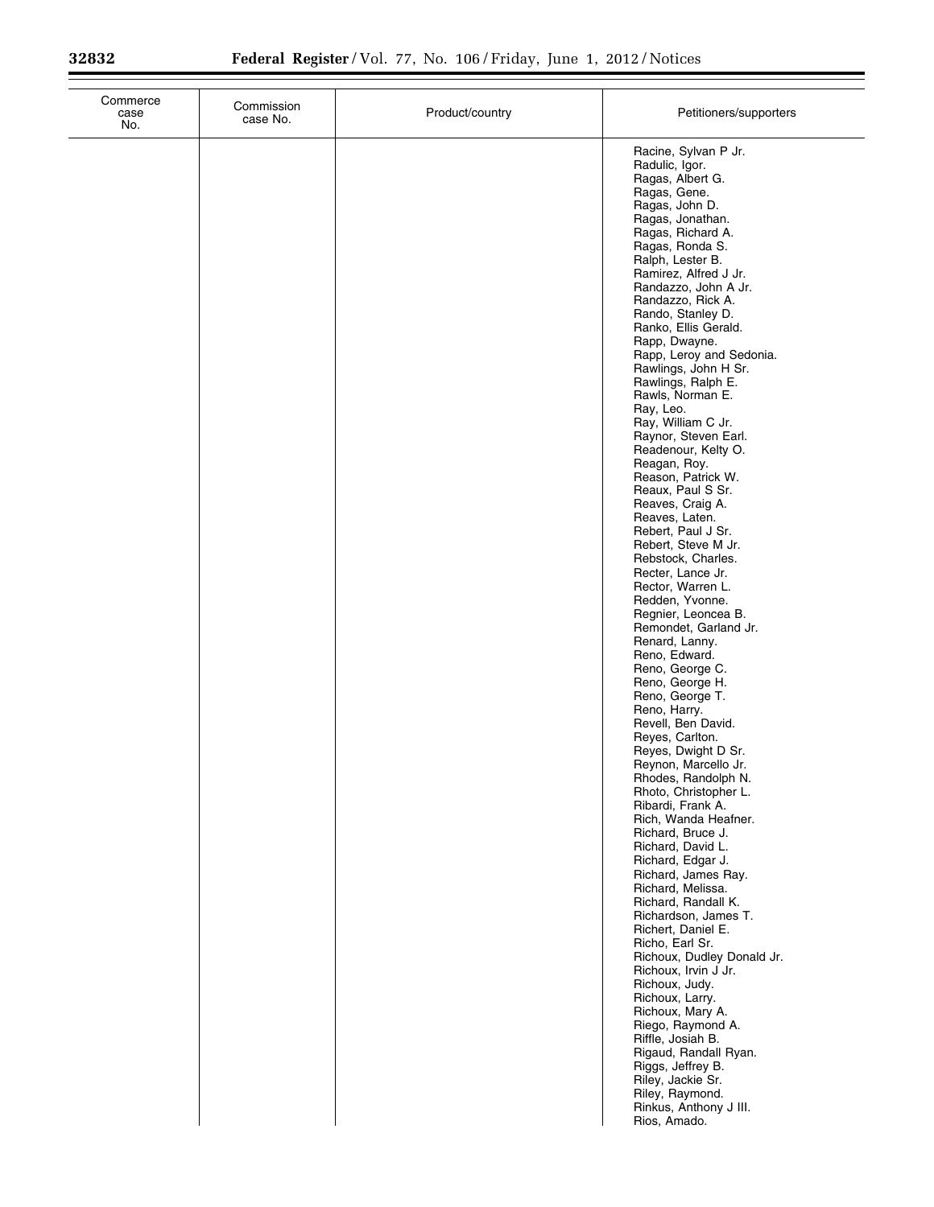| Commerce case No. | Commission case No. | Product/country | Petitioners/supporters |
|---|---|---|---|
| | | | Racine, Sylvan P Jr. |
| | | | Radulic, Igor. |
| | | | Ragas, Albert G. |
| | | | Ragas, Gene. |
| | | | Ragas, John D. |
| | | | Ragas, Jonathan. |
| | | | Ragas, Richard A. |
| | | | Ragas, Ronda S. |
| | | | Ralph, Lester B. |
| | | | Ramirez, Alfred J Jr. |
| | | | Randazzo, John A Jr. |
| | | | Randazzo, Rick A. |
| | | | Rando, Stanley D. |
| | | | Ranko, Ellis Gerald. |
| | | | Rapp, Dwayne. |
| | | | Rapp, Leroy and Sedonia. |
| | | | Rawlings, John H Sr. |
| | | | Rawlings, Ralph E. |
| | | | Rawls, Norman E. |
| | | | Ray, Leo. |
| | | | Ray, William C Jr. |
| | | | Raynor, Steven Earl. |
| | | | Readenour, Kelty O. |
| | | | Reagan, Roy. |
| | | | Reason, Patrick W. |
| | | | Reaux, Paul S Sr. |
| | | | Reaves, Craig A. |
| | | | Reaves, Laten. |
| | | | Rebert, Paul J Sr. |
| | | | Rebert, Steve M Jr. |
| | | | Rebstock, Charles. |
| | | | Recter, Lance Jr. |
| | | | Rector, Warren L. |
| | | | Redden, Yvonne. |
| | | | Regnier, Leoncea B. |
| | | | Remondet, Garland Jr. |
| | | | Renard, Lanny. |
| | | | Reno, Edward. |
| | | | Reno, George C. |
| | | | Reno, George H. |
| | | | Reno, George T. |
| | | | Reno, Harry. |
| | | | Revell, Ben David. |
| | | | Reyes, Carlton. |
| | | | Reyes, Dwight D Sr. |
| | | | Reynon, Marcello Jr. |
| | | | Rhodes, Randolph N. |
| | | | Rhoto, Christopher L. |
| | | | Ribardi, Frank A. |
| | | | Rich, Wanda Heafner. |
| | | | Richard, Bruce J. |
| | | | Richard, David L. |
| | | | Richard, Edgar J. |
| | | | Richard, James Ray. |
| | | | Richard, Melissa. |
| | | | Richard, Randall K. |
| | | | Richardson, James T. |
| | | | Richert, Daniel E. |
| | | | Richo, Earl Sr. |
| | | | Richoux, Dudley Donald Jr. |
| | | | Richoux, Irvin J Jr. |
| | | | Richoux, Judy. |
| | | | Richoux, Larry. |
| | | | Richoux, Mary A. |
| | | | Riego, Raymond A. |
| | | | Riffle, Josiah B. |
| | | | Rigaud, Randall Ryan. |
| | | | Riggs, Jeffrey B. |
| | | | Riley, Jackie Sr. |
| | | | Riley, Raymond. |
| | | | Rinkus, Anthony J III. |
| | | | Rios, Amado. |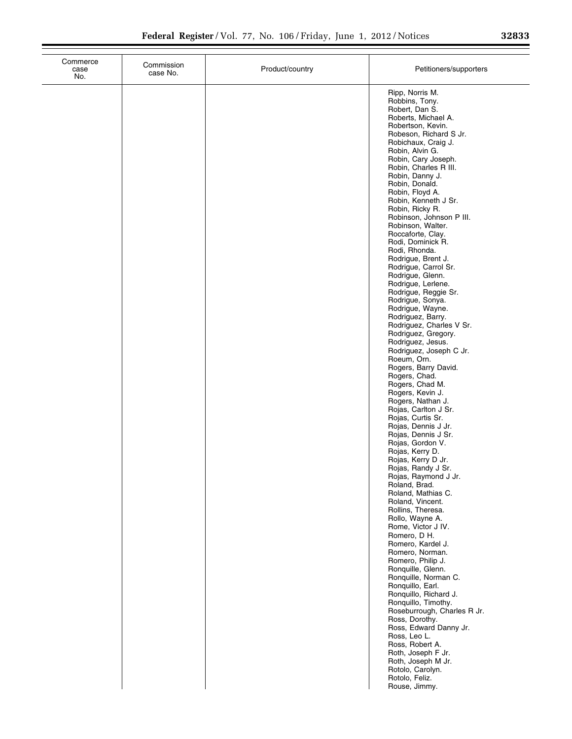| Commerce case No. | Commission case No. | Product/country | Petitioners/supporters |
| --- | --- | --- | --- |
| | | | Ripp, Norris M. |
| | | | Robbins, Tony. |
| | | | Robert, Dan S. |
| | | | Roberts, Michael A. |
| | | | Robertson, Kevin. |
| | | | Robeson, Richard S Jr. |
| | | | Robichaux, Craig J. |
| | | | Robin, Alvin G. |
| | | | Robin, Cary Joseph. |
| | | | Robin, Charles R III. |
| | | | Robin, Danny J. |
| | | | Robin, Donald. |
| | | | Robin, Floyd A. |
| | | | Robin, Kenneth J Sr. |
| | | | Robin, Ricky R. |
| | | | Robinson, Johnson P III. |
| | | | Robinson, Walter. |
| | | | Roccaforte, Clay. |
| | | | Rodi, Dominick R. |
| | | | Rodi, Rhonda. |
| | | | Rodrigue, Brent J. |
| | | | Rodrigue, Carrol Sr. |
| | | | Rodrigue, Glenn. |
| | | | Rodrigue, Lerlene. |
| | | | Rodrigue, Reggie Sr. |
| | | | Rodrigue, Sonya. |
| | | | Rodrigue, Wayne. |
| | | | Rodriguez, Barry. |
| | | | Rodriguez, Charles V Sr. |
| | | | Rodriguez, Gregory. |
| | | | Rodriguez, Jesus. |
| | | | Rodriguez, Joseph C Jr. |
| | | | Roeum, Orn. |
| | | | Rogers, Barry David. |
| | | | Rogers, Chad. |
| | | | Rogers, Chad M. |
| | | | Rogers, Kevin J. |
| | | | Rogers, Nathan J. |
| | | | Rojas, Carlton J Sr. |
| | | | Rojas, Curtis Sr. |
| | | | Rojas, Dennis J Jr. |
| | | | Rojas, Dennis J Sr. |
| | | | Rojas, Gordon V. |
| | | | Rojas, Kerry D. |
| | | | Rojas, Kerry D Jr. |
| | | | Rojas, Randy J Sr. |
| | | | Rojas, Raymond J Jr. |
| | | | Roland, Brad. |
| | | | Roland, Mathias C. |
| | | | Roland, Vincent. |
| | | | Rollins, Theresa. |
| | | | Rollo, Wayne A. |
| | | | Rome, Victor J IV. |
| | | | Romero, D H. |
| | | | Romero, Kardel J. |
| | | | Romero, Norman. |
| | | | Romero, Philip J. |
| | | | Ronquille, Glenn. |
| | | | Ronquille, Norman C. |
| | | | Ronquillo, Earl. |
| | | | Ronquillo, Richard J. |
| | | | Ronquillo, Timothy. |
| | | | Roseburrough, Charles R Jr. |
| | | | Ross, Dorothy. |
| | | | Ross, Edward Danny Jr. |
| | | | Ross, Leo L. |
| | | | Ross, Robert A. |
| | | | Roth, Joseph F Jr. |
| | | | Roth, Joseph M Jr. |
| | | | Rotolo, Carolyn. |
| | | | Rotolo, Feliz. |
| | | | Rouse, Jimmy. |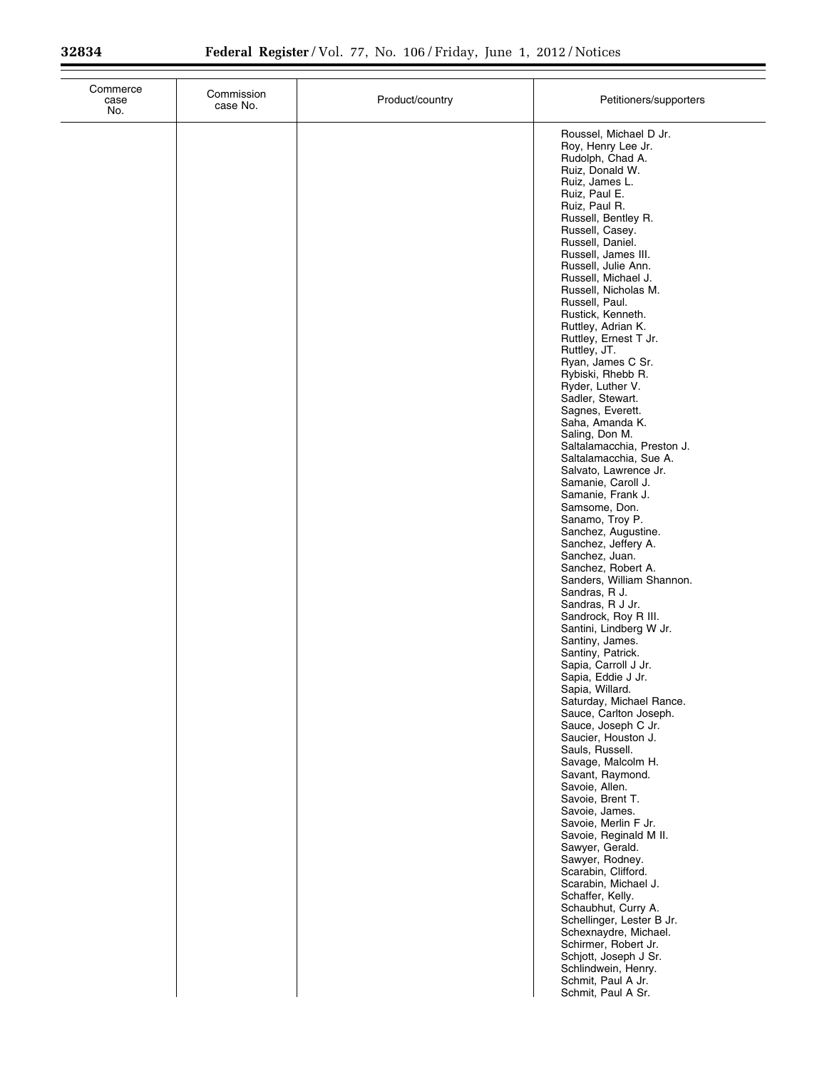| Commerce case No. | Commission case No. | Product/country | Petitioners/supporters |
| --- | --- | --- | --- |
| | | | Roussel, Michael D Jr. |
| | | | Roy, Henry Lee Jr. |
| | | | Rudolph, Chad A. |
| | | | Ruiz, Donald W. |
| | | | Ruiz, James L. |
| | | | Ruiz, Paul E. |
| | | | Ruiz, Paul R. |
| | | | Russell, Bentley R. |
| | | | Russell, Casey. |
| | | | Russell, Daniel. |
| | | | Russell, James III. |
| | | | Russell, Julie Ann. |
| | | | Russell, Michael J. |
| | | | Russell, Nicholas M. |
| | | | Russell, Paul. |
| | | | Rustick, Kenneth. |
| | | | Ruttley, Adrian K. |
| | | | Ruttley, Ernest T Jr. |
| | | | Ruttley, JT. |
| | | | Ryan, James C Sr. |
| | | | Rybiski, Rhebb R. |
| | | | Ryder, Luther V. |
| | | | Sadler, Stewart. |
| | | | Sagnes, Everett. |
| | | | Saha, Amanda K. |
| | | | Saling, Don M. |
| | | | Saltalamacchia, Preston J. |
| | | | Saltalamacchia, Sue A. |
| | | | Salvato, Lawrence Jr. |
| | | | Samanie, Caroll J. |
| | | | Samanie, Frank J. |
| | | | Samsome, Don. |
| | | | Sanamo, Troy P. |
| | | | Sanchez, Augustine. |
| | | | Sanchez, Jeffery A. |
| | | | Sanchez, Juan. |
| | | | Sanchez, Robert A. |
| | | | Sanders, William Shannon. |
| | | | Sandras, R J. |
| | | | Sandras, R J Jr. |
| | | | Sandrock, Roy R III. |
| | | | Santini, Lindberg W Jr. |
| | | | Santiny, James. |
| | | | Santiny, Patrick. |
| | | | Sapia, Carroll J Jr. |
| | | | Sapia, Eddie J Jr. |
| | | | Sapia, Willard. |
| | | | Saturday, Michael Rance. |
| | | | Sauce, Carlton Joseph. |
| | | | Sauce, Joseph C Jr. |
| | | | Saucier, Houston J. |
| | | | Sauls, Russell. |
| | | | Savage, Malcolm H. |
| | | | Savant, Raymond. |
| | | | Savoie, Allen. |
| | | | Savoie, Brent T. |
| | | | Savoie, James. |
| | | | Savoie, Merlin F Jr. |
| | | | Savoie, Reginald M II. |
| | | | Sawyer, Gerald. |
| | | | Sawyer, Rodney. |
| | | | Scarabin, Clifford. |
| | | | Scarabin, Michael J. |
| | | | Schaffer, Kelly. |
| | | | Schaubhut, Curry A. |
| | | | Schellinger, Lester B Jr. |
| | | | Schexnaydre, Michael. |
| | | | Schirmer, Robert Jr. |
| | | | Schjott, Joseph J Sr. |
| | | | Schlindwein, Henry. |
| | | | Schmit, Paul A Jr. |
| | | | Schmit, Paul A Sr. |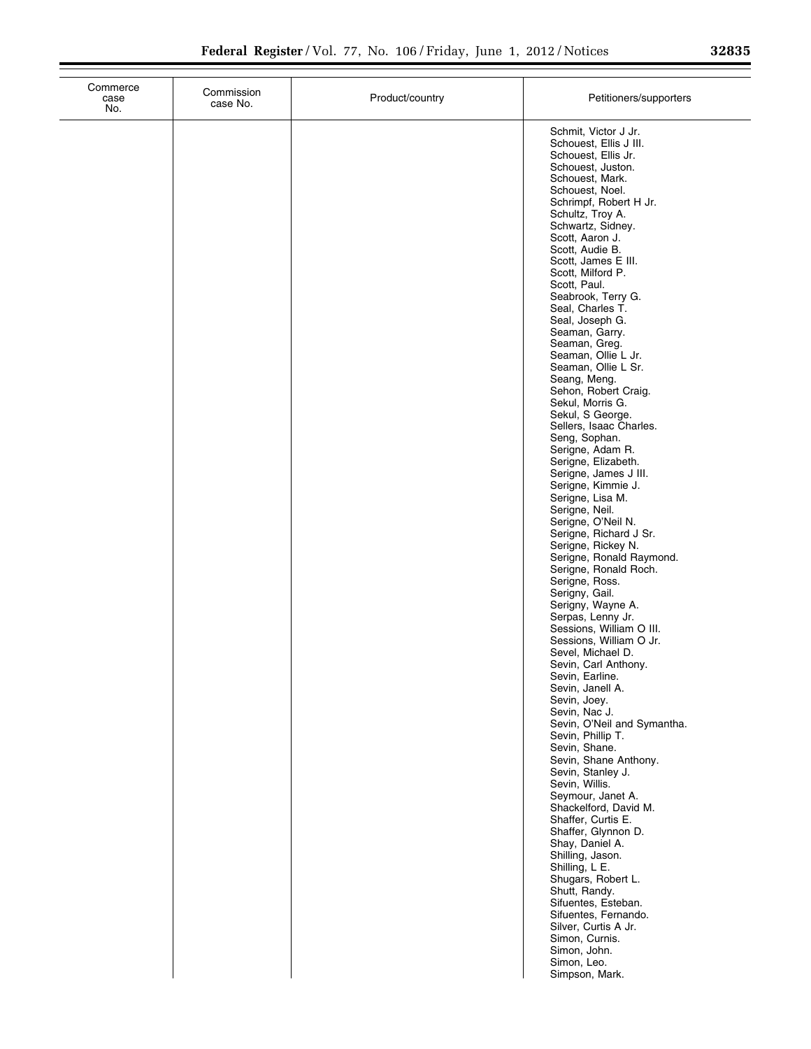| Commerce case No. | Commission case No. | Product/country | Petitioners/supporters |
|---|---|---|---|
| | | | Schmit, Victor J Jr. |
| | | | Schouest, Ellis J III. |
| | | | Schouest, Ellis Jr. |
| | | | Schouest, Juston. |
| | | | Schouest, Mark. |
| | | | Schouest, Noel. |
| | | | Schrimpf, Robert H Jr. |
| | | | Schultz, Troy A. |
| | | | Schwartz, Sidney. |
| | | | Scott, Aaron J. |
| | | | Scott, Audie B. |
| | | | Scott, James E III. |
| | | | Scott, Milford P. |
| | | | Scott, Paul. |
| | | | Seabrook, Terry G. |
| | | | Seal, Charles T. |
| | | | Seal, Joseph G. |
| | | | Seaman, Garry. |
| | | | Seaman, Greg. |
| | | | Seaman, Ollie L Jr. |
| | | | Seaman, Ollie L Sr. |
| | | | Seang, Meng. |
| | | | Sehon, Robert Craig. |
| | | | Sekul, Morris G. |
| | | | Sekul, S George. |
| | | | Sellers, Isaac Charles. |
| | | | Seng, Sophan. |
| | | | Serigne, Adam R. |
| | | | Serigne, Elizabeth. |
| | | | Serigne, James J III. |
| | | | Serigne, Kimmie J. |
| | | | Serigne, Lisa M. |
| | | | Serigne, Neil. |
| | | | Serigne, O'Neil N. |
| | | | Serigne, Richard J Sr. |
| | | | Serigne, Rickey N. |
| | | | Serigne, Ronald Raymond. |
| | | | Serigne, Ronald Roch. |
| | | | Serigne, Ross. |
| | | | Serigny, Gail. |
| | | | Serigny, Wayne A. |
| | | | Serpas, Lenny Jr. |
| | | | Sessions, William O III. |
| | | | Sessions, William O Jr. |
| | | | Sevel, Michael D. |
| | | | Sevin, Carl Anthony. |
| | | | Sevin, Earline. |
| | | | Sevin, Janell A. |
| | | | Sevin, Joey. |
| | | | Sevin, Nac J. |
| | | | Sevin, O'Neil and Symantha. |
| | | | Sevin, Phillip T. |
| | | | Sevin, Shane. |
| | | | Sevin, Shane Anthony. |
| | | | Sevin, Stanley J. |
| | | | Sevin, Willis. |
| | | | Seymour, Janet A. |
| | | | Shackelford, David M. |
| | | | Shaffer, Curtis E. |
| | | | Shaffer, Glynnon D. |
| | | | Shay, Daniel A. |
| | | | Shilling, Jason. |
| | | | Shilling, L E. |
| | | | Shugars, Robert L. |
| | | | Shutt, Randy. |
| | | | Sifuentes, Esteban. |
| | | | Sifuentes, Fernando. |
| | | | Silver, Curtis A Jr. |
| | | | Simon, Curnis. |
| | | | Simon, John. |
| | | | Simon, Leo. |
| | | | Simpson, Mark. |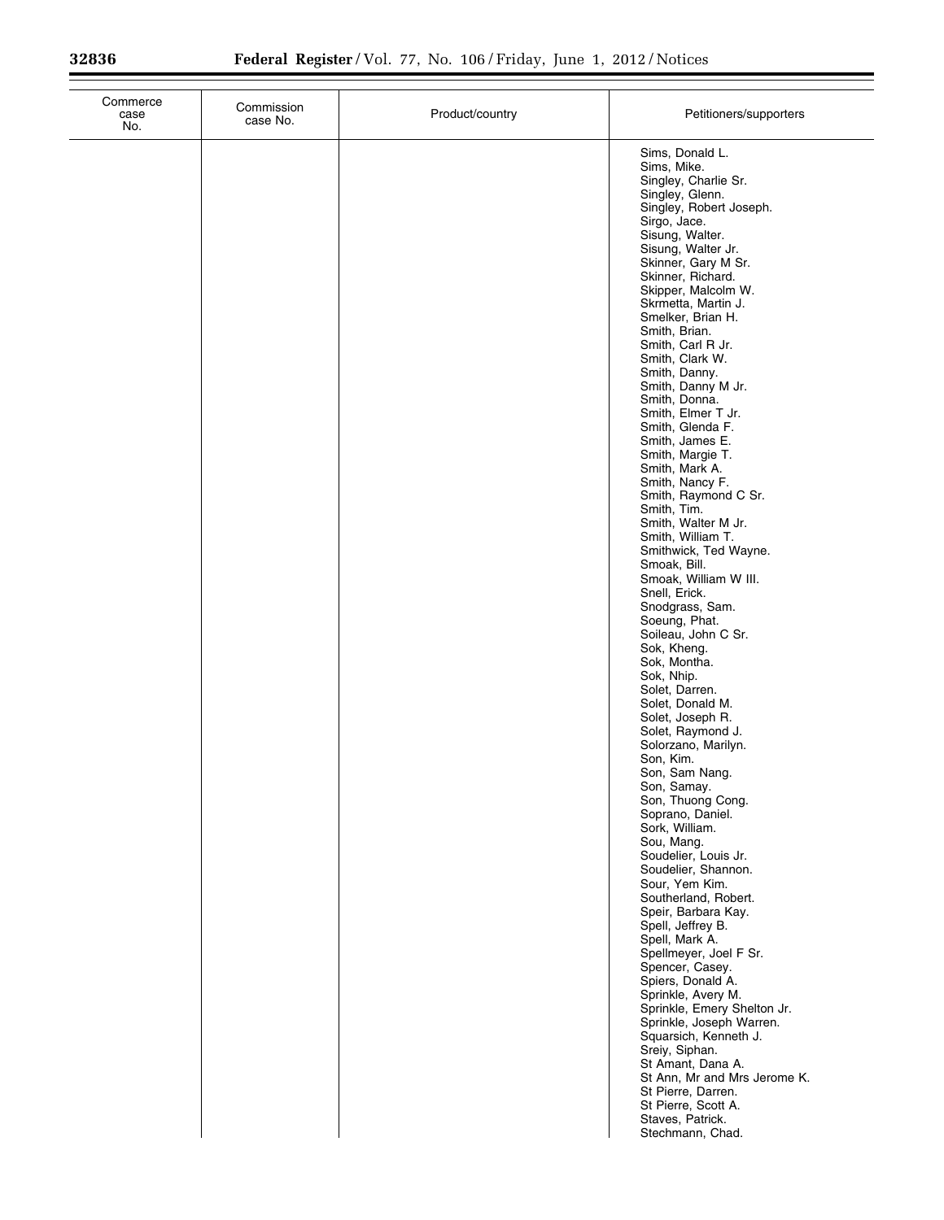| Commerce case No. | Commission case No. | Product/country | Petitioners/supporters |
| --- | --- | --- | --- |
| | | | Sims, Donald L. |
| | | | Sims, Mike. |
| | | | Singley, Charlie Sr. |
| | | | Singley, Glenn. |
| | | | Singley, Robert Joseph. |
| | | | Sirgo, Jace. |
| | | | Sisung, Walter. |
| | | | Sisung, Walter Jr. |
| | | | Skinner, Gary M Sr. |
| | | | Skinner, Richard. |
| | | | Skipper, Malcolm W. |
| | | | Skrmetta, Martin J. |
| | | | Smelker, Brian H. |
| | | | Smith, Brian. |
| | | | Smith, Carl R Jr. |
| | | | Smith, Clark W. |
| | | | Smith, Danny. |
| | | | Smith, Danny M Jr. |
| | | | Smith, Donna. |
| | | | Smith, Elmer T Jr. |
| | | | Smith, Glenda F. |
| | | | Smith, James E. |
| | | | Smith, Margie T. |
| | | | Smith, Mark A. |
| | | | Smith, Nancy F. |
| | | | Smith, Raymond C Sr. |
| | | | Smith, Tim. |
| | | | Smith, Walter M Jr. |
| | | | Smith, William T. |
| | | | Smithwick, Ted Wayne. |
| | | | Smoak, Bill. |
| | | | Smoak, William W III. |
| | | | Snell, Erick. |
| | | | Snodgrass, Sam. |
| | | | Soeung, Phat. |
| | | | Soileau, John C Sr. |
| | | | Sok, Kheng. |
| | | | Sok, Montha. |
| | | | Sok, Nhip. |
| | | | Solet, Darren. |
| | | | Solet, Donald M. |
| | | | Solet, Joseph R. |
| | | | Solet, Raymond J. |
| | | | Solorzano, Marilyn. |
| | | | Son, Kim. |
| | | | Son, Sam Nang. |
| | | | Son, Samay. |
| | | | Son, Thuong Cong. |
| | | | Soprano, Daniel. |
| | | | Sork, William. |
| | | | Sou, Mang. |
| | | | Soudelier, Louis Jr. |
| | | | Soudelier, Shannon. |
| | | | Sour, Yem Kim. |
| | | | Southerland, Robert. |
| | | | Speir, Barbara Kay. |
| | | | Spell, Jeffrey B. |
| | | | Spell, Mark A. |
| | | | Spellmeyer, Joel F Sr. |
| | | | Spencer, Casey. |
| | | | Spiers, Donald A. |
| | | | Sprinkle, Avery M. |
| | | | Sprinkle, Emery Shelton Jr. |
| | | | Sprinkle, Joseph Warren. |
| | | | Squarsich, Kenneth J. |
| | | | Sreiy, Siphan. |
| | | | St Amant, Dana A. |
| | | | St Ann, Mr and Mrs Jerome K. |
| | | | St Pierre, Darren. |
| | | | St Pierre, Scott A. |
| | | | Staves, Patrick. |
| | | | Stechmann, Chad. |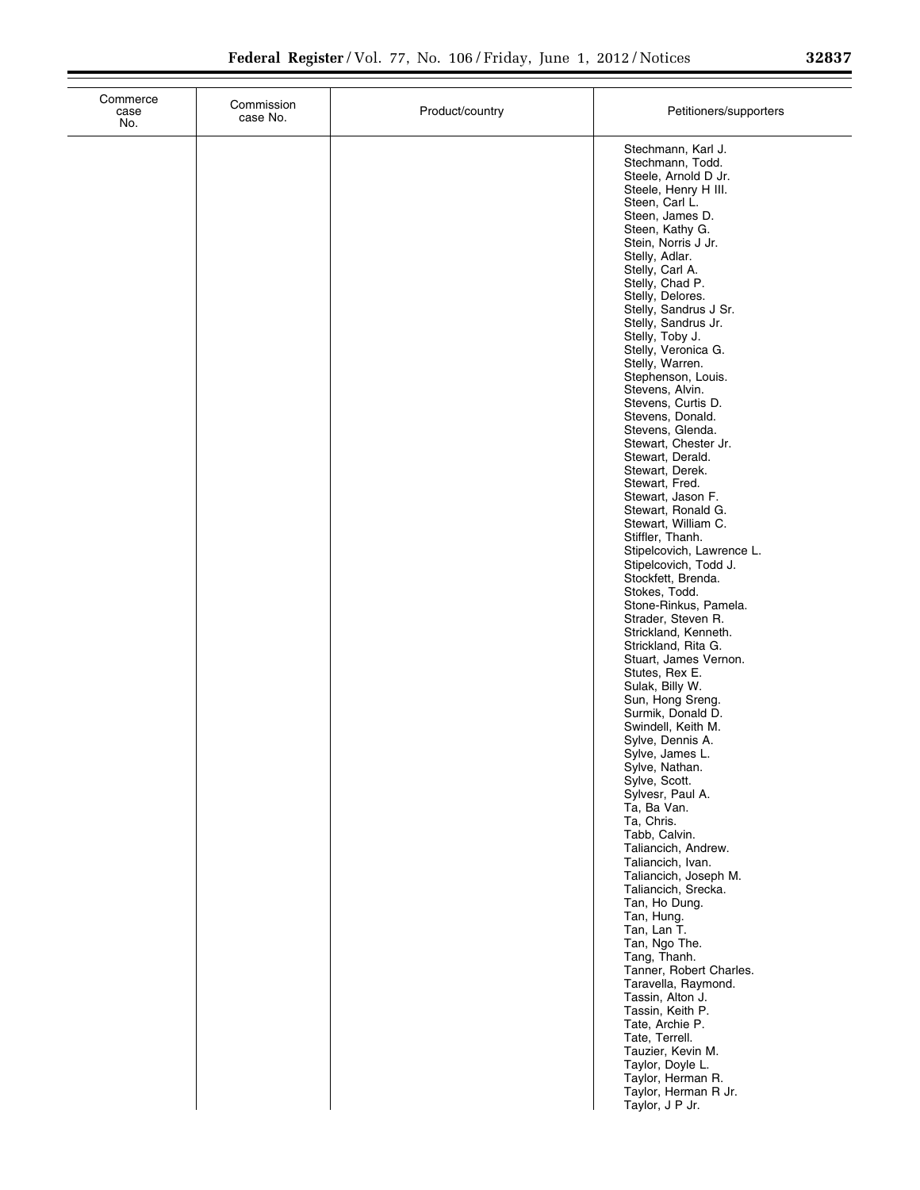| Commerce case No. | Commission case No. | Product/country | Petitioners/supporters |
|---|---|---|---|
| | | | Stechmann, Karl J. |
| | | | Stechmann, Todd. |
| | | | Steele, Arnold D Jr. |
| | | | Steele, Henry H III. |
| | | | Steen, Carl L. |
| | | | Steen, James D. |
| | | | Steen, Kathy G. |
| | | | Stein, Norris J Jr. |
| | | | Stelly, Adlar. |
| | | | Stelly, Carl A. |
| | | | Stelly, Chad P. |
| | | | Stelly, Delores. |
| | | | Stelly, Sandrus J Sr. |
| | | | Stelly, Sandrus Jr. |
| | | | Stelly, Toby J. |
| | | | Stelly, Veronica G. |
| | | | Stelly, Warren. |
| | | | Stephenson, Louis. |
| | | | Stevens, Alvin. |
| | | | Stevens, Curtis D. |
| | | | Stevens, Donald. |
| | | | Stevens, Glenda. |
| | | | Stewart, Chester Jr. |
| | | | Stewart, Derald. |
| | | | Stewart, Derek. |
| | | | Stewart, Fred. |
| | | | Stewart, Jason F. |
| | | | Stewart, Ronald G. |
| | | | Stewart, William C. |
| | | | Stiffler, Thanh. |
| | | | Stipelcovich, Lawrence L. |
| | | | Stipelcovich, Todd J. |
| | | | Stockfett, Brenda. |
| | | | Stokes, Todd. |
| | | | Stone-Rinkus, Pamela. |
| | | | Strader, Steven R. |
| | | | Strickland, Kenneth. |
| | | | Strickland, Rita G. |
| | | | Stuart, James Vernon. |
| | | | Stutes, Rex E. |
| | | | Sulak, Billy W. |
| | | | Sun, Hong Sreng. |
| | | | Surmik, Donald D. |
| | | | Swindell, Keith M. |
| | | | Sylve, Dennis A. |
| | | | Sylve, James L. |
| | | | Sylve, Nathan. |
| | | | Sylve, Scott. |
| | | | Sylvesr, Paul A. |
| | | | Ta, Ba Van. |
| | | | Ta, Chris. |
| | | | Tabb, Calvin. |
| | | | Taliancich, Andrew. |
| | | | Taliancich, Ivan. |
| | | | Taliancich, Joseph M. |
| | | | Taliancich, Srecka. |
| | | | Tan, Ho Dung. |
| | | | Tan, Hung. |
| | | | Tan, Lan T. |
| | | | Tan, Ngo The. |
| | | | Tang, Thanh. |
| | | | Tanner, Robert Charles. |
| | | | Taravella, Raymond. |
| | | | Tassin, Alton J. |
| | | | Tassin, Keith P. |
| | | | Tate, Archie P. |
| | | | Tate, Terrell. |
| | | | Tauzier, Kevin M. |
| | | | Taylor, Doyle L. |
| | | | Taylor, Herman R. |
| | | | Taylor, Herman R Jr. |
| | | | Taylor, J P Jr. |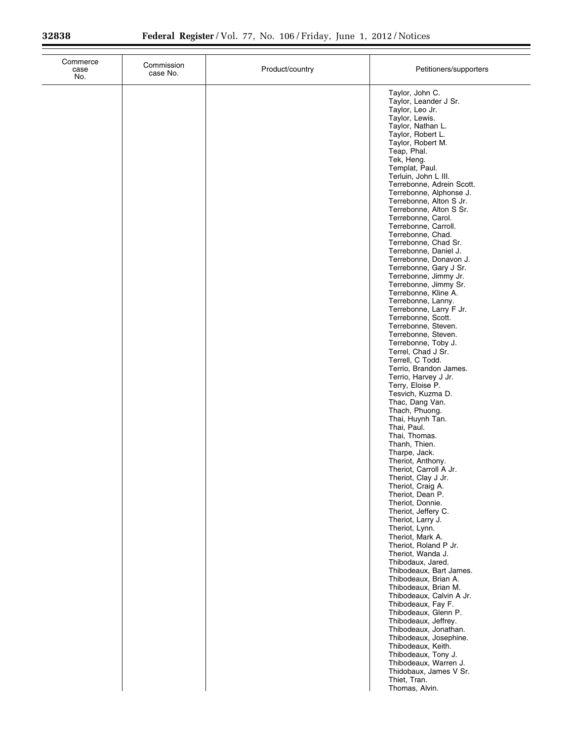| Commerce case No. | Commission case No. | Product/country | Petitioners/supporters |
|---|---|---|---|
| | | | Taylor, John C. |
| | | | Taylor, Leander J Sr. |
| | | | Taylor, Leo Jr. |
| | | | Taylor, Lewis. |
| | | | Taylor, Nathan L. |
| | | | Taylor, Robert L. |
| | | | Taylor, Robert M. |
| | | | Teap, Phal. |
| | | | Tek, Heng. |
| | | | Templat, Paul. |
| | | | Terluin, John L III. |
| | | | Terrebonne, Adrein Scott. |
| | | | Terrebonne, Alphonse J. |
| | | | Terrebonne, Alton S Jr. |
| | | | Terrebonne, Alton S Sr. |
| | | | Terrebonne, Carol. |
| | | | Terrebonne, Carroll. |
| | | | Terrebonne, Chad. |
| | | | Terrebonne, Chad Sr. |
| | | | Terrebonne, Daniel J. |
| | | | Terrebonne, Donavon J. |
| | | | Terrebonne, Gary J Sr. |
| | | | Terrebonne, Jimmy Jr. |
| | | | Terrebonne, Jimmy Sr. |
| | | | Terrebonne, Kline A. |
| | | | Terrebonne, Lanny. |
| | | | Terrebonne, Larry F Jr. |
| | | | Terrebonne, Scott. |
| | | | Terrebonne, Steven. |
| | | | Terrebonne, Steven. |
| | | | Terrebonne, Toby J. |
| | | | Terrel, Chad J Sr. |
| | | | Terrell, C Todd. |
| | | | Terrio, Brandon James. |
| | | | Terrio, Harvey J Jr. |
| | | | Terry, Eloise P. |
| | | | Tesvich, Kuzma D. |
| | | | Thac, Dang Van. |
| | | | Thach, Phuong. |
| | | | Thai, Huynh Tan. |
| | | | Thai, Paul. |
| | | | Thai, Thomas. |
| | | | Thanh, Thien. |
| | | | Tharpe, Jack. |
| | | | Theriot, Anthony. |
| | | | Theriot, Carroll A Jr. |
| | | | Theriot, Clay J Jr. |
| | | | Theriot, Craig A. |
| | | | Theriot, Dean P. |
| | | | Theriot, Donnie. |
| | | | Theriot, Jeffery C. |
| | | | Theriot, Larry J. |
| | | | Theriot, Lynn. |
| | | | Theriot, Mark A. |
| | | | Theriot, Roland P Jr. |
| | | | Theriot, Wanda J. |
| | | | Thibodaux, Jared. |
| | | | Thibodeaux, Bart James. |
| | | | Thibodeaux, Brian A. |
| | | | Thibodeaux, Brian M. |
| | | | Thibodeaux, Calvin A Jr. |
| | | | Thibodeaux, Fay F. |
| | | | Thibodeaux, Glenn P. |
| | | | Thibodeaux, Jeffrey. |
| | | | Thibodeaux, Jonathan. |
| | | | Thibodeaux, Josephine. |
| | | | Thibodeaux, Keith. |
| | | | Thibodeaux, Tony J. |
| | | | Thibodeaux, Warren J. |
| | | | Thidobaux, James V Sr. |
| | | | Thiet, Tran. |
| | | | Thomas, Alvin. |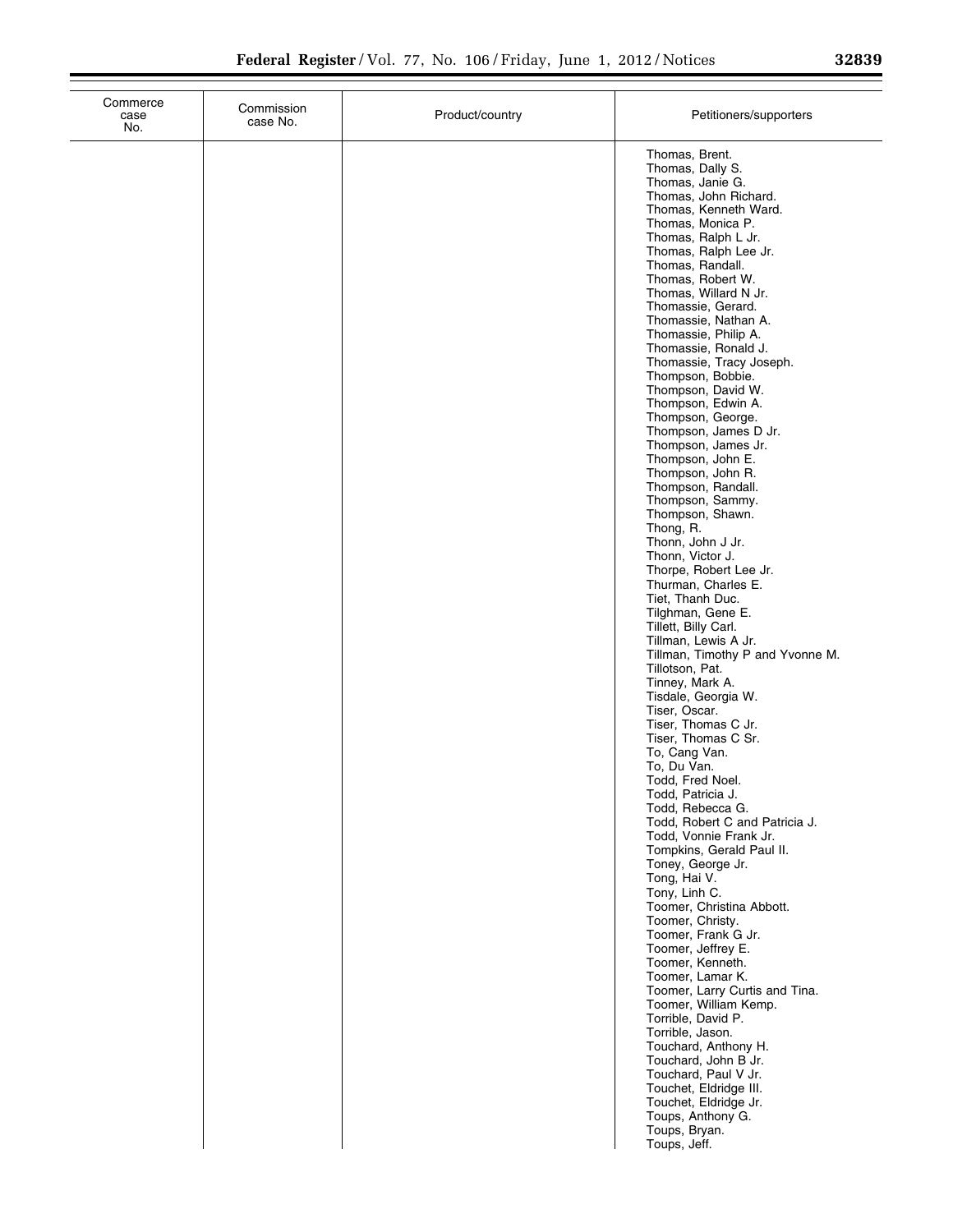| Commerce case No. | Commission case No. | Product/country | Petitioners/supporters |
|---|---|---|---|
| | | | Thomas, Brent.<br>Thomas, Dally S.<br>Thomas, Janie G.<br>Thomas, John Richard.<br>Thomas, Kenneth Ward.<br>Thomas, Monica P.<br>Thomas, Ralph L Jr.<br>Thomas, Ralph Lee Jr.<br>Thomas, Randall.<br>Thomas, Robert W.<br>Thomas, Willard N Jr.<br>Thomassie, Gerard.<br>Thomassie, Nathan A.<br>Thomassie, Philip A.<br>Thomassie, Ronald J.<br>Thomassie, Tracy Joseph.<br>Thompson, Bobbie.<br>Thompson, David W.<br>Thompson, Edwin A.<br>Thompson, George.<br>Thompson, James D Jr.<br>Thompson, James Jr.<br>Thompson, John E.<br>Thompson, John R.<br>Thompson, Randall.<br>Thompson, Sammy.<br>Thompson, Shawn.<br>Thong, R.<br>Thonn, John J Jr.<br>Thonn, Victor J.<br>Thorpe, Robert Lee Jr.<br>Thurman, Charles E.<br>Tiet, Thanh Duc.<br>Tilghman, Gene E.<br>Tillett, Billy Carl.<br>Tillman, Lewis A Jr.<br>Tillman, Timothy P and Yvonne M.<br>Tillotson, Pat.<br>Tinney, Mark A.<br>Tisdale, Georgia W.<br>Tiser, Oscar.<br>Tiser, Thomas C Jr.<br>Tiser, Thomas C Sr.<br>To, Cang Van.<br>To, Du Van.<br>Todd, Fred Noel.<br>Todd, Patricia J.<br>Todd, Rebecca G.<br>Todd, Robert C and Patricia J.<br>Todd, Vonnie Frank Jr.<br>Tompkins, Gerald Paul II.<br>Toney, George Jr.<br>Tong, Hai V.<br>Tony, Linh C.<br>Toomer, Christina Abbott.<br>Toomer, Christy.<br>Toomer, Frank G Jr.<br>Toomer, Jeffrey E.<br>Toomer, Kenneth.<br>Toomer, Lamar K.<br>Toomer, Larry Curtis and Tina.<br>Toomer, William Kemp.<br>Torrible, David P.<br>Torrible, Jason.<br>Touchard, Anthony H.<br>Touchard, John B Jr.<br>Touchard, Paul V Jr.<br>Touchet, Eldridge III.<br>Touchet, Eldridge Jr.<br>Toups, Anthony G.<br>Toups, Bryan.<br>Toups, Jeff. |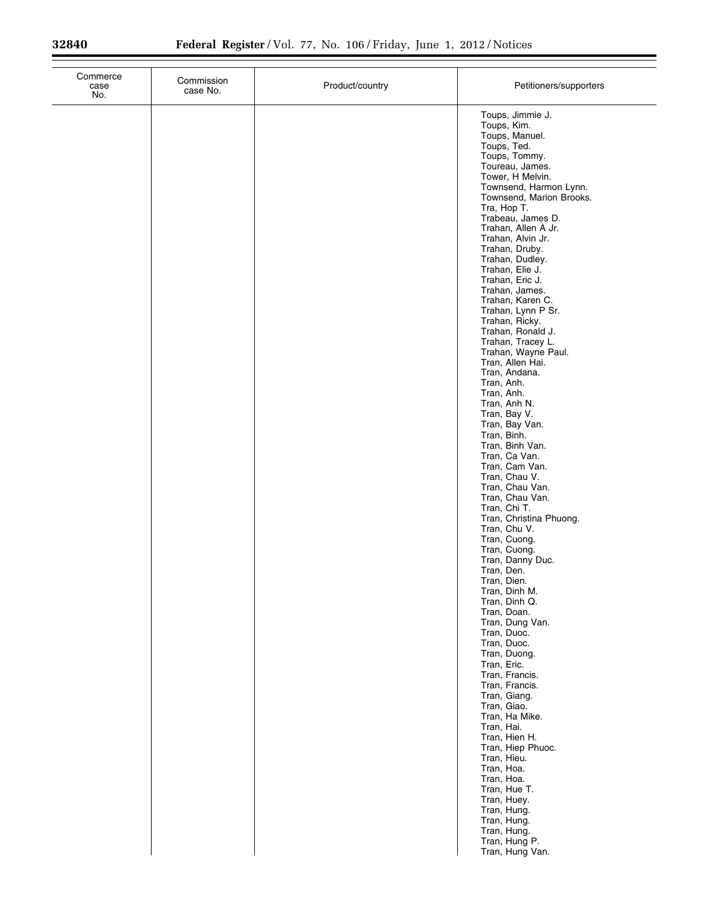| Commerce case No. | Commission case No. | Product/country | Petitioners/supporters |
|---|---|---|---|
| | | | Toups, Jimmie J. |
| | | | Toups, Kim. |
| | | | Toups, Manuel. |
| | | | Toups, Ted. |
| | | | Toups, Tommy. |
| | | | Toureau, James. |
| | | | Tower, H Melvin. |
| | | | Townsend, Harmon Lynn. |
| | | | Townsend, Marion Brooks. |
| | | | Tra, Hop T. |
| | | | Trabeau, James D. |
| | | | Trahan, Allen A Jr. |
| | | | Trahan, Alvin Jr. |
| | | | Trahan, Druby. |
| | | | Trahan, Dudley. |
| | | | Trahan, Elie J. |
| | | | Trahan, Eric J. |
| | | | Trahan, James. |
| | | | Trahan, Karen C. |
| | | | Trahan, Lynn P Sr. |
| | | | Trahan, Ricky. |
| | | | Trahan, Ronald J. |
| | | | Trahan, Tracey L. |
| | | | Trahan, Wayne Paul. |
| | | | Tran, Allen Hai. |
| | | | Tran, Andana. |
| | | | Tran, Anh. |
| | | | Tran, Anh. |
| | | | Tran, Anh N. |
| | | | Tran, Bay V. |
| | | | Tran, Bay Van. |
| | | | Tran, Binh. |
| | | | Tran, Binh Van. |
| | | | Tran, Ca Van. |
| | | | Tran, Cam Van. |
| | | | Tran, Chau V. |
| | | | Tran, Chau Van. |
| | | | Tran, Chau Van. |
| | | | Tran, Chi T. |
| | | | Tran, Christina Phuong. |
| | | | Tran, Chu V. |
| | | | Tran, Cuong. |
| | | | Tran, Cuong. |
| | | | Tran, Danny Duc. |
| | | | Tran, Den. |
| | | | Tran, Dien. |
| | | | Tran, Dinh M. |
| | | | Tran, Dinh Q. |
| | | | Tran, Doan. |
| | | | Tran, Dung Van. |
| | | | Tran, Duoc. |
| | | | Tran, Duoc. |
| | | | Tran, Duong. |
| | | | Tran, Eric. |
| | | | Tran, Francis. |
| | | | Tran, Francis. |
| | | | Tran, Giang. |
| | | | Tran, Giao. |
| | | | Tran, Ha Mike. |
| | | | Tran, Hai. |
| | | | Tran, Hien H. |
| | | | Tran, Hiep Phuoc. |
| | | | Tran, Hieu. |
| | | | Tran, Hoa. |
| | | | Tran, Hoa. |
| | | | Tran, Hue T. |
| | | | Tran, Huey. |
| | | | Tran, Hung. |
| | | | Tran, Hung. |
| | | | Tran, Hung. |
| | | | Tran, Hung P. |
| | | | Tran, Hung Van. |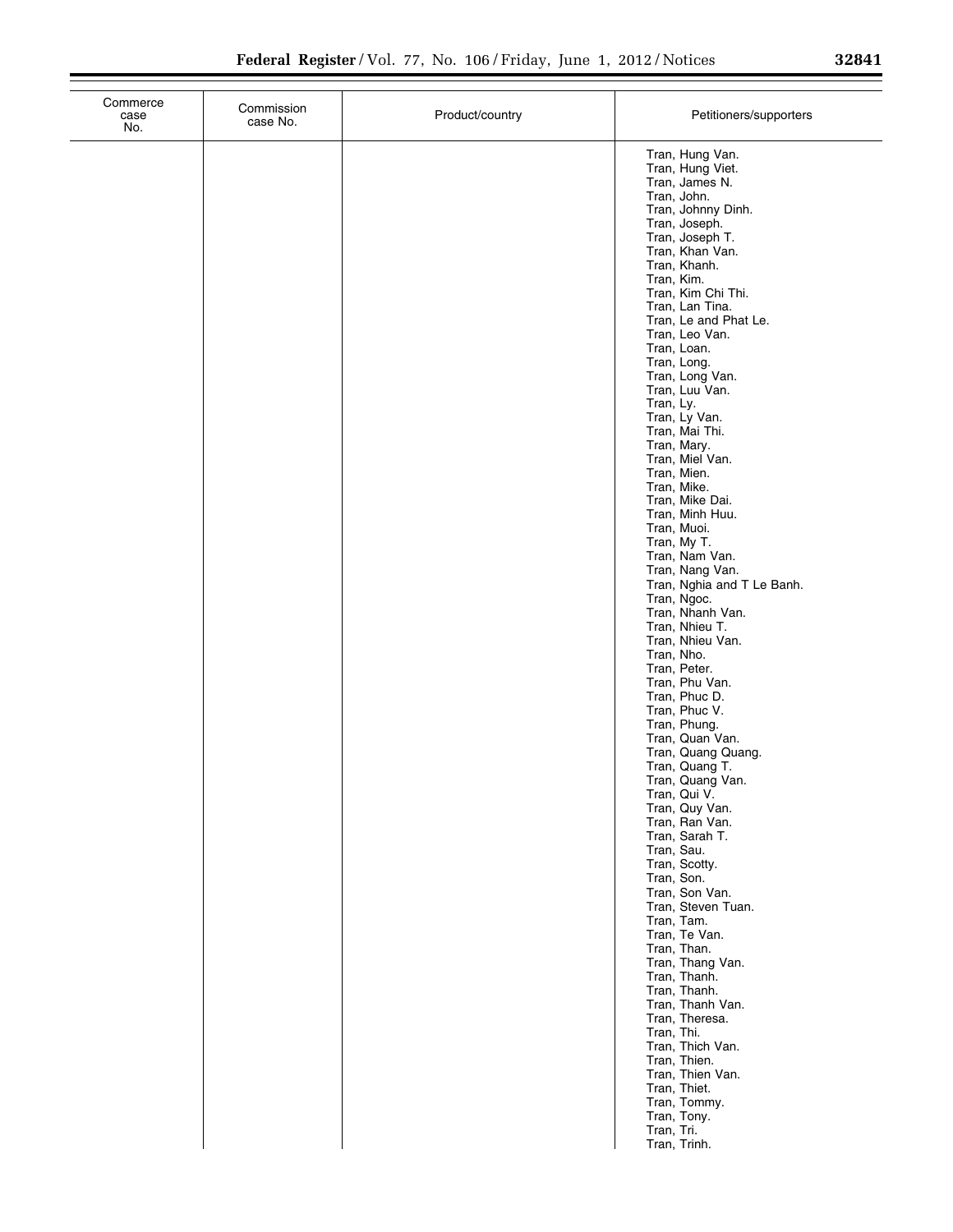| Commerce case No. | Commission case No. | Product/country | Petitioners/supporters |
|---|---|---|---|
| | | | Tran, Hung Van. |
| | | | Tran, Hung Viet. |
| | | | Tran, James N. |
| | | | Tran, John. |
| | | | Tran, Johnny Dinh. |
| | | | Tran, Joseph. |
| | | | Tran, Joseph T. |
| | | | Tran, Khan Van. |
| | | | Tran, Khanh. |
| | | | Tran, Kim. |
| | | | Tran, Kim Chi Thi. |
| | | | Tran, Lan Tina. |
| | | | Tran, Le and Phat Le. |
| | | | Tran, Leo Van. |
| | | | Tran, Loan. |
| | | | Tran, Long. |
| | | | Tran, Long Van. |
| | | | Tran, Luu Van. |
| | | | Tran, Ly. |
| | | | Tran, Ly Van. |
| | | | Tran, Mai Thi. |
| | | | Tran, Mary. |
| | | | Tran, Miel Van. |
| | | | Tran, Mien. |
| | | | Tran, Mike. |
| | | | Tran, Mike Dai. |
| | | | Tran, Minh Huu. |
| | | | Tran, Muoi. |
| | | | Tran, My T. |
| | | | Tran, Nam Van. |
| | | | Tran, Nang Van. |
| | | | Tran, Nghia and T Le Banh. |
| | | | Tran, Ngoc. |
| | | | Tran, Nhanh Van. |
| | | | Tran, Nhieu T. |
| | | | Tran, Nhieu Van. |
| | | | Tran, Nho. |
| | | | Tran, Peter. |
| | | | Tran, Phu Van. |
| | | | Tran, Phuc D. |
| | | | Tran, Phuc V. |
| | | | Tran, Phung. |
| | | | Tran, Quan Van. |
| | | | Tran, Quang Quang. |
| | | | Tran, Quang T. |
| | | | Tran, Quang Van. |
| | | | Tran, Qui V. |
| | | | Tran, Quy Van. |
| | | | Tran, Ran Van. |
| | | | Tran, Sarah T. |
| | | | Tran, Sau. |
| | | | Tran, Scotty. |
| | | | Tran, Son. |
| | | | Tran, Son Van. |
| | | | Tran, Steven Tuan. |
| | | | Tran, Tam. |
| | | | Tran, Te Van. |
| | | | Tran, Than. |
| | | | Tran, Thang Van. |
| | | | Tran, Thanh. |
| | | | Tran, Thanh. |
| | | | Tran, Thanh Van. |
| | | | Tran, Theresa. |
| | | | Tran, Thi. |
| | | | Tran, Thich Van. |
| | | | Tran, Thien. |
| | | | Tran, Thien Van. |
| | | | Tran, Thiet. |
| | | | Tran, Tommy. |
| | | | Tran, Tony. |
| | | | Tran, Tri. |
| | | | Tran, Trinh. |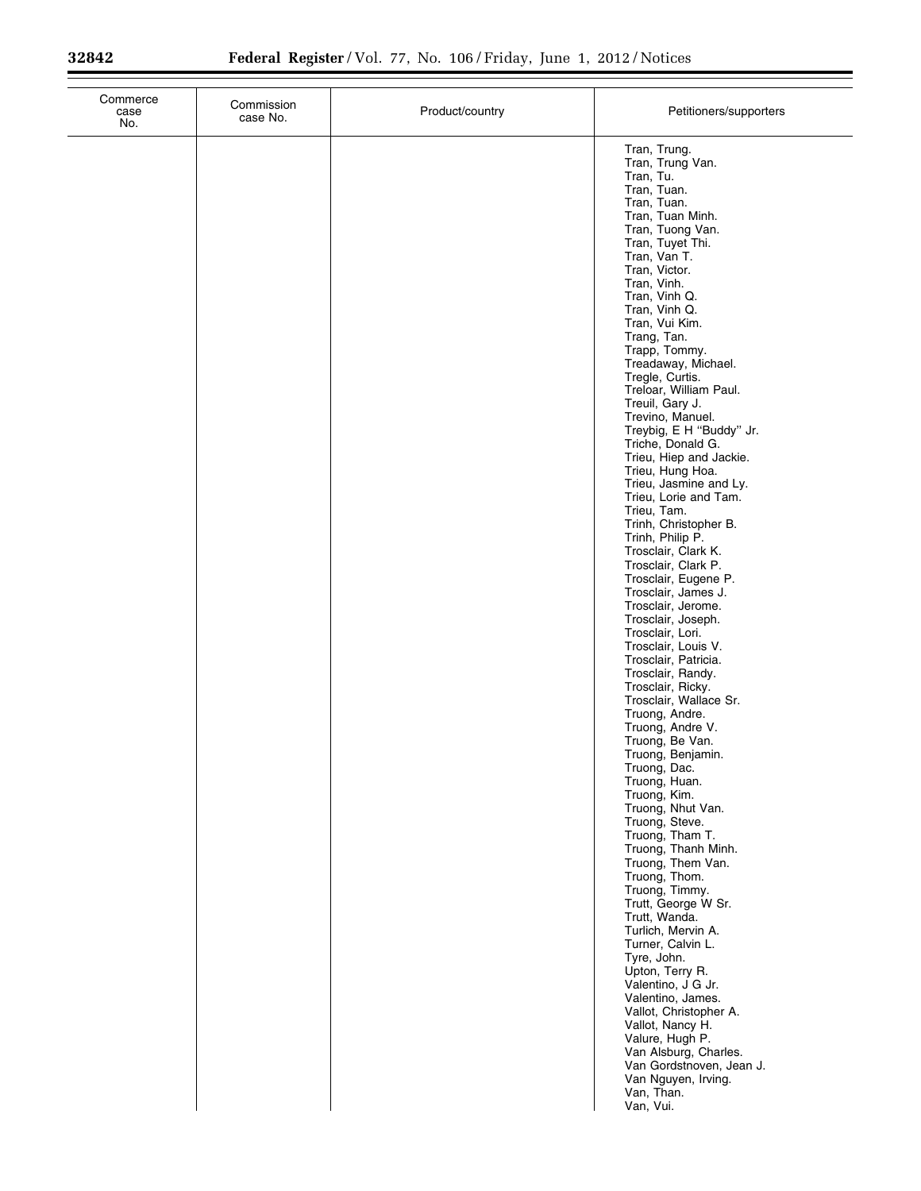| Commerce case No. | Commission case No. | Product/country | Petitioners/supporters |
|---|---|---|---|
| | | | Tran, Trung. |
| | | | Tran, Trung Van. |
| | | | Tran, Tu. |
| | | | Tran, Tuan. |
| | | | Tran, Tuan. |
| | | | Tran, Tuan Minh. |
| | | | Tran, Tuong Van. |
| | | | Tran, Tuyet Thi. |
| | | | Tran, Van T. |
| | | | Tran, Victor. |
| | | | Tran, Vinh. |
| | | | Tran, Vinh Q. |
| | | | Tran, Vinh Q. |
| | | | Tran, Vui Kim. |
| | | | Trang, Tan. |
| | | | Trapp, Tommy. |
| | | | Treadaway, Michael. |
| | | | Tregle, Curtis. |
| | | | Treloar, William Paul. |
| | | | Treuil, Gary J. |
| | | | Trevino, Manuel. |
| | | | Treybig, E H "Buddy" Jr. |
| | | | Triche, Donald G. |
| | | | Trieu, Hiep and Jackie. |
| | | | Trieu, Hung Hoa. |
| | | | Trieu, Jasmine and Ly. |
| | | | Trieu, Lorie and Tam. |
| | | | Trieu, Tam. |
| | | | Trinh, Christopher B. |
| | | | Trinh, Philip P. |
| | | | Trosclair, Clark K. |
| | | | Trosclair, Clark P. |
| | | | Trosclair, Eugene P. |
| | | | Trosclair, James J. |
| | | | Trosclair, Jerome. |
| | | | Trosclair, Joseph. |
| | | | Trosclair, Lori. |
| | | | Trosclair, Louis V. |
| | | | Trosclair, Patricia. |
| | | | Trosclair, Randy. |
| | | | Trosclair, Ricky. |
| | | | Trosclair, Wallace Sr. |
| | | | Truong, Andre. |
| | | | Truong, Andre V. |
| | | | Truong, Be Van. |
| | | | Truong, Benjamin. |
| | | | Truong, Dac. |
| | | | Truong, Huan. |
| | | | Truong, Kim. |
| | | | Truong, Nhut Van. |
| | | | Truong, Steve. |
| | | | Truong, Tham T. |
| | | | Truong, Thanh Minh. |
| | | | Truong, Them Van. |
| | | | Truong, Thom. |
| | | | Truong, Timmy. |
| | | | Trutt, George W Sr. |
| | | | Trutt, Wanda. |
| | | | Turlich, Mervin A. |
| | | | Turner, Calvin L. |
| | | | Tyre, John. |
| | | | Upton, Terry R. |
| | | | Valentino, J G Jr. |
| | | | Valentino, James. |
| | | | Vallot, Christopher A. |
| | | | Vallot, Nancy H. |
| | | | Valure, Hugh P. |
| | | | Van Alsburg, Charles. |
| | | | Van Gordstnoven, Jean J. |
| | | | Van Nguyen, Irving. |
| | | | Van, Than. |
| | | | Van, Vui. |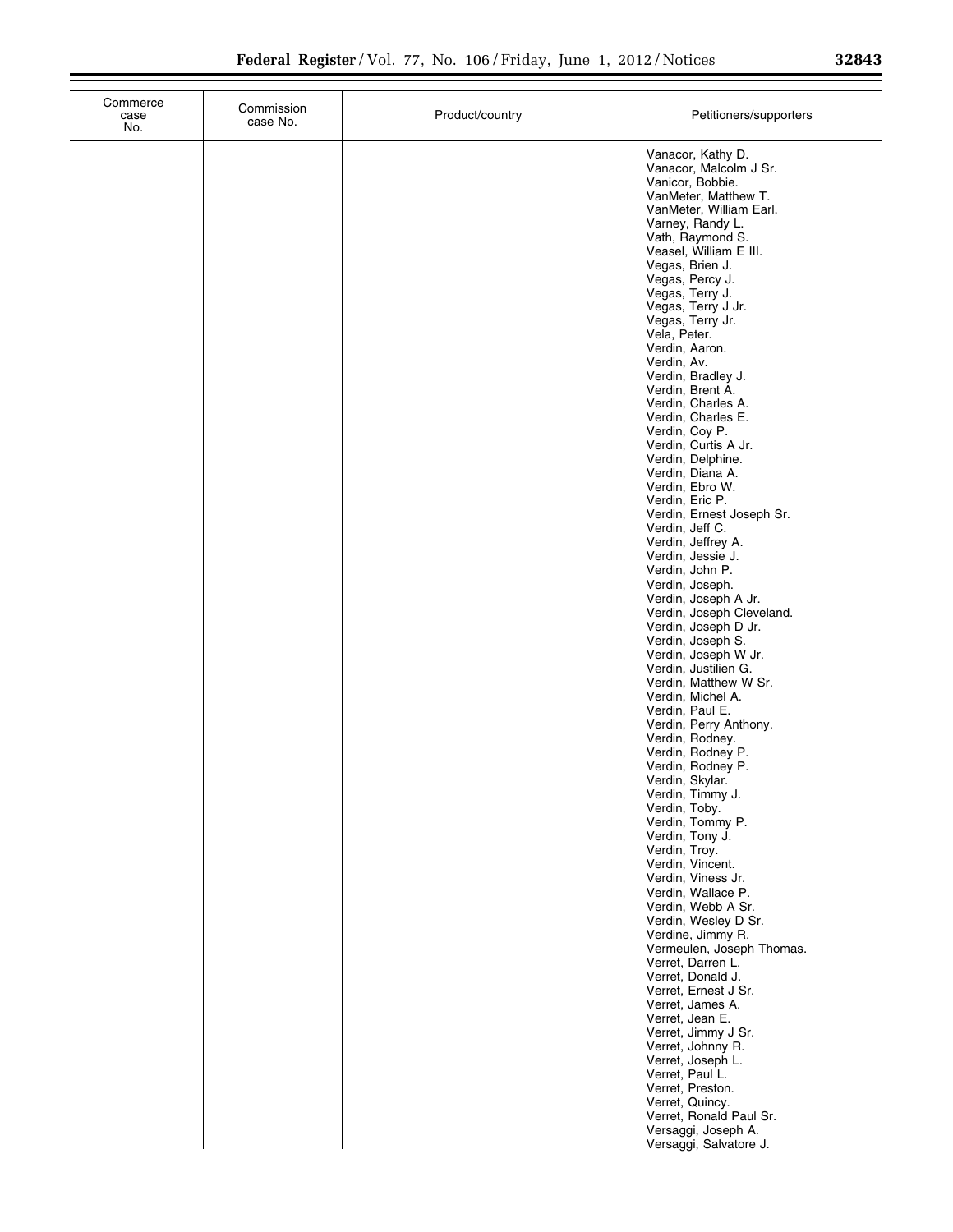| Commerce case No. | Commission case No. | Product/country | Petitioners/supporters |
| --- | --- | --- | --- |
| | | | Vanacor, Kathy D. |
| | | | Vanacor, Malcolm J Sr. |
| | | | Vanicor, Bobbie. |
| | | | VanMeter, Matthew T. |
| | | | VanMeter, William Earl. |
| | | | Varney, Randy L. |
| | | | Vath, Raymond S. |
| | | | Veasel, William E III. |
| | | | Vegas, Brien J. |
| | | | Vegas, Percy J. |
| | | | Vegas, Terry J. |
| | | | Vegas, Terry J Jr. |
| | | | Vegas, Terry Jr. |
| | | | Vela, Peter. |
| | | | Verdin, Aaron. |
| | | | Verdin, Av. |
| | | | Verdin, Bradley J. |
| | | | Verdin, Brent A. |
| | | | Verdin, Charles A. |
| | | | Verdin, Charles E. |
| | | | Verdin, Coy P. |
| | | | Verdin, Curtis A Jr. |
| | | | Verdin, Delphine. |
| | | | Verdin, Diana A. |
| | | | Verdin, Ebro W. |
| | | | Verdin, Eric P. |
| | | | Verdin, Ernest Joseph Sr. |
| | | | Verdin, Jeff C. |
| | | | Verdin, Jeffrey A. |
| | | | Verdin, Jessie J. |
| | | | Verdin, John P. |
| | | | Verdin, Joseph. |
| | | | Verdin, Joseph A Jr. |
| | | | Verdin, Joseph Cleveland. |
| | | | Verdin, Joseph D Jr. |
| | | | Verdin, Joseph S. |
| | | | Verdin, Joseph W Jr. |
| | | | Verdin, Justilien G. |
| | | | Verdin, Matthew W Sr. |
| | | | Verdin, Michel A. |
| | | | Verdin, Paul E. |
| | | | Verdin, Perry Anthony. |
| | | | Verdin, Rodney. |
| | | | Verdin, Rodney P. |
| | | | Verdin, Rodney P. |
| | | | Verdin, Skylar. |
| | | | Verdin, Timmy J. |
| | | | Verdin, Toby. |
| | | | Verdin, Tommy P. |
| | | | Verdin, Tony J. |
| | | | Verdin, Troy. |
| | | | Verdin, Vincent. |
| | | | Verdin, Viness Jr. |
| | | | Verdin, Wallace P. |
| | | | Verdin, Webb A Sr. |
| | | | Verdin, Wesley D Sr. |
| | | | Verdine, Jimmy R. |
| | | | Vermeulen, Joseph Thomas. |
| | | | Verret, Darren L. |
| | | | Verret, Donald J. |
| | | | Verret, Ernest J Sr. |
| | | | Verret, James A. |
| | | | Verret, Jean E. |
| | | | Verret, Jimmy J Sr. |
| | | | Verret, Johnny R. |
| | | | Verret, Joseph L. |
| | | | Verret, Paul L. |
| | | | Verret, Preston. |
| | | | Verret, Quincy. |
| | | | Verret, Ronald Paul Sr. |
| | | | Versaggi, Joseph A. |
| | | | Versaggi, Salvatore J. |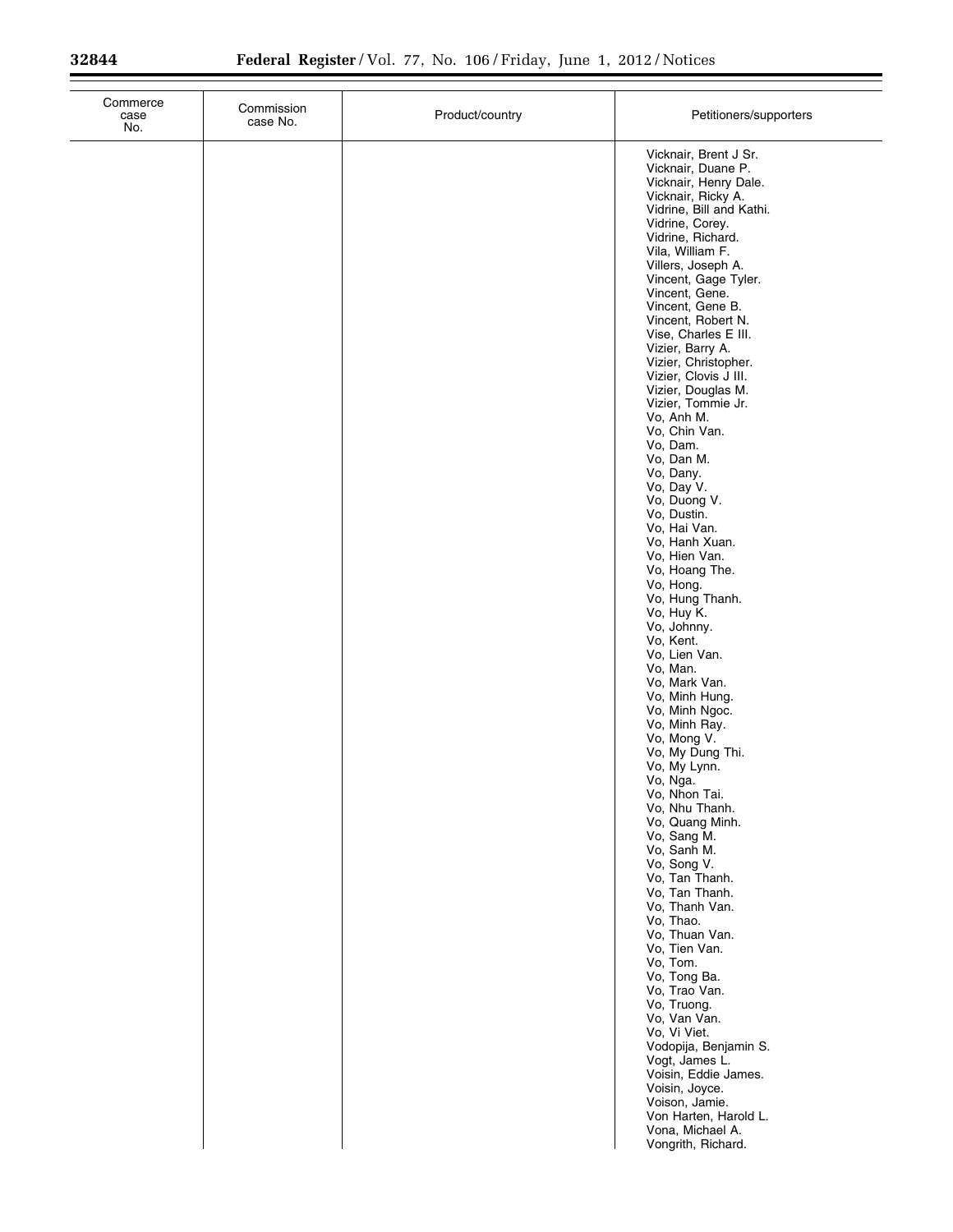| Commerce case No. | Commission case No. | Product/country | Petitioners/supporters |
| --- | --- | --- | --- |
| | | | Vicknair, Brent J Sr. |
| | | | Vicknair, Duane P. |
| | | | Vicknair, Henry Dale. |
| | | | Vicknair, Ricky A. |
| | | | Vidrine, Bill and Kathi. |
| | | | Vidrine, Corey. |
| | | | Vidrine, Richard. |
| | | | Vila, William F. |
| | | | Villers, Joseph A. |
| | | | Vincent, Gage Tyler. |
| | | | Vincent, Gene. |
| | | | Vincent, Gene B. |
| | | | Vincent, Robert N. |
| | | | Vise, Charles E III. |
| | | | Vizier, Barry A. |
| | | | Vizier, Christopher. |
| | | | Vizier, Clovis J III. |
| | | | Vizier, Douglas M. |
| | | | Vizier, Tommie Jr. |
| | | | Vo, Anh M. |
| | | | Vo, Chin Van. |
| | | | Vo, Dam. |
| | | | Vo, Dan M. |
| | | | Vo, Dany. |
| | | | Vo, Day V. |
| | | | Vo, Duong V. |
| | | | Vo, Dustin. |
| | | | Vo, Hai Van. |
| | | | Vo, Hanh Xuan. |
| | | | Vo, Hien Van. |
| | | | Vo, Hoang The. |
| | | | Vo, Hong. |
| | | | Vo, Hung Thanh. |
| | | | Vo, Huy K. |
| | | | Vo, Johnny. |
| | | | Vo, Kent. |
| | | | Vo, Lien Van. |
| | | | Vo, Man. |
| | | | Vo, Mark Van. |
| | | | Vo, Minh Hung. |
| | | | Vo, Minh Ngoc. |
| | | | Vo, Minh Ray. |
| | | | Vo, Mong V. |
| | | | Vo, My Dung Thi. |
| | | | Vo, My Lynn. |
| | | | Vo, Nga. |
| | | | Vo, Nhon Tai. |
| | | | Vo, Nhu Thanh. |
| | | | Vo, Quang Minh. |
| | | | Vo, Sang M. |
| | | | Vo, Sanh M. |
| | | | Vo, Song V. |
| | | | Vo, Tan Thanh. |
| | | | Vo, Tan Thanh. |
| | | | Vo, Thanh Van. |
| | | | Vo, Thao. |
| | | | Vo, Thuan Van. |
| | | | Vo, Tien Van. |
| | | | Vo, Tom. |
| | | | Vo, Tong Ba. |
| | | | Vo, Trao Van. |
| | | | Vo, Truong. |
| | | | Vo, Van Van. |
| | | | Vo, Vi Viet. |
| | | | Vodopija, Benjamin S. |
| | | | Vogt, James L. |
| | | | Voisin, Eddie James. |
| | | | Voisin, Joyce. |
| | | | Voison, Jamie. |
| | | | Von Harten, Harold L. |
| | | | Vona, Michael A. |
| | | | Vongrith, Richard. |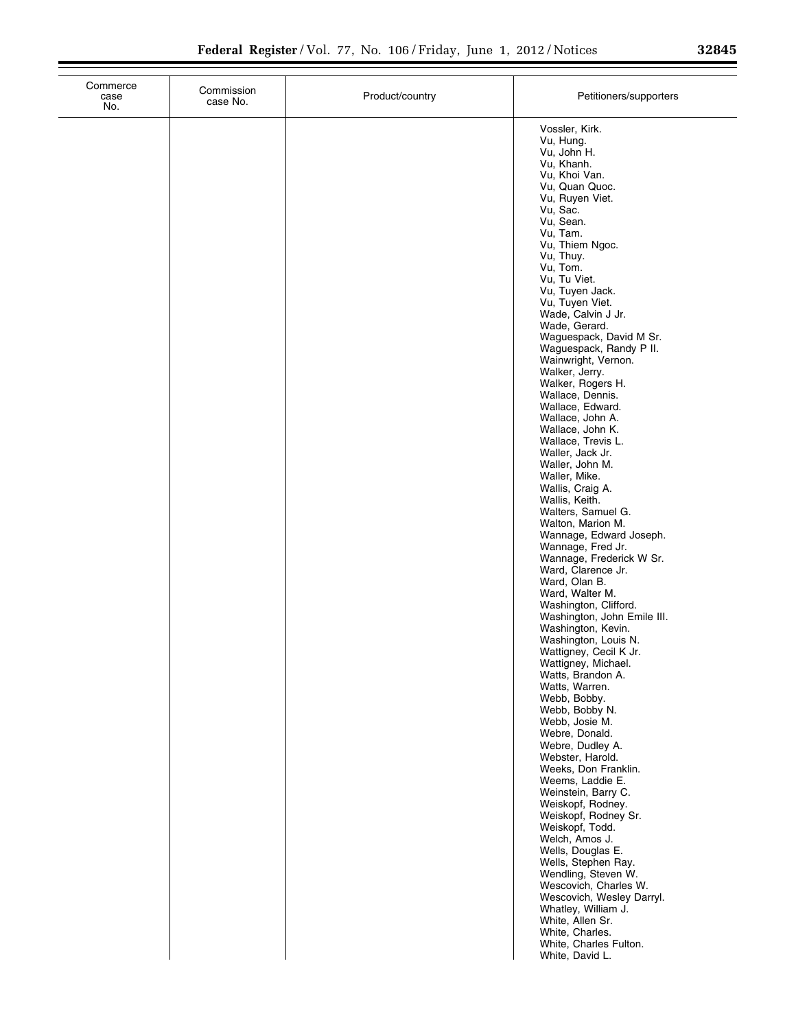| Commerce case No. | Commission case No. | Product/country | Petitioners/supporters |
|---|---|---|---|
| | | | Vossler, Kirk. |
| | | | Vu, Hung. |
| | | | Vu, John H. |
| | | | Vu, Khanh. |
| | | | Vu, Khoi Van. |
| | | | Vu, Quan Quoc. |
| | | | Vu, Ruyen Viet. |
| | | | Vu, Sac. |
| | | | Vu, Sean. |
| | | | Vu, Tam. |
| | | | Vu, Thiem Ngoc. |
| | | | Vu, Thuy. |
| | | | Vu, Tom. |
| | | | Vu, Tu Viet. |
| | | | Vu, Tuyen Jack. |
| | | | Vu, Tuyen Viet. |
| | | | Wade, Calvin J Jr. |
| | | | Wade, Gerard. |
| | | | Waguespack, David M Sr. |
| | | | Waguespack, Randy P II. |
| | | | Wainwright, Vernon. |
| | | | Walker, Jerry. |
| | | | Walker, Rogers H. |
| | | | Wallace, Dennis. |
| | | | Wallace, Edward. |
| | | | Wallace, John A. |
| | | | Wallace, John K. |
| | | | Wallace, Trevis L. |
| | | | Waller, Jack Jr. |
| | | | Waller, John M. |
| | | | Waller, Mike. |
| | | | Wallis, Craig A. |
| | | | Wallis, Keith. |
| | | | Walters, Samuel G. |
| | | | Walton, Marion M. |
| | | | Wannage, Edward Joseph. |
| | | | Wannage, Fred Jr. |
| | | | Wannage, Frederick W Sr. |
| | | | Ward, Clarence Jr. |
| | | | Ward, Olan B. |
| | | | Ward, Walter M. |
| | | | Washington, Clifford. |
| | | | Washington, John Emile III. |
| | | | Washington, Kevin. |
| | | | Washington, Louis N. |
| | | | Wattigney, Cecil K Jr. |
| | | | Wattigney, Michael. |
| | | | Watts, Brandon A. |
| | | | Watts, Warren. |
| | | | Webb, Bobby. |
| | | | Webb, Bobby N. |
| | | | Webb, Josie M. |
| | | | Webre, Donald. |
| | | | Webre, Dudley A. |
| | | | Webster, Harold. |
| | | | Weeks, Don Franklin. |
| | | | Weems, Laddie E. |
| | | | Weinstein, Barry C. |
| | | | Weiskopf, Rodney. |
| | | | Weiskopf, Rodney Sr. |
| | | | Weiskopf, Todd. |
| | | | Welch, Amos J. |
| | | | Wells, Douglas E. |
| | | | Wells, Stephen Ray. |
| | | | Wendling, Steven W. |
| | | | Wescovich, Charles W. |
| | | | Wescovich, Wesley Darryl. |
| | | | Whatley, William J. |
| | | | White, Allen Sr. |
| | | | White, Charles. |
| | | | White, Charles Fulton. |
| | | | White, David L. |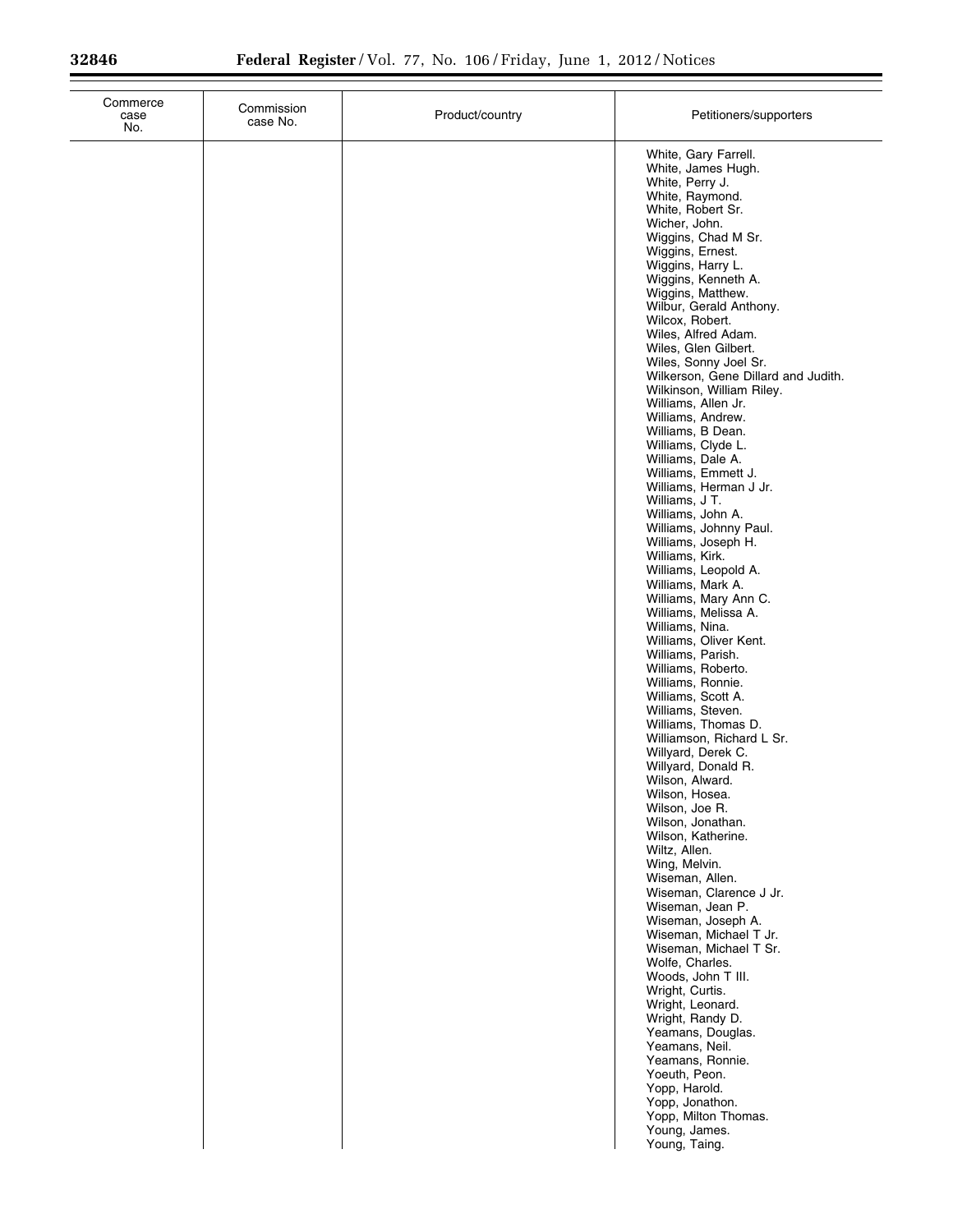| Commerce case No. | Commission case No. | Product/country | Petitioners/supporters |
|---|---|---|---|
| | | | White, Gary Farrell. |
| | | | White, James Hugh. |
| | | | White, Perry J. |
| | | | White, Raymond. |
| | | | White, Robert Sr. |
| | | | Wicher, John. |
| | | | Wiggins, Chad M Sr. |
| | | | Wiggins, Ernest. |
| | | | Wiggins, Harry L. |
| | | | Wiggins, Kenneth A. |
| | | | Wiggins, Matthew. |
| | | | Wilbur, Gerald Anthony. |
| | | | Wilcox, Robert. |
| | | | Wiles, Alfred Adam. |
| | | | Wiles, Glen Gilbert. |
| | | | Wiles, Sonny Joel Sr. |
| | | | Wilkerson, Gene Dillard and Judith. |
| | | | Wilkinson, William Riley. |
| | | | Williams, Allen Jr. |
| | | | Williams, Andrew. |
| | | | Williams, B Dean. |
| | | | Williams, Clyde L. |
| | | | Williams, Dale A. |
| | | | Williams, Emmett J. |
| | | | Williams, Herman J Jr. |
| | | | Williams, J T. |
| | | | Williams, John A. |
| | | | Williams, Johnny Paul. |
| | | | Williams, Joseph H. |
| | | | Williams, Kirk. |
| | | | Williams, Leopold A. |
| | | | Williams, Mark A. |
| | | | Williams, Mary Ann C. |
| | | | Williams, Melissa A. |
| | | | Williams, Nina. |
| | | | Williams, Oliver Kent. |
| | | | Williams, Parish. |
| | | | Williams, Roberto. |
| | | | Williams, Ronnie. |
| | | | Williams, Scott A. |
| | | | Williams, Steven. |
| | | | Williams, Thomas D. |
| | | | Williamson, Richard L Sr. |
| | | | Willyard, Derek C. |
| | | | Willyard, Donald R. |
| | | | Wilson, Alward. |
| | | | Wilson, Hosea. |
| | | | Wilson, Joe R. |
| | | | Wilson, Jonathan. |
| | | | Wilson, Katherine. |
| | | | Wiltz, Allen. |
| | | | Wing, Melvin. |
| | | | Wiseman, Allen. |
| | | | Wiseman, Clarence J Jr. |
| | | | Wiseman, Jean P. |
| | | | Wiseman, Joseph A. |
| | | | Wiseman, Michael T Jr. |
| | | | Wiseman, Michael T Sr. |
| | | | Wolfe, Charles. |
| | | | Woods, John T III. |
| | | | Wright, Curtis. |
| | | | Wright, Leonard. |
| | | | Wright, Randy D. |
| | | | Yeamans, Douglas. |
| | | | Yeamans, Neil. |
| | | | Yeamans, Ronnie. |
| | | | Yoeuth, Peon. |
| | | | Yopp, Harold. |
| | | | Yopp, Jonathon. |
| | | | Yopp, Milton Thomas. |
| | | | Young, James. |
| | | | Young, Taing. |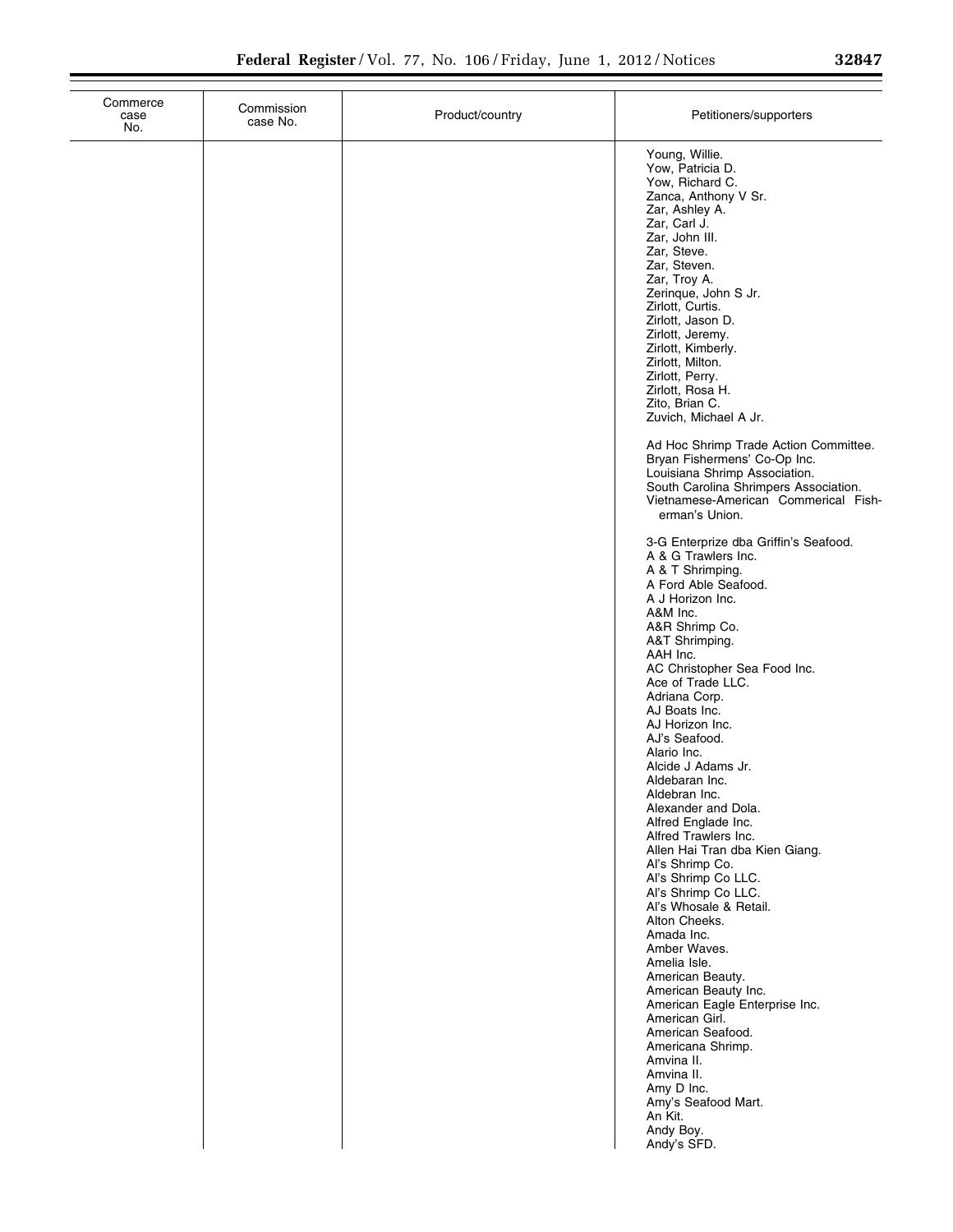| Commerce case No. | Commission case No. | Product/country | Petitioners/supporters |
|---|---|---|---|
| | | | Young, Willie. |
| | | | Yow, Patricia D. |
| | | | Yow, Richard C. |
| | | | Zanca, Anthony V Sr. |
| | | | Zar, Ashley A. |
| | | | Zar, Carl J. |
| | | | Zar, John III. |
| | | | Zar, Steve. |
| | | | Zar, Steven. |
| | | | Zar, Troy A. |
| | | | Zerinque, John S Jr. |
| | | | Zirlott, Curtis. |
| | | | Zirlott, Jason D. |
| | | | Zirlott, Jeremy. |
| | | | Zirlott, Kimberly. |
| | | | Zirlott, Milton. |
| | | | Zirlott, Perry. |
| | | | Zirlott, Rosa H. |
| | | | Zito, Brian C. |
| | | | Zuvich, Michael A Jr. |
| | | | Ad Hoc Shrimp Trade Action Committee. |
| | | | Bryan Fishermens' Co-Op Inc. |
| | | | Louisiana Shrimp Association. |
| | | | South Carolina Shrimpers Association. |
| | | | Vietnamese-American Commerical Fisherman's Union. |
| | | | 3-G Enterprize dba Griffin's Seafood. |
| | | | A & G Trawlers Inc. |
| | | | A & T Shrimping. |
| | | | A Ford Able Seafood. |
| | | | A J Horizon Inc. |
| | | | A&M Inc. |
| | | | A&R Shrimp Co. |
| | | | A&T Shrimping. |
| | | | AAH Inc. |
| | | | AC Christopher Sea Food Inc. |
| | | | Ace of Trade LLC. |
| | | | Adriana Corp. |
| | | | AJ Boats Inc. |
| | | | AJ Horizon Inc. |
| | | | AJ's Seafood. |
| | | | Alario Inc. |
| | | | Alcide J Adams Jr. |
| | | | Aldebaran Inc. |
| | | | Aldebran Inc. |
| | | | Alexander and Dola. |
| | | | Alfred Englade Inc. |
| | | | Alfred Trawlers Inc. |
| | | | Allen Hai Tran dba Kien Giang. |
| | | | Al's Shrimp Co. |
| | | | Al's Shrimp Co LLC. |
| | | | Al's Shrimp Co LLC. |
| | | | Al's Whosale & Retail. |
| | | | Alton Cheeks. |
| | | | Amada Inc. |
| | | | Amber Waves. |
| | | | Amelia Isle. |
| | | | American Beauty. |
| | | | American Beauty Inc. |
| | | | American Eagle Enterprise Inc. |
| | | | American Girl. |
| | | | American Seafood. |
| | | | Americana Shrimp. |
| | | | Amvina II. |
| | | | Amvina II. |
| | | | Amy D Inc. |
| | | | Amy's Seafood Mart. |
| | | | An Kit. |
| | | | Andy Boy. |
| | | | Andy's SFD. |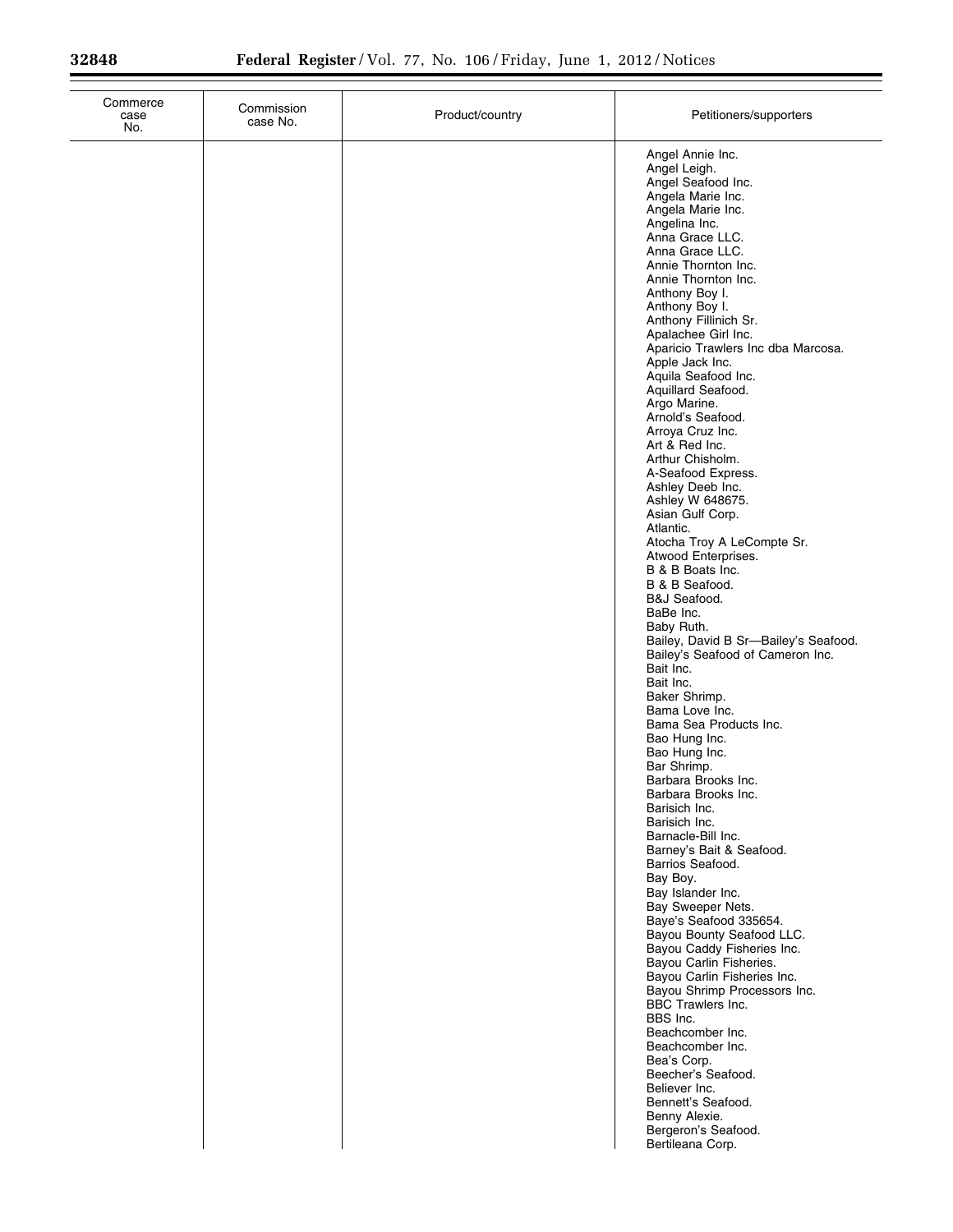| Commerce case No. | Commission case No. | Product/country | Petitioners/supporters |
|---|---|---|---|
| | | | Angel Annie Inc.<br>Angel Leigh.<br>Angel Seafood Inc.<br>Angela Marie Inc.<br>Angela Marie Inc.<br>Angelina Inc.<br>Anna Grace LLC.<br>Anna Grace LLC.<br>Annie Thornton Inc.<br>Annie Thornton Inc.<br>Anthony Boy I.<br>Anthony Boy I.<br>Anthony Fillinich Sr.<br>Apalachee Girl Inc.<br>Aparicio Trawlers Inc dba Marcosa.<br>Apple Jack Inc.<br>Aquila Seafood Inc.<br>Aquillard Seafood.<br>Argo Marine.<br>Arnold's Seafood.<br>Arroya Cruz Inc.<br>Art & Red Inc.<br>Arthur Chisholm.<br>A-Seafood Express.<br>Ashley Deeb Inc.<br>Ashley W 648675.<br>Asian Gulf Corp.<br>Atlantic.<br>Atocha Troy A LeCompte Sr.<br>Atwood Enterprises.<br>B & B Boats Inc.<br>B & B Seafood.<br>B&J Seafood.<br>BaBe Inc.<br>Baby Ruth.<br>Bailey, David B Sr—Bailey's Seafood.<br>Bailey's Seafood of Cameron Inc.<br>Bait Inc.<br>Bait Inc.<br>Baker Shrimp.<br>Bama Love Inc.<br>Bama Sea Products Inc.<br>Bao Hung Inc.<br>Bao Hung Inc.<br>Bar Shrimp.<br>Barbara Brooks Inc.<br>Barbara Brooks Inc.<br>Barisich Inc.<br>Barisich Inc.<br>Barnacle-Bill Inc.<br>Barney's Bait & Seafood.<br>Barrios Seafood.<br>Bay Boy.<br>Bay Islander Inc.<br>Bay Sweeper Nets.<br>Baye's Seafood 335654.<br>Bayou Bounty Seafood LLC.<br>Bayou Caddy Fisheries Inc.<br>Bayou Carlin Fisheries.<br>Bayou Carlin Fisheries Inc.<br>Bayou Shrimp Processors Inc.<br>BBC Trawlers Inc.<br>BBS Inc.<br>Beachcomber Inc.<br>Beachcomber Inc.<br>Bea's Corp.<br>Beecher's Seafood.<br>Believer Inc.<br>Bennett's Seafood.<br>Benny Alexie.<br>Bergeron's Seafood.<br>Bertileana Corp. |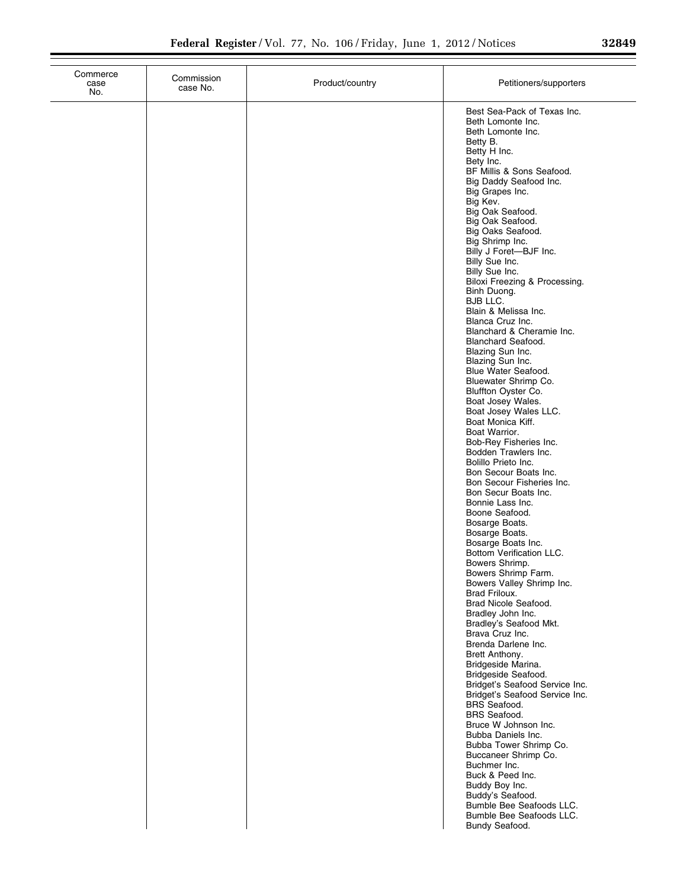| Commerce case No. | Commission case No. | Product/country | Petitioners/supporters |
|---|---|---|---|
| | | | Best Sea-Pack of Texas Inc. |
| | | | Beth Lomonte Inc. |
| | | | Beth Lomonte Inc. |
| | | | Betty B. |
| | | | Betty H Inc. |
| | | | Bety Inc. |
| | | | BF Millis & Sons Seafood. |
| | | | Big Daddy Seafood Inc. |
| | | | Big Grapes Inc. |
| | | | Big Kev. |
| | | | Big Oak Seafood. |
| | | | Big Oak Seafood. |
| | | | Big Oaks Seafood. |
| | | | Big Shrimp Inc. |
| | | | Billy J Foret—BJF Inc. |
| | | | Billy Sue Inc. |
| | | | Billy Sue Inc. |
| | | | Biloxi Freezing & Processing. |
| | | | Binh Duong. |
| | | | BJB LLC. |
| | | | Blain & Melissa Inc. |
| | | | Blanca Cruz Inc. |
| | | | Blanchard & Cheramie Inc. |
| | | | Blanchard Seafood. |
| | | | Blazing Sun Inc. |
| | | | Blazing Sun Inc. |
| | | | Blue Water Seafood. |
| | | | Bluewater Shrimp Co. |
| | | | Bluffton Oyster Co. |
| | | | Boat Josey Wales. |
| | | | Boat Josey Wales LLC. |
| | | | Boat Monica Kiff. |
| | | | Boat Warrior. |
| | | | Bob-Rey Fisheries Inc. |
| | | | Bodden Trawlers Inc. |
| | | | Bolillo Prieto Inc. |
| | | | Bon Secour Boats Inc. |
| | | | Bon Secour Fisheries Inc. |
| | | | Bon Secur Boats Inc. |
| | | | Bonnie Lass Inc. |
| | | | Boone Seafood. |
| | | | Bosarge Boats. |
| | | | Bosarge Boats. |
| | | | Bosarge Boats Inc. |
| | | | Bottom Verification LLC. |
| | | | Bowers Shrimp. |
| | | | Bowers Shrimp Farm. |
| | | | Bowers Valley Shrimp Inc. |
| | | | Brad Friloux. |
| | | | Brad Nicole Seafood. |
| | | | Bradley John Inc. |
| | | | Bradley's Seafood Mkt. |
| | | | Brava Cruz Inc. |
| | | | Brenda Darlene Inc. |
| | | | Brett Anthony. |
| | | | Bridgeside Marina. |
| | | | Bridgeside Seafood. |
| | | | Bridget's Seafood Service Inc. |
| | | | Bridget's Seafood Service Inc. |
| | | | BRS Seafood. |
| | | | BRS Seafood. |
| | | | Bruce W Johnson Inc. |
| | | | Bubba Daniels Inc. |
| | | | Bubba Tower Shrimp Co. |
| | | | Buccaneer Shrimp Co. |
| | | | Buchmer Inc. |
| | | | Buck & Peed Inc. |
| | | | Buddy Boy Inc. |
| | | | Buddy's Seafood. |
| | | | Bumble Bee Seafoods LLC. |
| | | | Bumble Bee Seafoods LLC. |
| | | | Bundy Seafood. |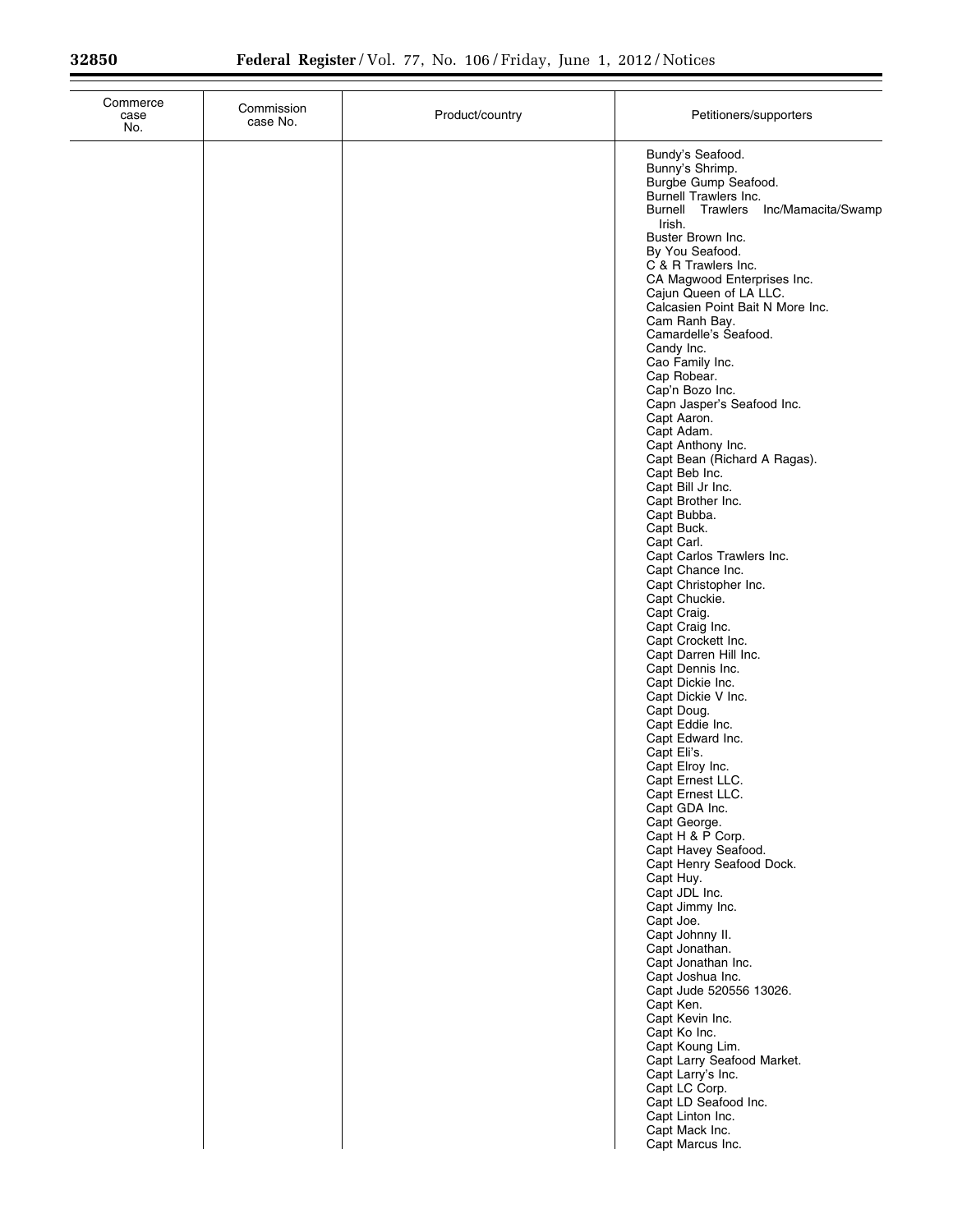| Commerce case No. | Commission case No. | Product/country | Petitioners/supporters |
|---|---|---|---|
| | | | Bundy's Seafood. |
| | | | Bunny's Shrimp. |
| | | | Burgbe Gump Seafood. |
| | | | Burnell Trawlers Inc. |
| | | | Burnell Trawlers Inc/Mamacita/Swamp Irish. |
| | | | Buster Brown Inc. |
| | | | By You Seafood. |
| | | | C & R Trawlers Inc. |
| | | | CA Magwood Enterprises Inc. |
| | | | Cajun Queen of LA LLC. |
| | | | Calcasien Point Bait N More Inc. |
| | | | Cam Ranh Bay. |
| | | | Camardelle's Seafood. |
| | | | Candy Inc. |
| | | | Cao Family Inc. |
| | | | Cap Robear. |
| | | | Cap'n Bozo Inc. |
| | | | Capn Jasper's Seafood Inc. |
| | | | Capt Aaron. |
| | | | Capt Adam. |
| | | | Capt Anthony Inc. |
| | | | Capt Bean (Richard A Ragas). |
| | | | Capt Beb Inc. |
| | | | Capt Bill Jr Inc. |
| | | | Capt Brother Inc. |
| | | | Capt Bubba. |
| | | | Capt Buck. |
| | | | Capt Carl. |
| | | | Capt Carlos Trawlers Inc. |
| | | | Capt Chance Inc. |
| | | | Capt Christopher Inc. |
| | | | Capt Chuckie. |
| | | | Capt Craig. |
| | | | Capt Craig Inc. |
| | | | Capt Crockett Inc. |
| | | | Capt Darren Hill Inc. |
| | | | Capt Dennis Inc. |
| | | | Capt Dickie Inc. |
| | | | Capt Dickie V Inc. |
| | | | Capt Doug. |
| | | | Capt Eddie Inc. |
| | | | Capt Edward Inc. |
| | | | Capt Eli's. |
| | | | Capt Elroy Inc. |
| | | | Capt Ernest LLC. |
| | | | Capt Ernest LLC. |
| | | | Capt GDA Inc. |
| | | | Capt George. |
| | | | Capt H & P Corp. |
| | | | Capt Havey Seafood. |
| | | | Capt Henry Seafood Dock. |
| | | | Capt Huy. |
| | | | Capt JDL Inc. |
| | | | Capt Jimmy Inc. |
| | | | Capt Joe. |
| | | | Capt Johnny II. |
| | | | Capt Jonathan. |
| | | | Capt Jonathan Inc. |
| | | | Capt Joshua Inc. |
| | | | Capt Jude 520556 13026. |
| | | | Capt Ken. |
| | | | Capt Kevin Inc. |
| | | | Capt Ko Inc. |
| | | | Capt Koung Lim. |
| | | | Capt Larry Seafood Market. |
| | | | Capt Larry's Inc. |
| | | | Capt LC Corp. |
| | | | Capt LD Seafood Inc. |
| | | | Capt Linton Inc. |
| | | | Capt Mack Inc. |
| | | | Capt Marcus Inc. |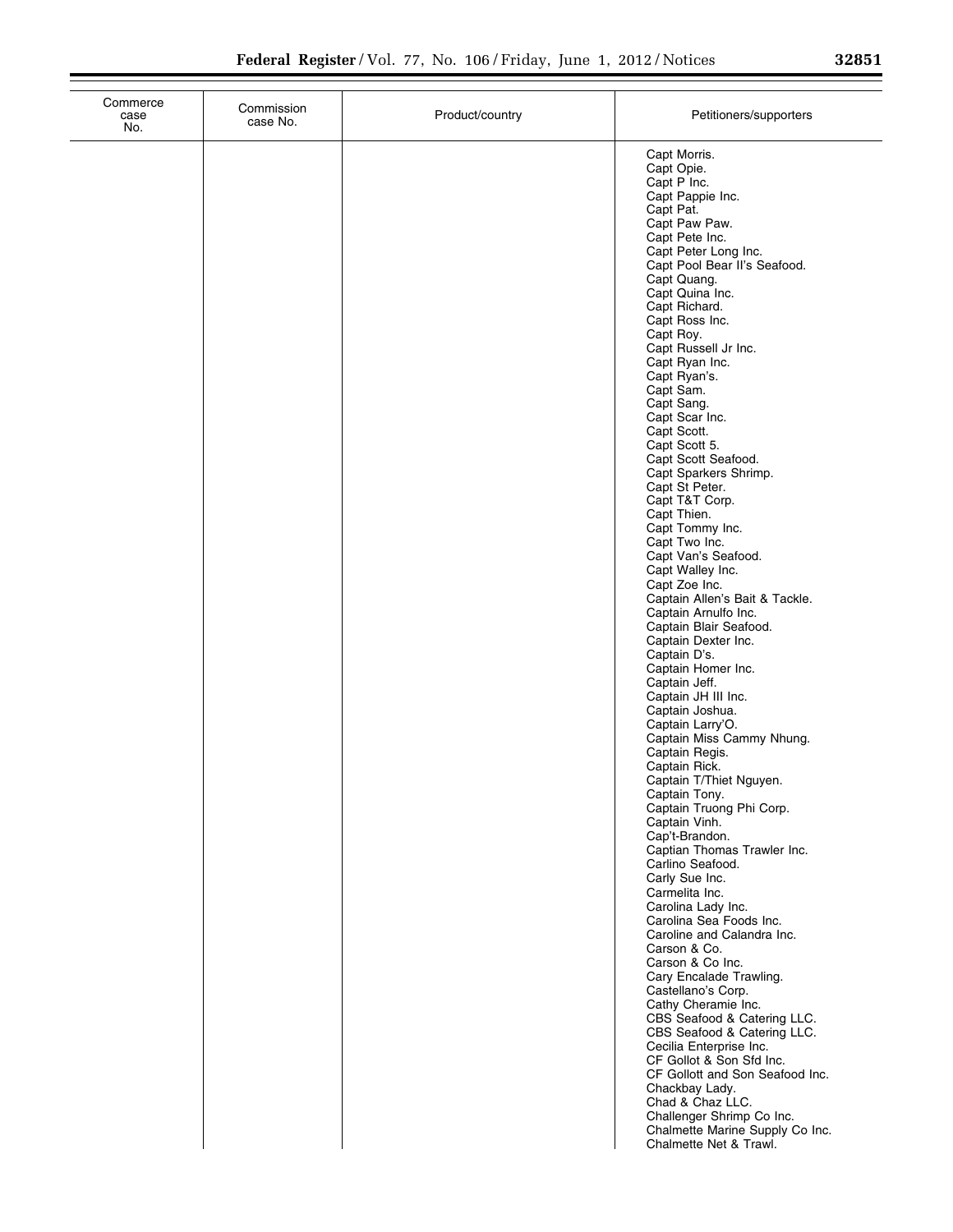| Commerce case No. | Commission case No. | Product/country | Petitioners/supporters |
|---|---|---|---|
| | | | Capt Morris. |
| | | | Capt Opie. |
| | | | Capt P Inc. |
| | | | Capt Pappie Inc. |
| | | | Capt Pat. |
| | | | Capt Paw Paw. |
| | | | Capt Pete Inc. |
| | | | Capt Peter Long Inc. |
| | | | Capt Pool Bear II's Seafood. |
| | | | Capt Quang. |
| | | | Capt Quina Inc. |
| | | | Capt Richard. |
| | | | Capt Ross Inc. |
| | | | Capt Roy. |
| | | | Capt Russell Jr Inc. |
| | | | Capt Ryan Inc. |
| | | | Capt Ryan's. |
| | | | Capt Sam. |
| | | | Capt Sang. |
| | | | Capt Scar Inc. |
| | | | Capt Scott. |
| | | | Capt Scott 5. |
| | | | Capt Scott Seafood. |
| | | | Capt Sparkers Shrimp. |
| | | | Capt St Peter. |
| | | | Capt T&T Corp. |
| | | | Capt Thien. |
| | | | Capt Tommy Inc. |
| | | | Capt Two Inc. |
| | | | Capt Van's Seafood. |
| | | | Capt Walley Inc. |
| | | | Capt Zoe Inc. |
| | | | Captain Allen's Bait & Tackle. |
| | | | Captain Arnulfo Inc. |
| | | | Captain Blair Seafood. |
| | | | Captain Dexter Inc. |
| | | | Captain D's. |
| | | | Captain Homer Inc. |
| | | | Captain Jeff. |
| | | | Captain JH III Inc. |
| | | | Captain Joshua. |
| | | | Captain Larry'O. |
| | | | Captain Miss Cammy Nhung. |
| | | | Captain Regis. |
| | | | Captain Rick. |
| | | | Captain T/Thiet Nguyen. |
| | | | Captain Tony. |
| | | | Captain Truong Phi Corp. |
| | | | Captain Vinh. |
| | | | Cap't-Brandon. |
| | | | Captian Thomas Trawler Inc. |
| | | | Carlino Seafood. |
| | | | Carly Sue Inc. |
| | | | Carmelita Inc. |
| | | | Carolina Lady Inc. |
| | | | Carolina Sea Foods Inc. |
| | | | Caroline and Calandra Inc. |
| | | | Carson & Co. |
| | | | Carson & Co Inc. |
| | | | Cary Encalade Trawling. |
| | | | Castellano's Corp. |
| | | | Cathy Cheramie Inc. |
| | | | CBS Seafood & Catering LLC. |
| | | | CBS Seafood & Catering LLC. |
| | | | Cecilia Enterprise Inc. |
| | | | CF Gollot & Son Sfd Inc. |
| | | | CF Gollott and Son Seafood Inc. |
| | | | Chackbay Lady. |
| | | | Chad & Chaz LLC. |
| | | | Challenger Shrimp Co Inc. |
| | | | Chalmette Marine Supply Co Inc. |
| | | | Chalmette Net & Trawl. |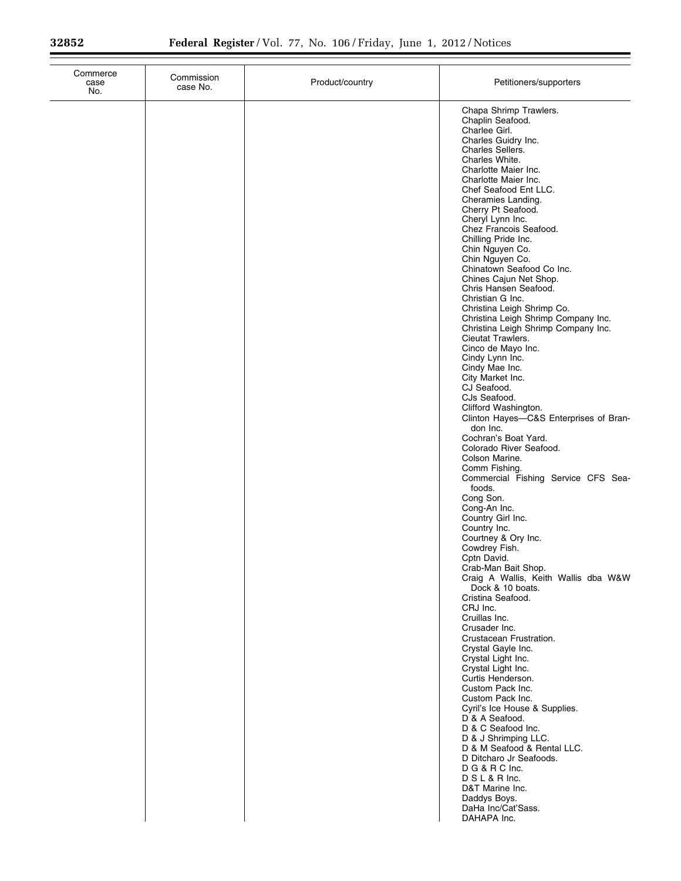| Commerce case No. | Commission case No. | Product/country | Petitioners/supporters |
|---|---|---|---|
| | | | Chapa Shrimp Trawlers. |
| | | | Chaplin Seafood. |
| | | | Charlee Girl. |
| | | | Charles Guidry Inc. |
| | | | Charles Sellers. |
| | | | Charles White. |
| | | | Charlotte Maier Inc. |
| | | | Charlotte Maier Inc. |
| | | | Chef Seafood Ent LLC. |
| | | | Cheramies Landing. |
| | | | Cherry Pt Seafood. |
| | | | Cheryl Lynn Inc. |
| | | | Chez Francois Seafood. |
| | | | Chilling Pride Inc. |
| | | | Chin Nguyen Co. |
| | | | Chin Nguyen Co. |
| | | | Chinatown Seafood Co Inc. |
| | | | Chines Cajun Net Shop. |
| | | | Chris Hansen Seafood. |
| | | | Christian G Inc. |
| | | | Christina Leigh Shrimp Co. |
| | | | Christina Leigh Shrimp Company Inc. |
| | | | Christina Leigh Shrimp Company Inc. |
| | | | Cieutat Trawlers. |
| | | | Cinco de Mayo Inc. |
| | | | Cindy Lynn Inc. |
| | | | Cindy Mae Inc. |
| | | | City Market Inc. |
| | | | CJ Seafood. |
| | | | CJs Seafood. |
| | | | Clifford Washington. |
| | | | Clinton Hayes—C&S Enterprises of Brandon Inc. |
| | | | Cochran's Boat Yard. |
| | | | Colorado River Seafood. |
| | | | Colson Marine. |
| | | | Comm Fishing. |
| | | | Commercial Fishing Service CFS Seafoods. |
| | | | Cong Son. |
| | | | Cong-An Inc. |
| | | | Country Girl Inc. |
| | | | Country Inc. |
| | | | Courtney & Ory Inc. |
| | | | Cowdrey Fish. |
| | | | Cptn David. |
| | | | Crab-Man Bait Shop. |
| | | | Craig A Wallis, Keith Wallis dba W&W Dock & 10 boats. |
| | | | Cristina Seafood. |
| | | | CRJ Inc. |
| | | | Cruillas Inc. |
| | | | Crusader Inc. |
| | | | Crustacean Frustration. |
| | | | Crystal Gayle Inc. |
| | | | Crystal Light Inc. |
| | | | Crystal Light Inc. |
| | | | Curtis Henderson. |
| | | | Custom Pack Inc. |
| | | | Custom Pack Inc. |
| | | | Cyril's Ice House & Supplies. |
| | | | D & A Seafood. |
| | | | D & C Seafood Inc. |
| | | | D & J Shrimping LLC. |
| | | | D & M Seafood & Rental LLC. |
| | | | D Ditcharo Jr Seafoods. |
| | | | D G & R C Inc. |
| | | | D S L & R Inc. |
| | | | D&T Marine Inc. |
| | | | Daddys Boys. |
| | | | DaHa Inc/Cat'Sass. |
| | | | DAHAPA Inc. |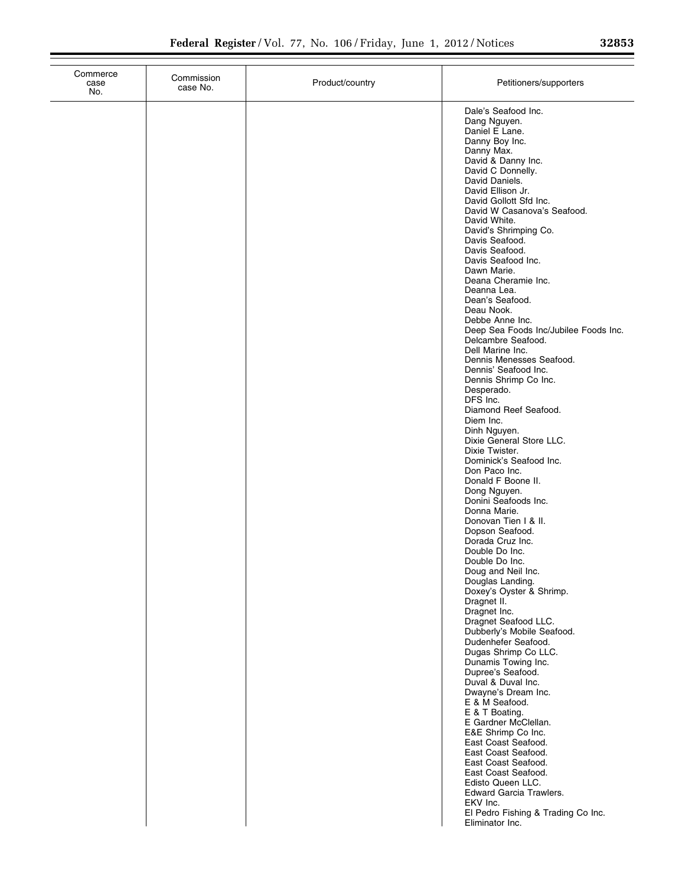| Commerce case No. | Commission case No. | Product/country | Petitioners/supporters |
|---|---|---|---|
| | | | Dale's Seafood Inc. |
| | | | Dang Nguyen. |
| | | | Daniel E Lane. |
| | | | Danny Boy Inc. |
| | | | Danny Max. |
| | | | David & Danny Inc. |
| | | | David C Donnelly. |
| | | | David Daniels. |
| | | | David Ellison Jr. |
| | | | David Gollott Sfd Inc. |
| | | | David W Casanova's Seafood. |
| | | | David White. |
| | | | David's Shrimping Co. |
| | | | Davis Seafood. |
| | | | Davis Seafood. |
| | | | Davis Seafood Inc. |
| | | | Dawn Marie. |
| | | | Deana Cheramie Inc. |
| | | | Deanna Lea. |
| | | | Dean's Seafood. |
| | | | Deau Nook. |
| | | | Debbe Anne Inc. |
| | | | Deep Sea Foods Inc/Jubilee Foods Inc. |
| | | | Delcambre Seafood. |
| | | | Dell Marine Inc. |
| | | | Dennis Menesses Seafood. |
| | | | Dennis' Seafood Inc. |
| | | | Dennis Shrimp Co Inc. |
| | | | Desperado. |
| | | | DFS Inc. |
| | | | Diamond Reef Seafood. |
| | | | Diem Inc. |
| | | | Dinh Nguyen. |
| | | | Dixie General Store LLC. |
| | | | Dixie Twister. |
| | | | Dominick's Seafood Inc. |
| | | | Don Paco Inc. |
| | | | Donald F Boone II. |
| | | | Dong Nguyen. |
| | | | Donini Seafoods Inc. |
| | | | Donna Marie. |
| | | | Donovan Tien I & II. |
| | | | Dopson Seafood. |
| | | | Dorada Cruz Inc. |
| | | | Double Do Inc. |
| | | | Double Do Inc. |
| | | | Doug and Neil Inc. |
| | | | Douglas Landing. |
| | | | Doxey's Oyster & Shrimp. |
| | | | Dragnet II. |
| | | | Dragnet Inc. |
| | | | Dragnet Seafood LLC. |
| | | | Dubberly's Mobile Seafood. |
| | | | Dudenhefer Seafood. |
| | | | Dugas Shrimp Co LLC. |
| | | | Dunamis Towing Inc. |
| | | | Dupree's Seafood. |
| | | | Duval & Duval Inc. |
| | | | Dwayne's Dream Inc. |
| | | | E & M Seafood. |
| | | | E & T Boating. |
| | | | E Gardner McClellan. |
| | | | E&E Shrimp Co Inc. |
| | | | East Coast Seafood. |
| | | | East Coast Seafood. |
| | | | East Coast Seafood. |
| | | | East Coast Seafood. |
| | | | Edisto Queen LLC. |
| | | | Edward Garcia Trawlers. |
| | | | EKV Inc. |
| | | | El Pedro Fishing & Trading Co Inc. |
| | | | Eliminator Inc. |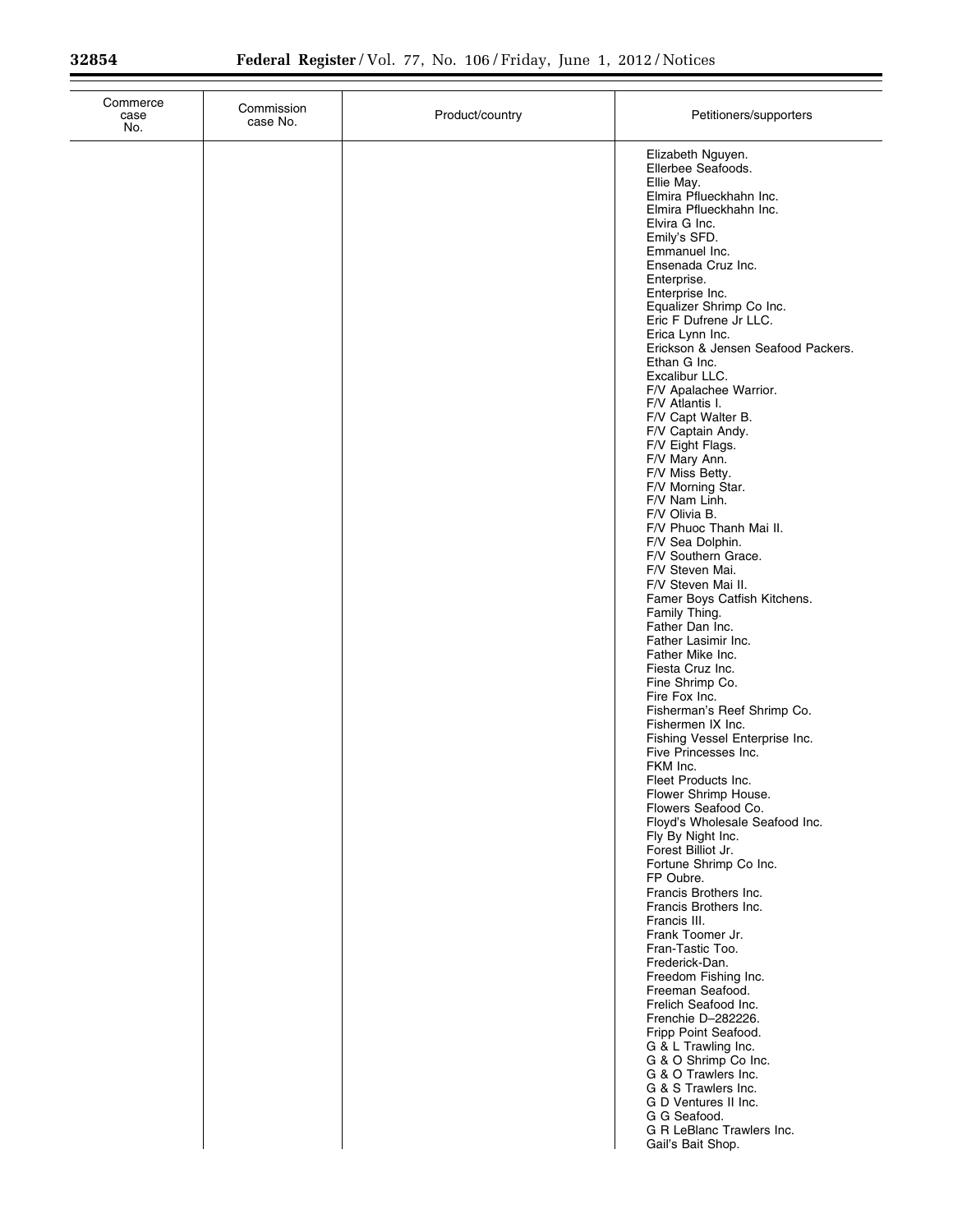| Commerce case No. | Commission case No. | Product/country | Petitioners/supporters |
|---|---|---|---|
| | | | Elizabeth Nguyen. |
| | | | Ellerbee Seafoods. |
| | | | Ellie May. |
| | | | Elmira Pflueckhahn Inc. |
| | | | Elmira Pflueckhahn Inc. |
| | | | Elvira G Inc. |
| | | | Emily's SFD. |
| | | | Emmanuel Inc. |
| | | | Ensenada Cruz Inc. |
| | | | Enterprise. |
| | | | Enterprise Inc. |
| | | | Equalizer Shrimp Co Inc. |
| | | | Eric F Dufrene Jr LLC. |
| | | | Erica Lynn Inc. |
| | | | Erickson & Jensen Seafood Packers. |
| | | | Ethan G Inc. |
| | | | Excalibur LLC. |
| | | | F/V Apalachee Warrior. |
| | | | F/V Atlantis I. |
| | | | F/V Capt Walter B. |
| | | | F/V Captain Andy. |
| | | | F/V Eight Flags. |
| | | | F/V Mary Ann. |
| | | | F/V Miss Betty. |
| | | | F/V Morning Star. |
| | | | F/V Nam Linh. |
| | | | F/V Olivia B. |
| | | | F/V Phuoc Thanh Mai II. |
| | | | F/V Sea Dolphin. |
| | | | F/V Southern Grace. |
| | | | F/V Steven Mai. |
| | | | F/V Steven Mai II. |
| | | | Famer Boys Catfish Kitchens. |
| | | | Family Thing. |
| | | | Father Dan Inc. |
| | | | Father Lasimir Inc. |
| | | | Father Mike Inc. |
| | | | Fiesta Cruz Inc. |
| | | | Fine Shrimp Co. |
| | | | Fire Fox Inc. |
| | | | Fisherman's Reef Shrimp Co. |
| | | | Fishermen IX Inc. |
| | | | Fishing Vessel Enterprise Inc. |
| | | | Five Princesses Inc. |
| | | | FKM Inc. |
| | | | Fleet Products Inc. |
| | | | Flower Shrimp House. |
| | | | Flowers Seafood Co. |
| | | | Floyd's Wholesale Seafood Inc. |
| | | | Fly By Night Inc. |
| | | | Forest Billiot Jr. |
| | | | Fortune Shrimp Co Inc. |
| | | | FP Oubre. |
| | | | Francis Brothers Inc. |
| | | | Francis Brothers Inc. |
| | | | Francis III. |
| | | | Frank Toomer Jr. |
| | | | Fran-Tastic Too. |
| | | | Frederick-Dan. |
| | | | Freedom Fishing Inc. |
| | | | Freeman Seafood. |
| | | | Frelich Seafood Inc. |
| | | | Frenchie D–282226. |
| | | | Fripp Point Seafood. |
| | | | G & L Trawling Inc. |
| | | | G & O Shrimp Co Inc. |
| | | | G & O Trawlers Inc. |
| | | | G & S Trawlers Inc. |
| | | | G D Ventures II Inc. |
| | | | G G Seafood. |
| | | | G R LeBlanc Trawlers Inc. |
| | | | Gail's Bait Shop. |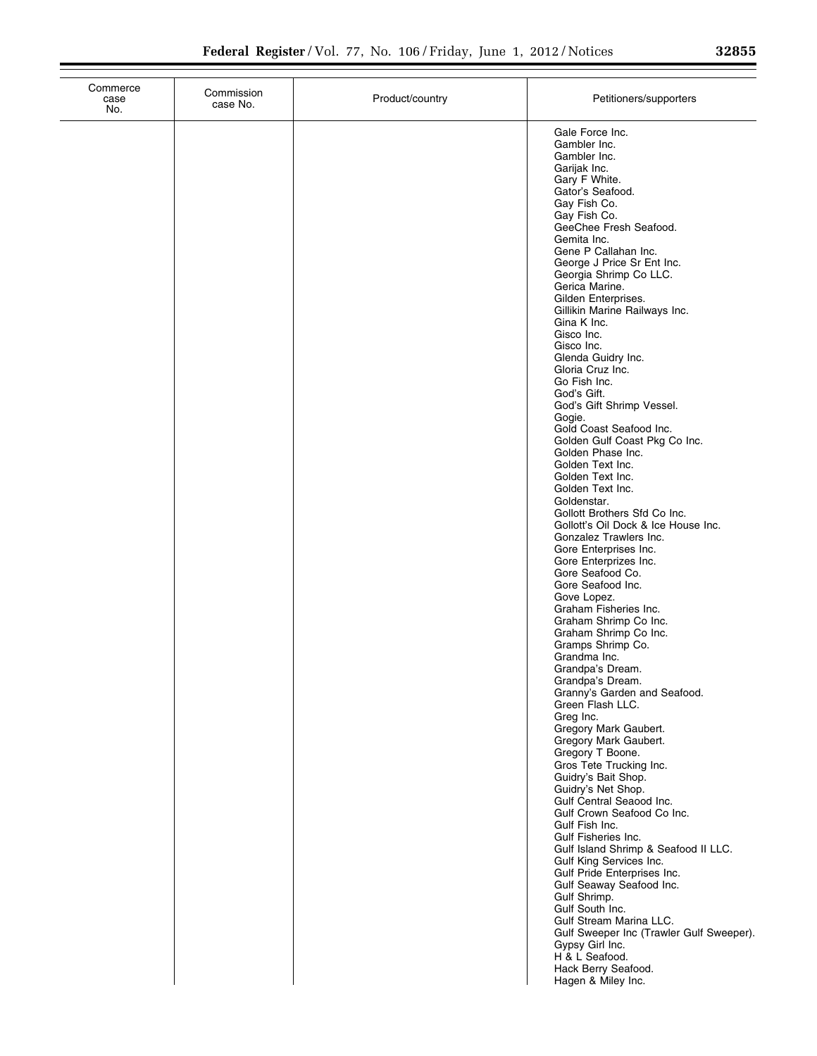| Commerce case No. | Commission case No. | Product/country | Petitioners/supporters |
|---|---|---|---|
| | | | Gale Force Inc. |
| | | | Gambler Inc. |
| | | | Gambler Inc. |
| | | | Garijak Inc. |
| | | | Gary F White. |
| | | | Gator's Seafood. |
| | | | Gay Fish Co. |
| | | | Gay Fish Co. |
| | | | GeeChee Fresh Seafood. |
| | | | Gemita Inc. |
| | | | Gene P Callahan Inc. |
| | | | George J Price Sr Ent Inc. |
| | | | Georgia Shrimp Co LLC. |
| | | | Gerica Marine. |
| | | | Gilden Enterprises. |
| | | | Gillikin Marine Railways Inc. |
| | | | Gina K Inc. |
| | | | Gisco Inc. |
| | | | Gisco Inc. |
| | | | Glenda Guidry Inc. |
| | | | Gloria Cruz Inc. |
| | | | Go Fish Inc. |
| | | | God's Gift. |
| | | | God's Gift Shrimp Vessel. |
| | | | Gogie. |
| | | | Gold Coast Seafood Inc. |
| | | | Golden Gulf Coast Pkg Co Inc. |
| | | | Golden Phase Inc. |
| | | | Golden Text Inc. |
| | | | Golden Text Inc. |
| | | | Golden Text Inc. |
| | | | Goldenstar. |
| | | | Gollott Brothers Sfd Co Inc. |
| | | | Gollott's Oil Dock & Ice House Inc. |
| | | | Gonzalez Trawlers Inc. |
| | | | Gore Enterprises Inc. |
| | | | Gore Enterprizes Inc. |
| | | | Gore Seafood Co. |
| | | | Gore Seafood Inc. |
| | | | Gove Lopez. |
| | | | Graham Fisheries Inc. |
| | | | Graham Shrimp Co Inc. |
| | | | Graham Shrimp Co Inc. |
| | | | Gramps Shrimp Co. |
| | | | Grandma Inc. |
| | | | Grandpa's Dream. |
| | | | Grandpa's Dream. |
| | | | Granny's Garden and Seafood. |
| | | | Green Flash LLC. |
| | | | Greg Inc. |
| | | | Gregory Mark Gaubert. |
| | | | Gregory Mark Gaubert. |
| | | | Gregory T Boone. |
| | | | Gros Tete Trucking Inc. |
| | | | Guidry's Bait Shop. |
| | | | Guidry's Net Shop. |
| | | | Gulf Central Seaood Inc. |
| | | | Gulf Crown Seafood Co Inc. |
| | | | Gulf Fish Inc. |
| | | | Gulf Fisheries Inc. |
| | | | Gulf Island Shrimp & Seafood II LLC. |
| | | | Gulf King Services Inc. |
| | | | Gulf Pride Enterprises Inc. |
| | | | Gulf Seaway Seafood Inc. |
| | | | Gulf Shrimp. |
| | | | Gulf South Inc. |
| | | | Gulf Stream Marina LLC. |
| | | | Gulf Sweeper Inc (Trawler Gulf Sweeper). |
| | | | Gypsy Girl Inc. |
| | | | H & L Seafood. |
| | | | Hack Berry Seafood. |
| | | | Hagen & Miley Inc. |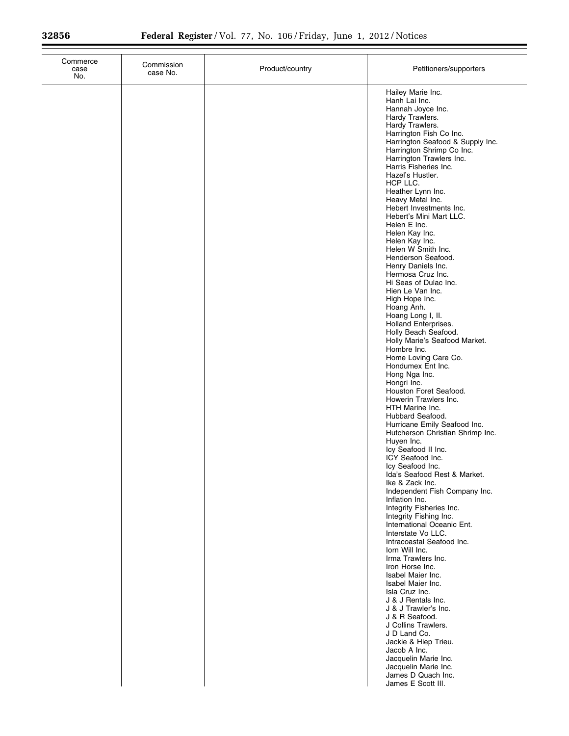| Commerce case No. | Commission case No. | Product/country | Petitioners/supporters |
|---|---|---|---|
| | | | Hailey Marie Inc. |
| | | | Hanh Lai Inc. |
| | | | Hannah Joyce Inc. |
| | | | Hardy Trawlers. |
| | | | Hardy Trawlers. |
| | | | Harrington Fish Co Inc. |
| | | | Harrington Seafood & Supply Inc. |
| | | | Harrington Shrimp Co Inc. |
| | | | Harrington Trawlers Inc. |
| | | | Harris Fisheries Inc. |
| | | | Hazel's Hustler. |
| | | | HCP LLC. |
| | | | Heather Lynn Inc. |
| | | | Heavy Metal Inc. |
| | | | Hebert Investments Inc. |
| | | | Hebert's Mini Mart LLC. |
| | | | Helen E Inc. |
| | | | Helen Kay Inc. |
| | | | Helen Kay Inc. |
| | | | Helen W Smith Inc. |
| | | | Henderson Seafood. |
| | | | Henry Daniels Inc. |
| | | | Hermosa Cruz Inc. |
| | | | Hi Seas of Dulac Inc. |
| | | | Hien Le Van Inc. |
| | | | High Hope Inc. |
| | | | Hoang Anh. |
| | | | Hoang Long I, II. |
| | | | Holland Enterprises. |
| | | | Holly Beach Seafood. |
| | | | Holly Marie's Seafood Market. |
| | | | Hombre Inc. |
| | | | Home Loving Care Co. |
| | | | Hondumex Ent Inc. |
| | | | Hong Nga Inc. |
| | | | Hongri Inc. |
| | | | Houston Foret Seafood. |
| | | | Howerin Trawlers Inc. |
| | | | HTH Marine Inc. |
| | | | Hubbard Seafood. |
| | | | Hurricane Emily Seafood Inc. |
| | | | Hutcherson Christian Shrimp Inc. |
| | | | Huyen Inc. |
| | | | Icy Seafood II Inc. |
| | | | ICY Seafood Inc. |
| | | | Icy Seafood Inc. |
| | | | Ida's Seafood Rest & Market. |
| | | | Ike & Zack Inc. |
| | | | Independent Fish Company Inc. |
| | | | Inflation Inc. |
| | | | Integrity Fisheries Inc. |
| | | | Integrity Fishing Inc. |
| | | | International Oceanic Ent. |
| | | | Interstate Vo LLC. |
| | | | Intracoastal Seafood Inc. |
| | | | Iorn Will Inc. |
| | | | Irma Trawlers Inc. |
| | | | Iron Horse Inc. |
| | | | Isabel Maier Inc. |
| | | | Isabel Maier Inc. |
| | | | Isla Cruz Inc. |
| | | | J & J Rentals Inc. |
| | | | J & J Trawler's Inc. |
| | | | J & R Seafood. |
| | | | J Collins Trawlers. |
| | | | J D Land Co. |
| | | | Jackie & Hiep Trieu. |
| | | | Jacob A Inc. |
| | | | Jacquelin Marie Inc. |
| | | | Jacquelin Marie Inc. |
| | | | James D Quach Inc. |
| | | | James E Scott III. |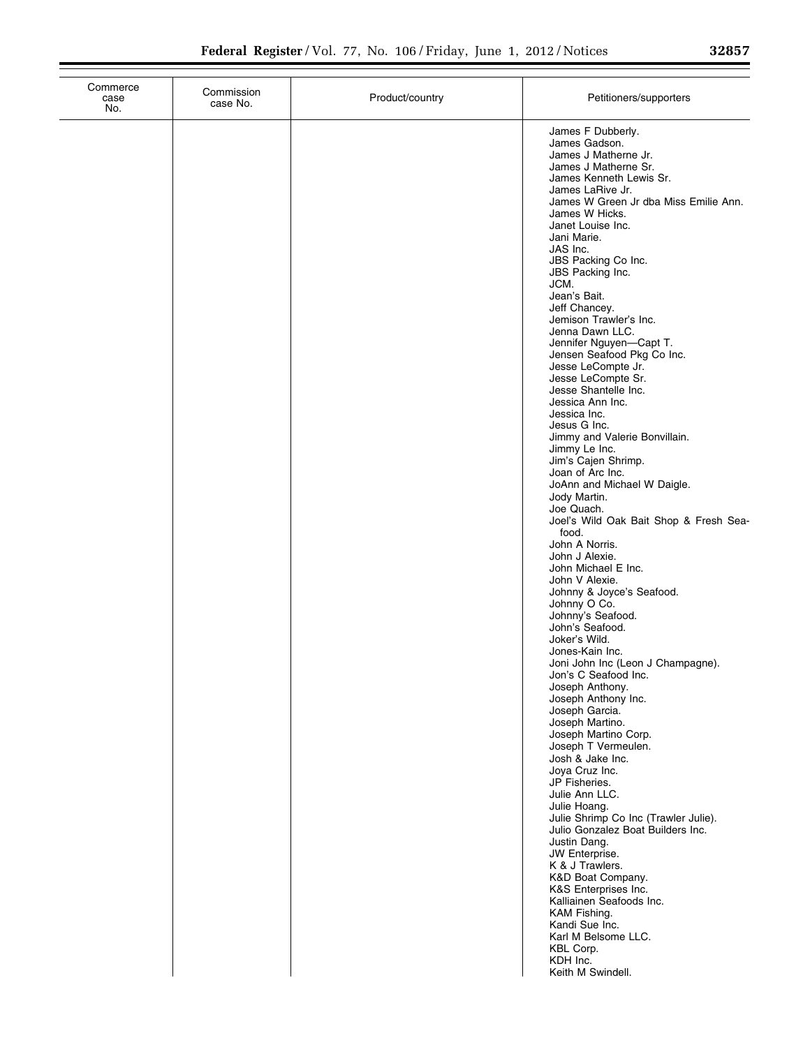| Commerce case No. | Commission case No. | Product/country | Petitioners/supporters |
| --- | --- | --- | --- |
| | | | James F Dubberly. |
| | | | James Gadson. |
| | | | James J Matherne Jr. |
| | | | James J Matherne Sr. |
| | | | James Kenneth Lewis Sr. |
| | | | James LaRive Jr. |
| | | | James W Green Jr dba Miss Emilie Ann. |
| | | | James W Hicks. |
| | | | Janet Louise Inc. |
| | | | Jani Marie. |
| | | | JAS Inc. |
| | | | JBS Packing Co Inc. |
| | | | JBS Packing Inc. |
| | | | JCM. |
| | | | Jean's Bait. |
| | | | Jeff Chancey. |
| | | | Jemison Trawler's Inc. |
| | | | Jenna Dawn LLC. |
| | | | Jennifer Nguyen—Capt T. |
| | | | Jensen Seafood Pkg Co Inc. |
| | | | Jesse LeCompte Jr. |
| | | | Jesse LeCompte Sr. |
| | | | Jesse Shantelle Inc. |
| | | | Jessica Ann Inc. |
| | | | Jessica Inc. |
| | | | Jesus G Inc. |
| | | | Jimmy and Valerie Bonvillain. |
| | | | Jimmy Le Inc. |
| | | | Jim's Cajen Shrimp. |
| | | | Joan of Arc Inc. |
| | | | JoAnn and Michael W Daigle. |
| | | | Jody Martin. |
| | | | Joe Quach. |
| | | | Joel's Wild Oak Bait Shop & Fresh Seafood. |
| | | | John A Norris. |
| | | | John J Alexie. |
| | | | John Michael E Inc. |
| | | | John V Alexie. |
| | | | Johnny & Joyce's Seafood. |
| | | | Johnny O Co. |
| | | | Johnny's Seafood. |
| | | | John's Seafood. |
| | | | Joker's Wild. |
| | | | Jones-Kain Inc. |
| | | | Joni John Inc (Leon J Champagne). |
| | | | Jon's C Seafood Inc. |
| | | | Joseph Anthony. |
| | | | Joseph Anthony Inc. |
| | | | Joseph Garcia. |
| | | | Joseph Martino. |
| | | | Joseph Martino Corp. |
| | | | Joseph T Vermeulen. |
| | | | Josh & Jake Inc. |
| | | | Joya Cruz Inc. |
| | | | JP Fisheries. |
| | | | Julie Ann LLC. |
| | | | Julie Hoang. |
| | | | Julie Shrimp Co Inc (Trawler Julie). |
| | | | Julio Gonzalez Boat Builders Inc. |
| | | | Justin Dang. |
| | | | JW Enterprise. |
| | | | K & J Trawlers. |
| | | | K&D Boat Company. |
| | | | K&S Enterprises Inc. |
| | | | Kalliainen Seafoods Inc. |
| | | | KAM Fishing. |
| | | | Kandi Sue Inc. |
| | | | Karl M Belsome LLC. |
| | | | KBL Corp. |
| | | | KDH Inc. |
| | | | Keith M Swindell. |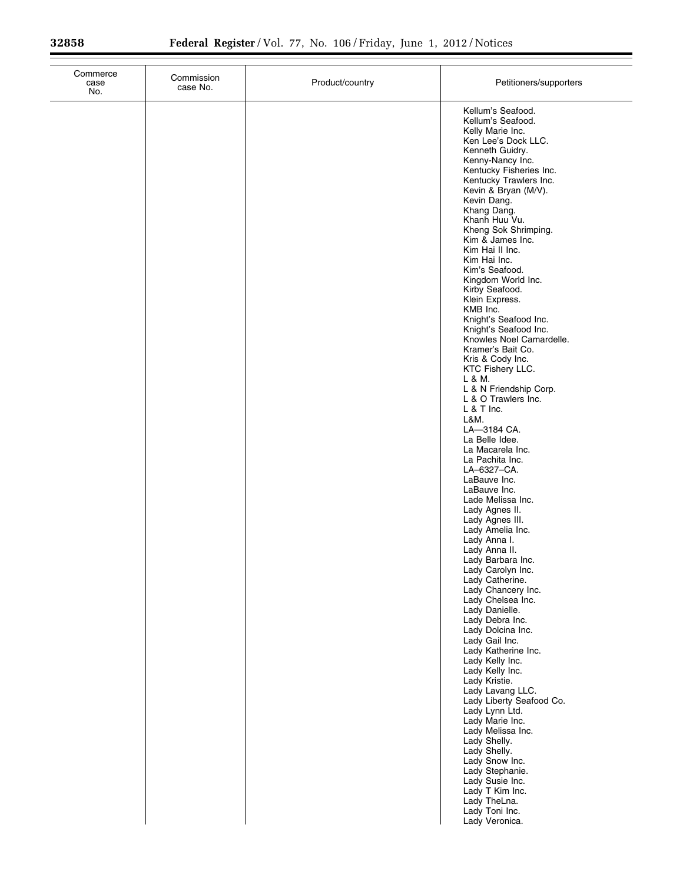| Commerce case No. | Commission case No. | Product/country | Petitioners/supporters |
|---|---|---|---|
| | | | Kellum's Seafood. |
| | | | Kellum's Seafood. |
| | | | Kelly Marie Inc. |
| | | | Ken Lee's Dock LLC. |
| | | | Kenneth Guidry. |
| | | | Kenny-Nancy Inc. |
| | | | Kentucky Fisheries Inc. |
| | | | Kentucky Trawlers Inc. |
| | | | Kevin & Bryan (M/V). |
| | | | Kevin Dang. |
| | | | Khang Dang. |
| | | | Khanh Huu Vu. |
| | | | Kheng Sok Shrimping. |
| | | | Kim & James Inc. |
| | | | Kim Hai II Inc. |
| | | | Kim Hai Inc. |
| | | | Kim's Seafood. |
| | | | Kingdom World Inc. |
| | | | Kirby Seafood. |
| | | | Klein Express. |
| | | | KMB Inc. |
| | | | Knight's Seafood Inc. |
| | | | Knight's Seafood Inc. |
| | | | Knowles Noel Camardelle. |
| | | | Kramer's Bait Co. |
| | | | Kris & Cody Inc. |
| | | | KTC Fishery LLC. |
| | | | L & M. |
| | | | L & N Friendship Corp. |
| | | | L & O Trawlers Inc. |
| | | | L & T Inc. |
| | | | L&M. |
| | | | LA—3184 CA. |
| | | | La Belle Idee. |
| | | | La Macarela Inc. |
| | | | La Pachita Inc. |
| | | | LA–6327–CA. |
| | | | LaBauve Inc. |
| | | | LaBauve Inc. |
| | | | Lade Melissa Inc. |
| | | | Lady Agnes II. |
| | | | Lady Agnes III. |
| | | | Lady Amelia Inc. |
| | | | Lady Anna I. |
| | | | Lady Anna II. |
| | | | Lady Barbara Inc. |
| | | | Lady Carolyn Inc. |
| | | | Lady Catherine. |
| | | | Lady Chancery Inc. |
| | | | Lady Chelsea Inc. |
| | | | Lady Danielle. |
| | | | Lady Debra Inc. |
| | | | Lady Dolcina Inc. |
| | | | Lady Gail Inc. |
| | | | Lady Katherine Inc. |
| | | | Lady Kelly Inc. |
| | | | Lady Kelly Inc. |
| | | | Lady Kristie. |
| | | | Lady Lavang LLC. |
| | | | Lady Liberty Seafood Co. |
| | | | Lady Lynn Ltd. |
| | | | Lady Marie Inc. |
| | | | Lady Melissa Inc. |
| | | | Lady Shelly. |
| | | | Lady Shelly. |
| | | | Lady Snow Inc. |
| | | | Lady Stephanie. |
| | | | Lady Susie Inc. |
| | | | Lady T Kim Inc. |
| | | | Lady TheLna. |
| | | | Lady Toni Inc. |
| | | | Lady Veronica. |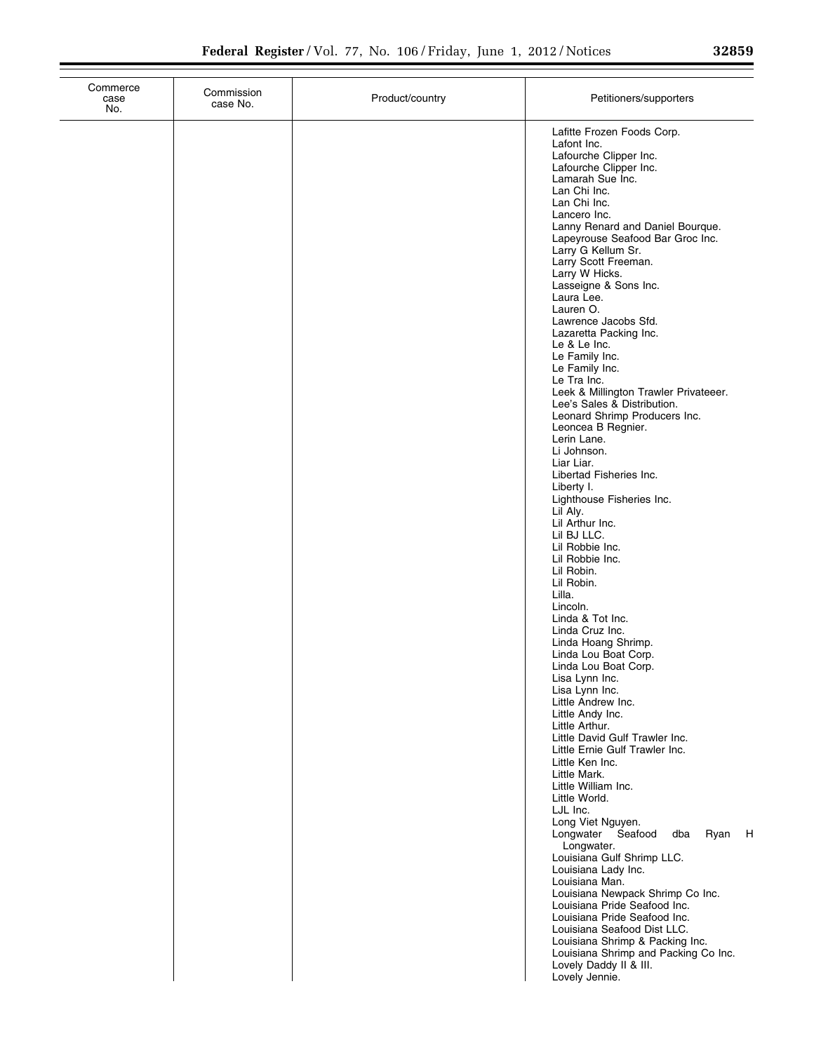| Commerce case No. | Commission case No. | Product/country | Petitioners/supporters |
|---|---|---|---|
| | | | Lafitte Frozen Foods Corp.<br>Lafont Inc.<br>Lafourche Clipper Inc.<br>Lafourche Clipper Inc.<br>Lamarah Sue Inc.<br>Lan Chi Inc.<br>Lan Chi Inc.<br>Lancero Inc.<br>Lanny Renard and Daniel Bourque.<br>Lapeyrouse Seafood Bar Groc Inc.<br>Larry G Kellum Sr.<br>Larry Scott Freeman.<br>Larry W Hicks.<br>Lasseigne & Sons Inc.<br>Laura Lee.<br>Lauren O.<br>Lawrence Jacobs Sfd.<br>Lazaretta Packing Inc.<br>Le & Le Inc.<br>Le Family Inc.<br>Le Family Inc.<br>Le Tra Inc.<br>Leek & Millington Trawler Privateeer.<br>Lee's Sales & Distribution.<br>Leonard Shrimp Producers Inc.<br>Leoncea B Regnier.<br>Lerin Lane.<br>Li Johnson.<br>Liar Liar.<br>Libertad Fisheries Inc.<br>Liberty I.<br>Lighthouse Fisheries Inc.<br>Lil Aly.<br>Lil Arthur Inc.<br>Lil BJ LLC.<br>Lil Robbie Inc.<br>Lil Robbie Inc.<br>Lil Robin.<br>Lil Robin.<br>Lilla.<br>Lincoln.<br>Linda & Tot Inc.<br>Linda Cruz Inc.<br>Linda Hoang Shrimp.<br>Linda Lou Boat Corp.<br>Linda Lou Boat Corp.<br>Lisa Lynn Inc.<br>Lisa Lynn Inc.<br>Little Andrew Inc.<br>Little Andy Inc.<br>Little Arthur.<br>Little David Gulf Trawler Inc.<br>Little Ernie Gulf Trawler Inc.<br>Little Ken Inc.<br>Little Mark.<br>Little William Inc.<br>Little World.<br>LJL Inc.<br>Long Viet Nguyen.<br>Longwater Seafood dba Ryan H Longwater.<br>Louisiana Gulf Shrimp LLC.<br>Louisiana Lady Inc.<br>Louisiana Man.<br>Louisiana Newpack Shrimp Co Inc.<br>Louisiana Pride Seafood Inc.<br>Louisiana Pride Seafood Inc.<br>Louisiana Seafood Dist LLC.<br>Louisiana Shrimp & Packing Inc.<br>Louisiana Shrimp and Packing Co Inc.<br>Lovely Daddy II & III.<br>Lovely Jennie. |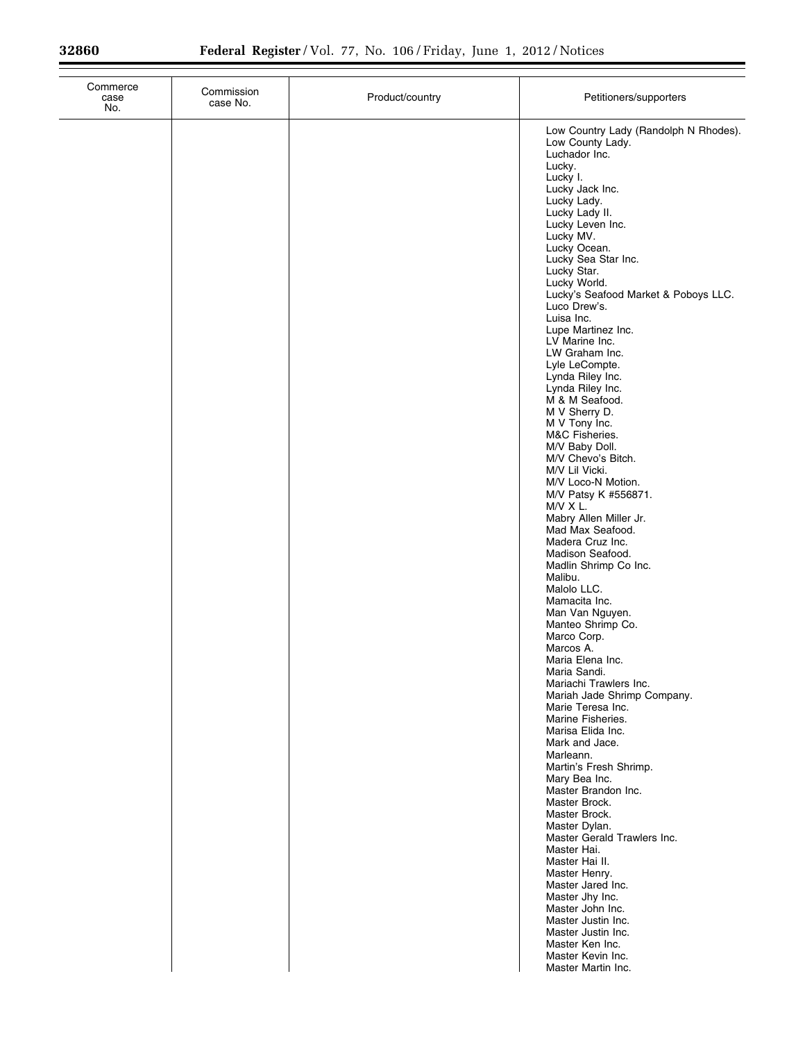| Commerce case No. | Commission case No. | Product/country | Petitioners/supporters |
|---|---|---|---|
| | | | Low Country Lady (Randolph N Rhodes). |
| | | | Low County Lady. |
| | | | Luchador Inc. |
| | | | Lucky. |
| | | | Lucky I. |
| | | | Lucky Jack Inc. |
| | | | Lucky Lady. |
| | | | Lucky Lady II. |
| | | | Lucky Leven Inc. |
| | | | Lucky MV. |
| | | | Lucky Ocean. |
| | | | Lucky Sea Star Inc. |
| | | | Lucky Star. |
| | | | Lucky World. |
| | | | Lucky's Seafood Market & Poboys LLC. |
| | | | Luco Drew's. |
| | | | Luisa Inc. |
| | | | Lupe Martinez Inc. |
| | | | LV Marine Inc. |
| | | | LW Graham Inc. |
| | | | Lyle LeCompte. |
| | | | Lynda Riley Inc. |
| | | | Lynda Riley Inc. |
| | | | M & M Seafood. |
| | | | M V Sherry D. |
| | | | M V Tony Inc. |
| | | | M&C Fisheries. |
| | | | M/V Baby Doll. |
| | | | M/V Chevo's Bitch. |
| | | | M/V Lil Vicki. |
| | | | M/V Loco-N Motion. |
| | | | M/V Patsy K #556871. |
| | | | M/V X L. |
| | | | Mabry Allen Miller Jr. |
| | | | Mad Max Seafood. |
| | | | Madera Cruz Inc. |
| | | | Madison Seafood. |
| | | | Madlin Shrimp Co Inc. |
| | | | Malibu. |
| | | | Malolo LLC. |
| | | | Mamacita Inc. |
| | | | Man Van Nguyen. |
| | | | Manteo Shrimp Co. |
| | | | Marco Corp. |
| | | | Marcos A. |
| | | | Maria Elena Inc. |
| | | | Maria Sandi. |
| | | | Mariachi Trawlers Inc. |
| | | | Mariah Jade Shrimp Company. |
| | | | Marie Teresa Inc. |
| | | | Marine Fisheries. |
| | | | Marisa Elida Inc. |
| | | | Mark and Jace. |
| | | | Marleann. |
| | | | Martin's Fresh Shrimp. |
| | | | Mary Bea Inc. |
| | | | Master Brandon Inc. |
| | | | Master Brock. |
| | | | Master Brock. |
| | | | Master Dylan. |
| | | | Master Gerald Trawlers Inc. |
| | | | Master Hai. |
| | | | Master Hai II. |
| | | | Master Henry. |
| | | | Master Jared Inc. |
| | | | Master Jhy Inc. |
| | | | Master John Inc. |
| | | | Master Justin Inc. |
| | | | Master Justin Inc. |
| | | | Master Ken Inc. |
| | | | Master Kevin Inc. |
| | | | Master Martin Inc. |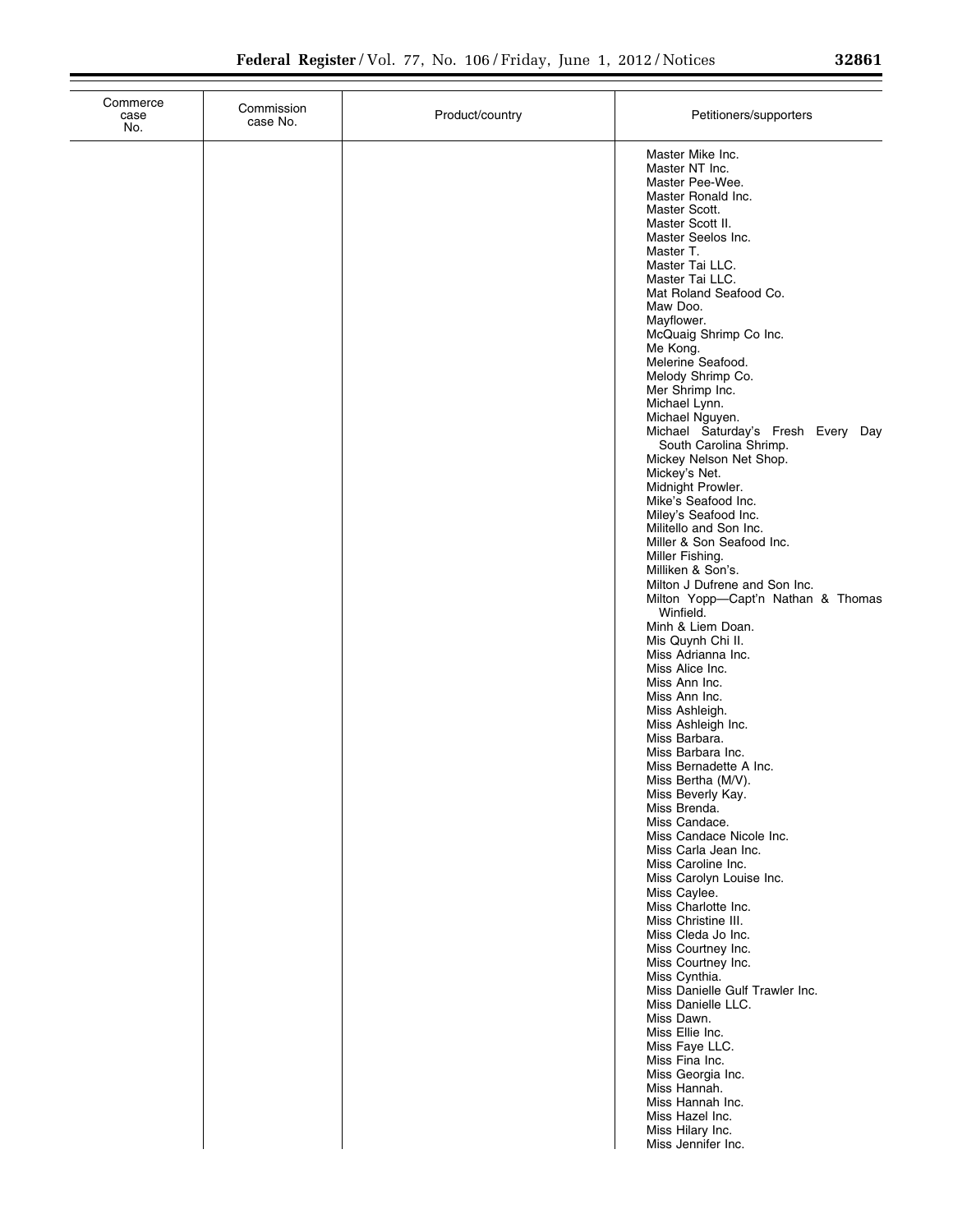| Commerce case No. | Commission case No. | Product/country | Petitioners/supporters |
|---|---|---|---|
| | | | Master Mike Inc.<br>Master NT Inc.<br>Master Pee-Wee.<br>Master Ronald Inc.<br>Master Scott.<br>Master Scott II.<br>Master Seelos Inc.<br>Master T.<br>Master Tai LLC.<br>Master Tai LLC.<br>Mat Roland Seafood Co.<br>Maw Doo.<br>Mayflower.<br>McQuaig Shrimp Co Inc.<br>Me Kong.<br>Melerine Seafood.<br>Melody Shrimp Co.<br>Mer Shrimp Inc.<br>Michael Lynn.<br>Michael Nguyen.<br>Michael Saturday's Fresh Every Day South Carolina Shrimp.<br>Mickey Nelson Net Shop.<br>Mickey's Net.<br>Midnight Prowler.<br>Mike's Seafood Inc.<br>Miley's Seafood Inc.<br>Militello and Son Inc.<br>Miller & Son Seafood Inc.<br>Miller Fishing.<br>Milliken & Son's.<br>Milton J Dufrene and Son Inc.<br>Milton Yopp—Capt'n Nathan & Thomas Winfield.<br>Minh & Liem Doan.<br>Mis Quynh Chi II.<br>Miss Adrianna Inc.<br>Miss Alice Inc.<br>Miss Ann Inc.<br>Miss Ann Inc.<br>Miss Ashleigh.<br>Miss Ashleigh Inc.<br>Miss Barbara.<br>Miss Barbara Inc.<br>Miss Bernadette A Inc.<br>Miss Bertha (M/V).<br>Miss Beverly Kay.<br>Miss Brenda.<br>Miss Candace.<br>Miss Candace Nicole Inc.<br>Miss Carla Jean Inc.<br>Miss Caroline Inc.<br>Miss Carolyn Louise Inc.<br>Miss Caylee.<br>Miss Charlotte Inc.<br>Miss Christine III.<br>Miss Cleda Jo Inc.<br>Miss Courtney Inc.<br>Miss Courtney Inc.<br>Miss Cynthia.<br>Miss Danielle Gulf Trawler Inc.<br>Miss Danielle LLC.<br>Miss Dawn.<br>Miss Ellie Inc.<br>Miss Faye LLC.<br>Miss Fina Inc.<br>Miss Georgia Inc.<br>Miss Hannah.<br>Miss Hannah Inc.<br>Miss Hazel Inc.<br>Miss Hilary Inc.<br>Miss Jennifer Inc. |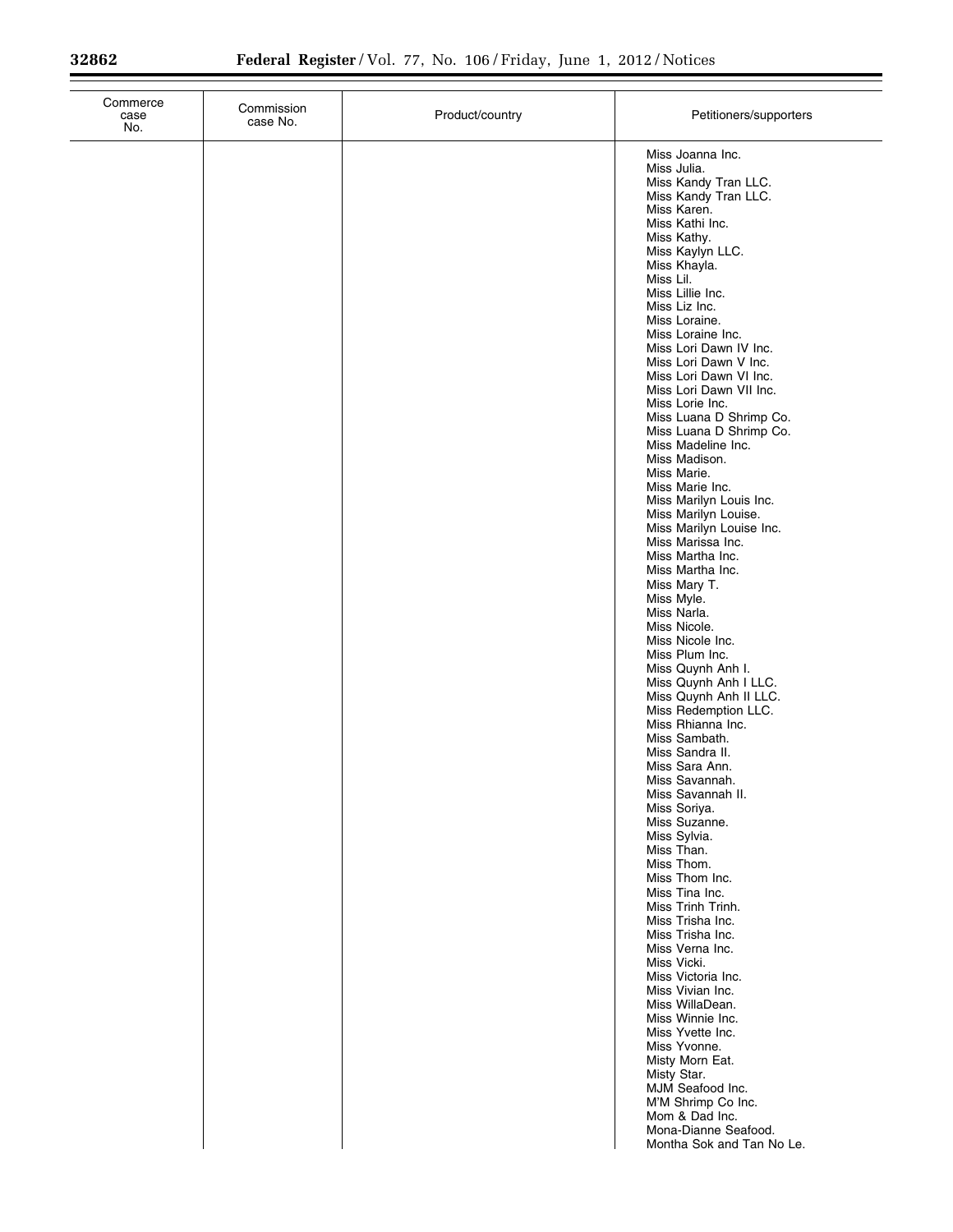| Commerce case No. | Commission case No. | Product/country | Petitioners/supporters |
|---|---|---|---|
| | | | Miss Joanna Inc. |
| | | | Miss Julia. |
| | | | Miss Kandy Tran LLC. |
| | | | Miss Kandy Tran LLC. |
| | | | Miss Karen. |
| | | | Miss Kathi Inc. |
| | | | Miss Kathy. |
| | | | Miss Kaylyn LLC. |
| | | | Miss Khayla. |
| | | | Miss Lil. |
| | | | Miss Lillie Inc. |
| | | | Miss Liz Inc. |
| | | | Miss Loraine. |
| | | | Miss Loraine Inc. |
| | | | Miss Lori Dawn IV Inc. |
| | | | Miss Lori Dawn V Inc. |
| | | | Miss Lori Dawn VI Inc. |
| | | | Miss Lori Dawn VII Inc. |
| | | | Miss Lorie Inc. |
| | | | Miss Luana D Shrimp Co. |
| | | | Miss Luana D Shrimp Co. |
| | | | Miss Madeline Inc. |
| | | | Miss Madison. |
| | | | Miss Marie. |
| | | | Miss Marie Inc. |
| | | | Miss Marilyn Louis Inc. |
| | | | Miss Marilyn Louise. |
| | | | Miss Marilyn Louise Inc. |
| | | | Miss Marissa Inc. |
| | | | Miss Martha Inc. |
| | | | Miss Martha Inc. |
| | | | Miss Mary T. |
| | | | Miss Myle. |
| | | | Miss Narla. |
| | | | Miss Nicole. |
| | | | Miss Nicole Inc. |
| | | | Miss Plum Inc. |
| | | | Miss Quynh Anh I. |
| | | | Miss Quynh Anh I LLC. |
| | | | Miss Quynh Anh II LLC. |
| | | | Miss Redemption LLC. |
| | | | Miss Rhianna Inc. |
| | | | Miss Sambath. |
| | | | Miss Sandra II. |
| | | | Miss Sara Ann. |
| | | | Miss Savannah. |
| | | | Miss Savannah II. |
| | | | Miss Soriya. |
| | | | Miss Suzanne. |
| | | | Miss Sylvia. |
| | | | Miss Than. |
| | | | Miss Thom. |
| | | | Miss Thom Inc. |
| | | | Miss Tina Inc. |
| | | | Miss Trinh Trinh. |
| | | | Miss Trisha Inc. |
| | | | Miss Trisha Inc. |
| | | | Miss Verna Inc. |
| | | | Miss Vicki. |
| | | | Miss Victoria Inc. |
| | | | Miss Vivian Inc. |
| | | | Miss WillaDean. |
| | | | Miss Winnie Inc. |
| | | | Miss Yvette Inc. |
| | | | Miss Yvonne. |
| | | | Misty Morn Eat. |
| | | | Misty Star. |
| | | | MJM Seafood Inc. |
| | | | M'M Shrimp Co Inc. |
| | | | Mom & Dad Inc. |
| | | | Mona-Dianne Seafood. |
| | | | Montha Sok and Tan No Le. |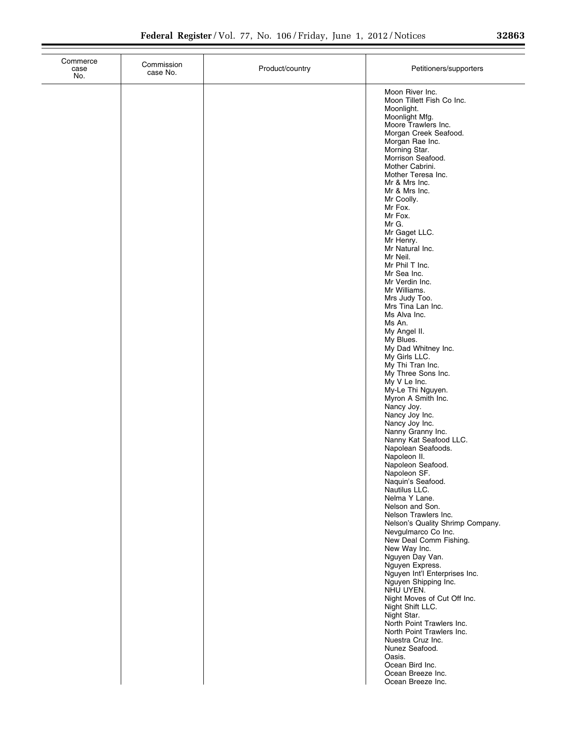| Commerce case No. | Commission case No. | Product/country | Petitioners/supporters |
|---|---|---|---|
| | | | Moon River Inc. |
| | | | Moon Tillett Fish Co Inc. |
| | | | Moonlight. |
| | | | Moonlight Mfg. |
| | | | Moore Trawlers Inc. |
| | | | Morgan Creek Seafood. |
| | | | Morgan Rae Inc. |
| | | | Morning Star. |
| | | | Morrison Seafood. |
| | | | Mother Cabrini. |
| | | | Mother Teresa Inc. |
| | | | Mr & Mrs Inc. |
| | | | Mr & Mrs Inc. |
| | | | Mr Coolly. |
| | | | Mr Fox. |
| | | | Mr Fox. |
| | | | Mr G. |
| | | | Mr Gaget LLC. |
| | | | Mr Henry. |
| | | | Mr Natural Inc. |
| | | | Mr Neil. |
| | | | Mr Phil T Inc. |
| | | | Mr Sea Inc. |
| | | | Mr Verdin Inc. |
| | | | Mr Williams. |
| | | | Mrs Judy Too. |
| | | | Mrs Tina Lan Inc. |
| | | | Ms Alva Inc. |
| | | | Ms An. |
| | | | My Angel II. |
| | | | My Blues. |
| | | | My Dad Whitney Inc. |
| | | | My Girls LLC. |
| | | | My Thi Tran Inc. |
| | | | My Three Sons Inc. |
| | | | My V Le Inc. |
| | | | My-Le Thi Nguyen. |
| | | | Myron A Smith Inc. |
| | | | Nancy Joy. |
| | | | Nancy Joy Inc. |
| | | | Nancy Joy Inc. |
| | | | Nanny Granny Inc. |
| | | | Nanny Kat Seafood LLC. |
| | | | Napolean Seafoods. |
| | | | Napoleon II. |
| | | | Napoleon Seafood. |
| | | | Napoleon SF. |
| | | | Naquin's Seafood. |
| | | | Nautilus LLC. |
| | | | Nelma Y Lane. |
| | | | Nelson and Son. |
| | | | Nelson Trawlers Inc. |
| | | | Nelson's Quality Shrimp Company. |
| | | | Nevgulmarco Co Inc. |
| | | | New Deal Comm Fishing. |
| | | | New Way Inc. |
| | | | Nguyen Day Van. |
| | | | Nguyen Express. |
| | | | Nguyen Int'l Enterprises Inc. |
| | | | Nguyen Shipping Inc. |
| | | | NHU UYEN. |
| | | | Night Moves of Cut Off Inc. |
| | | | Night Shift LLC. |
| | | | Night Star. |
| | | | North Point Trawlers Inc. |
| | | | North Point Trawlers Inc. |
| | | | Nuestra Cruz Inc. |
| | | | Nunez Seafood. |
| | | | Oasis. |
| | | | Ocean Bird Inc. |
| | | | Ocean Breeze Inc. |
| | | | Ocean Breeze Inc. |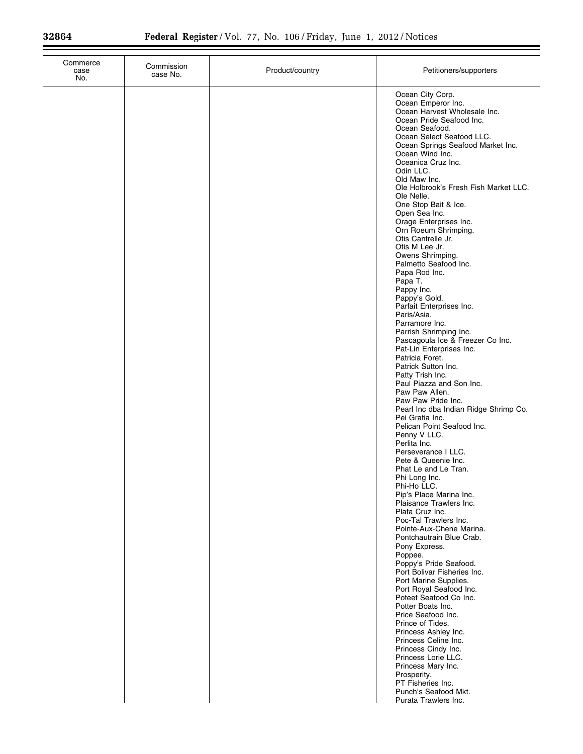| Commerce case No. | Commission case No. | Product/country | Petitioners/supporters |
| --- | --- | --- | --- |
| | | | Ocean City Corp.<br>Ocean Emperor Inc.<br>Ocean Harvest Wholesale Inc.<br>Ocean Pride Seafood Inc.<br>Ocean Seafood.<br>Ocean Select Seafood LLC.<br>Ocean Springs Seafood Market Inc.<br>Ocean Wind Inc.<br>Oceanica Cruz Inc.<br>Odin LLC.<br>Old Maw Inc.<br>Ole Holbrook's Fresh Fish Market LLC.<br>Ole Nelle.<br>One Stop Bait & Ice.<br>Open Sea Inc.<br>Orage Enterprises Inc.<br>Orn Roeum Shrimping.<br>Otis Cantrelle Jr.<br>Otis M Lee Jr.<br>Owens Shrimping.<br>Palmetto Seafood Inc.<br>Papa Rod Inc.<br>Papa T.<br>Pappy Inc.<br>Pappy's Gold.<br>Parfait Enterprises Inc.<br>Paris/Asia.<br>Parramore Inc.<br>Parrish Shrimping Inc.<br>Pascagoula Ice & Freezer Co Inc.<br>Pat-Lin Enterprises Inc.<br>Patricia Foret.<br>Patrick Sutton Inc.<br>Patty Trish Inc.<br>Paul Piazza and Son Inc.<br>Paw Paw Allen.<br>Paw Paw Pride Inc.<br>Pearl Inc dba Indian Ridge Shrimp Co.<br>Pei Gratia Inc.<br>Pelican Point Seafood Inc.<br>Penny V LLC.<br>Perlita Inc.<br>Perseverance I LLC.<br>Pete & Queenie Inc.<br>Phat Le and Le Tran.<br>Phi Long Inc.<br>Phi-Ho LLC.<br>Pip's Place Marina Inc.<br>Plaisance Trawlers Inc.<br>Plata Cruz Inc.<br>Poc-Tal Trawlers Inc.<br>Pointe-Aux-Chene Marina.<br>Pontchautrain Blue Crab.<br>Pony Express.<br>Poppee.<br>Poppy's Pride Seafood.<br>Port Bolivar Fisheries Inc.<br>Port Marine Supplies.<br>Port Royal Seafood Inc.<br>Poteet Seafood Co Inc.<br>Potter Boats Inc.<br>Price Seafood Inc.<br>Prince of Tides.<br>Princess Ashley Inc.<br>Princess Celine Inc.<br>Princess Cindy Inc.<br>Princess Lorie LLC.<br>Princess Mary Inc.<br>Prosperity.<br>PT Fisheries Inc.<br>Punch's Seafood Mkt.<br>Purata Trawlers Inc. |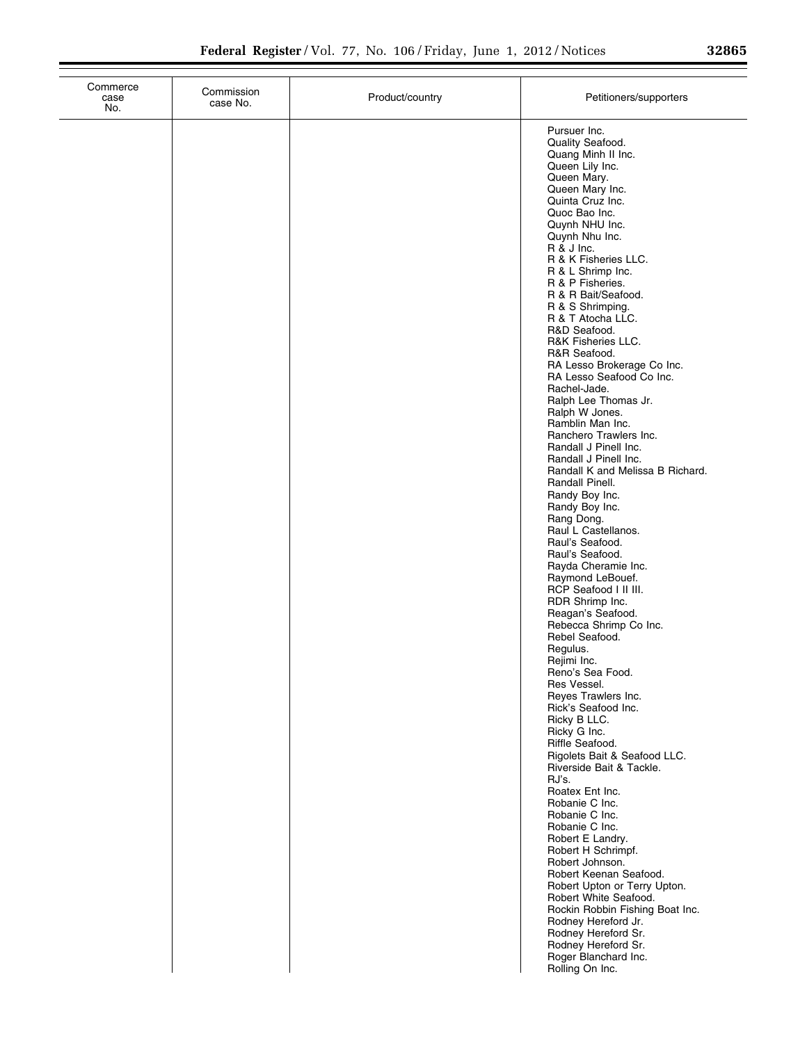| Commerce case No. | Commission case No. | Product/country | Petitioners/supporters |
|---|---|---|---|
| | | | Pursuer Inc. |
| | | | Quality Seafood. |
| | | | Quang Minh II Inc. |
| | | | Queen Lily Inc. |
| | | | Queen Mary. |
| | | | Queen Mary Inc. |
| | | | Quinta Cruz Inc. |
| | | | Quoc Bao Inc. |
| | | | Quynh NHU Inc. |
| | | | Quynh Nhu Inc. |
| | | | R & J Inc. |
| | | | R & K Fisheries LLC. |
| | | | R & L Shrimp Inc. |
| | | | R & P Fisheries. |
| | | | R & R Bait/Seafood. |
| | | | R & S Shrimping. |
| | | | R & T Atocha LLC. |
| | | | R&D Seafood. |
| | | | R&K Fisheries LLC. |
| | | | R&R Seafood. |
| | | | RA Lesso Brokerage Co Inc. |
| | | | RA Lesso Seafood Co Inc. |
| | | | Rachel-Jade. |
| | | | Ralph Lee Thomas Jr. |
| | | | Ralph W Jones. |
| | | | Ramblin Man Inc. |
| | | | Ranchero Trawlers Inc. |
| | | | Randall J Pinell Inc. |
| | | | Randall J Pinell Inc. |
| | | | Randall K and Melissa B Richard. |
| | | | Randall Pinell. |
| | | | Randy Boy Inc. |
| | | | Randy Boy Inc. |
| | | | Rang Dong. |
| | | | Raul L Castellanos. |
| | | | Raul's Seafood. |
| | | | Raul's Seafood. |
| | | | Rayda Cheramie Inc. |
| | | | Raymond LeBouef. |
| | | | RCP Seafood I II III. |
| | | | RDR Shrimp Inc. |
| | | | Reagan's Seafood. |
| | | | Rebecca Shrimp Co Inc. |
| | | | Rebel Seafood. |
| | | | Regulus. |
| | | | Rejimi Inc. |
| | | | Reno's Sea Food. |
| | | | Res Vessel. |
| | | | Reyes Trawlers Inc. |
| | | | Rick's Seafood Inc. |
| | | | Ricky B LLC. |
| | | | Ricky G Inc. |
| | | | Riffle Seafood. |
| | | | Rigolets Bait & Seafood LLC. |
| | | | Riverside Bait & Tackle. |
| | | | RJ's. |
| | | | Roatex Ent Inc. |
| | | | Robanie C Inc. |
| | | | Robanie C Inc. |
| | | | Robanie C Inc. |
| | | | Robert E Landry. |
| | | | Robert H Schrimpf. |
| | | | Robert Johnson. |
| | | | Robert Keenan Seafood. |
| | | | Robert Upton or Terry Upton. |
| | | | Robert White Seafood. |
| | | | Rockin Robbin Fishing Boat Inc. |
| | | | Rodney Hereford Jr. |
| | | | Rodney Hereford Sr. |
| | | | Rodney Hereford Sr. |
| | | | Roger Blanchard Inc. |
| | | | Rolling On Inc. |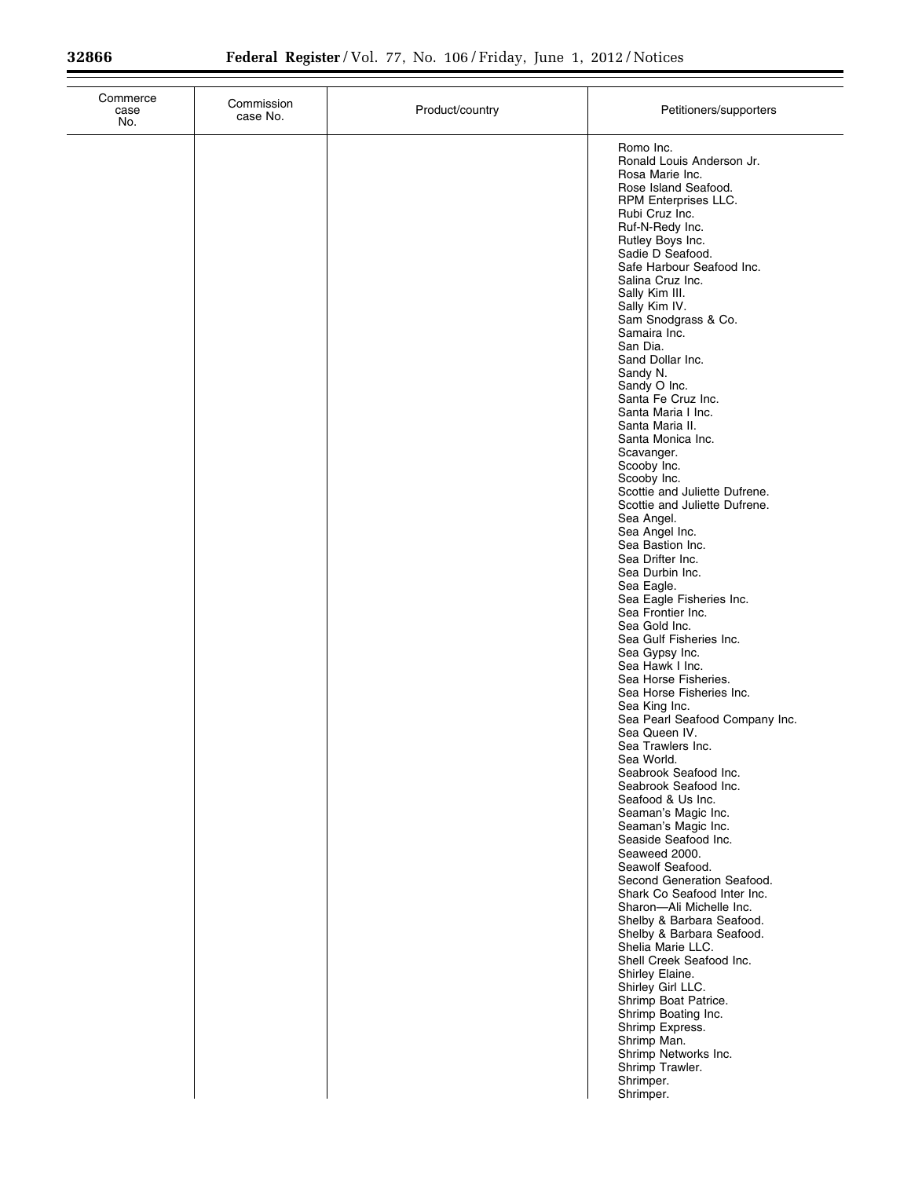| Commerce case No. | Commission case No. | Product/country | Petitioners/supporters |
|---|---|---|---|
| | | | Romo Inc. |
| | | | Ronald Louis Anderson Jr. |
| | | | Rosa Marie Inc. |
| | | | Rose Island Seafood. |
| | | | RPM Enterprises LLC. |
| | | | Rubi Cruz Inc. |
| | | | Ruf-N-Redy Inc. |
| | | | Rutley Boys Inc. |
| | | | Sadie D Seafood. |
| | | | Safe Harbour Seafood Inc. |
| | | | Salina Cruz Inc. |
| | | | Sally Kim III. |
| | | | Sally Kim IV. |
| | | | Sam Snodgrass & Co. |
| | | | Samaira Inc. |
| | | | San Dia. |
| | | | Sand Dollar Inc. |
| | | | Sandy N. |
| | | | Sandy O Inc. |
| | | | Santa Fe Cruz Inc. |
| | | | Santa Maria I Inc. |
| | | | Santa Maria II. |
| | | | Santa Monica Inc. |
| | | | Scavanger. |
| | | | Scooby Inc. |
| | | | Scooby Inc. |
| | | | Scottie and Juliette Dufrene. |
| | | | Scottie and Juliette Dufrene. |
| | | | Sea Angel. |
| | | | Sea Angel Inc. |
| | | | Sea Bastion Inc. |
| | | | Sea Drifter Inc. |
| | | | Sea Durbin Inc. |
| | | | Sea Eagle. |
| | | | Sea Eagle Fisheries Inc. |
| | | | Sea Frontier Inc. |
| | | | Sea Gold Inc. |
| | | | Sea Gulf Fisheries Inc. |
| | | | Sea Gypsy Inc. |
| | | | Sea Hawk I Inc. |
| | | | Sea Horse Fisheries. |
| | | | Sea Horse Fisheries Inc. |
| | | | Sea King Inc. |
| | | | Sea Pearl Seafood Company Inc. |
| | | | Sea Queen IV. |
| | | | Sea Trawlers Inc. |
| | | | Sea World. |
| | | | Seabrook Seafood Inc. |
| | | | Seabrook Seafood Inc. |
| | | | Seafood & Us Inc. |
| | | | Seaman's Magic Inc. |
| | | | Seaman's Magic Inc. |
| | | | Seaside Seafood Inc. |
| | | | Seaweed 2000. |
| | | | Seawolf Seafood. |
| | | | Second Generation Seafood. |
| | | | Shark Co Seafood Inter Inc. |
| | | | Sharon—Ali Michelle Inc. |
| | | | Shelby & Barbara Seafood. |
| | | | Shelby & Barbara Seafood. |
| | | | Shelia Marie LLC. |
| | | | Shell Creek Seafood Inc. |
| | | | Shirley Elaine. |
| | | | Shirley Girl LLC. |
| | | | Shrimp Boat Patrice. |
| | | | Shrimp Boating Inc. |
| | | | Shrimp Express. |
| | | | Shrimp Man. |
| | | | Shrimp Networks Inc. |
| | | | Shrimp Trawler. |
| | | | Shrimper. |
| | | | Shrimper. |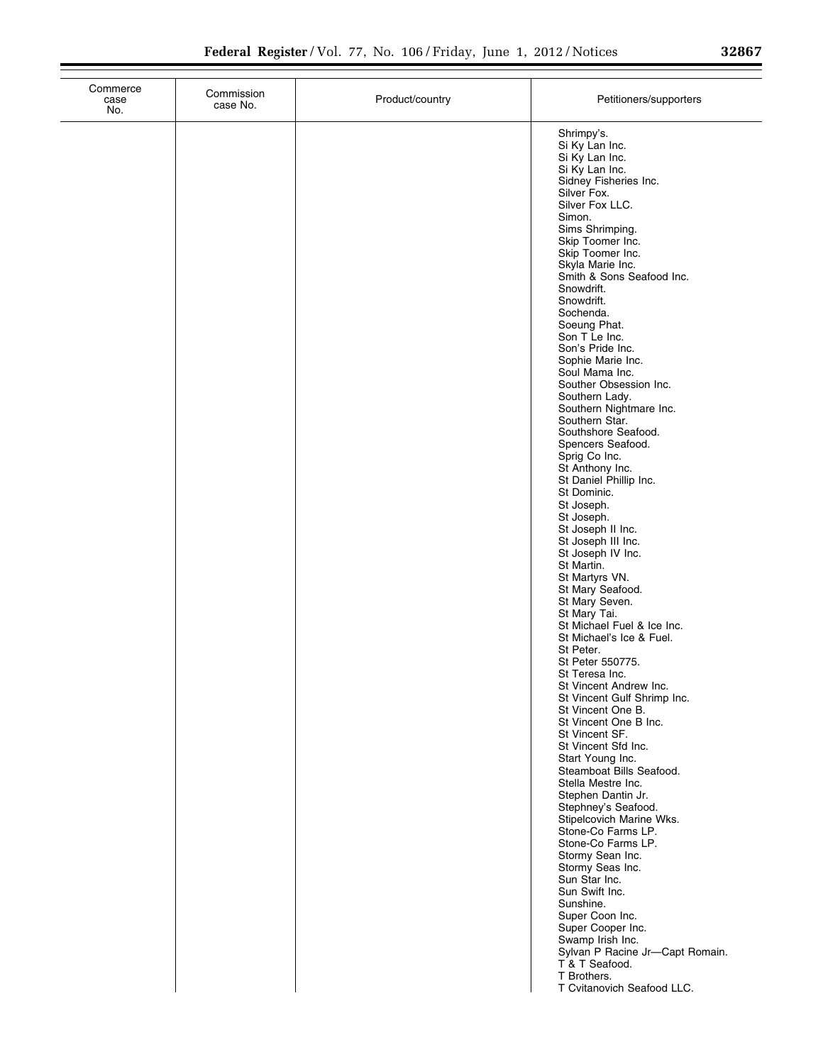| Commerce case No. | Commission case No. | Product/country | Petitioners/supporters |
|---|---|---|---|
| | | | Shrimpy's.<br>Si Ky Lan Inc.<br>Si Ky Lan Inc.<br>Si Ky Lan Inc.<br>Sidney Fisheries Inc.<br>Silver Fox.<br>Silver Fox LLC.<br>Simon.<br>Sims Shrimping.<br>Skip Toomer Inc.<br>Skip Toomer Inc.<br>Skyla Marie Inc.<br>Smith & Sons Seafood Inc.<br>Snowdrift.<br>Snowdrift.<br>Sochenda.<br>Soeung Phat.<br>Son T Le Inc.<br>Son's Pride Inc.<br>Sophie Marie Inc.<br>Soul Mama Inc.<br>Souther Obsession Inc.<br>Southern Lady.<br>Southern Nightmare Inc.<br>Southern Star.<br>Southshore Seafood.<br>Spencers Seafood.<br>Sprig Co Inc.<br>St Anthony Inc.<br>St Daniel Phillip Inc.<br>St Dominic.<br>St Joseph.<br>St Joseph.<br>St Joseph II Inc.<br>St Joseph III Inc.<br>St Joseph IV Inc.<br>St Martin.<br>St Martyrs VN.<br>St Mary Seafood.<br>St Mary Seven.<br>St Mary Tai.<br>St Michael Fuel & Ice Inc.<br>St Michael's Ice & Fuel.<br>St Peter.<br>St Peter 550775.<br>St Teresa Inc.<br>St Vincent Andrew Inc.<br>St Vincent Gulf Shrimp Inc.<br>St Vincent One B.<br>St Vincent One B Inc.<br>St Vincent SF.<br>St Vincent Sfd Inc.<br>Start Young Inc.<br>Steamboat Bills Seafood.<br>Stella Mestre Inc.<br>Stephen Dantin Jr.<br>Stephney's Seafood.<br>Stipelcovich Marine Wks.<br>Stone-Co Farms LP.<br>Stone-Co Farms LP.<br>Stormy Sean Inc.<br>Stormy Seas Inc.<br>Sun Star Inc.<br>Sun Swift Inc.<br>Sunshine.<br>Super Coon Inc.<br>Super Cooper Inc.<br>Swamp Irish Inc.<br>Sylvan P Racine Jr—Capt Romain.<br>T & T Seafood.<br>T Brothers.<br>T Cvitanovich Seafood LLC. |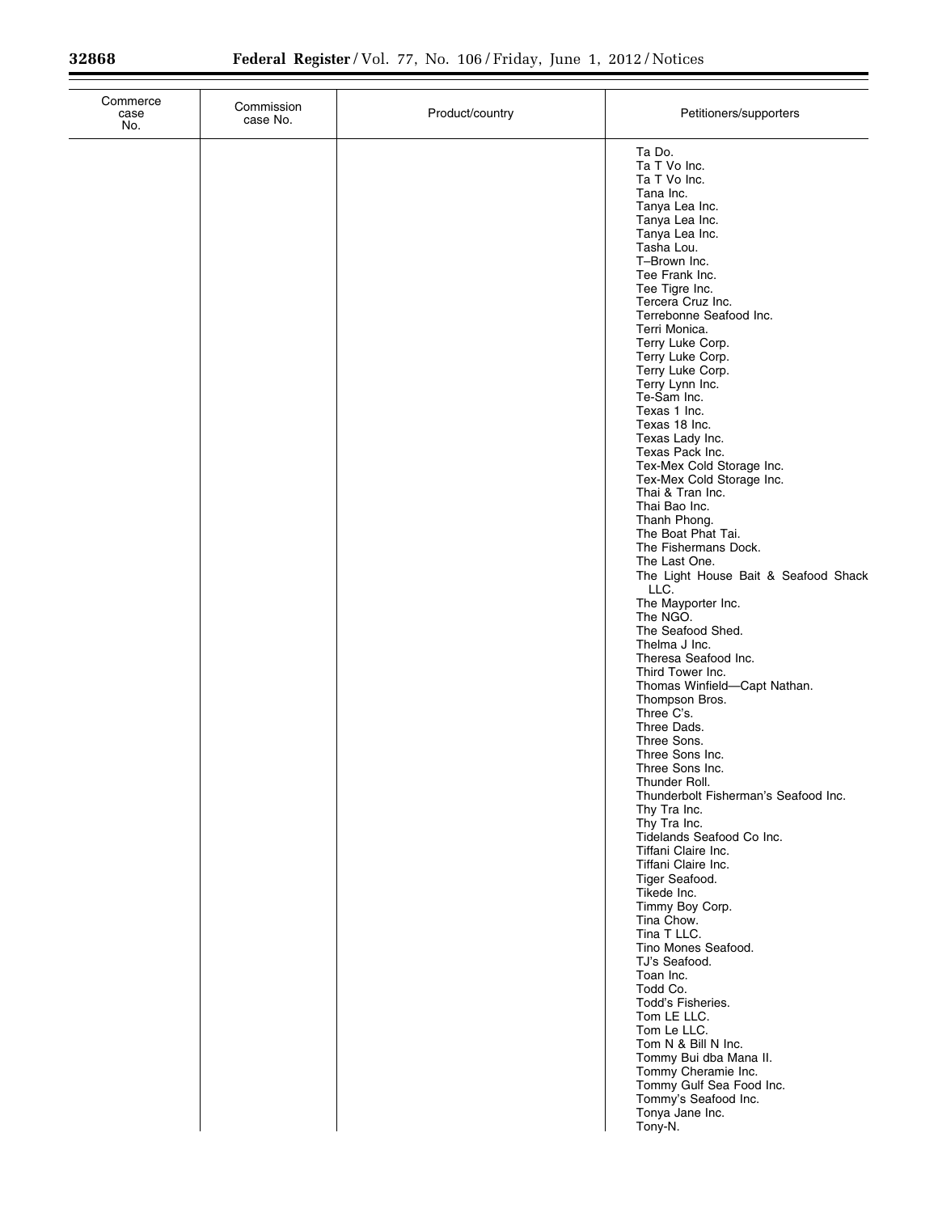| Commerce case No. | Commission case No. | Product/country | Petitioners/supporters |
|---|---|---|---|
| | | | Ta Do. |
| | | | Ta T Vo Inc. |
| | | | Ta T Vo Inc. |
| | | | Tana Inc. |
| | | | Tanya Lea Inc. |
| | | | Tanya Lea Inc. |
| | | | Tanya Lea Inc. |
| | | | Tasha Lou. |
| | | | T–Brown Inc. |
| | | | Tee Frank Inc. |
| | | | Tee Tigre Inc. |
| | | | Tercera Cruz Inc. |
| | | | Terrebonne Seafood Inc. |
| | | | Terri Monica. |
| | | | Terry Luke Corp. |
| | | | Terry Luke Corp. |
| | | | Terry Luke Corp. |
| | | | Terry Lynn Inc. |
| | | | Te-Sam Inc. |
| | | | Texas 1 Inc. |
| | | | Texas 18 Inc. |
| | | | Texas Lady Inc. |
| | | | Texas Pack Inc. |
| | | | Tex-Mex Cold Storage Inc. |
| | | | Tex-Mex Cold Storage Inc. |
| | | | Thai & Tran Inc. |
| | | | Thai Bao Inc. |
| | | | Thanh Phong. |
| | | | The Boat Phat Tai. |
| | | | The Fishermans Dock. |
| | | | The Last One. |
| | | | The Light House Bait & Seafood Shack LLC. |
| | | | The Mayporter Inc. |
| | | | The NGO. |
| | | | The Seafood Shed. |
| | | | Thelma J Inc. |
| | | | Theresa Seafood Inc. |
| | | | Third Tower Inc. |
| | | | Thomas Winfield—Capt Nathan. |
| | | | Thompson Bros. |
| | | | Three C's. |
| | | | Three Dads. |
| | | | Three Sons. |
| | | | Three Sons Inc. |
| | | | Three Sons Inc. |
| | | | Thunder Roll. |
| | | | Thunderbolt Fisherman's Seafood Inc. |
| | | | Thy Tra Inc. |
| | | | Thy Tra Inc. |
| | | | Tidelands Seafood Co Inc. |
| | | | Tiffani Claire Inc. |
| | | | Tiffani Claire Inc. |
| | | | Tiger Seafood. |
| | | | Tikede Inc. |
| | | | Timmy Boy Corp. |
| | | | Tina Chow. |
| | | | Tina T LLC. |
| | | | Tino Mones Seafood. |
| | | | TJ's Seafood. |
| | | | Toan Inc. |
| | | | Todd Co. |
| | | | Todd's Fisheries. |
| | | | Tom LE LLC. |
| | | | Tom Le LLC. |
| | | | Tom N & Bill N Inc. |
| | | | Tommy Bui dba Mana II. |
| | | | Tommy Cheramie Inc. |
| | | | Tommy Gulf Sea Food Inc. |
| | | | Tommy's Seafood Inc. |
| | | | Tonya Jane Inc. |
| | | | Tony-N. |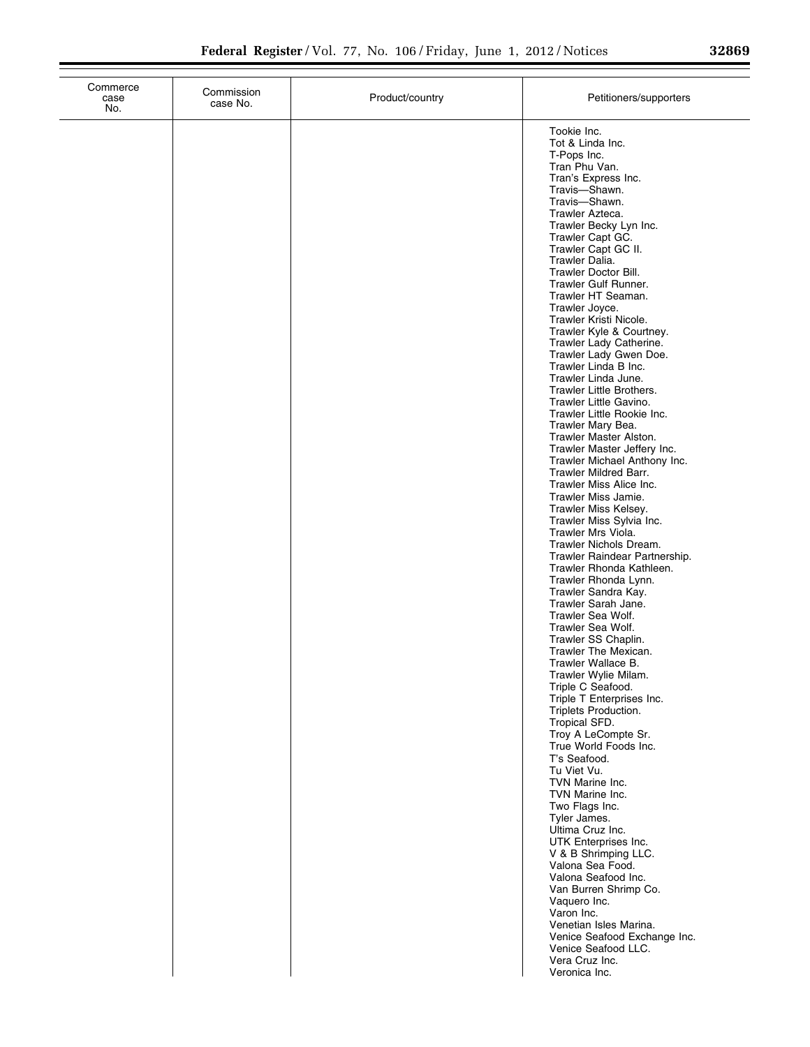| Commerce case No. | Commission case No. | Product/country | Petitioners/supporters |
| --- | --- | --- | --- |
| | | | Tookie Inc.<br>Tot & Linda Inc.<br>T-Pops Inc.<br>Tran Phu Van.<br>Tran's Express Inc.<br>Travis—Shawn.<br>Travis—Shawn.<br>Trawler Azteca.<br>Trawler Becky Lyn Inc.<br>Trawler Capt GC.<br>Trawler Capt GC II.<br>Trawler Dalia.<br>Trawler Doctor Bill.<br>Trawler Gulf Runner.<br>Trawler HT Seaman.<br>Trawler Joyce.<br>Trawler Kristi Nicole.<br>Trawler Kyle & Courtney.<br>Trawler Lady Catherine.<br>Trawler Lady Gwen Doe.<br>Trawler Linda B Inc.<br>Trawler Linda June.<br>Trawler Little Brothers.<br>Trawler Little Gavino.<br>Trawler Little Rookie Inc.<br>Trawler Mary Bea.<br>Trawler Master Alston.<br>Trawler Master Jeffery Inc.<br>Trawler Michael Anthony Inc.<br>Trawler Mildred Barr.<br>Trawler Miss Alice Inc.<br>Trawler Miss Jamie.<br>Trawler Miss Kelsey.<br>Trawler Miss Sylvia Inc.<br>Trawler Mrs Viola.<br>Trawler Nichols Dream.<br>Trawler Raindear Partnership.<br>Trawler Rhonda Kathleen.<br>Trawler Rhonda Lynn.<br>Trawler Sandra Kay.<br>Trawler Sarah Jane.<br>Trawler Sea Wolf.<br>Trawler Sea Wolf.<br>Trawler SS Chaplin.<br>Trawler The Mexican.<br>Trawler Wallace B.<br>Trawler Wylie Milam.<br>Triple C Seafood.<br>Triple T Enterprises Inc.<br>Triplets Production.<br>Tropical SFD.<br>Troy A LeCompte Sr.<br>True World Foods Inc.<br>T's Seafood.<br>Tu Viet Vu.<br>TVN Marine Inc.<br>TVN Marine Inc.<br>Two Flags Inc.<br>Tyler James.<br>Ultima Cruz Inc.<br>UTK Enterprises Inc.<br>V & B Shrimping LLC.<br>Valona Sea Food.<br>Valona Seafood Inc.<br>Van Burren Shrimp Co.<br>Vaquero Inc.<br>Varon Inc.<br>Venetian Isles Marina.<br>Venice Seafood Exchange Inc.<br>Venice Seafood LLC.<br>Vera Cruz Inc.<br>Veronica Inc. |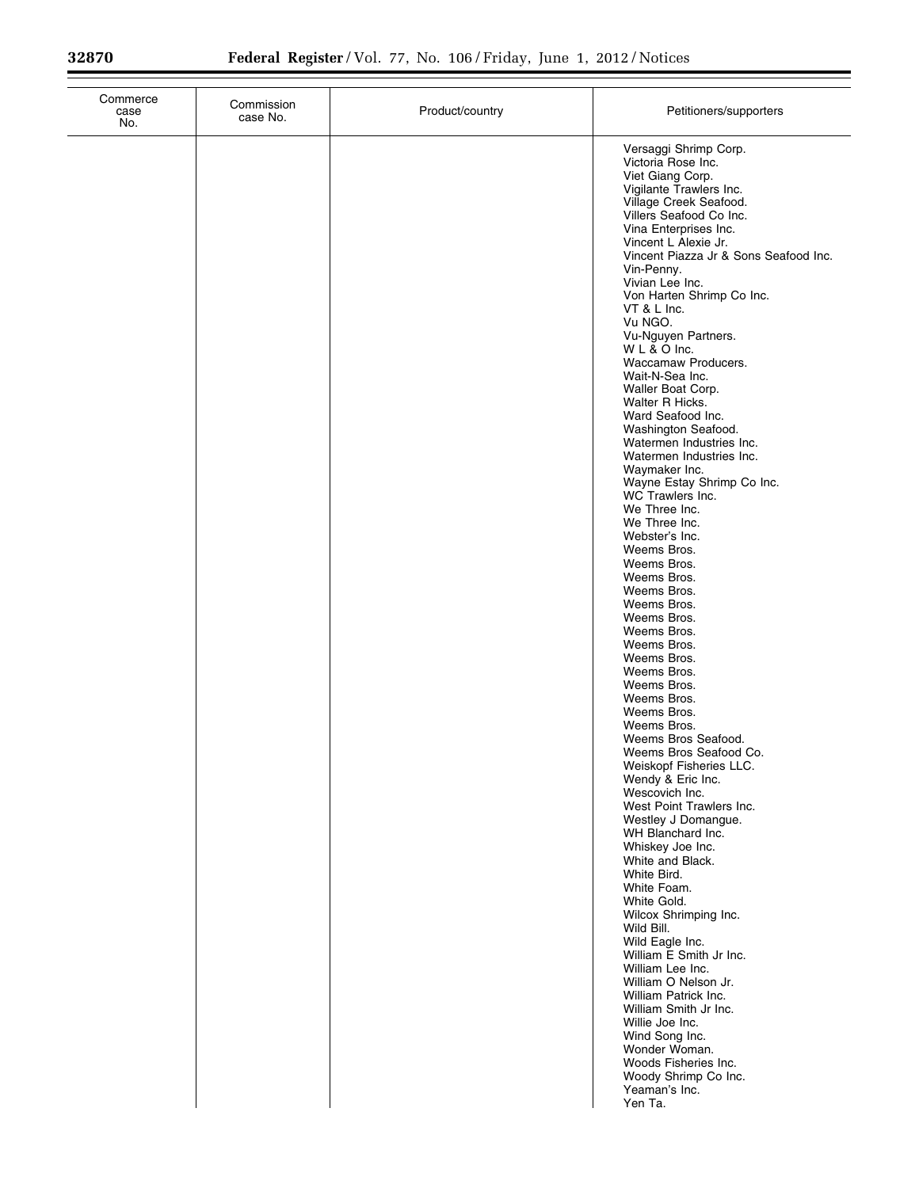| Commerce case No. | Commission case No. | Product/country | Petitioners/supporters |
| --- | --- | --- | --- |
| | | | Versaggi Shrimp Corp.<br>Victoria Rose Inc.<br>Viet Giang Corp.<br>Vigilante Trawlers Inc.<br>Village Creek Seafood.<br>Villers Seafood Co Inc.<br>Vina Enterprises Inc.<br>Vincent L Alexie Jr.<br>Vincent Piazza Jr & Sons Seafood Inc.<br>Vin-Penny.<br>Vivian Lee Inc.<br>Von Harten Shrimp Co Inc.<br>VT & L Inc.<br>Vu NGO.<br>Vu-Nguyen Partners.<br>W L & O Inc.<br>Waccamaw Producers.<br>Wait-N-Sea Inc.<br>Waller Boat Corp.<br>Walter R Hicks.<br>Ward Seafood Inc.<br>Washington Seafood.<br>Watermen Industries Inc.<br>Watermen Industries Inc.<br>Waymaker Inc.<br>Wayne Estay Shrimp Co Inc.<br>WC Trawlers Inc.<br>We Three Inc.<br>We Three Inc.<br>Webster's Inc.<br>Weems Bros.<br>Weems Bros.<br>Weems Bros.<br>Weems Bros.<br>Weems Bros.<br>Weems Bros.<br>Weems Bros.<br>Weems Bros.<br>Weems Bros.<br>Weems Bros.<br>Weems Bros.<br>Weems Bros.<br>Weems Bros.<br>Weems Bros.<br>Weems Bros Seafood.<br>Weems Bros Seafood Co.<br>Weiskopf Fisheries LLC.<br>Wendy & Eric Inc.<br>Wescovich Inc.<br>West Point Trawlers Inc.<br>Westley J Domangue.<br>WH Blanchard Inc.<br>Whiskey Joe Inc.<br>White and Black.<br>White Bird.<br>White Foam.<br>White Gold.<br>Wilcox Shrimping Inc.<br>Wild Bill.<br>Wild Eagle Inc.<br>William E Smith Jr Inc.<br>William Lee Inc.<br>William O Nelson Jr.<br>William Patrick Inc.<br>William Smith Jr Inc.<br>Willie Joe Inc.<br>Wind Song Inc.<br>Wonder Woman.<br>Woods Fisheries Inc.<br>Woody Shrimp Co Inc.<br>Yeaman's Inc.<br>Yen Ta. |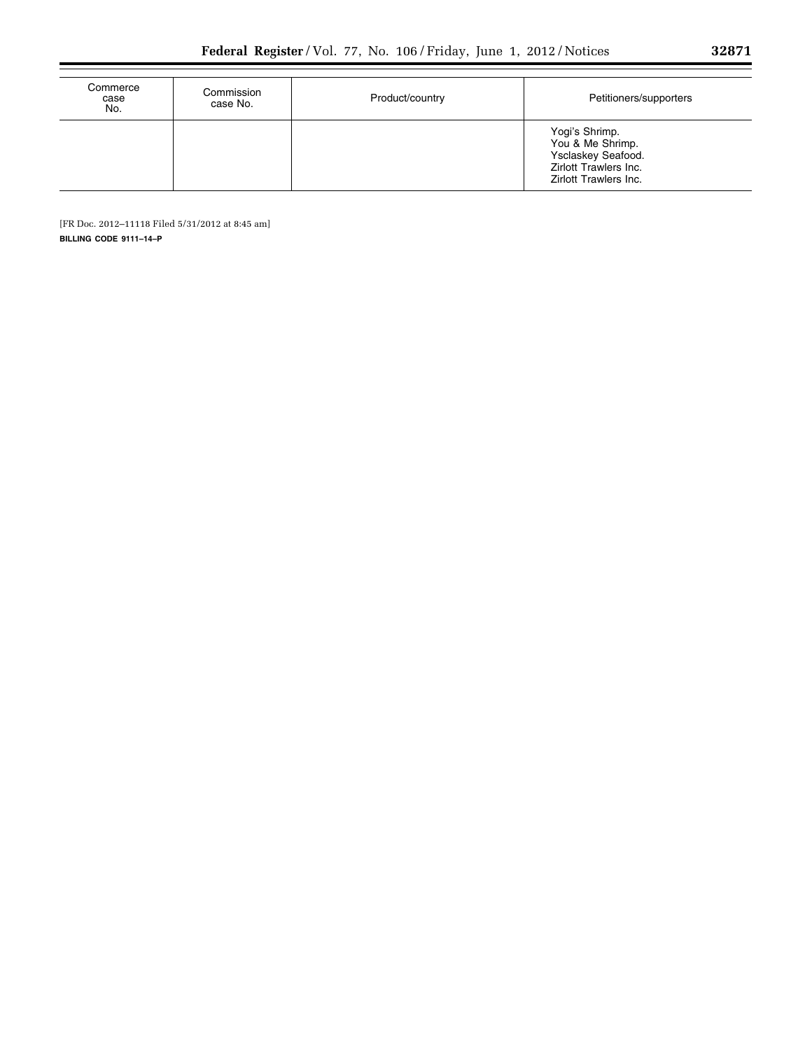| Commerce case No. | Commission case No. | Product/country | Petitioners/supporters |
|---|---|---|---|
| | | | Yogi's Shrimp.<br>You & Me Shrimp.<br>Ysclaskey Seafood.<br>Zirlott Trawlers Inc.<br>Zirlott Trawlers Inc. |

[FR Doc. 2012–11118 Filed 5/31/2012 at 8:45 am]

**BILLING CODE 9111–14–P**